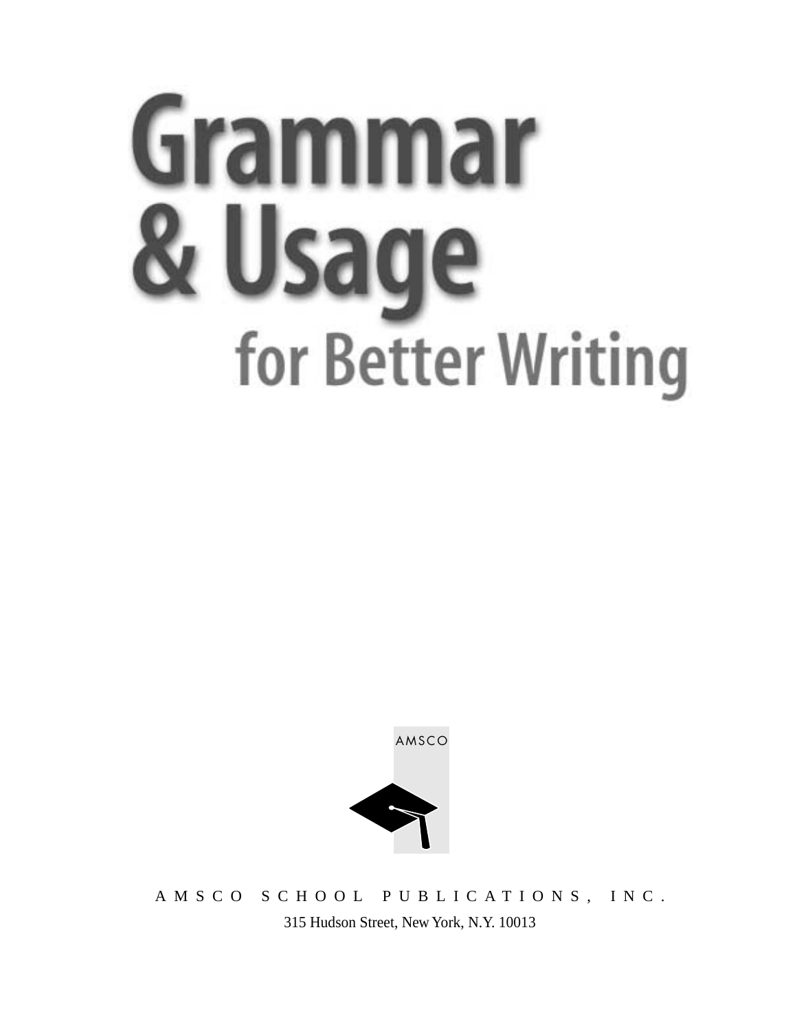# Grammar & Usage

## for Better Writing

AMSCO

AMSCO SCHOOL PUBLICATIONS, INC.

315 Hudson Street, New York, N.Y. 10013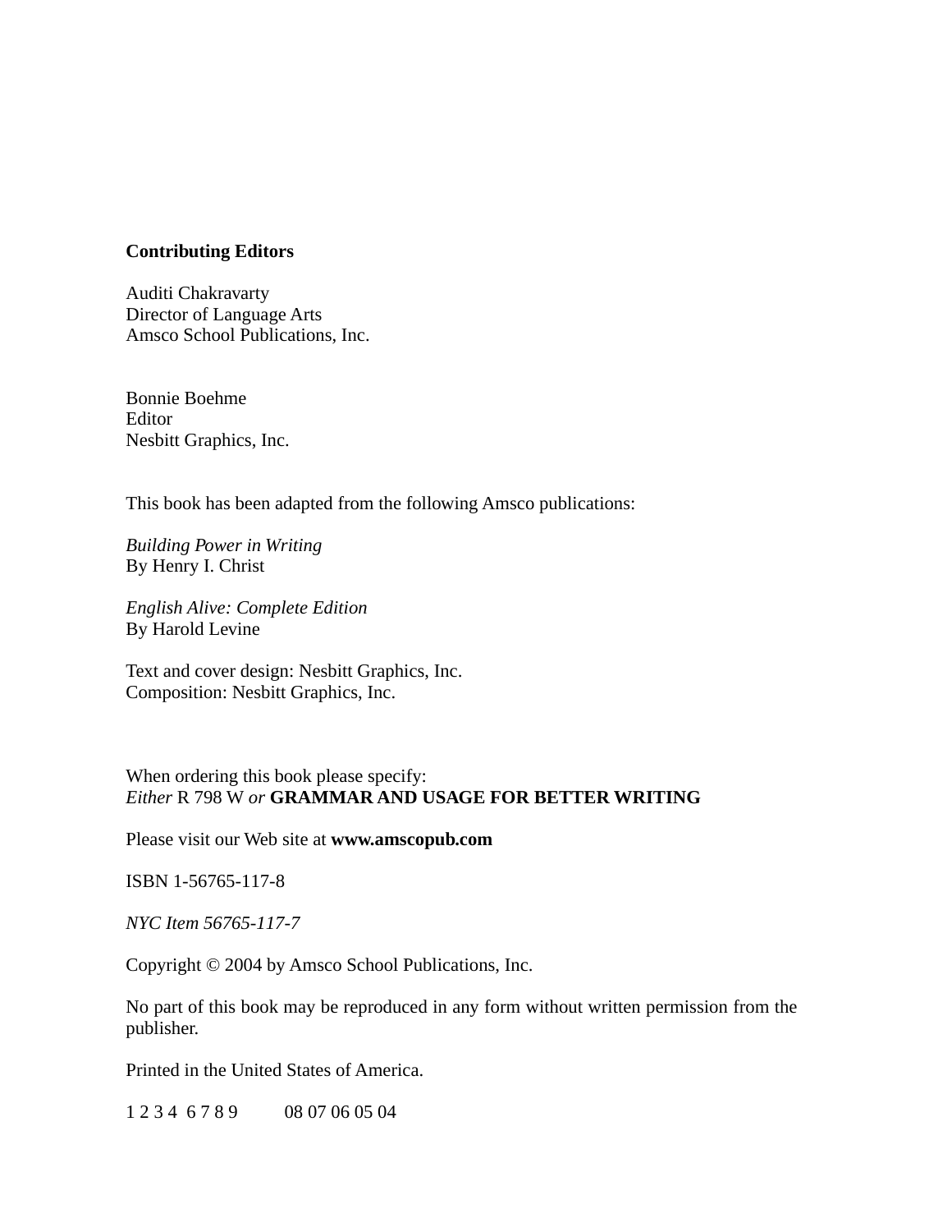**Contributing Editors**

Auditi Chakravarty
Director of Language Arts
Amsco School Publications, Inc.

Bonnie Boehme
Editor
Nesbitt Graphics, Inc.

This book has been adapted from the following Amsco publications:

*Building Power in Writing*
By Henry I. Christ

*English Alive: Complete Edition*
By Harold Levine

Text and cover design: Nesbitt Graphics, Inc.
Composition: Nesbitt Graphics, Inc.

When ordering this book please specify:
*Either* R 798 W *or* **GRAMMAR AND USAGE FOR BETTER WRITING**

Please visit our Web site at **www.amscopub.com**

ISBN 1-56765-117-8

*NYC Item 56765-117-7*

Copyright © 2004 by Amsco School Publications, Inc.

No part of this book may be reproduced in any form without written permission from the publisher.

Printed in the United States of America.

1 2 3 4 6 7 8 9 08 07 06 05 04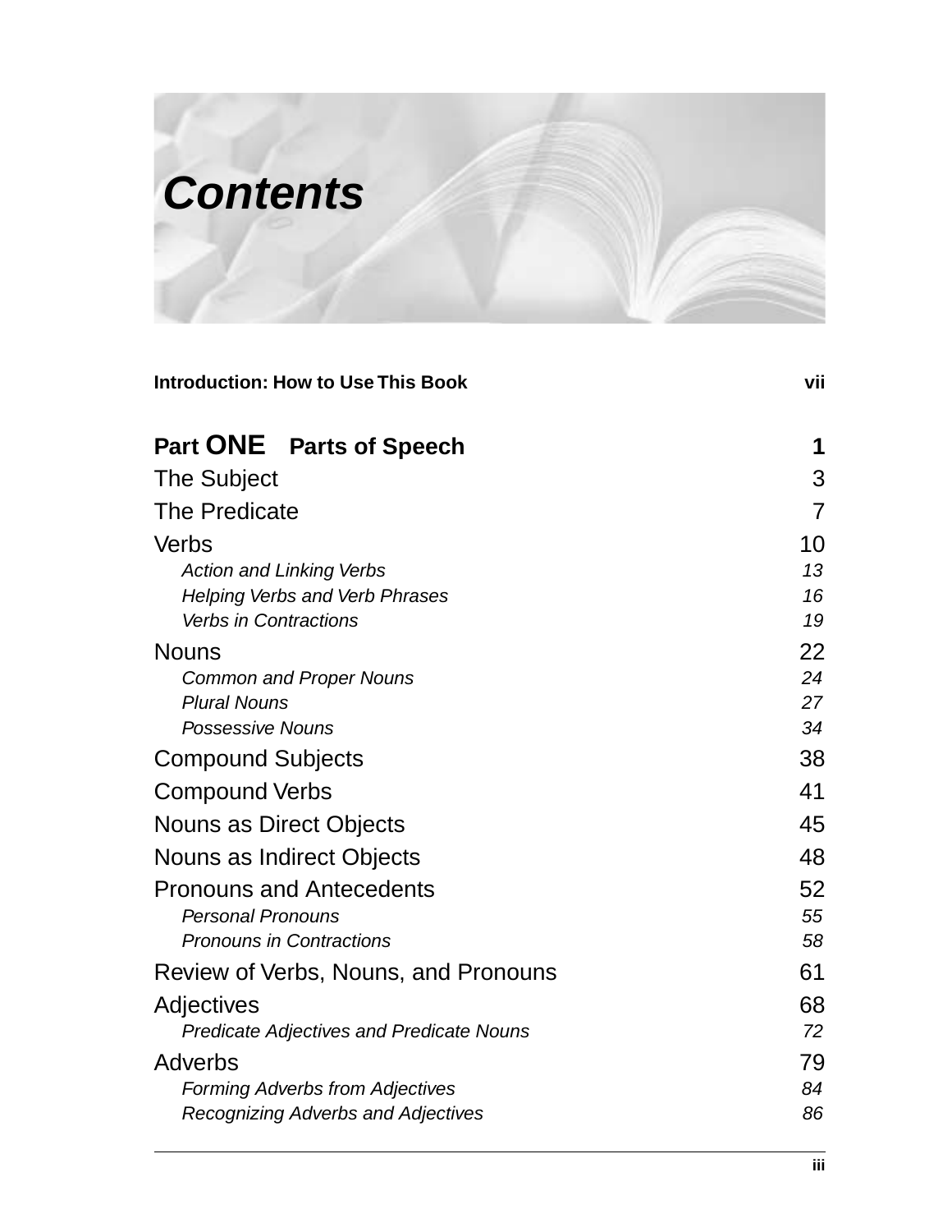# Contents

| | |
|---|---|
| **Introduction: How to Use This Book** | **vii** |
| **Part ONE Parts of Speech** | **1** |
| The Subject | 3 |
| The Predicate | 7 |
| Verbs | 10 |
| *Action and Linking Verbs* | *13* |
| *Helping Verbs and Verb Phrases* | *16* |
| *Verbs in Contractions* | *19* |
| Nouns | 22 |
| *Common and Proper Nouns* | *24* |
| *Plural Nouns* | *27* |
| *Possessive Nouns* | *34* |
| Compound Subjects | 38 |
| Compound Verbs | 41 |
| Nouns as Direct Objects | 45 |
| Nouns as Indirect Objects | 48 |
| Pronouns and Antecedents | 52 |
| *Personal Pronouns* | *55* |
| *Pronouns in Contractions* | *58* |
| Review of Verbs, Nouns, and Pronouns | 61 |
| Adjectives | 68 |
| *Predicate Adjectives and Predicate Nouns* | *72* |
| Adverbs | 79 |
| *Forming Adverbs from Adjectives* | *84* |
| *Recognizing Adverbs and Adjectives* | *86* |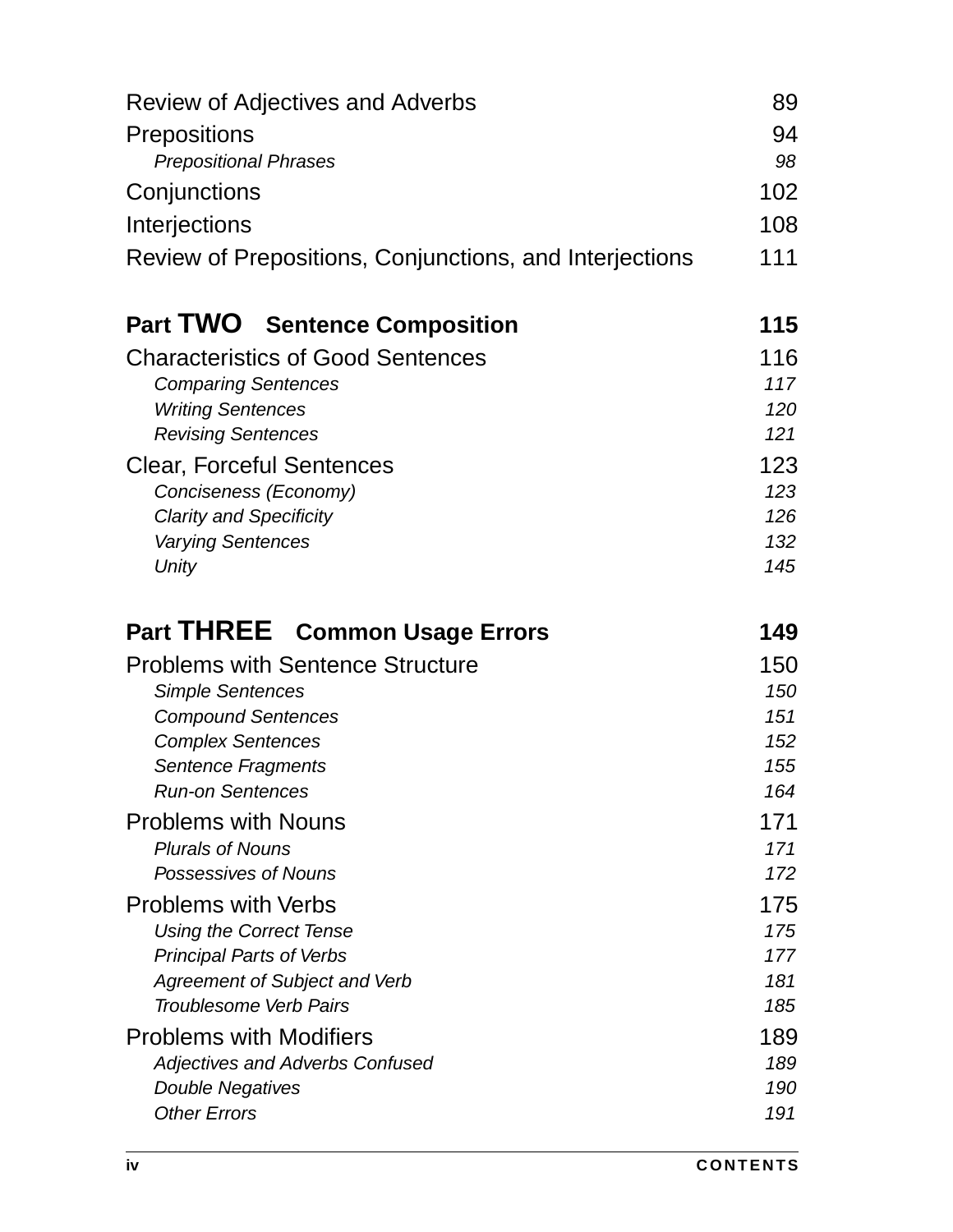Review of Adjectives and Adverbs 89

Prepositions 94

*Prepositional Phrases* *98*

Conjunctions 102

Interjections 108

Review of Prepositions, Conjunctions, and Interjections 111

## Part TWO Sentence Composition 115

Characteristics of Good Sentences 116

*Comparing Sentences* *117*

*Writing Sentences* *120*

*Revising Sentences* *121*

Clear, Forceful Sentences 123

*Conciseness (Economy)* *123*

*Clarity and Specificity* *126*

*Varying Sentences* *132*

*Unity* *145*

## Part THREE Common Usage Errors 149

Problems with Sentence Structure 150

*Simple Sentences* *150*

*Compound Sentences* *151*

*Complex Sentences* *152*

*Sentence Fragments* *155*

*Run-on Sentences* *164*

Problems with Nouns 171

*Plurals of Nouns* *171*

*Possessives of Nouns* *172*

Problems with Verbs 175

*Using the Correct Tense* *175*

*Principal Parts of Verbs* *177*

*Agreement of Subject and Verb* *181*

*Troublesome Verb Pairs* *185*

Problems with Modifiers 189

*Adjectives and Adverbs Confused* *189*

*Double Negatives* *190*

*Other Errors* *191*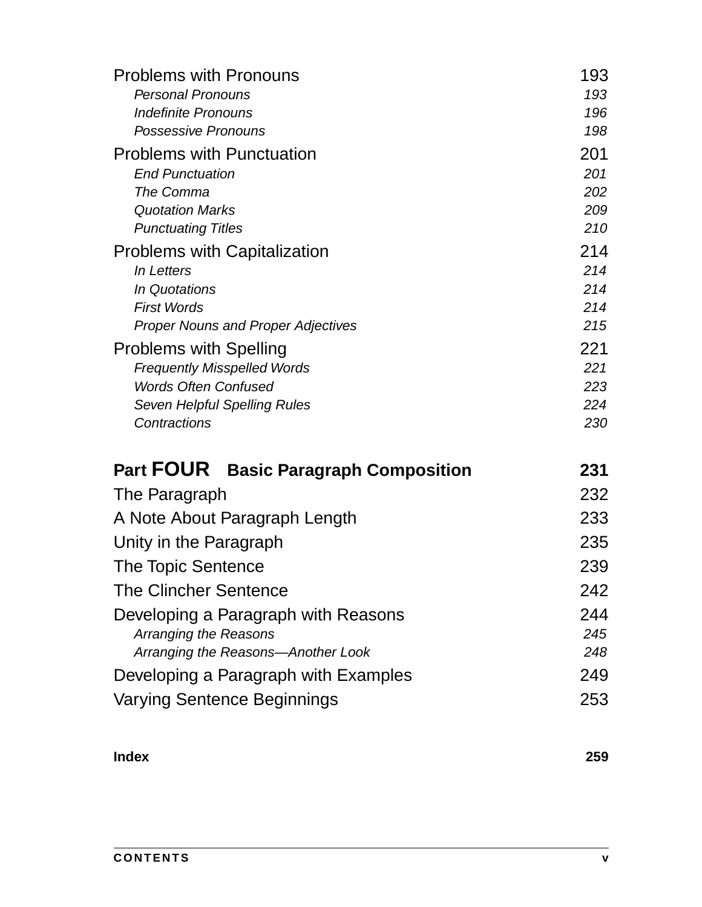Problems with Pronouns 193

*Personal Pronouns* 193

*Indefinite Pronouns* 196

*Possessive Pronouns* 198

Problems with Punctuation 201

*End Punctuation* 201

*The Comma* 202

*Quotation Marks* 209

*Punctuating Titles* 210

Problems with Capitalization 214

*In Letters* 214

*In Quotations* 214

*First Words* 214

*Proper Nouns and Proper Adjectives* 215

Problems with Spelling 221

*Frequently Misspelled Words* 221

*Words Often Confused* 223

*Seven Helpful Spelling Rules* 224

*Contractions* 230

## Part FOUR Basic Paragraph Composition 231

The Paragraph 232

A Note About Paragraph Length 233

Unity in the Paragraph 235

The Topic Sentence 239

The Clincher Sentence 242

Developing a Paragraph with Reasons 244

*Arranging the Reasons* 245

*Arranging the Reasons—Another Look* 248

Developing a Paragraph with Examples 249

Varying Sentence Beginnings 253

**Index 259**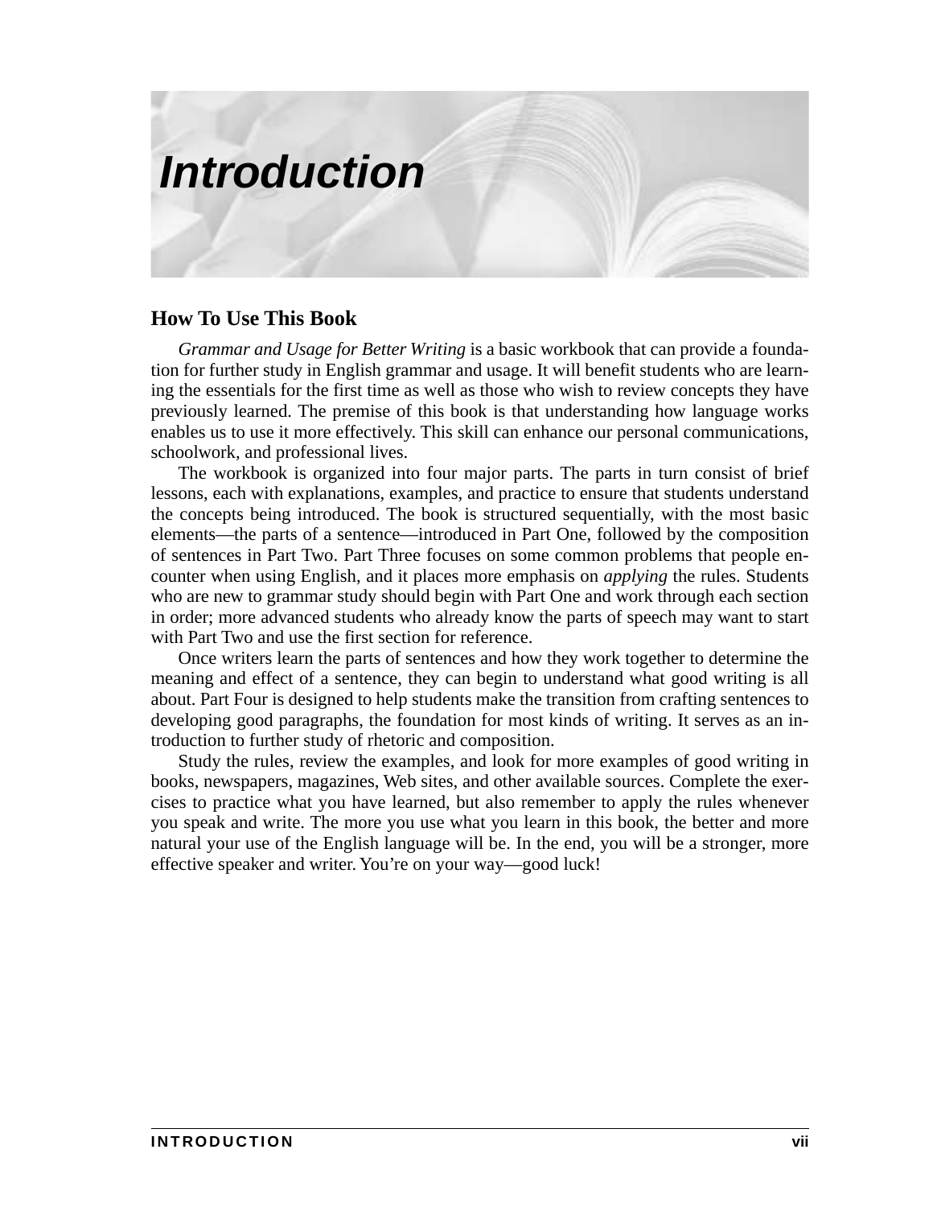# Introduction

## How To Use This Book

*Grammar and Usage for Better Writing* is a basic workbook that can provide a foundation for further study in English grammar and usage. It will benefit students who are learning the essentials for the first time as well as those who wish to review concepts they have previously learned. The premise of this book is that understanding how language works enables us to use it more effectively. This skill can enhance our personal communications, schoolwork, and professional lives.

The workbook is organized into four major parts. The parts in turn consist of brief lessons, each with explanations, examples, and practice to ensure that students understand the concepts being introduced. The book is structured sequentially, with the most basic elements—the parts of a sentence—introduced in Part One, followed by the composition of sentences in Part Two. Part Three focuses on some common problems that people encounter when using English, and it places more emphasis on *applying* the rules. Students who are new to grammar study should begin with Part One and work through each section in order; more advanced students who already know the parts of speech may want to start with Part Two and use the first section for reference.

Once writers learn the parts of sentences and how they work together to determine the meaning and effect of a sentence, they can begin to understand what good writing is all about. Part Four is designed to help students make the transition from crafting sentences to developing good paragraphs, the foundation for most kinds of writing. It serves as an introduction to further study of rhetoric and composition.

Study the rules, review the examples, and look for more examples of good writing in books, newspapers, magazines, Web sites, and other available sources. Complete the exercises to practice what you have learned, but also remember to apply the rules whenever you speak and write. The more you use what you learn in this book, the better and more natural your use of the English language will be. In the end, you will be a stronger, more effective speaker and writer. You're on your way—good luck!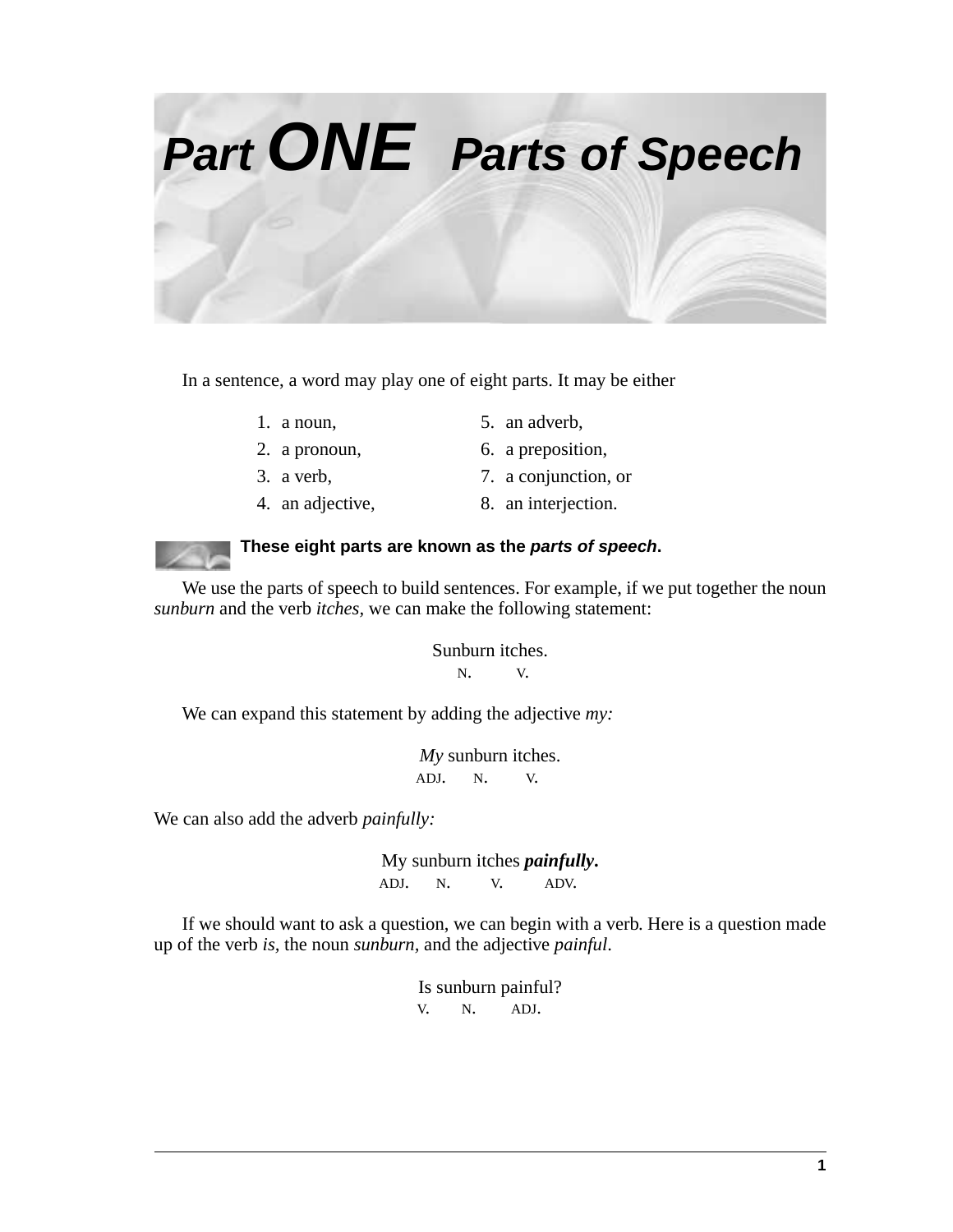# Part ONE Parts of Speech

In a sentence, a word may play one of eight parts. It may be either

1. a noun,
2. a pronoun,
3. a verb,
4. an adjective,
5. an adverb,
6. a preposition,
7. a conjunction, or
8. an interjection.

**These eight parts are known as the *parts of speech*.**

We use the parts of speech to build sentences. For example, if we put together the noun *sunburn* and the verb *itches,* we can make the following statement:

Sunburn itches.
N. V.

We can expand this statement by adding the adjective *my:*

*My* sunburn itches.
ADJ. N. V.

We can also add the adverb *painfully:*

My sunburn itches ***painfully***.
ADJ. N. V. ADV.

If we should want to ask a question, we can begin with a verb. Here is a question made up of the verb *is,* the noun *sunburn,* and the adjective *painful*.

Is sunburn painful?
V. N. ADJ.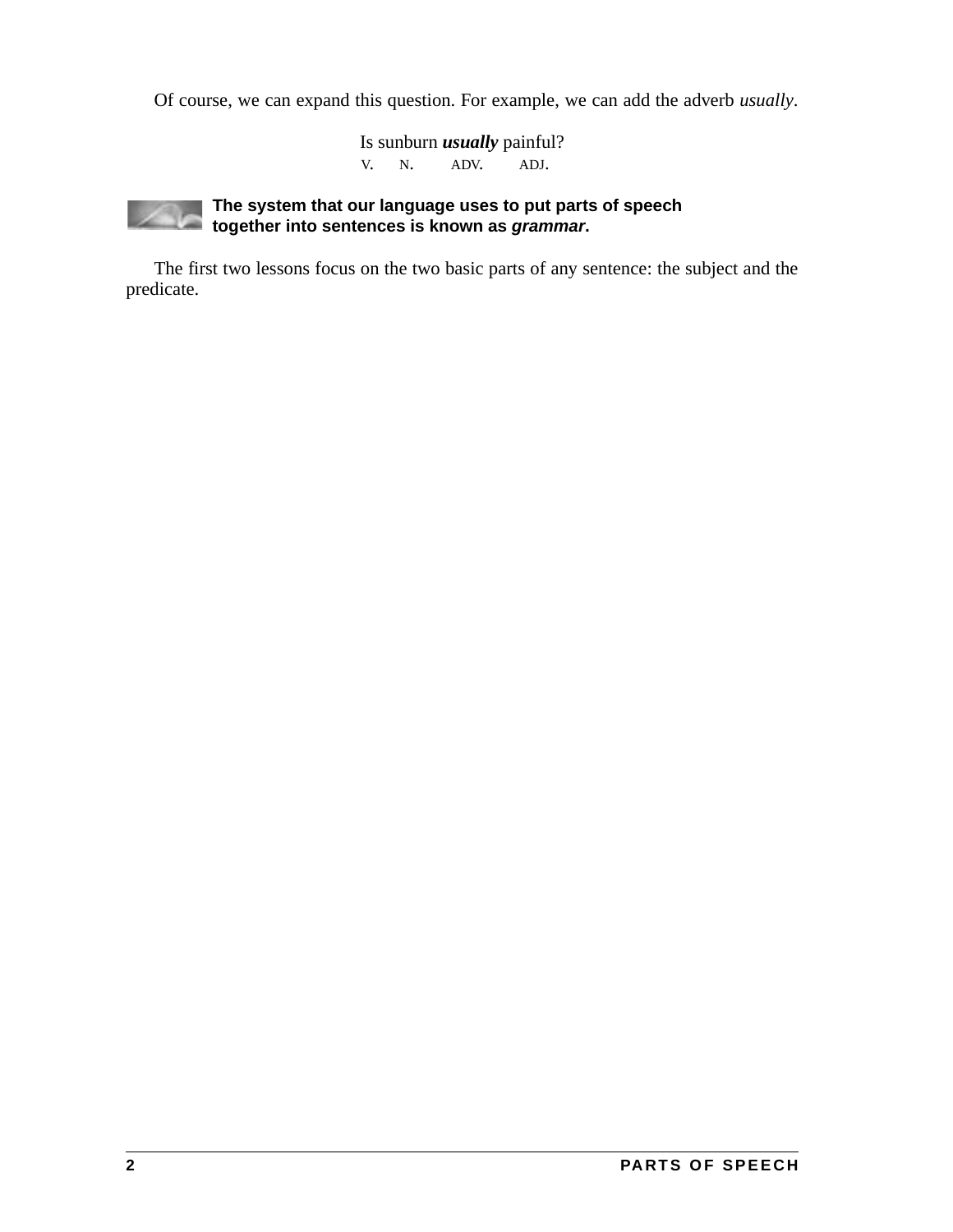Of course, we can expand this question. For example, we can add the adverb *usually*.

Is sunburn ***usually*** painful?
V. N. ADV. ADJ.

**The system that our language uses to put parts of speech together into sentences is known as *grammar*.**

The first two lessons focus on the two basic parts of any sentence: the subject and the predicate.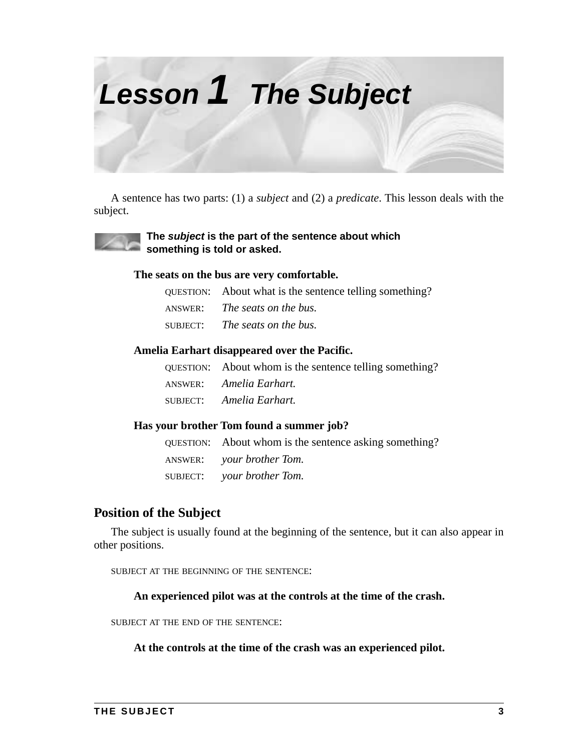# Lesson 1 The Subject

A sentence has two parts: (1) a *subject* and (2) a *predicate*. This lesson deals with the subject.

**The *subject* is the part of the sentence about which something is told or asked.**

**The seats on the bus are very comfortable.**

QUESTION: About what is the sentence telling something?
ANSWER: *The seats on the bus.*
SUBJECT: *The seats on the bus.*

**Amelia Earhart disappeared over the Pacific.**

QUESTION: About whom is the sentence telling something?
ANSWER: *Amelia Earhart.*
SUBJECT: *Amelia Earhart.*

**Has your brother Tom found a summer job?**

QUESTION: About whom is the sentence asking something?
ANSWER: *your brother Tom.*
SUBJECT: *your brother Tom.*

## Position of the Subject

The subject is usually found at the beginning of the sentence, but it can also appear in other positions.

SUBJECT AT THE BEGINNING OF THE SENTENCE:

**An experienced pilot was at the controls at the time of the crash.**

SUBJECT AT THE END OF THE SENTENCE:

**At the controls at the time of the crash was an experienced pilot.**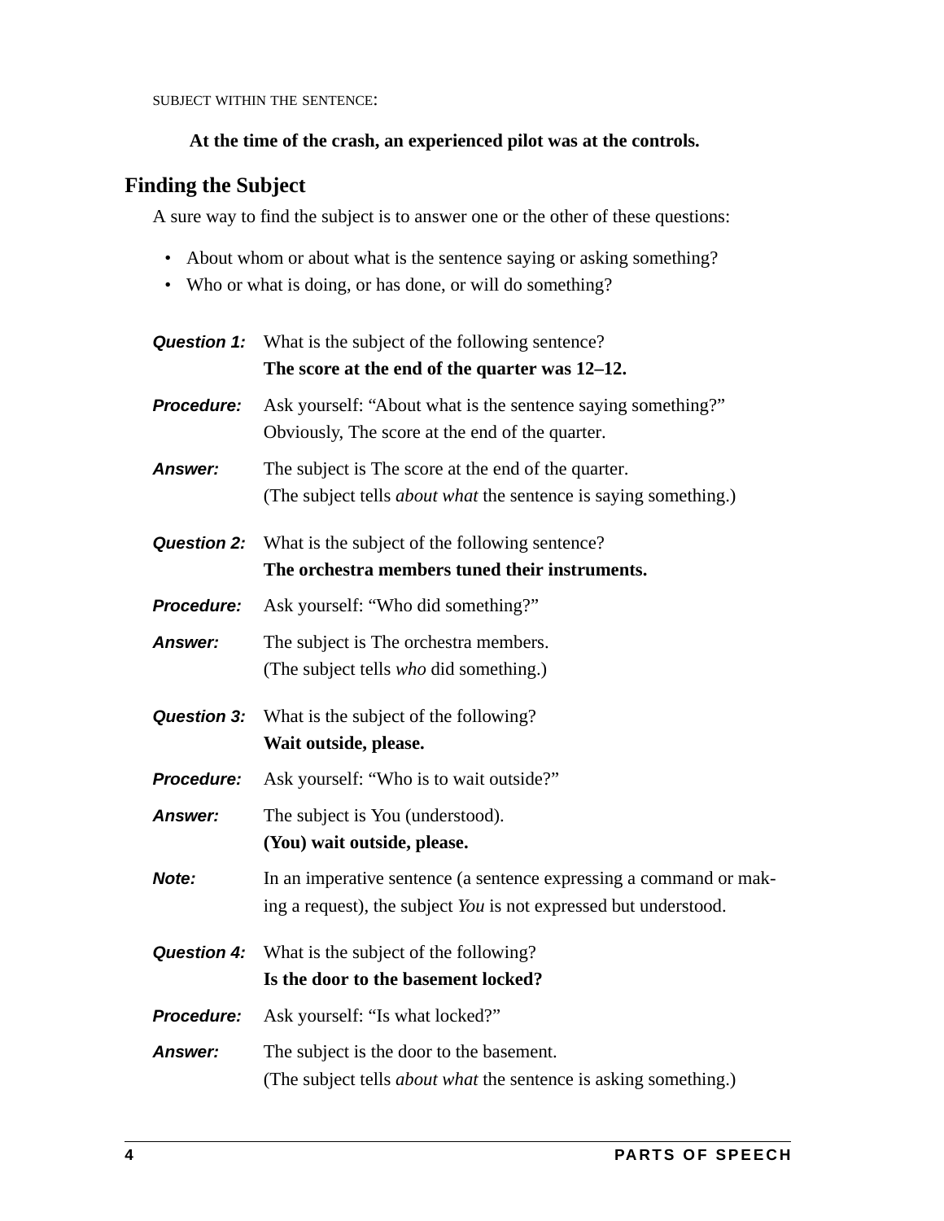SUBJECT WITHIN THE SENTENCE:

**At the time of the crash, an experienced pilot was at the controls.**

## Finding the Subject

A sure way to find the subject is to answer one or the other of these questions:

- About whom or about what is the sentence saying or asking something?
- Who or what is doing, or has done, or will do something?

***Question 1:*** What is the subject of the following sentence?
**The score at the end of the quarter was 12–12.**

***Procedure:*** Ask yourself: "About what is the sentence saying something?" Obviously, The score at the end of the quarter.

***Answer:*** The subject is The score at the end of the quarter.
(The subject tells *about what* the sentence is saying something.)

***Question 2:*** What is the subject of the following sentence?
**The orchestra members tuned their instruments.**

***Procedure:*** Ask yourself: "Who did something?"

***Answer:*** The subject is The orchestra members.
(The subject tells *who* did something.)

***Question 3:*** What is the subject of the following?
**Wait outside, please.**

***Procedure:*** Ask yourself: "Who is to wait outside?"

***Answer:*** The subject is You (understood).
**(You) wait outside, please.**

***Note:*** In an imperative sentence (a sentence expressing a command or making a request), the subject *You* is not expressed but understood.

***Question 4:*** What is the subject of the following?
**Is the door to the basement locked?**

***Procedure:*** Ask yourself: "Is what locked?"

***Answer:*** The subject is the door to the basement.
(The subject tells *about what* the sentence is asking something.)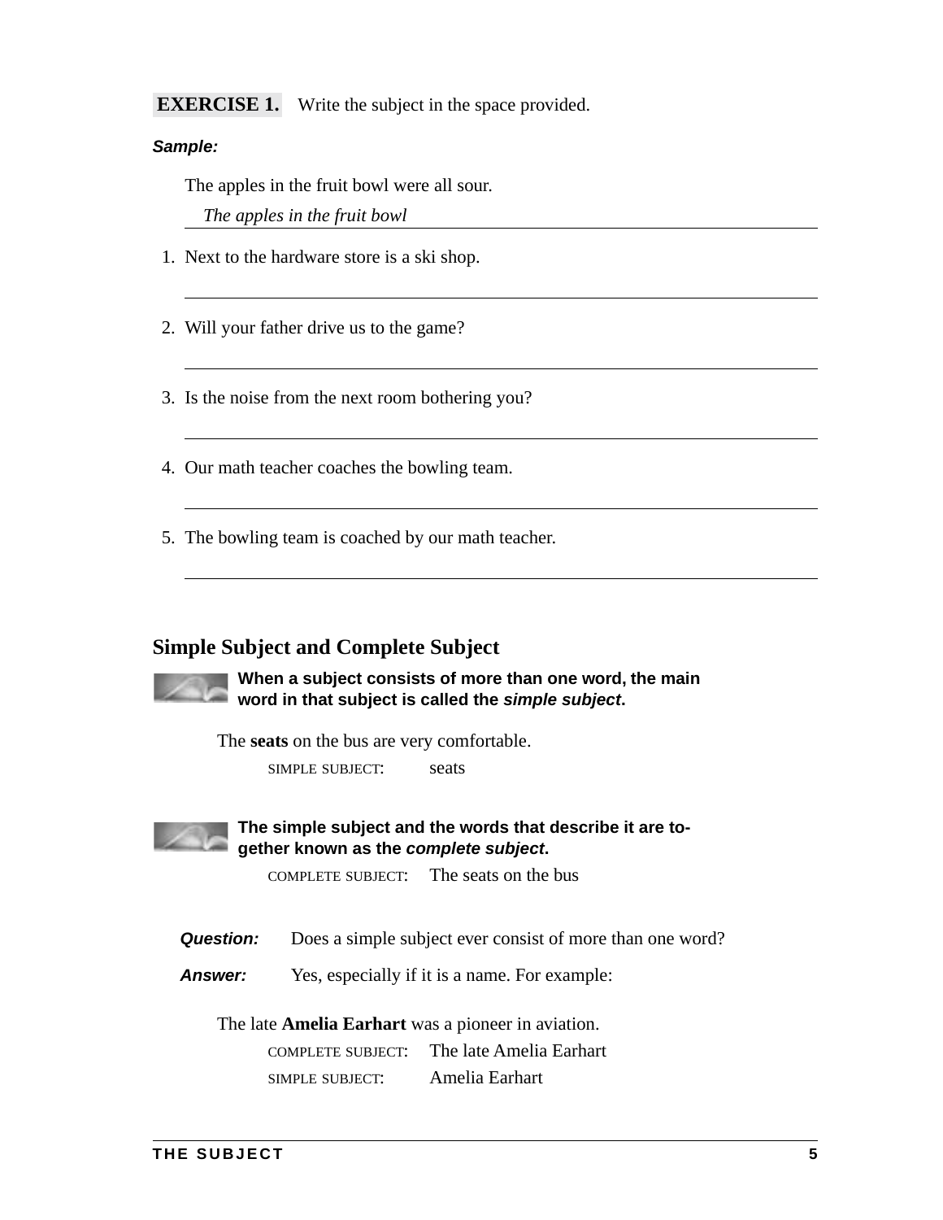**EXERCISE 1.** Write the subject in the space provided.

***Sample:***

The apples in the fruit bowl were all sour.

*The apples in the fruit bowl*

1. Next to the hardware store is a ski shop.

   ______________________________

2. Will your father drive us to the game?

   ______________________________

3. Is the noise from the next room bothering you?

   ______________________________

4. Our math teacher coaches the bowling team.

   ______________________________

5. The bowling team is coached by our math teacher.

   ______________________________

## Simple Subject and Complete Subject

**When a subject consists of more than one word, the main word in that subject is called the *simple subject*.**

The **seats** on the bus are very comfortable.

SIMPLE SUBJECT: seats

**The simple subject and the words that describe it are together known as the *complete subject*.**

COMPLETE SUBJECT: The seats on the bus

***Question:*** Does a simple subject ever consist of more than one word?

***Answer:*** Yes, especially if it is a name. For example:

The late **Amelia Earhart** was a pioneer in aviation.

COMPLETE SUBJECT: The late Amelia Earhart

SIMPLE SUBJECT: Amelia Earhart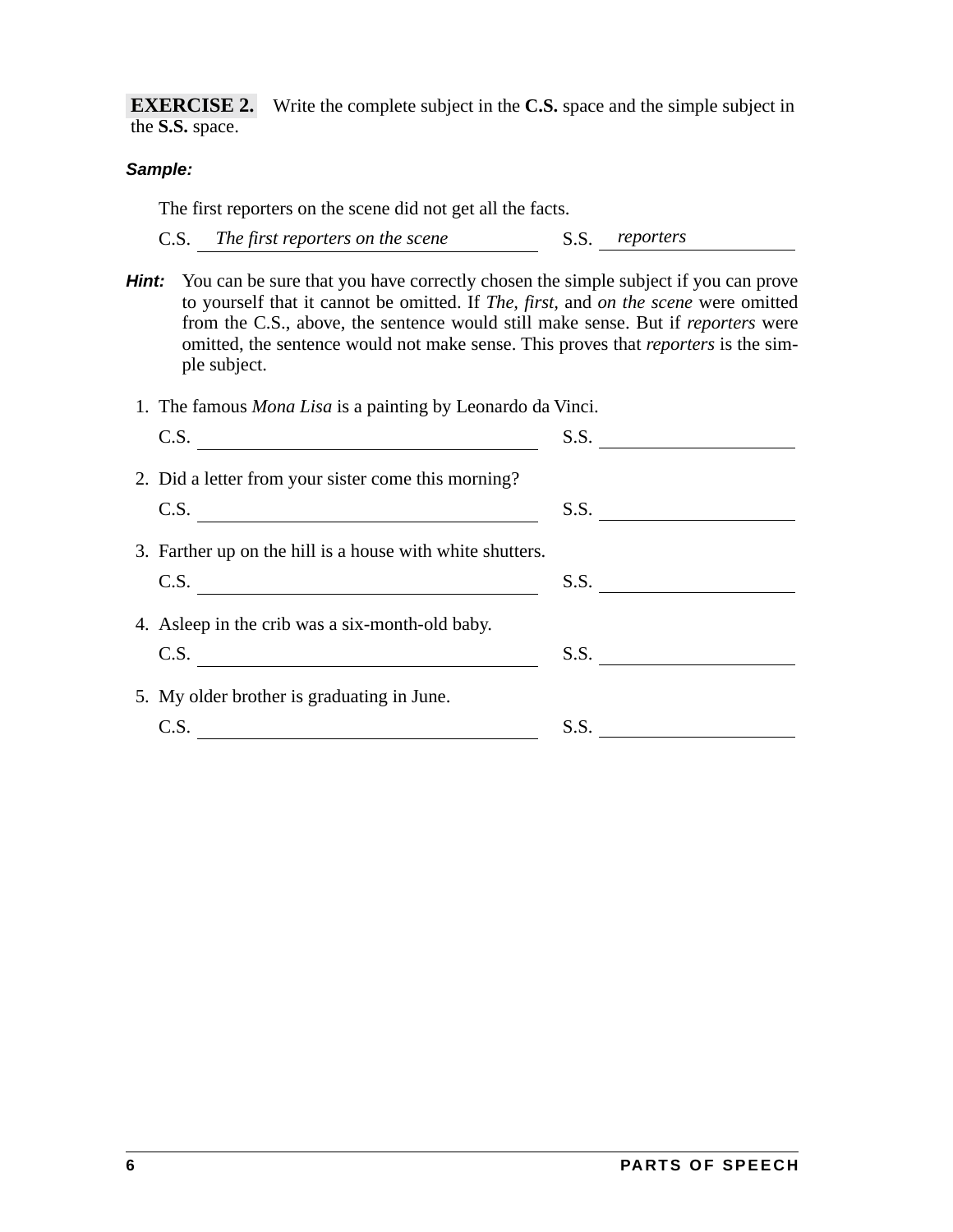**EXERCISE 2.** Write the complete subject in the **C.S.** space and the simple subject in the **S.S.** space.

***Sample:***

The first reporters on the scene did not get all the facts.

C.S. *The first reporters on the scene* S.S. *reporters*

***Hint:*** You can be sure that you have correctly chosen the simple subject if you can prove to yourself that it cannot be omitted. If *The, first,* and *on the scene* were omitted from the C.S., above, the sentence would still make sense. But if *reporters* were omitted, the sentence would not make sense. This proves that *reporters* is the simple subject.

1. The famous *Mona Lisa* is a painting by Leonardo da Vinci.

   C.S. ______________________ S.S. ______________

2. Did a letter from your sister come this morning?

   C.S. ______________________ S.S. ______________

3. Farther up on the hill is a house with white shutters.

   C.S. ______________________ S.S. ______________

4. Asleep in the crib was a six-month-old baby.

   C.S. ______________________ S.S. ______________

5. My older brother is graduating in June.

   C.S. ______________________ S.S. ______________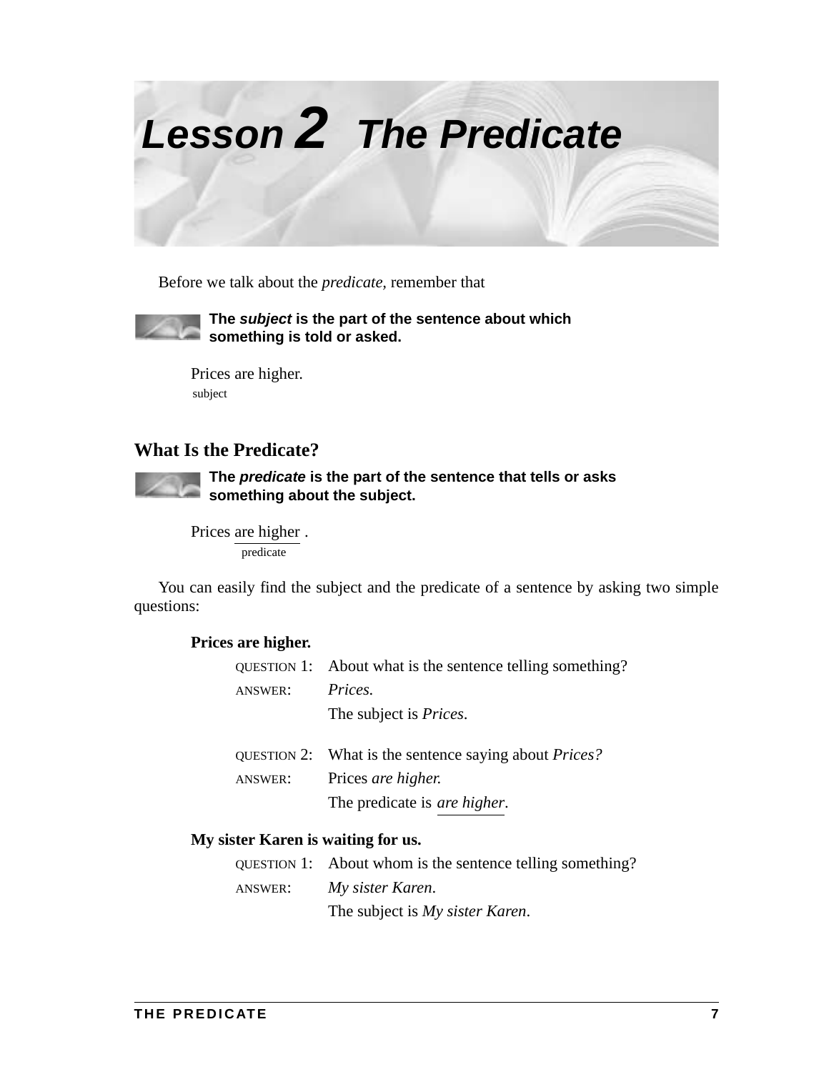# Lesson 2 The Predicate

Before we talk about the *predicate*, remember that

**The *subject* is the part of the sentence about which something is told or asked.**

Prices are higher.
subject

## What Is the Predicate?

**The *predicate* is the part of the sentence that tells or asks something about the subject.**

Prices are higher .
predicate

You can easily find the subject and the predicate of a sentence by asking two simple questions:

**Prices are higher.**

QUESTION 1: About what is the sentence telling something?
ANSWER: *Prices.*
The subject is *Prices*.

QUESTION 2: What is the sentence saying about *Prices?*
ANSWER: Prices *are higher.*
The predicate is *are higher*.

**My sister Karen is waiting for us.**

QUESTION 1: About whom is the sentence telling something?
ANSWER: *My sister Karen*.
The subject is *My sister Karen*.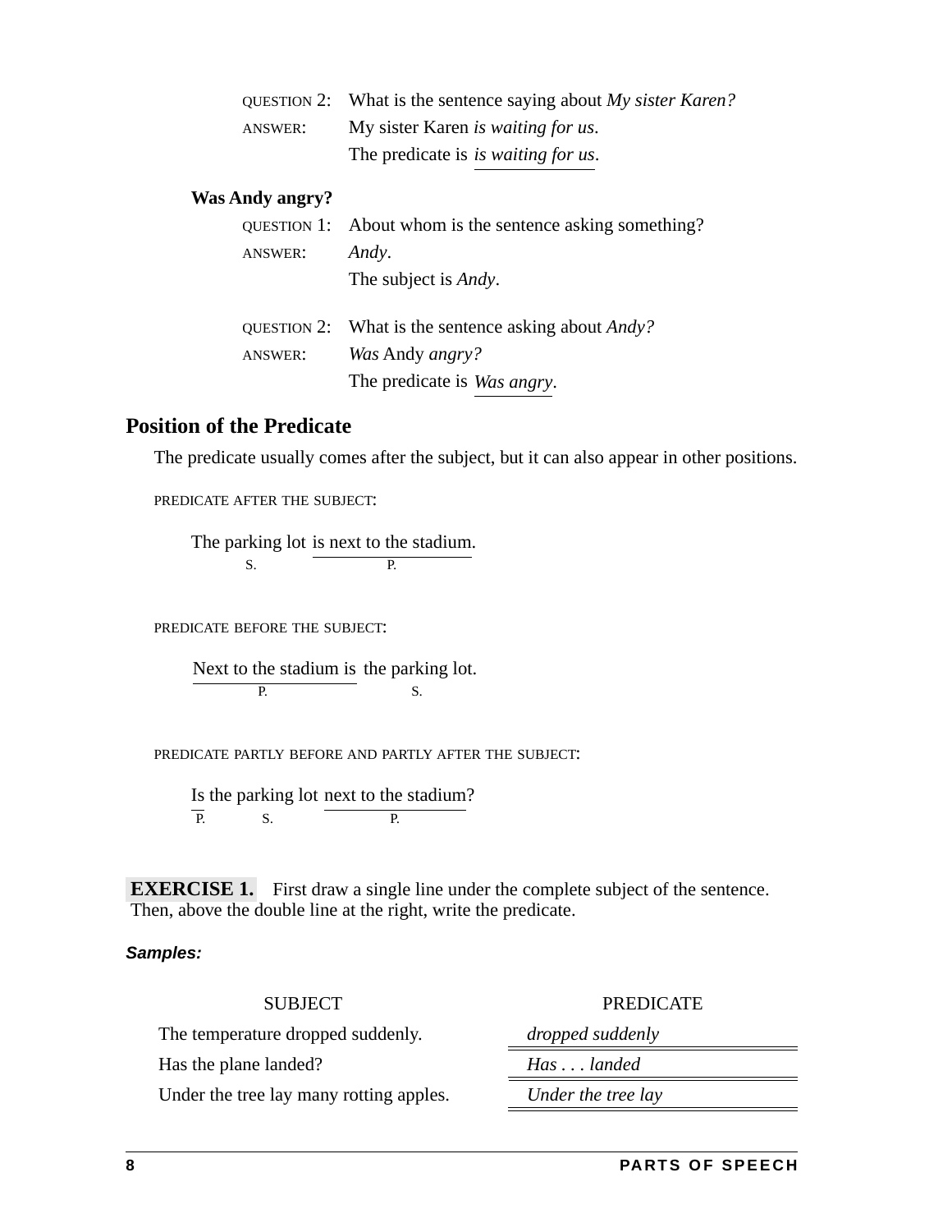QUESTION 2: What is the sentence saying about *My sister Karen?*

ANSWER: My sister Karen *is waiting for us*.

The predicate is *is waiting for us*.

**Was Andy angry?**

QUESTION 1: About whom is the sentence asking something?

ANSWER: *Andy*.

The subject is *Andy*.

QUESTION 2: What is the sentence asking about *Andy?*

ANSWER: *Was* Andy *angry?*

The predicate is *Was angry*.

## Position of the Predicate

The predicate usually comes after the subject, but it can also appear in other positions.

PREDICATE AFTER THE SUBJECT:

The parking lot (S.) is next to the stadium (P.).

PREDICATE BEFORE THE SUBJECT:

Next to the stadium is (P.) the parking lot (S.).

PREDICATE PARTLY BEFORE AND PARTLY AFTER THE SUBJECT:

Is (P.) the parking lot (S.) next to the stadium (P.)?

**EXERCISE 1.** First draw a single line under the complete subject of the sentence. Then, above the double line at the right, write the predicate.

***Samples:***

| SUBJECT | PREDICATE |
| --- | --- |
| The temperature dropped suddenly. | *dropped suddenly* |
| Has the plane landed? | *Has . . . landed* |
| Under the tree lay many rotting apples. | *Under the tree lay* |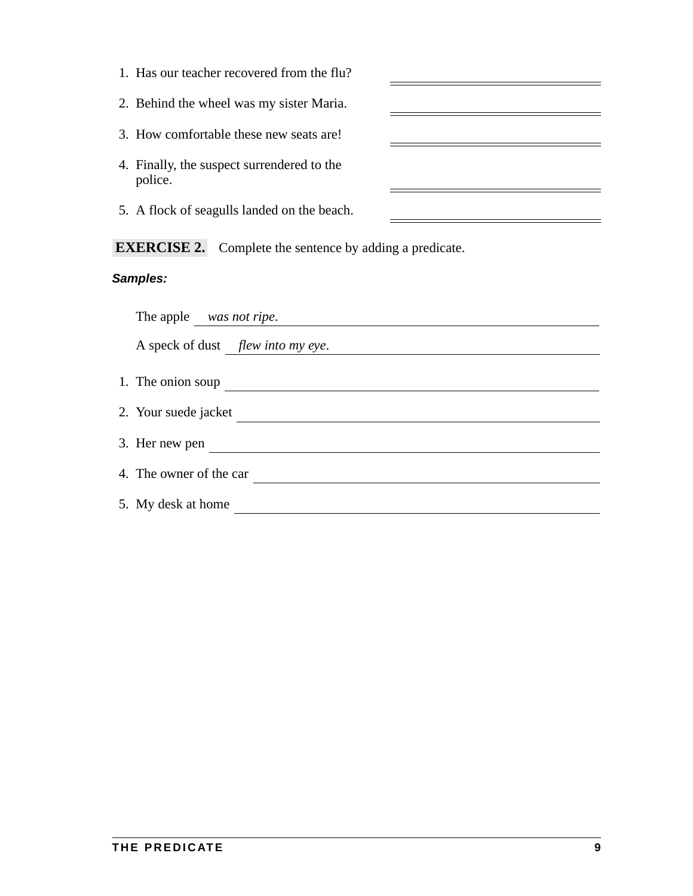1. Has our teacher recovered from the flu? ______________________

2. Behind the wheel was my sister Maria. ______________________

3. How comfortable these new seats are! ______________________

4. Finally, the suspect surrendered to the police. ______________________

5. A flock of seagulls landed on the beach. ______________________

**EXERCISE 2.** Complete the sentence by adding a predicate.

***Samples:***

The apple *was not ripe*.

A speck of dust *flew into my eye*.

1. The onion soup ______________________

2. Your suede jacket ______________________

3. Her new pen ______________________

4. The owner of the car ______________________

5. My desk at home ______________________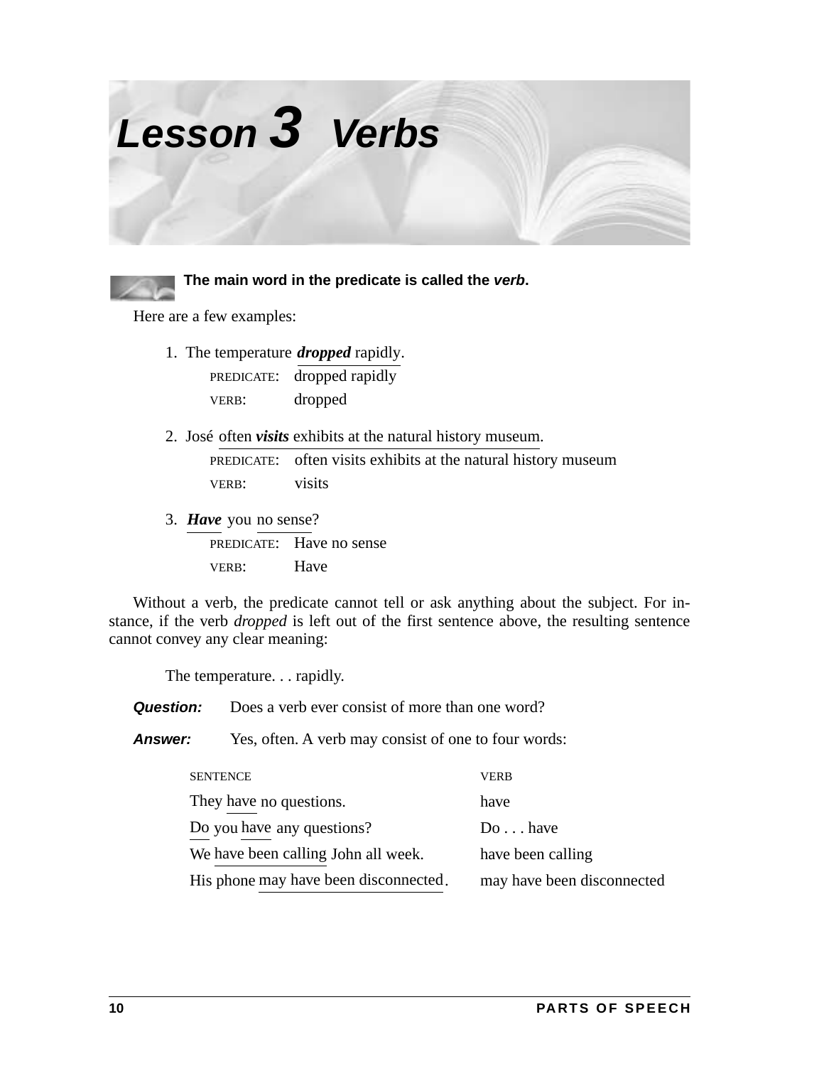# Lesson 3 Verbs

**The main word in the predicate is called the *verb*.**

Here are a few examples:

1. The temperature ***dropped*** rapidly.

   PREDICATE: dropped rapidly

   VERB: dropped

2. José often ***visits*** exhibits at the natural history museum.

   PREDICATE: often visits exhibits at the natural history museum

   VERB: visits

3. ***Have*** you no sense?

   PREDICATE: Have no sense

   VERB: Have

Without a verb, the predicate cannot tell or ask anything about the subject. For instance, if the verb *dropped* is left out of the first sentence above, the resulting sentence cannot convey any clear meaning:

The temperature. . . rapidly.

***Question:*** Does a verb ever consist of more than one word?

***Answer:*** Yes, often. A verb may consist of one to four words:

| SENTENCE | VERB |
|---|---|
| They have no questions. | have |
| Do you have any questions? | Do . . . have |
| We have been calling John all week. | have been calling |
| His phone may have been disconnected. | may have been disconnected |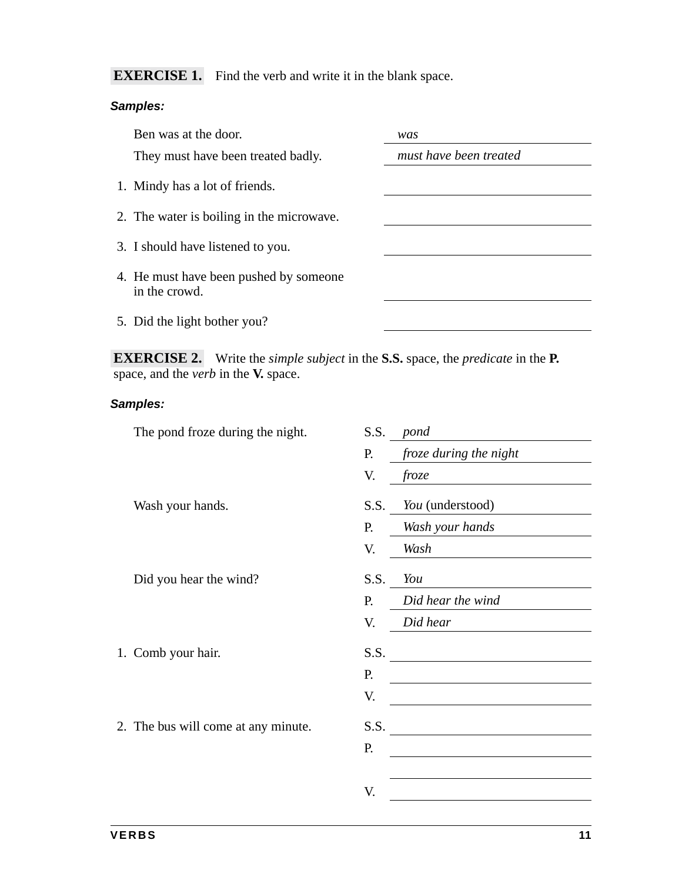**EXERCISE 1.** Find the verb and write it in the blank space.

***Samples:***

Ben was at the door. *was*

They must have been treated badly. *must have been treated*

1. Mindy has a lot of friends. ______________________

2. The water is boiling in the microwave. ______________________

3. I should have listened to you. ______________________

4. He must have been pushed by someone in the crowd. ______________________

5. Did the light bother you? ______________________

**EXERCISE 2.** Write the *simple subject* in the **S.S.** space, the *predicate* in the **P.** space, and the *verb* in the **V.** space.

***Samples:***

The pond froze during the night.
S.S. *pond*
P. *froze during the night*
V. *froze*

Wash your hands.
S.S. *You* (understood)
P. *Wash your hands*
V. *Wash*

Did you hear the wind?
S.S. *You*
P. *Did hear the wind*
V. *Did hear*

1. Comb your hair.
S.S. ______________________
P. ______________________
V. ______________________

2. The bus will come at any minute.
S.S. ______________________
P. ______________________
______________________
V. ______________________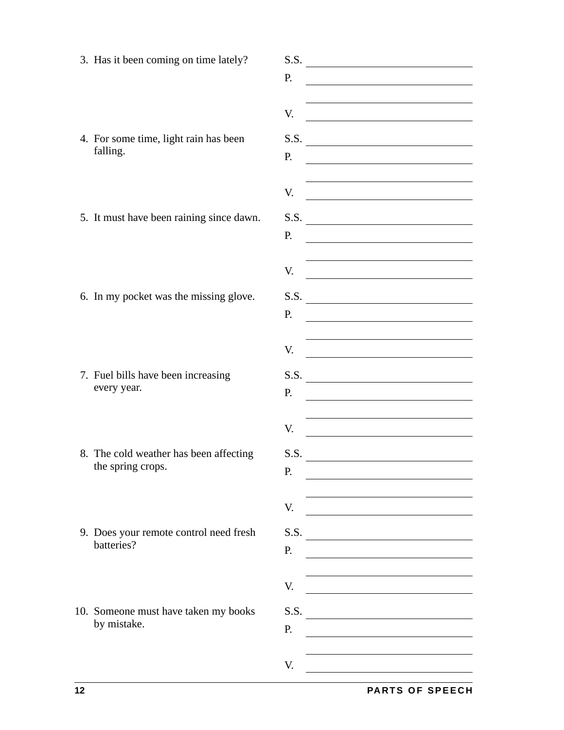3. Has it been coming on time lately?

   S.S. ______________________

   P. ______________________

   ______________________

   V. ______________________

4. For some time, light rain has been falling.

   S.S. ______________________

   P. ______________________

   ______________________

   V. ______________________

5. It must have been raining since dawn.

   S.S. ______________________

   P. ______________________

   ______________________

   V. ______________________

6. In my pocket was the missing glove.

   S.S. ______________________

   P. ______________________

   ______________________

   V. ______________________

7. Fuel bills have been increasing every year.

   S.S. ______________________

   P. ______________________

   ______________________

   V. ______________________

8. The cold weather has been affecting the spring crops.

   S.S. ______________________

   P. ______________________

   ______________________

   V. ______________________

9. Does your remote control need fresh batteries?

   S.S. ______________________

   P. ______________________

   ______________________

   V. ______________________

10. Someone must have taken my books by mistake.

   S.S. ______________________

   P. ______________________

   ______________________

   V. ______________________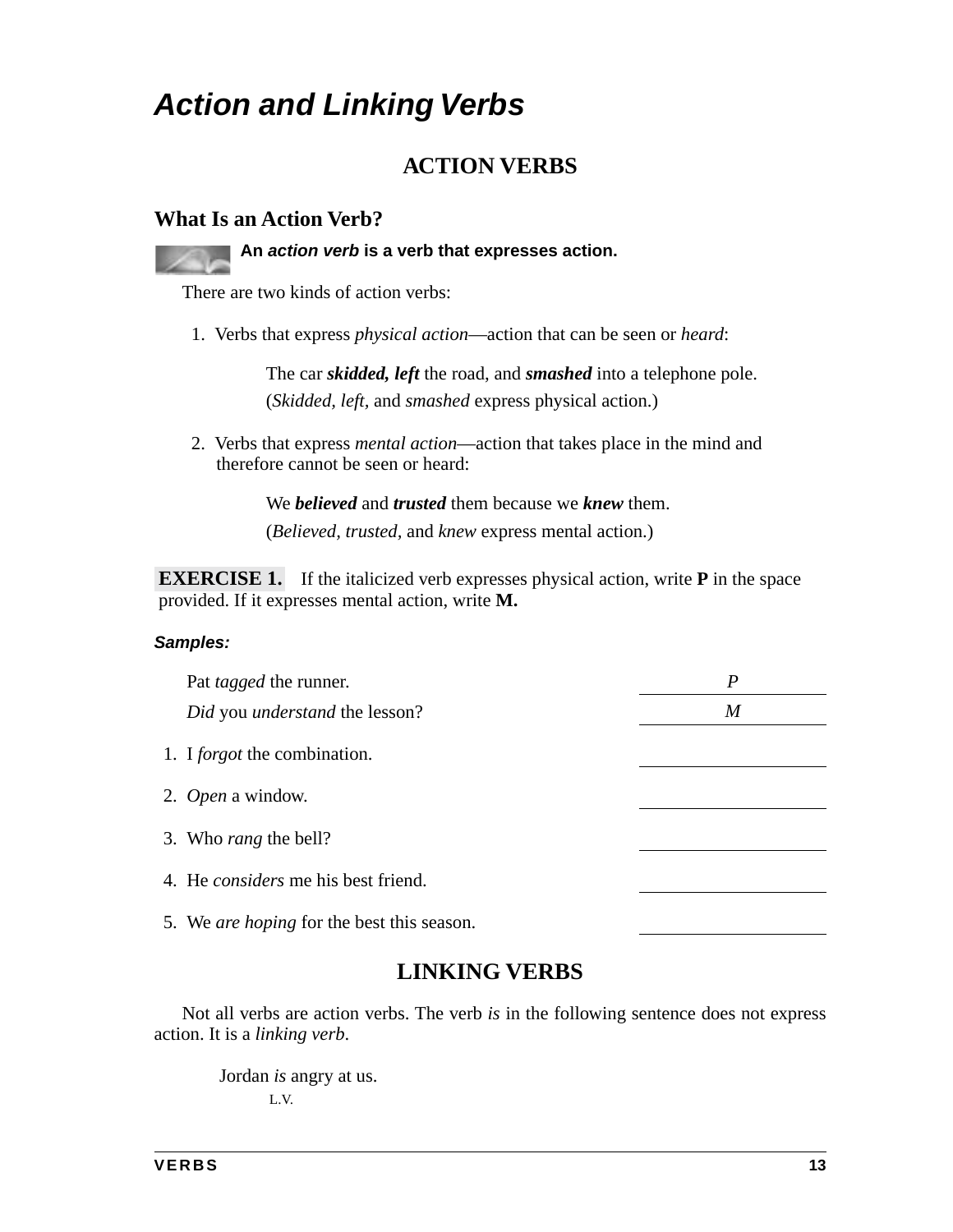# *Action and Linking Verbs*

## ACTION VERBS

### What Is an Action Verb?

**An *action verb* is a verb that expresses action.**

There are two kinds of action verbs:

1. Verbs that express *physical action*—action that can be seen or *heard*:

   The car ***skidded, left*** the road, and ***smashed*** into a telephone pole.
   (*Skidded, left,* and *smashed* express physical action.)

2. Verbs that express *mental action*—action that takes place in the mind and therefore cannot be seen or heard:

   We ***believed*** and ***trusted*** them because we ***knew*** them.
   (*Believed, trusted,* and *knew* express mental action.)

**EXERCISE 1.** If the italicized verb expresses physical action, write **P** in the space provided. If it expresses mental action, write **M.**

***Samples:***

| Sentence | Answer |
|---|---|
| Pat *tagged* the runner. | *P* |
| *Did* you *understand* the lesson? | *M* |
| 1. I *forgot* the combination. | ____________ |
| 2. *Open* a window. | ____________ |
| 3. Who *rang* the bell? | ____________ |
| 4. He *considers* me his best friend. | ____________ |
| 5. We *are hoping* for the best this season. | ____________ |

## LINKING VERBS

Not all verbs are action verbs. The verb *is* in the following sentence does not express action. It is a *linking verb*.

Jordan *is* angry at us.
L.V.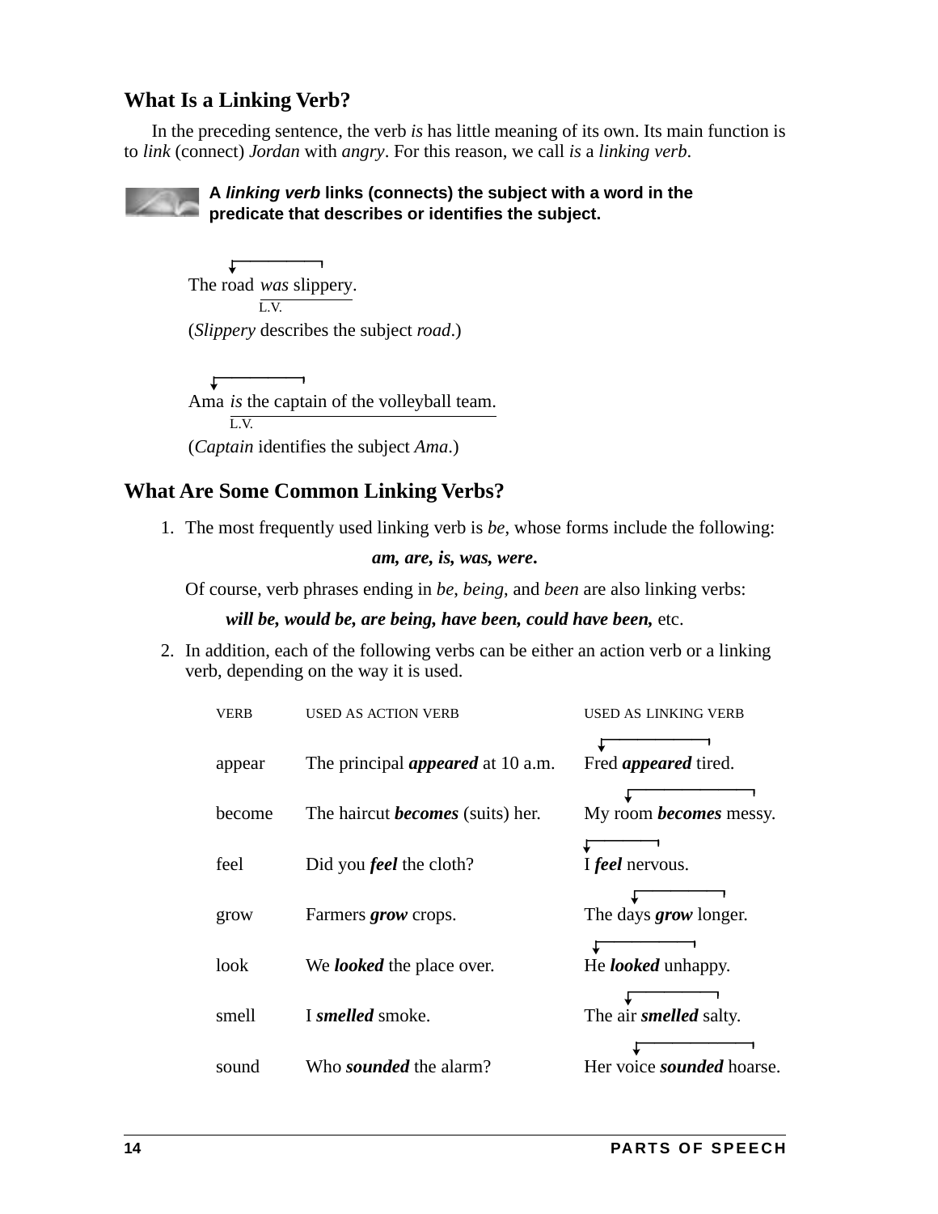## What Is a Linking Verb?

In the preceding sentence, the verb *is* has little meaning of its own. Its main function is to *link* (connect) *Jordan* with *angry*. For this reason, we call *is* a *linking verb*.

**A *linking verb* links (connects) the subject with a word in the predicate that describes or identifies the subject.**

The road *was* slippery.
L.V.

(*Slippery* describes the subject *road*.)

Ama *is* the captain of the volleyball team.
L.V.

(*Captain* identifies the subject *Ama*.)

## What Are Some Common Linking Verbs?

1. The most frequently used linking verb is *be*, whose forms include the following:

   ***am, are, is, was, were*.**

   Of course, verb phrases ending in *be*, *being*, and *been* are also linking verbs:

   ***will be, would be, are being, have been, could have been,*** etc.

2. In addition, each of the following verbs can be either an action verb or a linking verb, depending on the way it is used.

| VERB | USED AS ACTION VERB | USED AS LINKING VERB |
|---|---|---|
| appear | The principal ***appeared*** at 10 a.m. | Fred ***appeared*** tired. |
| become | The haircut ***becomes*** (suits) her. | My room ***becomes*** messy. |
| feel | Did you ***feel*** the cloth? | I ***feel*** nervous. |
| grow | Farmers ***grow*** crops. | The days ***grow*** longer. |
| look | We ***looked*** the place over. | He ***looked*** unhappy. |
| smell | I ***smelled*** smoke. | The air ***smelled*** salty. |
| sound | Who ***sounded*** the alarm? | Her voice ***sounded*** hoarse. |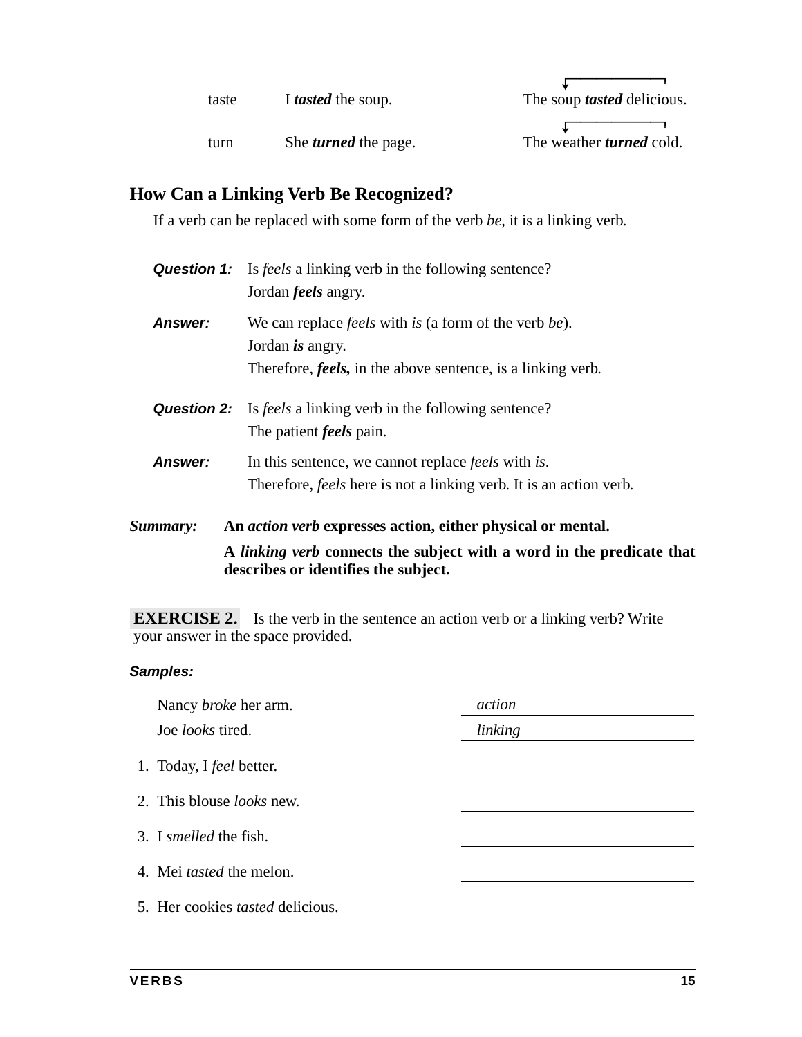| | | |
|---|---|---|
| taste | I ***tasted*** the soup. | The soup ***tasted*** delicious. |
| turn | She ***turned*** the page. | The weather ***turned*** cold. |

## How Can a Linking Verb Be Recognized?

If a verb can be replaced with some form of the verb *be*, it is a linking verb.

***Question 1:*** Is *feels* a linking verb in the following sentence?
Jordan ***feels*** angry.

***Answer:*** We can replace *feels* with *is* (a form of the verb *be*).
Jordan ***is*** angry.
Therefore, ***feels,*** in the above sentence, is a linking verb.

***Question 2:*** Is *feels* a linking verb in the following sentence?
The patient ***feels*** pain.

***Answer:*** In this sentence, we cannot replace *feels* with *is*.
Therefore, *feels* here is not a linking verb. It is an action verb.

***Summary:*** **An *action verb* expresses action, either physical or mental.**

**A *linking verb* connects the subject with a word in the predicate that describes or identifies the subject.**

**EXERCISE 2.** Is the verb in the sentence an action verb or a linking verb? Write your answer in the space provided.

***Samples:***

Nancy *broke* her arm. *action*

Joe *looks* tired. *linking*

1. Today, I *feel* better. ____________
2. This blouse *looks* new. ____________
3. I *smelled* the fish. ____________
4. Mei *tasted* the melon. ____________
5. Her cookies *tasted* delicious. ____________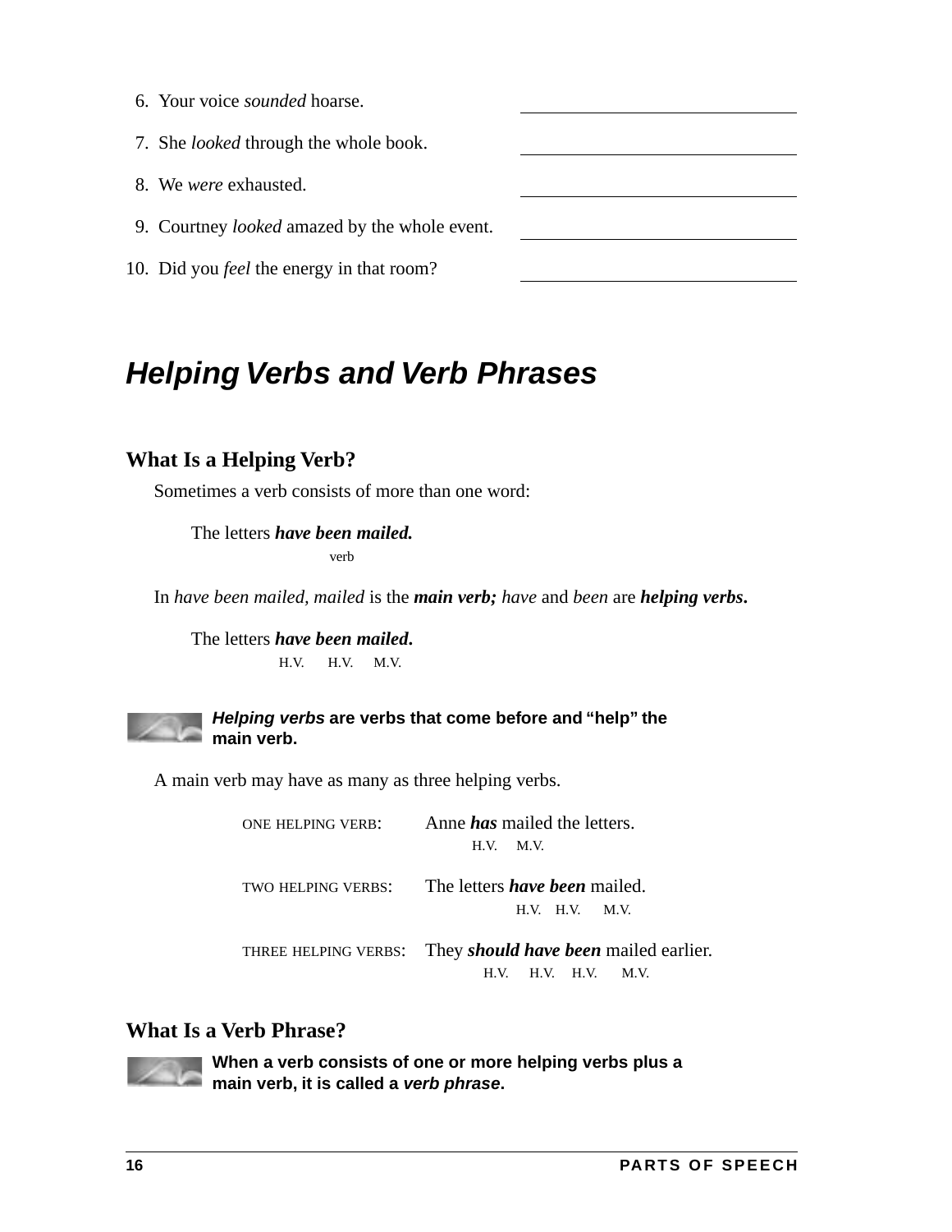6. Your voice *sounded* hoarse. \_\_\_\_\_\_\_\_\_\_\_\_\_\_\_\_\_\_\_\_

7. She *looked* through the whole book. \_\_\_\_\_\_\_\_\_\_\_\_\_\_\_\_\_\_\_\_

8. We *were* exhausted. \_\_\_\_\_\_\_\_\_\_\_\_\_\_\_\_\_\_\_\_

9. Courtney *looked* amazed by the whole event. \_\_\_\_\_\_\_\_\_\_\_\_\_\_\_\_\_\_\_\_

10. Did you *feel* the energy in that room? \_\_\_\_\_\_\_\_\_\_\_\_\_\_\_\_\_\_\_\_

## *Helping Verbs and Verb Phrases*

### What Is a Helping Verb?

Sometimes a verb consists of more than one word:

The letters ***have been mailed.***
(verb)

In *have been mailed, mailed* is the ***main verb; have*** and *been* are ***helping verbs.***

The letters ***have been mailed***.
(H.V. H.V. M.V.)

***Helping verbs* are verbs that come before and "help" the main verb.**

A main verb may have as many as three helping verbs.

ONE HELPING VERB: Anne ***has*** mailed the letters.
(H.V. M.V.)

TWO HELPING VERBS: The letters ***have been*** mailed.
(H.V. H.V. M.V.)

THREE HELPING VERBS: They ***should have been*** mailed earlier.
(H.V. H.V. H.V. M.V.)

### What Is a Verb Phrase?

**When a verb consists of one or more helping verbs plus a main verb, it is called a *verb phrase*.**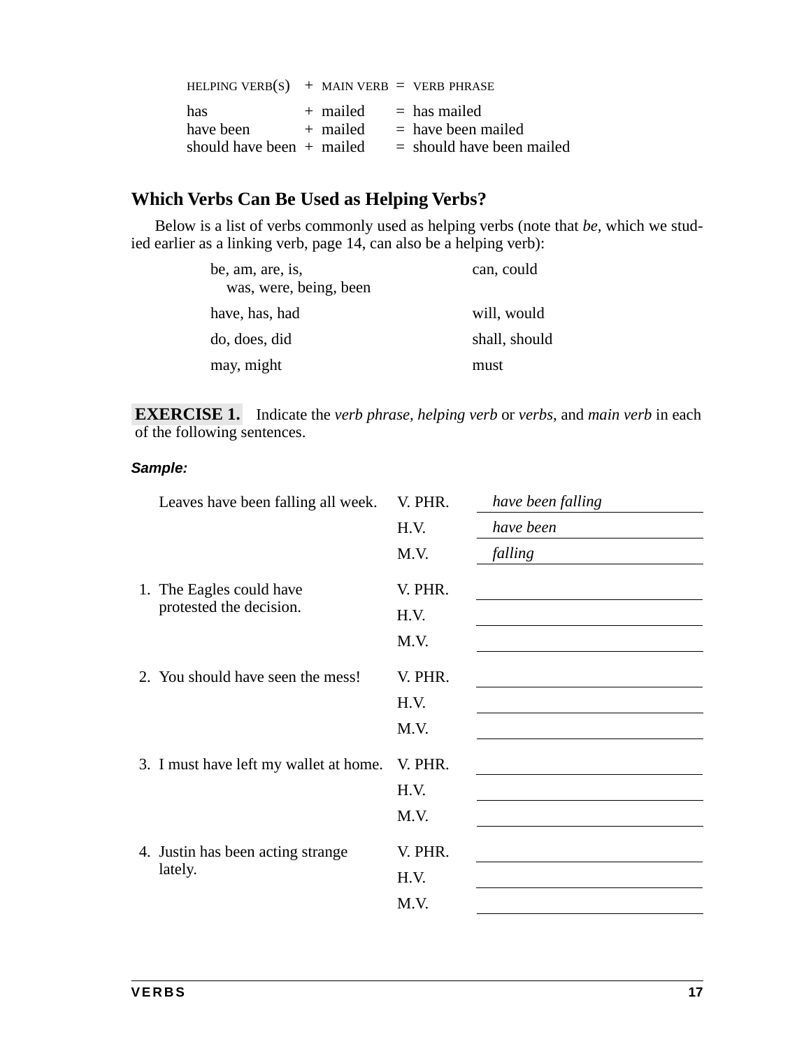| HELPING VERB(S) | + | MAIN VERB | = | VERB PHRASE |
|---|---|---|---|---|
| has | + | mailed | = | has mailed |
| have been | + | mailed | = | have been mailed |
| should have been | + | mailed | = | should have been mailed |

## Which Verbs Can Be Used as Helping Verbs?

Below is a list of verbs commonly used as helping verbs (note that *be*, which we studied earlier as a linking verb, page 14, can also be a helping verb):

| | |
|---|---|
| be, am, are, is, was, were, being, been | can, could |
| have, has, had | will, would |
| do, does, did | shall, should |
| may, might | must |

**EXERCISE 1.** Indicate the *verb phrase*, *helping verb* or *verbs*, and *main verb* in each of the following sentences.

***Sample:***

Leaves have been falling all week.
V. PHR. *have been falling*
H.V. *have been*
M.V. *falling*

1. The Eagles could have protested the decision.
V. PHR. ______________________
H.V. ______________________
M.V. ______________________

2. You should have seen the mess!
V. PHR. ______________________
H.V. ______________________
M.V. ______________________

3. I must have left my wallet at home.
V. PHR. ______________________
H.V. ______________________
M.V. ______________________

4. Justin has been acting strange lately.
V. PHR. ______________________
H.V. ______________________
M.V. ______________________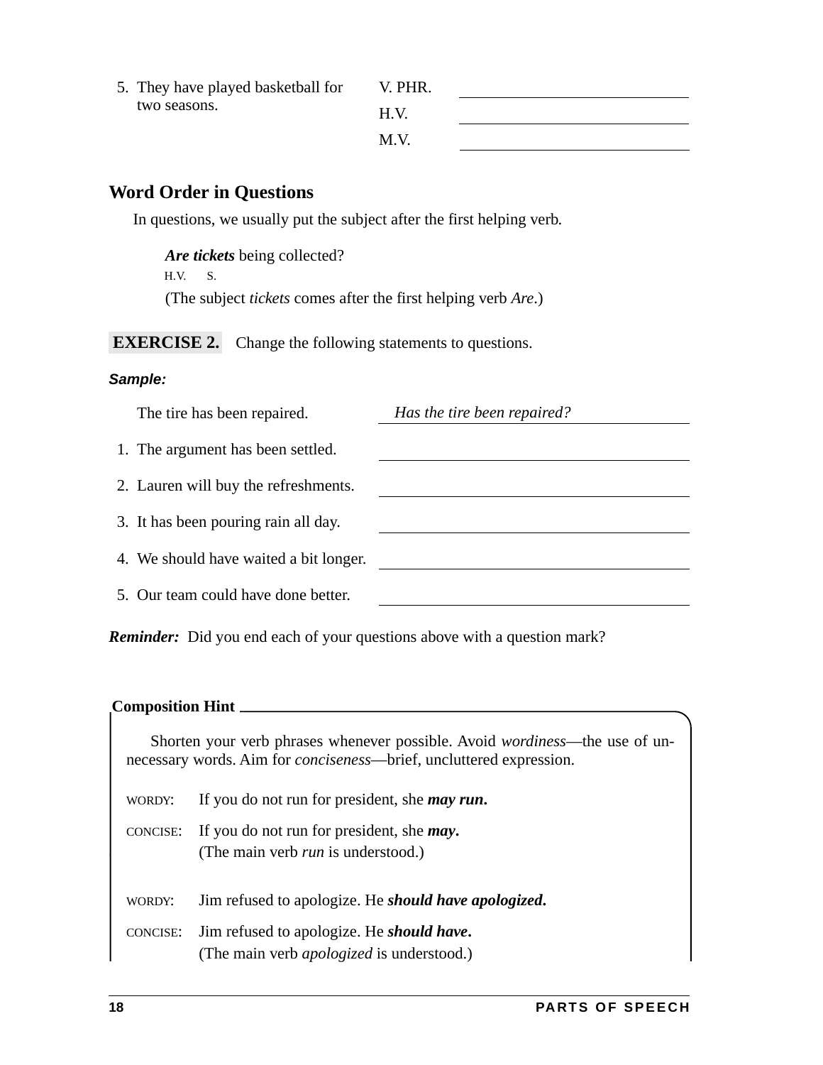5. They have played basketball for two seasons.

| | |
|---|---|
| V. PHR. | ______________ |
| H.V. | ______________ |
| M.V. | ______________ |

## Word Order in Questions

In questions, we usually put the subject after the first helping verb.

***Are tickets*** being collected?
H.V. S.
(The subject *tickets* comes after the first helping verb *Are*.)

**EXERCISE 2.** Change the following statements to questions.

***Sample:***

The tire has been repaired. *Has the tire been repaired?*

1. The argument has been settled. ______________
2. Lauren will buy the refreshments. ______________
3. It has been pouring rain all day. ______________
4. We should have waited a bit longer. ______________
5. Our team could have done better. ______________

***Reminder:*** Did you end each of your questions above with a question mark?

**Composition Hint**

Shorten your verb phrases whenever possible. Avoid *wordiness*—the use of unnecessary words. Aim for *conciseness*—brief, uncluttered expression.

WORDY: If you do not run for president, she ***may run.***

CONCISE: If you do not run for president, she ***may.***
(The main verb *run* is understood.)

WORDY: Jim refused to apologize. He ***should have apologized.***

CONCISE: Jim refused to apologize. He ***should have.***
(The main verb *apologized* is understood.)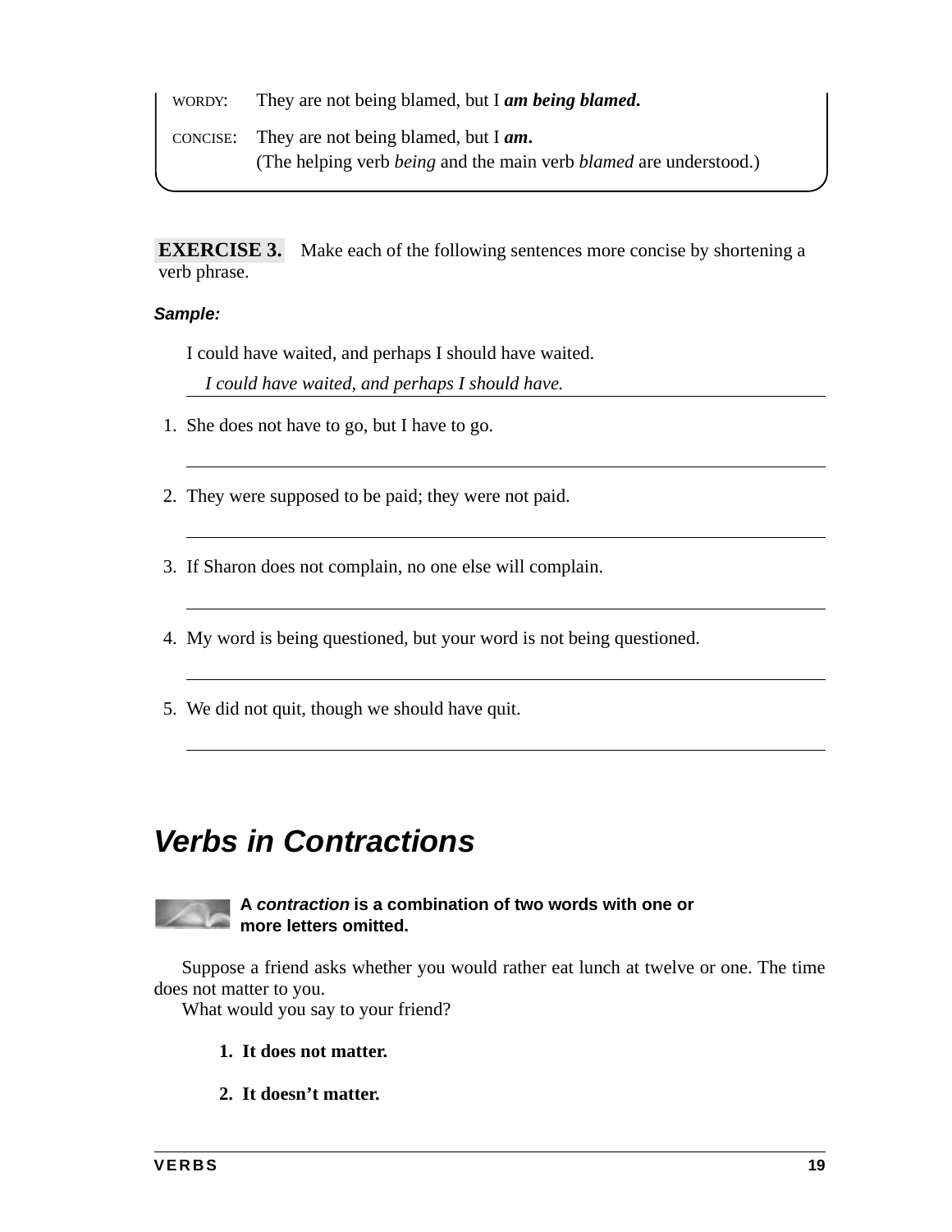WORDY: They are not being blamed, but I ***am being blamed.***

CONCISE: They are not being blamed, but I ***am.***
(The helping verb *being* and the main verb *blamed* are understood.)

**EXERCISE 3.** Make each of the following sentences more concise by shortening a verb phrase.

***Sample:***

I could have waited, and perhaps I should have waited.

*I could have waited, and perhaps I should have.*

1. She does not have to go, but I have to go.

   ______________________________

2. They were supposed to be paid; they were not paid.

   ______________________________

3. If Sharon does not complain, no one else will complain.

   ______________________________

4. My word is being questioned, but your word is not being questioned.

   ______________________________

5. We did not quit, though we should have quit.

   ______________________________

## *Verbs in Contractions*

**A *contraction* is a combination of two words with one or more letters omitted.**

Suppose a friend asks whether you would rather eat lunch at twelve or one. The time does not matter to you.

What would you say to your friend?

**1. It does not matter.**

**2. It doesn't matter.**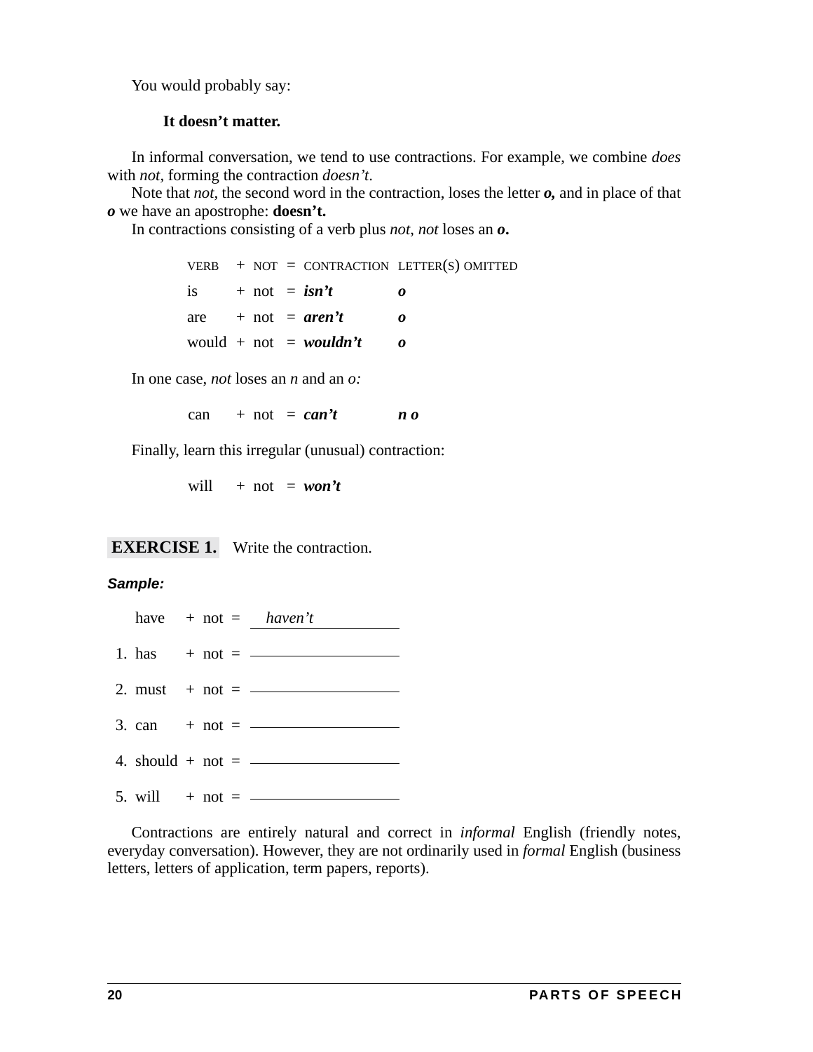You would probably say:

**It doesn't matter.**

In informal conversation, we tend to use contractions. For example, we combine *does* with *not,* forming the contraction *doesn't.*

Note that *not,* the second word in the contraction, loses the letter ***o,*** and in place of that ***o*** we have an apostrophe: **doesn't.**

In contractions consisting of a verb plus *not*, *not* loses an ***o*.**

| VERB | + | NOT | = | CONTRACTION | LETTER(S) OMITTED |
|---|---|---|---|---|---|
| is | + | not | = | ***isn't*** | ***o*** |
| are | + | not | = | ***aren't*** | ***o*** |
| would | + | not | = | ***wouldn't*** | ***o*** |

In one case, *not* loses an *n* and an *o:*

| | | | | | |
|---|---|---|---|---|---|
| can | + | not | = | ***can't*** | ***n o*** |

Finally, learn this irregular (unusual) contraction:

| | | | | |
|---|---|---|---|---|
| will | + | not | = | ***won't*** |

## EXERCISE 1. Write the contraction.

***Sample:***

have + not = *haven't*

1. has + not = ______________
2. must + not = ______________
3. can + not = ______________
4. should + not = ______________
5. will + not = ______________

Contractions are entirely natural and correct in *informal* English (friendly notes, everyday conversation). However, they are not ordinarily used in *formal* English (business letters, letters of application, term papers, reports).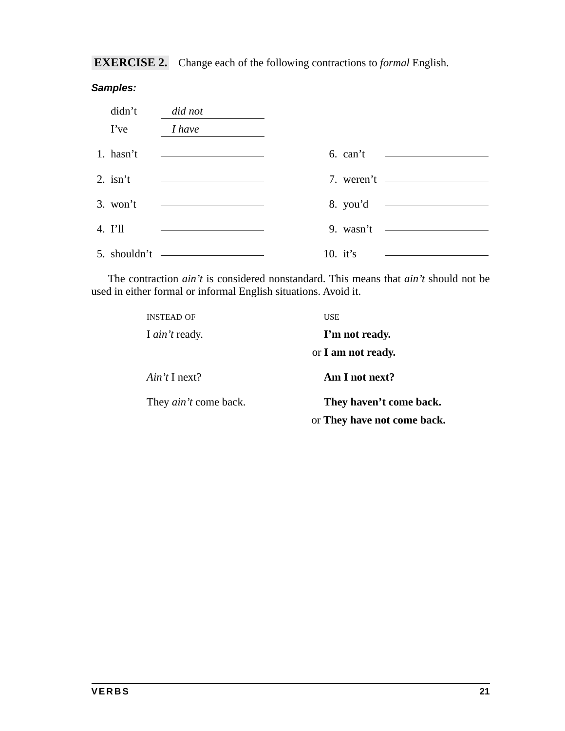**EXERCISE 2.** Change each of the following contractions to *formal* English.

***Samples:***

didn’t *did not*

I’ve *I have*

1. hasn’t \_\_\_\_\_\_\_\_\_\_
2. isn’t \_\_\_\_\_\_\_\_\_\_
3. won’t \_\_\_\_\_\_\_\_\_\_
4. I’ll \_\_\_\_\_\_\_\_\_\_
5. shouldn’t \_\_\_\_\_\_\_\_\_\_
6. can’t \_\_\_\_\_\_\_\_\_\_
7. weren’t \_\_\_\_\_\_\_\_\_\_
8. you’d \_\_\_\_\_\_\_\_\_\_
9. wasn’t \_\_\_\_\_\_\_\_\_\_
10. it’s \_\_\_\_\_\_\_\_\_\_

The contraction *ain’t* is considered nonstandard. This means that *ain’t* should not be used in either formal or informal English situations. Avoid it.

| INSTEAD OF | USE |
|---|---|
| I *ain’t* ready. | **I’m not ready.** |
| | or **I am not ready.** |
| *Ain’t* I next? | **Am I not next?** |
| They *ain’t* come back. | **They haven’t come back.** |
| | or **They have not come back.** |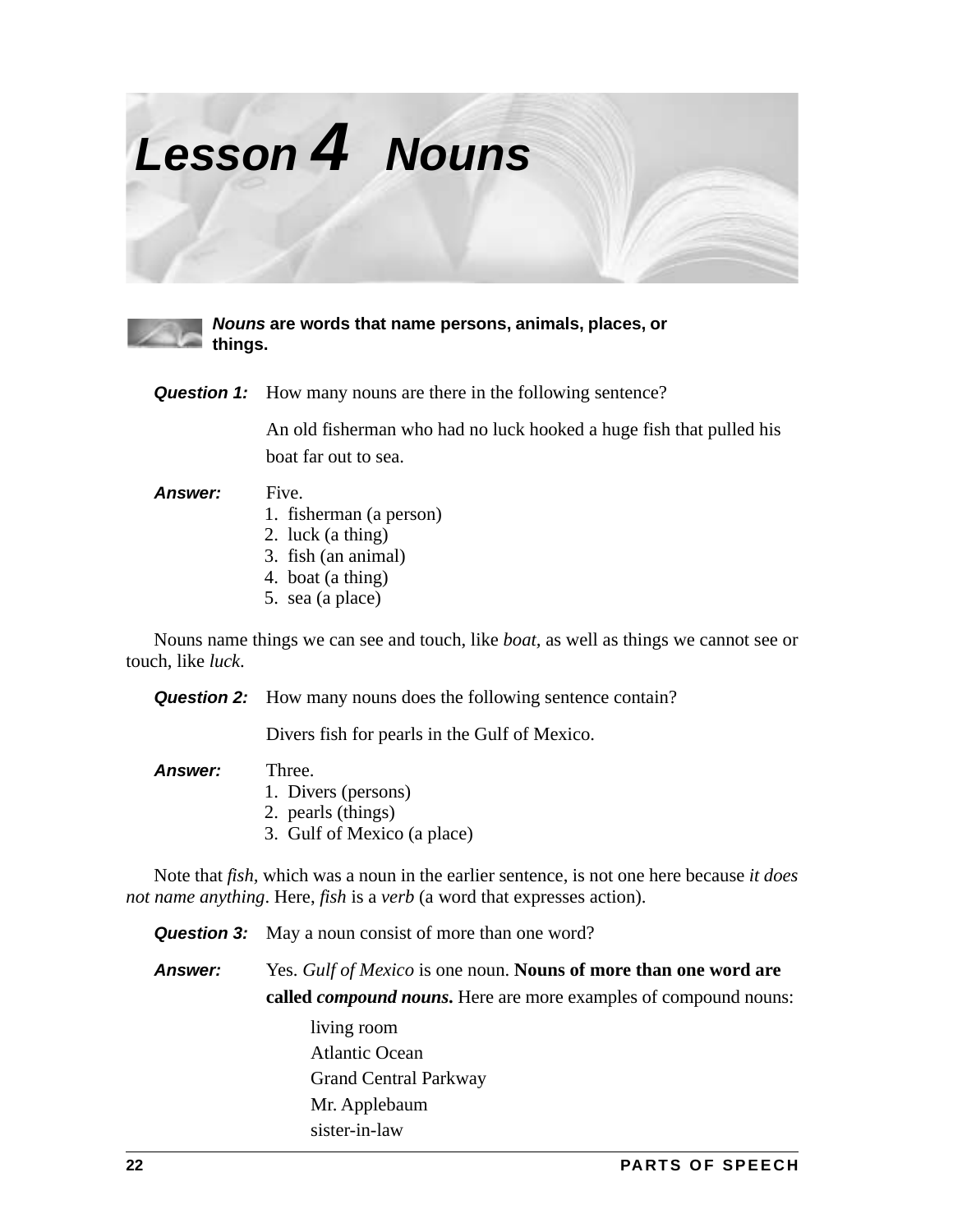# Lesson 4 Nouns

***Nouns* are words that name persons, animals, places, or things.**

***Question 1:*** How many nouns are there in the following sentence?

An old fisherman who had no luck hooked a huge fish that pulled his boat far out to sea.

***Answer:*** Five.

1. fisherman (a person)
2. luck (a thing)
3. fish (an animal)
4. boat (a thing)
5. sea (a place)

Nouns name things we can see and touch, like *boat*, as well as things we cannot see or touch, like *luck*.

***Question 2:*** How many nouns does the following sentence contain?

Divers fish for pearls in the Gulf of Mexico.

***Answer:*** Three.

1. Divers (persons)
2. pearls (things)
3. Gulf of Mexico (a place)

Note that *fish*, which was a noun in the earlier sentence, is not one here because *it does not name anything*. Here, *fish* is a *verb* (a word that expresses action).

***Question 3:*** May a noun consist of more than one word?

***Answer:*** Yes. *Gulf of Mexico* is one noun. **Nouns of more than one word are called *compound nouns*.** Here are more examples of compound nouns:

living room
Atlantic Ocean
Grand Central Parkway
Mr. Applebaum
sister-in-law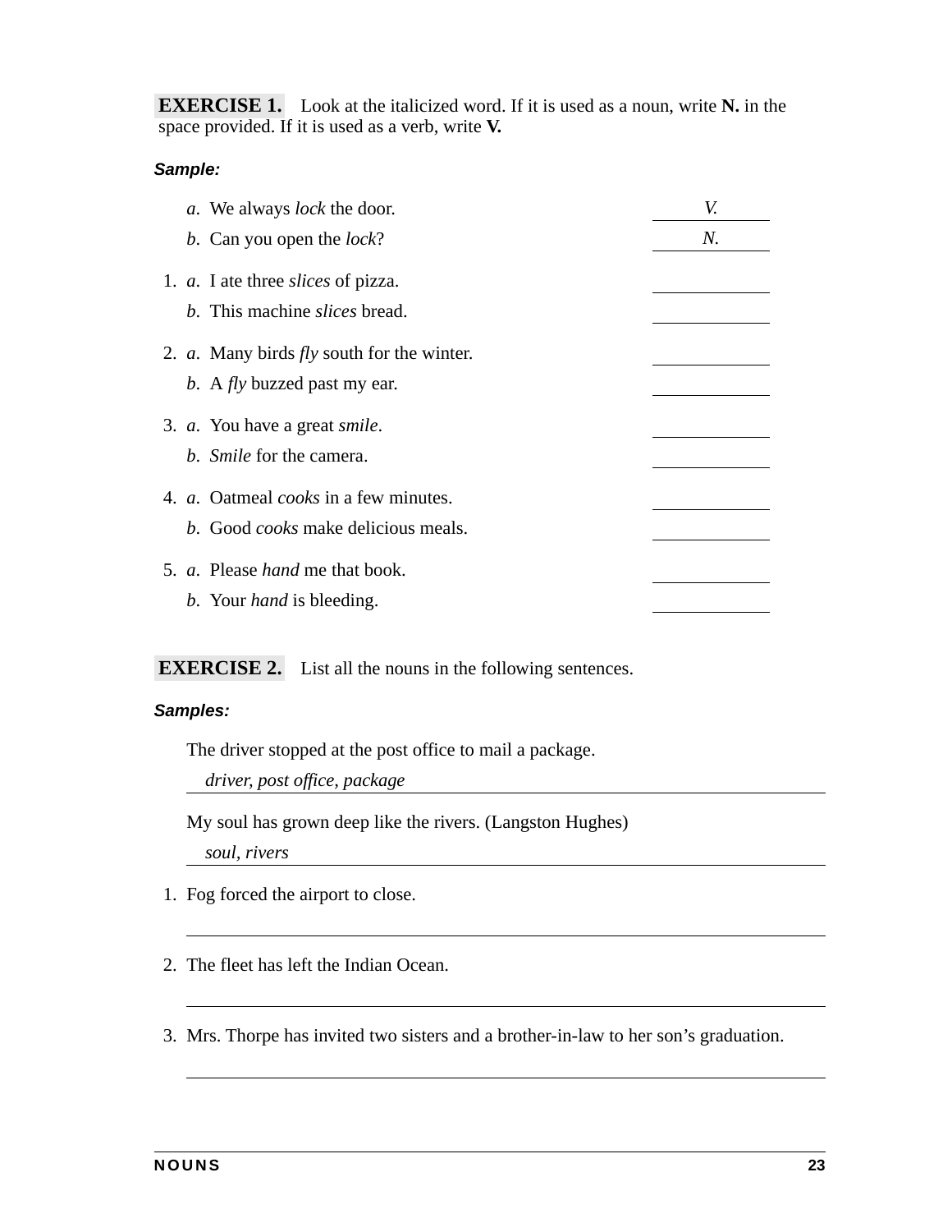**EXERCISE 1.** Look at the italicized word. If it is used as a noun, write **N.** in the space provided. If it is used as a verb, write **V.**

***Sample:***

*a*. We always *lock* the door. *V.*

*b*. Can you open the *lock*? *N.*

1. *a*. I ate three *slices* of pizza. \_\_\_\_\_\_\_\_

   *b*. This machine *slices* bread. \_\_\_\_\_\_\_\_

2. *a*. Many birds *fly* south for the winter. \_\_\_\_\_\_\_\_

   *b*. A *fly* buzzed past my ear. \_\_\_\_\_\_\_\_

3. *a*. You have a great *smile*. \_\_\_\_\_\_\_\_

   *b*. *Smile* for the camera. \_\_\_\_\_\_\_\_

4. *a*. Oatmeal *cooks* in a few minutes. \_\_\_\_\_\_\_\_

   *b*. Good *cooks* make delicious meals. \_\_\_\_\_\_\_\_

5. *a*. Please *hand* me that book. \_\_\_\_\_\_\_\_

   *b*. Your *hand* is bleeding. \_\_\_\_\_\_\_\_

**EXERCISE 2.** List all the nouns in the following sentences.

***Samples:***

The driver stopped at the post office to mail a package.

*driver, post office, package*

My soul has grown deep like the rivers. (Langston Hughes)

*soul, rivers*

1. Fog forced the airport to close.

   \_\_\_\_\_\_\_\_\_\_\_\_\_\_\_\_\_\_\_\_\_\_\_\_\_\_\_\_\_\_\_\_\_\_\_\_\_\_\_\_

2. The fleet has left the Indian Ocean.

   \_\_\_\_\_\_\_\_\_\_\_\_\_\_\_\_\_\_\_\_\_\_\_\_\_\_\_\_\_\_\_\_\_\_\_\_\_\_\_\_

3. Mrs. Thorpe has invited two sisters and a brother-in-law to her son's graduation.

   \_\_\_\_\_\_\_\_\_\_\_\_\_\_\_\_\_\_\_\_\_\_\_\_\_\_\_\_\_\_\_\_\_\_\_\_\_\_\_\_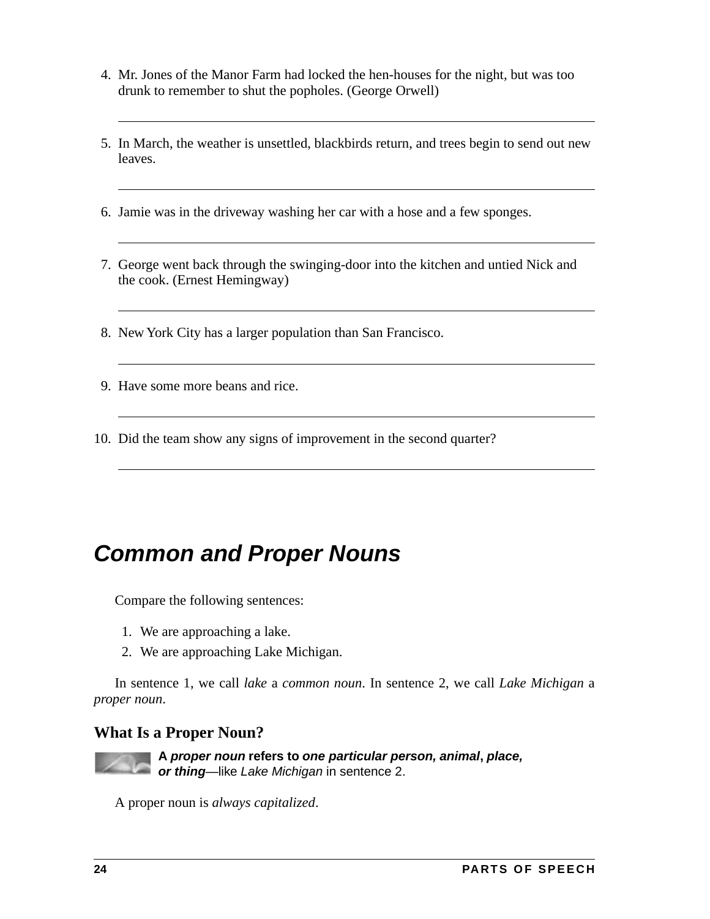4. Mr. Jones of the Manor Farm had locked the hen-houses for the night, but was too drunk to remember to shut the popholes. (George Orwell)

 ______________________________________________

5. In March, the weather is unsettled, blackbirds return, and trees begin to send out new leaves.

 ______________________________________________

6. Jamie was in the driveway washing her car with a hose and a few sponges.

 ______________________________________________

7. George went back through the swinging-door into the kitchen and untied Nick and the cook. (Ernest Hemingway)

 ______________________________________________

8. New York City has a larger population than San Francisco.

 ______________________________________________

9. Have some more beans and rice.

 ______________________________________________

10. Did the team show any signs of improvement in the second quarter?

 ______________________________________________

## *Common and Proper Nouns*

Compare the following sentences:

1. We are approaching a lake.
2. We are approaching Lake Michigan.

In sentence 1, we call *lake* a *common noun*. In sentence 2, we call *Lake Michigan* a *proper noun*.

### What Is a Proper Noun?

**A *proper noun* refers to *one particular person, animal*, *place, or thing***—like *Lake Michigan* in sentence 2.

A proper noun is *always capitalized*.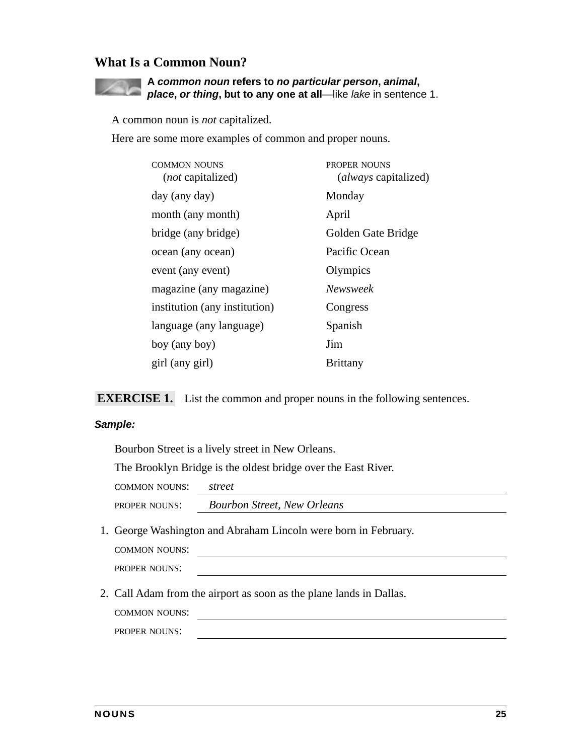### What Is a Common Noun?

**A *common noun* refers to *no particular person*, *animal*, *place*, *or thing*, but to any one at all**—like *lake* in sentence 1.

A common noun is *not* capitalized.

Here are some more examples of common and proper nouns.

| COMMON NOUNS (*not* capitalized) | PROPER NOUNS (*always* capitalized) |
|---|---|
| day (any day) | Monday |
| month (any month) | April |
| bridge (any bridge) | Golden Gate Bridge |
| ocean (any ocean) | Pacific Ocean |
| event (any event) | Olympics |
| magazine (any magazine) | *Newsweek* |
| institution (any institution) | Congress |
| language (any language) | Spanish |
| boy (any boy) | Jim |
| girl (any girl) | Brittany |

**EXERCISE 1.** List the common and proper nouns in the following sentences.

***Sample:***

Bourbon Street is a lively street in New Orleans.

The Brooklyn Bridge is the oldest bridge over the East River.

COMMON NOUNS: *street*

PROPER NOUNS: *Bourbon Street, New Orleans*

1. George Washington and Abraham Lincoln were born in February.

   COMMON NOUNS: ____________________

   PROPER NOUNS: ____________________

2. Call Adam from the airport as soon as the plane lands in Dallas.

   COMMON NOUNS: ____________________

   PROPER NOUNS: ____________________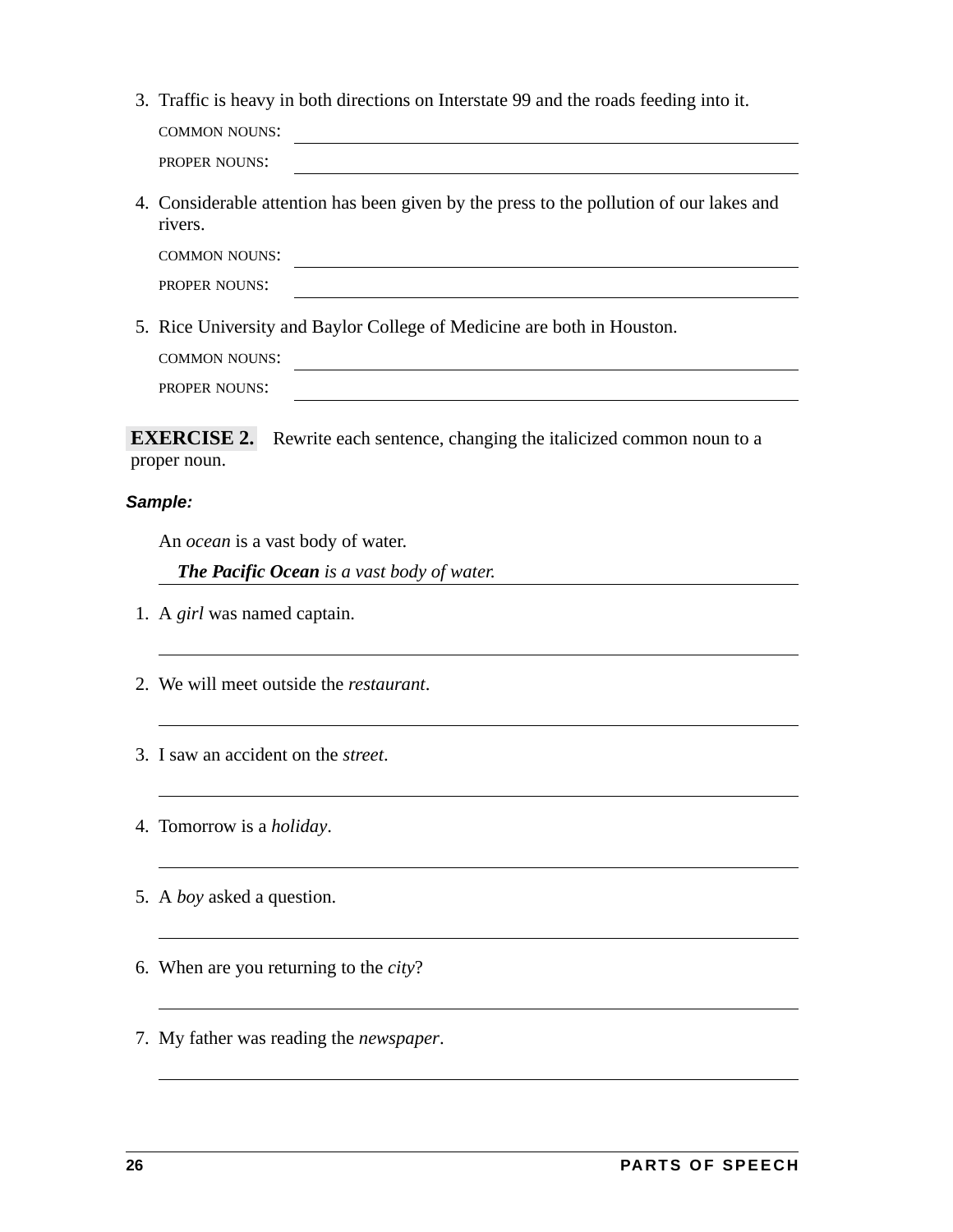3. Traffic is heavy in both directions on Interstate 99 and the roads feeding into it.

   COMMON NOUNS: ______________________________

   PROPER NOUNS: ______________________________

4. Considerable attention has been given by the press to the pollution of our lakes and rivers.

   COMMON NOUNS: ______________________________

   PROPER NOUNS: ______________________________

5. Rice University and Baylor College of Medicine are both in Houston.

   COMMON NOUNS: ______________________________

   PROPER NOUNS: ______________________________

**EXERCISE 2.** Rewrite each sentence, changing the italicized common noun to a proper noun.

***Sample:***

An *ocean* is a vast body of water.

***The Pacific Ocean** is a vast body of water.*

1. A *girl* was named captain.

   ______________________________

2. We will meet outside the *restaurant*.

   ______________________________

3. I saw an accident on the *street*.

   ______________________________

4. Tomorrow is a *holiday*.

   ______________________________

5. A *boy* asked a question.

   ______________________________

6. When are you returning to the *city*?

   ______________________________

7. My father was reading the *newspaper*.

   ______________________________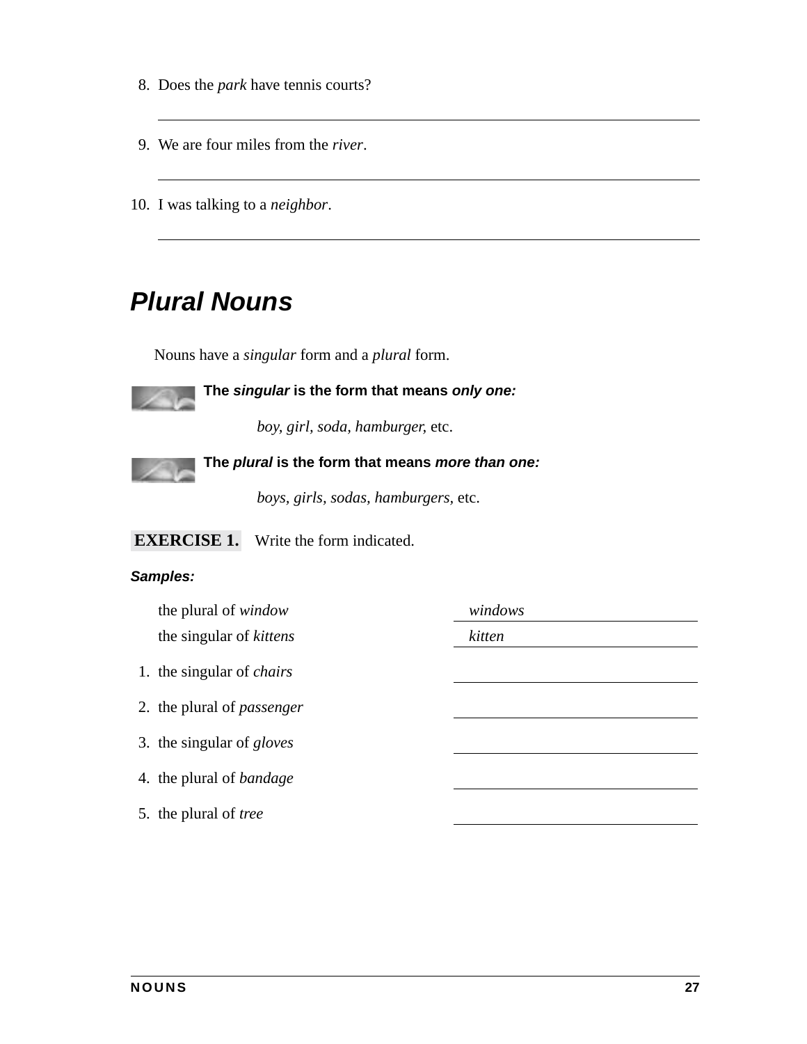8. Does the *park* have tennis courts?

\_\_\_\_\_\_\_\_\_\_\_\_\_\_\_\_\_\_\_\_\_\_\_\_\_\_\_\_\_\_\_\_\_\_\_\_\_\_\_\_

9. We are four miles from the *river*.

\_\_\_\_\_\_\_\_\_\_\_\_\_\_\_\_\_\_\_\_\_\_\_\_\_\_\_\_\_\_\_\_\_\_\_\_\_\_\_\_

10. I was talking to a *neighbor*.

\_\_\_\_\_\_\_\_\_\_\_\_\_\_\_\_\_\_\_\_\_\_\_\_\_\_\_\_\_\_\_\_\_\_\_\_\_\_\_\_

## *Plural Nouns*

Nouns have a *singular* form and a *plural* form.

**The *singular* is the form that means *only one:***

*boy, girl, soda, hamburger,* etc.

**The *plural* is the form that means *more than one:***

*boys, girls, sodas, hamburgers,* etc.

**EXERCISE 1.** Write the form indicated.

***Samples:***

| | |
|---|---|
| the plural of *window* | *windows* |
| the singular of *kittens* | *kitten* |
| 1. the singular of *chairs* | \_\_\_\_\_\_\_\_\_\_\_\_\_\_\_\_ |
| 2. the plural of *passenger* | \_\_\_\_\_\_\_\_\_\_\_\_\_\_\_\_ |
| 3. the singular of *gloves* | \_\_\_\_\_\_\_\_\_\_\_\_\_\_\_\_ |
| 4. the plural of *bandage* | \_\_\_\_\_\_\_\_\_\_\_\_\_\_\_\_ |
| 5. the plural of *tree* | \_\_\_\_\_\_\_\_\_\_\_\_\_\_\_\_ |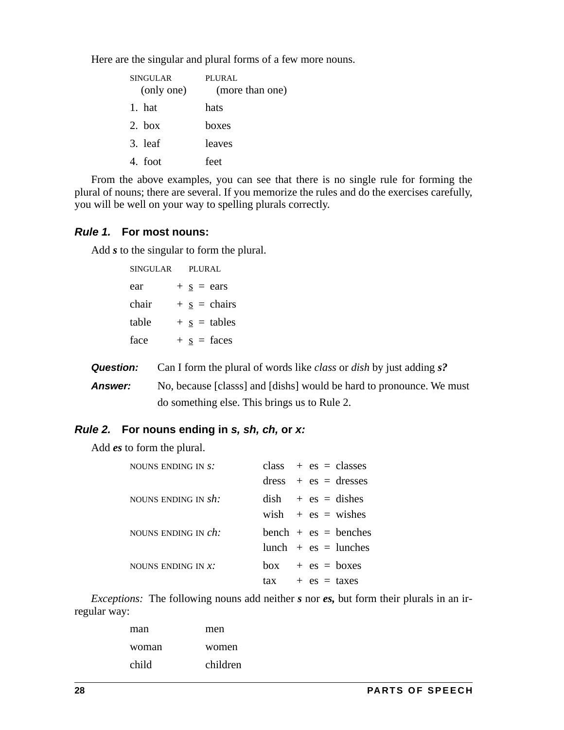Here are the singular and plural forms of a few more nouns.

| SINGULAR (only one) | PLURAL (more than one) |
|---|---|
| 1. hat | hats |
| 2. box | boxes |
| 3. leaf | leaves |
| 4. foot | feet |

From the above examples, you can see that there is no single rule for forming the plural of nouns; there are several. If you memorize the rules and do the exercises carefully, you will be well on your way to spelling plurals correctly.

### *Rule 1.* For most nouns:

Add ***s*** to the singular to form the plural.

| SINGULAR | | PLURAL |
|---|---|---|
| ear | + s = | ears |
| chair | + s = | chairs |
| table | + s = | tables |
| face | + s = | faces |

***Question:*** Can I form the plural of words like *class* or *dish* by just adding ***s?***

***Answer:*** No, because [classs] and [dishs] would be hard to pronounce. We must do something else. This brings us to Rule 2.

### *Rule 2.* For nouns ending in *s, sh, ch,* or *x:*

Add ***es*** to form the plural.

| | |
|---|---|
| NOUNS ENDING IN *s:* | class + es = classes |
| | dress + es = dresses |
| NOUNS ENDING IN *sh:* | dish + es = dishes |
| | wish + es = wishes |
| NOUNS ENDING IN *ch:* | bench + es = benches |
| | lunch + es = lunches |
| NOUNS ENDING IN *x:* | box + es = boxes |
| | tax + es = taxes |

*Exceptions:* The following nouns add neither ***s*** nor ***es,*** but form their plurals in an irregular way:

| | |
|---|---|
| man | men |
| woman | women |
| child | children |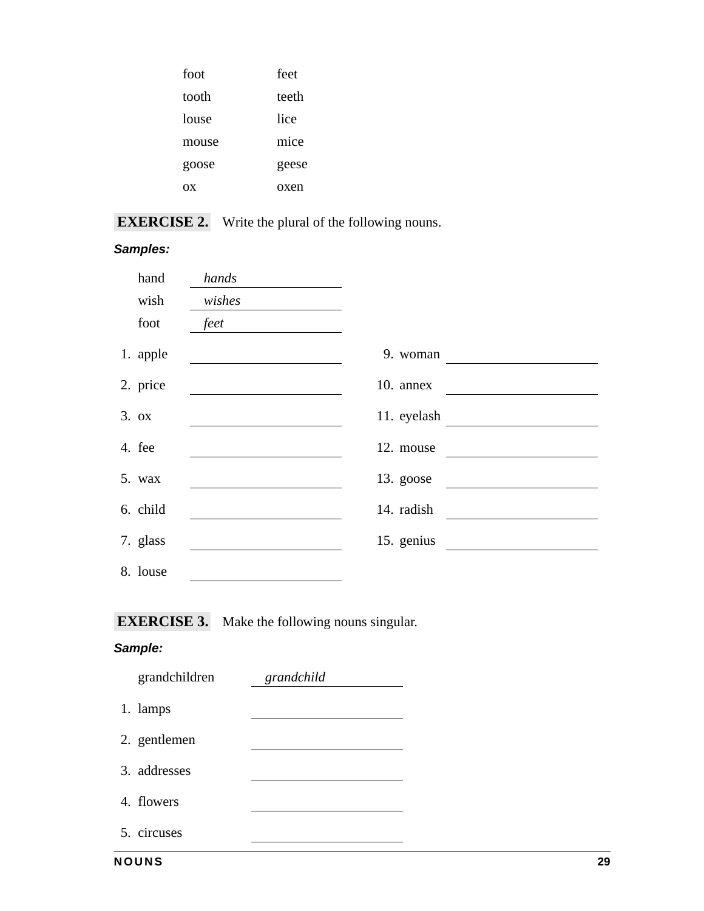| | |
|---|---|
| foot | feet |
| tooth | teeth |
| louse | lice |
| mouse | mice |
| goose | geese |
| ox | oxen |

**EXERCISE 2.** Write the plural of the following nouns.

***Samples:***

hand *hands*

wish *wishes*

foot *feet*

1. apple ______________________
2. price ______________________
3. ox ______________________
4. fee ______________________
5. wax ______________________
6. child ______________________
7. glass ______________________
8. louse ______________________
9. woman ______________________
10. annex ______________________
11. eyelash ______________________
12. mouse ______________________
13. goose ______________________
14. radish ______________________
15. genius ______________________

**EXERCISE 3.** Make the following nouns singular.

***Sample:***

grandchildren *grandchild*

1. lamps ______________________
2. gentlemen ______________________
3. addresses ______________________
4. flowers ______________________
5. circuses ______________________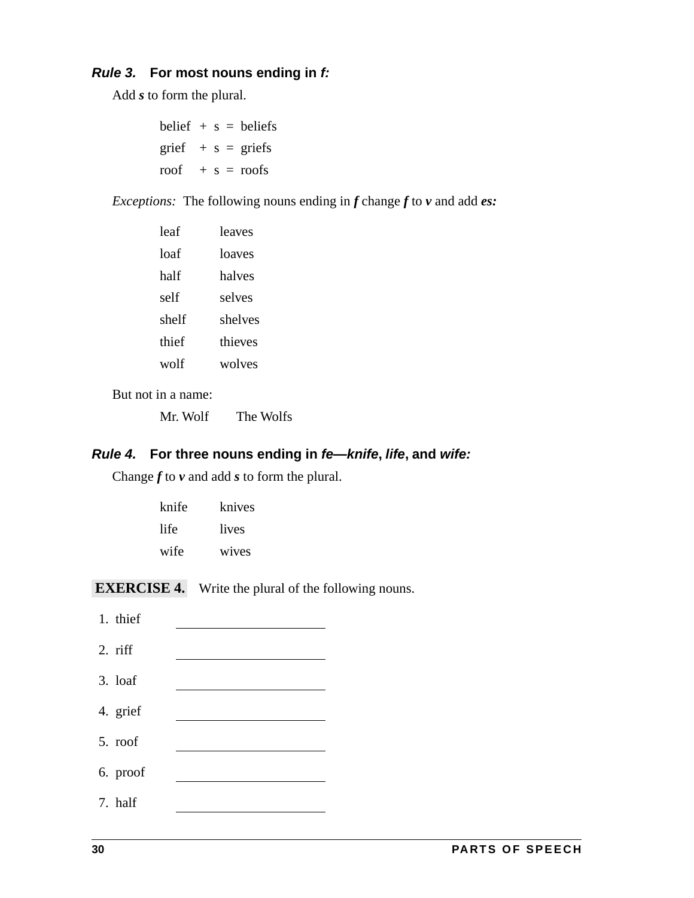### *Rule 3.* For most nouns ending in *f:*

Add ***s*** to form the plural.

belief + s = beliefs
grief + s = griefs
roof + s = roofs

*Exceptions:* The following nouns ending in ***f*** change ***f*** to ***v*** and add ***es:***

| | |
|---|---|
| leaf | leaves |
| loaf | loaves |
| half | halves |
| self | selves |
| shelf | shelves |
| thief | thieves |
| wolf | wolves |

But not in a name:

Mr. Wolf     The Wolfs

### *Rule 4.* For three nouns ending in *fe—knife*, *life*, and *wife:*

Change ***f*** to ***v*** and add ***s*** to form the plural.

| | |
|---|---|
| knife | knives |
| life | lives |
| wife | wives |

**EXERCISE 4.** Write the plural of the following nouns.

1. thief ____________________
2. riff ____________________
3. loaf ____________________
4. grief ____________________
5. roof ____________________
6. proof ____________________
7. half ____________________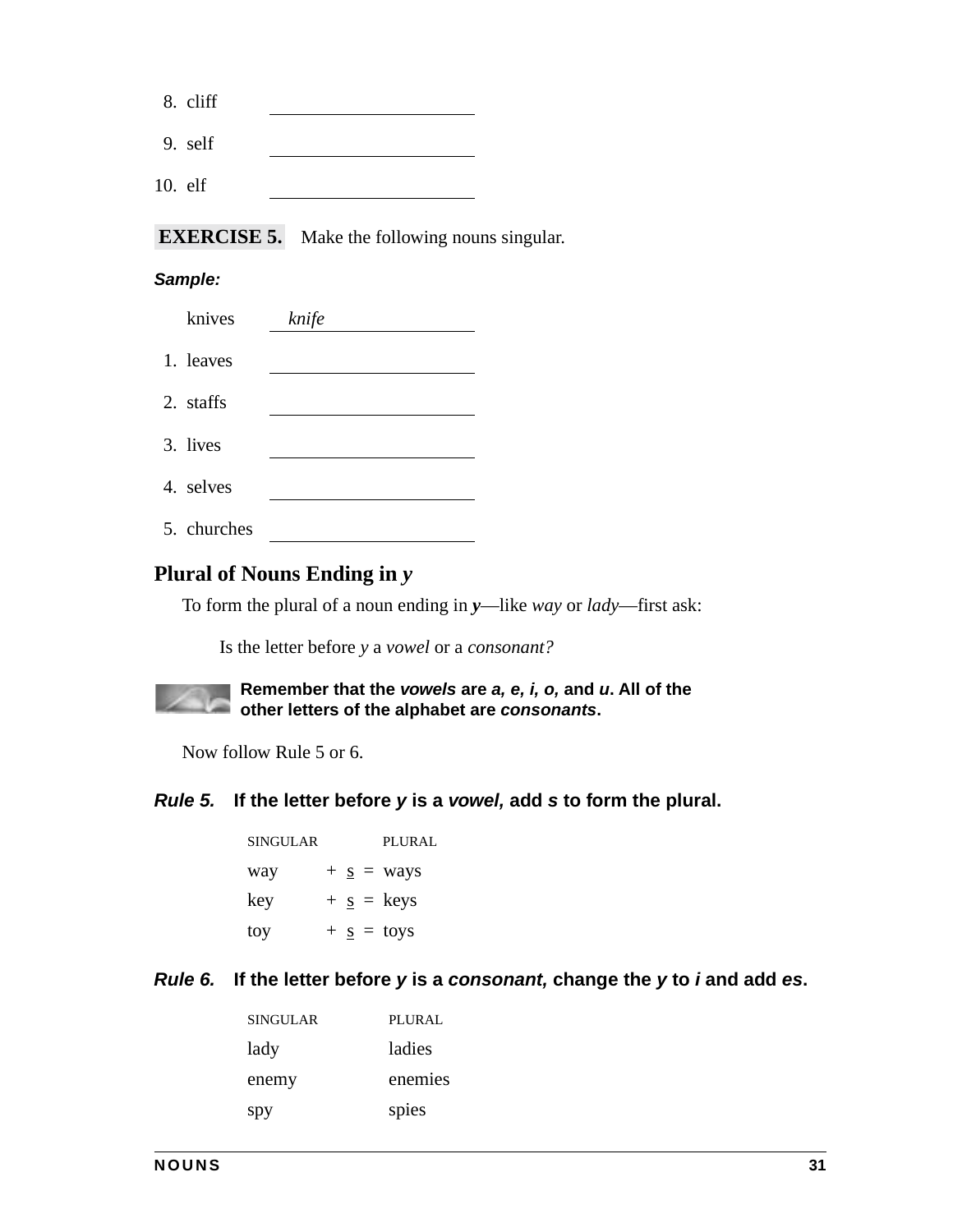8. cliff ______________________

9. self ______________________

10. elf ______________________

**EXERCISE 5.** Make the following nouns singular.

***Sample:***

knives *knife*

1. leaves ______________________

2. staffs ______________________

3. lives ______________________

4. selves ______________________

5. churches ______________________

## Plural of Nouns Ending in *y*

To form the plural of a noun ending in ***y***—like *way* or *lady*—first ask:

> Is the letter before *y* a *vowel* or a *consonant?*

**Remember that the *vowels* are *a, e, i, o,* and *u*. All of the other letters of the alphabet are *consonants*.**

Now follow Rule 5 or 6.

***Rule 5.*** **If the letter before *y* is a *vowel,* add *s* to form the plural.**

| SINGULAR | | PLURAL |
|---|---|---|
| way | + s = | ways |
| key | + s = | keys |
| toy | + s = | toys |

***Rule 6.*** **If the letter before *y* is a *consonant,* change the *y* to *i* and add *es*.**

| SINGULAR | PLURAL |
|---|---|
| lady | ladies |
| enemy | enemies |
| spy | spies |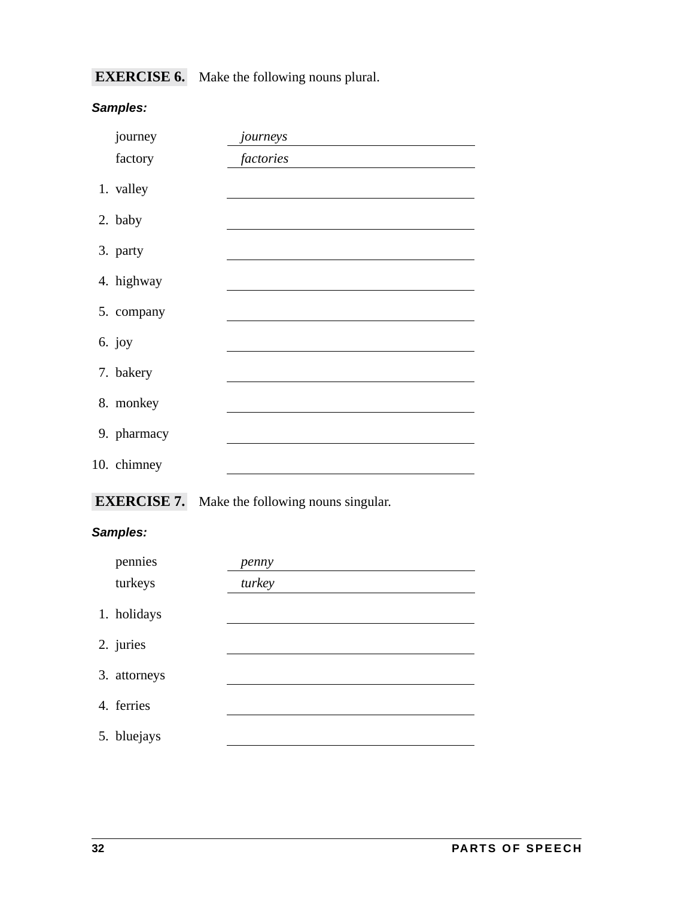**EXERCISE 6.** Make the following nouns plural.

***Samples:***

journey *journeys* \_\_\_\_\_\_\_\_\_\_\_\_\_\_\_\_\_\_\_\_

factory *factories* \_\_\_\_\_\_\_\_\_\_\_\_\_\_\_\_\_\_\_\_

1. valley \_\_\_\_\_\_\_\_\_\_\_\_\_\_\_\_\_\_\_\_\_\_\_\_\_\_
2. baby \_\_\_\_\_\_\_\_\_\_\_\_\_\_\_\_\_\_\_\_\_\_\_\_\_\_
3. party \_\_\_\_\_\_\_\_\_\_\_\_\_\_\_\_\_\_\_\_\_\_\_\_\_\_
4. highway \_\_\_\_\_\_\_\_\_\_\_\_\_\_\_\_\_\_\_\_\_\_\_\_\_\_
5. company \_\_\_\_\_\_\_\_\_\_\_\_\_\_\_\_\_\_\_\_\_\_\_\_\_\_
6. joy \_\_\_\_\_\_\_\_\_\_\_\_\_\_\_\_\_\_\_\_\_\_\_\_\_\_
7. bakery \_\_\_\_\_\_\_\_\_\_\_\_\_\_\_\_\_\_\_\_\_\_\_\_\_\_
8. monkey \_\_\_\_\_\_\_\_\_\_\_\_\_\_\_\_\_\_\_\_\_\_\_\_\_\_
9. pharmacy \_\_\_\_\_\_\_\_\_\_\_\_\_\_\_\_\_\_\_\_\_\_\_\_\_\_
10. chimney \_\_\_\_\_\_\_\_\_\_\_\_\_\_\_\_\_\_\_\_\_\_\_\_\_\_

**EXERCISE 7.** Make the following nouns singular.

***Samples:***

pennies *penny* \_\_\_\_\_\_\_\_\_\_\_\_\_\_\_\_\_\_\_\_

turkeys *turkey* \_\_\_\_\_\_\_\_\_\_\_\_\_\_\_\_\_\_\_\_

1. holidays \_\_\_\_\_\_\_\_\_\_\_\_\_\_\_\_\_\_\_\_\_\_\_\_\_\_
2. juries \_\_\_\_\_\_\_\_\_\_\_\_\_\_\_\_\_\_\_\_\_\_\_\_\_\_
3. attorneys \_\_\_\_\_\_\_\_\_\_\_\_\_\_\_\_\_\_\_\_\_\_\_\_\_\_
4. ferries \_\_\_\_\_\_\_\_\_\_\_\_\_\_\_\_\_\_\_\_\_\_\_\_\_\_
5. bluejays \_\_\_\_\_\_\_\_\_\_\_\_\_\_\_\_\_\_\_\_\_\_\_\_\_\_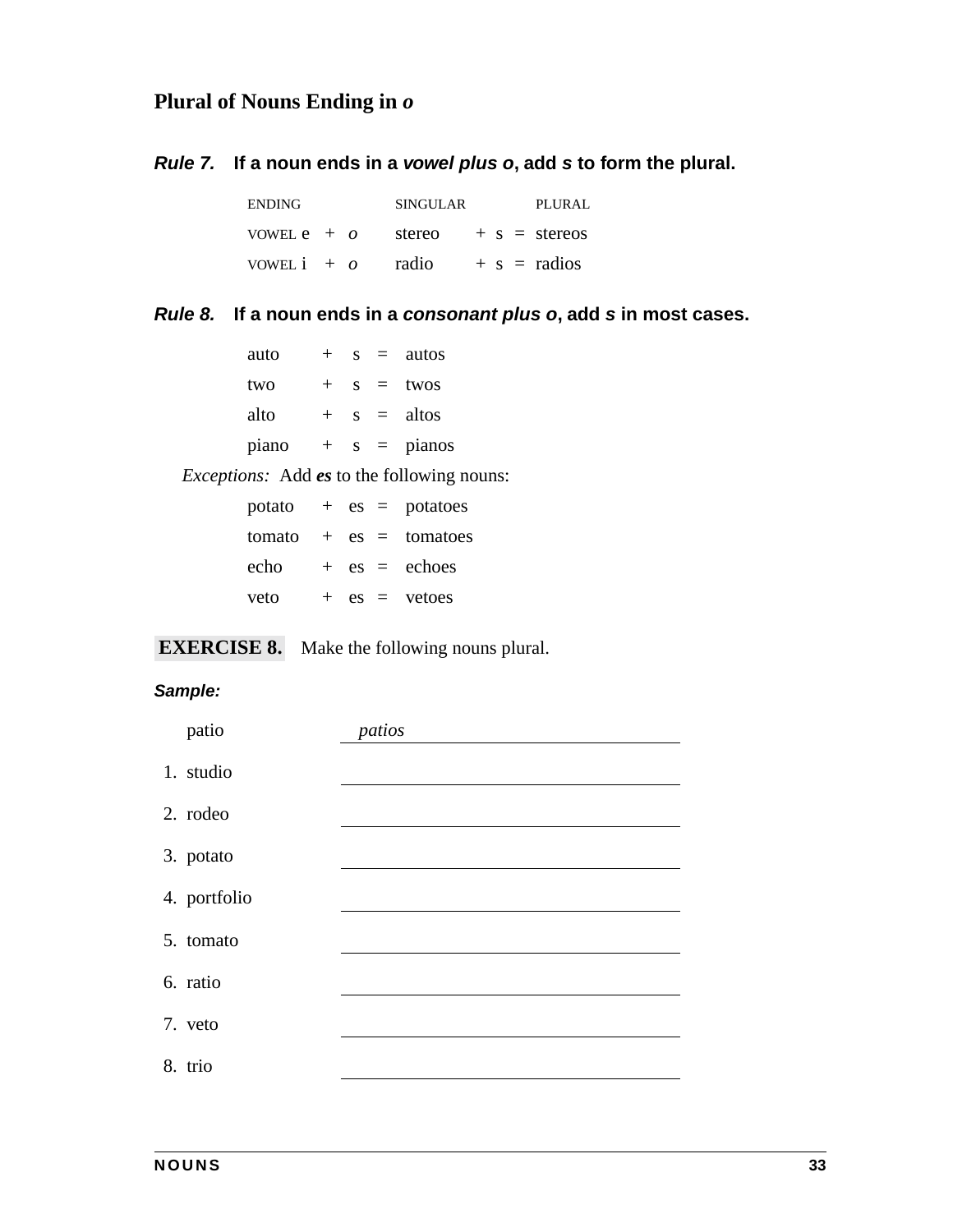## Plural of Nouns Ending in *o*

***Rule 7.*** **If a noun ends in a *vowel plus o*, add *s* to form the plural.**

| ENDING | SINGULAR | PLURAL |
|---|---|---|
| VOWEL e + *o* | stereo + s = | stereos |
| VOWEL i + *o* | radio + s = | radios |

***Rule 8.*** **If a noun ends in a *consonant plus o*, add *s* in most cases.**

| | | | | |
|---|---|---|---|---|
| auto | + | s | = | autos |
| two | + | s | = | twos |
| alto | + | s | = | altos |
| piano | + | s | = | pianos |

*Exceptions:* Add ***es*** to the following nouns:

| | | | | |
|---|---|---|---|---|
| potato | + | es | = | potatoes |
| tomato | + | es | = | tomatoes |
| echo | + | es | = | echoes |
| veto | + | es | = | vetoes |

**EXERCISE 8.** Make the following nouns plural.

***Sample:***

patio *patios*

1. studio ______________________
2. rodeo ______________________
3. potato ______________________
4. portfolio ______________________
5. tomato ______________________
6. ratio ______________________
7. veto ______________________
8. trio ______________________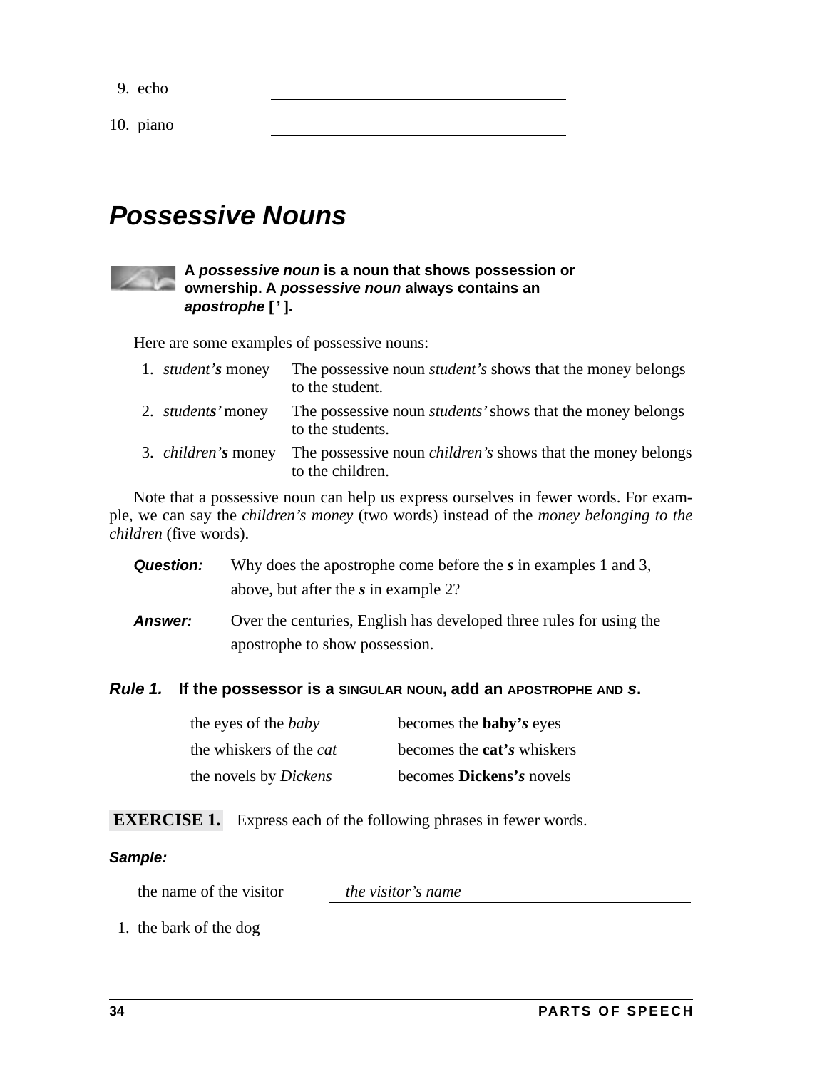9. echo ______________________

10. piano ______________________

## Possessive Nouns

**A *possessive noun* is a noun that shows possession or ownership. A *possessive noun* always contains an *apostrophe* [ ' ].**

Here are some examples of possessive nouns:

1. *student's* money — The possessive noun *student's* shows that the money belongs to the student.
2. *students'* money — The possessive noun *students'* shows that the money belongs to the students.
3. *children's* money — The possessive noun *children's* shows that the money belongs to the children.

Note that a possessive noun can help us express ourselves in fewer words. For example, we can say the *children's money* (two words) instead of the *money belonging to the children* (five words).

***Question:*** Why does the apostrophe come before the ***s*** in examples 1 and 3, above, but after the ***s*** in example 2?

***Answer:*** Over the centuries, English has developed three rules for using the apostrophe to show possession.

***Rule 1.*** **If the possessor is a SINGULAR NOUN, add an APOSTROPHE AND *s*.**

| | |
|---|---|
| the eyes of the *baby* | becomes the **baby'*s*** eyes |
| the whiskers of the *cat* | becomes the **cat'*s*** whiskers |
| the novels by *Dickens* | becomes **Dickens'*s*** novels |

**EXERCISE 1.** Express each of the following phrases in fewer words.

***Sample:***

the name of the visitor — *the visitor's name*

1. the bark of the dog ______________________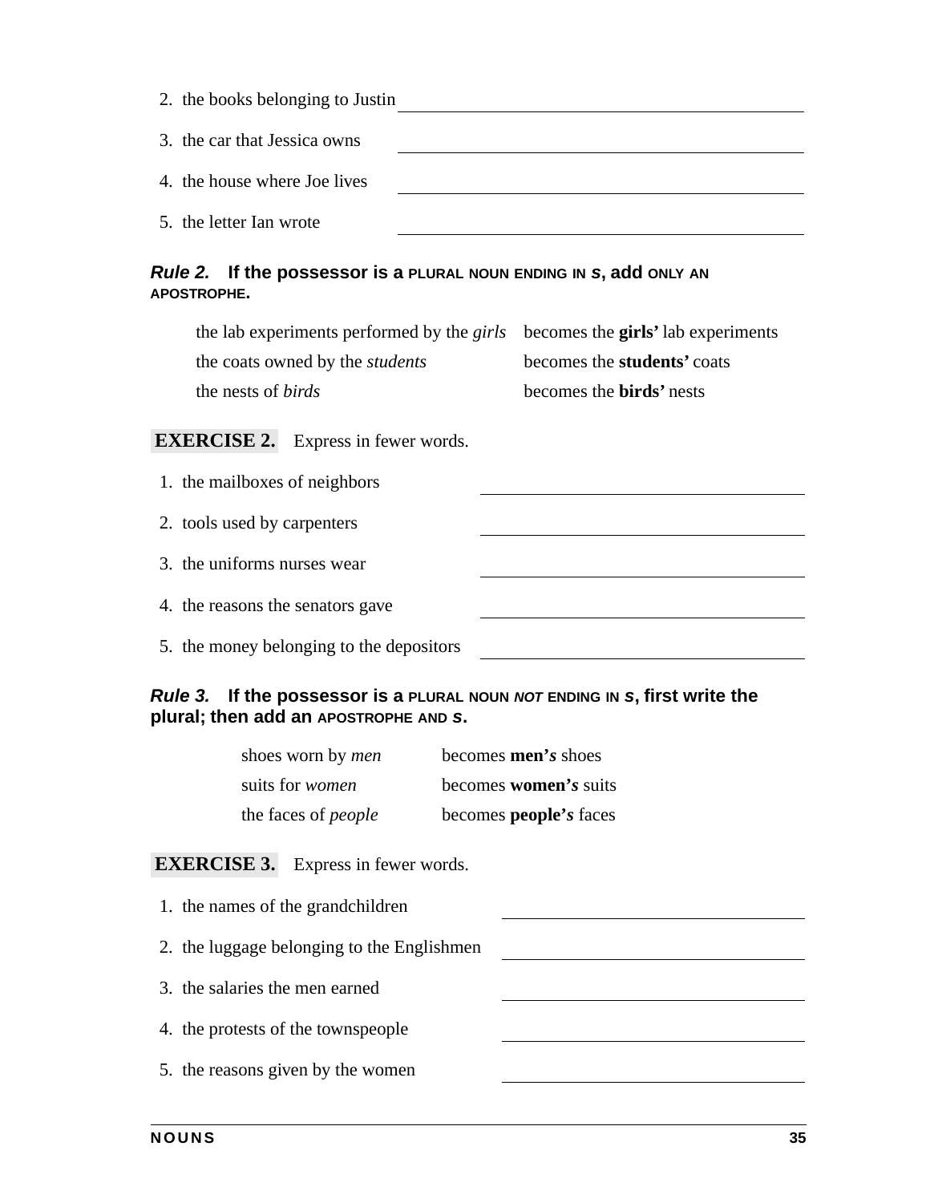2. the books belonging to Justin ____________________

3. the car that Jessica owns ____________________

4. the house where Joe lives ____________________

5. the letter Ian wrote ____________________

***Rule 2.* If the possessor is a PLURAL NOUN ENDING IN *S*, add ONLY AN APOSTROPHE.**

| | |
|---|---|
| the lab experiments performed by the *girls* | becomes the **girls'** lab experiments |
| the coats owned by the *students* | becomes the **students'** coats |
| the nests of *birds* | becomes the **birds'** nests |

**EXERCISE 2.** Express in fewer words.

1. the mailboxes of neighbors ____________________

2. tools used by carpenters ____________________

3. the uniforms nurses wear ____________________

4. the reasons the senators gave ____________________

5. the money belonging to the depositors ____________________

***Rule 3.* If the possessor is a PLURAL NOUN *NOT* ENDING IN *S*, first write the plural; then add an APOSTROPHE AND *S*.**

| | |
|---|---|
| shoes worn by *men* | becomes **men'*s*** shoes |
| suits for *women* | becomes **women'*s*** suits |
| the faces of *people* | becomes **people'*s*** faces |

**EXERCISE 3.** Express in fewer words.

1. the names of the grandchildren ____________________

2. the luggage belonging to the Englishmen ____________________

3. the salaries the men earned ____________________

4. the protests of the townspeople ____________________

5. the reasons given by the women ____________________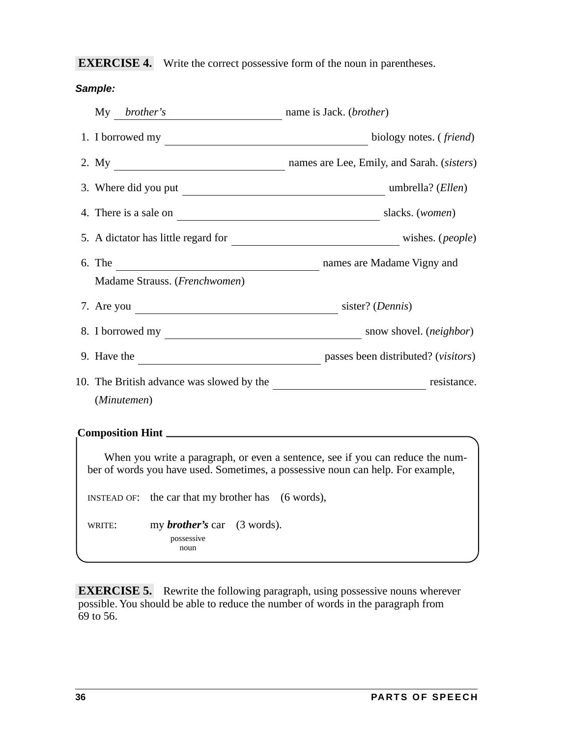**EXERCISE 4.** Write the correct possessive form of the noun in parentheses.

***Sample:***

My ___*brother's*___ name is Jack. (*brother*)

1. I borrowed my ________________ biology notes. (*friend*)
2. My ________________ names are Lee, Emily, and Sarah. (*sisters*)
3. Where did you put ________________ umbrella? (*Ellen*)
4. There is a sale on ________________ slacks. (*women*)
5. A dictator has little regard for ________________ wishes. (*people*)
6. The ________________ names are Madame Vigny and Madame Strauss. (*Frenchwomen*)
7. Are you ________________ sister? (*Dennis*)
8. I borrowed my ________________ snow shovel. (*neighbor*)
9. Have the ________________ passes been distributed? (*visitors*)
10. The British advance was slowed by the ________________ resistance. (*Minutemen*)

**Composition Hint**

When you write a paragraph, or even a sentence, see if you can reduce the number of words you have used. Sometimes, a possessive noun can help. For example,

INSTEAD OF: the car that my brother has (6 words),

WRITE: my ***brother's*** car (3 words).
(possessive noun)

**EXERCISE 5.** Rewrite the following paragraph, using possessive nouns wherever possible. You should be able to reduce the number of words in the paragraph from 69 to 56.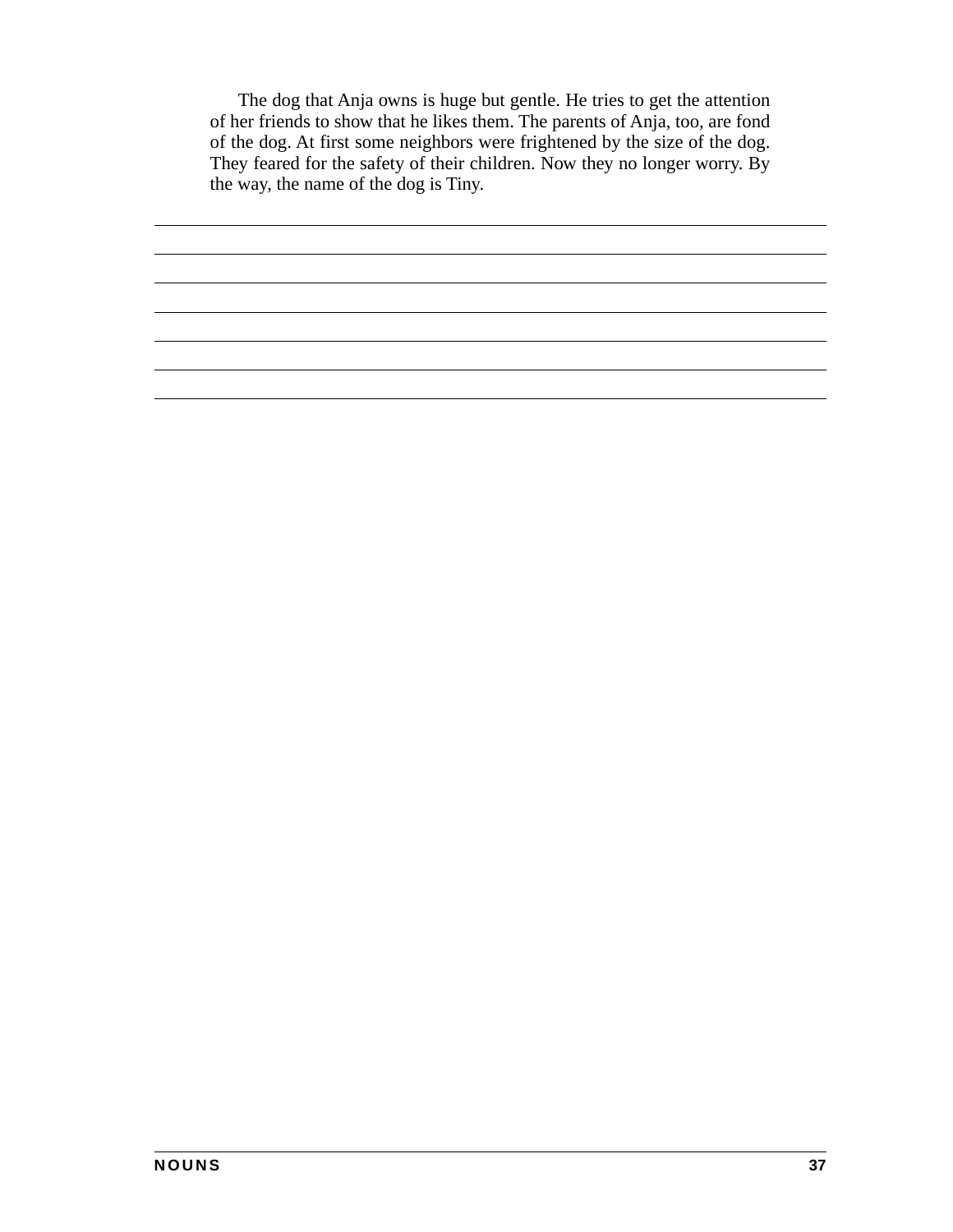The dog that Anja owns is huge but gentle. He tries to get the attention of her friends to show that he likes them. The parents of Anja, too, are fond of the dog. At first some neighbors were frightened by the size of the dog. They feared for the safety of their children. Now they no longer worry. By the way, the name of the dog is Tiny.

______________________________________________________________________

______________________________________________________________________

______________________________________________________________________

______________________________________________________________________

______________________________________________________________________

______________________________________________________________________

______________________________________________________________________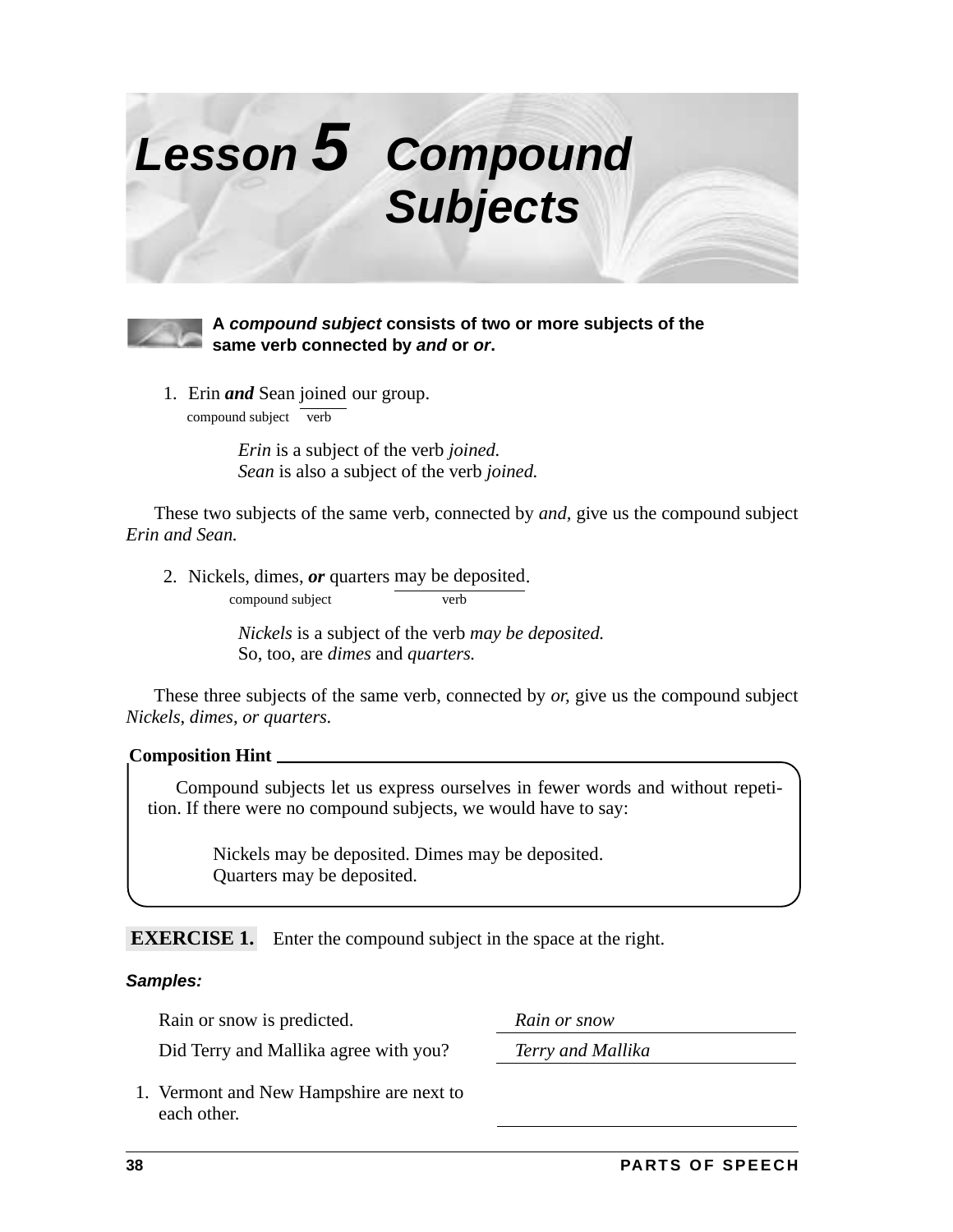# Lesson 5 Compound Subjects

**A *compound subject* consists of two or more subjects of the same verb connected by *and* or *or*.**

1. Erin ***and*** Sean joined our group.
   compound subject — verb

   *Erin* is a subject of the verb *joined.*
   *Sean* is also a subject of the verb *joined.*

These two subjects of the same verb, connected by *and,* give us the compound subject *Erin and Sean.*

2. Nickels, dimes, ***or*** quarters may be deposited.
   compound subject — verb

   *Nickels* is a subject of the verb *may be deposited.*
   So, too, are *dimes* and *quarters.*

These three subjects of the same verb, connected by *or,* give us the compound subject *Nickels, dimes, or quarters.*

**Composition Hint**

Compound subjects let us express ourselves in fewer words and without repetition. If there were no compound subjects, we would have to say:

> Nickels may be deposited. Dimes may be deposited.
> Quarters may be deposited.

**EXERCISE 1.** Enter the compound subject in the space at the right.

***Samples:***

| | |
|---|---|
| Rain or snow is predicted. | *Rain or snow* |
| Did Terry and Mallika agree with you? | *Terry and Mallika* |
| 1. Vermont and New Hampshire are next to each other. | ______________ |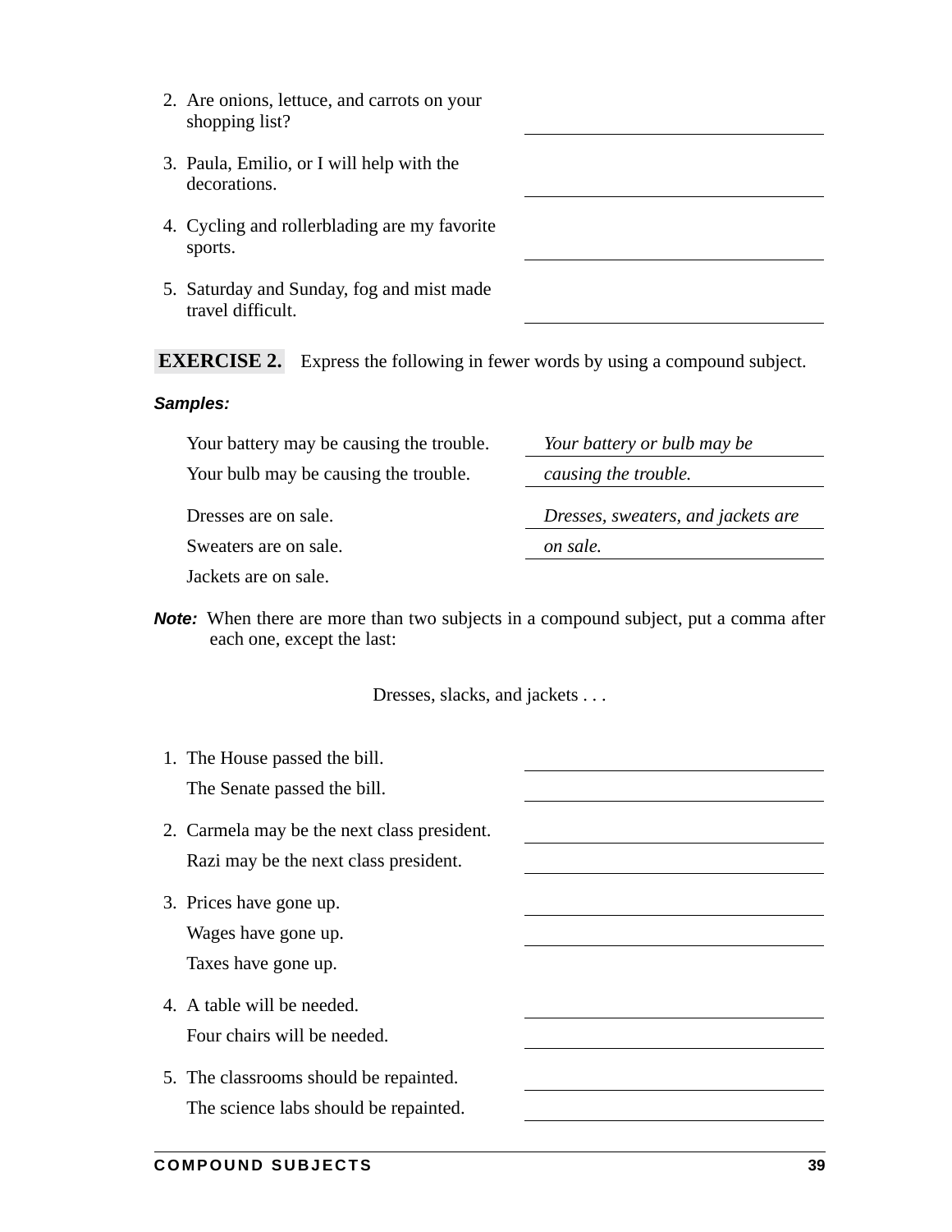2. Are onions, lettuce, and carrots on your shopping list? \_\_\_\_\_\_\_\_\_\_\_\_\_\_\_\_\_\_\_\_

3. Paula, Emilio, or I will help with the decorations. \_\_\_\_\_\_\_\_\_\_\_\_\_\_\_\_\_\_\_\_

4. Cycling and rollerblading are my favorite sports. \_\_\_\_\_\_\_\_\_\_\_\_\_\_\_\_\_\_\_\_

5. Saturday and Sunday, fog and mist made travel difficult. \_\_\_\_\_\_\_\_\_\_\_\_\_\_\_\_\_\_\_\_

**EXERCISE 2.** Express the following in fewer words by using a compound subject.

***Samples:***

| | |
|---|---|
| Your battery may be causing the trouble. | *Your battery or bulb may be* |
| Your bulb may be causing the trouble. | *causing the trouble.* |
| Dresses are on sale. | *Dresses, sweaters, and jackets are* |
| Sweaters are on sale. | *on sale.* |
| Jackets are on sale. | |

***Note:*** When there are more than two subjects in a compound subject, put a comma after each one, except the last:

Dresses, slacks, and jackets . . .

1. The House passed the bill. \_\_\_\_\_\_\_\_\_\_\_\_\_\_\_\_\_\_\_\_
   The Senate passed the bill. \_\_\_\_\_\_\_\_\_\_\_\_\_\_\_\_\_\_\_\_

2. Carmela may be the next class president. \_\_\_\_\_\_\_\_\_\_\_\_\_\_\_\_\_\_\_\_
   Razi may be the next class president. \_\_\_\_\_\_\_\_\_\_\_\_\_\_\_\_\_\_\_\_

3. Prices have gone up. \_\_\_\_\_\_\_\_\_\_\_\_\_\_\_\_\_\_\_\_
   Wages have gone up. \_\_\_\_\_\_\_\_\_\_\_\_\_\_\_\_\_\_\_\_
   Taxes have gone up.

4. A table will be needed. \_\_\_\_\_\_\_\_\_\_\_\_\_\_\_\_\_\_\_\_
   Four chairs will be needed. \_\_\_\_\_\_\_\_\_\_\_\_\_\_\_\_\_\_\_\_

5. The classrooms should be repainted. \_\_\_\_\_\_\_\_\_\_\_\_\_\_\_\_\_\_\_\_
   The science labs should be repainted. \_\_\_\_\_\_\_\_\_\_\_\_\_\_\_\_\_\_\_\_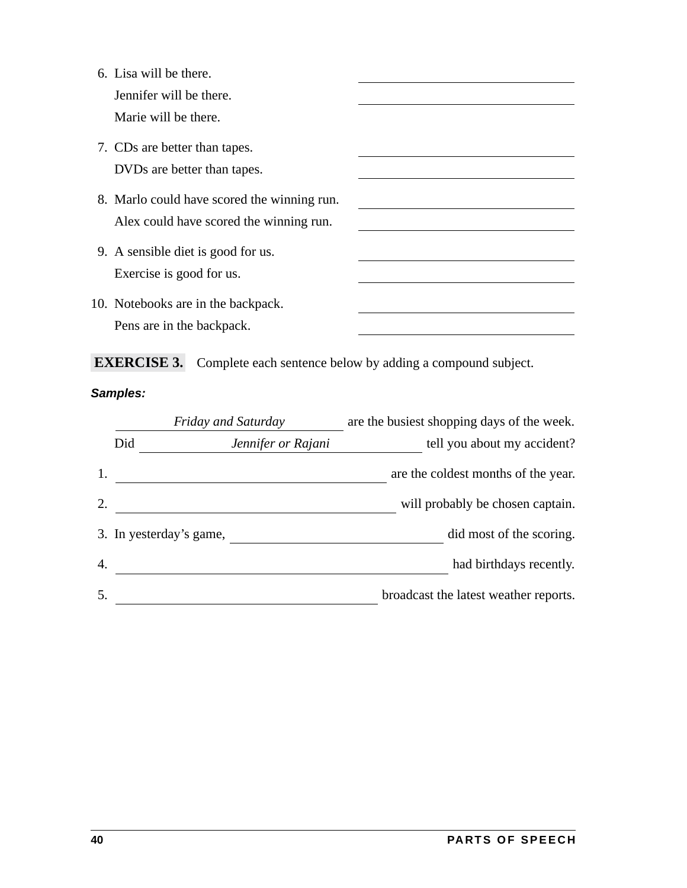6. Lisa will be there. \_\_\_\_\_\_\_\_\_\_\_\_\_\_\_\_\_\_\_\_\_\_\_\_\_\_\_\_
   Jennifer will be there. \_\_\_\_\_\_\_\_\_\_\_\_\_\_\_\_\_\_\_\_\_\_\_\_\_\_\_\_
   Marie will be there.

7. CDs are better than tapes. \_\_\_\_\_\_\_\_\_\_\_\_\_\_\_\_\_\_\_\_\_\_\_\_\_\_\_\_
   DVDs are better than tapes. \_\_\_\_\_\_\_\_\_\_\_\_\_\_\_\_\_\_\_\_\_\_\_\_\_\_\_\_

8. Marlo could have scored the winning run. \_\_\_\_\_\_\_\_\_\_\_\_\_\_\_\_\_\_\_\_\_\_\_\_\_\_\_\_
   Alex could have scored the winning run. \_\_\_\_\_\_\_\_\_\_\_\_\_\_\_\_\_\_\_\_\_\_\_\_\_\_\_\_

9. A sensible diet is good for us. \_\_\_\_\_\_\_\_\_\_\_\_\_\_\_\_\_\_\_\_\_\_\_\_\_\_\_\_
   Exercise is good for us. \_\_\_\_\_\_\_\_\_\_\_\_\_\_\_\_\_\_\_\_\_\_\_\_\_\_\_\_

10. Notebooks are in the backpack. \_\_\_\_\_\_\_\_\_\_\_\_\_\_\_\_\_\_\_\_\_\_\_\_\_\_\_\_
    Pens are in the backpack. \_\_\_\_\_\_\_\_\_\_\_\_\_\_\_\_\_\_\_\_\_\_\_\_\_\_\_\_

**EXERCISE 3.** Complete each sentence below by adding a compound subject.

***Samples:***

*Friday and Saturday* are the busiest shopping days of the week.

Did *Jennifer or Rajani* tell you about my accident?

1. \_\_\_\_\_\_\_\_\_\_\_\_\_\_\_\_\_\_\_\_\_\_\_\_\_\_\_\_ are the coldest months of the year.

2. \_\_\_\_\_\_\_\_\_\_\_\_\_\_\_\_\_\_\_\_\_\_\_\_\_\_\_\_ will probably be chosen captain.

3. In yesterday's game, \_\_\_\_\_\_\_\_\_\_\_\_\_\_\_\_\_\_\_\_\_\_\_\_\_\_\_\_ did most of the scoring.

4. \_\_\_\_\_\_\_\_\_\_\_\_\_\_\_\_\_\_\_\_\_\_\_\_\_\_\_\_ had birthdays recently.

5. \_\_\_\_\_\_\_\_\_\_\_\_\_\_\_\_\_\_\_\_\_\_\_\_\_\_\_\_ broadcast the latest weather reports.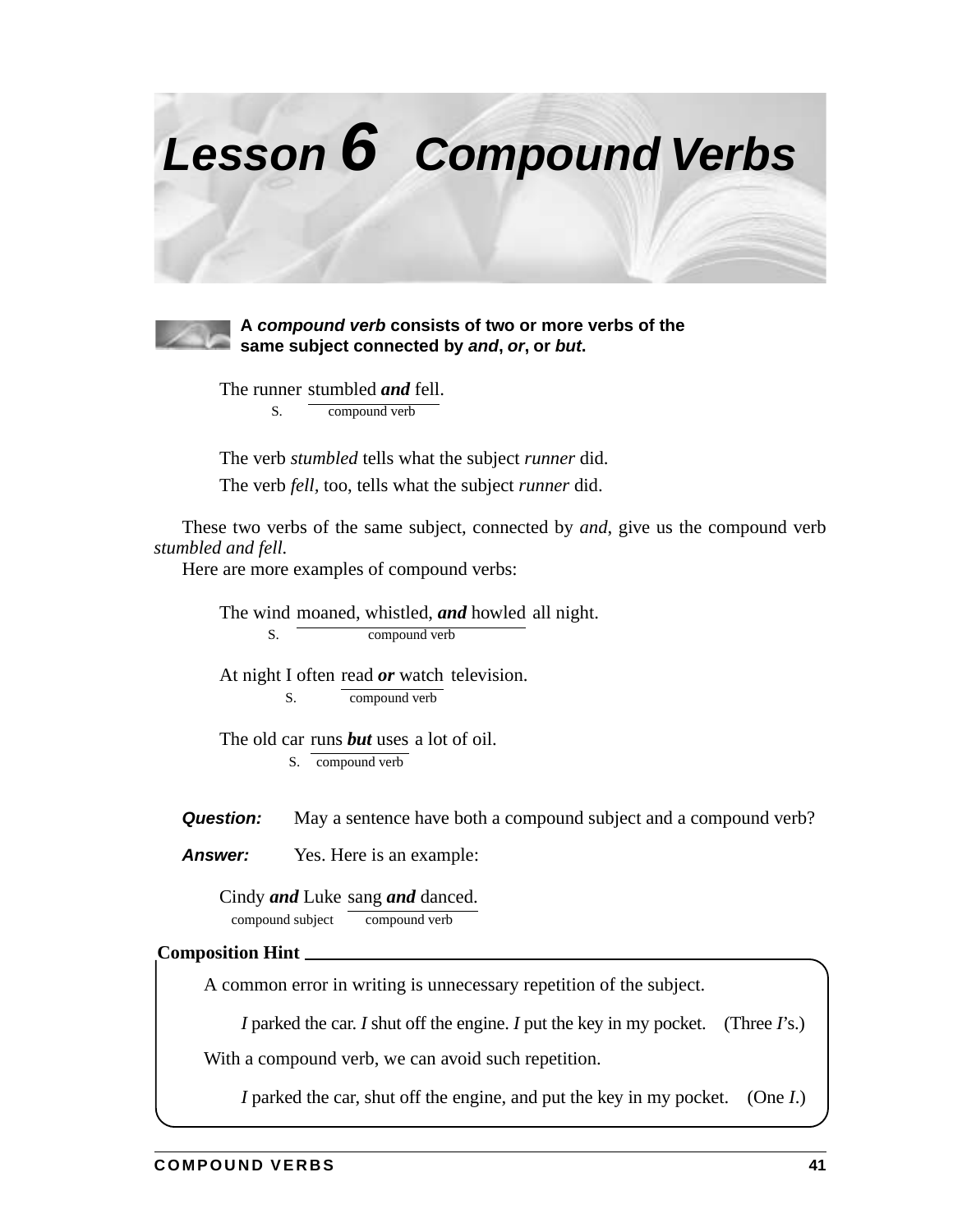# Lesson 6 Compound Verbs

**A *compound verb* consists of two or more verbs of the same subject connected by *and*, *or*, or *but*.**

The runner stumbled ***and*** fell.
S. — compound verb

The verb *stumbled* tells what the subject *runner* did.

The verb *fell*, too, tells what the subject *runner* did.

These two verbs of the same subject, connected by *and*, give us the compound verb *stumbled and fell*.

Here are more examples of compound verbs:

The wind moaned, whistled, ***and*** howled all night.
S. — compound verb

At night I often read ***or*** watch television.
S. — compound verb

The old car runs ***but*** uses a lot of oil.
S. — compound verb

***Question:*** May a sentence have both a compound subject and a compound verb?

***Answer:*** Yes. Here is an example:

Cindy ***and*** Luke sang ***and*** danced.
compound subject — compound verb

**Composition Hint**

A common error in writing is unnecessary repetition of the subject.

*I* parked the car. *I* shut off the engine. *I* put the key in my pocket. (Three *I*'s.)

With a compound verb, we can avoid such repetition.

*I* parked the car, shut off the engine, and put the key in my pocket. (One *I*.)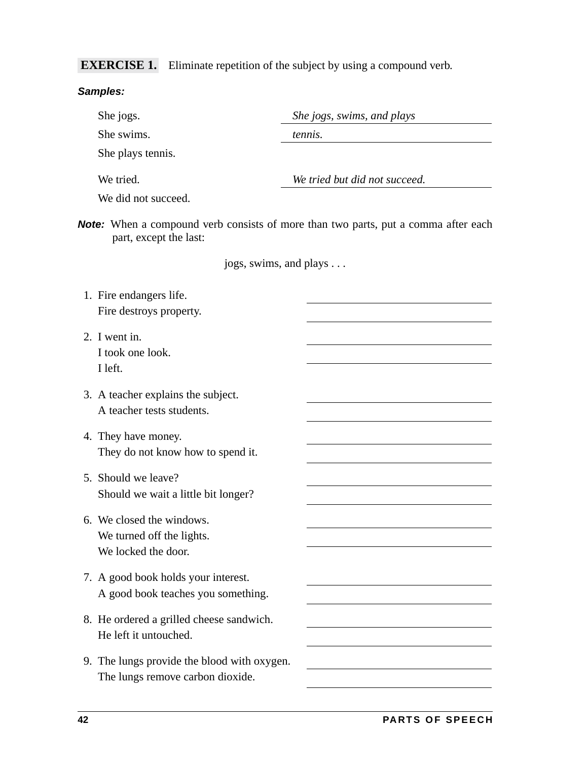**EXERCISE 1.** Eliminate repetition of the subject by using a compound verb.

***Samples:***

She jogs.
She swims.
She plays tennis.

*She jogs, swims, and plays tennis.*

We tried.
We did not succeed.

*We tried but did not succeed.*

***Note:*** When a compound verb consists of more than two parts, put a comma after each part, except the last:

jogs, swims, and plays . . .

1. Fire endangers life.
   Fire destroys property.
   ______________________________
   ______________________________

2. I went in.
   I took one look.
   I left.
   ______________________________
   ______________________________

3. A teacher explains the subject.
   A teacher tests students.
   ______________________________
   ______________________________

4. They have money.
   They do not know how to spend it.
   ______________________________
   ______________________________

5. Should we leave?
   Should we wait a little bit longer?
   ______________________________
   ______________________________

6. We closed the windows.
   We turned off the lights.
   We locked the door.
   ______________________________
   ______________________________

7. A good book holds your interest.
   A good book teaches you something.
   ______________________________
   ______________________________

8. He ordered a grilled cheese sandwich.
   He left it untouched.
   ______________________________
   ______________________________

9. The lungs provide the blood with oxygen.
   The lungs remove carbon dioxide.
   ______________________________
   ______________________________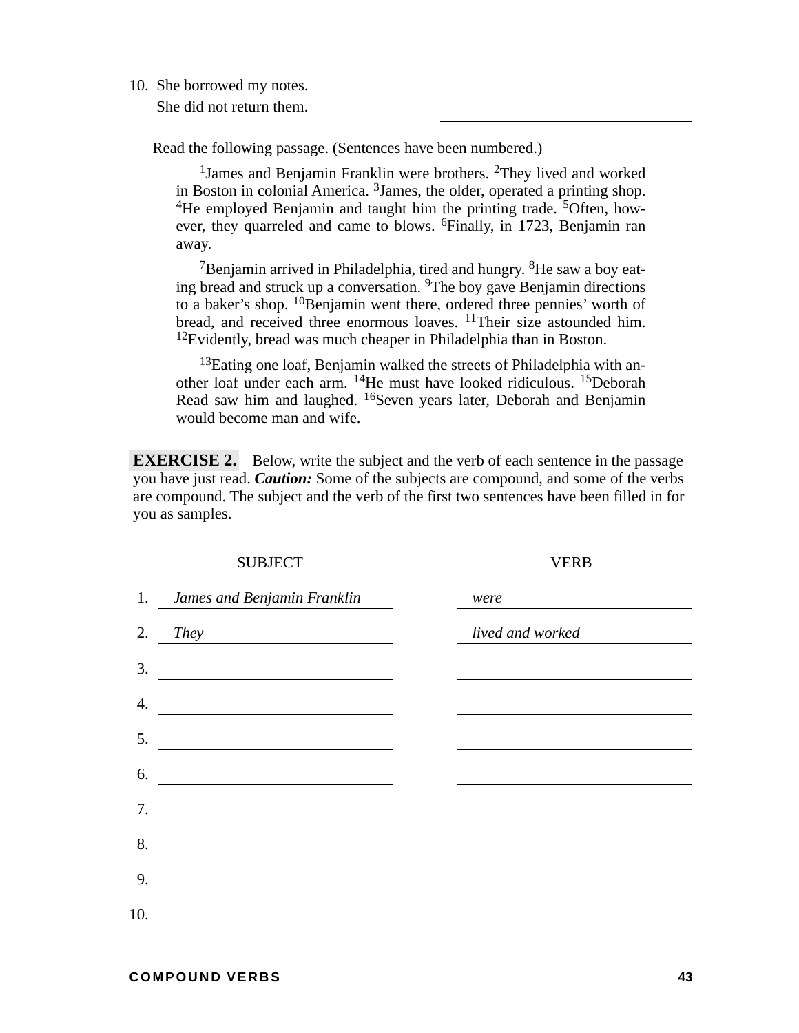10. She borrowed my notes. \_\_\_\_\_\_\_\_\_\_\_\_\_\_\_\_\_\_\_\_
    She did not return them. \_\_\_\_\_\_\_\_\_\_\_\_\_\_\_\_\_\_\_\_

Read the following passage. (Sentences have been numbered.)

> [1]James and Benjamin Franklin were brothers. [2]They lived and worked in Boston in colonial America. [3]James, the older, operated a printing shop. [4]He employed Benjamin and taught him the printing trade. [5]Often, however, they quarreled and came to blows. [6]Finally, in 1723, Benjamin ran away.
>
> [7]Benjamin arrived in Philadelphia, tired and hungry. [8]He saw a boy eating bread and struck up a conversation. [9]The boy gave Benjamin directions to a baker's shop. [10]Benjamin went there, ordered three pennies' worth of bread, and received three enormous loaves. [11]Their size astounded him. [12]Evidently, bread was much cheaper in Philadelphia than in Boston.
>
> [13]Eating one loaf, Benjamin walked the streets of Philadelphia with another loaf under each arm. [14]He must have looked ridiculous. [15]Deborah Read saw him and laughed. [16]Seven years later, Deborah and Benjamin would become man and wife.

**EXERCISE 2.** Below, write the subject and the verb of each sentence in the passage you have just read. ***Caution:*** Some of the subjects are compound, and some of the verbs are compound. The subject and the verb of the first two sentences have been filled in for you as samples.

| | SUBJECT | VERB |
|---|---|---|
| 1. | *James and Benjamin Franklin* | *were* |
| 2. | *They* | *lived and worked* |
| 3. | | |
| 4. | | |
| 5. | | |
| 6. | | |
| 7. | | |
| 8. | | |
| 9. | | |
| 10. | | |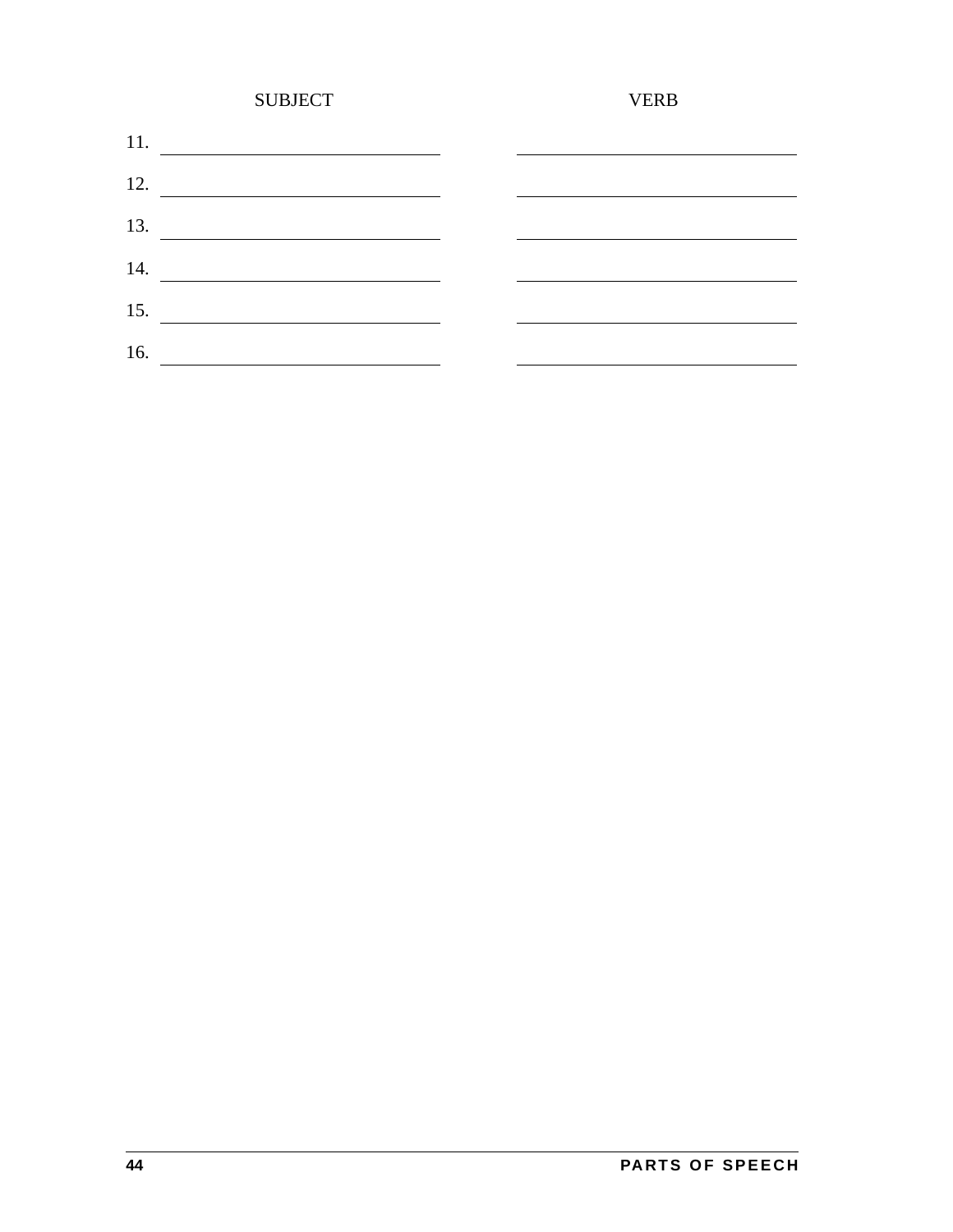| | SUBJECT | VERB |
|---|---|---|
| 11. | | |
| 12. | | |
| 13. | | |
| 14. | | |
| 15. | | |
| 16. | | |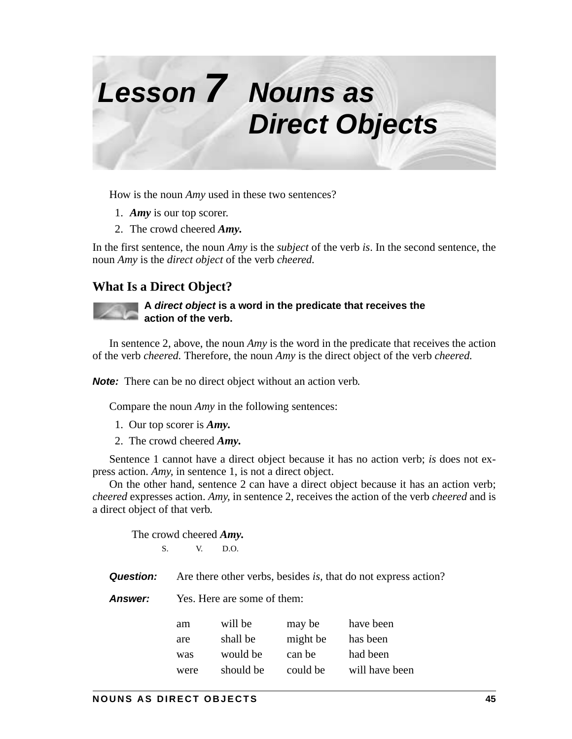# Lesson 7 Nouns as Direct Objects

How is the noun *Amy* used in these two sentences?

1. ***Amy*** is our top scorer.
2. The crowd cheered ***Amy.***

In the first sentence, the noun *Amy* is the *subject* of the verb *is*. In the second sentence, the noun *Amy* is the *direct object* of the verb *cheered.*

## What Is a Direct Object?

**A *direct object* is a word in the predicate that receives the action of the verb.**

In sentence 2, above, the noun *Amy* is the word in the predicate that receives the action of the verb *cheered.* Therefore, the noun *Amy* is the direct object of the verb *cheered.*

***Note:*** There can be no direct object without an action verb.

Compare the noun *Amy* in the following sentences:

1. Our top scorer is ***Amy.***
2. The crowd cheered ***Amy.***

Sentence 1 cannot have a direct object because it has no action verb; *is* does not express action. *Amy,* in sentence 1, is not a direct object.

On the other hand, sentence 2 can have a direct object because it has an action verb; *cheered* expresses action. *Amy,* in sentence 2, receives the action of the verb *cheered* and is a direct object of that verb.

The crowd cheered ***Amy.***
S. V. D.O.

***Question:*** Are there other verbs, besides *is,* that do not express action?

***Answer:*** Yes. Here are some of them:

| | | | |
|---|---|---|---|
| am | will be | may be | have been |
| are | shall be | might be | has been |
| was | would be | can be | had been |
| were | should be | could be | will have been |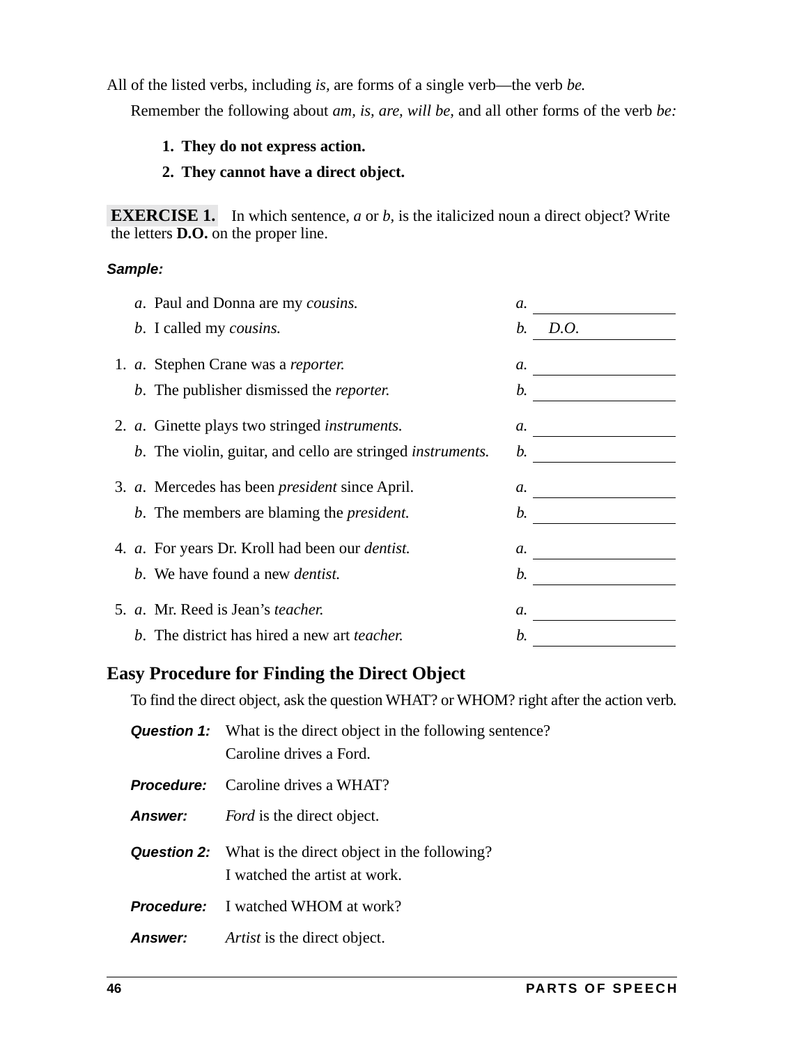All of the listed verbs, including *is,* are forms of a single verb—the verb *be.*

Remember the following about *am, is, are, will be,* and all other forms of the verb *be:*

1. **They do not express action.**
2. **They cannot have a direct object.**

**EXERCISE 1.** In which sentence, *a* or *b,* is the italicized noun a direct object? Write the letters **D.O.** on the proper line.

***Sample:***

*a*. Paul and Donna are my *cousins.* *a.* ____________

*b*. I called my *cousins.* *b.* D.O.

1. *a*. Stephen Crane was a *reporter.* *a.* ____________

   *b*. The publisher dismissed the *reporter.* *b.* ____________

2. *a*. Ginette plays two stringed *instruments.* *a.* ____________

   *b*. The violin, guitar, and cello are stringed *instruments.* *b.* ____________

3. *a*. Mercedes has been *president* since April. *a.* ____________

   *b*. The members are blaming the *president.* *b.* ____________

4. *a*. For years Dr. Kroll had been our *dentist.* *a.* ____________

   *b*. We have found a new *dentist.* *b.* ____________

5. *a*. Mr. Reed is Jean's *teacher.* *a.* ____________

   *b*. The district has hired a new art *teacher.* *b.* ____________

## Easy Procedure for Finding the Direct Object

To find the direct object, ask the question WHAT? or WHOM? right after the action verb.

***Question 1:*** What is the direct object in the following sentence?
Caroline drives a Ford.

***Procedure:*** Caroline drives a WHAT?

***Answer:*** *Ford* is the direct object.

***Question 2:*** What is the direct object in the following?
I watched the artist at work.

***Procedure:*** I watched WHOM at work?

***Answer:*** *Artist* is the direct object.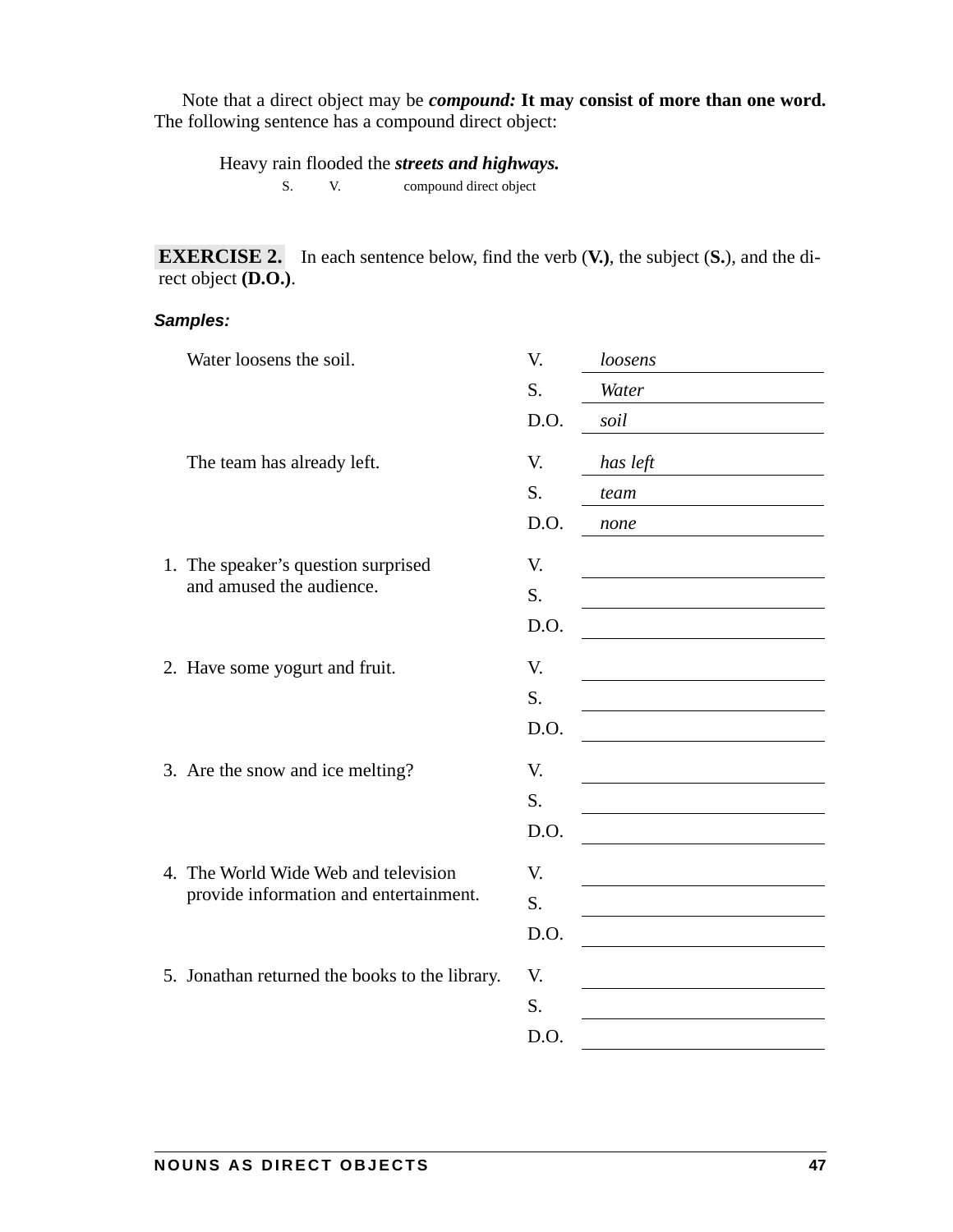Note that a direct object may be ***compound:*** **It may consist of more than one word.** The following sentence has a compound direct object:

Heavy rain flooded the ***streets and highways.***
S. V. compound direct object

**EXERCISE 2.** In each sentence below, find the verb (**V.)**, the subject (**S.**), and the direct object **(D.O.)**.

***Samples:***

| Sentence | | |
|---|---|---|
| Water loosens the soil. | V. | *loosens* |
| | S. | *Water* |
| | D.O. | *soil* |
| The team has already left. | V. | *has left* |
| | S. | *team* |
| | D.O. | *none* |
| 1. The speaker's question surprised and amused the audience. | V. | ________________ |
| | S. | ________________ |
| | D.O. | ________________ |
| 2. Have some yogurt and fruit. | V. | ________________ |
| | S. | ________________ |
| | D.O. | ________________ |
| 3. Are the snow and ice melting? | V. | ________________ |
| | S. | ________________ |
| | D.O. | ________________ |
| 4. The World Wide Web and television provide information and entertainment. | V. | ________________ |
| | S. | ________________ |
| | D.O. | ________________ |
| 5. Jonathan returned the books to the library. | V. | ________________ |
| | S. | ________________ |
| | D.O. | ________________ |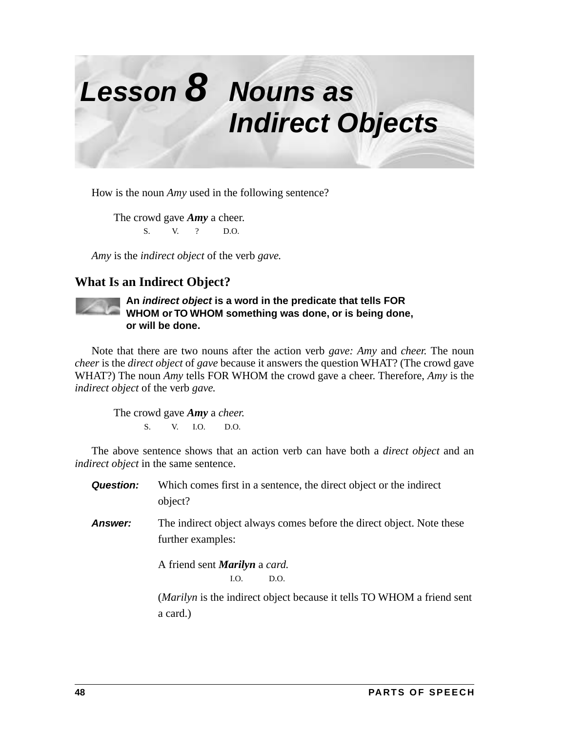# Lesson 8 Nouns as Indirect Objects

How is the noun *Amy* used in the following sentence?

The crowd gave ***Amy*** a cheer.
S. V. ? D.O.

*Amy* is the *indirect object* of the verb *gave.*

## What Is an Indirect Object?

**An *indirect object* is a word in the predicate that tells FOR WHOM or TO WHOM something was done, or is being done, or will be done.**

Note that there are two nouns after the action verb *gave: Amy* and *cheer.* The noun *cheer* is the *direct object* of *gave* because it answers the question WHAT? (The crowd gave WHAT?) The noun *Amy* tells FOR WHOM the crowd gave a cheer. Therefore, *Amy* is the *indirect object* of the verb *gave.*

The crowd gave ***Amy*** a *cheer.*
S. V. I.O. D.O.

The above sentence shows that an action verb can have both a *direct object* and an *indirect object* in the same sentence.

***Question:*** Which comes first in a sentence, the direct object or the indirect object?

***Answer:*** The indirect object always comes before the direct object. Note these further examples:

A friend sent ***Marilyn*** a *card.*
I.O. D.O.

(*Marilyn* is the indirect object because it tells TO WHOM a friend sent a card.)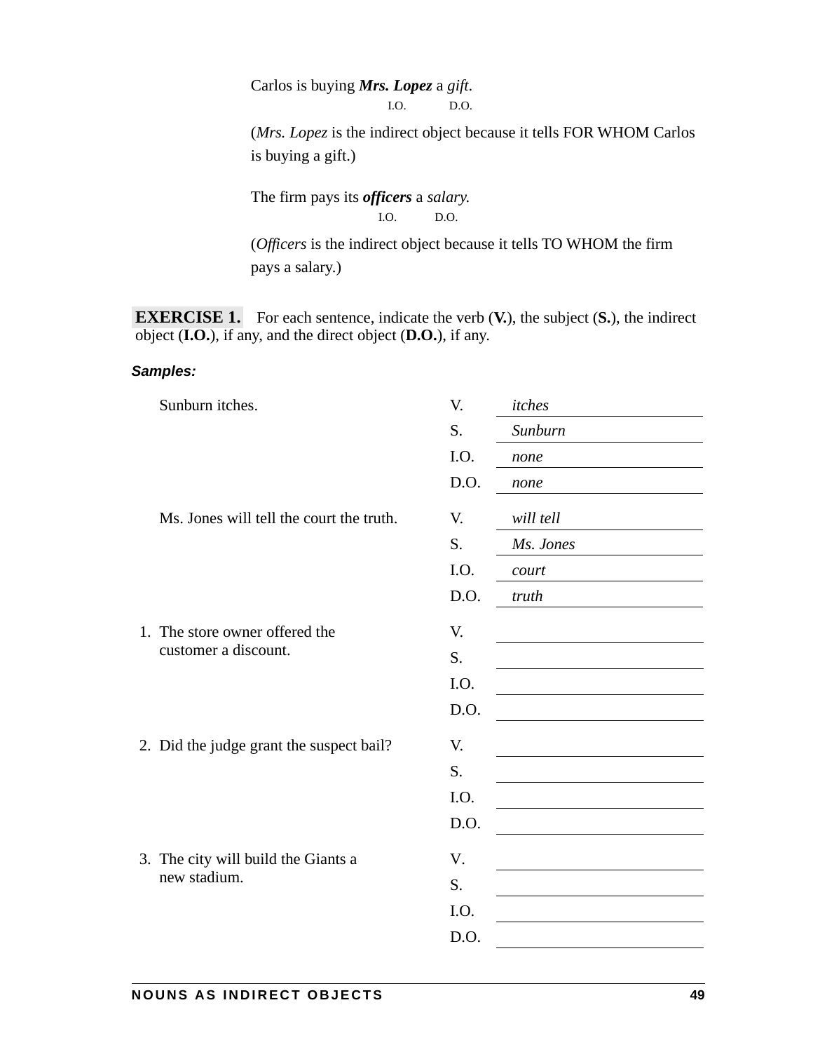Carlos is buying ***Mrs. Lopez*** a *gift*.
I.O. D.O.

(*Mrs. Lopez* is the indirect object because it tells FOR WHOM Carlos is buying a gift.)

The firm pays its ***officers*** a *salary.*
I.O. D.O.

(*Officers* is the indirect object because it tells TO WHOM the firm pays a salary.)

**EXERCISE 1.** For each sentence, indicate the verb (**V.**), the subject (**S.**), the indirect object (**I.O.**), if any, and the direct object (**D.O.**), if any.

***Samples:***

| Sentence | | |
|---|---|---|
| Sunburn itches. | V. | *itches* |
| | S. | *Sunburn* |
| | I.O. | *none* |
| | D.O. | *none* |
| Ms. Jones will tell the court the truth. | V. | *will tell* |
| | S. | *Ms. Jones* |
| | I.O. | *court* |
| | D.O. | *truth* |
| 1. The store owner offered the customer a discount. | V. | |
| | S. | |
| | I.O. | |
| | D.O. | |
| 2. Did the judge grant the suspect bail? | V. | |
| | S. | |
| | I.O. | |
| | D.O. | |
| 3. The city will build the Giants a new stadium. | V. | |
| | S. | |
| | I.O. | |
| | D.O. | |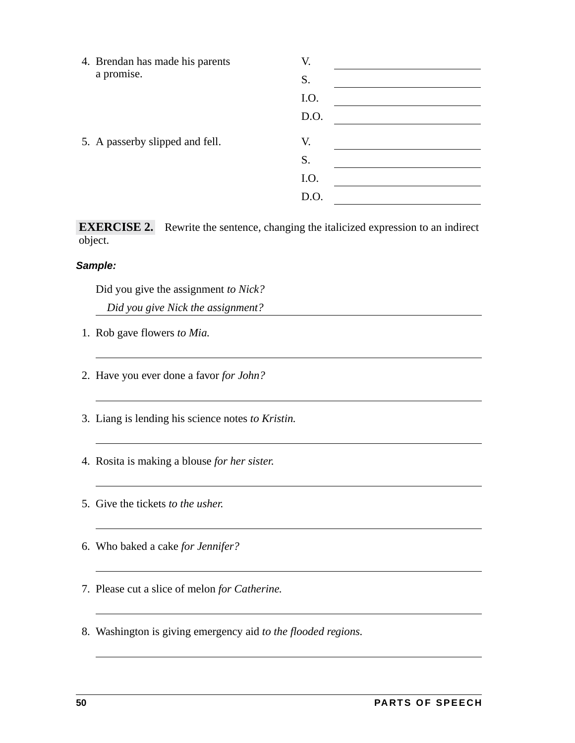4. Brendan has made his parents a promise.

V. ______________________

S. ______________________

I.O. ______________________

D.O. ______________________

5. A passerby slipped and fell.

V. ______________________

S. ______________________

I.O. ______________________

D.O. ______________________

**EXERCISE 2.** Rewrite the sentence, changing the italicized expression to an indirect object.

***Sample:***

Did you give the assignment *to Nick?*

*Did you give Nick the assignment?*

1. Rob gave flowers *to Mia.*

______________________________________________

2. Have you ever done a favor *for John?*

______________________________________________

3. Liang is lending his science notes *to Kristin.*

______________________________________________

4. Rosita is making a blouse *for her sister.*

______________________________________________

5. Give the tickets *to the usher.*

______________________________________________

6. Who baked a cake *for Jennifer?*

______________________________________________

7. Please cut a slice of melon *for Catherine.*

______________________________________________

8. Washington is giving emergency aid *to the flooded regions.*

______________________________________________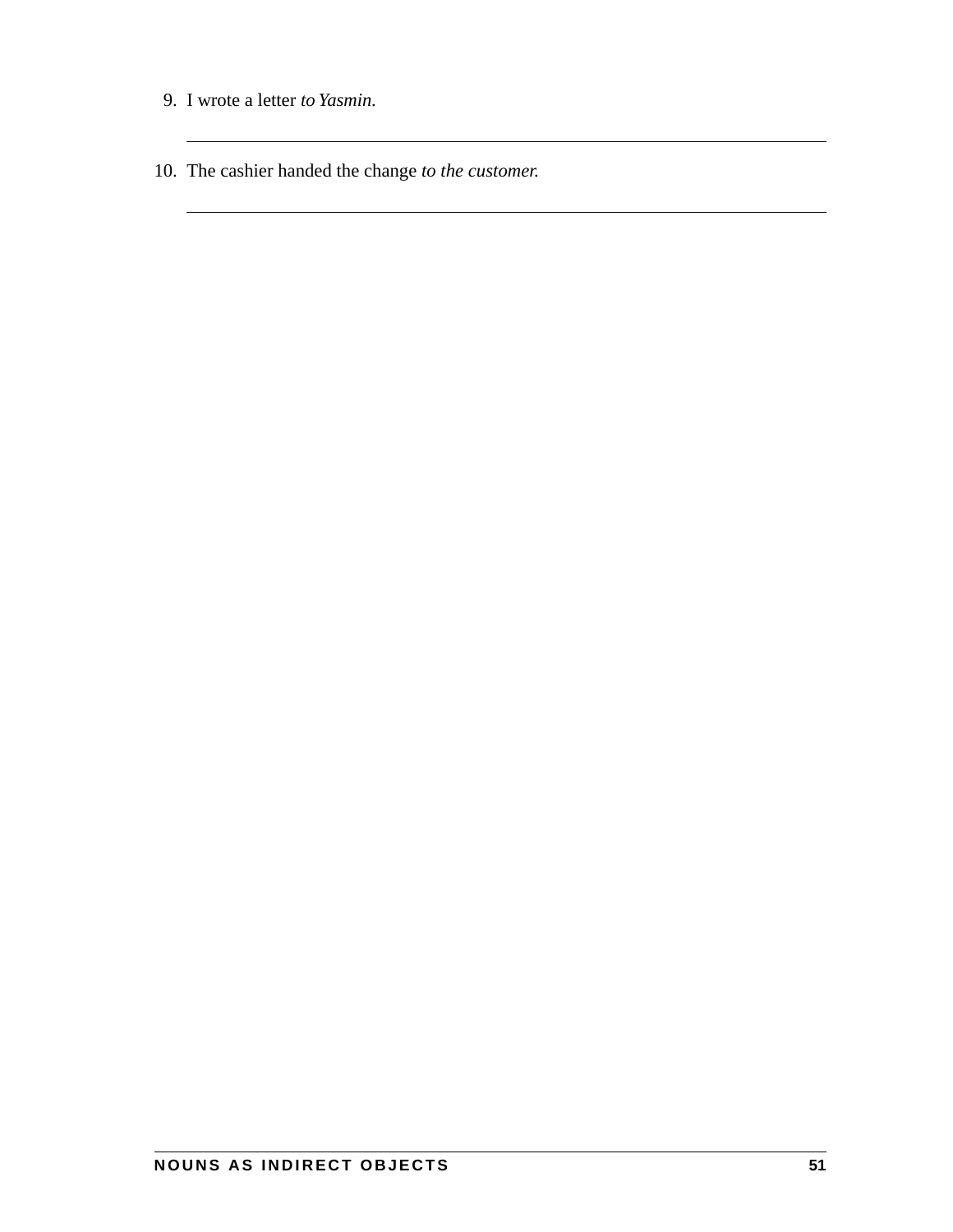9. I wrote a letter *to Yasmin.*

   ______________________________________________________________

10. The cashier handed the change *to the customer.*

   ______________________________________________________________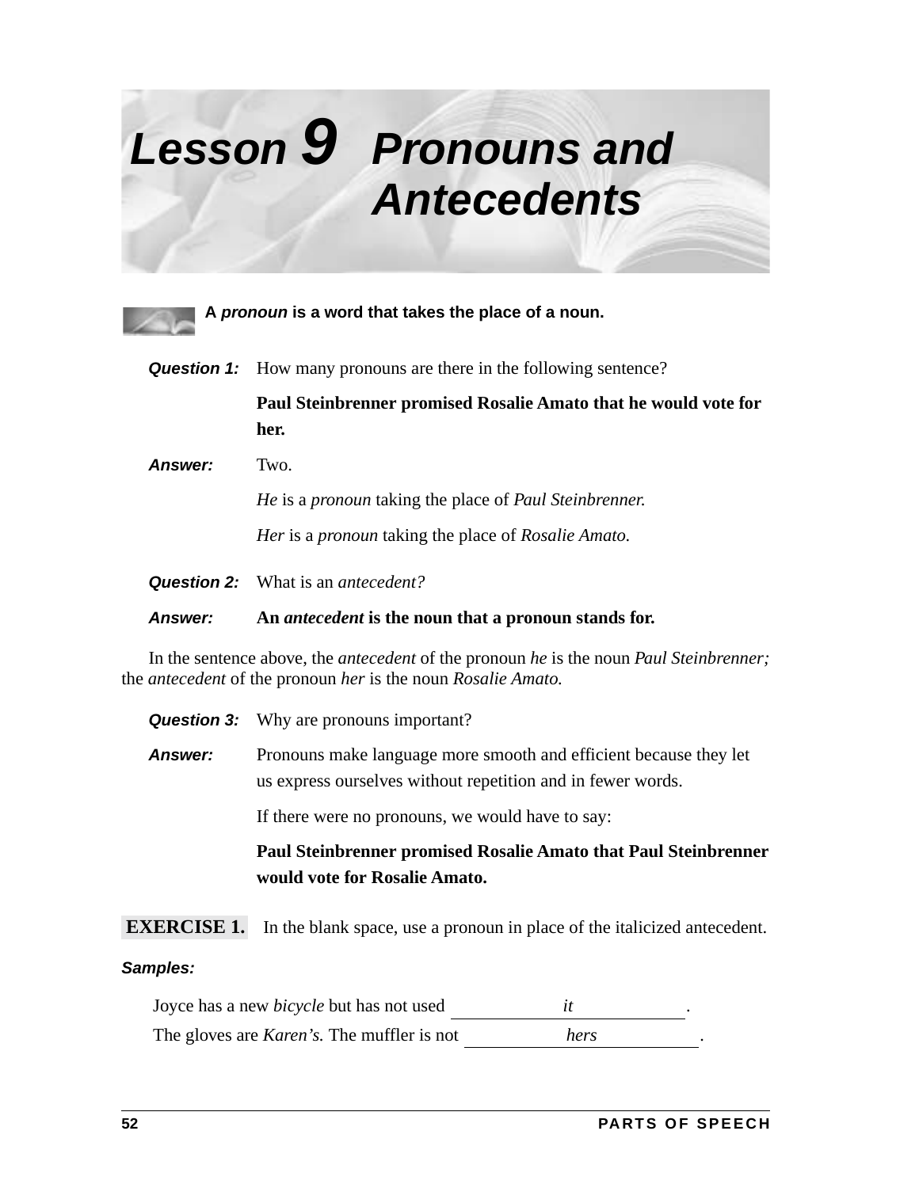# Lesson 9 Pronouns and Antecedents

**A *pronoun* is a word that takes the place of a noun.**

***Question 1:*** How many pronouns are there in the following sentence?

**Paul Steinbrenner promised Rosalie Amato that he would vote for her.**

***Answer:*** Two.

*He* is a *pronoun* taking the place of *Paul Steinbrenner.*

*Her* is a *pronoun* taking the place of *Rosalie Amato.*

***Question 2:*** What is an *antecedent?*

***Answer:*** **An *antecedent* is the noun that a pronoun stands for.**

In the sentence above, the *antecedent* of the pronoun *he* is the noun *Paul Steinbrenner;* the *antecedent* of the pronoun *her* is the noun *Rosalie Amato.*

***Question 3:*** Why are pronouns important?

***Answer:*** Pronouns make language more smooth and efficient because they let us express ourselves without repetition and in fewer words.

If there were no pronouns, we would have to say:

**Paul Steinbrenner promised Rosalie Amato that Paul Steinbrenner would vote for Rosalie Amato.**

**EXERCISE 1.** In the blank space, use a pronoun in place of the italicized antecedent.

***Samples:***

Joyce has a new *bicycle* but has not used ______*it*______.

The gloves are *Karen's.* The muffler is not ______*hers*______.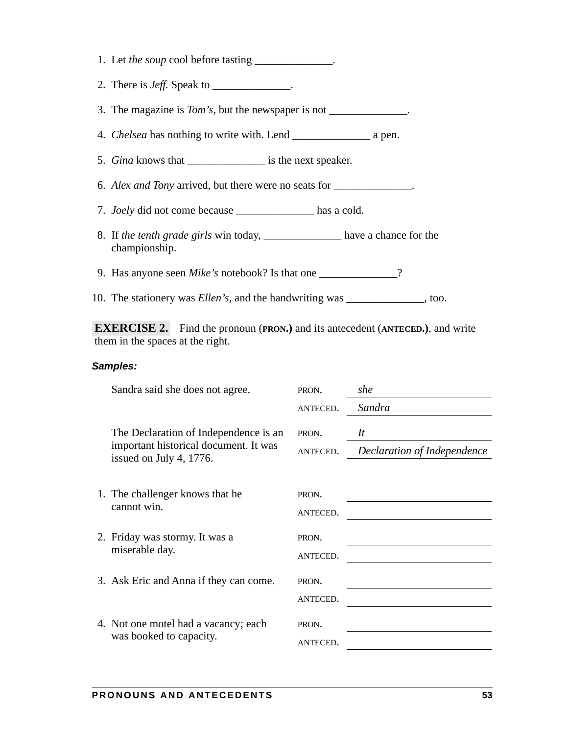1. Let *the soup* cool before tasting ______________.

2. There is *Jeff.* Speak to ______________.

3. The magazine is *Tom's,* but the newspaper is not ______________.

4. *Chelsea* has nothing to write with. Lend ______________ a pen.

5. *Gina* knows that ______________ is the next speaker.

6. *Alex and Tony* arrived, but there were no seats for ______________.

7. *Joely* did not come because ______________ has a cold.

8. If *the tenth grade girls* win today, ______________ have a chance for the championship.

9. Has anyone seen *Mike's* notebook? Is that one ______________?

10. The stationery was *Ellen's,* and the handwriting was ______________, too.

**EXERCISE 2.** Find the pronoun (**PRON.**) and its antecedent (**ANTECED.**), and write them in the spaces at the right.

***Samples:***

| | | |
|---|---|---|
| Sandra said she does not agree. | PRON. | *she* |
| | ANTECED. | *Sandra* |
| The Declaration of Independence is an important historical document. It was issued on July 4, 1776. | PRON. | *It* |
| | ANTECED. | *Declaration of Independence* |
| 1. The challenger knows that he cannot win. | PRON. | ______________ |
| | ANTECED. | ______________ |
| 2. Friday was stormy. It was a miserable day. | PRON. | ______________ |
| | ANTECED. | ______________ |
| 3. Ask Eric and Anna if they can come. | PRON. | ______________ |
| | ANTECED. | ______________ |
| 4. Not one motel had a vacancy; each was booked to capacity. | PRON. | ______________ |
| | ANTECED. | ______________ |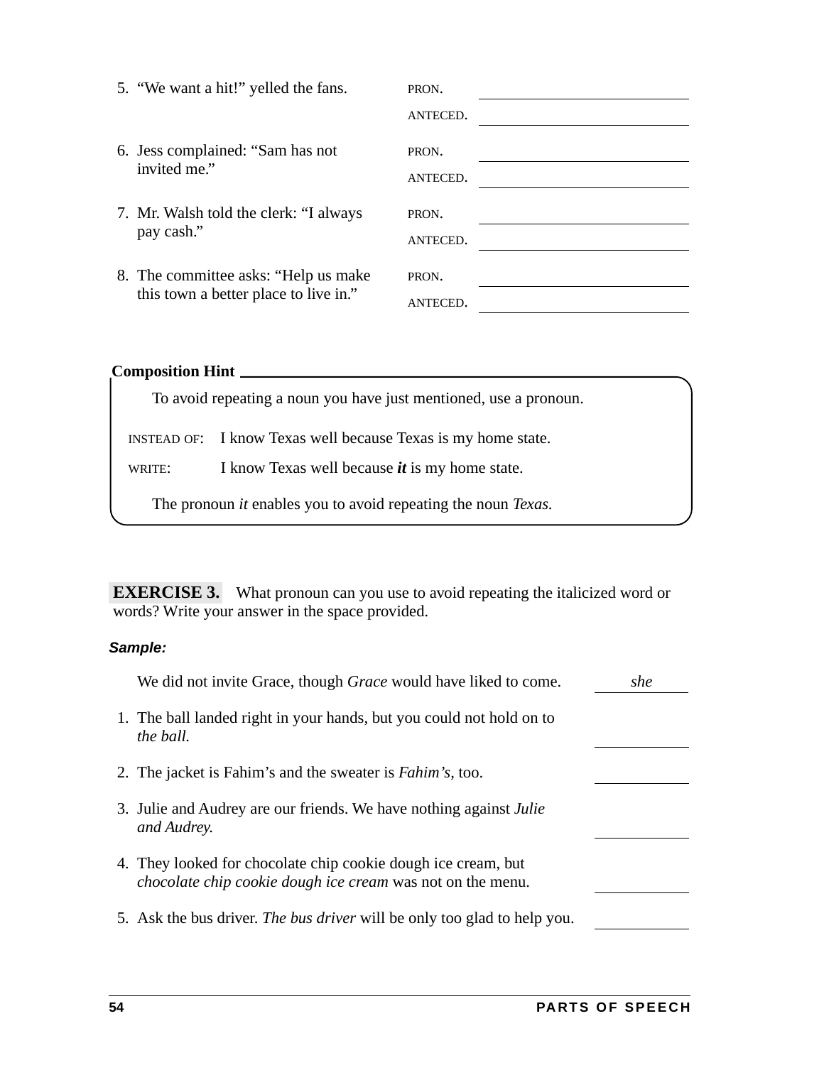5. "We want a hit!" yelled the fans.

   PRON. ____________________

   ANTECED. ____________________

6. Jess complained: "Sam has not invited me."

   PRON. ____________________

   ANTECED. ____________________

7. Mr. Walsh told the clerk: "I always pay cash."

   PRON. ____________________

   ANTECED. ____________________

8. The committee asks: "Help us make this town a better place to live in."

   PRON. ____________________

   ANTECED. ____________________

**Composition Hint**

To avoid repeating a noun you have just mentioned, use a pronoun.

INSTEAD OF: I know Texas well because Texas is my home state.

WRITE: I know Texas well because ***it*** is my home state.

The pronoun *it* enables you to avoid repeating the noun *Texas*.

**EXERCISE 3.** What pronoun can you use to avoid repeating the italicized word or words? Write your answer in the space provided.

***Sample:***

We did not invite Grace, though *Grace* would have liked to come. ___*she*___

1. The ball landed right in your hands, but you could not hold on to *the ball.* ____________
2. The jacket is Fahim's and the sweater is *Fahim's,* too. ____________
3. Julie and Audrey are our friends. We have nothing against *Julie and Audrey.* ____________
4. They looked for chocolate chip cookie dough ice cream, but *chocolate chip cookie dough ice cream* was not on the menu. ____________
5. Ask the bus driver. *The bus driver* will be only too glad to help you. ____________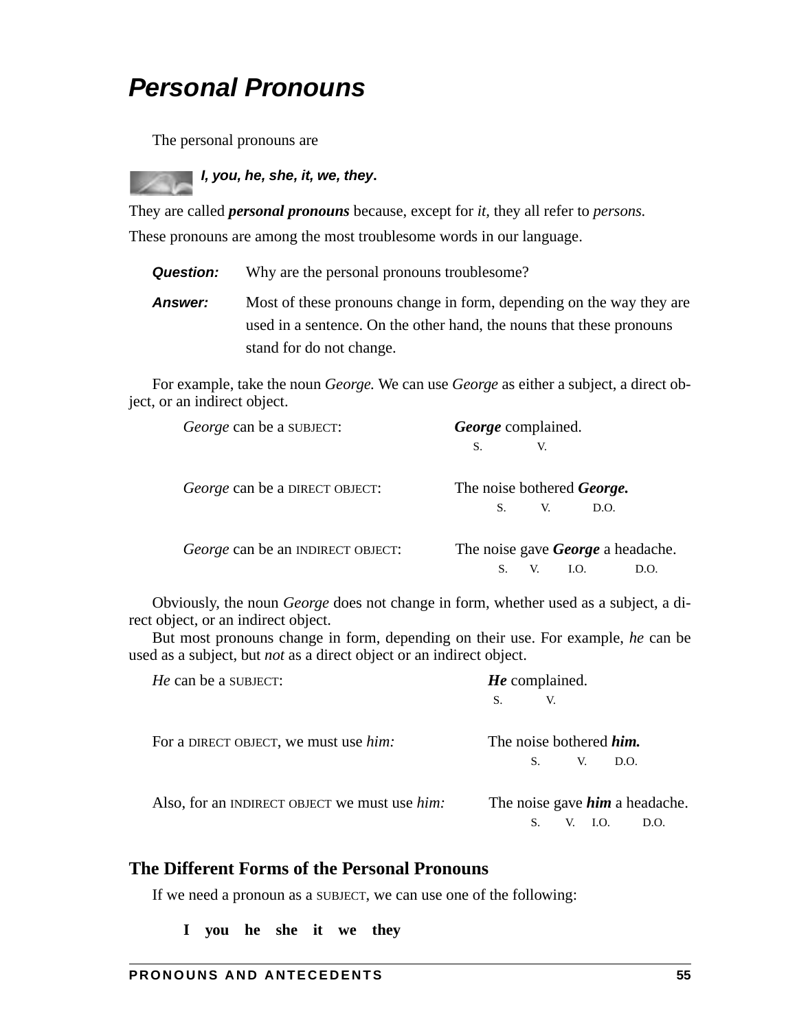# *Personal Pronouns*

The personal pronouns are

***I, you, he, she, it, we, they*.**

They are called ***personal pronouns*** because, except for *it*, they all refer to *persons.*

These pronouns are among the most troublesome words in our language.

**Question:** Why are the personal pronouns troublesome?

**Answer:** Most of these pronouns change in form, depending on the way they are used in a sentence. On the other hand, the nouns that these pronouns stand for do not change.

For example, take the noun *George.* We can use *George* as either a subject, a direct object, or an indirect object.

| | |
|---|---|
| *George* can be a SUBJECT: | ***George*** complained. (S. V.) |
| *George* can be a DIRECT OBJECT: | The noise bothered ***George.*** (S. V. D.O.) |
| *George* can be an INDIRECT OBJECT: | The noise gave ***George*** a headache. (S. V. I.O. D.O.) |

Obviously, the noun *George* does not change in form, whether used as a subject, a direct object, or an indirect object.

But most pronouns change in form, depending on their use. For example, *he* can be used as a subject, but *not* as a direct object or an indirect object.

| | |
|---|---|
| *He* can be a SUBJECT: | ***He*** complained. (S. V.) |
| For a DIRECT OBJECT, we must use *him:* | The noise bothered ***him.*** (S. V. D.O.) |
| Also, for an INDIRECT OBJECT we must use *him:* | The noise gave ***him*** a headache. (S. V. I.O. D.O.) |

## The Different Forms of the Personal Pronouns

If we need a pronoun as a SUBJECT, we can use one of the following:

**I you he she it we they**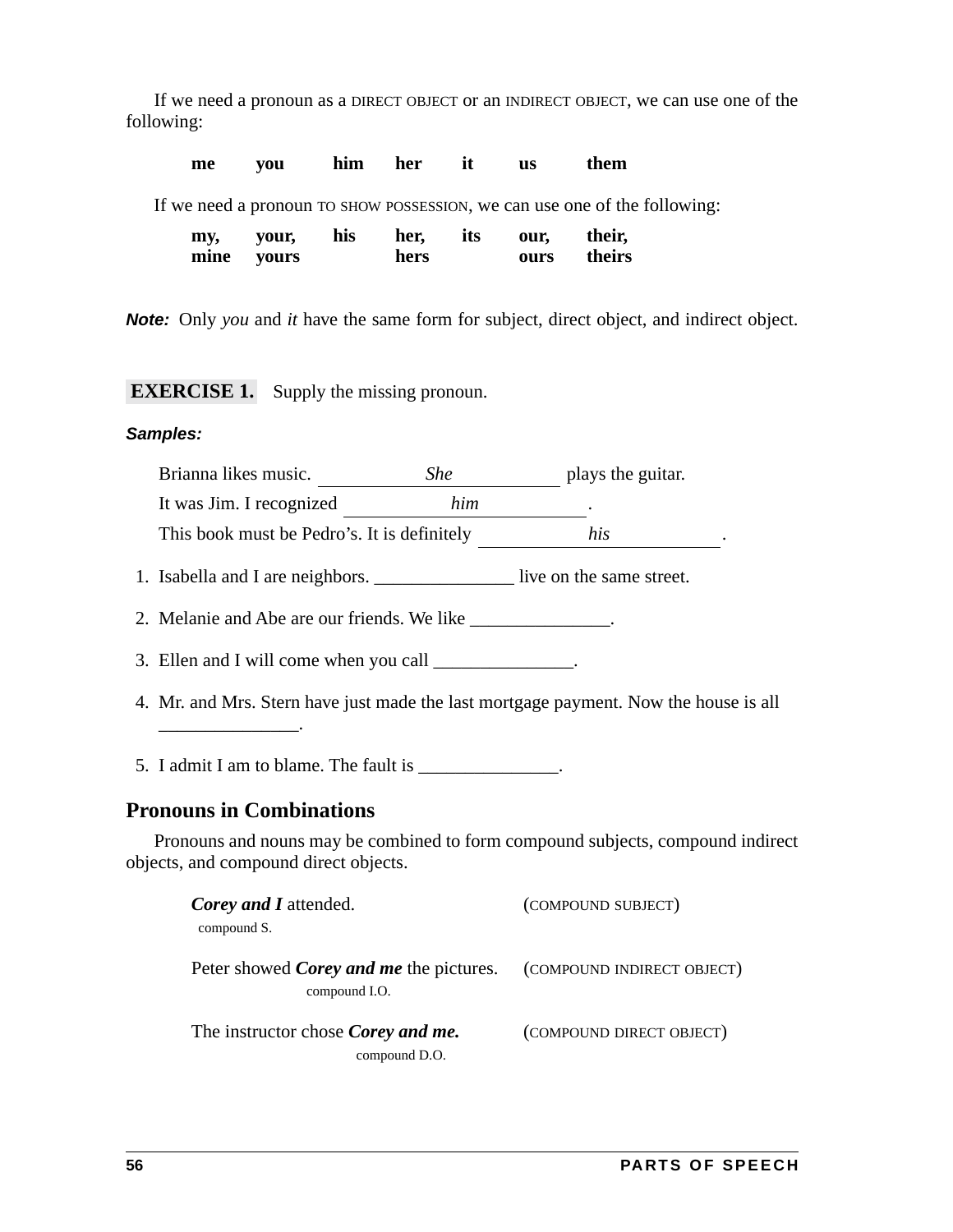If we need a pronoun as a DIRECT OBJECT or an INDIRECT OBJECT, we can use one of the following:

**me** **you** **him** **her** **it** **us** **them**

If we need a pronoun TO SHOW POSSESSION, we can use one of the following:

| | | | | | | |
|---|---|---|---|---|---|---|
| **my, mine** | **your, yours** | **his** | **her, hers** | **its** | **our, ours** | **their, theirs** |

***Note:*** Only *you* and *it* have the same form for subject, direct object, and indirect object.

**EXERCISE 1.** Supply the missing pronoun.

***Samples:***

Brianna likes music. ______*She*______ plays the guitar.

It was Jim. I recognized ______*him*______.

This book must be Pedro's. It is definitely ______*his*______.

1. Isabella and I are neighbors. _______________ live on the same street.
2. Melanie and Abe are our friends. We like _______________.
3. Ellen and I will come when you call _______________.
4. Mr. and Mrs. Stern have just made the last mortgage payment. Now the house is all _______________.
5. I admit I am to blame. The fault is _______________.

## Pronouns in Combinations

Pronouns and nouns may be combined to form compound subjects, compound indirect objects, and compound direct objects.

***Corey and I*** attended. (COMPOUND SUBJECT)
compound S.

Peter showed ***Corey and me*** the pictures. (COMPOUND INDIRECT OBJECT)
compound I.O.

The instructor chose ***Corey and me.*** (COMPOUND DIRECT OBJECT)
compound D.O.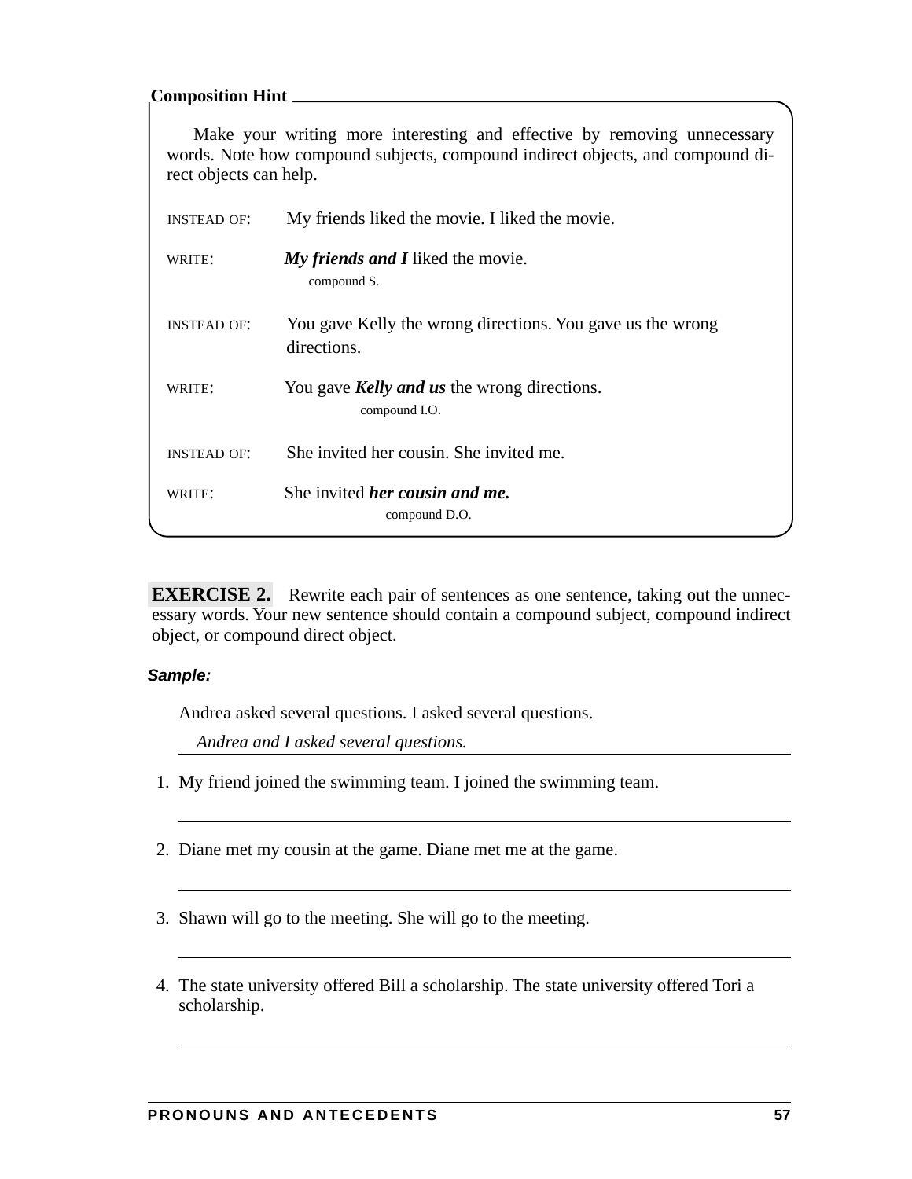**Composition Hint**

Make your writing more interesting and effective by removing unnecessary words. Note how compound subjects, compound indirect objects, and compound direct objects can help.

INSTEAD OF: My friends liked the movie. I liked the movie.

WRITE: ***My friends and I*** liked the movie.
compound S.

INSTEAD OF: You gave Kelly the wrong directions. You gave us the wrong directions.

WRITE: You gave ***Kelly and us*** the wrong directions.
compound I.O.

INSTEAD OF: She invited her cousin. She invited me.

WRITE: She invited ***her cousin and me.***
compound D.O.

**EXERCISE 2.** Rewrite each pair of sentences as one sentence, taking out the unnecessary words. Your new sentence should contain a compound subject, compound indirect object, or compound direct object.

***Sample:***

Andrea asked several questions. I asked several questions.

*Andrea and I asked several questions.*

1. My friend joined the swimming team. I joined the swimming team.

\_\_\_\_\_\_\_\_\_\_\_\_\_\_\_\_\_\_\_\_\_\_\_\_\_\_\_\_\_\_\_\_\_\_\_\_\_\_\_\_

2. Diane met my cousin at the game. Diane met me at the game.

\_\_\_\_\_\_\_\_\_\_\_\_\_\_\_\_\_\_\_\_\_\_\_\_\_\_\_\_\_\_\_\_\_\_\_\_\_\_\_\_

3. Shawn will go to the meeting. She will go to the meeting.

\_\_\_\_\_\_\_\_\_\_\_\_\_\_\_\_\_\_\_\_\_\_\_\_\_\_\_\_\_\_\_\_\_\_\_\_\_\_\_\_

4. The state university offered Bill a scholarship. The state university offered Tori a scholarship.

\_\_\_\_\_\_\_\_\_\_\_\_\_\_\_\_\_\_\_\_\_\_\_\_\_\_\_\_\_\_\_\_\_\_\_\_\_\_\_\_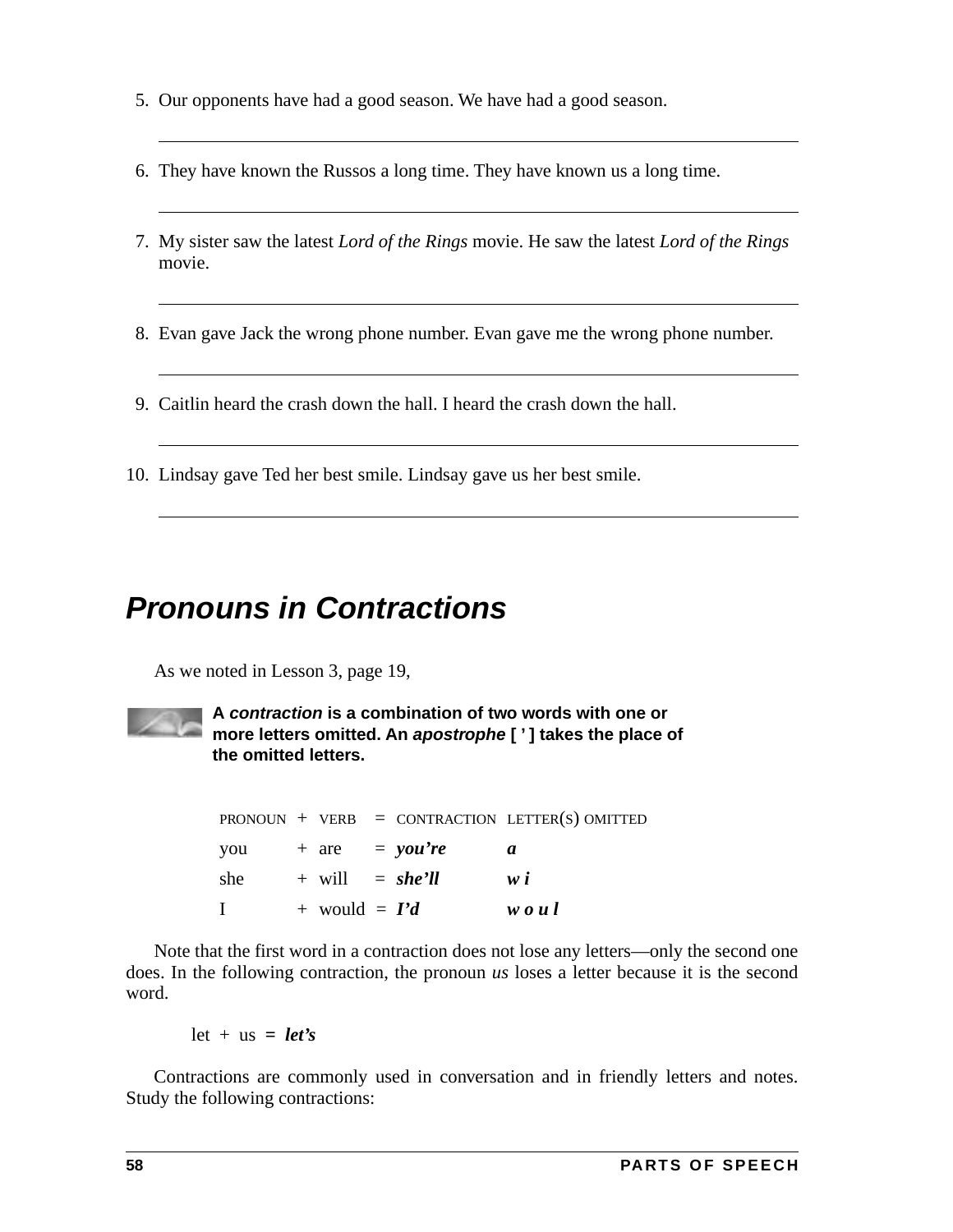5. Our opponents have had a good season. We have had a good season.

   ______________________________________________

6. They have known the Russos a long time. They have known us a long time.

   ______________________________________________

7. My sister saw the latest *Lord of the Rings* movie. He saw the latest *Lord of the Rings* movie.

   ______________________________________________

8. Evan gave Jack the wrong phone number. Evan gave me the wrong phone number.

   ______________________________________________

9. Caitlin heard the crash down the hall. I heard the crash down the hall.

   ______________________________________________

10. Lindsay gave Ted her best smile. Lindsay gave us her best smile.

    ______________________________________________

## Pronouns in Contractions

As we noted in Lesson 3, page 19,

**A *contraction* is a combination of two words with one or more letters omitted. An *apostrophe* [ ’ ] takes the place of the omitted letters.**

| PRONOUN | + | VERB | = | CONTRACTION | LETTER(S) OMITTED |
|---|---|---|---|---|---|
| you | + | are | = | ***you’re*** | ***a*** |
| she | + | will | = | ***she’ll*** | ***w i*** |
| I | + | would | = | ***I’d*** | ***w o u l*** |

Note that the first word in a contraction does not lose any letters—only the second one does. In the following contraction, the pronoun *us* loses a letter because it is the second word.

let + us = ***let’s***

Contractions are commonly used in conversation and in friendly letters and notes. Study the following contractions: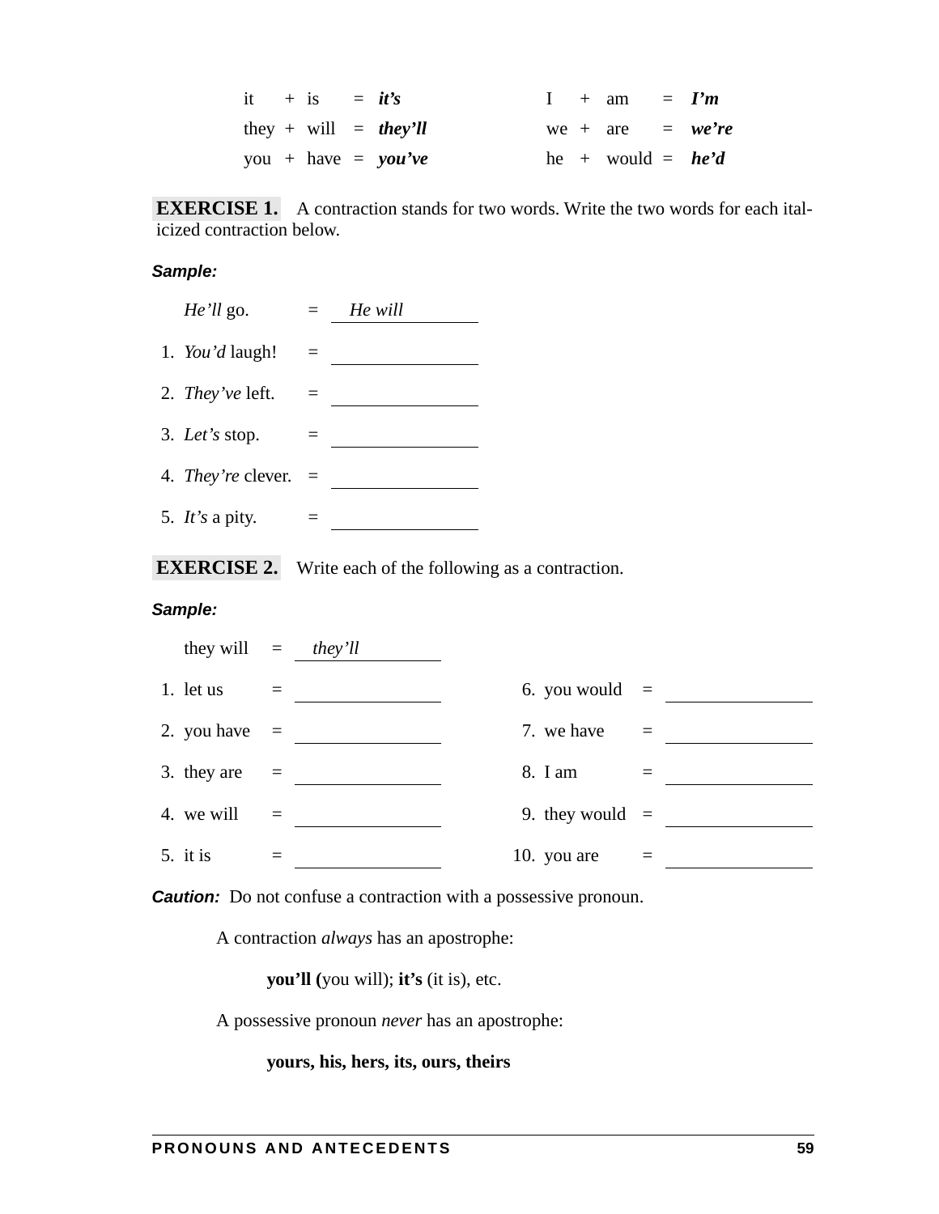| | | | | | | | | | |
|---|---|---|---|---|---|---|---|---|---|
| it | + | is | = | ***it's*** | I | + | am | = | ***I'm*** |
| they | + | will | = | ***they'll*** | we | + | are | = | ***we're*** |
| you | + | have | = | ***you've*** | he | + | would | = | ***he'd*** |

**EXERCISE 1.** A contraction stands for two words. Write the two words for each italicized contraction below.

***Sample:***

*He'll* go. = *He will*

1. *You'd* laugh! = ________________
2. *They've* left. = ________________
3. *Let's* stop. = ________________
4. *They're* clever. = ________________
5. *It's* a pity. = ________________

**EXERCISE 2.** Write each of the following as a contraction.

***Sample:***

they will = *they'll*

1. let us = ________________
2. you have = ________________
3. they are = ________________
4. we will = ________________
5. it is = ________________
6. you would = ________________
7. we have = ________________
8. I am = ________________
9. they would = ________________
10. you are = ________________

***Caution:*** Do not confuse a contraction with a possessive pronoun.

A contraction *always* has an apostrophe:

**you'll (**you will); **it's** (it is), etc.

A possessive pronoun *never* has an apostrophe:

**yours, his, hers, its, ours, theirs**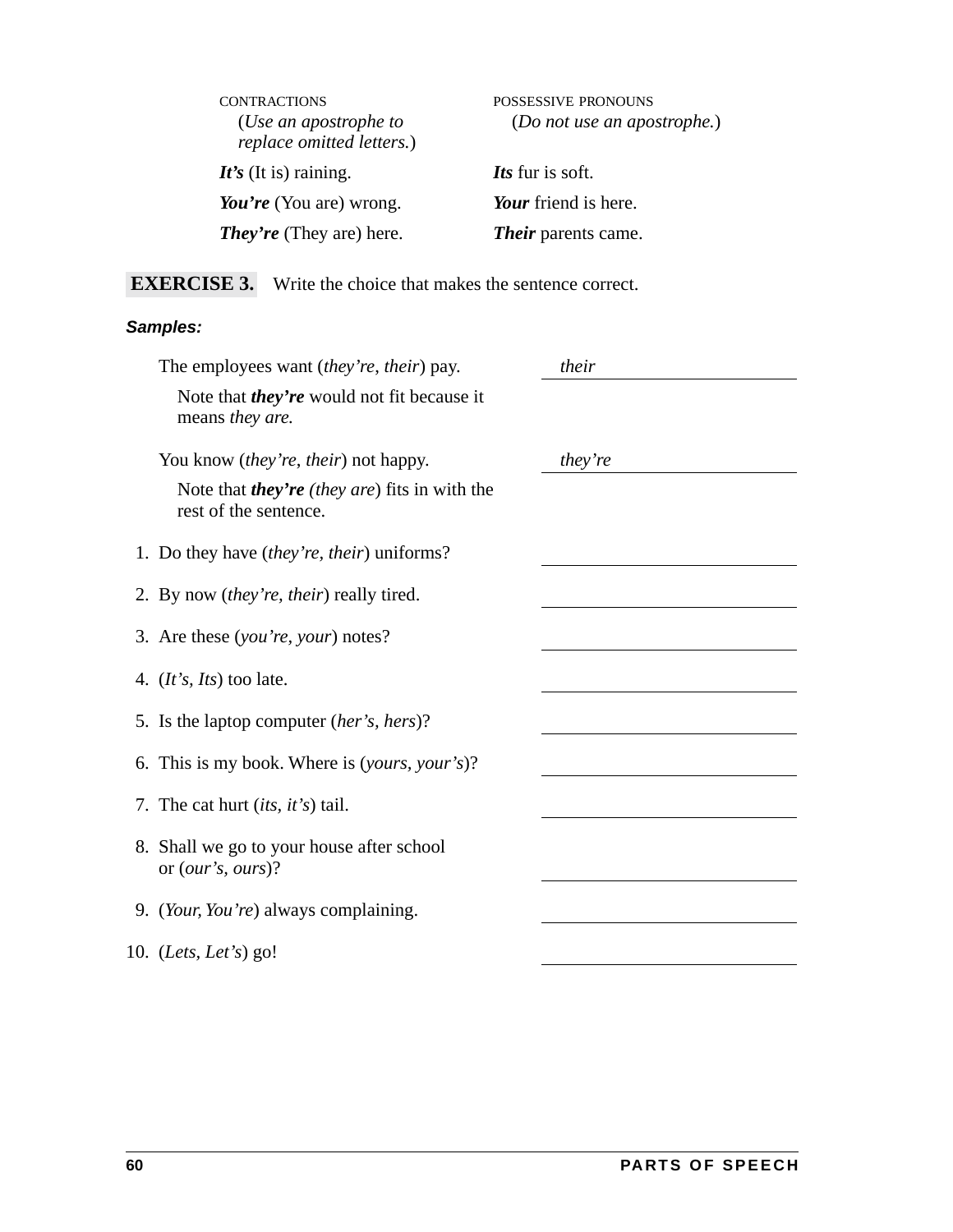| CONTRACTIONS (*Use an apostrophe to replace omitted letters.*) | POSSESSIVE PRONOUNS (*Do not use an apostrophe.*) |
|---|---|
| ***It's*** (It is) raining. | ***Its*** fur is soft. |
| ***You're*** (You are) wrong. | ***Your*** friend is here. |
| ***They're*** (They are) here. | ***Their*** parents came. |

**EXERCISE 3.** Write the choice that makes the sentence correct.

***Samples:***

The employees want (*they're*, *their*) pay. *their*

Note that ***they're*** would not fit because it means *they are.*

You know (*they're*, *their*) not happy. *they're*

Note that ***they're*** *(they are)* fits in with the rest of the sentence.

1. Do they have (*they're, their*) uniforms? ____________
2. By now (*they're, their*) really tired. ____________
3. Are these (*you're, your*) notes? ____________
4. (*It's, Its*) too late. ____________
5. Is the laptop computer (*her's, hers*)? ____________
6. This is my book. Where is (*yours, your's*)? ____________
7. The cat hurt (*its, it's*) tail. ____________
8. Shall we go to your house after school or (*our's, ours*)? ____________
9. (*Your, You're*) always complaining. ____________
10. (*Lets, Let's*) go! ____________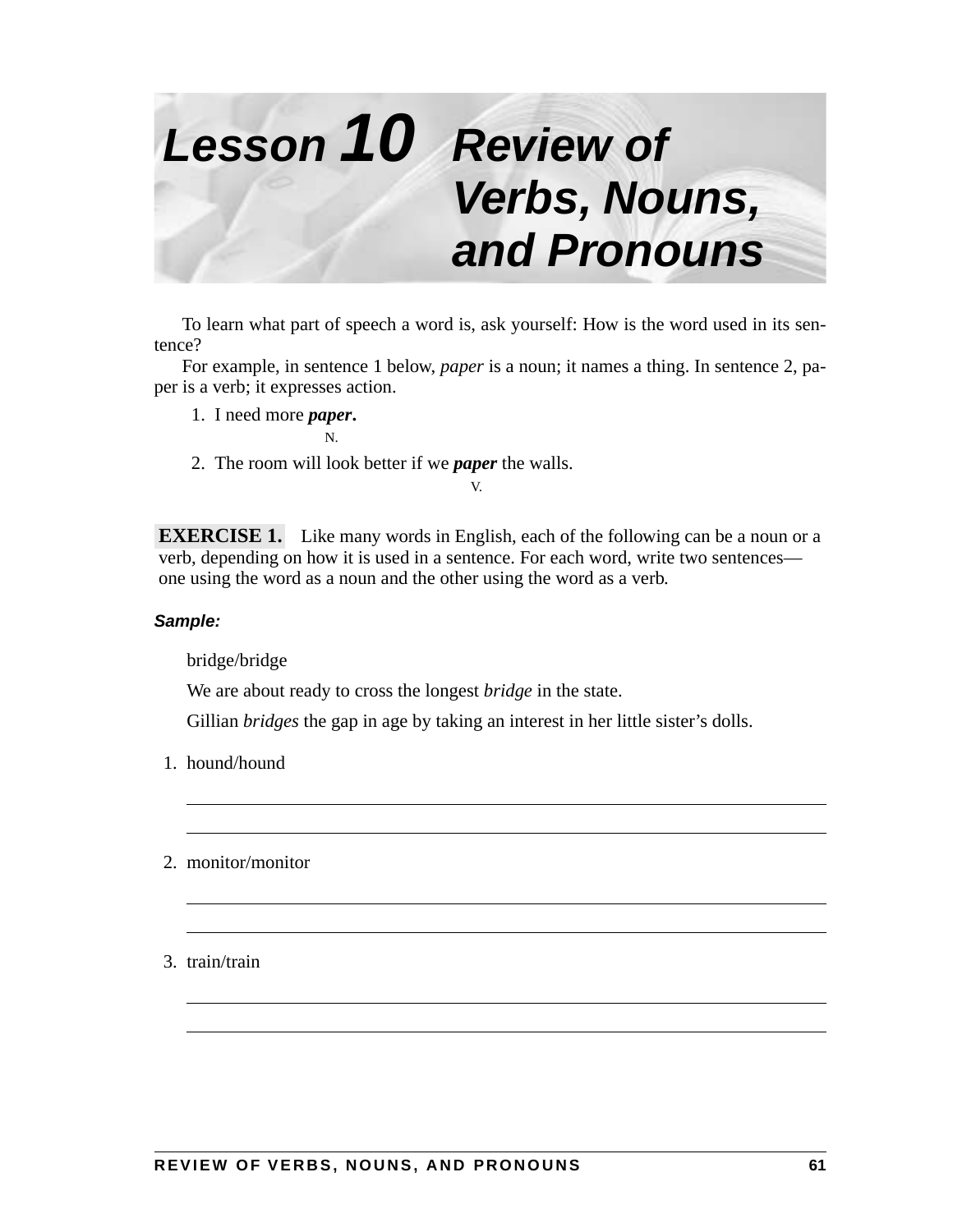# Lesson 10 Review of Verbs, Nouns, and Pronouns

To learn what part of speech a word is, ask yourself: How is the word used in its sentence?

For example, in sentence 1 below, *paper* is a noun; it names a thing. In sentence 2, paper is a verb; it expresses action.

1. I need more ***paper***.
   N.
2. The room will look better if we ***paper*** the walls.
   V.

**EXERCISE 1.** Like many words in English, each of the following can be a noun or a verb, depending on how it is used in a sentence. For each word, write two sentences—one using the word as a noun and the other using the word as a verb.

***Sample:***

bridge/bridge

We are about ready to cross the longest *bridge* in the state.

Gillian *bridges* the gap in age by taking an interest in her little sister's dolls.

1. hound/hound

   ______________________________________________

   ______________________________________________

2. monitor/monitor

   ______________________________________________

   ______________________________________________

3. train/train

   ______________________________________________

   ______________________________________________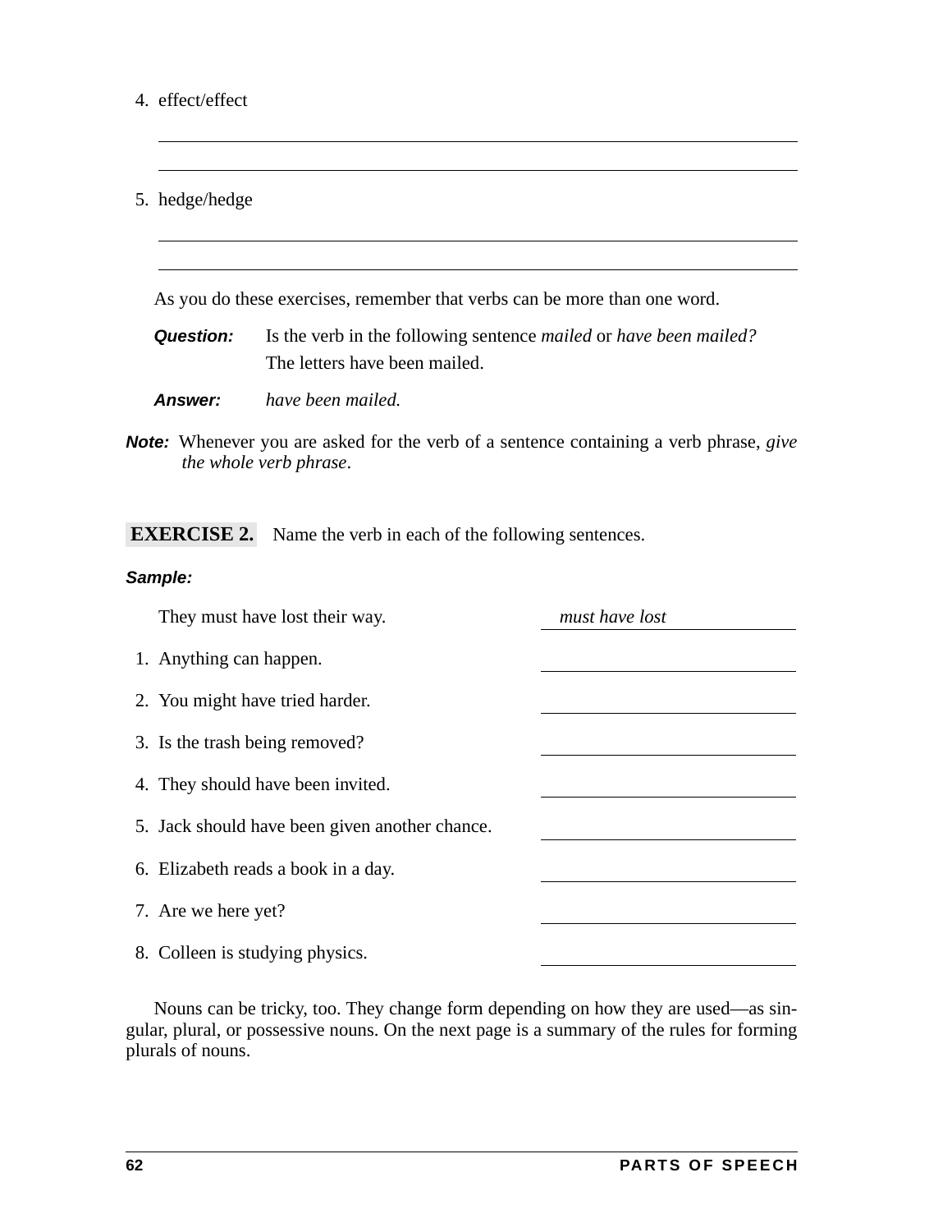4. effect/effect

_______________________________________________

_______________________________________________

5. hedge/hedge

_______________________________________________

_______________________________________________

As you do these exercises, remember that verbs can be more than one word.

***Question:*** Is the verb in the following sentence *mailed* or *have been mailed?*
The letters have been mailed.

***Answer:*** *have been mailed.*

***Note:*** Whenever you are asked for the verb of a sentence containing a verb phrase, *give the whole verb phrase*.

**EXERCISE 2.** Name the verb in each of the following sentences.

***Sample:***

They must have lost their way. *must have lost*

1. Anything can happen. ______________
2. You might have tried harder. ______________
3. Is the trash being removed? ______________
4. They should have been invited. ______________
5. Jack should have been given another chance. ______________
6. Elizabeth reads a book in a day. ______________
7. Are we here yet? ______________
8. Colleen is studying physics. ______________

Nouns can be tricky, too. They change form depending on how they are used—as singular, plural, or possessive nouns. On the next page is a summary of the rules for forming plurals of nouns.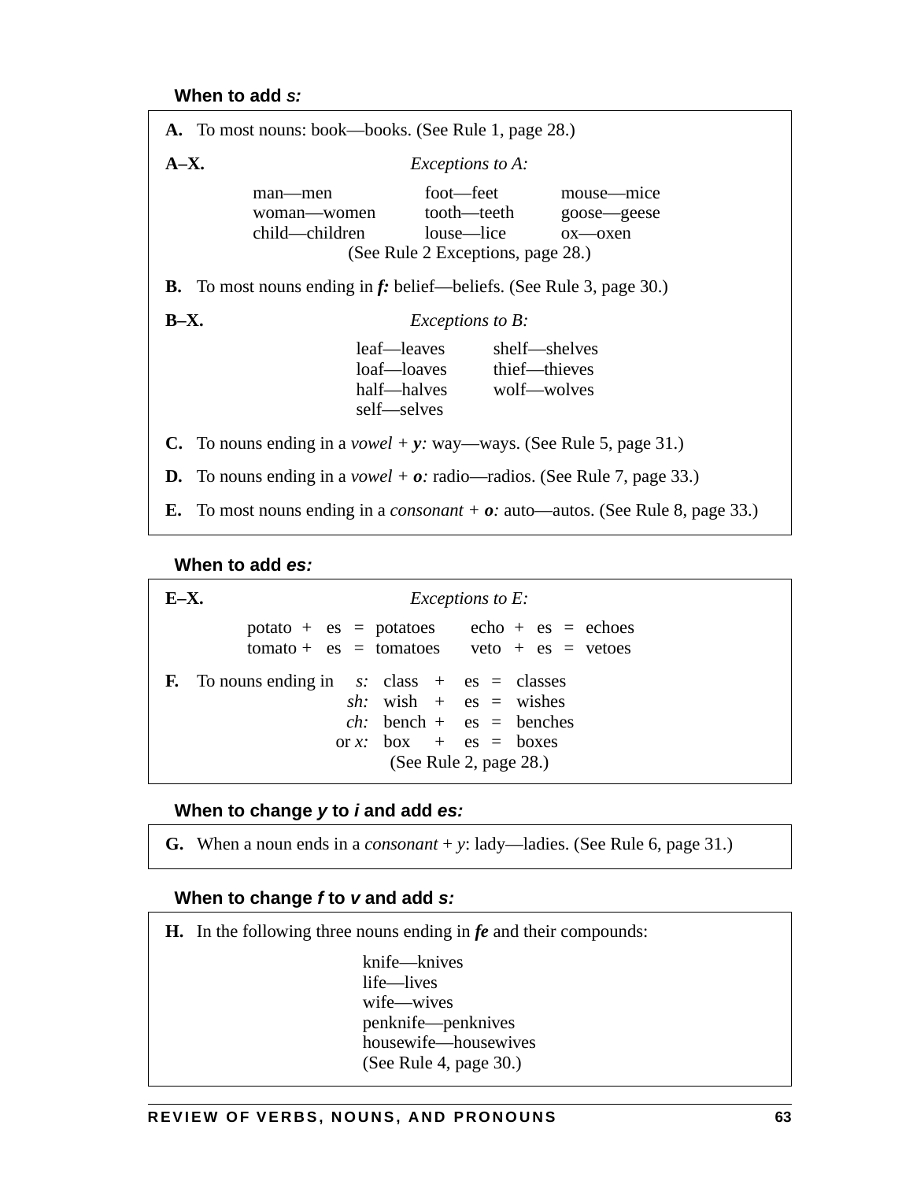### When to add *s:*

**A.** To most nouns: book—books. (See Rule 1, page 28.)

**A–X.** *Exceptions to A:*

| | | |
|---|---|---|
| man—men | foot—feet | mouse—mice |
| woman—women | tooth—teeth | goose—geese |
| child—children | louse—lice | ox—oxen |

(See Rule 2 Exceptions, page 28.)

**B.** To most nouns ending in ***f:*** belief—beliefs. (See Rule 3, page 30.)

**B–X.** *Exceptions to B:*

| | |
|---|---|
| leaf—leaves | shelf—shelves |
| loaf—loaves | thief—thieves |
| half—halves | wolf—wolves |
| self—selves | |

**C.** To nouns ending in a *vowel* + ***y:*** way—ways. (See Rule 5, page 31.)

**D.** To nouns ending in a *vowel* + ***o:*** radio—radios. (See Rule 7, page 33.)

**E.** To most nouns ending in a *consonant* + ***o:*** auto—autos. (See Rule 8, page 33.)

### When to add *es:*

**E–X.** *Exceptions to E:*

potato + es = potatoes  echo + es = echoes
tomato + es = tomatoes  veto + es = vetoes

**F.** To nouns ending in

*s:* class + es = classes
*sh:* wish + es = wishes
*ch:* bench + es = benches
or *x:* box + es = boxes

(See Rule 2, page 28.)

### When to change *y* to *i* and add *es:*

**G.** When a noun ends in a *consonant* + *y*: lady—ladies. (See Rule 6, page 31.)

### When to change *f* to *v* and add *s:*

**H.** In the following three nouns ending in ***fe*** and their compounds:

knife—knives
life—lives
wife—wives
penknife—penknives
housewife—housewives
(See Rule 4, page 30.)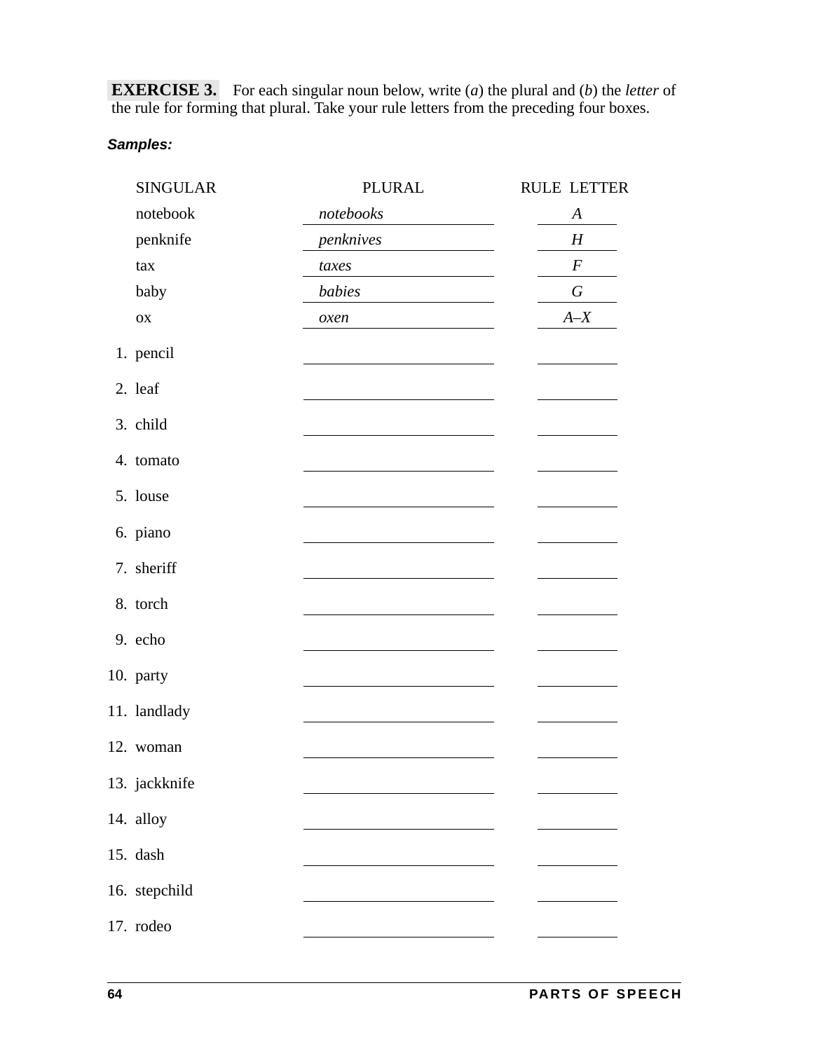**EXERCISE 3.** For each singular noun below, write (*a*) the plural and (*b*) the *letter* of the rule for forming that plural. Take your rule letters from the preceding four boxes.

***Samples:***

| | SINGULAR | PLURAL | RULE LETTER |
|---|---|---|---|
| | notebook | *notebooks* | *A* |
| | penknife | *penknives* | *H* |
| | tax | *taxes* | *F* |
| | baby | *babies* | *G* |
| | ox | *oxen* | *A–X* |
| 1. | pencil | | |
| 2. | leaf | | |
| 3. | child | | |
| 4. | tomato | | |
| 5. | louse | | |
| 6. | piano | | |
| 7. | sheriff | | |
| 8. | torch | | |
| 9. | echo | | |
| 10. | party | | |
| 11. | landlady | | |
| 12. | woman | | |
| 13. | jackknife | | |
| 14. | alloy | | |
| 15. | dash | | |
| 16. | stepchild | | |
| 17. | rodeo | | |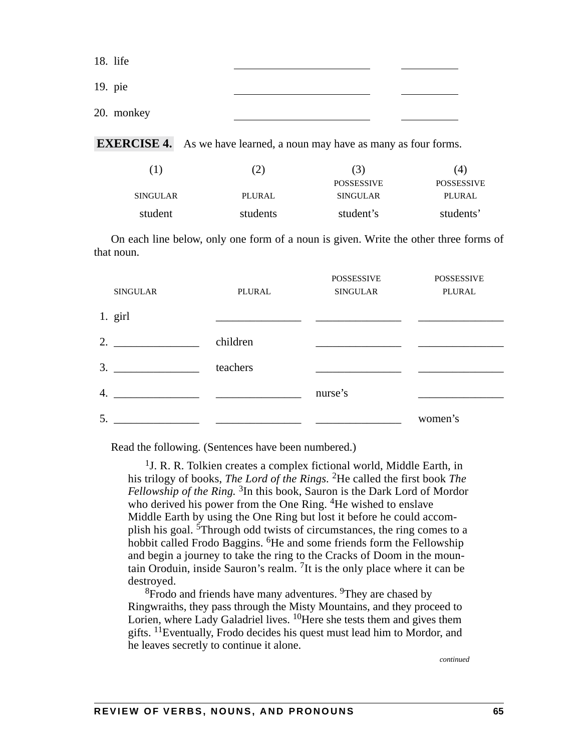18. life ______________________ __________

19. pie ______________________ __________

20. monkey ______________________ __________

**EXERCISE 4.** As we have learned, a noun may have as many as four forms.

| (1) SINGULAR | (2) PLURAL | (3) POSSESSIVE SINGULAR | (4) POSSESSIVE PLURAL |
|---|---|---|---|
| student | students | student's | students' |

On each line below, only one form of a noun is given. Write the other three forms of that noun.

| SINGULAR | PLURAL | POSSESSIVE SINGULAR | POSSESSIVE PLURAL |
|---|---|---|---|
| 1. girl | _______________ | _______________ | _______________ |
| 2. _______________ | children | _______________ | _______________ |
| 3. _______________ | teachers | _______________ | _______________ |
| 4. _______________ | _______________ | nurse's | _______________ |
| 5. _______________ | _______________ | _______________ | women's |

Read the following. (Sentences have been numbered.)

> [1]J. R. R. Tolkien creates a complex fictional world, Middle Earth, in his trilogy of books, *The Lord of the Rings.* [2]He called the first book *The Fellowship of the Ring.* [3]In this book, Sauron is the Dark Lord of Mordor who derived his power from the One Ring. [4]He wished to enslave Middle Earth by using the One Ring but lost it before he could accomplish his goal. [5]Through odd twists of circumstances, the ring comes to a hobbit called Frodo Baggins. [6]He and some friends form the Fellowship and begin a journey to take the ring to the Cracks of Doom in the mountain Oroduin, inside Sauron's realm. [7]It is the only place where it can be destroyed.
>
> [8]Frodo and friends have many adventures. [9]They are chased by Ringwraiths, they pass through the Misty Mountains, and they proceed to Lorien, where Lady Galadriel lives. [10]Here she tests them and gives them gifts. [11]Eventually, Frodo decides his quest must lead him to Mordor, and he leaves secretly to continue it alone.

*continued*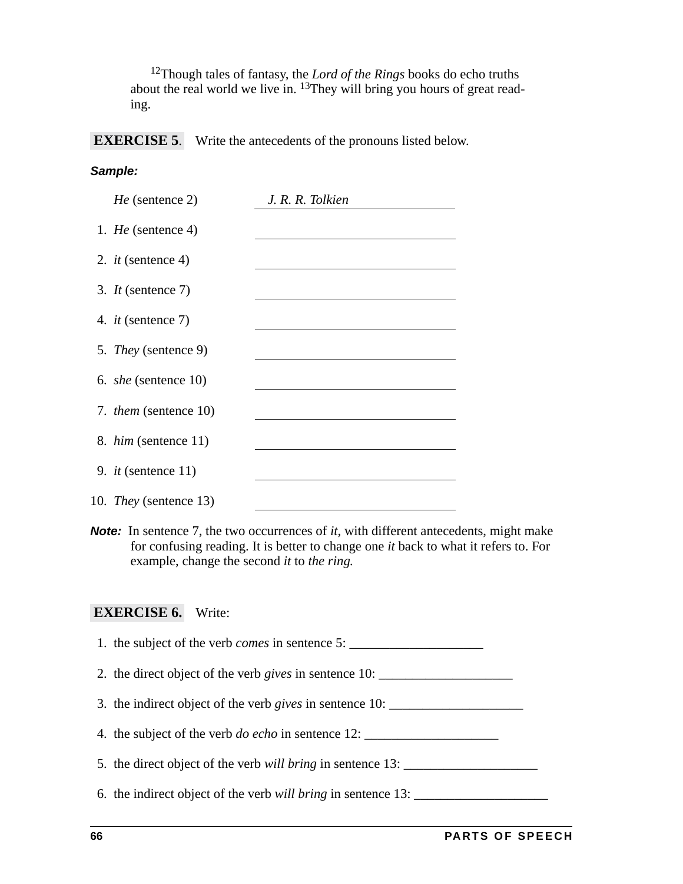[12]Though tales of fantasy, the *Lord of the Rings* books do echo truths about the real world we live in. [13]They will bring you hours of great reading.

**EXERCISE 5.** Write the antecedents of the pronouns listed below.

***Sample:***

*He* (sentence 2) *J. R. R. Tolkien*

1. *He* (sentence 4) ______________________________
2. *it* (sentence 4) ______________________________
3. *It* (sentence 7) ______________________________
4. *it* (sentence 7) ______________________________
5. *They* (sentence 9) ______________________________
6. *she* (sentence 10) ______________________________
7. *them* (sentence 10) ______________________________
8. *him* (sentence 11) ______________________________
9. *it* (sentence 11) ______________________________
10. *They* (sentence 13) ______________________________

***Note:*** In sentence 7, the two occurrences of *it*, with different antecedents, might make for confusing reading. It is better to change one *it* back to what it refers to. For example, change the second *it* to *the ring.*

**EXERCISE 6.** Write:

1. the subject of the verb *comes* in sentence 5: ____________________
2. the direct object of the verb *gives* in sentence 10: ____________________
3. the indirect object of the verb *gives* in sentence 10: ____________________
4. the subject of the verb *do echo* in sentence 12: ____________________
5. the direct object of the verb *will bring* in sentence 13: ____________________
6. the indirect object of the verb *will bring* in sentence 13: ____________________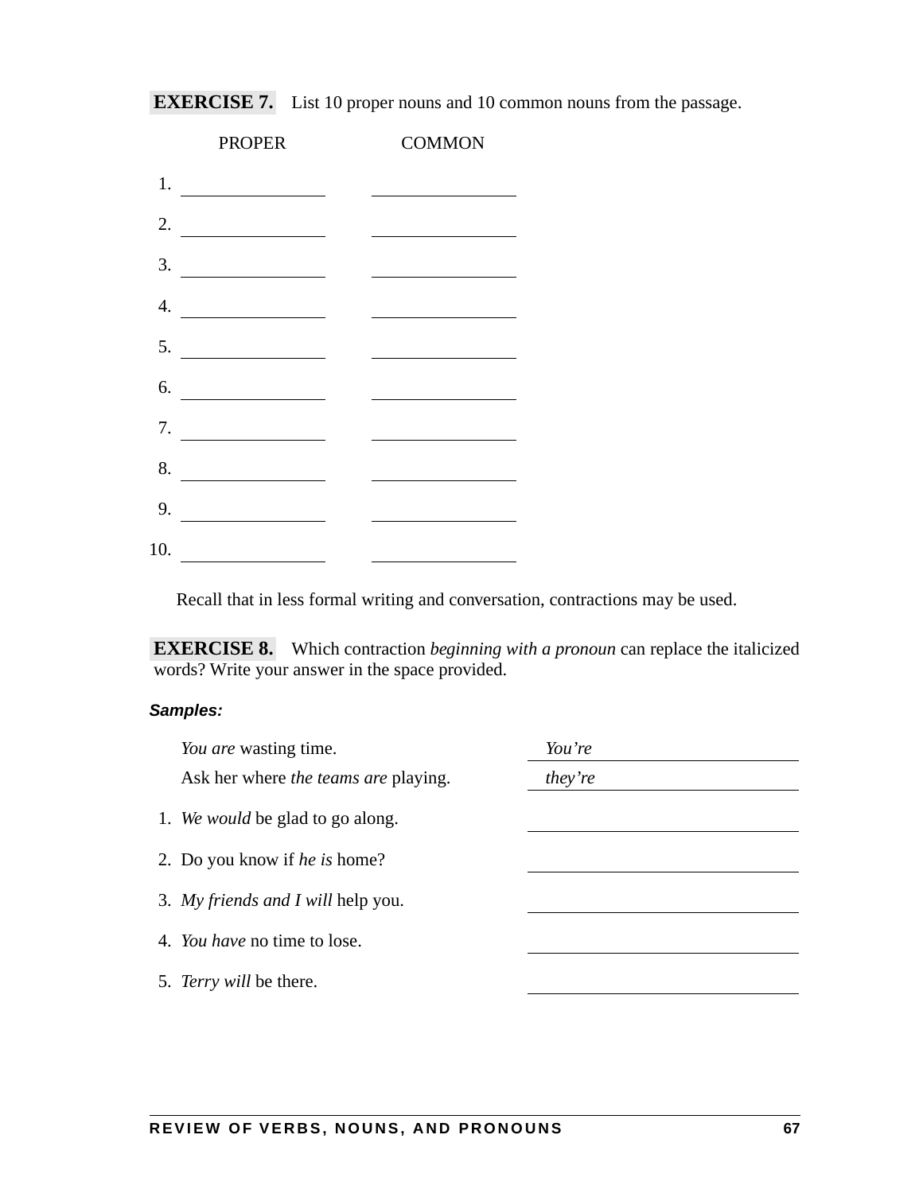**EXERCISE 7.** List 10 proper nouns and 10 common nouns from the passage.

| | PROPER | COMMON |
|---|---|---|
| 1. | ____________ | ____________ |
| 2. | ____________ | ____________ |
| 3. | ____________ | ____________ |
| 4. | ____________ | ____________ |
| 5. | ____________ | ____________ |
| 6. | ____________ | ____________ |
| 7. | ____________ | ____________ |
| 8. | ____________ | ____________ |
| 9. | ____________ | ____________ |
| 10. | ____________ | ____________ |

Recall that in less formal writing and conversation, contractions may be used.

**EXERCISE 8.** Which contraction *beginning with a pronoun* can replace the italicized words? Write your answer in the space provided.

***Samples:***

*You are* wasting time. *You're*

Ask her where *the teams are* playing. *they're*

1. *We would* be glad to go along. ____________
2. Do you know if *he is* home? ____________
3. *My friends and I will* help you. ____________
4. *You have* no time to lose. ____________
5. *Terry will* be there. ____________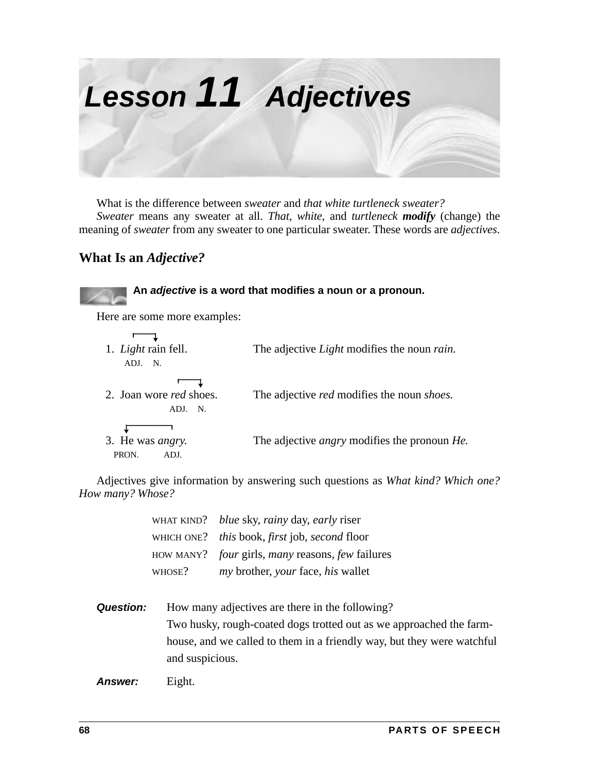# *Lesson* 11 *Adjectives*

What is the difference between *sweater* and *that white turtleneck sweater?*

*Sweater* means any sweater at all. *That, white,* and *turtleneck* ***modify*** (change) the meaning of *sweater* from any sweater to one particular sweater. These words are *adjectives*.

## What Is an *Adjective?*

**An *adjective* is a word that modifies a noun or a pronoun.**

Here are some more examples:

| | |
|---|---|
| 1. *Light* rain fell. (ADJ. N.) | The adjective *Light* modifies the noun *rain.* |
| 2. Joan wore *red* shoes. (ADJ. N.) | The adjective *red* modifies the noun *shoes.* |
| 3. He was *angry.* (PRON. ADJ.) | The adjective *angry* modifies the pronoun *He.* |

Adjectives give information by answering such questions as *What kind? Which one? How many? Whose?*

| | |
|---|---|
| WHAT KIND? | *blue* sky, *rainy* day, *early* riser |
| WHICH ONE? | *this* book, *first* job, *second* floor |
| HOW MANY? | *four* girls, *many* reasons, *few* failures |
| WHOSE? | *my* brother, *your* face, *his* wallet |

***Question:*** How many adjectives are there in the following?
Two husky, rough-coated dogs trotted out as we approached the farmhouse, and we called to them in a friendly way, but they were watchful and suspicious.

***Answer:*** Eight.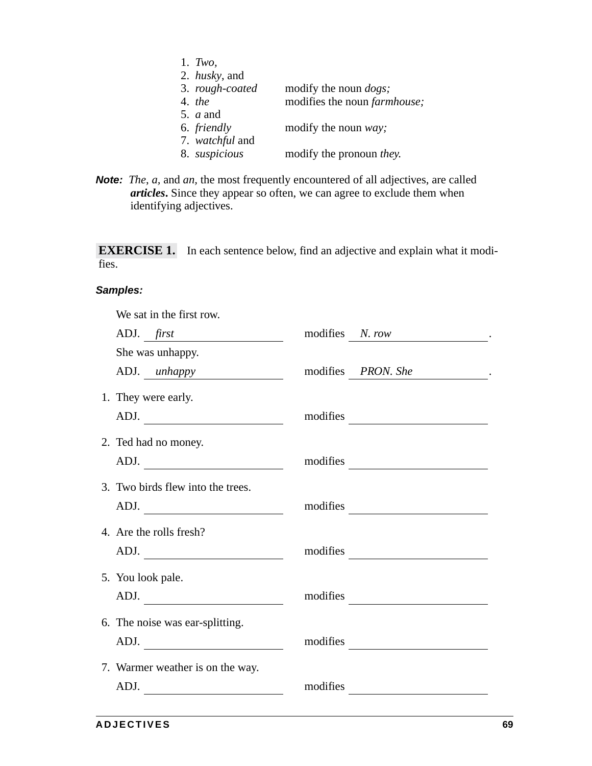1. *Two*,
2. *husky*, and
3. *rough-coated* — modify the noun *dogs;*
4. *the* — modifies the noun *farmhouse;*
5. *a* and
6. *friendly* — modify the noun *way;*
7. *watchful* and
8. *suspicious* — modify the pronoun *they.*

***Note:*** *The*, *a*, and *an*, the most frequently encountered of all adjectives, are called ***articles*****.** Since they appear so often, we can agree to exclude them when identifying adjectives.

**EXERCISE 1.** In each sentence below, find an adjective and explain what it modifies.

***Samples:***

We sat in the first row.

ADJ. *first* modifies *N. row* .

She was unhappy.

ADJ. *unhappy* modifies *PRON. She* .

1. They were early.

   ADJ. ____________ modifies ____________

2. Ted had no money.

   ADJ. ____________ modifies ____________

3. Two birds flew into the trees.

   ADJ. ____________ modifies ____________

4. Are the rolls fresh?

   ADJ. ____________ modifies ____________

5. You look pale.

   ADJ. ____________ modifies ____________

6. The noise was ear-splitting.

   ADJ. ____________ modifies ____________

7. Warmer weather is on the way.

   ADJ. ____________ modifies ____________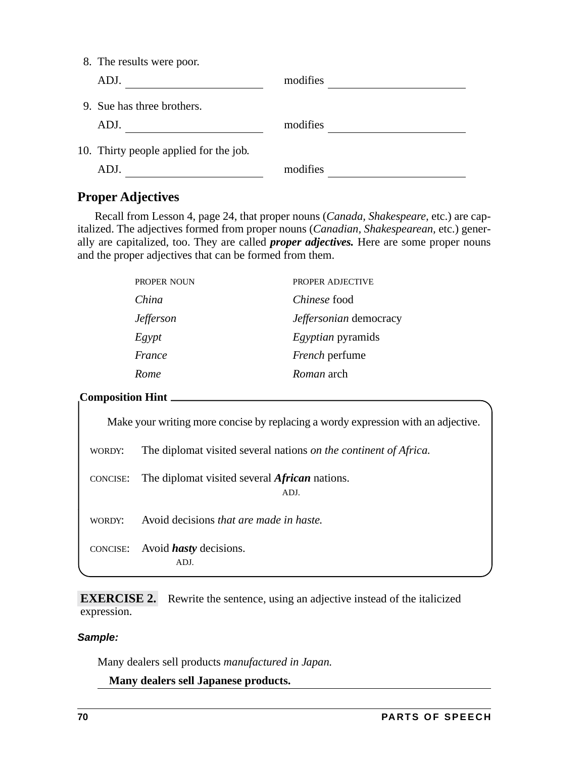8. The results were poor.

   ADJ. ______________________ modifies ______________________

9. Sue has three brothers.

   ADJ. ______________________ modifies ______________________

10. Thirty people applied for the job.

    ADJ. ______________________ modifies ______________________

## Proper Adjectives

Recall from Lesson 4, page 24, that proper nouns (*Canada, Shakespeare,* etc.) are capitalized. The adjectives formed from proper nouns (*Canadian, Shakespearean,* etc.) generally are capitalized, too. They are called ***proper adjectives.*** Here are some proper nouns and the proper adjectives that can be formed from them.

| PROPER NOUN | PROPER ADJECTIVE |
|---|---|
| *China* | *Chinese* food |
| *Jefferson* | *Jeffersonian* democracy |
| *Egypt* | *Egyptian* pyramids |
| *France* | *French* perfume |
| *Rome* | *Roman* arch |

**Composition Hint**

Make your writing more concise by replacing a wordy expression with an adjective.

WORDY: The diplomat visited several nations *on the continent of Africa.*

CONCISE: The diplomat visited several ***African*** nations.
(ADJ.)

WORDY: Avoid decisions *that are made in haste.*

CONCISE: Avoid ***hasty*** decisions.
(ADJ.)

**EXERCISE 2.** Rewrite the sentence, using an adjective instead of the italicized expression.

***Sample:***

Many dealers sell products *manufactured in Japan.*

**Many dealers sell Japanese products.**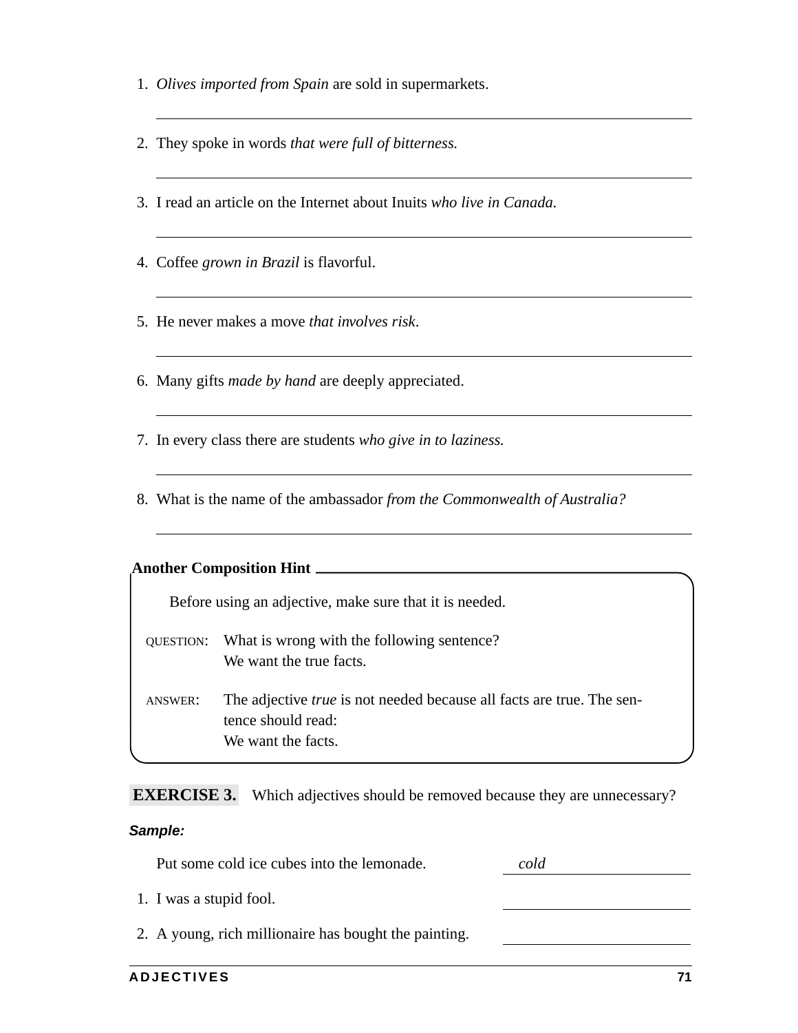1. *Olives imported from Spain* are sold in supermarkets.

   ______________________________________________

2. They spoke in words *that were full of bitterness.*

   ______________________________________________

3. I read an article on the Internet about Inuits *who live in Canada.*

   ______________________________________________

4. Coffee *grown in Brazil* is flavorful.

   ______________________________________________

5. He never makes a move *that involves risk*.

   ______________________________________________

6. Many gifts *made by hand* are deeply appreciated.

   ______________________________________________

7. In every class there are students *who give in to laziness.*

   ______________________________________________

8. What is the name of the ambassador *from the Commonwealth of Australia?*

   ______________________________________________

**Another Composition Hint**

Before using an adjective, make sure that it is needed.

QUESTION: What is wrong with the following sentence?
We want the true facts.

ANSWER: The adjective *true* is not needed because all facts are true. The sentence should read:
We want the facts.

**EXERCISE 3.** Which adjectives should be removed because they are unnecessary?

***Sample:***

Put some cold ice cubes into the lemonade. *cold*

1. I was a stupid fool. ____________

2. A young, rich millionaire has bought the painting. ____________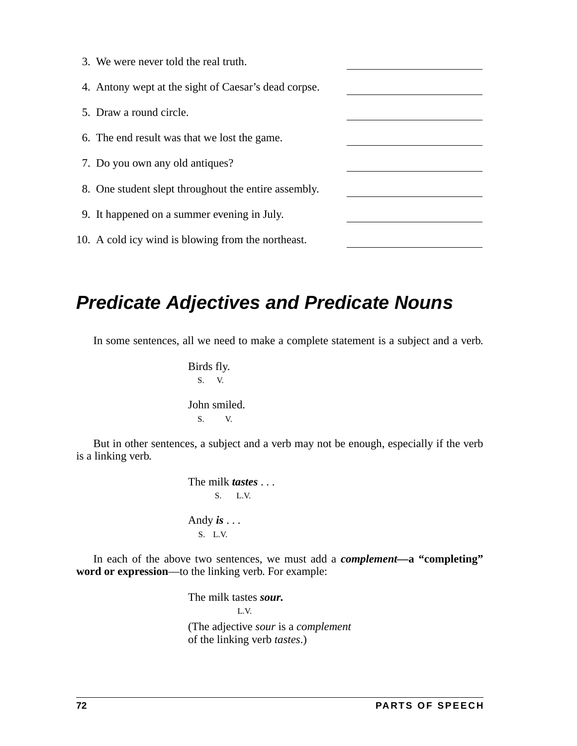3. We were never told the real truth. \_\_\_\_\_\_\_\_\_\_\_\_\_\_\_\_

4. Antony wept at the sight of Caesar's dead corpse. \_\_\_\_\_\_\_\_\_\_\_\_\_\_\_\_

5. Draw a round circle. \_\_\_\_\_\_\_\_\_\_\_\_\_\_\_\_

6. The end result was that we lost the game. \_\_\_\_\_\_\_\_\_\_\_\_\_\_\_\_

7. Do you own any old antiques? \_\_\_\_\_\_\_\_\_\_\_\_\_\_\_\_

8. One student slept throughout the entire assembly. \_\_\_\_\_\_\_\_\_\_\_\_\_\_\_\_

9. It happened on a summer evening in July. \_\_\_\_\_\_\_\_\_\_\_\_\_\_\_\_

10. A cold icy wind is blowing from the northeast. \_\_\_\_\_\_\_\_\_\_\_\_\_\_\_\_

## *Predicate Adjectives and Predicate Nouns*

In some sentences, all we need to make a complete statement is a subject and a verb.

> Birds fly.
> S. V.

> John smiled.
> S. V.

But in other sentences, a subject and a verb may not be enough, especially if the verb is a linking verb.

> The milk ***tastes*** . . .
> S. L.V.

> Andy ***is*** . . .
> S. L.V.

In each of the above two sentences, we must add a ***complement*****—a "completing" word or expression**—to the linking verb. For example:

> The milk tastes ***sour.***
> L.V.
>
> (The adjective *sour* is a *complement* of the linking verb *tastes*.)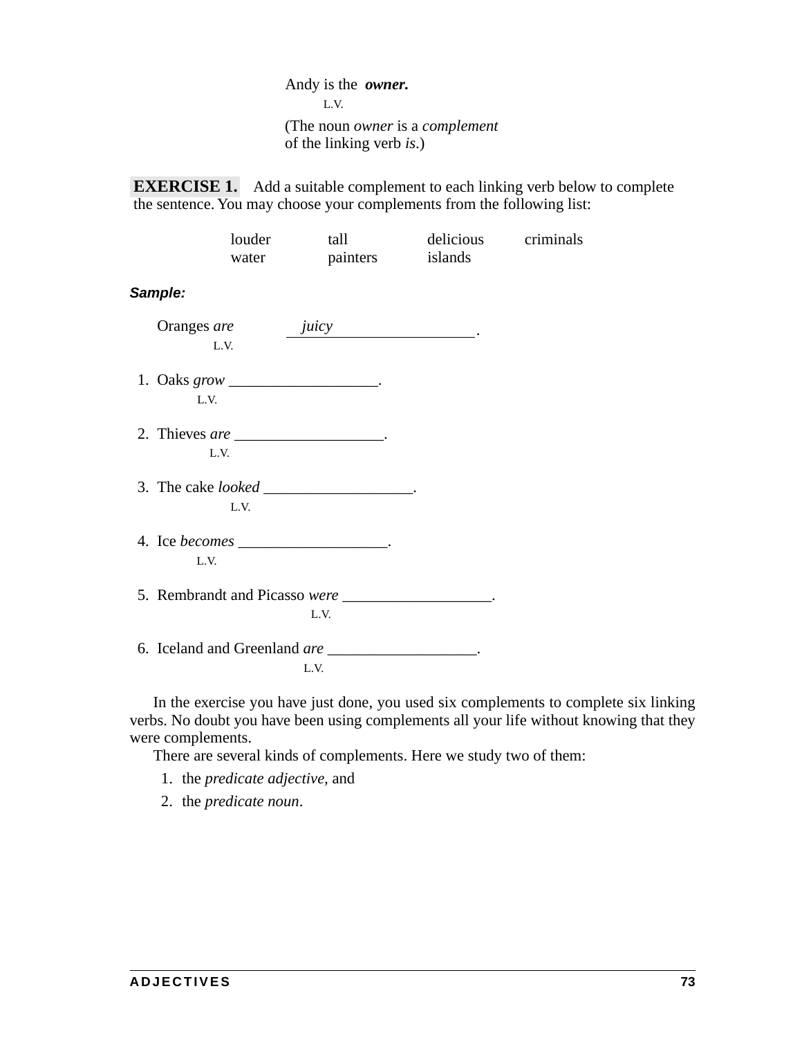Andy is the **owner.**
L.V.

(The noun *owner* is a *complement* of the linking verb *is*.)

**EXERCISE 1.** Add a suitable complement to each linking verb below to complete the sentence. You may choose your complements from the following list:

| louder | tall | delicious | criminals |
|---|---|---|---|
| water | painters | islands | |

***Sample:***

Oranges *are* ___*juicy*___.
L.V.

1. Oaks *grow* ___________________.
   L.V.

2. Thieves *are* ___________________.
   L.V.

3. The cake *looked* ___________________.
   L.V.

4. Ice *becomes* ___________________.
   L.V.

5. Rembrandt and Picasso *were* ___________________.
   L.V.

6. Iceland and Greenland *are* ___________________.
   L.V.

In the exercise you have just done, you used six complements to complete six linking verbs. No doubt you have been using complements all your life without knowing that they were complements.

There are several kinds of complements. Here we study two of them:

1. the *predicate adjective*, and
2. the *predicate noun*.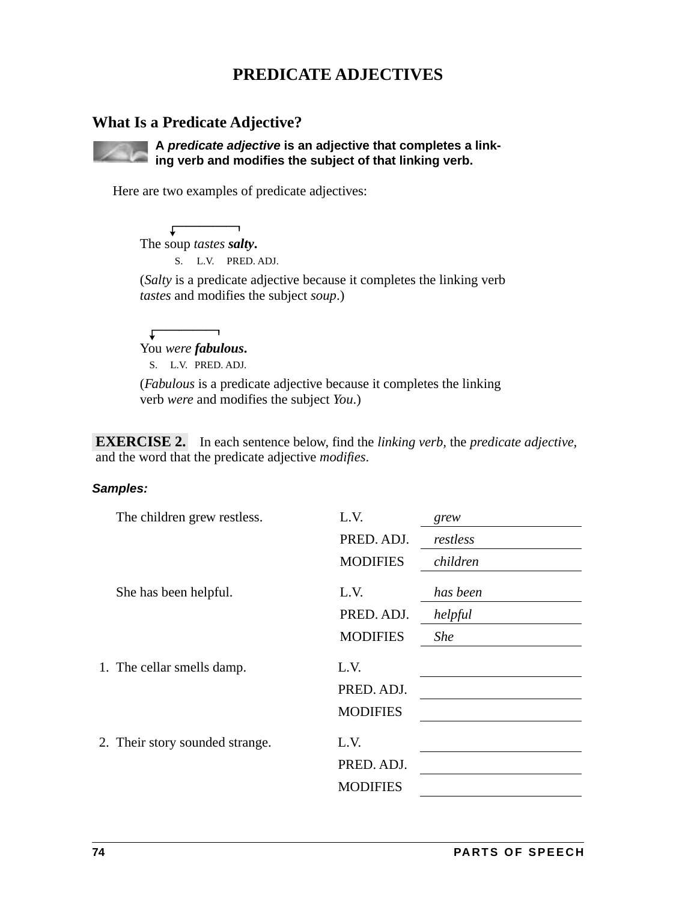# PREDICATE ADJECTIVES

## What Is a Predicate Adjective?

**A *predicate adjective* is an adjective that completes a linking verb and modifies the subject of that linking verb.**

Here are two examples of predicate adjectives:

The soup *tastes* ***salty***.
S. L.V. PRED. ADJ.

(*Salty* is a predicate adjective because it completes the linking verb *tastes* and modifies the subject *soup*.)

You *were* ***fabulous***.
S. L.V. PRED. ADJ.

(*Fabulous* is a predicate adjective because it completes the linking verb *were* and modifies the subject *You*.)

**EXERCISE 2.** In each sentence below, find the *linking verb*, the *predicate adjective*, and the word that the predicate adjective *modifies*.

***Samples:***

The children grew restless.
L.V. *grew*
PRED. ADJ. *restless*
MODIFIES *children*

She has been helpful.
L.V. *has been*
PRED. ADJ. *helpful*
MODIFIES *She*

1. The cellar smells damp.
L.V. ______________
PRED. ADJ. ______________
MODIFIES ______________

2. Their story sounded strange.
L.V. ______________
PRED. ADJ. ______________
MODIFIES ______________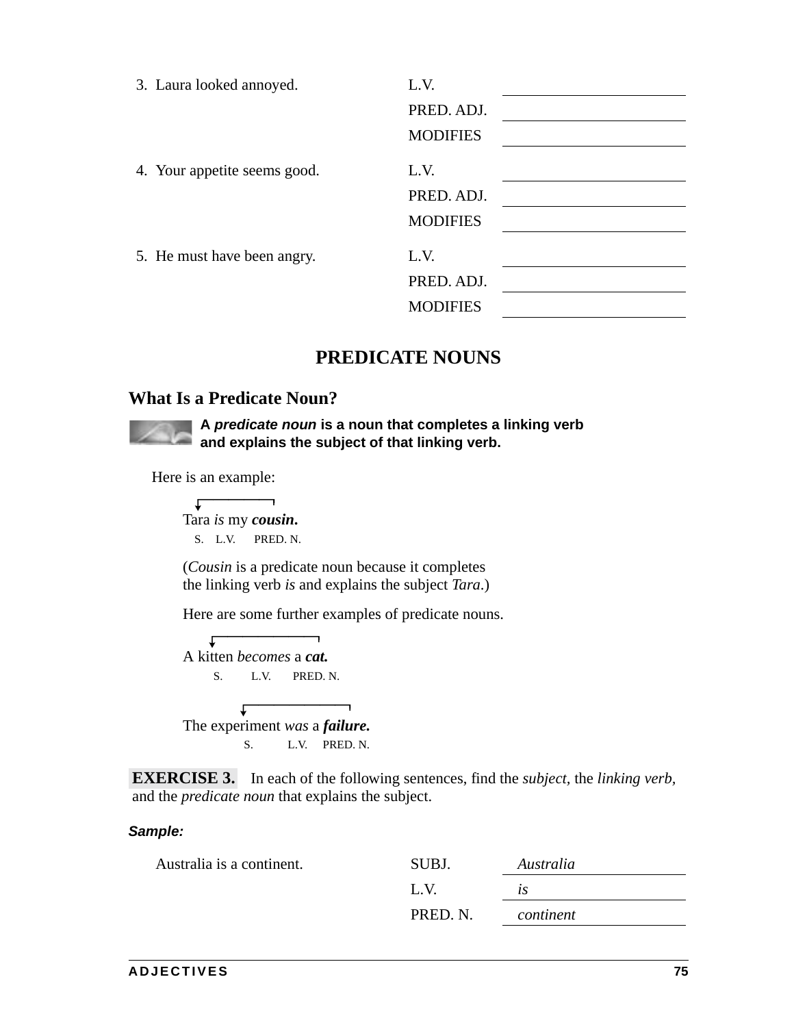3. Laura looked annoyed.

| | |
|---|---|
| L.V. | |
| PRED. ADJ. | |
| MODIFIES | |

4. Your appetite seems good.

| | |
|---|---|
| L.V. | |
| PRED. ADJ. | |
| MODIFIES | |

5. He must have been angry.

| | |
|---|---|
| L.V. | |
| PRED. ADJ. | |
| MODIFIES | |

## PREDICATE NOUNS

### What Is a Predicate Noun?

**A *predicate noun* is a noun that completes a linking verb and explains the subject of that linking verb.**

Here is an example:

Tara *is* my ***cousin***.
S. L.V. PRED. N.

(*Cousin* is a predicate noun because it completes the linking verb *is* and explains the subject *Tara*.)

Here are some further examples of predicate nouns.

A kitten *becomes* a ***cat.***
S. L.V. PRED. N.

The experiment *was* a ***failure.***
S. L.V. PRED. N.

**EXERCISE 3.** In each of the following sentences, find the *subject,* the *linking verb,* and the *predicate noun* that explains the subject.

***Sample:***

Australia is a continent.

| | |
|---|---|
| SUBJ. | *Australia* |
| L.V. | *is* |
| PRED. N. | *continent* |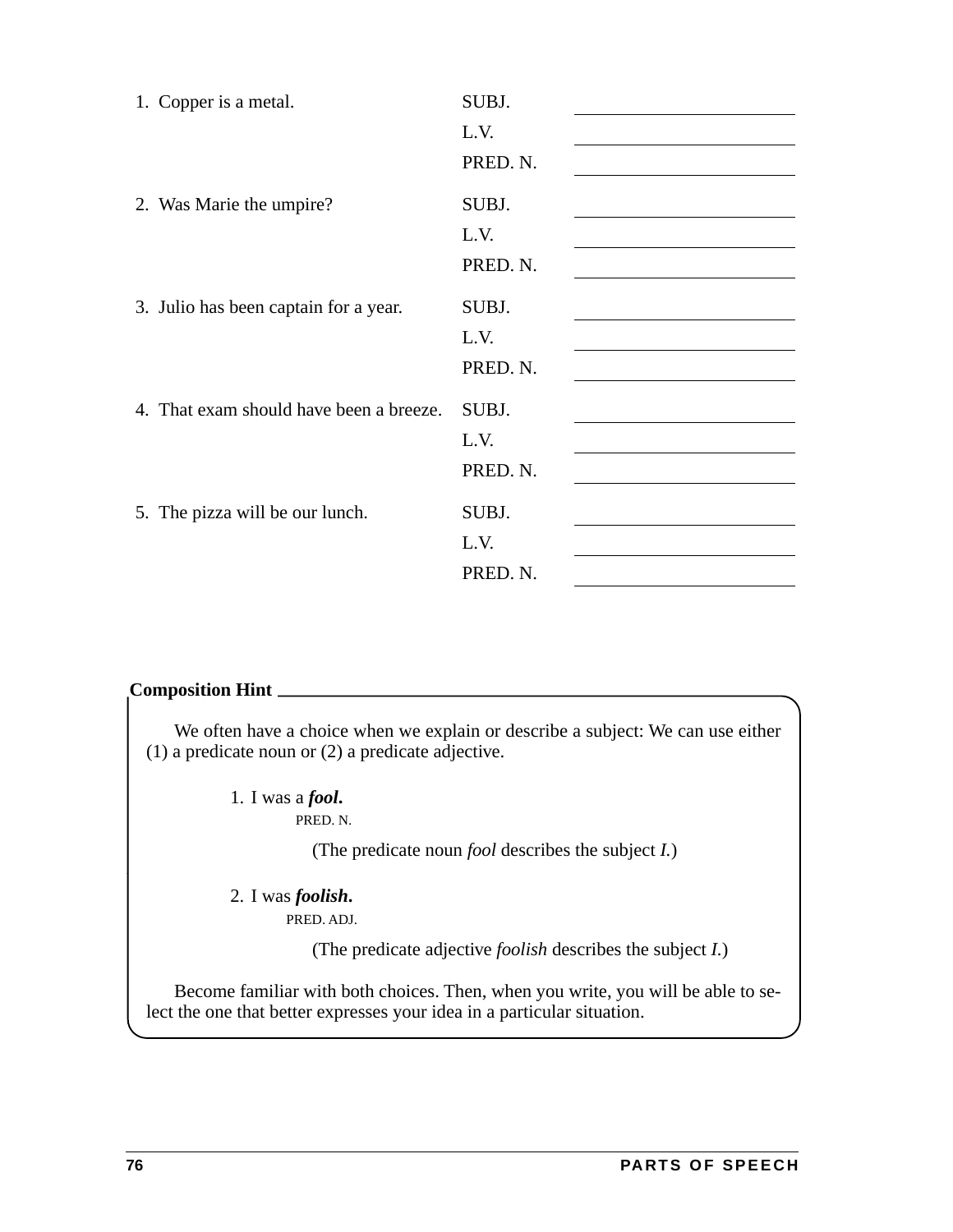1. Copper is a metal.
   - SUBJ. ____________________
   - L.V. ____________________
   - PRED. N. ____________________

2. Was Marie the umpire?
   - SUBJ. ____________________
   - L.V. ____________________
   - PRED. N. ____________________

3. Julio has been captain for a year.
   - SUBJ. ____________________
   - L.V. ____________________
   - PRED. N. ____________________

4. That exam should have been a breeze.
   - SUBJ. ____________________
   - L.V. ____________________
   - PRED. N. ____________________

5. The pizza will be our lunch.
   - SUBJ. ____________________
   - L.V. ____________________
   - PRED. N. ____________________

**Composition Hint**

We often have a choice when we explain or describe a subject: We can use either (1) a predicate noun or (2) a predicate adjective.

1. I was a ***fool*.**
   PRED. N.

   (The predicate noun *fool* describes the subject *I*.)

2. I was ***foolish*.**
   PRED. ADJ.

   (The predicate adjective *foolish* describes the subject *I*.)

Become familiar with both choices. Then, when you write, you will be able to select the one that better expresses your idea in a particular situation.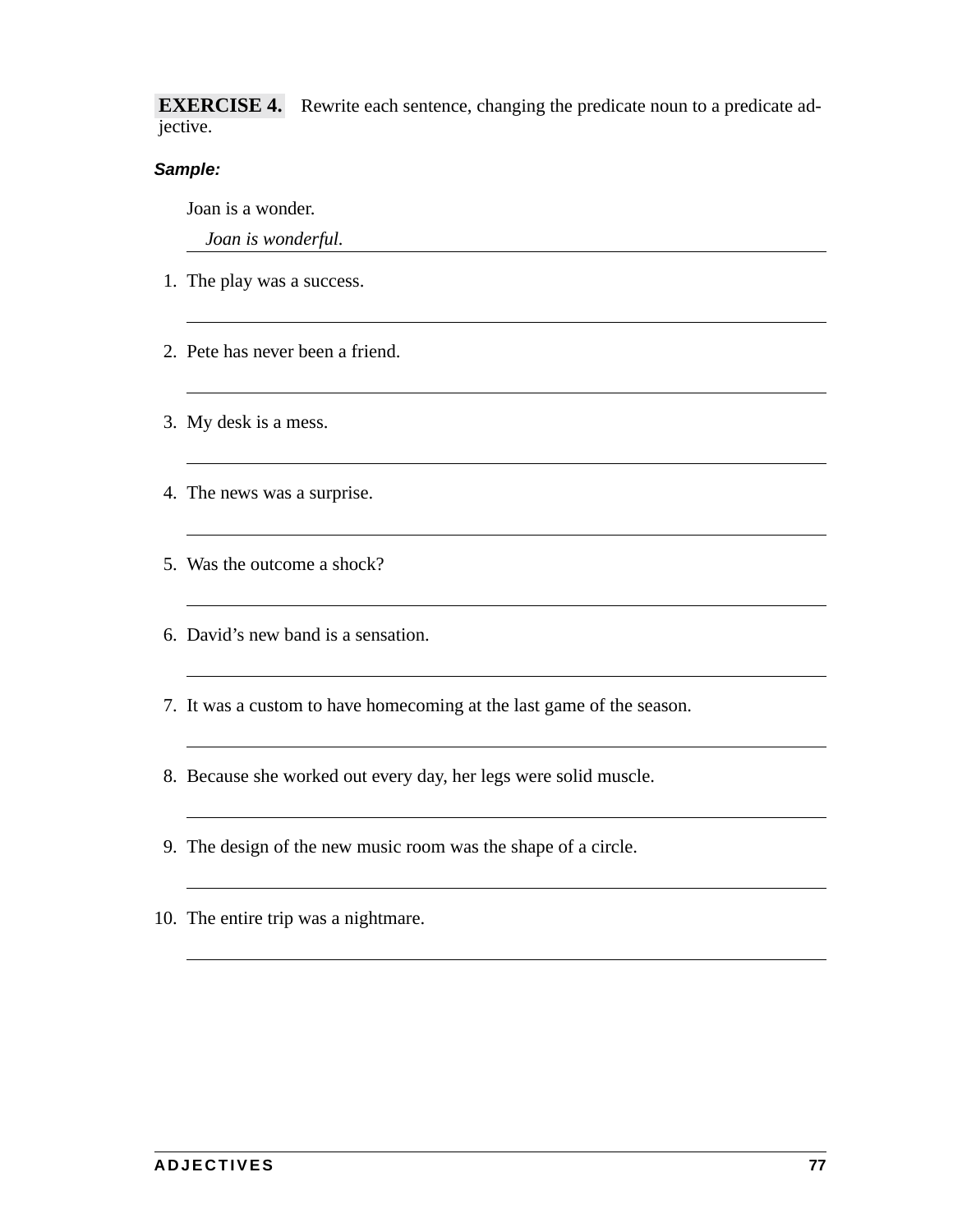**EXERCISE 4.** Rewrite each sentence, changing the predicate noun to a predicate adjective.

***Sample:***

Joan is a wonder.

*Joan is wonderful.*

1. The play was a success.

2. Pete has never been a friend.

3. My desk is a mess.

4. The news was a surprise.

5. Was the outcome a shock?

6. David's new band is a sensation.

7. It was a custom to have homecoming at the last game of the season.

8. Because she worked out every day, her legs were solid muscle.

9. The design of the new music room was the shape of a circle.

10. The entire trip was a nightmare.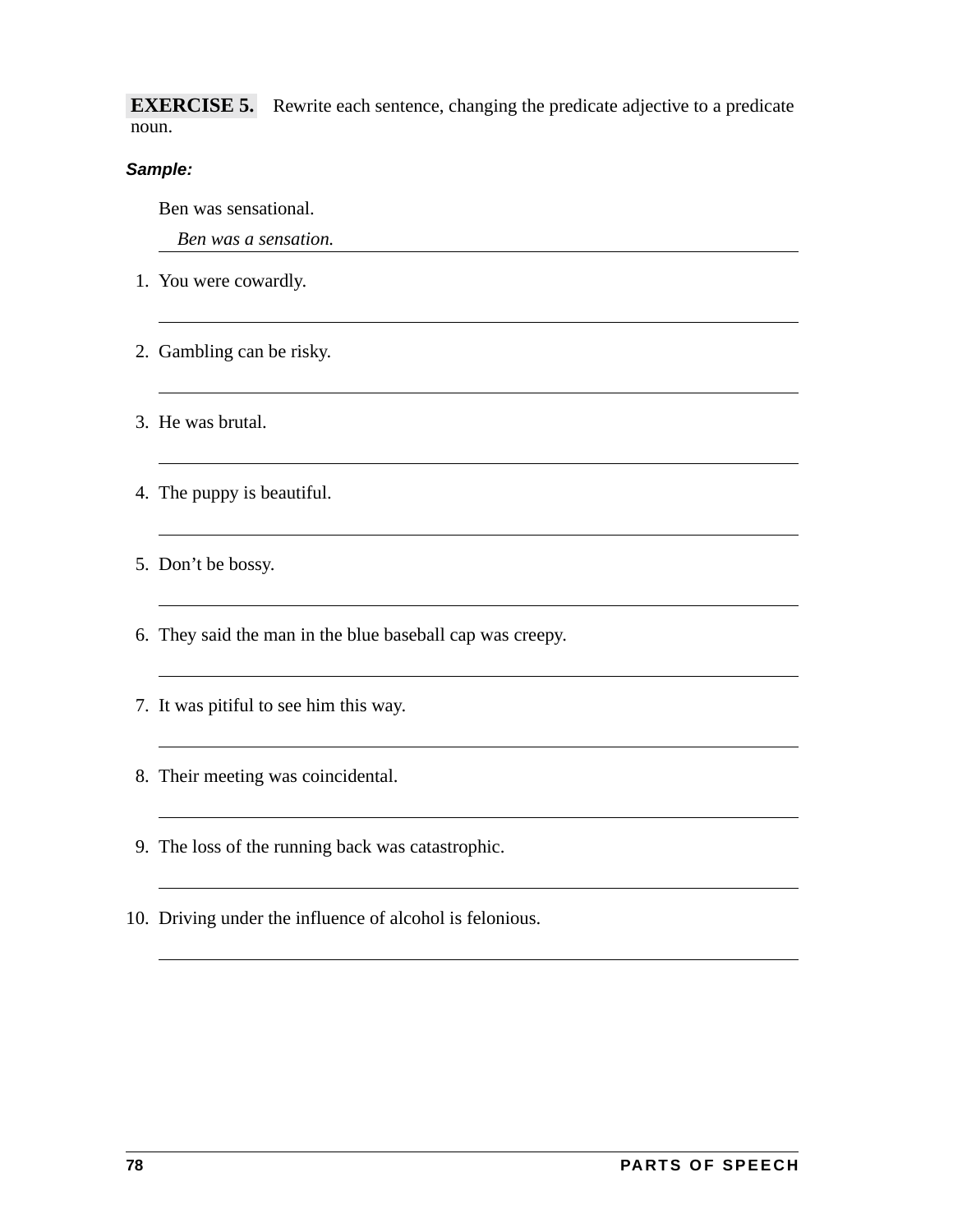**EXERCISE 5.** Rewrite each sentence, changing the predicate adjective to a predicate noun.

***Sample:***

Ben was sensational.

*Ben was a sensation.*

1. You were cowardly.

   ______________________________

2. Gambling can be risky.

   ______________________________

3. He was brutal.

   ______________________________

4. The puppy is beautiful.

   ______________________________

5. Don't be bossy.

   ______________________________

6. They said the man in the blue baseball cap was creepy.

   ______________________________

7. It was pitiful to see him this way.

   ______________________________

8. Their meeting was coincidental.

   ______________________________

9. The loss of the running back was catastrophic.

   ______________________________

10. Driving under the influence of alcohol is felonious.

    ______________________________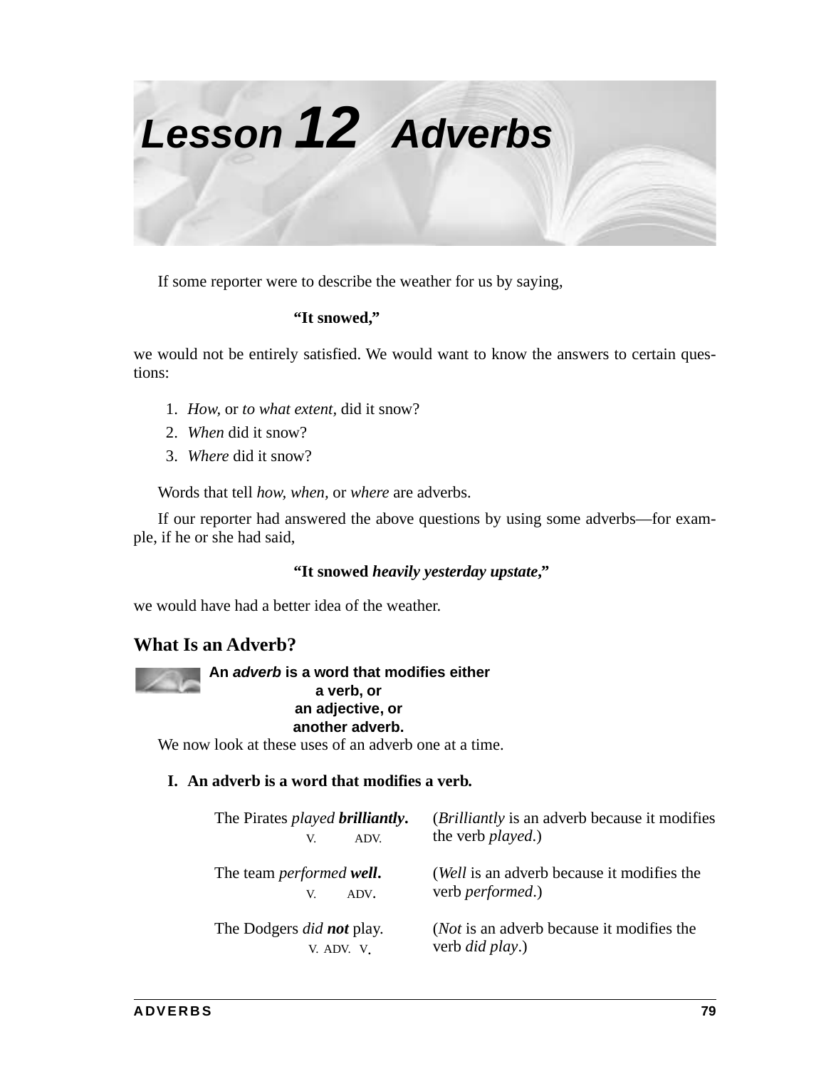# Lesson 12 Adverbs

If some reporter were to describe the weather for us by saying,

**"It snowed,"**

we would not be entirely satisfied. We would want to know the answers to certain questions:

1. *How,* or *to what extent,* did it snow?
2. *When* did it snow?
3. *Where* did it snow?

Words that tell *how, when,* or *where* are adverbs.

If our reporter had answered the above questions by using some adverbs—for example, if he or she had said,

**"It snowed *heavily yesterday upstate,*"**

we would have had a better idea of the weather.

## What Is an Adverb?

**An *adverb* is a word that modifies either**
**a verb, or**
**an adjective, or**
**another adverb.**

We now look at these uses of an adverb one at a time.

**I. An adverb is a word that modifies a verb.**

| | |
|---|---|
| The Pirates *played* ***brilliantly***. (V. ADV.) | (*Brilliantly* is an adverb because it modifies the verb *played*.) |
| The team *performed* ***well***. (V. ADV.) | (*Well* is an adverb because it modifies the verb *performed*.) |
| The Dodgers *did* ***not*** play. (V. ADV. V.) | (*Not* is an adverb because it modifies the verb *did play*.) |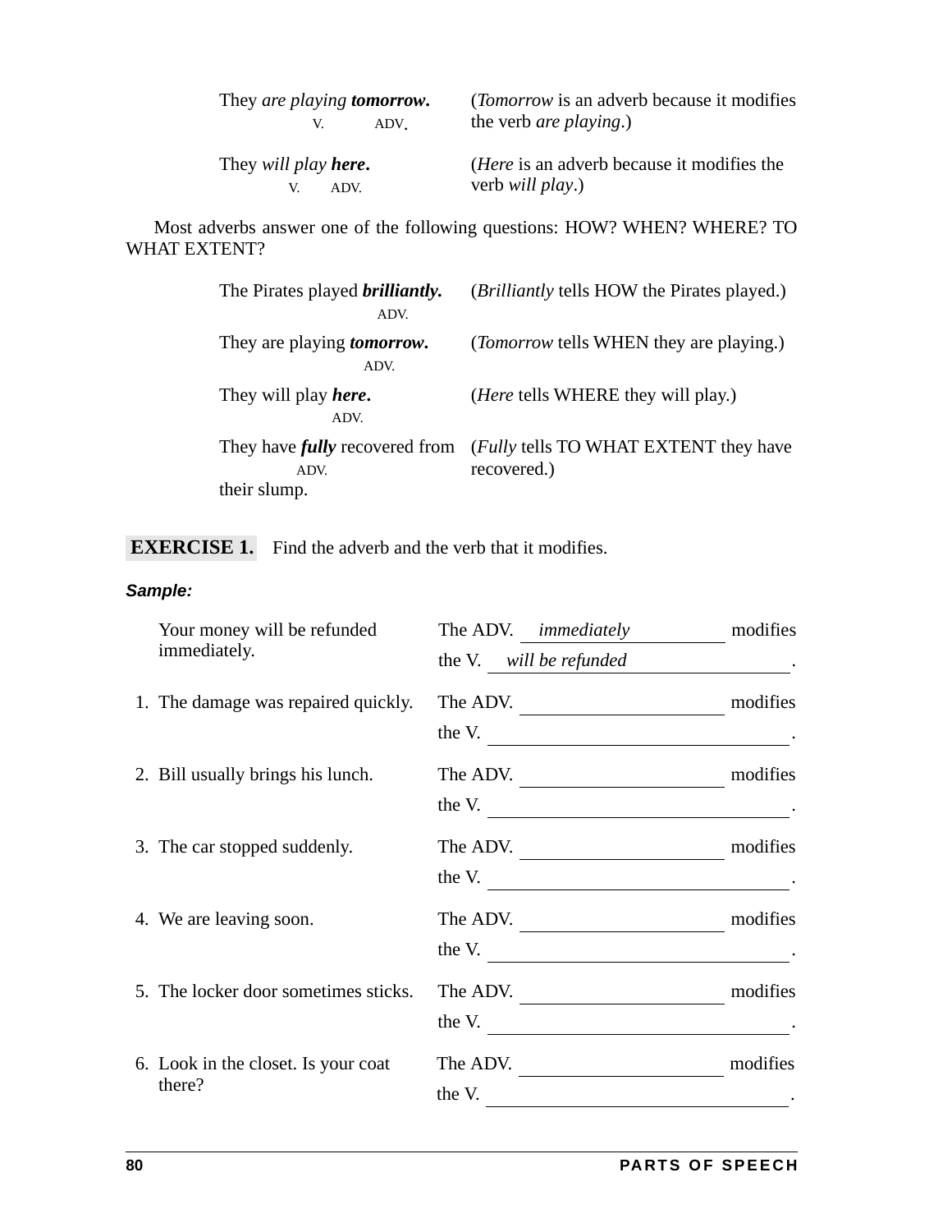| | |
|---|---|
| They *are playing* **tomorrow.**<br>V. ADV. | (*Tomorrow* is an adverb because it modifies the verb *are playing*.) |
| They *will play* **here.**<br>V. ADV. | (*Here* is an adverb because it modifies the verb *will play*.) |

Most adverbs answer one of the following questions: HOW? WHEN? WHERE? TO WHAT EXTENT?

| | |
|---|---|
| The Pirates played ***brilliantly.***<br>ADV. | (*Brilliantly* tells HOW the Pirates played.) |
| They are playing ***tomorrow.***<br>ADV. | (*Tomorrow* tells WHEN they are playing.) |
| They will play ***here.***<br>ADV. | (*Here* tells WHERE they will play.) |
| They have ***fully*** recovered from their slump.<br>ADV. | (*Fully* tells TO WHAT EXTENT they have recovered.) |

**EXERCISE 1.** Find the adverb and the verb that it modifies.

***Sample:***

Your money will be refunded immediately. — The ADV. *immediately* modifies the V. *will be refunded*.

1. The damage was repaired quickly. — The ADV. ______ modifies the V. ______.

2. Bill usually brings his lunch. — The ADV. ______ modifies the V. ______.

3. The car stopped suddenly. — The ADV. ______ modifies the V. ______.

4. We are leaving soon. — The ADV. ______ modifies the V. ______.

5. The locker door sometimes sticks. — The ADV. ______ modifies the V. ______.

6. Look in the closet. Is your coat there? — The ADV. ______ modifies the V. ______.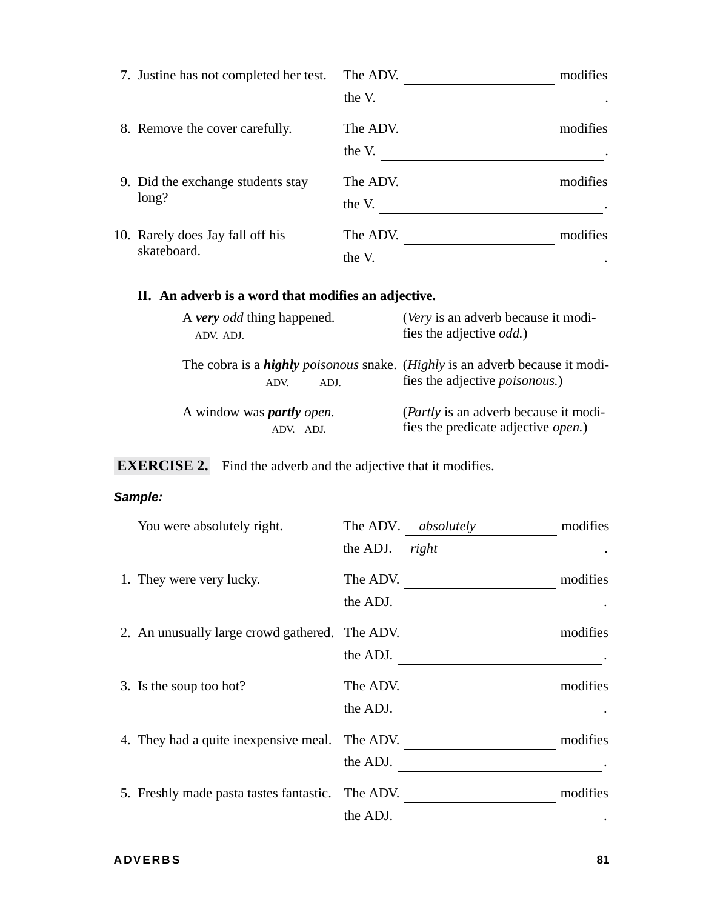7. Justine has not completed her test. The ADV. \_\_\_\_\_\_\_\_\_\_\_\_\_\_\_\_ modifies the V. \_\_\_\_\_\_\_\_\_\_\_\_\_\_\_\_\_\_\_\_.

8. Remove the cover carefully. The ADV. \_\_\_\_\_\_\_\_\_\_\_\_\_\_\_\_ modifies the V. \_\_\_\_\_\_\_\_\_\_\_\_\_\_\_\_\_\_\_\_.

9. Did the exchange students stay long? The ADV. \_\_\_\_\_\_\_\_\_\_\_\_\_\_\_\_ modifies the V. \_\_\_\_\_\_\_\_\_\_\_\_\_\_\_\_\_\_\_\_.

10. Rarely does Jay fall off his skateboard. The ADV. \_\_\_\_\_\_\_\_\_\_\_\_\_\_\_\_ modifies the V. \_\_\_\_\_\_\_\_\_\_\_\_\_\_\_\_\_\_\_\_.

## II. An adverb is a word that modifies an adjective.

| | |
|---|---|
| A ***very*** *odd* thing happened. (ADV. ADJ.) | (*Very* is an adverb because it modifies the adjective *odd.*) |
| The cobra is a ***highly*** *poisonous* snake. (ADV. ADJ.) | (*Highly* is an adverb because it modifies the adjective *poisonous.*) |
| A window was ***partly*** *open.* (ADV. ADJ.) | (*Partly* is an adverb because it modifies the predicate adjective *open.*) |

**EXERCISE 2.** Find the adverb and the adjective that it modifies.

***Sample:***

You were absolutely right. The ADV. *absolutely* modifies the ADJ. *right*.

1. They were very lucky. The ADV. \_\_\_\_\_\_\_\_\_\_\_\_\_\_\_\_ modifies the ADJ. \_\_\_\_\_\_\_\_\_\_\_\_\_\_\_\_\_\_\_\_.

2. An unusually large crowd gathered. The ADV. \_\_\_\_\_\_\_\_\_\_\_\_\_\_\_\_ modifies the ADJ. \_\_\_\_\_\_\_\_\_\_\_\_\_\_\_\_\_\_\_\_.

3. Is the soup too hot? The ADV. \_\_\_\_\_\_\_\_\_\_\_\_\_\_\_\_ modifies the ADJ. \_\_\_\_\_\_\_\_\_\_\_\_\_\_\_\_\_\_\_\_.

4. They had a quite inexpensive meal. The ADV. \_\_\_\_\_\_\_\_\_\_\_\_\_\_\_\_ modifies the ADJ. \_\_\_\_\_\_\_\_\_\_\_\_\_\_\_\_\_\_\_\_.

5. Freshly made pasta tastes fantastic. The ADV. \_\_\_\_\_\_\_\_\_\_\_\_\_\_\_\_ modifies the ADJ. \_\_\_\_\_\_\_\_\_\_\_\_\_\_\_\_\_\_\_\_.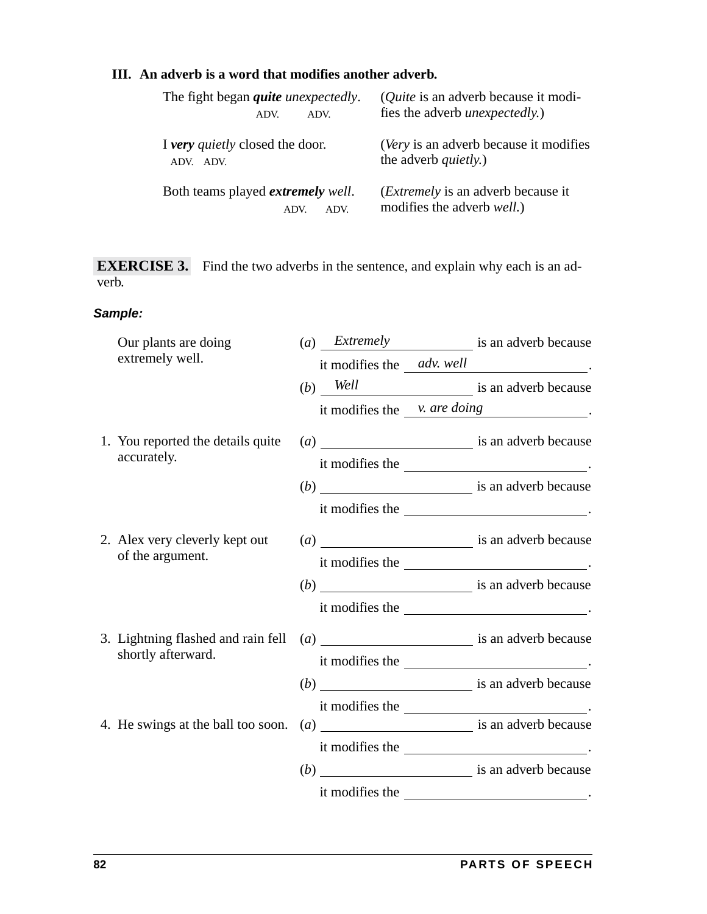### III. An adverb is a word that modifies another adverb.

| Example | Explanation |
|---|---|
| The fight began ***quite*** *unexpectedly*. (ADV. ADV.) | (*Quite* is an adverb because it modifies the adverb *unexpectedly.*) |
| I ***very*** *quietly* closed the door. (ADV. ADV.) | (*Very* is an adverb because it modifies the adverb *quietly.*) |
| Both teams played ***extremely*** *well*. (ADV. ADV.) | (*Extremely* is an adverb because it modifies the adverb *well.*) |

**EXERCISE 3.** Find the two adverbs in the sentence, and explain why each is an adverb.

***Sample:***

Our plants are doing extremely well.

(*a*) *Extremely* is an adverb because it modifies the *adv. well*.

(*b*) *Well* is an adverb because it modifies the *v. are doing*.

1. You reported the details quite accurately.

   (*a*) ____________________ is an adverb because it modifies the ____________________.

   (*b*) ____________________ is an adverb because it modifies the ____________________.

2. Alex very cleverly kept out of the argument.

   (*a*) ____________________ is an adverb because it modifies the ____________________.

   (*b*) ____________________ is an adverb because it modifies the ____________________.

3. Lightning flashed and rain fell shortly afterward.

   (*a*) ____________________ is an adverb because it modifies the ____________________.

   (*b*) ____________________ is an adverb because it modifies the ____________________.

4. He swings at the ball too soon.

   (*a*) ____________________ is an adverb because it modifies the ____________________.

   (*b*) ____________________ is an adverb because it modifies the ____________________.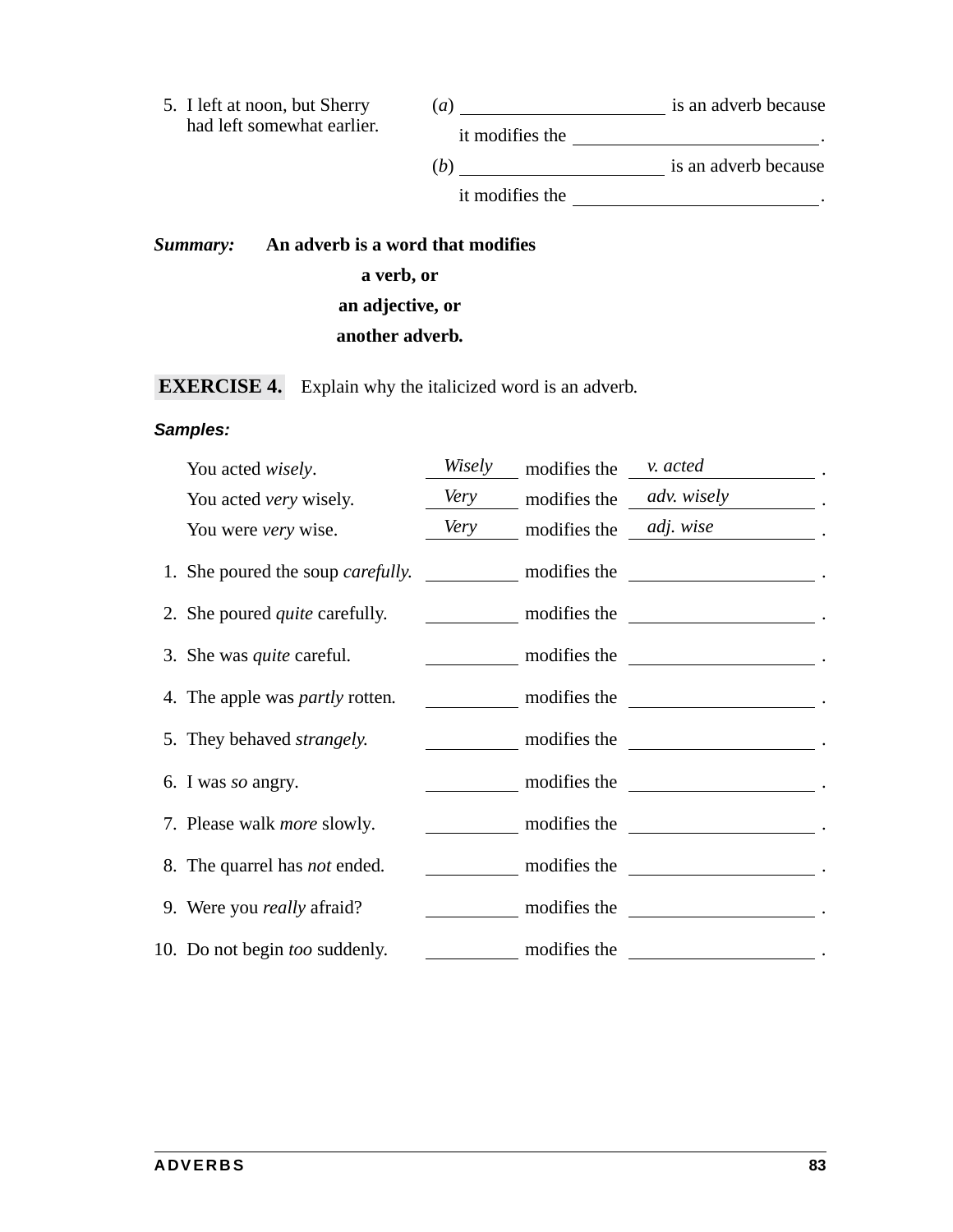5. I left at noon, but Sherry had left somewhat earlier.

   (*a*) ____________________ is an adverb because it modifies the ________________________.

   (*b*) ____________________ is an adverb because it modifies the ________________________.

***Summary:*** **An adverb is a word that modifies**

**a verb, or**

**an adjective, or**

**another adverb.**

**EXERCISE 4.** Explain why the italicized word is an adverb.

***Samples:***

You acted *wisely*. &nbsp;&nbsp; *Wisely* modifies the *v. acted* .

You acted *very* wisely. &nbsp;&nbsp; *Very* modifies the *adv. wisely* .

You were *very* wise. &nbsp;&nbsp; *Very* modifies the *adj. wise* .

1. She poured the soup *carefully.* __________ modifies the __________________ .
2. She poured *quite* carefully. __________ modifies the __________________ .
3. She was *quite* careful. __________ modifies the __________________ .
4. The apple was *partly* rotten. __________ modifies the __________________ .
5. They behaved *strangely.* __________ modifies the __________________ .
6. I was *so* angry. __________ modifies the __________________ .
7. Please walk *more* slowly. __________ modifies the __________________ .
8. The quarrel has *not* ended. __________ modifies the __________________ .
9. Were you *really* afraid? __________ modifies the __________________ .
10. Do not begin *too* suddenly. __________ modifies the __________________ .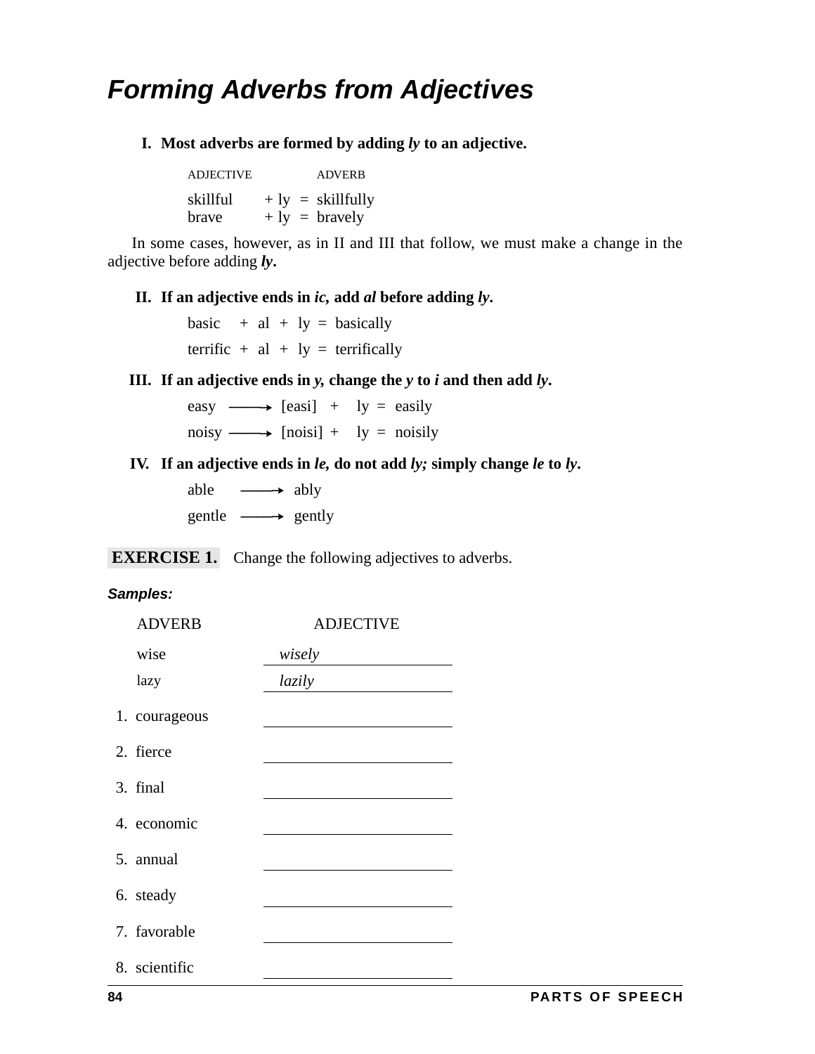# *Forming Adverbs from Adjectives*

**I. Most adverbs are formed by adding *ly* to an adjective.**

| ADJECTIVE | | | ADVERB |
|---|---|---|---|
| skillful | + ly | = | skillfully |
| brave | + ly | = | bravely |

In some cases, however, as in II and III that follow, we must make a change in the adjective before adding ***ly***.

**II. If an adjective ends in *ic*, add *al* before adding *ly*.**

basic + al + ly = basically

terrific + al + ly = terrifically

**III. If an adjective ends in *y*, change the *y* to *i* and then add *ly*.**

easy ⟶ [easi] + ly = easily

noisy ⟶ [noisi] + ly = noisily

**IV. If an adjective ends in *le*, do not add *ly;* simply change *le* to *ly*.**

able ⟶ ably

gentle ⟶ gently

**EXERCISE 1.** Change the following adjectives to adverbs.

***Samples:***

| ADVERB | ADJECTIVE |
|---|---|
| wise | *wisely* |
| lazy | *lazily* |
| 1. courageous | ______________ |
| 2. fierce | ______________ |
| 3. final | ______________ |
| 4. economic | ______________ |
| 5. annual | ______________ |
| 6. steady | ______________ |
| 7. favorable | ______________ |
| 8. scientific | ______________ |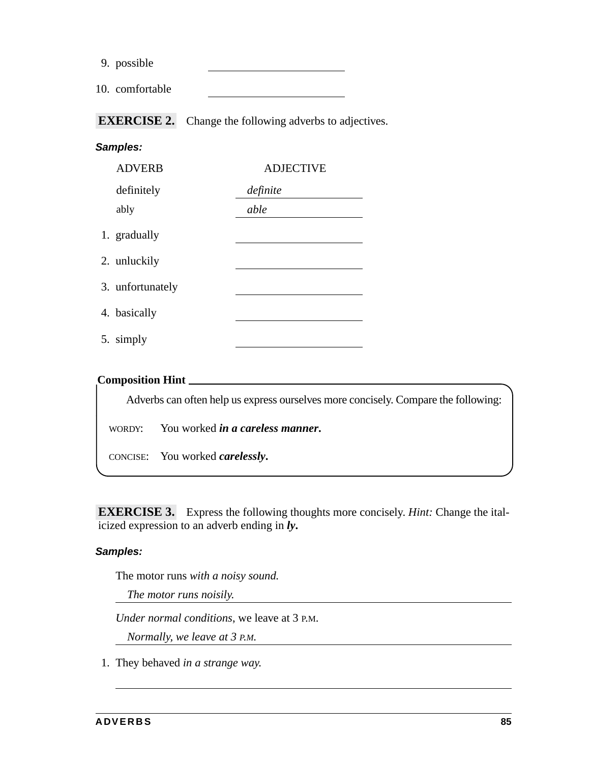9. possible ______________________

10. comfortable ______________________

**EXERCISE 2.** Change the following adverbs to adjectives.

***Samples:***

| ADVERB | ADJECTIVE |
|---|---|
| definitely | *definite* |
| ably | *able* |

1. gradually ______________________

2. unluckily ______________________

3. unfortunately ______________________

4. basically ______________________

5. simply ______________________

**Composition Hint**

Adverbs can often help us express ourselves more concisely. Compare the following:

WORDY: You worked ***in a careless manner.***

CONCISE: You worked ***carelessly.***

**EXERCISE 3.** Express the following thoughts more concisely. *Hint:* Change the italicized expression to an adverb ending in ***ly.***

***Samples:***

The motor runs *with a noisy sound.*

*The motor runs noisily.*

*Under normal conditions*, we leave at 3 P.M.

*Normally, we leave at 3 P.M.*

1. They behaved *in a strange way.*

______________________________________________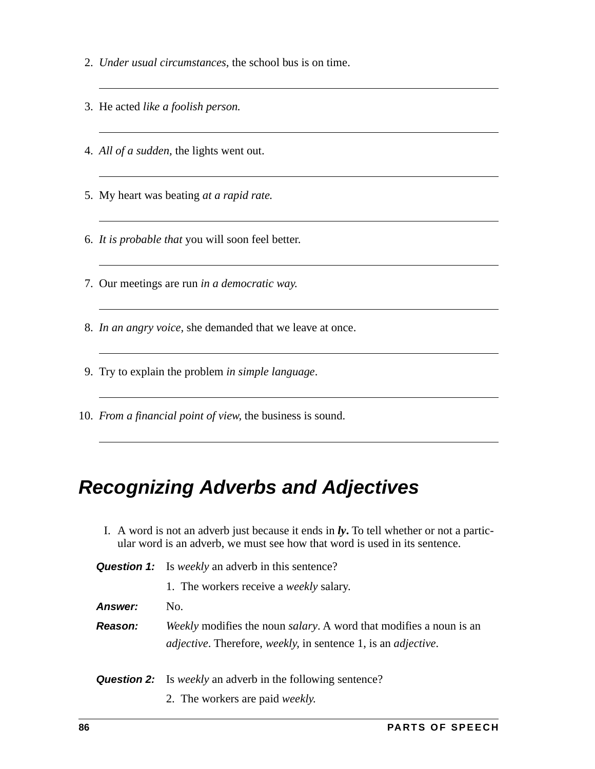2. *Under usual circumstances,* the school bus is on time.

___

3. He acted *like a foolish person.*

___

4. *All of a sudden,* the lights went out.

___

5. My heart was beating *at a rapid rate.*

___

6. *It is probable that* you will soon feel better.

___

7. Our meetings are run *in a democratic way.*

___

8. *In an angry voice,* she demanded that we leave at once.

___

9. Try to explain the problem *in simple language*.

___

10. *From a financial point of view,* the business is sound.

___

## Recognizing Adverbs and Adjectives

I. A word is not an adverb just because it ends in ***ly***. To tell whether or not a particular word is an adverb, we must see how that word is used in its sentence.

**Question 1:** Is *weekly* an adverb in this sentence?

1. The workers receive a *weekly* salary.

**Answer:** No.

**Reason:** *Weekly* modifies the noun *salary*. A word that modifies a noun is an *adjective*. Therefore, *weekly,* in sentence 1, is an *adjective*.

**Question 2:** Is *weekly* an adverb in the following sentence?

2. The workers are paid *weekly.*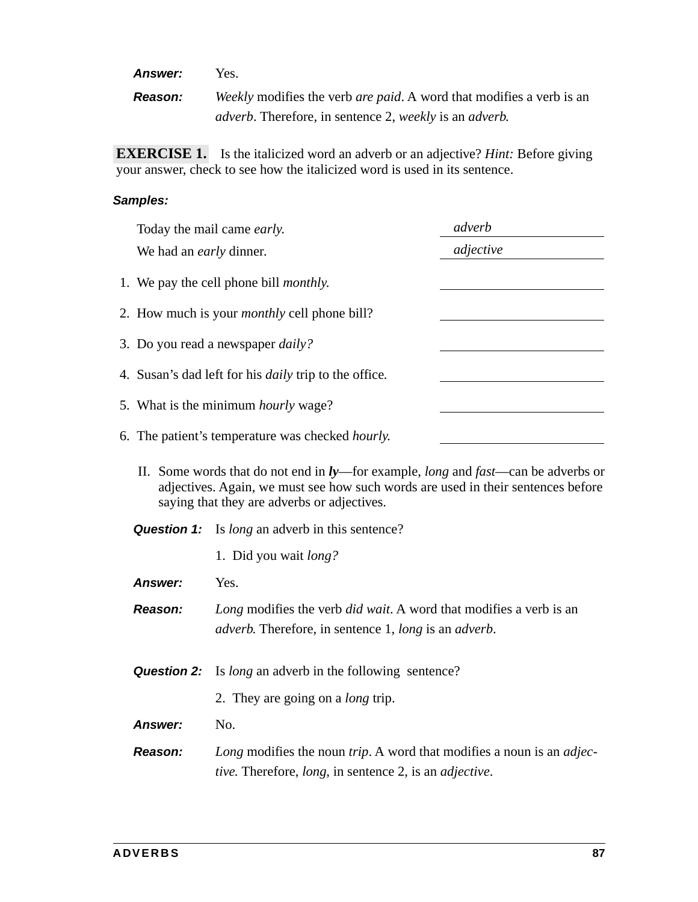**Answer:** Yes.

**Reason:** *Weekly* modifies the verb *are paid*. A word that modifies a verb is an *adverb*. Therefore, in sentence 2, *weekly* is an *adverb*.

**EXERCISE 1.** Is the italicized word an adverb or an adjective? *Hint:* Before giving your answer, check to see how the italicized word is used in its sentence.

**Samples:**

Today the mail came *early.* *adverb*

We had an *early* dinner. *adjective*

1. We pay the cell phone bill *monthly.* ______________
2. How much is your *monthly* cell phone bill? ______________
3. Do you read a newspaper *daily?* ______________
4. Susan's dad left for his *daily* trip to the office. ______________
5. What is the minimum *hourly* wage? ______________
6. The patient's temperature was checked *hourly.* ______________

II. Some words that do not end in ***ly***—for example, *long* and *fast*—can be adverbs or adjectives. Again, we must see how such words are used in their sentences before saying that they are adverbs or adjectives.

**Question 1:** Is *long* an adverb in this sentence?

1. Did you wait *long?*

**Answer:** Yes.

**Reason:** *Long* modifies the verb *did wait*. A word that modifies a verb is an *adverb*. Therefore, in sentence 1, *long* is an *adverb*.

**Question 2:** Is *long* an adverb in the following sentence?

2. They are going on a *long* trip.

**Answer:** No.

**Reason:** *Long* modifies the noun *trip*. A word that modifies a noun is an *adjective.* Therefore, *long,* in sentence 2, is an *adjective*.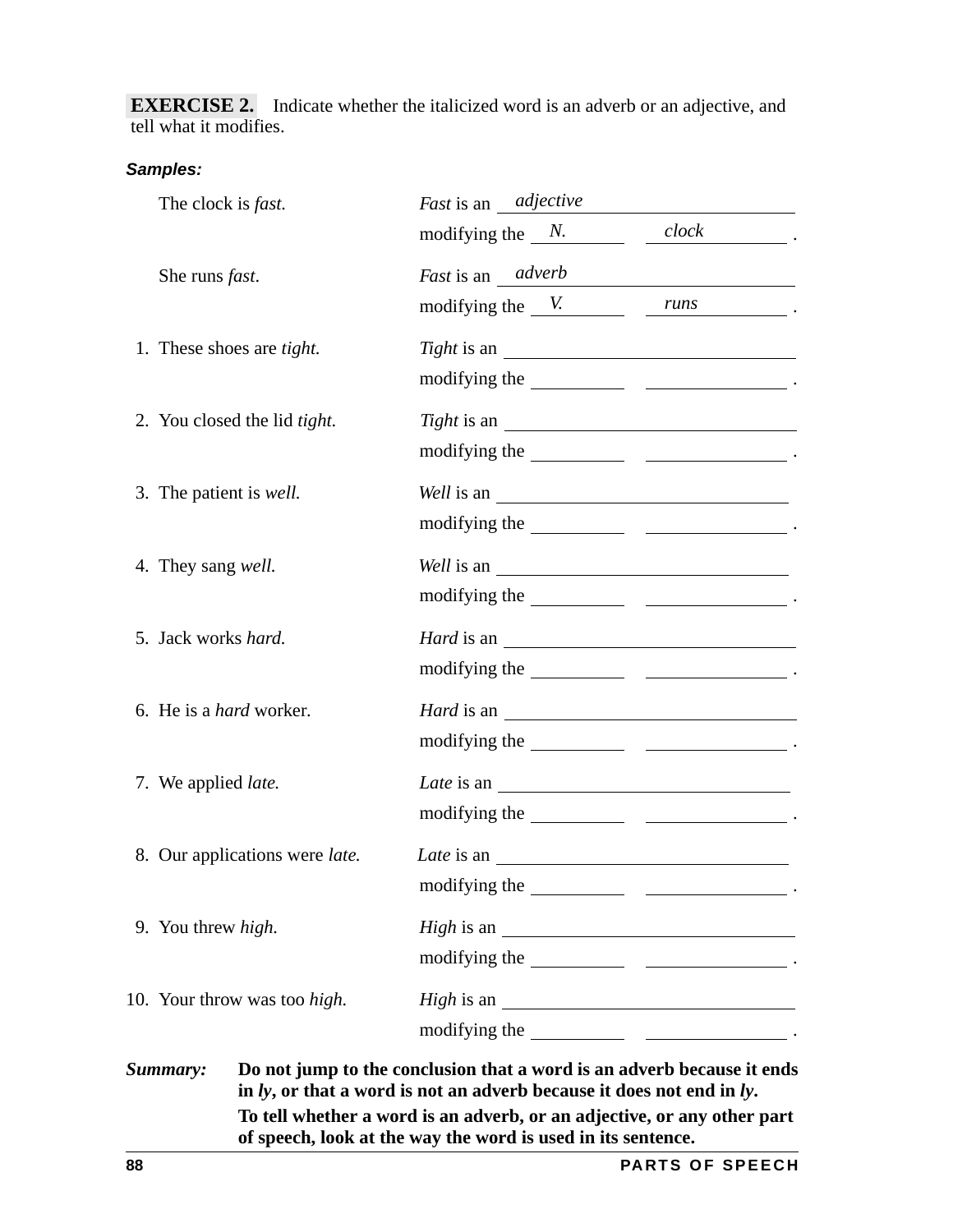**EXERCISE 2.** Indicate whether the italicized word is an adverb or an adjective, and tell what it modifies.

***Samples:***

The clock is *fast*. — *Fast* is an ___*adjective*___
modifying the ___*N.*___ ___*clock*___ .

She runs *fast*. — *Fast* is an ___*adverb*___
modifying the ___*V.*___ ___*runs*___ .

1. These shoes are *tight.* — *Tight* is an ____________
modifying the ________ ________ .

2. You closed the lid *tight.* — *Tight* is an ____________
modifying the ________ ________ .

3. The patient is *well.* — *Well* is an ____________
modifying the ________ ________ .

4. They sang *well.* — *Well* is an ____________
modifying the ________ ________ .

5. Jack works *hard.* — *Hard* is an ____________
modifying the ________ ________ .

6. He is a *hard* worker. — *Hard* is an ____________
modifying the ________ ________ .

7. We applied *late.* — *Late* is an ____________
modifying the ________ ________ .

8. Our applications were *late.* — *Late* is an ____________
modifying the ________ ________ .

9. You threw *high.* — *High* is an ____________
modifying the ________ ________ .

10. Your throw was too *high.* — *High* is an ____________
modifying the ________ ________ .

***Summary:*** **Do not jump to the conclusion that a word is an adverb because it ends in *ly*, or that a word is not an adverb because it does not end in *ly*.**

**To tell whether a word is an adverb, or an adjective, or any other part of speech, look at the way the word is used in its sentence.**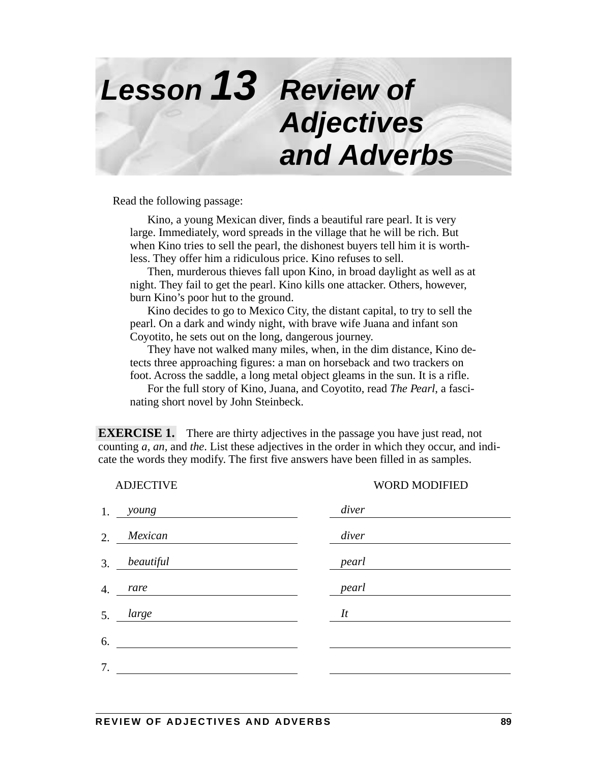# Lesson 13 Review of Adjectives and Adverbs

Read the following passage:

> Kino, a young Mexican diver, finds a beautiful rare pearl. It is very large. Immediately, word spreads in the village that he will be rich. But when Kino tries to sell the pearl, the dishonest buyers tell him it is worthless. They offer him a ridiculous price. Kino refuses to sell.
>
> Then, murderous thieves fall upon Kino, in broad daylight as well as at night. They fail to get the pearl. Kino kills one attacker. Others, however, burn Kino's poor hut to the ground.
>
> Kino decides to go to Mexico City, the distant capital, to try to sell the pearl. On a dark and windy night, with brave wife Juana and infant son Coyotito, he sets out on the long, dangerous journey.
>
> They have not walked many miles, when, in the dim distance, Kino detects three approaching figures: a man on horseback and two trackers on foot. Across the saddle, a long metal object gleams in the sun. It is a rifle.
>
> For the full story of Kino, Juana, and Coyotito, read *The Pearl*, a fascinating short novel by John Steinbeck.

**EXERCISE 1.** There are thirty adjectives in the passage you have just read, not counting *a*, *an*, and *the*. List these adjectives in the order in which they occur, and indicate the words they modify. The first five answers have been filled in as samples.

| | ADJECTIVE | WORD MODIFIED |
|---|---|---|
| 1. | *young* | *diver* |
| 2. | *Mexican* | *diver* |
| 3. | *beautiful* | *pearl* |
| 4. | *rare* | *pearl* |
| 5. | *large* | *It* |
| 6. | | |
| 7. | | |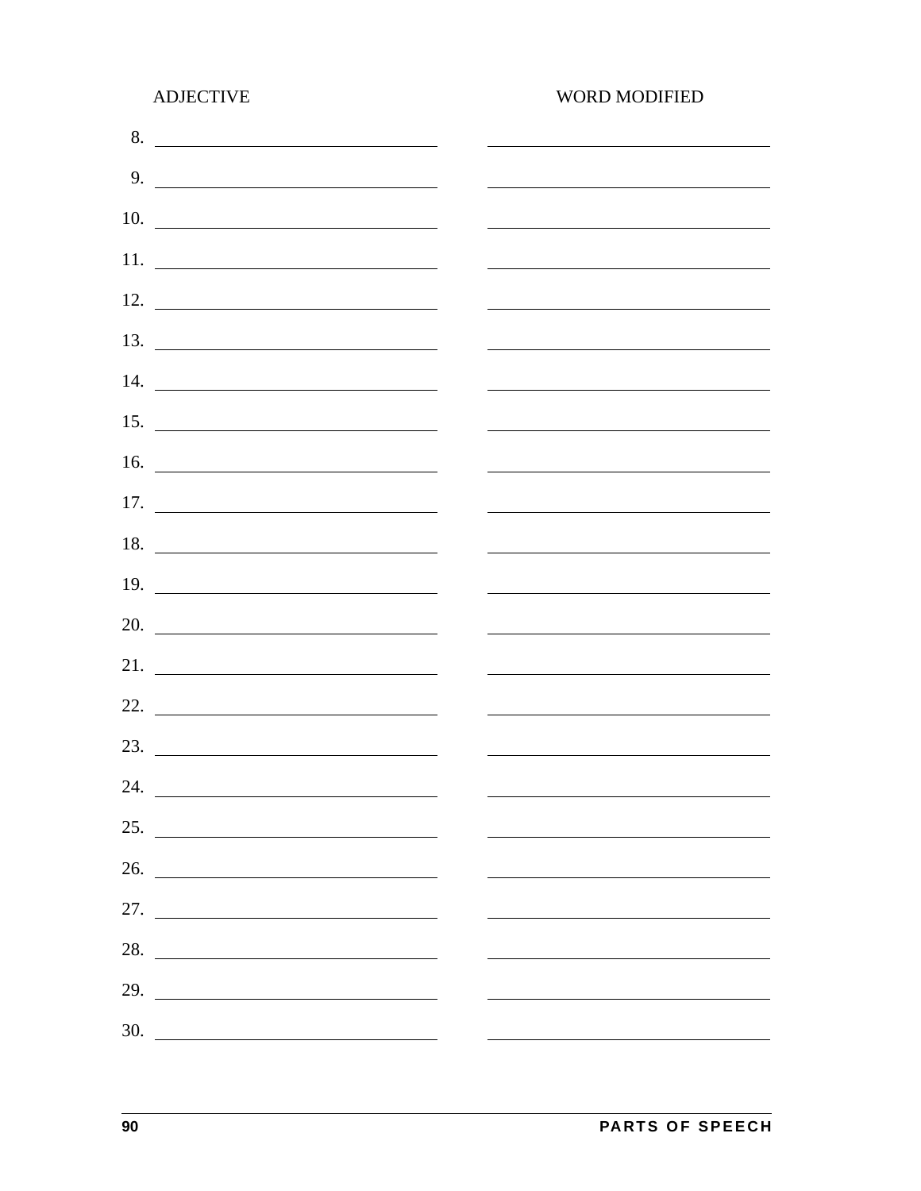| | ADJECTIVE | WORD MODIFIED |
|---|---|---|
| 8. | | |
| 9. | | |
| 10. | | |
| 11. | | |
| 12. | | |
| 13. | | |
| 14. | | |
| 15. | | |
| 16. | | |
| 17. | | |
| 18. | | |
| 19. | | |
| 20. | | |
| 21. | | |
| 22. | | |
| 23. | | |
| 24. | | |
| 25. | | |
| 26. | | |
| 27. | | |
| 28. | | |
| 29. | | |
| 30. | | |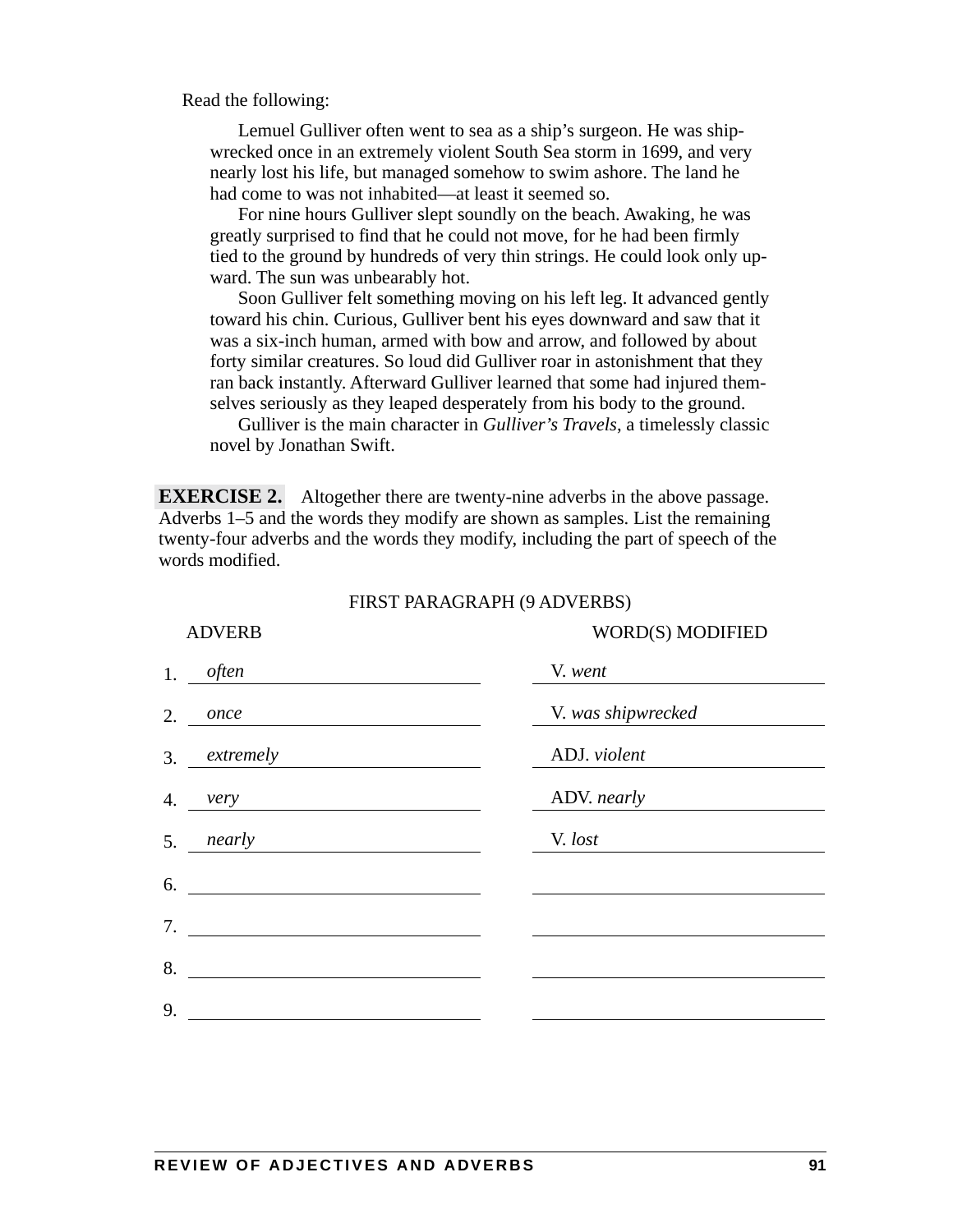Read the following:

> Lemuel Gulliver often went to sea as a ship's surgeon. He was shipwrecked once in an extremely violent South Sea storm in 1699, and very nearly lost his life, but managed somehow to swim ashore. The land he had come to was not inhabited—at least it seemed so.
>
> For nine hours Gulliver slept soundly on the beach. Awaking, he was greatly surprised to find that he could not move, for he had been firmly tied to the ground by hundreds of very thin strings. He could look only upward. The sun was unbearably hot.
>
> Soon Gulliver felt something moving on his left leg. It advanced gently toward his chin. Curious, Gulliver bent his eyes downward and saw that it was a six-inch human, armed with bow and arrow, and followed by about forty similar creatures. So loud did Gulliver roar in astonishment that they ran back instantly. Afterward Gulliver learned that some had injured themselves seriously as they leaped desperately from his body to the ground.
>
> Gulliver is the main character in *Gulliver's Travels*, a timelessly classic novel by Jonathan Swift.

**EXERCISE 2.** Altogether there are twenty-nine adverbs in the above passage. Adverbs 1–5 and the words they modify are shown as samples. List the remaining twenty-four adverbs and the words they modify, including the part of speech of the words modified.

FIRST PARAGRAPH (9 ADVERBS)

| | ADVERB | WORD(S) MODIFIED |
|---|---|---|
| 1. | *often* | V. *went* |
| 2. | *once* | V. *was shipwrecked* |
| 3. | *extremely* | ADJ. *violent* |
| 4. | *very* | ADV. *nearly* |
| 5. | *nearly* | V. *lost* |
| 6. | | |
| 7. | | |
| 8. | | |
| 9. | | |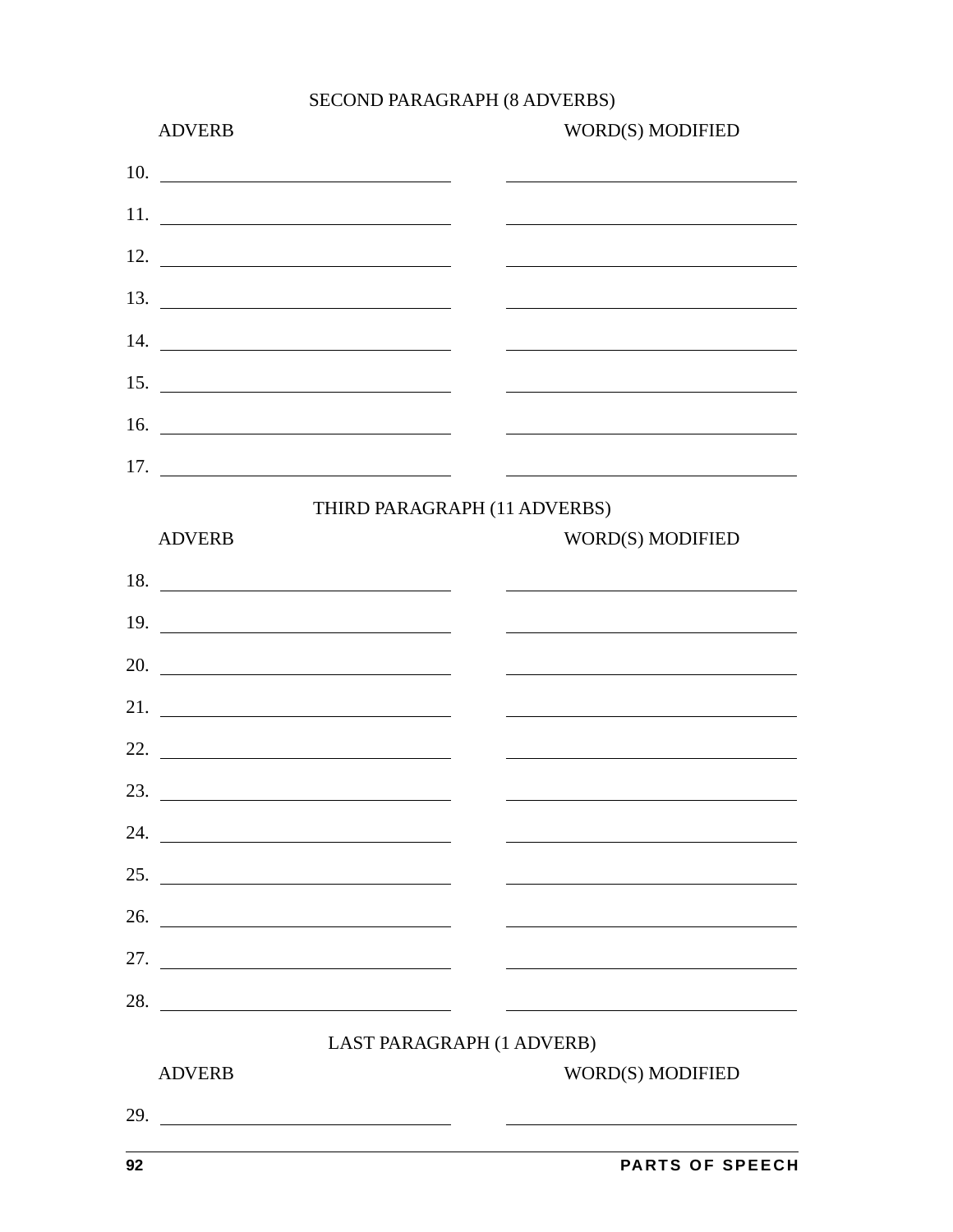SECOND PARAGRAPH (8 ADVERBS)

| | ADVERB | WORD(S) MODIFIED |
|---|---|---|
| 10. | | |
| 11. | | |
| 12. | | |
| 13. | | |
| 14. | | |
| 15. | | |
| 16. | | |
| 17. | | |

THIRD PARAGRAPH (11 ADVERBS)

| | ADVERB | WORD(S) MODIFIED |
|---|---|---|
| 18. | | |
| 19. | | |
| 20. | | |
| 21. | | |
| 22. | | |
| 23. | | |
| 24. | | |
| 25. | | |
| 26. | | |
| 27. | | |
| 28. | | |

LAST PARAGRAPH (1 ADVERB)

| | ADVERB | WORD(S) MODIFIED |
|---|---|---|
| 29. | | |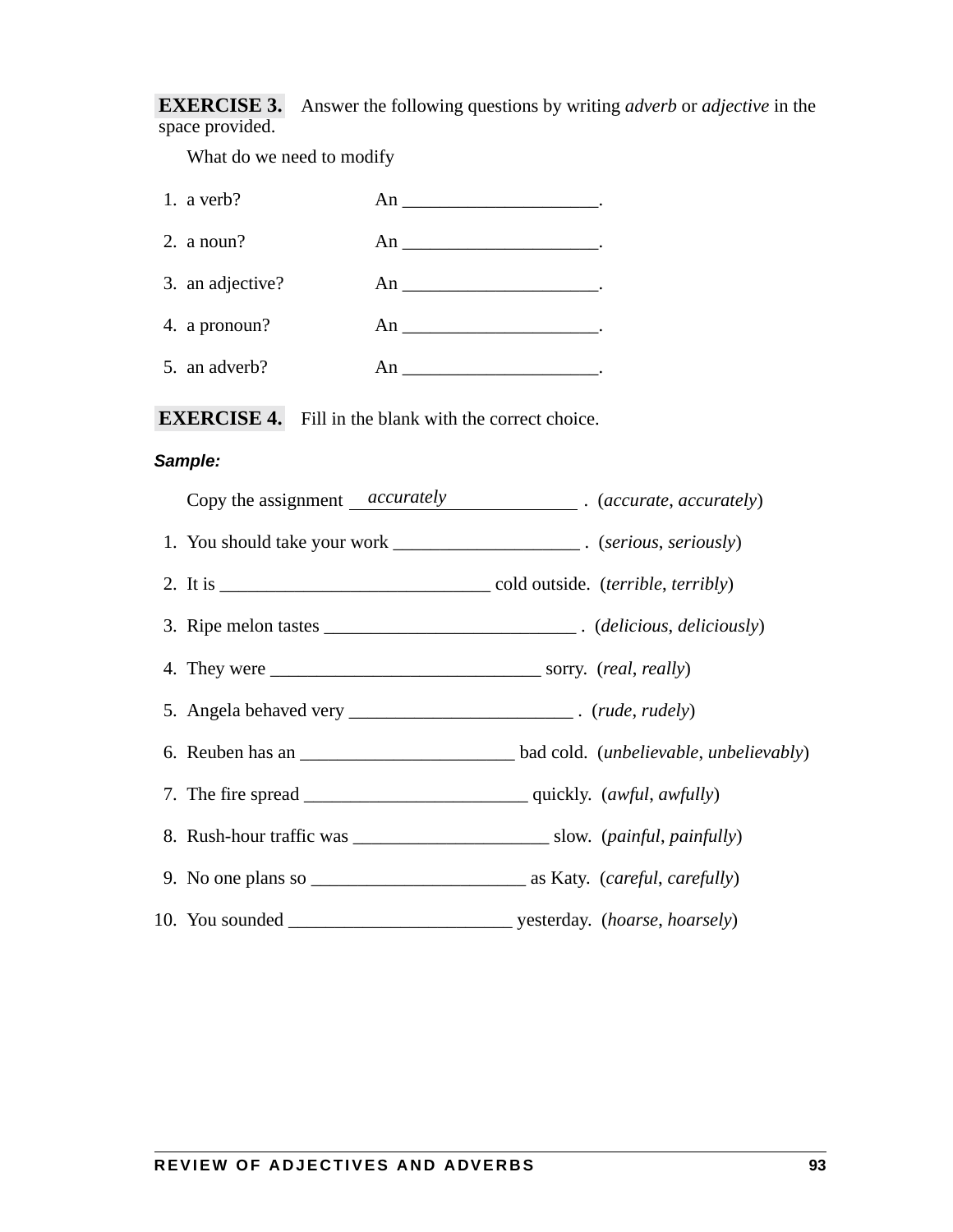**EXERCISE 3.** Answer the following questions by writing *adverb* or *adjective* in the space provided.

What do we need to modify

1. a verb? An ____________________.
2. a noun? An ____________________.
3. an adjective? An ____________________.
4. a pronoun? An ____________________.
5. an adverb? An ____________________.

**EXERCISE 4.** Fill in the blank with the correct choice.

***Sample:***

Copy the assignment ___*accurately*___ . (*accurate*, *accurately*)

1. You should take your work ____________________ . (*serious*, *seriously*)
2. It is ____________________________ cold outside. (*terrible*, *terribly*)
3. Ripe melon tastes __________________________ . (*delicious*, *deliciously*)
4. They were ____________________________ sorry. (*real*, *really*)
5. Angela behaved very _______________________ . (*rude*, *rudely*)
6. Reuben has an ______________________ bad cold. (*unbelievable*, *unbelievably*)
7. The fire spread _______________________ quickly. (*awful*, *awfully*)
8. Rush-hour traffic was _____________________ slow. (*painful*, *painfully*)
9. No one plans so ______________________ as Katy. (*careful*, *carefully*)
10. You sounded _______________________ yesterday. (*hoarse*, *hoarsely*)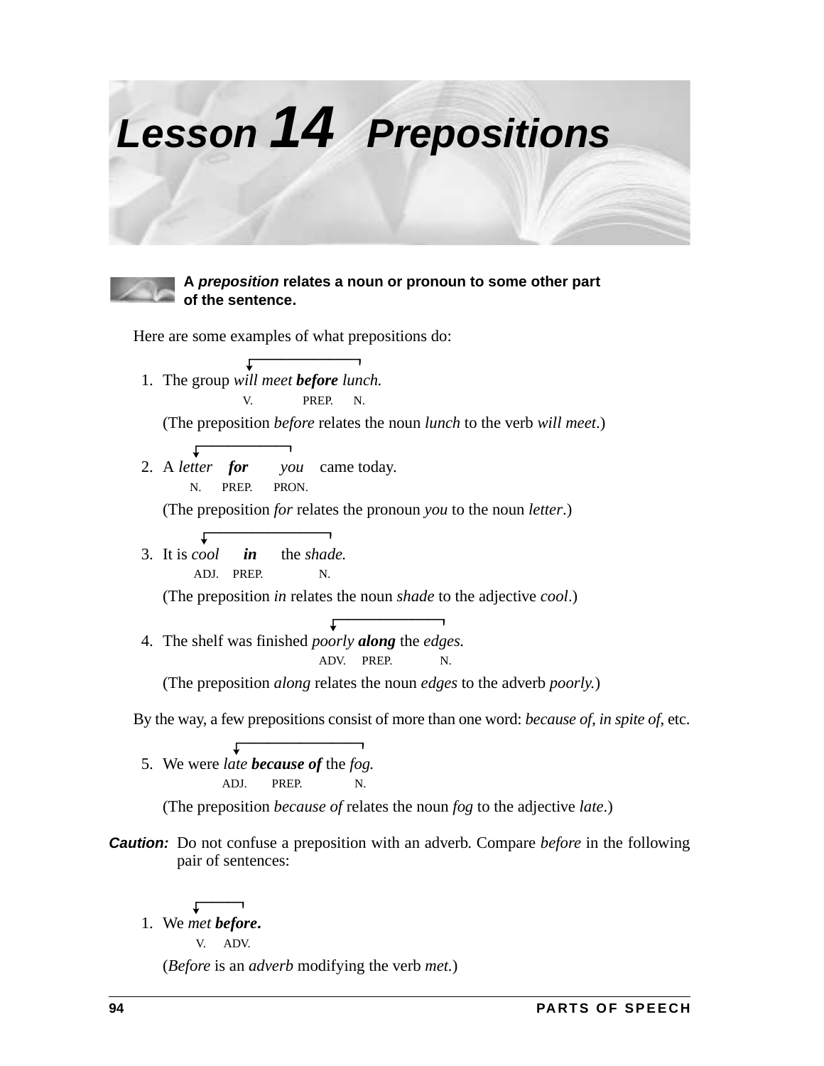# Lesson 14 Prepositions

**A *preposition* relates a noun or pronoun to some other part of the sentence.**

Here are some examples of what prepositions do:

1. The group *will meet* ***before*** *lunch.*
   V. PREP. N.

   (The preposition *before* relates the noun *lunch* to the verb *will meet*.)

2. A *letter* ***for*** *you* came today.
   N. PREP. PRON.

   (The preposition *for* relates the pronoun *you* to the noun *letter*.)

3. It is *cool* ***in*** the *shade.*
   ADJ. PREP. N.

   (The preposition *in* relates the noun *shade* to the adjective *cool*.)

4. The shelf was finished *poorly* ***along*** the *edges.*
   ADV. PREP. N.

   (The preposition *along* relates the noun *edges* to the adverb *poorly.*)

By the way, a few prepositions consist of more than one word: *because of*, *in spite of*, etc.

5. We were *late* ***because of*** the *fog.*
   ADJ. PREP. N.

   (The preposition *because of* relates the noun *fog* to the adjective *late*.)

**Caution:** Do not confuse a preposition with an adverb. Compare *before* in the following pair of sentences:

1. We *met* ***before.***
   V. ADV.

   (*Before* is an *adverb* modifying the verb *met.*)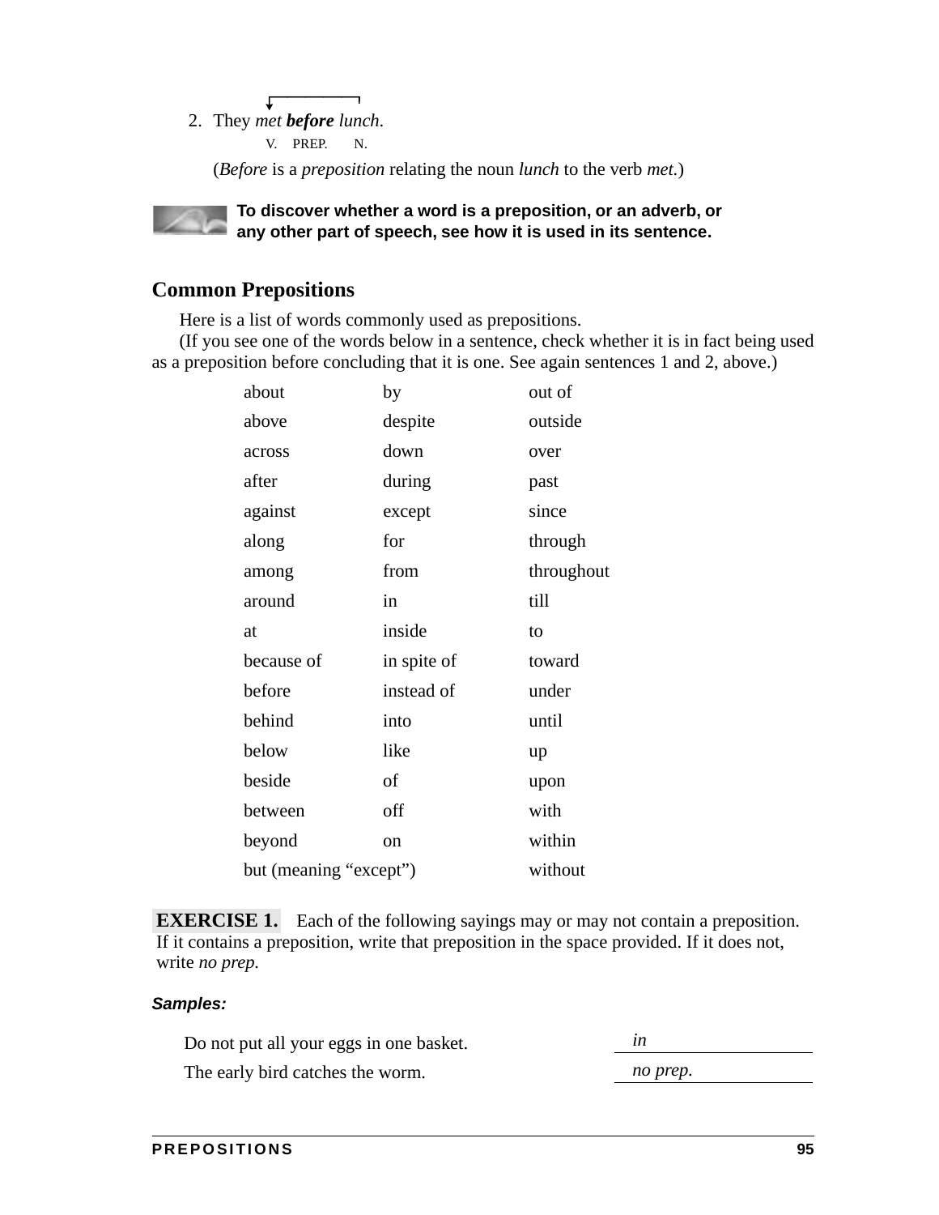2. They *met* ***before*** *lunch*.
V. PREP. N.

(*Before* is a *preposition* relating the noun *lunch* to the verb *met*.)

**To discover whether a word is a preposition, or an adverb, or any other part of speech, see how it is used in its sentence.**

## Common Prepositions

Here is a list of words commonly used as prepositions.

(If you see one of the words below in a sentence, check whether it is in fact being used as a preposition before concluding that it is one. See again sentences 1 and 2, above.)

| | | |
|---|---|---|
| about | by | out of |
| above | despite | outside |
| across | down | over |
| after | during | past |
| against | except | since |
| along | for | through |
| among | from | throughout |
| around | in | till |
| at | inside | to |
| because of | in spite of | toward |
| before | instead of | under |
| behind | into | until |
| below | like | up |
| beside | of | upon |
| between | off | with |
| beyond | on | within |
| but (meaning "except") | | without |

**EXERCISE 1.** Each of the following sayings may or may not contain a preposition. If it contains a preposition, write that preposition in the space provided. If it does not, write *no prep.*

***Samples:***

Do not put all your eggs in one basket. *in*

The early bird catches the worm. *no prep.*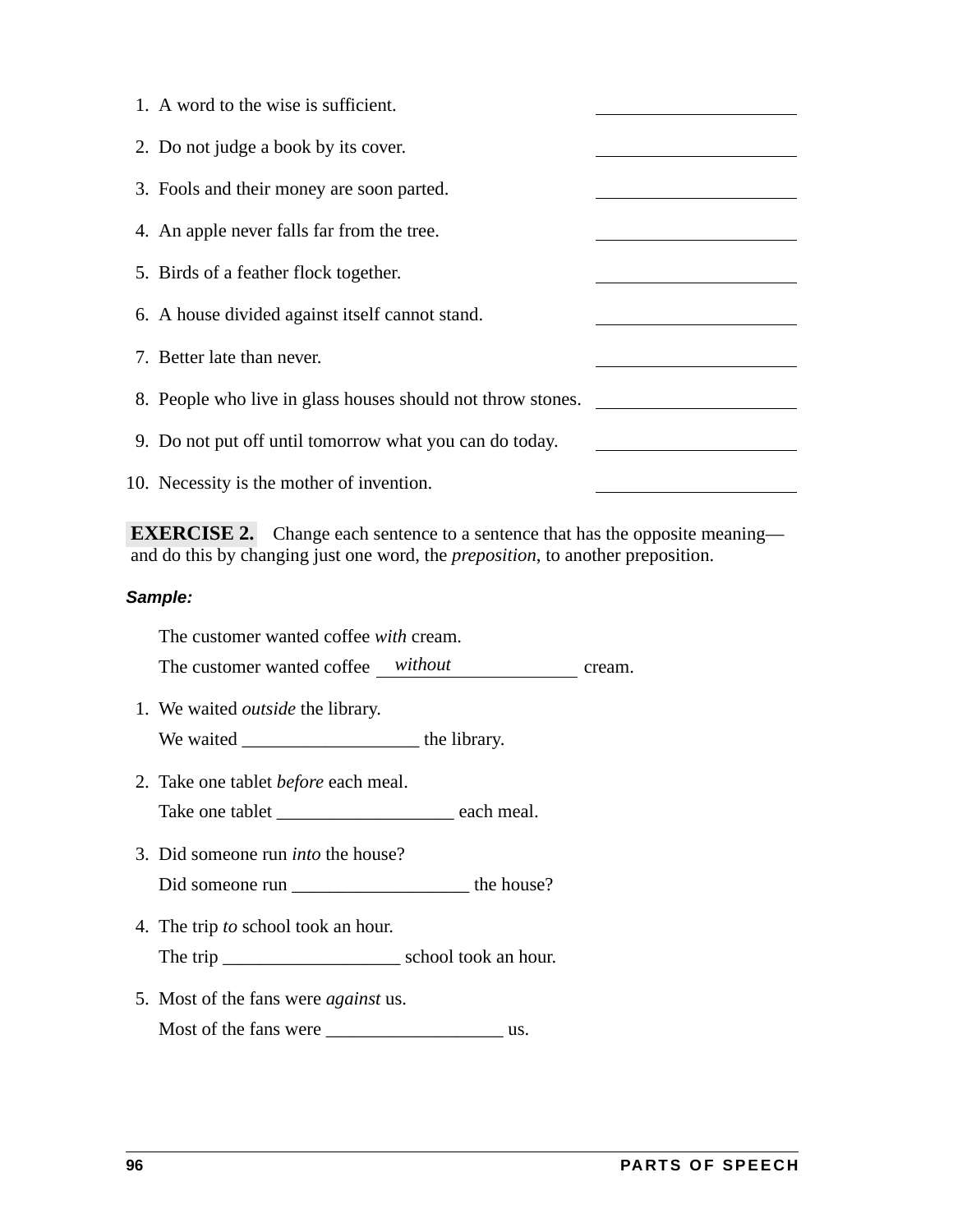1. A word to the wise is sufficient. ______________________
2. Do not judge a book by its cover. ______________________
3. Fools and their money are soon parted. ______________________
4. An apple never falls far from the tree. ______________________
5. Birds of a feather flock together. ______________________
6. A house divided against itself cannot stand. ______________________
7. Better late than never. ______________________
8. People who live in glass houses should not throw stones. ______________________
9. Do not put off until tomorrow what you can do today. ______________________
10. Necessity is the mother of invention. ______________________

**EXERCISE 2.** Change each sentence to a sentence that has the opposite meaning—and do this by changing just one word, the *preposition*, to another preposition.

***Sample:***

The customer wanted coffee *with* cream.
The customer wanted coffee ___*without*___ cream.

1. We waited *outside* the library.
   We waited ___________________ the library.
2. Take one tablet *before* each meal.
   Take one tablet ___________________ each meal.
3. Did someone run *into* the house?
   Did someone run ___________________ the house?
4. The trip *to* school took an hour.
   The trip ___________________ school took an hour.
5. Most of the fans were *against* us.
   Most of the fans were ___________________ us.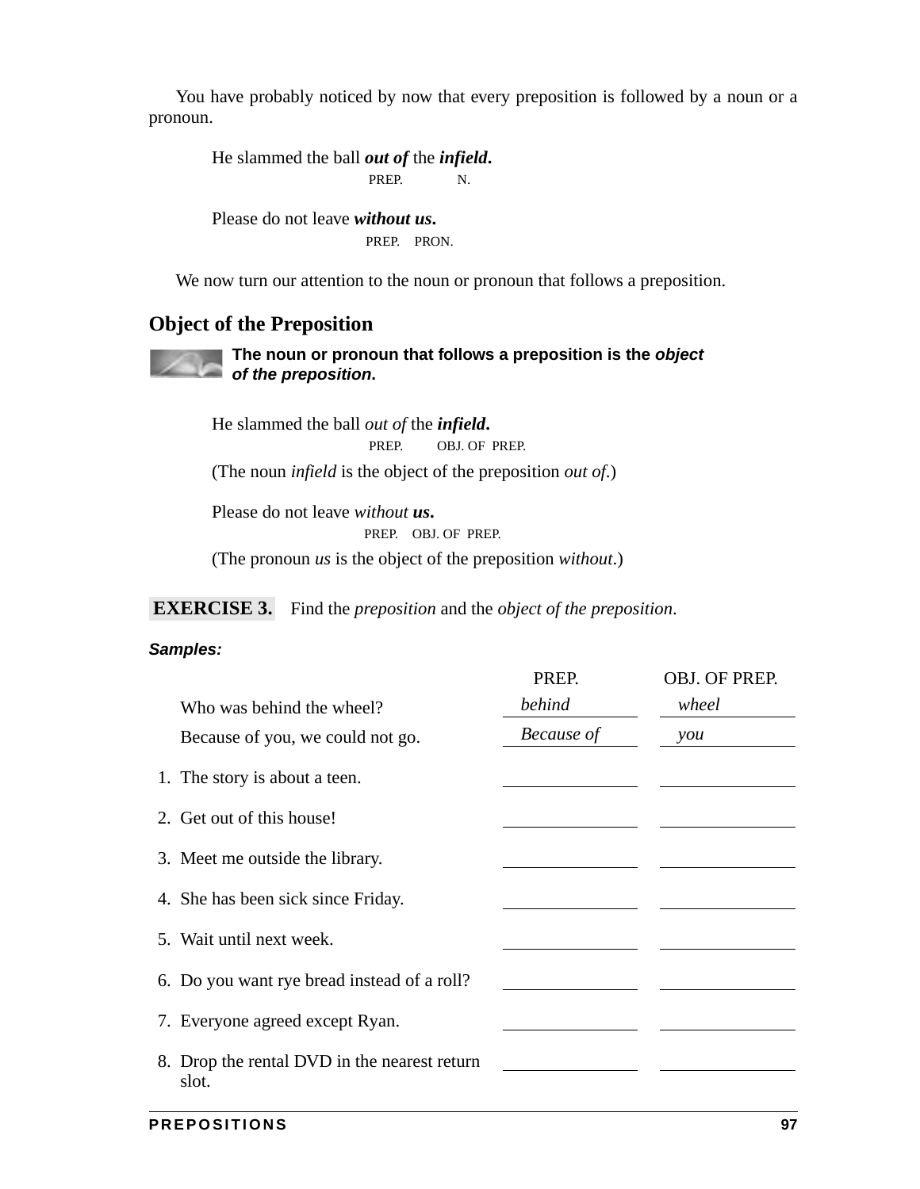You have probably noticed by now that every preposition is followed by a noun or a pronoun.

> He slammed the ball ***out of*** the ***infield***.
> (PREP. = *out of*; N. = *infield*)

> Please do not leave ***without us***.
> (PREP. = *without*; PRON. = *us*)

We now turn our attention to the noun or pronoun that follows a preposition.

## Object of the Preposition

**The noun or pronoun that follows a preposition is the *object of the preposition*.**

> He slammed the ball *out of* the ***infield***.
> (PREP. = *out of*; OBJ. OF PREP. = *infield*)
>
> (The noun *infield* is the object of the preposition *out of*.)

> Please do not leave *without* ***us***.
> (PREP. = *without*; OBJ. OF PREP. = *us*)
>
> (The pronoun *us* is the object of the preposition *without*.)

**EXERCISE 3.** Find the *preposition* and the *object of the preposition*.

***Samples:***

| | PREP. | OBJ. OF PREP. |
|---|---|---|
| Who was behind the wheel? | *behind* | *wheel* |
| Because of you, we could not go. | *Because of* | *you* |
| 1. The story is about a teen. | | |
| 2. Get out of this house! | | |
| 3. Meet me outside the library. | | |
| 4. She has been sick since Friday. | | |
| 5. Wait until next week. | | |
| 6. Do you want rye bread instead of a roll? | | |
| 7. Everyone agreed except Ryan. | | |
| 8. Drop the rental DVD in the nearest return slot. | | |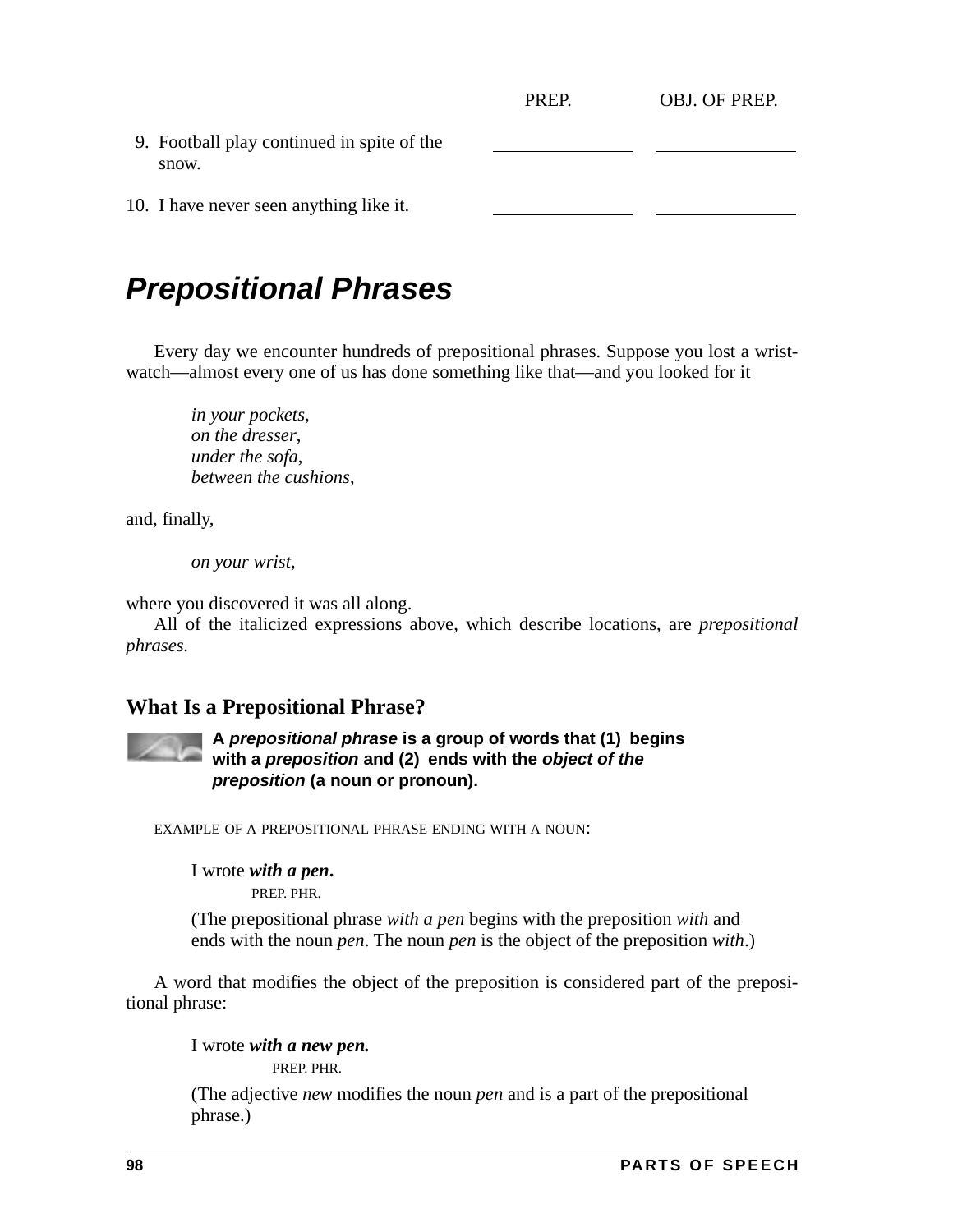| | PREP. | OBJ. OF PREP. |
|---|---|---|
| 9. Football play continued in spite of the snow. | ______ | ______ |
| 10. I have never seen anything like it. | ______ | ______ |

# *Prepositional Phrases*

Every day we encounter hundreds of prepositional phrases. Suppose you lost a wristwatch—almost every one of us has done something like that—and you looked for it

*in your pockets*,
*on the dresser*,
*under the sofa*,
*between the cushions*,

and, finally,

*on your wrist*,

where you discovered it was all along.

All of the italicized expressions above, which describe locations, are *prepositional phrases*.

## What Is a Prepositional Phrase?

**A *prepositional phrase* is a group of words that (1) begins with a *preposition* and (2) ends with the *object of the preposition* (a noun or pronoun).**

EXAMPLE OF A PREPOSITIONAL PHRASE ENDING WITH A NOUN:

I wrote ***with a pen*.**
PREP. PHR.

(The prepositional phrase *with a pen* begins with the preposition *with* and ends with the noun *pen*. The noun *pen* is the object of the preposition *with*.)

A word that modifies the object of the preposition is considered part of the prepositional phrase:

I wrote ***with a new pen.***
PREP. PHR.

(The adjective *new* modifies the noun *pen* and is a part of the prepositional phrase.)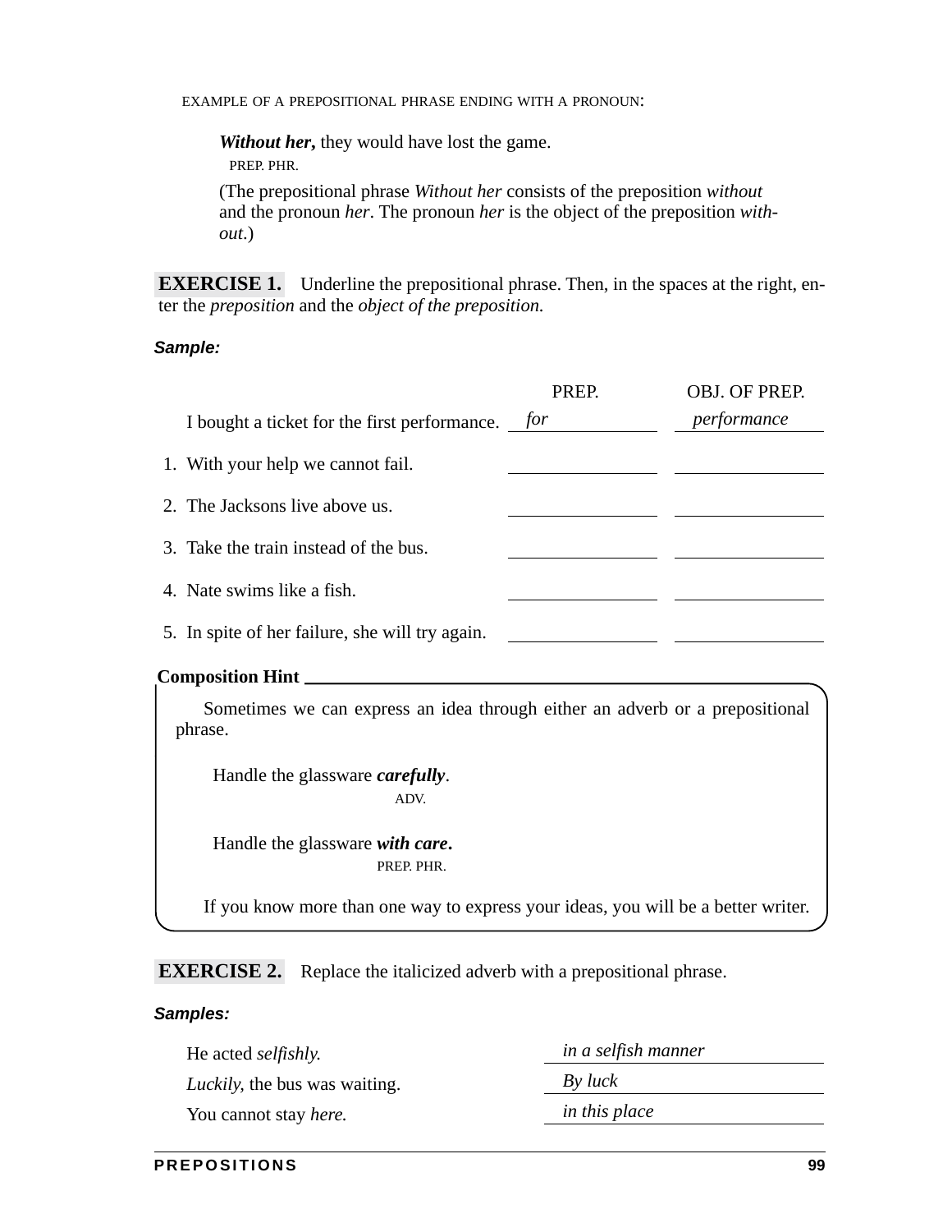EXAMPLE OF A PREPOSITIONAL PHRASE ENDING WITH A PRONOUN:

> ***Without her,*** they would have lost the game.
> PREP. PHR.
>
> (The prepositional phrase *Without her* consists of the preposition *without* and the pronoun *her*. The pronoun *her* is the object of the preposition *without*.)

**EXERCISE 1.** Underline the prepositional phrase. Then, in the spaces at the right, enter the *preposition* and the *object of the preposition.*

***Sample:***

| | PREP. | OBJ. OF PREP. |
|---|---|---|
| I bought a ticket for the first performance. | *for* | *performance* |
| 1. With your help we cannot fail. | ________ | ________ |
| 2. The Jacksons live above us. | ________ | ________ |
| 3. Take the train instead of the bus. | ________ | ________ |
| 4. Nate swims like a fish. | ________ | ________ |
| 5. In spite of her failure, she will try again. | ________ | ________ |

**Composition Hint**

> Sometimes we can express an idea through either an adverb or a prepositional phrase.
>
> Handle the glassware ***carefully***.
> ADV.
>
> Handle the glassware ***with care***.
> PREP. PHR.
>
> If you know more than one way to express your ideas, you will be a better writer.

**EXERCISE 2.** Replace the italicized adverb with a prepositional phrase.

***Samples:***

| | |
|---|---|
| He acted *selfishly.* | *in a selfish manner* |
| *Luckily,* the bus was waiting. | *By luck* |
| You cannot stay *here.* | *in this place* |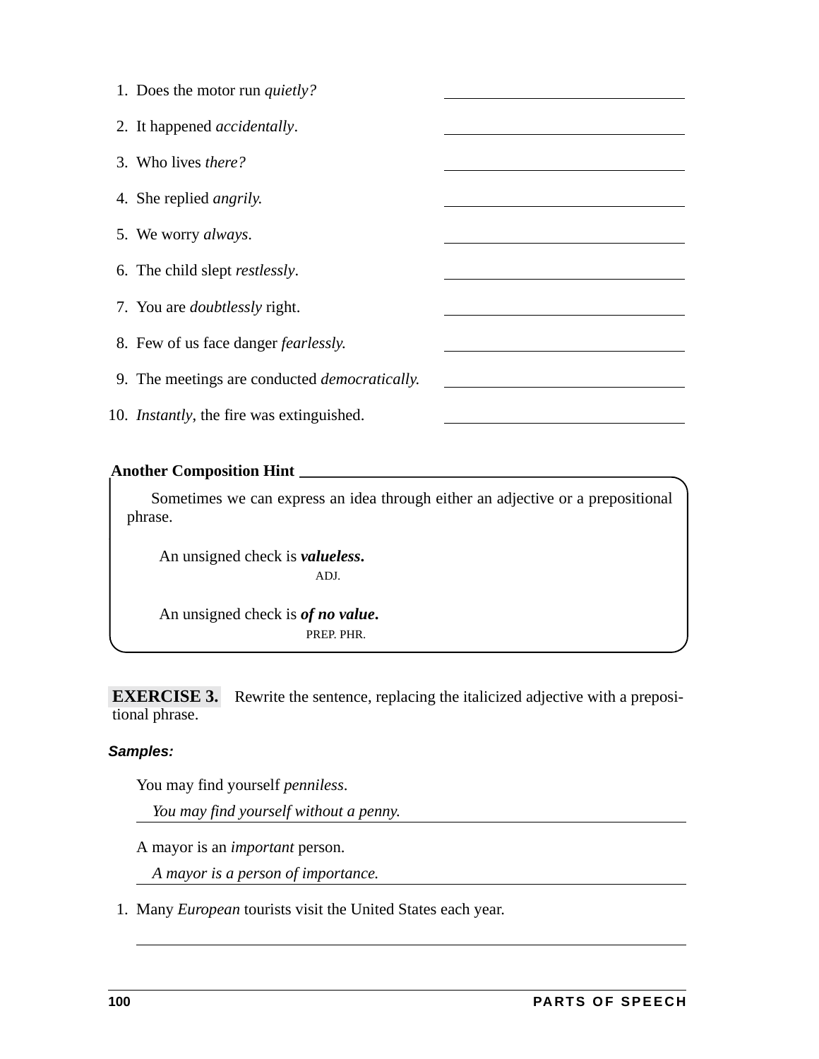1. Does the motor run *quietly?* \_\_\_\_\_\_\_\_\_\_\_\_\_\_\_\_\_\_\_\_

2. It happened *accidentally*. \_\_\_\_\_\_\_\_\_\_\_\_\_\_\_\_\_\_\_\_

3. Who lives *there?* \_\_\_\_\_\_\_\_\_\_\_\_\_\_\_\_\_\_\_\_

4. She replied *angrily.* \_\_\_\_\_\_\_\_\_\_\_\_\_\_\_\_\_\_\_\_

5. We worry *always*. \_\_\_\_\_\_\_\_\_\_\_\_\_\_\_\_\_\_\_\_

6. The child slept *restlessly*. \_\_\_\_\_\_\_\_\_\_\_\_\_\_\_\_\_\_\_\_

7. You are *doubtlessly* right. \_\_\_\_\_\_\_\_\_\_\_\_\_\_\_\_\_\_\_\_

8. Few of us face danger *fearlessly.* \_\_\_\_\_\_\_\_\_\_\_\_\_\_\_\_\_\_\_\_

9. The meetings are conducted *democratically.* \_\_\_\_\_\_\_\_\_\_\_\_\_\_\_\_\_\_\_\_

10. *Instantly*, the fire was extinguished. \_\_\_\_\_\_\_\_\_\_\_\_\_\_\_\_\_\_\_\_

**Another Composition Hint**

Sometimes we can express an idea through either an adjective or a prepositional phrase.

> An unsigned check is ***valueless*.**
> ADJ.
>
> An unsigned check is ***of no value*.**
> PREP. PHR.

**EXERCISE 3.** Rewrite the sentence, replacing the italicized adjective with a prepositional phrase.

***Samples:***

You may find yourself *penniless*.

*You may find yourself without a penny.*

A mayor is an *important* person.

*A mayor is a person of importance.*

1. Many *European* tourists visit the United States each year.

\_\_\_\_\_\_\_\_\_\_\_\_\_\_\_\_\_\_\_\_\_\_\_\_\_\_\_\_\_\_\_\_\_\_\_\_\_\_\_\_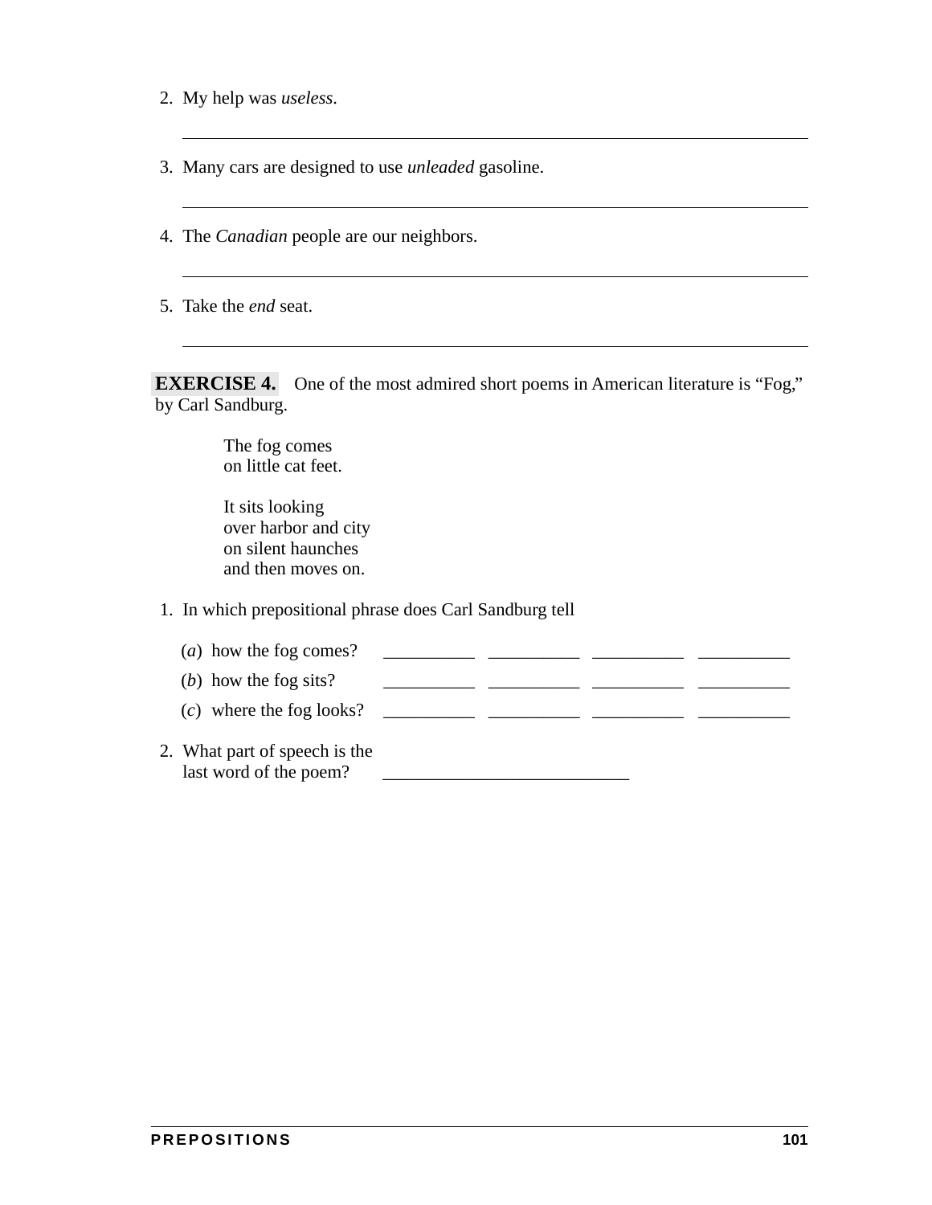2. My help was *useless*.

______________________________________________________________

3. Many cars are designed to use *unleaded* gasoline.

______________________________________________________________

4. The *Canadian* people are our neighbors.

______________________________________________________________

5. Take the *end* seat.

______________________________________________________________

**EXERCISE 4.** One of the most admired short poems in American literature is "Fog," by Carl Sandburg.

> The fog comes
> on little cat feet.
>
> It sits looking
> over harbor and city
> on silent haunches
> and then moves on.

1. In which prepositional phrase does Carl Sandburg tell

   (*a*) how the fog comes? __________ __________ __________ __________

   (*b*) how the fog sits? __________ __________ __________ __________

   (*c*) where the fog looks? __________ __________ __________ __________

2. What part of speech is the last word of the poem? ___________________________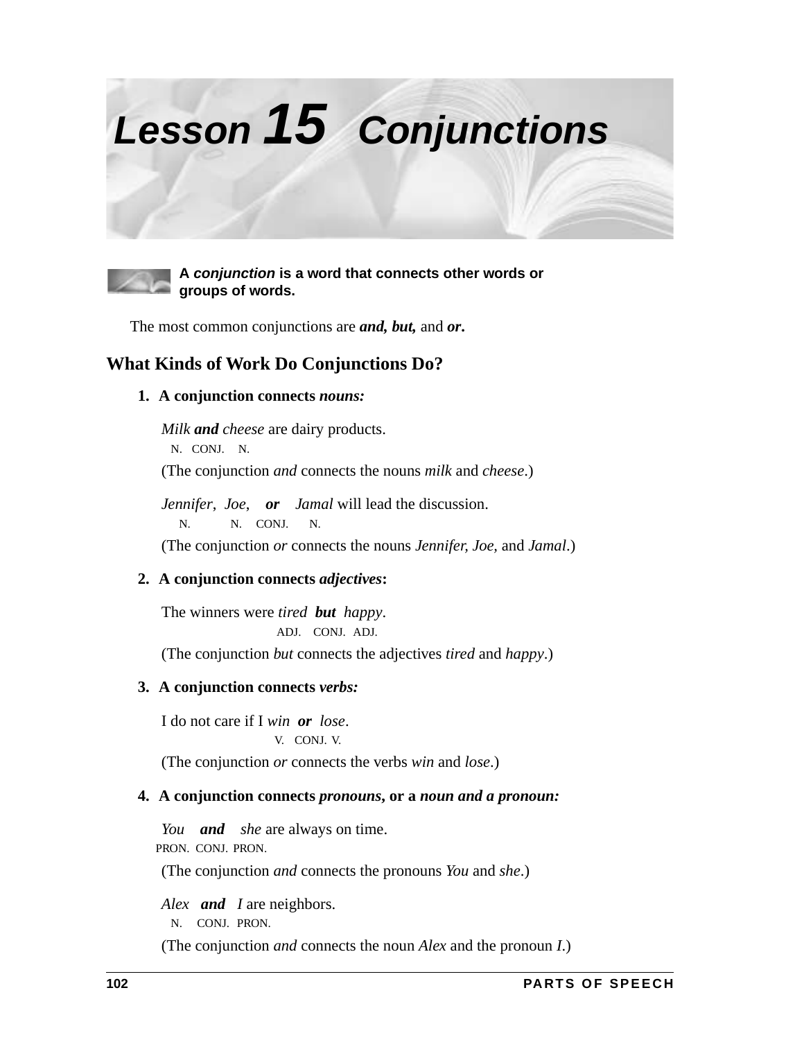# Lesson 15 Conjunctions

**A *conjunction* is a word that connects other words or groups of words.**

The most common conjunctions are ***and, but,*** and ***or***.

## What Kinds of Work Do Conjunctions Do?

**1. A conjunction connects *nouns:***

*Milk* ***and*** *cheese* are dairy products.
N. CONJ. N.

(The conjunction *and* connects the nouns *milk* and *cheese*.)

*Jennifer*, *Joe*, ***or*** *Jamal* will lead the discussion.
N. N. CONJ. N.

(The conjunction *or* connects the nouns *Jennifer, Joe,* and *Jamal*.)

**2. A conjunction connects *adjectives*:**

The winners were *tired* ***but*** *happy*.
ADJ. CONJ. ADJ.

(The conjunction *but* connects the adjectives *tired* and *happy*.)

**3. A conjunction connects *verbs:***

I do not care if I *win* ***or*** *lose*.
V. CONJ. V.

(The conjunction *or* connects the verbs *win* and *lose*.)

**4. A conjunction connects *pronouns*, or a *noun and a pronoun:***

*You* ***and*** *she* are always on time.
PRON. CONJ. PRON.

(The conjunction *and* connects the pronouns *You* and *she*.)

*Alex* ***and*** *I* are neighbors.
N. CONJ. PRON.

(The conjunction *and* connects the noun *Alex* and the pronoun *I*.)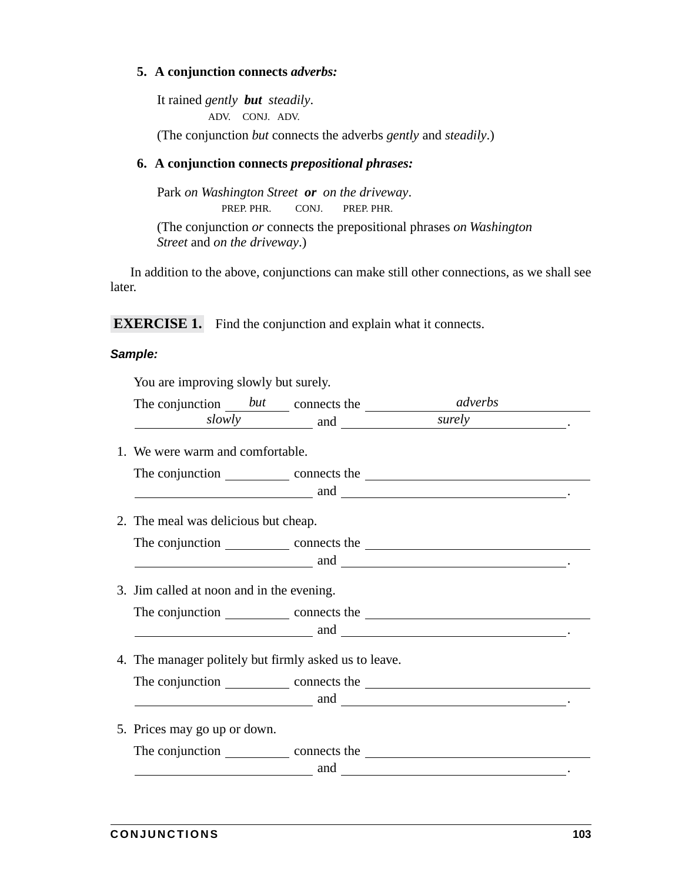**5. A conjunction connects *adverbs:***

It rained *gently* **but** *steadily*.
ADV. CONJ. ADV.

(The conjunction *but* connects the adverbs *gently* and *steadily*.)

**6. A conjunction connects *prepositional phrases:***

Park *on Washington Street* **or** *on the driveway*.
PREP. PHR. CONJ. PREP. PHR.

(The conjunction *or* connects the prepositional phrases *on Washington Street* and *on the driveway*.)

In addition to the above, conjunctions can make still other connections, as we shall see later.

**EXERCISE 1.** Find the conjunction and explain what it connects.

***Sample:***

You are improving slowly but surely.

The conjunction ___*but*___ connects the ___*adverbs*___ ___*slowly*___ and ___*surely*___.

1. We were warm and comfortable.

   The conjunction ________ connects the ________________________ ________________________ and ________________________.

2. The meal was delicious but cheap.

   The conjunction ________ connects the ________________________ ________________________ and ________________________.

3. Jim called at noon and in the evening.

   The conjunction ________ connects the ________________________ ________________________ and ________________________.

4. The manager politely but firmly asked us to leave.

   The conjunction ________ connects the ________________________ ________________________ and ________________________.

5. Prices may go up or down.

   The conjunction ________ connects the ________________________ ________________________ and ________________________.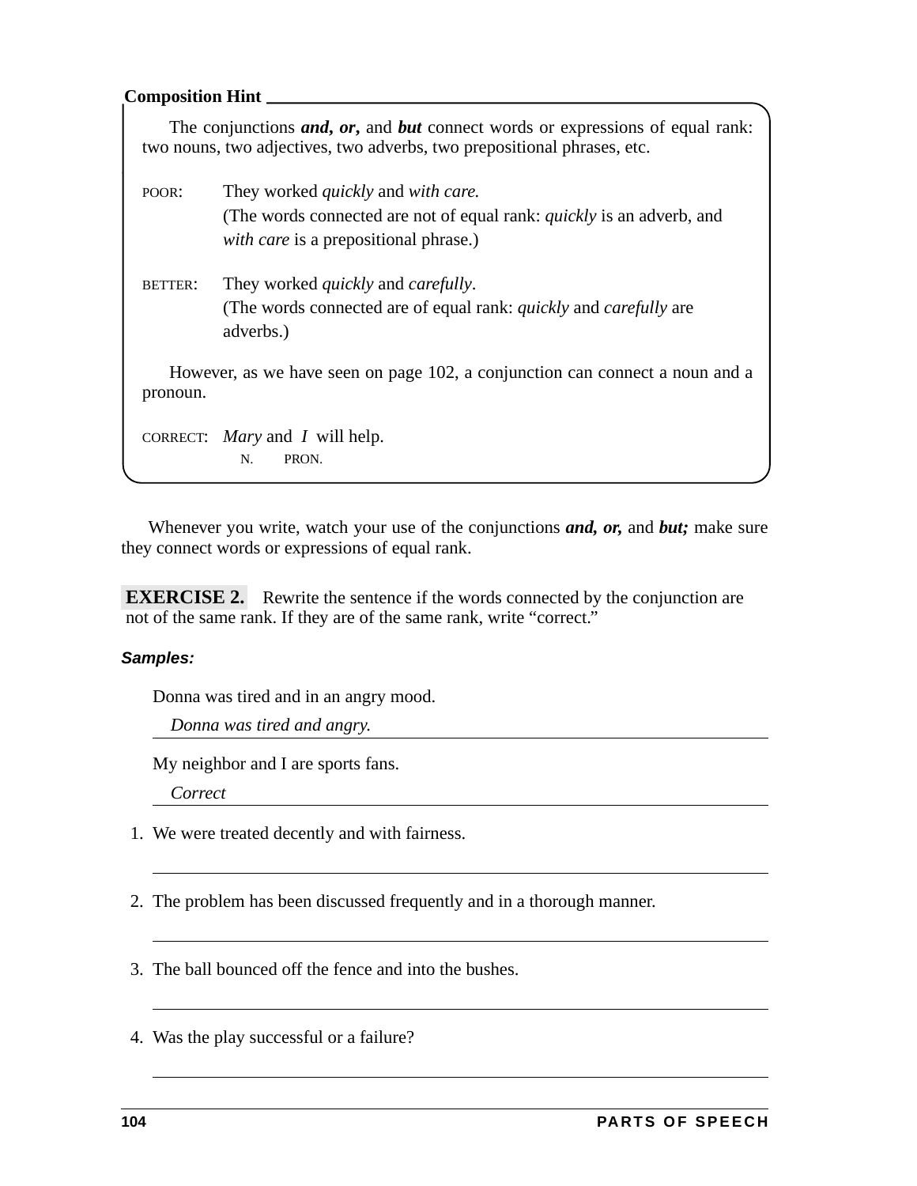**Composition Hint**

The conjunctions ***and, or,*** and ***but*** connect words or expressions of equal rank: two nouns, two adjectives, two adverbs, two prepositional phrases, etc.

POOR: They worked *quickly* and *with care.*
(The words connected are not of equal rank: *quickly* is an adverb, and *with care* is a prepositional phrase.)

BETTER: They worked *quickly* and *carefully*.
(The words connected are of equal rank: *quickly* and *carefully* are adverbs.)

However, as we have seen on page 102, a conjunction can connect a noun and a pronoun.

CORRECT: *Mary* and *I* will help.
(*Mary*: N., *I*: PRON.)

Whenever you write, watch your use of the conjunctions ***and, or,*** and ***but;*** make sure they connect words or expressions of equal rank.

**EXERCISE 2.** Rewrite the sentence if the words connected by the conjunction are not of the same rank. If they are of the same rank, write "correct."

***Samples:***

Donna was tired and in an angry mood.

*Donna was tired and angry.*

My neighbor and I are sports fans.

*Correct*

1. We were treated decently and with fairness.

______________________________

2. The problem has been discussed frequently and in a thorough manner.

______________________________

3. The ball bounced off the fence and into the bushes.

______________________________

4. Was the play successful or a failure?

______________________________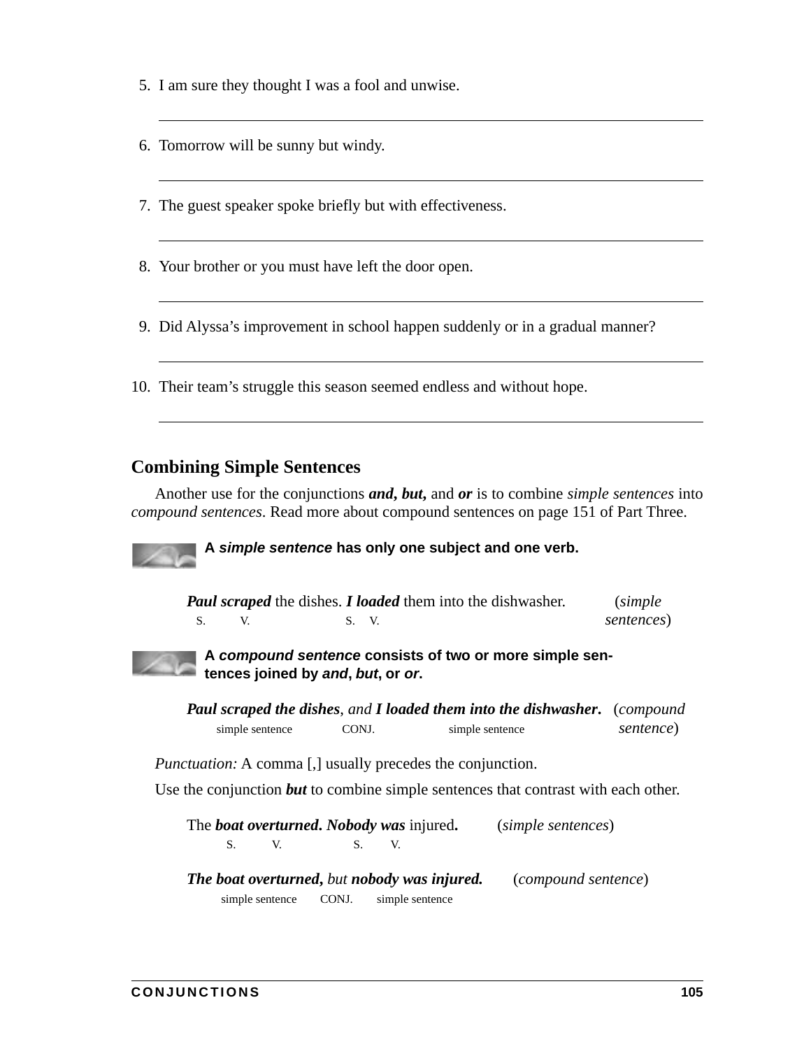5. I am sure they thought I was a fool and unwise.

 ______________________________________________

6. Tomorrow will be sunny but windy.

 ______________________________________________

7. The guest speaker spoke briefly but with effectiveness.

 ______________________________________________

8. Your brother or you must have left the door open.

 ______________________________________________

9. Did Alyssa's improvement in school happen suddenly or in a gradual manner?

 ______________________________________________

10. Their team's struggle this season seemed endless and without hope.

 ______________________________________________

## Combining Simple Sentences

Another use for the conjunctions ***and***, ***but***, and ***or*** is to combine *simple sentences* into *compound sentences*. Read more about compound sentences on page 151 of Part Three.

**A *simple sentence* has only one subject and one verb.**

***Paul scraped*** the dishes. ***I loaded*** them into the dishwasher. (*simple sentences*)
S. V. S. V.

**A *compound sentence* consists of two or more simple sentences joined by *and*, *but*, or *or*.**

***Paul scraped the dishes***, *and* ***I loaded them into the dishwasher***. (*compound sentence*)
simple sentence CONJ. simple sentence

*Punctuation:* A comma [,] usually precedes the conjunction.

Use the conjunction ***but*** to combine simple sentences that contrast with each other.

The ***boat overturned***. ***Nobody was*** injured. (*simple sentences*)
S. V. S. V.

***The boat overturned***, *but* ***nobody was injured.*** (*compound sentence*)
simple sentence CONJ. simple sentence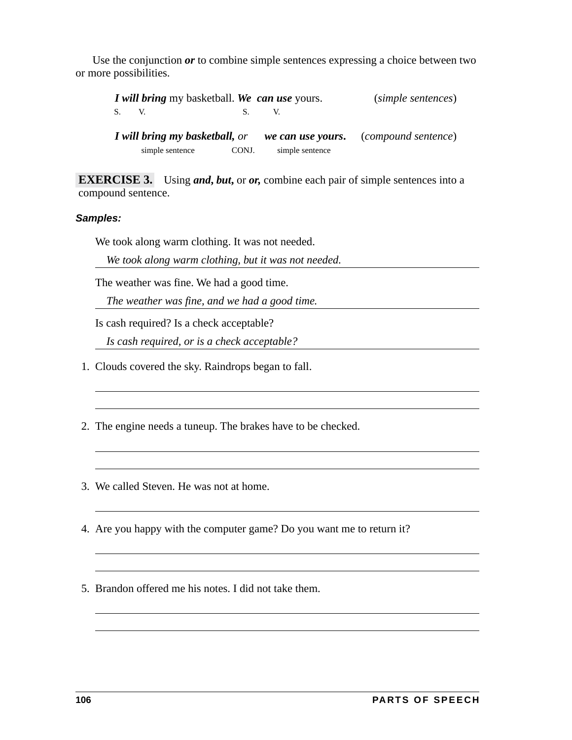Use the conjunction ***or*** to combine simple sentences expressing a choice between two or more possibilities.

> ***I will bring*** my basketball. ***We can use*** yours. (*simple sentences*)
> S. V. S. V.
>
> ***I will bring my basketball,*** *or* ***we can use yours.*** (*compound sentence*)
> simple sentence CONJ. simple sentence

**EXERCISE 3.** Using ***and, but,*** or ***or,*** combine each pair of simple sentences into a compound sentence.

***Samples:***

We took along warm clothing. It was not needed.

*We took along warm clothing, but it was not needed.*

The weather was fine. We had a good time.

*The weather was fine, and we had a good time.*

Is cash required? Is a check acceptable?

*Is cash required, or is a check acceptable?*

1. Clouds covered the sky. Raindrops began to fall.

   ______________________________________________

   ______________________________________________

2. The engine needs a tuneup. The brakes have to be checked.

   ______________________________________________

   ______________________________________________

3. We called Steven. He was not at home.

   ______________________________________________

4. Are you happy with the computer game? Do you want me to return it?

   ______________________________________________

   ______________________________________________

5. Brandon offered me his notes. I did not take them.

   ______________________________________________

   ______________________________________________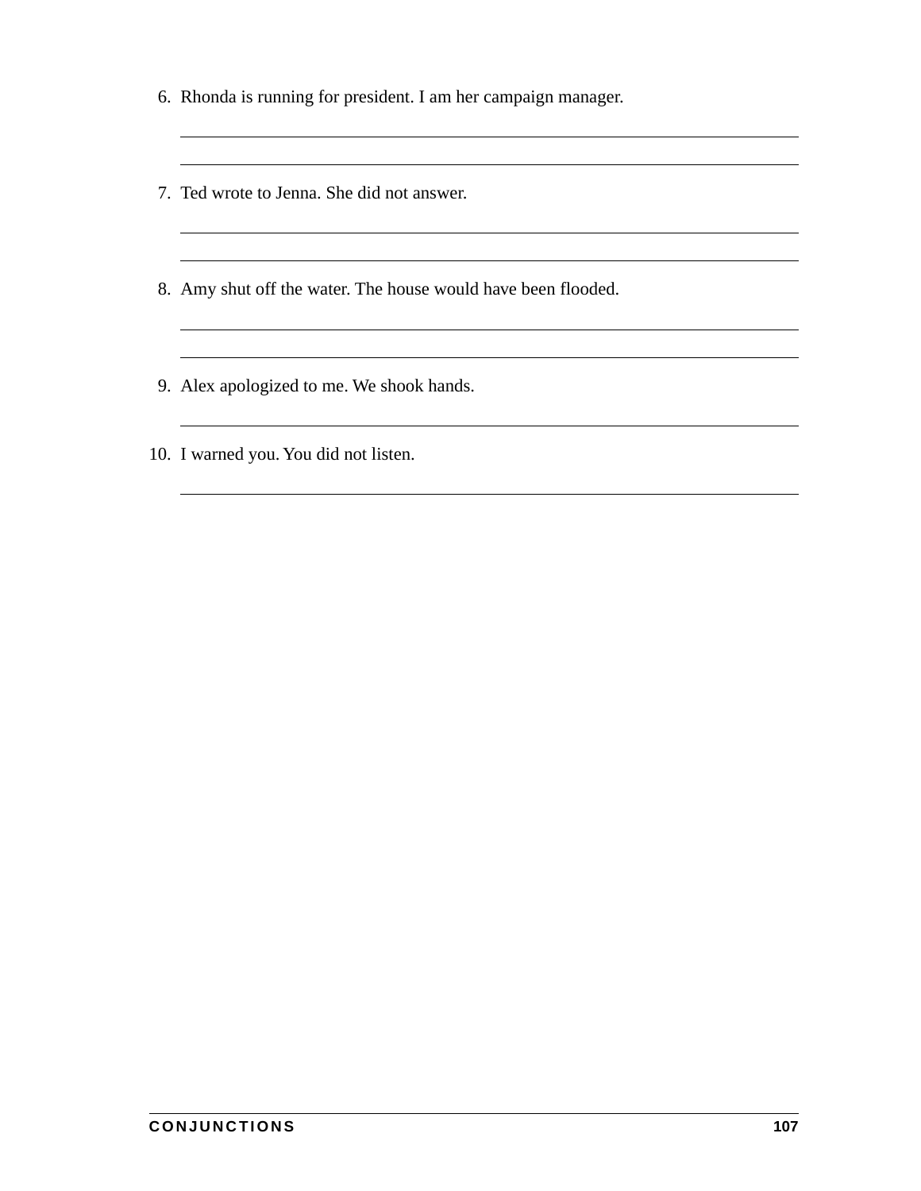6. Rhonda is running for president. I am her campaign manager.

 ______________________________________________________________

 ______________________________________________________________

7. Ted wrote to Jenna. She did not answer.

 ______________________________________________________________

 ______________________________________________________________

8. Amy shut off the water. The house would have been flooded.

 ______________________________________________________________

 ______________________________________________________________

9. Alex apologized to me. We shook hands.

 ______________________________________________________________

10. I warned you. You did not listen.

 ______________________________________________________________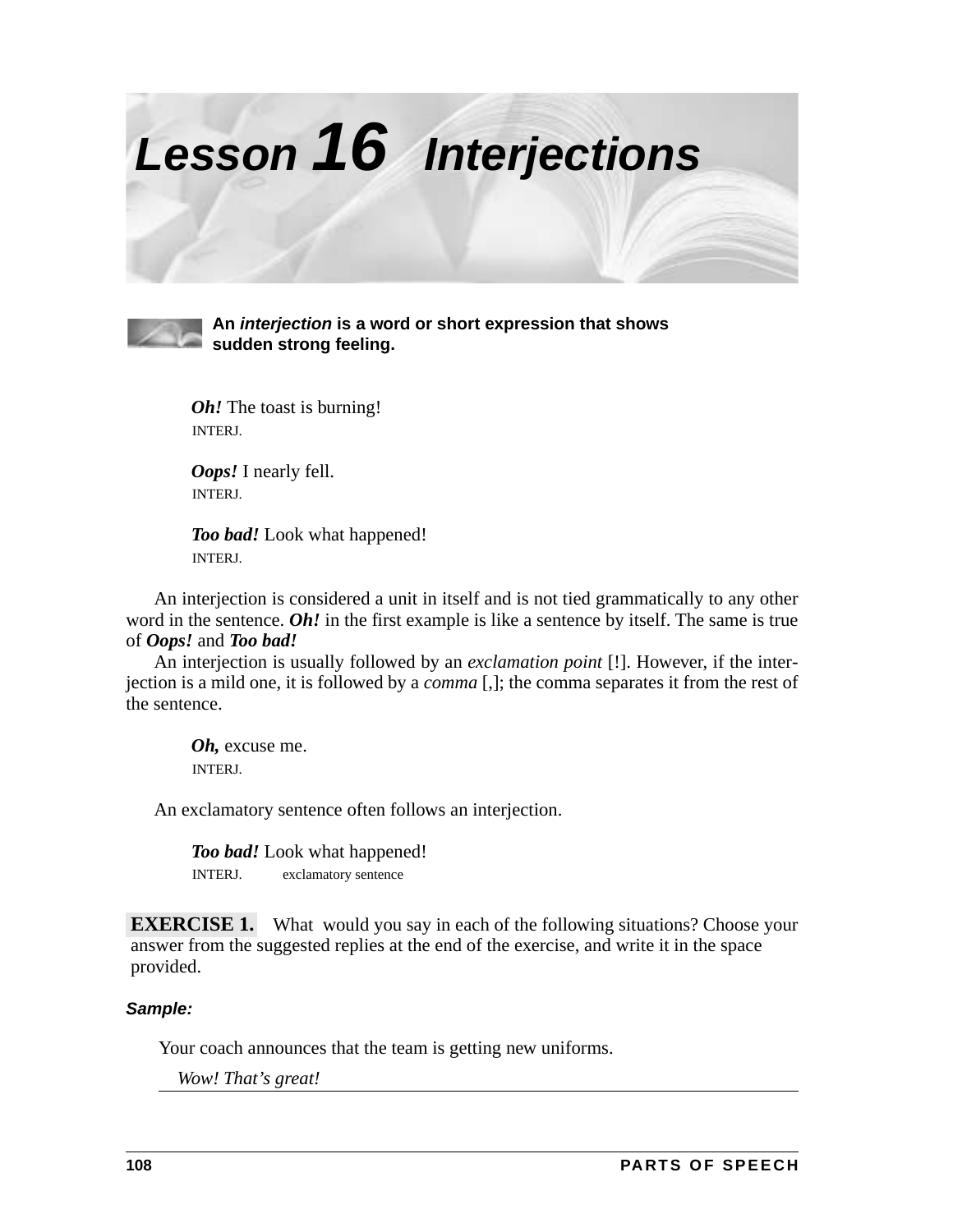# Lesson 16 Interjections

**An *interjection* is a word or short expression that shows sudden strong feeling.**

> ***Oh!*** The toast is burning!
> INTERJ.
>
> ***Oops!*** I nearly fell.
> INTERJ.
>
> ***Too bad!*** Look what happened!
> INTERJ.

An interjection is considered a unit in itself and is not tied grammatically to any other word in the sentence. ***Oh!*** in the first example is like a sentence by itself. The same is true of ***Oops!*** and ***Too bad!***

An interjection is usually followed by an *exclamation point* [!]. However, if the interjection is a mild one, it is followed by a *comma* [,]; the comma separates it from the rest of the sentence.

> ***Oh,*** excuse me.
> INTERJ.

An exclamatory sentence often follows an interjection.

> ***Too bad!*** Look what happened!
> INTERJ. exclamatory sentence

**EXERCISE 1.** What would you say in each of the following situations? Choose your answer from the suggested replies at the end of the exercise, and write it in the space provided.

***Sample:***

Your coach announces that the team is getting new uniforms.

*Wow! That's great!*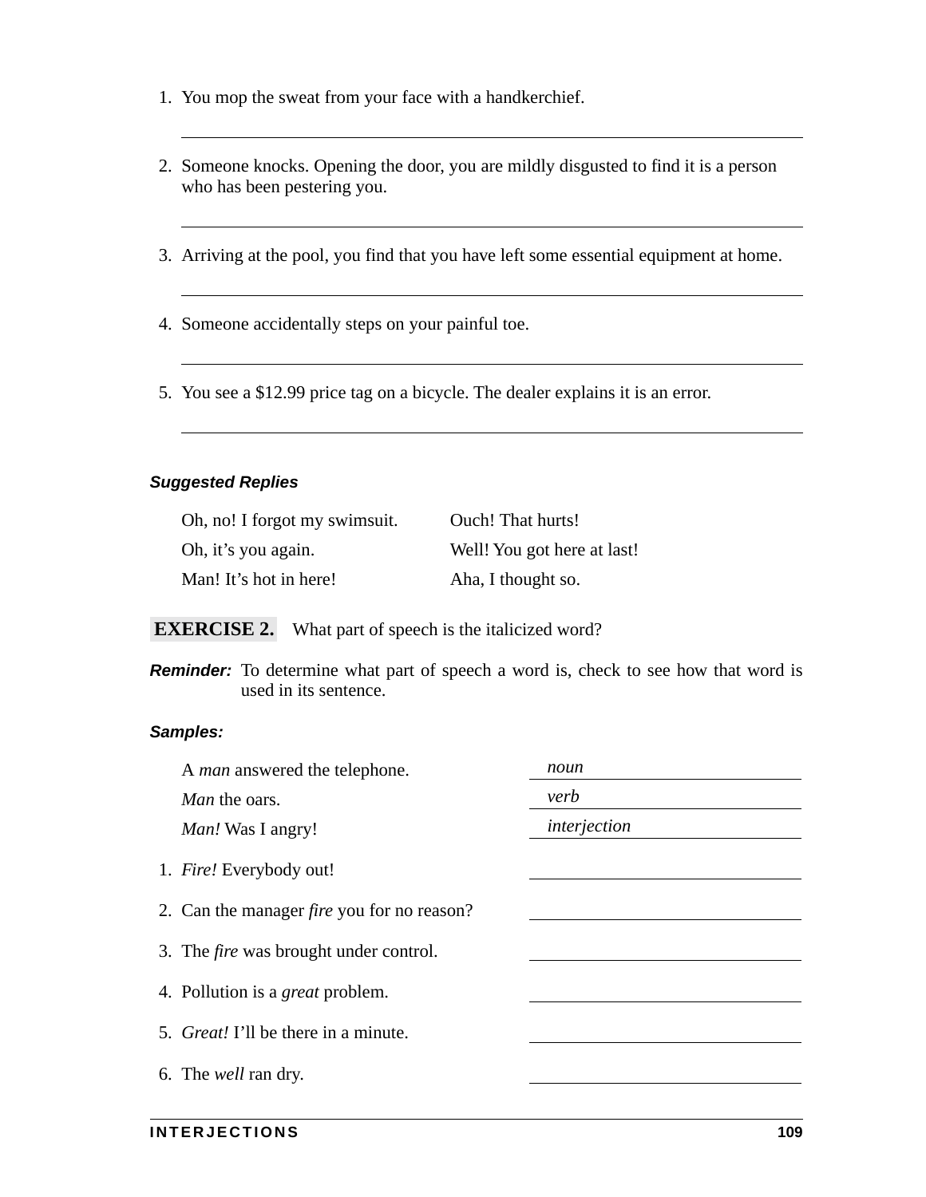1. You mop the sweat from your face with a handkerchief.

   ______________________________

2. Someone knocks. Opening the door, you are mildly disgusted to find it is a person who has been pestering you.

   ______________________________

3. Arriving at the pool, you find that you have left some essential equipment at home.

   ______________________________

4. Someone accidentally steps on your painful toe.

   ______________________________

5. You see a $12.99 price tag on a bicycle. The dealer explains it is an error.

   ______________________________

***Suggested Replies***

| | |
|---|---|
| Oh, no! I forgot my swimsuit. | Ouch! That hurts! |
| Oh, it's you again. | Well! You got here at last! |
| Man! It's hot in here! | Aha, I thought so. |

**EXERCISE 2.** What part of speech is the italicized word?

***Reminder:*** To determine what part of speech a word is, check to see how that word is used in its sentence.

***Samples:***

| | |
|---|---|
| A *man* answered the telephone. | *noun* |
| *Man* the oars. | *verb* |
| *Man!* Was I angry! | *interjection* |

1. *Fire!* Everybody out! ______________
2. Can the manager *fire* you for no reason? ______________
3. The *fire* was brought under control. ______________
4. Pollution is a *great* problem. ______________
5. *Great!* I'll be there in a minute. ______________
6. The *well* ran dry. ______________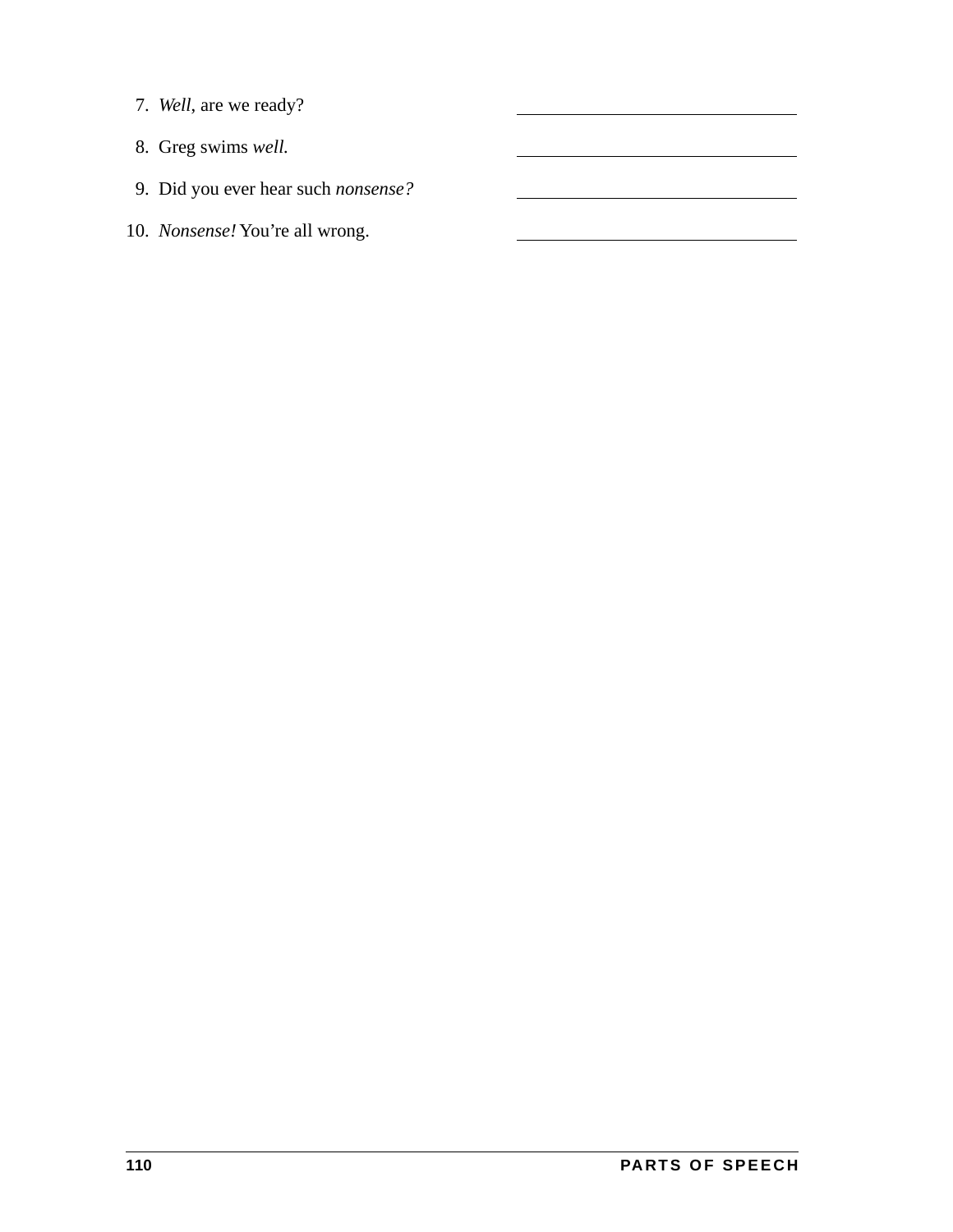7. *Well*, are we ready? \_\_\_\_\_\_\_\_\_\_\_\_\_\_\_\_\_\_\_\_

8. Greg swims *well.* \_\_\_\_\_\_\_\_\_\_\_\_\_\_\_\_\_\_\_\_

9. Did you ever hear such *nonsense?* \_\_\_\_\_\_\_\_\_\_\_\_\_\_\_\_\_\_\_\_

10. *Nonsense!* You're all wrong. \_\_\_\_\_\_\_\_\_\_\_\_\_\_\_\_\_\_\_\_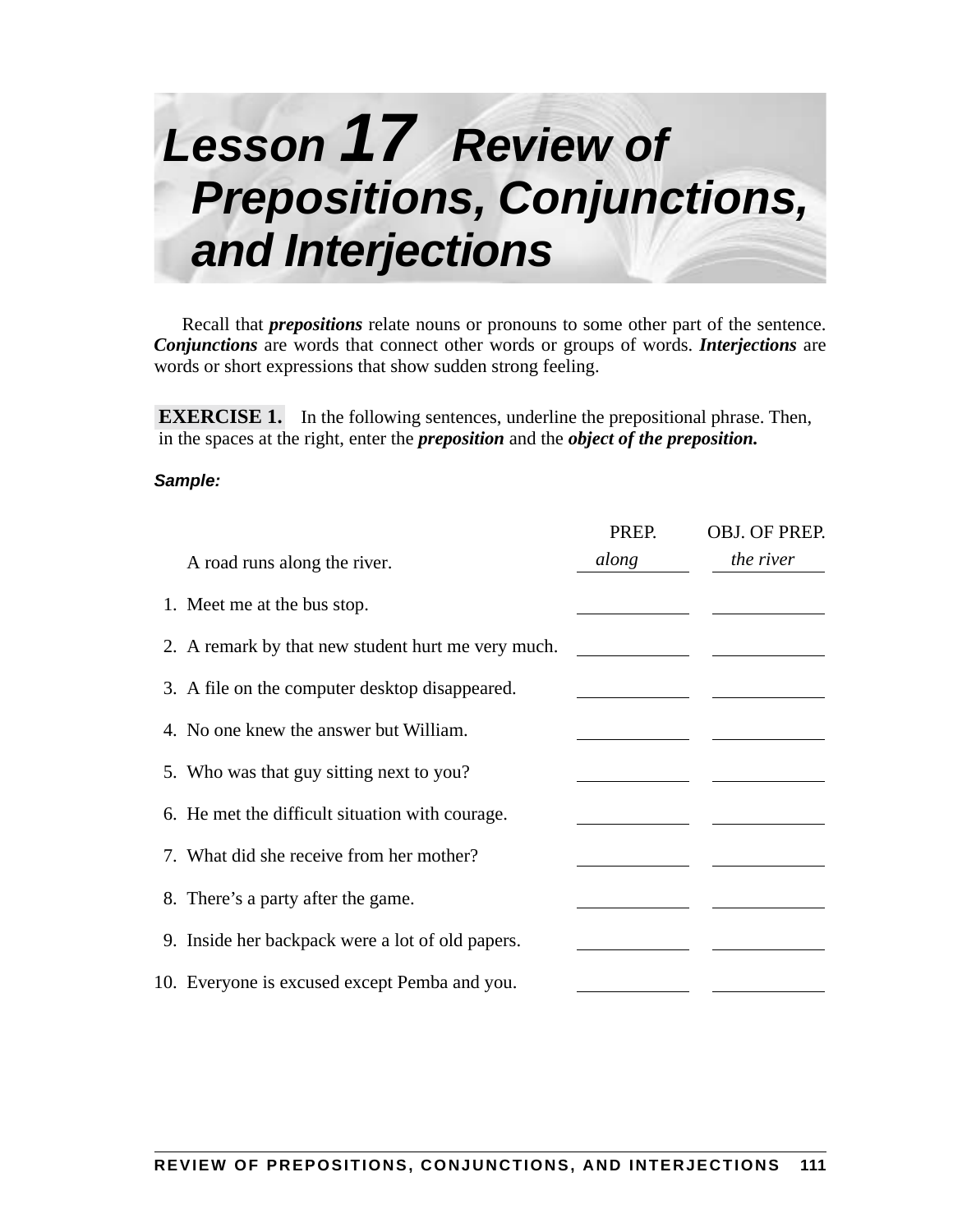# Lesson 17 Review of Prepositions, Conjunctions, and Interjections

Recall that ***prepositions*** relate nouns or pronouns to some other part of the sentence. ***Conjunctions*** are words that connect other words or groups of words. ***Interjections*** are words or short expressions that show sudden strong feeling.

**EXERCISE 1.** In the following sentences, underline the prepositional phrase. Then, in the spaces at the right, enter the ***preposition*** and the ***object of the preposition.***

***Sample:***

| | PREP. | OBJ. OF PREP. |
|---|---|---|
| A road runs along the river. | *along* | *the river* |
| 1. Meet me at the bus stop. | | |
| 2. A remark by that new student hurt me very much. | | |
| 3. A file on the computer desktop disappeared. | | |
| 4. No one knew the answer but William. | | |
| 5. Who was that guy sitting next to you? | | |
| 6. He met the difficult situation with courage. | | |
| 7. What did she receive from her mother? | | |
| 8. There's a party after the game. | | |
| 9. Inside her backpack were a lot of old papers. | | |
| 10. Everyone is excused except Pemba and you. | | |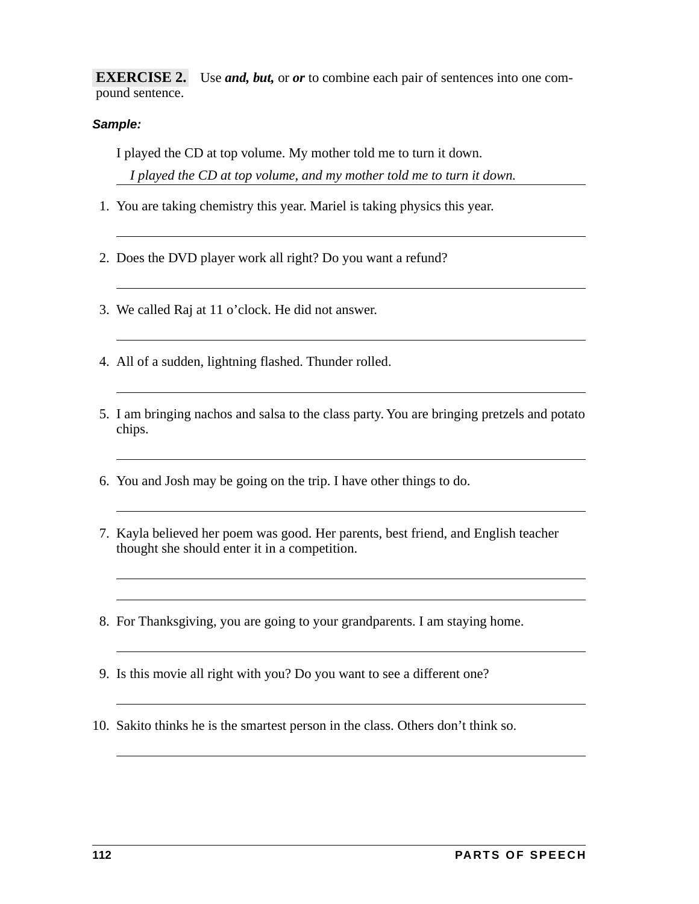**EXERCISE 2.** Use ***and, but,*** or ***or*** to combine each pair of sentences into one compound sentence.

***Sample:***

I played the CD at top volume. My mother told me to turn it down.

*I played the CD at top volume, and my mother told me to turn it down.*

1. You are taking chemistry this year. Mariel is taking physics this year.

2. Does the DVD player work all right? Do you want a refund?

3. We called Raj at 11 o'clock. He did not answer.

4. All of a sudden, lightning flashed. Thunder rolled.

5. I am bringing nachos and salsa to the class party. You are bringing pretzels and potato chips.

6. You and Josh may be going on the trip. I have other things to do.

7. Kayla believed her poem was good. Her parents, best friend, and English teacher thought she should enter it in a competition.

8. For Thanksgiving, you are going to your grandparents. I am staying home.

9. Is this movie all right with you? Do you want to see a different one?

10. Sakito thinks he is the smartest person in the class. Others don't think so.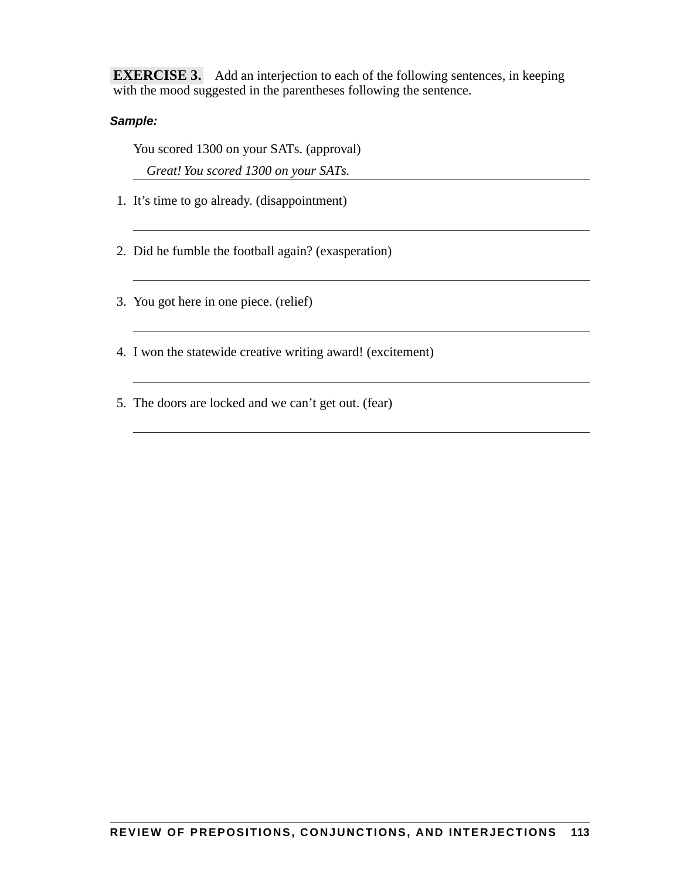**EXERCISE 3.** Add an interjection to each of the following sentences, in keeping with the mood suggested in the parentheses following the sentence.

***Sample:***

You scored 1300 on your SATs. (approval)

*Great! You scored 1300 on your SATs.*

1. It's time to go already. (disappointment)

   ______________________________________________

2. Did he fumble the football again? (exasperation)

   ______________________________________________

3. You got here in one piece. (relief)

   ______________________________________________

4. I won the statewide creative writing award! (excitement)

   ______________________________________________

5. The doors are locked and we can't get out. (fear)

   ______________________________________________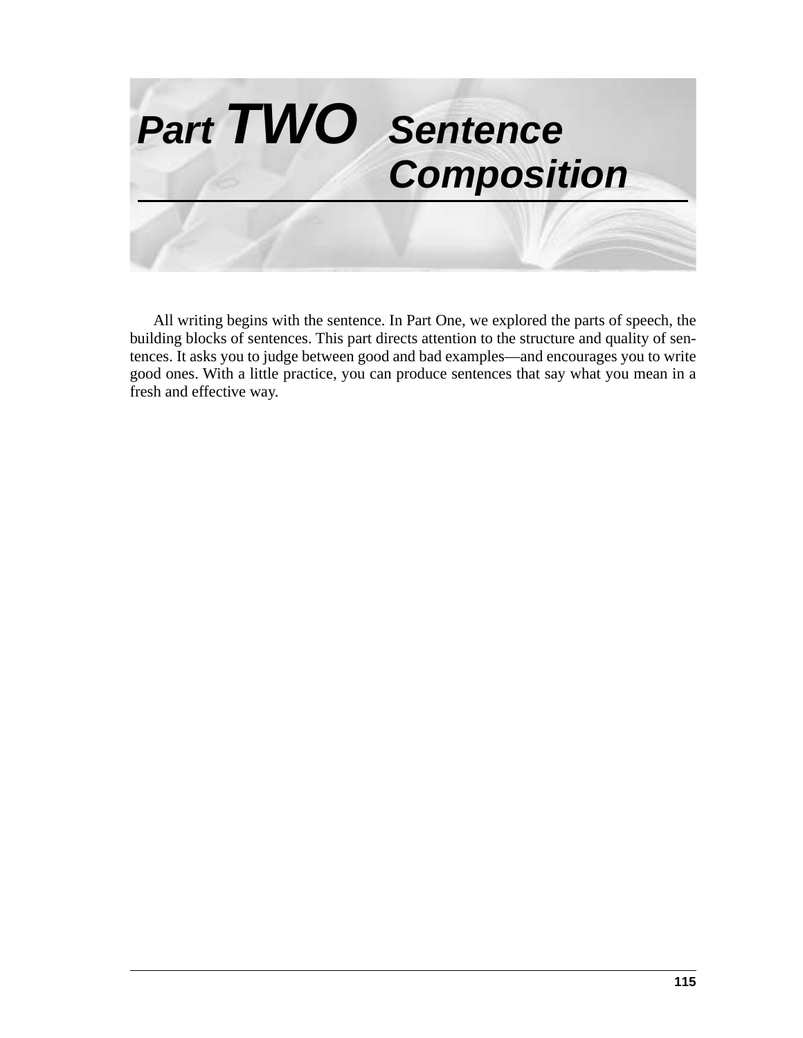# Part TWO Sentence Composition

All writing begins with the sentence. In Part One, we explored the parts of speech, the building blocks of sentences. This part directs attention to the structure and quality of sentences. It asks you to judge between good and bad examples—and encourages you to write good ones. With a little practice, you can produce sentences that say what you mean in a fresh and effective way.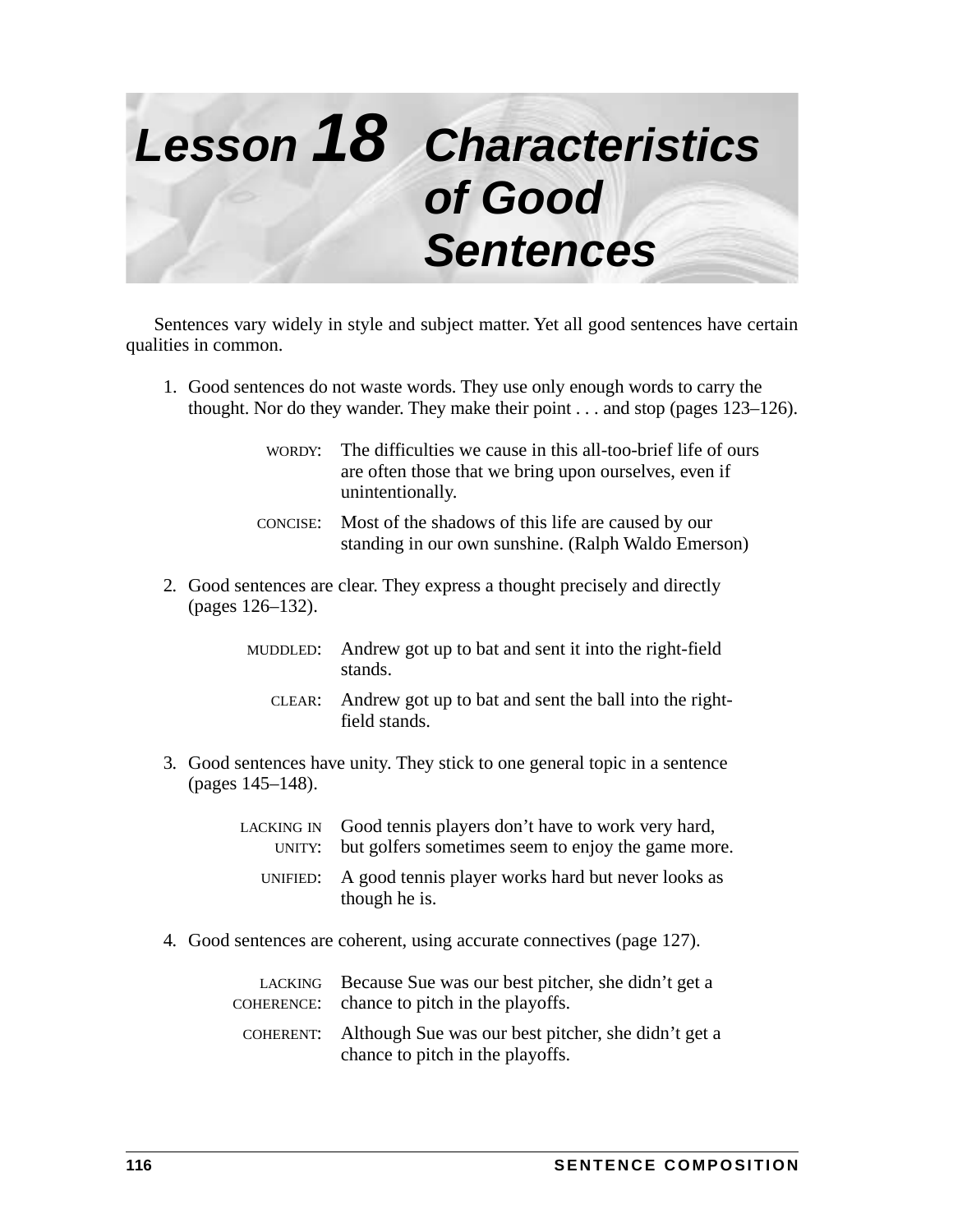# Lesson 18 Characteristics of Good Sentences

Sentences vary widely in style and subject matter. Yet all good sentences have certain qualities in common.

1. Good sentences do not waste words. They use only enough words to carry the thought. Nor do they wander. They make their point . . . and stop (pages 123–126).

   WORDY: The difficulties we cause in this all-too-brief life of ours are often those that we bring upon ourselves, even if unintentionally.

   CONCISE: Most of the shadows of this life are caused by our standing in our own sunshine. (Ralph Waldo Emerson)

2. Good sentences are clear. They express a thought precisely and directly (pages 126–132).

   MUDDLED: Andrew got up to bat and sent it into the right-field stands.

   CLEAR: Andrew got up to bat and sent the ball into the right-field stands.

3. Good sentences have unity. They stick to one general topic in a sentence (pages 145–148).

   LACKING IN UNITY: Good tennis players don't have to work very hard, but golfers sometimes seem to enjoy the game more.

   UNIFIED: A good tennis player works hard but never looks as though he is.

4. Good sentences are coherent, using accurate connectives (page 127).

   LACKING COHERENCE: Because Sue was our best pitcher, she didn't get a chance to pitch in the playoffs.

   COHERENT: Although Sue was our best pitcher, she didn't get a chance to pitch in the playoffs.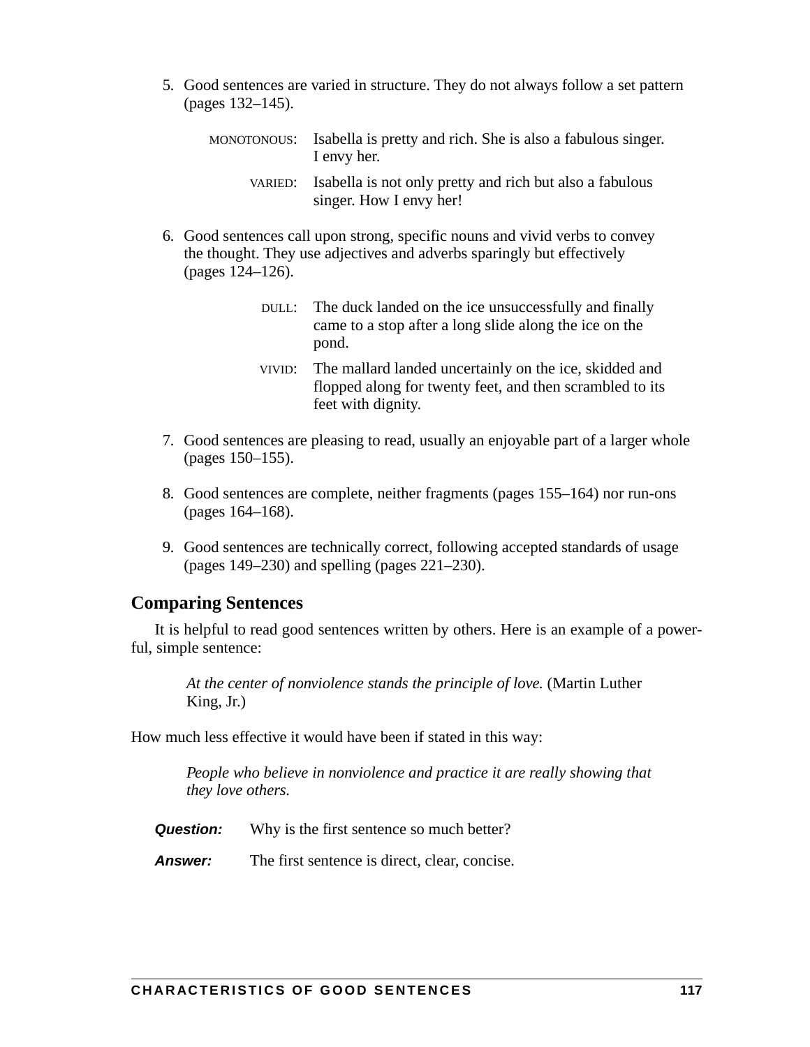5. Good sentences are varied in structure. They do not always follow a set pattern (pages 132–145).

   MONOTONOUS: Isabella is pretty and rich. She is also a fabulous singer. I envy her.

   VARIED: Isabella is not only pretty and rich but also a fabulous singer. How I envy her!

6. Good sentences call upon strong, specific nouns and vivid verbs to convey the thought. They use adjectives and adverbs sparingly but effectively (pages 124–126).

   DULL: The duck landed on the ice unsuccessfully and finally came to a stop after a long slide along the ice on the pond.

   VIVID: The mallard landed uncertainly on the ice, skidded and flopped along for twenty feet, and then scrambled to its feet with dignity.

7. Good sentences are pleasing to read, usually an enjoyable part of a larger whole (pages 150–155).

8. Good sentences are complete, neither fragments (pages 155–164) nor run-ons (pages 164–168).

9. Good sentences are technically correct, following accepted standards of usage (pages 149–230) and spelling (pages 221–230).

## Comparing Sentences

It is helpful to read good sentences written by others. Here is an example of a powerful, simple sentence:

> *At the center of nonviolence stands the principle of love.* (Martin Luther King, Jr.)

How much less effective it would have been if stated in this way:

> *People who believe in nonviolence and practice it are really showing that they love others.*

***Question:*** Why is the first sentence so much better?

***Answer:*** The first sentence is direct, clear, concise.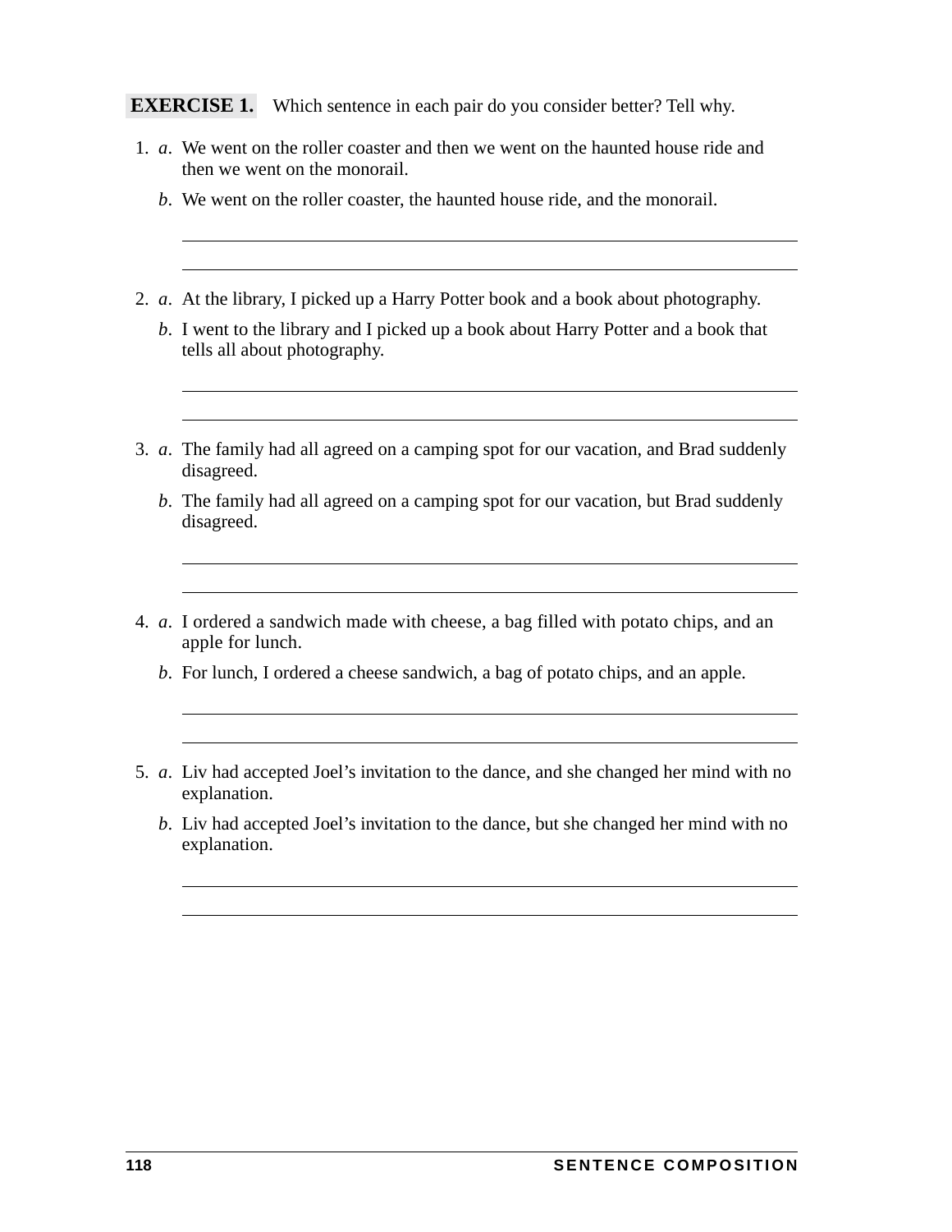**EXERCISE 1.** Which sentence in each pair do you consider better? Tell why.

1. *a*. We went on the roller coaster and then we went on the haunted house ride and then we went on the monorail.

   *b*. We went on the roller coaster, the haunted house ride, and the monorail.

2. *a*. At the library, I picked up a Harry Potter book and a book about photography.

   *b*. I went to the library and I picked up a book about Harry Potter and a book that tells all about photography.

3. *a*. The family had all agreed on a camping spot for our vacation, and Brad suddenly disagreed.

   *b*. The family had all agreed on a camping spot for our vacation, but Brad suddenly disagreed.

4. *a*. I ordered a sandwich made with cheese, a bag filled with potato chips, and an apple for lunch.

   *b*. For lunch, I ordered a cheese sandwich, a bag of potato chips, and an apple.

5. *a*. Liv had accepted Joel's invitation to the dance, and she changed her mind with no explanation.

   *b*. Liv had accepted Joel's invitation to the dance, but she changed her mind with no explanation.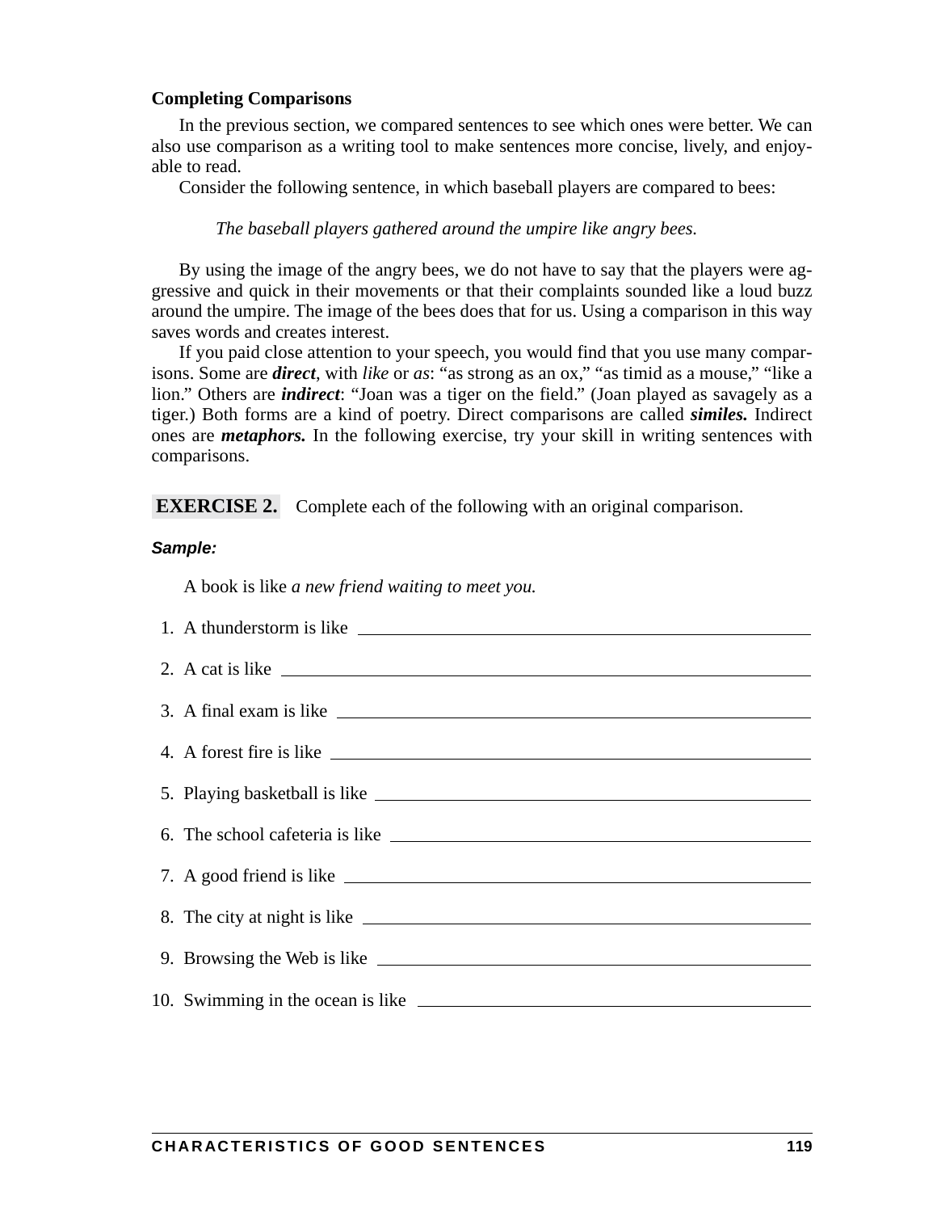### Completing Comparisons

In the previous section, we compared sentences to see which ones were better. We can also use comparison as a writing tool to make sentences more concise, lively, and enjoyable to read.

Consider the following sentence, in which baseball players are compared to bees:

*The baseball players gathered around the umpire like angry bees.*

By using the image of the angry bees, we do not have to say that the players were aggressive and quick in their movements or that their complaints sounded like a loud buzz around the umpire. The image of the bees does that for us. Using a comparison in this way saves words and creates interest.

If you paid close attention to your speech, you would find that you use many comparisons. Some are ***direct***, with *like* or *as*: "as strong as an ox," "as timid as a mouse," "like a lion." Others are ***indirect***: "Joan was a tiger on the field." (Joan played as savagely as a tiger.) Both forms are a kind of poetry. Direct comparisons are called ***similes.*** Indirect ones are ***metaphors.*** In the following exercise, try your skill in writing sentences with comparisons.

**EXERCISE 2.** Complete each of the following with an original comparison.

***Sample:***

A book is like *a new friend waiting to meet you.*

1. A thunderstorm is like ______________________________
2. A cat is like ______________________________
3. A final exam is like ______________________________
4. A forest fire is like ______________________________
5. Playing basketball is like ______________________________
6. The school cafeteria is like ______________________________
7. A good friend is like ______________________________
8. The city at night is like ______________________________
9. Browsing the Web is like ______________________________
10. Swimming in the ocean is like ______________________________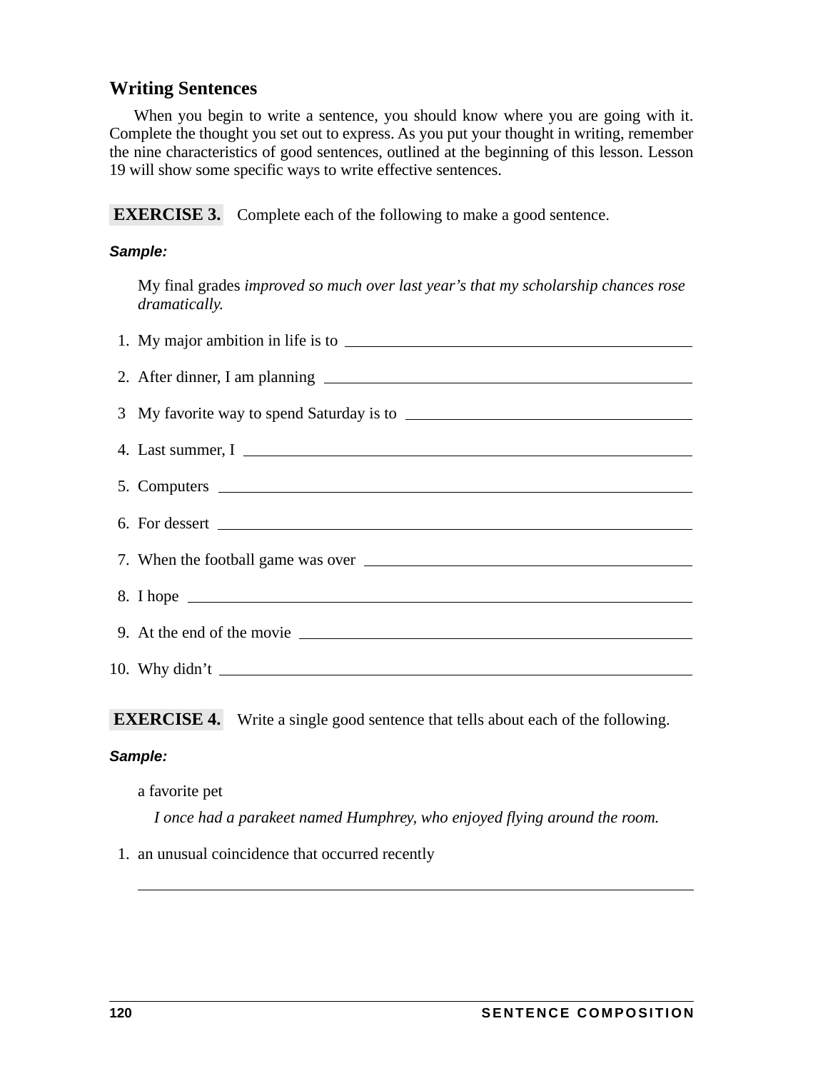## Writing Sentences

When you begin to write a sentence, you should know where you are going with it. Complete the thought you set out to express. As you put your thought in writing, remember the nine characteristics of good sentences, outlined at the beginning of this lesson. Lesson 19 will show some specific ways to write effective sentences.

**EXERCISE 3.** Complete each of the following to make a good sentence.

***Sample:***

My final grades *improved so much over last year's that my scholarship chances rose dramatically.*

1. My major ambition in life is to \_\_\_\_\_\_\_\_\_\_\_\_\_\_\_\_\_\_\_\_\_\_\_\_
2. After dinner, I am planning \_\_\_\_\_\_\_\_\_\_\_\_\_\_\_\_\_\_\_\_\_\_\_\_
3. My favorite way to spend Saturday is to \_\_\_\_\_\_\_\_\_\_\_\_\_\_\_\_\_\_\_\_\_\_\_\_
4. Last summer, I \_\_\_\_\_\_\_\_\_\_\_\_\_\_\_\_\_\_\_\_\_\_\_\_
5. Computers \_\_\_\_\_\_\_\_\_\_\_\_\_\_\_\_\_\_\_\_\_\_\_\_
6. For dessert \_\_\_\_\_\_\_\_\_\_\_\_\_\_\_\_\_\_\_\_\_\_\_\_
7. When the football game was over \_\_\_\_\_\_\_\_\_\_\_\_\_\_\_\_\_\_\_\_\_\_\_\_
8. I hope \_\_\_\_\_\_\_\_\_\_\_\_\_\_\_\_\_\_\_\_\_\_\_\_
9. At the end of the movie \_\_\_\_\_\_\_\_\_\_\_\_\_\_\_\_\_\_\_\_\_\_\_\_
10. Why didn't \_\_\_\_\_\_\_\_\_\_\_\_\_\_\_\_\_\_\_\_\_\_\_\_

**EXERCISE 4.** Write a single good sentence that tells about each of the following.

***Sample:***

a favorite pet

*I once had a parakeet named Humphrey, who enjoyed flying around the room.*

1. an unusual coincidence that occurred recently

\_\_\_\_\_\_\_\_\_\_\_\_\_\_\_\_\_\_\_\_\_\_\_\_\_\_\_\_\_\_\_\_\_\_\_\_\_\_\_\_\_\_\_\_\_\_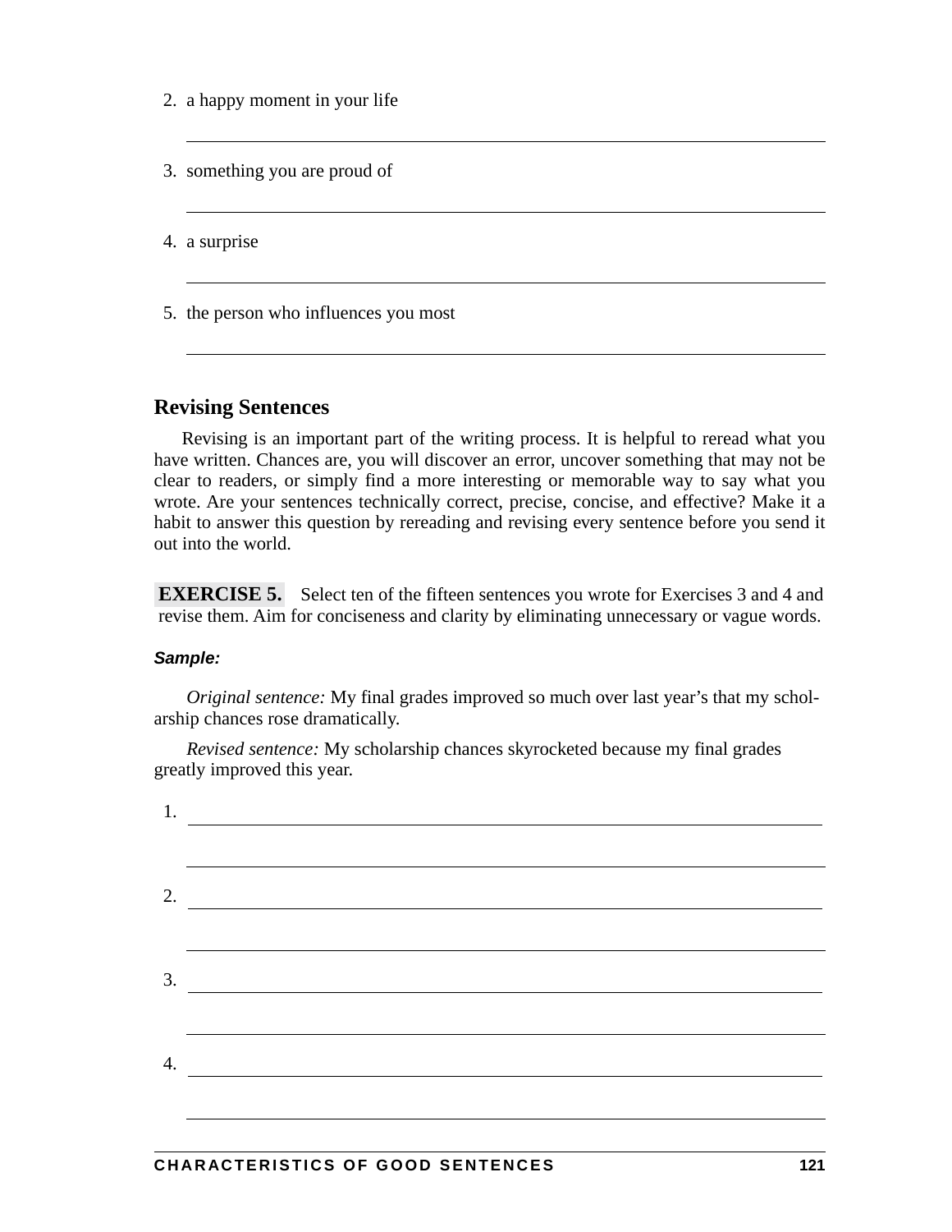2. a happy moment in your life

   ______________________________________________

3. something you are proud of

   ______________________________________________

4. a surprise

   ______________________________________________

5. the person who influences you most

   ______________________________________________

## Revising Sentences

Revising is an important part of the writing process. It is helpful to reread what you have written. Chances are, you will discover an error, uncover something that may not be clear to readers, or simply find a more interesting or memorable way to say what you wrote. Are your sentences technically correct, precise, concise, and effective? Make it a habit to answer this question by rereading and revising every sentence before you send it out into the world.

**EXERCISE 5.** Select ten of the fifteen sentences you wrote for Exercises 3 and 4 and revise them. Aim for conciseness and clarity by eliminating unnecessary or vague words.

***Sample:***

*Original sentence:* My final grades improved so much over last year's that my scholarship chances rose dramatically.

*Revised sentence:* My scholarship chances skyrocketed because my final grades greatly improved this year.

1. ______________________________________________

   ______________________________________________

2. ______________________________________________

   ______________________________________________

3. ______________________________________________

   ______________________________________________

4. ______________________________________________

   ______________________________________________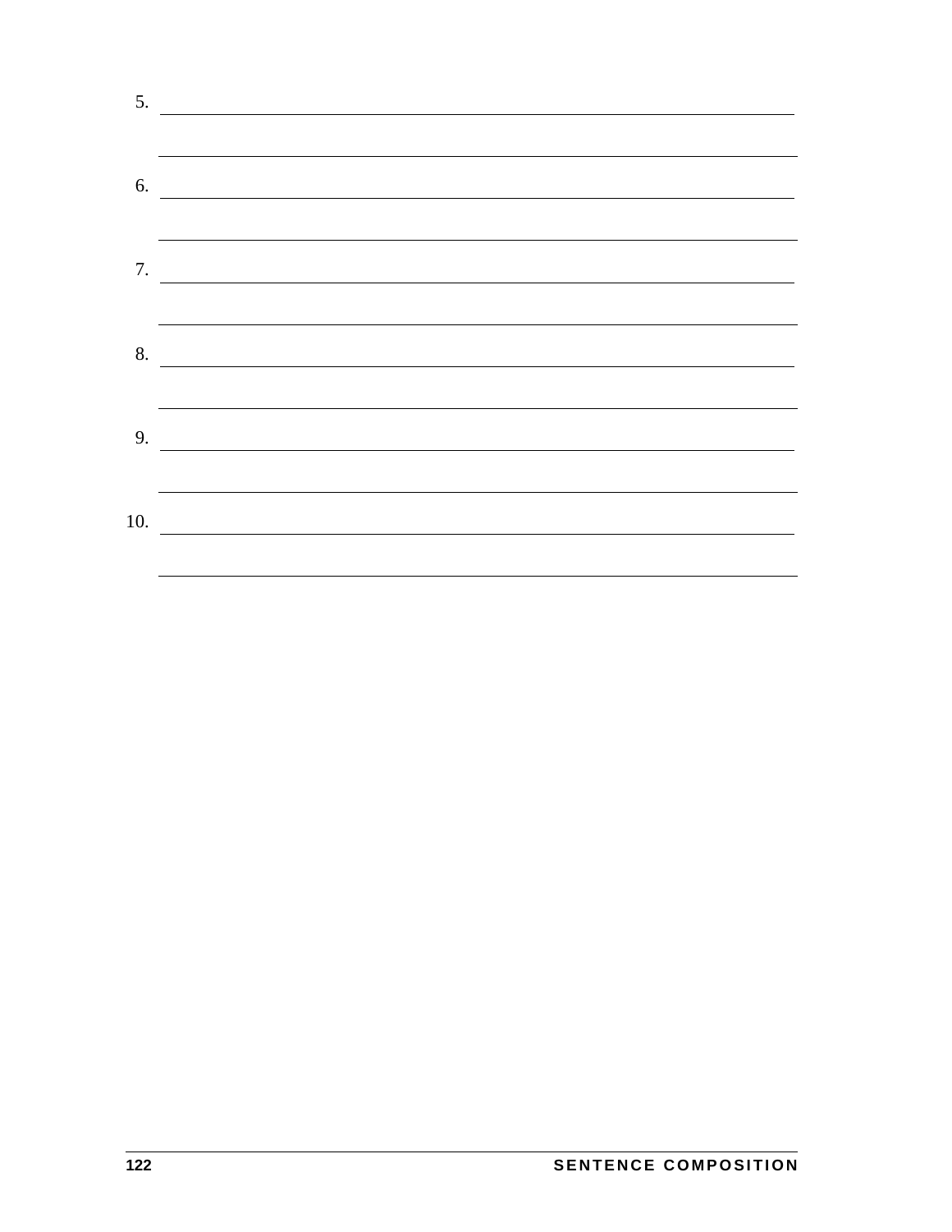5. \_\_\_\_\_\_\_\_\_\_\_\_\_\_\_\_\_\_\_\_\_\_\_\_\_\_\_\_\_\_\_\_\_\_\_\_\_\_\_\_\_\_\_\_\_\_\_\_\_\_\_\_\_\_\_\_\_\_\_\_\_\_\_\_\_\_

\_\_\_\_\_\_\_\_\_\_\_\_\_\_\_\_\_\_\_\_\_\_\_\_\_\_\_\_\_\_\_\_\_\_\_\_\_\_\_\_\_\_\_\_\_\_\_\_\_\_\_\_\_\_\_\_\_\_\_\_\_\_\_\_\_\_

6. \_\_\_\_\_\_\_\_\_\_\_\_\_\_\_\_\_\_\_\_\_\_\_\_\_\_\_\_\_\_\_\_\_\_\_\_\_\_\_\_\_\_\_\_\_\_\_\_\_\_\_\_\_\_\_\_\_\_\_\_\_\_\_\_\_\_

\_\_\_\_\_\_\_\_\_\_\_\_\_\_\_\_\_\_\_\_\_\_\_\_\_\_\_\_\_\_\_\_\_\_\_\_\_\_\_\_\_\_\_\_\_\_\_\_\_\_\_\_\_\_\_\_\_\_\_\_\_\_\_\_\_\_

7. \_\_\_\_\_\_\_\_\_\_\_\_\_\_\_\_\_\_\_\_\_\_\_\_\_\_\_\_\_\_\_\_\_\_\_\_\_\_\_\_\_\_\_\_\_\_\_\_\_\_\_\_\_\_\_\_\_\_\_\_\_\_\_\_\_\_

\_\_\_\_\_\_\_\_\_\_\_\_\_\_\_\_\_\_\_\_\_\_\_\_\_\_\_\_\_\_\_\_\_\_\_\_\_\_\_\_\_\_\_\_\_\_\_\_\_\_\_\_\_\_\_\_\_\_\_\_\_\_\_\_\_\_

8. \_\_\_\_\_\_\_\_\_\_\_\_\_\_\_\_\_\_\_\_\_\_\_\_\_\_\_\_\_\_\_\_\_\_\_\_\_\_\_\_\_\_\_\_\_\_\_\_\_\_\_\_\_\_\_\_\_\_\_\_\_\_\_\_\_\_

\_\_\_\_\_\_\_\_\_\_\_\_\_\_\_\_\_\_\_\_\_\_\_\_\_\_\_\_\_\_\_\_\_\_\_\_\_\_\_\_\_\_\_\_\_\_\_\_\_\_\_\_\_\_\_\_\_\_\_\_\_\_\_\_\_\_

9. \_\_\_\_\_\_\_\_\_\_\_\_\_\_\_\_\_\_\_\_\_\_\_\_\_\_\_\_\_\_\_\_\_\_\_\_\_\_\_\_\_\_\_\_\_\_\_\_\_\_\_\_\_\_\_\_\_\_\_\_\_\_\_\_\_\_

\_\_\_\_\_\_\_\_\_\_\_\_\_\_\_\_\_\_\_\_\_\_\_\_\_\_\_\_\_\_\_\_\_\_\_\_\_\_\_\_\_\_\_\_\_\_\_\_\_\_\_\_\_\_\_\_\_\_\_\_\_\_\_\_\_\_

10. \_\_\_\_\_\_\_\_\_\_\_\_\_\_\_\_\_\_\_\_\_\_\_\_\_\_\_\_\_\_\_\_\_\_\_\_\_\_\_\_\_\_\_\_\_\_\_\_\_\_\_\_\_\_\_\_\_\_\_\_\_\_\_\_\_\_

\_\_\_\_\_\_\_\_\_\_\_\_\_\_\_\_\_\_\_\_\_\_\_\_\_\_\_\_\_\_\_\_\_\_\_\_\_\_\_\_\_\_\_\_\_\_\_\_\_\_\_\_\_\_\_\_\_\_\_\_\_\_\_\_\_\_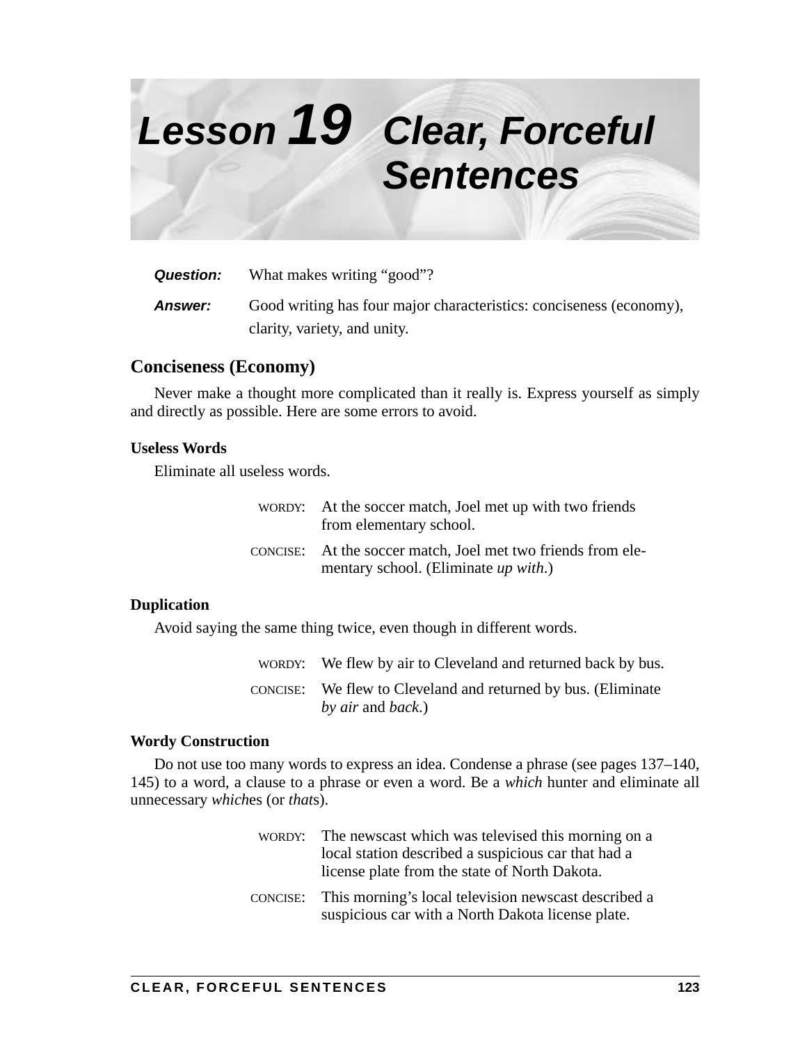# Lesson 19 Clear, Forceful Sentences

***Question:*** What makes writing "good"?

***Answer:*** Good writing has four major characteristics: conciseness (economy), clarity, variety, and unity.

## Conciseness (Economy)

Never make a thought more complicated than it really is. Express yourself as simply and directly as possible. Here are some errors to avoid.

### Useless Words

Eliminate all useless words.

WORDY: At the soccer match, Joel met up with two friends from elementary school.

CONCISE: At the soccer match, Joel met two friends from elementary school. (Eliminate *up with*.)

### Duplication

Avoid saying the same thing twice, even though in different words.

WORDY: We flew by air to Cleveland and returned back by bus.

CONCISE: We flew to Cleveland and returned by bus. (Eliminate *by air* and *back*.)

### Wordy Construction

Do not use too many words to express an idea. Condense a phrase (see pages 137–140, 145) to a word, a clause to a phrase or even a word. Be a *which* hunter and eliminate all unnecessary *which*es (or *that*s).

WORDY: The newscast which was televised this morning on a local station described a suspicious car that had a license plate from the state of North Dakota.

CONCISE: This morning's local television newscast described a suspicious car with a North Dakota license plate.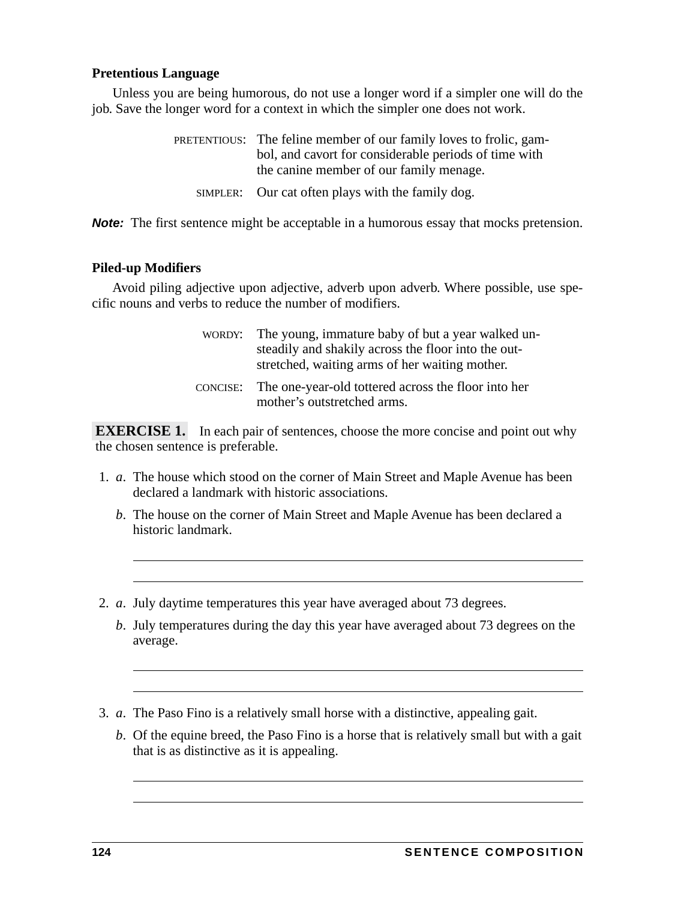### Pretentious Language

Unless you are being humorous, do not use a longer word if a simpler one will do the job. Save the longer word for a context in which the simpler one does not work.

PRETENTIOUS: The feline member of our family loves to frolic, gambol, and cavort for considerable periods of time with the canine member of our family menage.

SIMPLER: Our cat often plays with the family dog.

***Note:*** The first sentence might be acceptable in a humorous essay that mocks pretension.

### Piled-up Modifiers

Avoid piling adjective upon adjective, adverb upon adverb. Where possible, use specific nouns and verbs to reduce the number of modifiers.

WORDY: The young, immature baby of but a year walked unsteadily and shakily across the floor into the outstretched, waiting arms of her waiting mother.

CONCISE: The one-year-old tottered across the floor into her mother's outstretched arms.

**EXERCISE 1.** In each pair of sentences, choose the more concise and point out why the chosen sentence is preferable.

1. *a*. The house which stood on the corner of Main Street and Maple Avenue has been declared a landmark with historic associations.

   *b*. The house on the corner of Main Street and Maple Avenue has been declared a historic landmark.

   ______________________________________________

   ______________________________________________

2. *a*. July daytime temperatures this year have averaged about 73 degrees.

   *b*. July temperatures during the day this year have averaged about 73 degrees on the average.

   ______________________________________________

   ______________________________________________

3. *a*. The Paso Fino is a relatively small horse with a distinctive, appealing gait.

   *b*. Of the equine breed, the Paso Fino is a horse that is relatively small but with a gait that is as distinctive as it is appealing.

   ______________________________________________

   ______________________________________________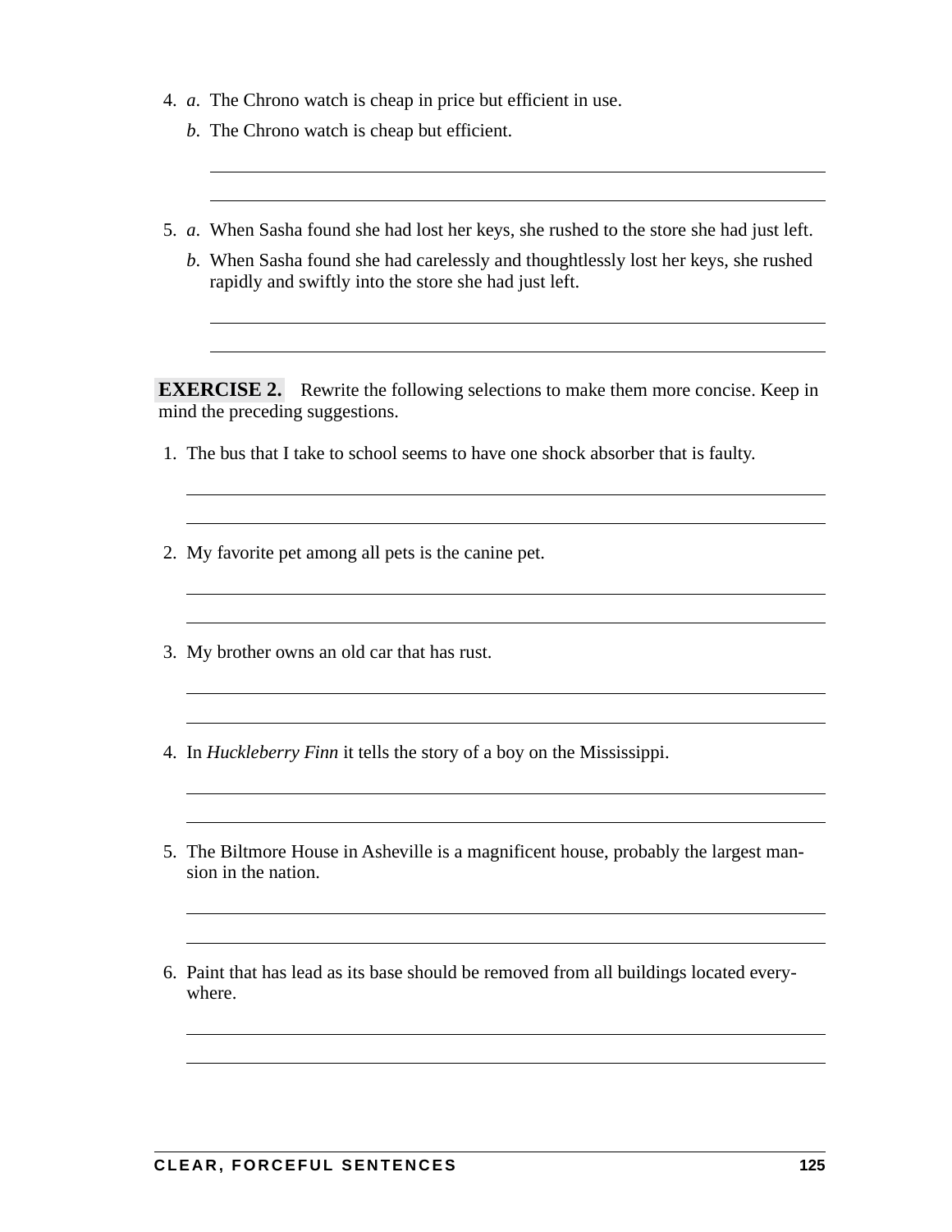4. *a*. The Chrono watch is cheap in price but efficient in use.

   *b*. The Chrono watch is cheap but efficient.

5. *a*. When Sasha found she had lost her keys, she rushed to the store she had just left.

   *b*. When Sasha found she had carelessly and thoughtlessly lost her keys, she rushed rapidly and swiftly into the store she had just left.

**EXERCISE 2.** Rewrite the following selections to make them more concise. Keep in mind the preceding suggestions.

1. The bus that I take to school seems to have one shock absorber that is faulty.

2. My favorite pet among all pets is the canine pet.

3. My brother owns an old car that has rust.

4. In *Huckleberry Finn* it tells the story of a boy on the Mississippi.

5. The Biltmore House in Asheville is a magnificent house, probably the largest mansion in the nation.

6. Paint that has lead as its base should be removed from all buildings located everywhere.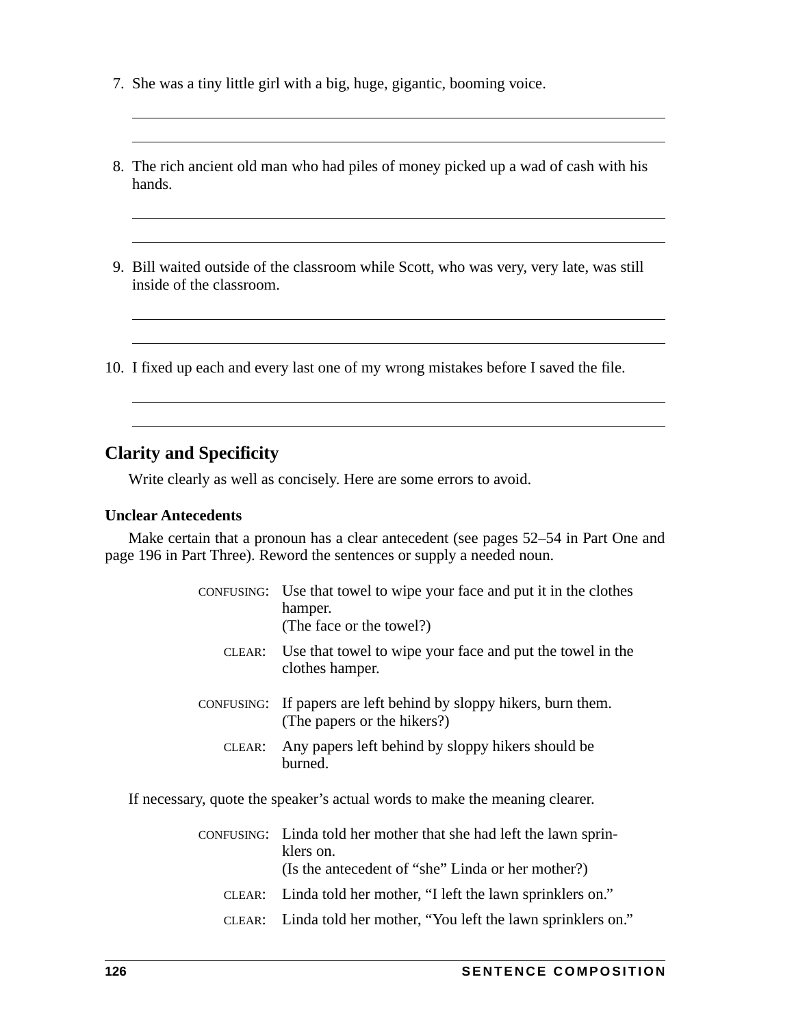7. She was a tiny little girl with a big, huge, gigantic, booming voice.

8. The rich ancient old man who had piles of money picked up a wad of cash with his hands.

9. Bill waited outside of the classroom while Scott, who was very, very late, was still inside of the classroom.

10. I fixed up each and every last one of my wrong mistakes before I saved the file.

## Clarity and Specificity

Write clearly as well as concisely. Here are some errors to avoid.

### Unclear Antecedents

Make certain that a pronoun has a clear antecedent (see pages 52–54 in Part One and page 196 in Part Three). Reword the sentences or supply a needed noun.

CONFUSING: Use that towel to wipe your face and put it in the clothes hamper.
(The face or the towel?)

CLEAR: Use that towel to wipe your face and put the towel in the clothes hamper.

CONFUSING: If papers are left behind by sloppy hikers, burn them.
(The papers or the hikers?)

CLEAR: Any papers left behind by sloppy hikers should be burned.

If necessary, quote the speaker's actual words to make the meaning clearer.

CONFUSING: Linda told her mother that she had left the lawn sprinklers on.
(Is the antecedent of "she" Linda or her mother?)

CLEAR: Linda told her mother, "I left the lawn sprinklers on."

CLEAR: Linda told her mother, "You left the lawn sprinklers on."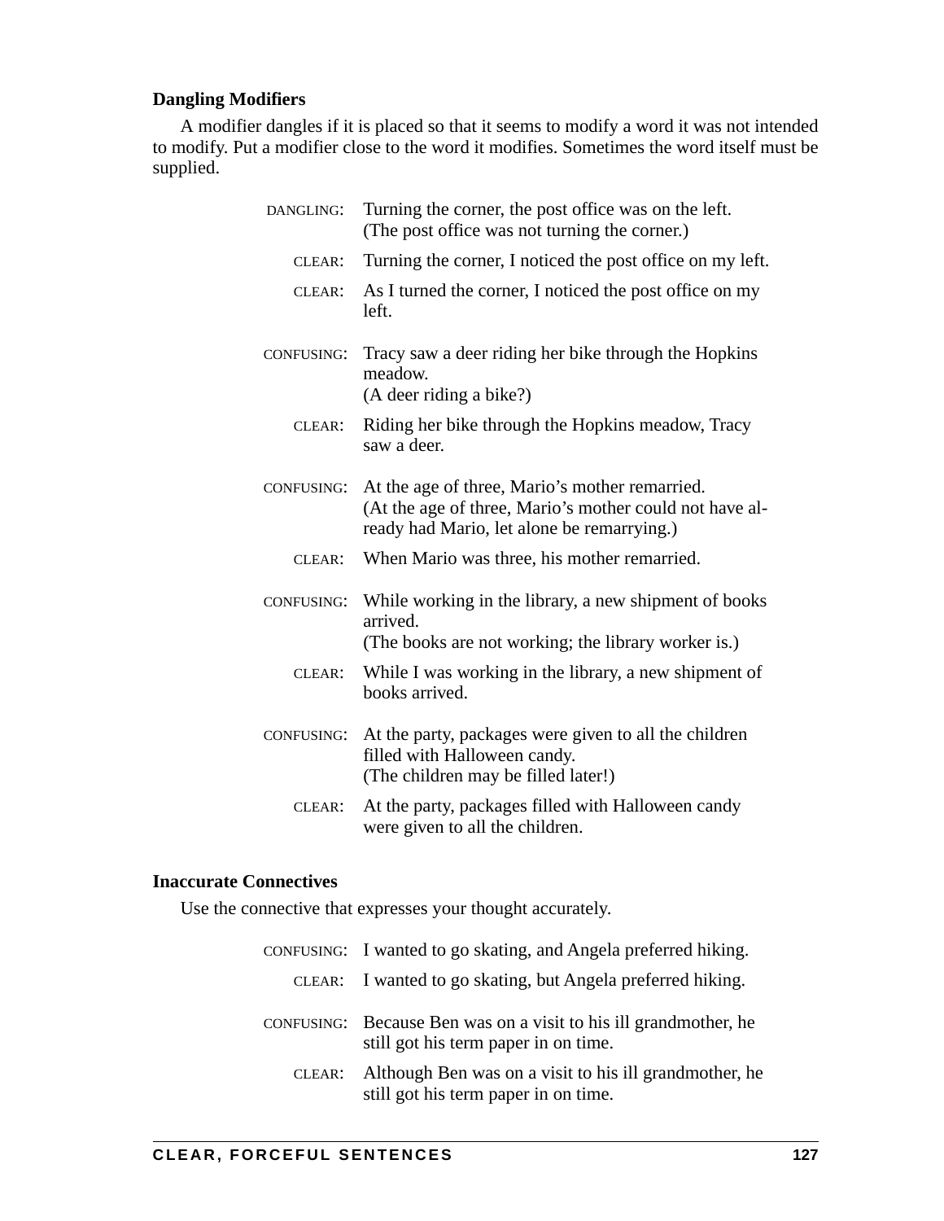### Dangling Modifiers

A modifier dangles if it is placed so that it seems to modify a word it was not intended to modify. Put a modifier close to the word it modifies. Sometimes the word itself must be supplied.

DANGLING: Turning the corner, the post office was on the left.
(The post office was not turning the corner.)

CLEAR: Turning the corner, I noticed the post office on my left.

CLEAR: As I turned the corner, I noticed the post office on my left.

CONFUSING: Tracy saw a deer riding her bike through the Hopkins meadow.
(A deer riding a bike?)

CLEAR: Riding her bike through the Hopkins meadow, Tracy saw a deer.

CONFUSING: At the age of three, Mario's mother remarried.
(At the age of three, Mario's mother could not have already had Mario, let alone be remarrying.)

CLEAR: When Mario was three, his mother remarried.

CONFUSING: While working in the library, a new shipment of books arrived.
(The books are not working; the library worker is.)

CLEAR: While I was working in the library, a new shipment of books arrived.

CONFUSING: At the party, packages were given to all the children filled with Halloween candy.
(The children may be filled later!)

CLEAR: At the party, packages filled with Halloween candy were given to all the children.

### Inaccurate Connectives

Use the connective that expresses your thought accurately.

CONFUSING: I wanted to go skating, and Angela preferred hiking.

CLEAR: I wanted to go skating, but Angela preferred hiking.

CONFUSING: Because Ben was on a visit to his ill grandmother, he still got his term paper in on time.

CLEAR: Although Ben was on a visit to his ill grandmother, he still got his term paper in on time.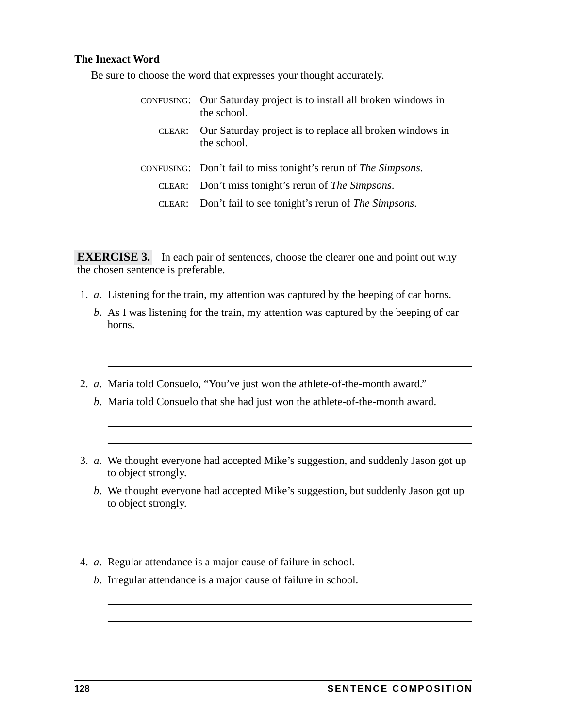### The Inexact Word

Be sure to choose the word that expresses your thought accurately.

CONFUSING: Our Saturday project is to install all broken windows in the school.

CLEAR: Our Saturday project is to replace all broken windows in the school.

CONFUSING: Don't fail to miss tonight's rerun of *The Simpsons*.

CLEAR: Don't miss tonight's rerun of *The Simpsons*.

CLEAR: Don't fail to see tonight's rerun of *The Simpsons*.

**EXERCISE 3.** In each pair of sentences, choose the clearer one and point out why the chosen sentence is preferable.

1. *a*. Listening for the train, my attention was captured by the beeping of car horns.

   *b*. As I was listening for the train, my attention was captured by the beeping of car horns.

   ______________________________________________________________

   ______________________________________________________________

2. *a*. Maria told Consuelo, "You've just won the athlete-of-the-month award."

   *b*. Maria told Consuelo that she had just won the athlete-of-the-month award.

   ______________________________________________________________

   ______________________________________________________________

3. *a*. We thought everyone had accepted Mike's suggestion, and suddenly Jason got up to object strongly.

   *b*. We thought everyone had accepted Mike's suggestion, but suddenly Jason got up to object strongly.

   ______________________________________________________________

   ______________________________________________________________

4. *a*. Regular attendance is a major cause of failure in school.

   *b*. Irregular attendance is a major cause of failure in school.

   ______________________________________________________________

   ______________________________________________________________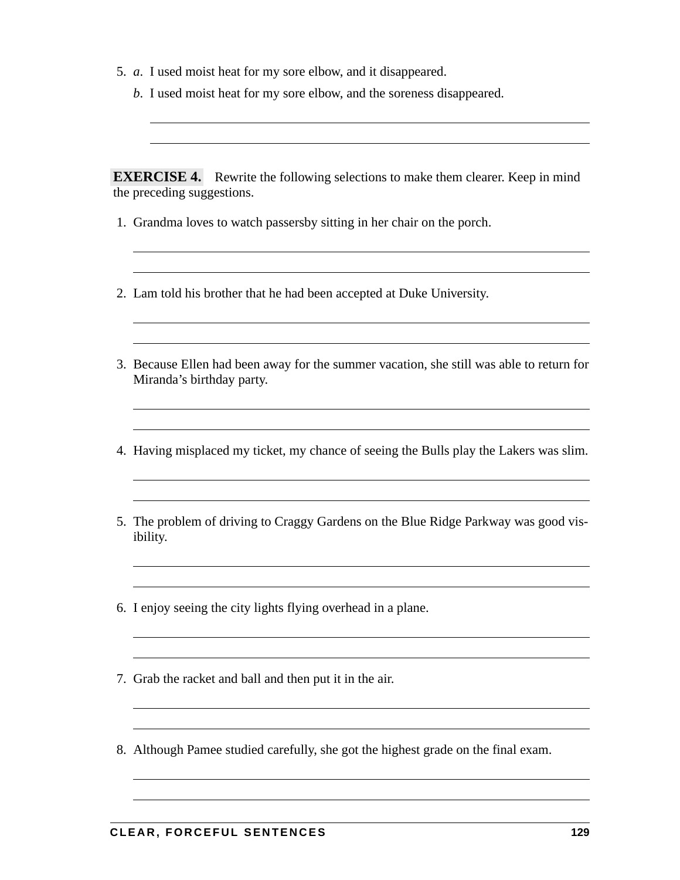5. *a*. I used moist heat for my sore elbow, and it disappeared.

   *b*. I used moist heat for my sore elbow, and the soreness disappeared.

**EXERCISE 4.** Rewrite the following selections to make them clearer. Keep in mind the preceding suggestions.

1. Grandma loves to watch passersby sitting in her chair on the porch.

2. Lam told his brother that he had been accepted at Duke University.

3. Because Ellen had been away for the summer vacation, she still was able to return for Miranda's birthday party.

4. Having misplaced my ticket, my chance of seeing the Bulls play the Lakers was slim.

5. The problem of driving to Craggy Gardens on the Blue Ridge Parkway was good visibility.

6. I enjoy seeing the city lights flying overhead in a plane.

7. Grab the racket and ball and then put it in the air.

8. Although Pamee studied carefully, she got the highest grade on the final exam.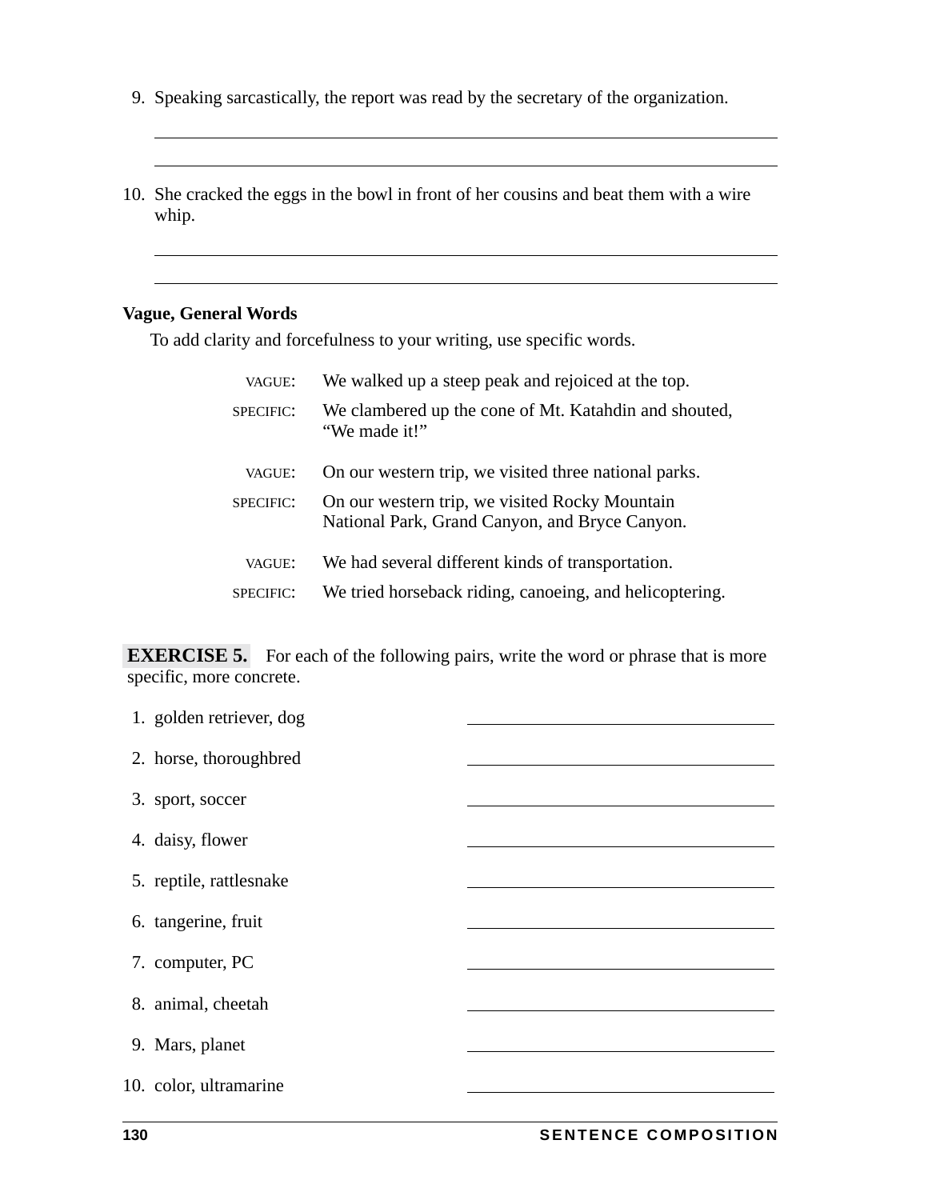9. Speaking sarcastically, the report was read by the secretary of the organization.

_______________________________________________

_______________________________________________

10. She cracked the eggs in the bowl in front of her cousins and beat them with a wire whip.

_______________________________________________

_______________________________________________

### Vague, General Words

To add clarity and forcefulness to your writing, use specific words.

VAGUE: We walked up a steep peak and rejoiced at the top.

SPECIFIC: We clambered up the cone of Mt. Katahdin and shouted, "We made it!"

VAGUE: On our western trip, we visited three national parks.

SPECIFIC: On our western trip, we visited Rocky Mountain National Park, Grand Canyon, and Bryce Canyon.

VAGUE: We had several different kinds of transportation.

SPECIFIC: We tried horseback riding, canoeing, and helicoptering.

**EXERCISE 5.** For each of the following pairs, write the word or phrase that is more specific, more concrete.

1. golden retriever, dog _______________
2. horse, thoroughbred _______________
3. sport, soccer _______________
4. daisy, flower _______________
5. reptile, rattlesnake _______________
6. tangerine, fruit _______________
7. computer, PC _______________
8. animal, cheetah _______________
9. Mars, planet _______________
10. color, ultramarine _______________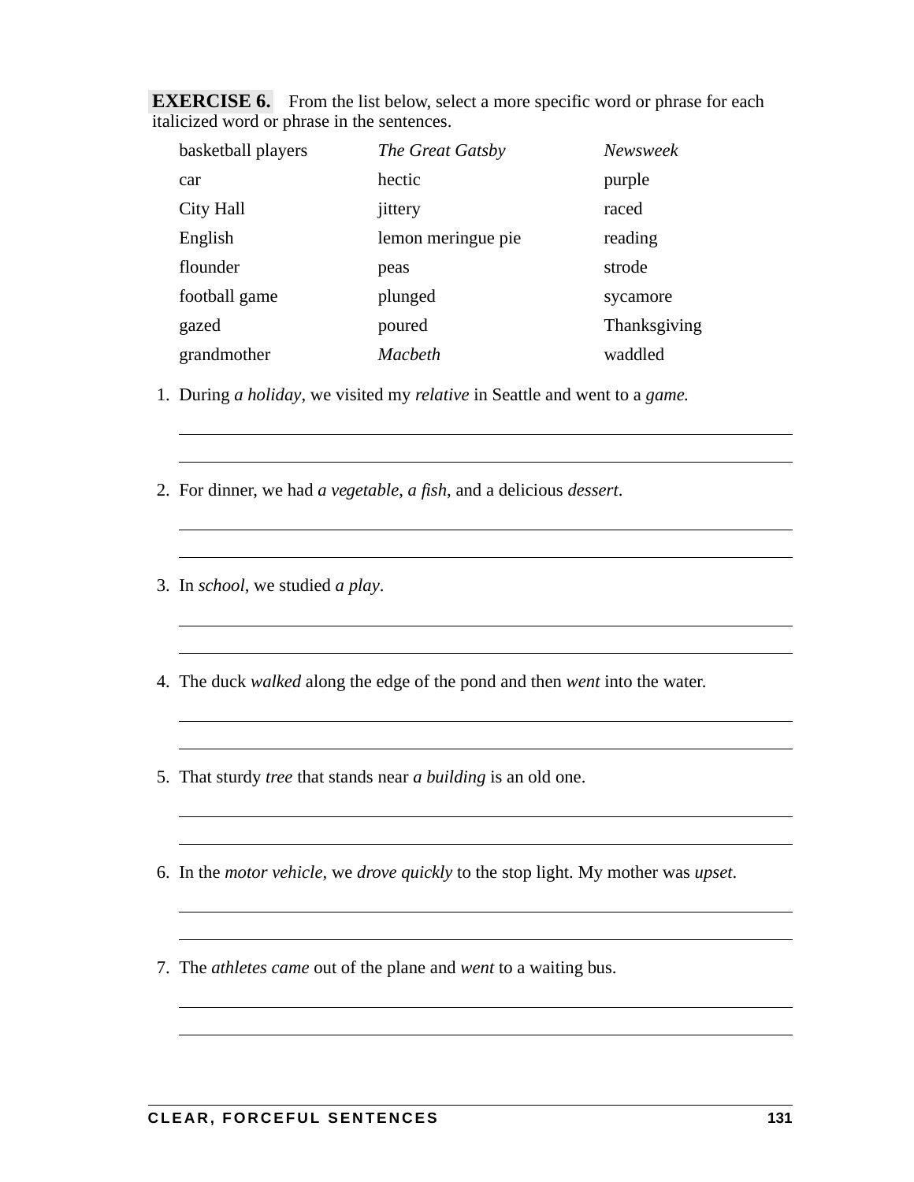**EXERCISE 6.** From the list below, select a more specific word or phrase for each italicized word or phrase in the sentences.

| | | |
|---|---|---|
| basketball players | *The Great Gatsby* | *Newsweek* |
| car | hectic | purple |
| City Hall | jittery | raced |
| English | lemon meringue pie | reading |
| flounder | peas | strode |
| football game | plunged | sycamore |
| gazed | poured | Thanksgiving |
| grandmother | *Macbeth* | waddled |

1. During *a holiday*, we visited my *relative* in Seattle and went to a *game.*

2. For dinner, we had *a vegetable*, *a fish*, and a delicious *dessert*.

3. In *school*, we studied *a play*.

4. The duck *walked* along the edge of the pond and then *went* into the water.

5. That sturdy *tree* that stands near *a building* is an old one.

6. In the *motor vehicle*, we *drove quickly* to the stop light. My mother was *upset*.

7. The *athletes came* out of the plane and *went* to a waiting bus.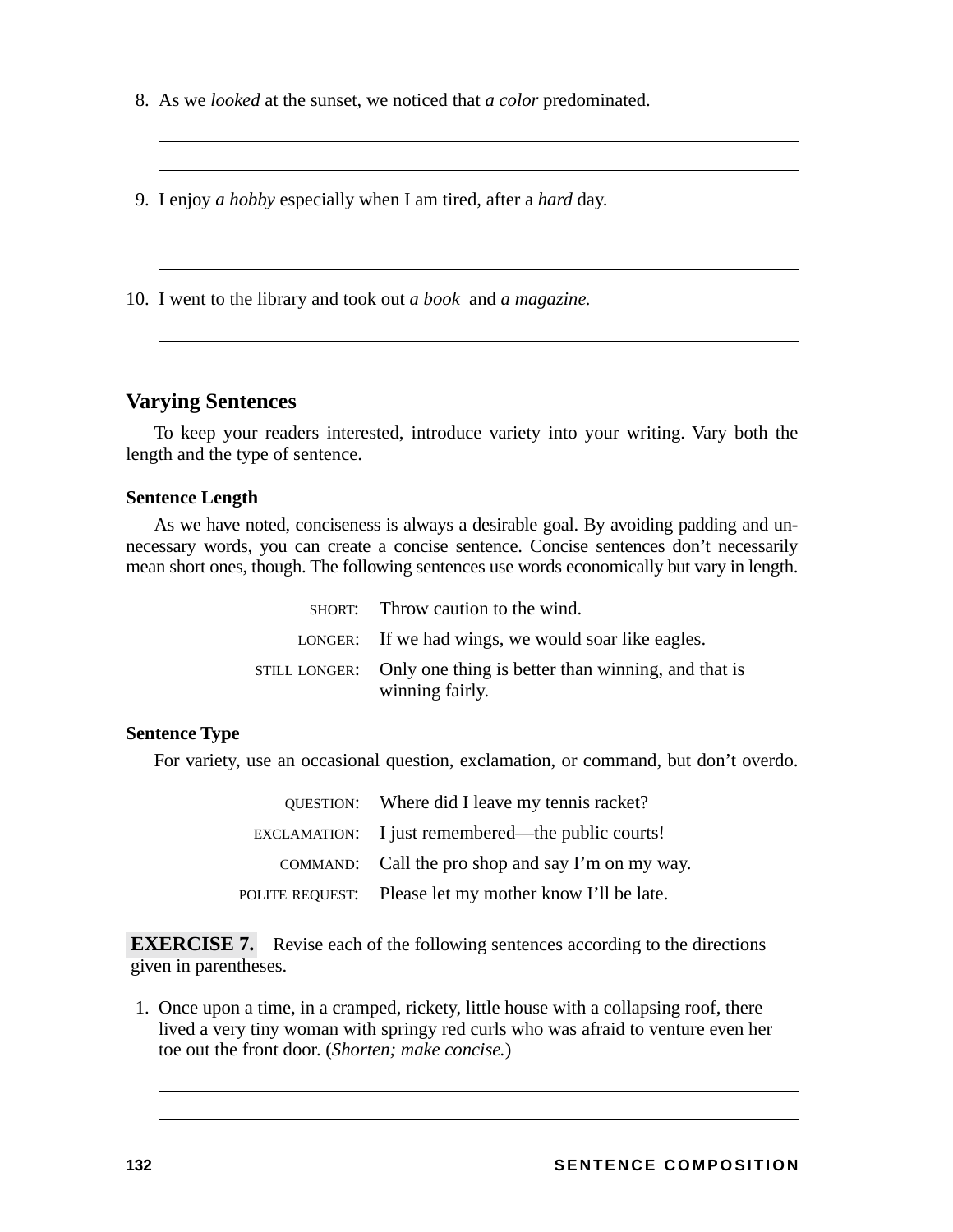8. As we *looked* at the sunset, we noticed that *a color* predominated.

_______________________________________________

_______________________________________________

9. I enjoy *a hobby* especially when I am tired, after a *hard* day.

_______________________________________________

_______________________________________________

10. I went to the library and took out *a book* and *a magazine.*

_______________________________________________

_______________________________________________

## Varying Sentences

To keep your readers interested, introduce variety into your writing. Vary both the length and the type of sentence.

### Sentence Length

As we have noted, conciseness is always a desirable goal. By avoiding padding and unnecessary words, you can create a concise sentence. Concise sentences don't necessarily mean short ones, though. The following sentences use words economically but vary in length.

SHORT: Throw caution to the wind.

LONGER: If we had wings, we would soar like eagles.

STILL LONGER: Only one thing is better than winning, and that is winning fairly.

### Sentence Type

For variety, use an occasional question, exclamation, or command, but don't overdo.

QUESTION: Where did I leave my tennis racket?

EXCLAMATION: I just remembered—the public courts!

COMMAND: Call the pro shop and say I'm on my way.

POLITE REQUEST: Please let my mother know I'll be late.

**EXERCISE 7.** Revise each of the following sentences according to the directions given in parentheses.

1. Once upon a time, in a cramped, rickety, little house with a collapsing roof, there lived a very tiny woman with springy red curls who was afraid to venture even her toe out the front door. (*Shorten; make concise.*)

_______________________________________________

_______________________________________________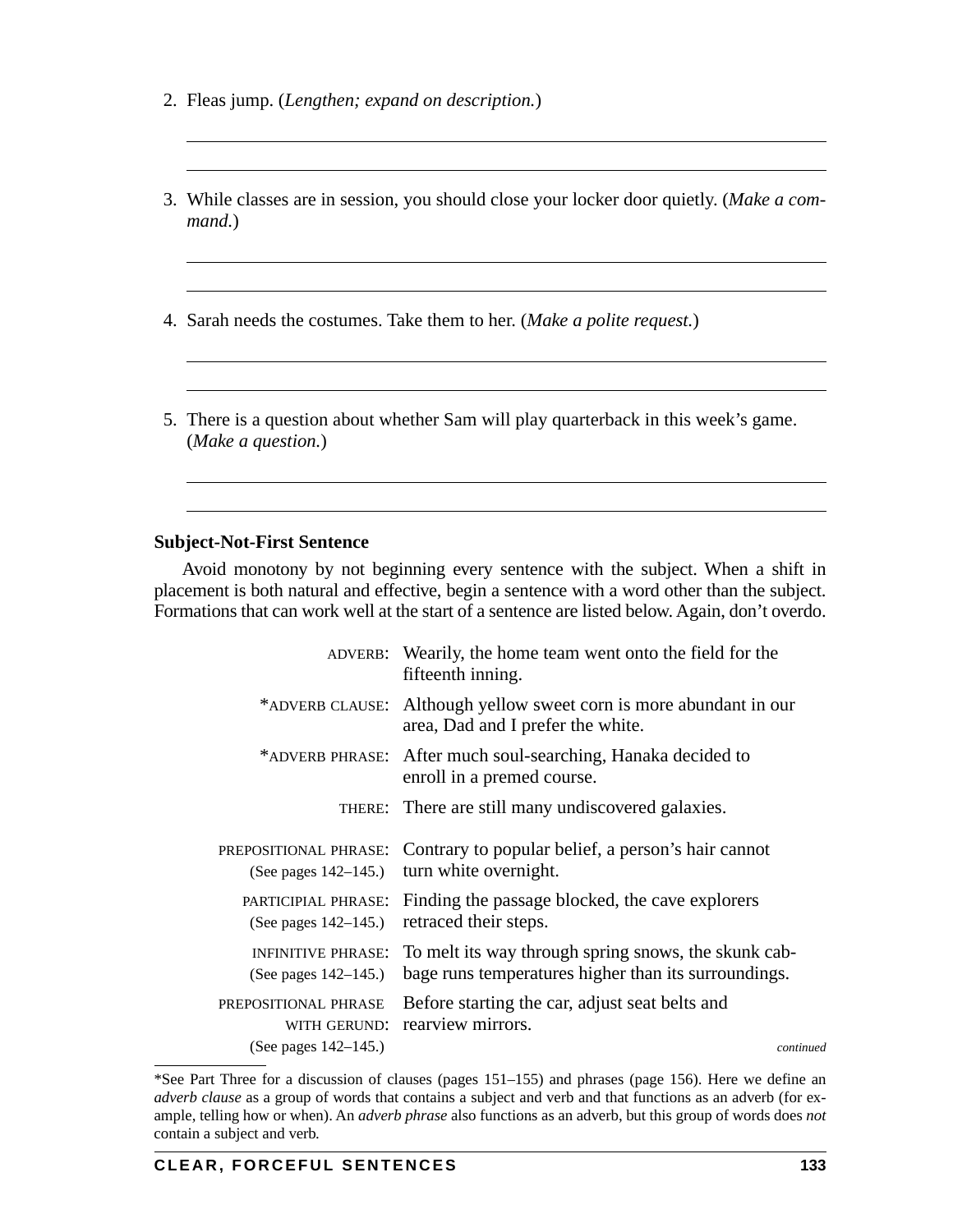2. Fleas jump. (*Lengthen; expand on description.*)

\_\_\_\_\_\_\_\_\_\_\_\_\_\_\_\_\_\_\_\_\_\_\_\_\_\_\_\_\_\_\_\_\_\_\_\_\_\_\_\_\_\_\_\_\_\_\_\_\_\_\_\_\_\_\_\_\_\_\_\_

\_\_\_\_\_\_\_\_\_\_\_\_\_\_\_\_\_\_\_\_\_\_\_\_\_\_\_\_\_\_\_\_\_\_\_\_\_\_\_\_\_\_\_\_\_\_\_\_\_\_\_\_\_\_\_\_\_\_\_\_

3. While classes are in session, you should close your locker door quietly. (*Make a command.*)

\_\_\_\_\_\_\_\_\_\_\_\_\_\_\_\_\_\_\_\_\_\_\_\_\_\_\_\_\_\_\_\_\_\_\_\_\_\_\_\_\_\_\_\_\_\_\_\_\_\_\_\_\_\_\_\_\_\_\_\_

\_\_\_\_\_\_\_\_\_\_\_\_\_\_\_\_\_\_\_\_\_\_\_\_\_\_\_\_\_\_\_\_\_\_\_\_\_\_\_\_\_\_\_\_\_\_\_\_\_\_\_\_\_\_\_\_\_\_\_\_

4. Sarah needs the costumes. Take them to her. (*Make a polite request.*)

\_\_\_\_\_\_\_\_\_\_\_\_\_\_\_\_\_\_\_\_\_\_\_\_\_\_\_\_\_\_\_\_\_\_\_\_\_\_\_\_\_\_\_\_\_\_\_\_\_\_\_\_\_\_\_\_\_\_\_\_

\_\_\_\_\_\_\_\_\_\_\_\_\_\_\_\_\_\_\_\_\_\_\_\_\_\_\_\_\_\_\_\_\_\_\_\_\_\_\_\_\_\_\_\_\_\_\_\_\_\_\_\_\_\_\_\_\_\_\_\_

5. There is a question about whether Sam will play quarterback in this week's game. (*Make a question.*)

\_\_\_\_\_\_\_\_\_\_\_\_\_\_\_\_\_\_\_\_\_\_\_\_\_\_\_\_\_\_\_\_\_\_\_\_\_\_\_\_\_\_\_\_\_\_\_\_\_\_\_\_\_\_\_\_\_\_\_\_

\_\_\_\_\_\_\_\_\_\_\_\_\_\_\_\_\_\_\_\_\_\_\_\_\_\_\_\_\_\_\_\_\_\_\_\_\_\_\_\_\_\_\_\_\_\_\_\_\_\_\_\_\_\_\_\_\_\_\_\_

**Subject-Not-First Sentence**

Avoid monotony by not beginning every sentence with the subject. When a shift in placement is both natural and effective, begin a sentence with a word other than the subject. Formations that can work well at the start of a sentence are listed below. Again, don't overdo.

| | |
|---|---|
| ADVERB: | Wearily, the home team went onto the field for the fifteenth inning. |
| *ADVERB CLAUSE: | Although yellow sweet corn is more abundant in our area, Dad and I prefer the white. |
| *ADVERB PHRASE: | After much soul-searching, Hanaka decided to enroll in a premed course. |
| THERE: | There are still many undiscovered galaxies. |
| PREPOSITIONAL PHRASE: (See pages 142–145.) | Contrary to popular belief, a person's hair cannot turn white overnight. |
| PARTICIPIAL PHRASE: (See pages 142–145.) | Finding the passage blocked, the cave explorers retraced their steps. |
| INFINITIVE PHRASE: (See pages 142–145.) | To melt its way through spring snows, the skunk cabbage runs temperatures higher than its surroundings. |
| PREPOSITIONAL PHRASE WITH GERUND: (See pages 142–145.) | Before starting the car, adjust seat belts and rearview mirrors. |

*continued*

*See Part Three for a discussion of clauses (pages 151–155) and phrases (page 156). Here we define an *adverb clause* as a group of words that contains a subject and verb and that functions as an adverb (for example, telling how or when). An *adverb phrase* also functions as an adverb, but this group of words does *not* contain a subject and verb.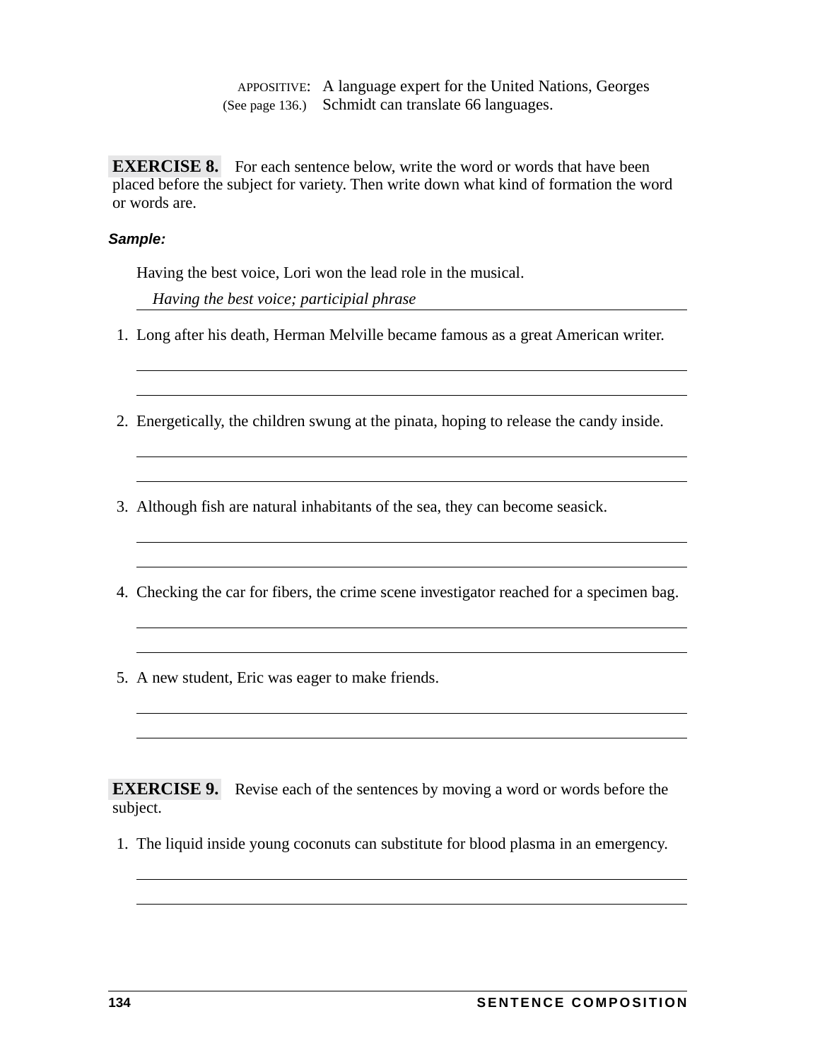APPOSITIVE: (See page 136.) A language expert for the United Nations, Georges Schmidt can translate 66 languages.

**EXERCISE 8.** For each sentence below, write the word or words that have been placed before the subject for variety. Then write down what kind of formation the word or words are.

***Sample:***

Having the best voice, Lori won the lead role in the musical.

*Having the best voice; participial phrase*

1. Long after his death, Herman Melville became famous as a great American writer.

2. Energetically, the children swung at the pinata, hoping to release the candy inside.

3. Although fish are natural inhabitants of the sea, they can become seasick.

4. Checking the car for fibers, the crime scene investigator reached for a specimen bag.

5. A new student, Eric was eager to make friends.

**EXERCISE 9.** Revise each of the sentences by moving a word or words before the subject.

1. The liquid inside young coconuts can substitute for blood plasma in an emergency.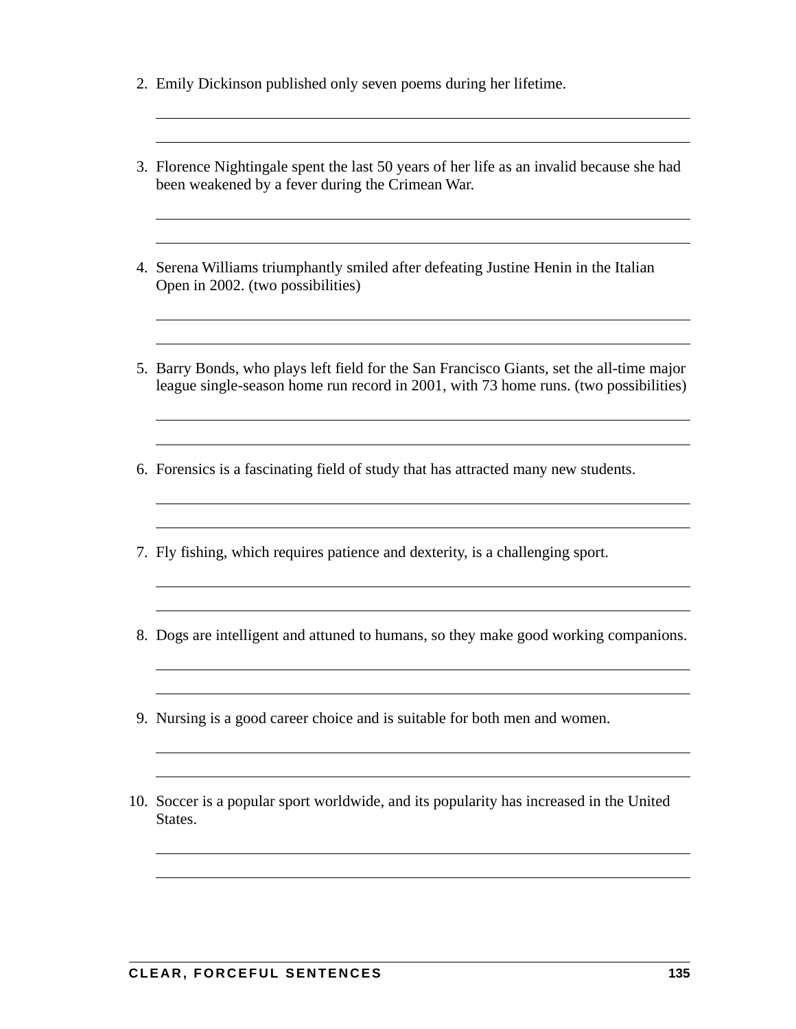2. Emily Dickinson published only seven poems during her lifetime.

3. Florence Nightingale spent the last 50 years of her life as an invalid because she had been weakened by a fever during the Crimean War.

4. Serena Williams triumphantly smiled after defeating Justine Henin in the Italian Open in 2002. (two possibilities)

5. Barry Bonds, who plays left field for the San Francisco Giants, set the all-time major league single-season home run record in 2001, with 73 home runs. (two possibilities)

6. Forensics is a fascinating field of study that has attracted many new students.

7. Fly fishing, which requires patience and dexterity, is a challenging sport.

8. Dogs are intelligent and attuned to humans, so they make good working companions.

9. Nursing is a good career choice and is suitable for both men and women.

10. Soccer is a popular sport worldwide, and its popularity has increased in the United States.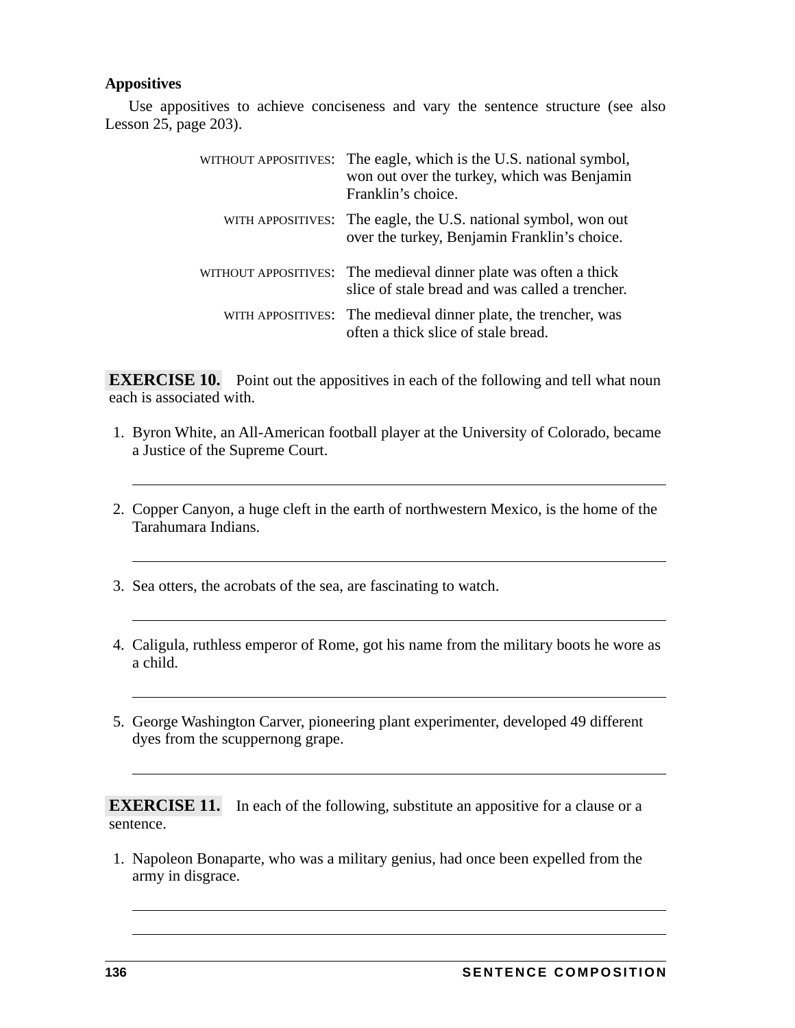### Appositives

Use appositives to achieve conciseness and vary the sentence structure (see also Lesson 25, page 203).

| | |
|---|---|
| WITHOUT APPOSITIVES: | The eagle, which is the U.S. national symbol, won out over the turkey, which was Benjamin Franklin's choice. |
| WITH APPOSITIVES: | The eagle, the U.S. national symbol, won out over the turkey, Benjamin Franklin's choice. |
| WITHOUT APPOSITIVES: | The medieval dinner plate was often a thick slice of stale bread and was called a trencher. |
| WITH APPOSITIVES: | The medieval dinner plate, the trencher, was often a thick slice of stale bread. |

**EXERCISE 10.** Point out the appositives in each of the following and tell what noun each is associated with.

1. Byron White, an All-American football player at the University of Colorado, became a Justice of the Supreme Court.

_______________________________________________

2. Copper Canyon, a huge cleft in the earth of northwestern Mexico, is the home of the Tarahumara Indians.

_______________________________________________

3. Sea otters, the acrobats of the sea, are fascinating to watch.

_______________________________________________

4. Caligula, ruthless emperor of Rome, got his name from the military boots he wore as a child.

_______________________________________________

5. George Washington Carver, pioneering plant experimenter, developed 49 different dyes from the scuppernong grape.

_______________________________________________

**EXERCISE 11.** In each of the following, substitute an appositive for a clause or a sentence.

1. Napoleon Bonaparte, who was a military genius, had once been expelled from the army in disgrace.

_______________________________________________

_______________________________________________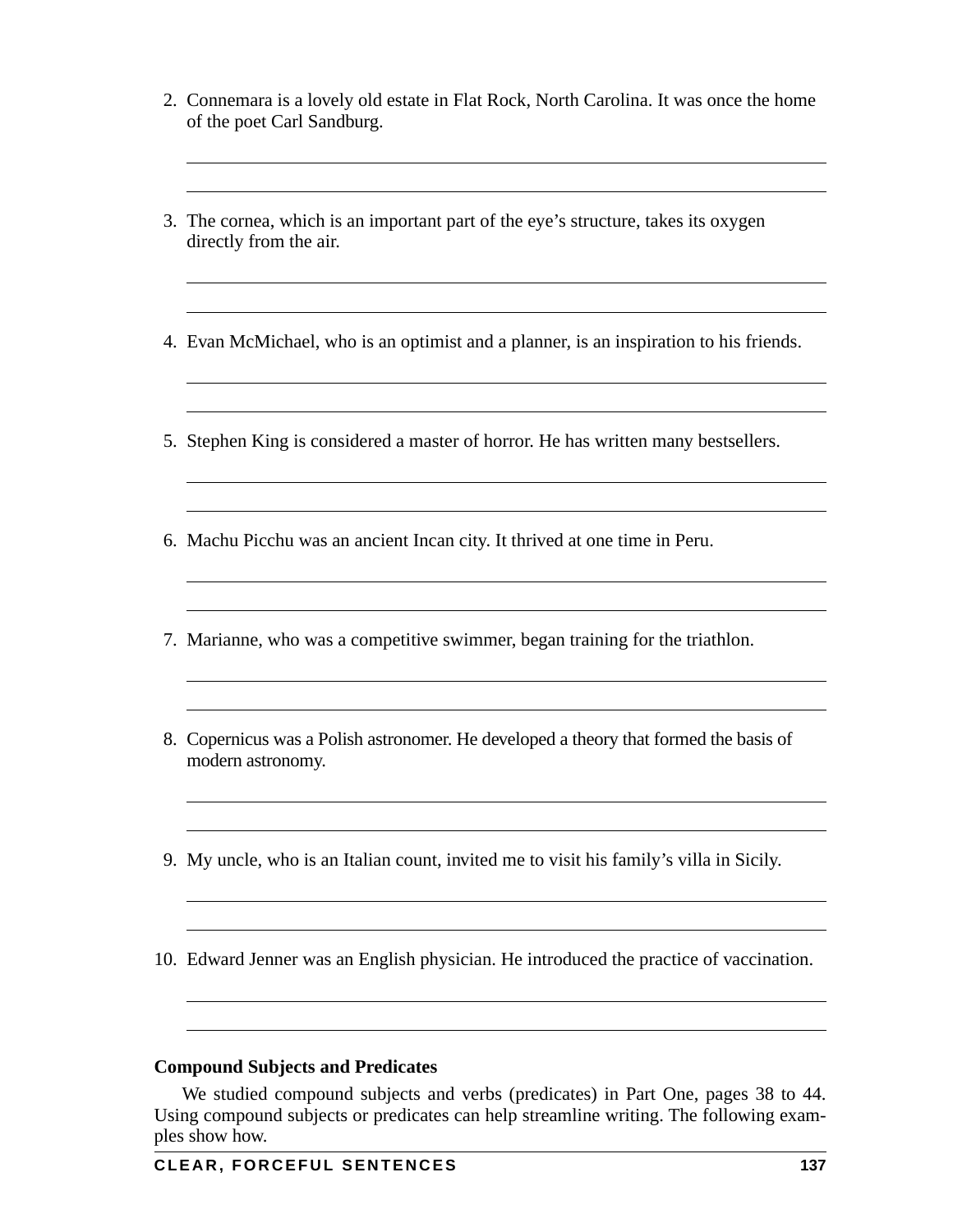2. Connemara is a lovely old estate in Flat Rock, North Carolina. It was once the home of the poet Carl Sandburg.

3. The cornea, which is an important part of the eye's structure, takes its oxygen directly from the air.

4. Evan McMichael, who is an optimist and a planner, is an inspiration to his friends.

5. Stephen King is considered a master of horror. He has written many bestsellers.

6. Machu Picchu was an ancient Incan city. It thrived at one time in Peru.

7. Marianne, who was a competitive swimmer, began training for the triathlon.

8. Copernicus was a Polish astronomer. He developed a theory that formed the basis of modern astronomy.

9. My uncle, who is an Italian count, invited me to visit his family's villa in Sicily.

10. Edward Jenner was an English physician. He introduced the practice of vaccination.

**Compound Subjects and Predicates**

We studied compound subjects and verbs (predicates) in Part One, pages 38 to 44. Using compound subjects or predicates can help streamline writing. The following examples show how.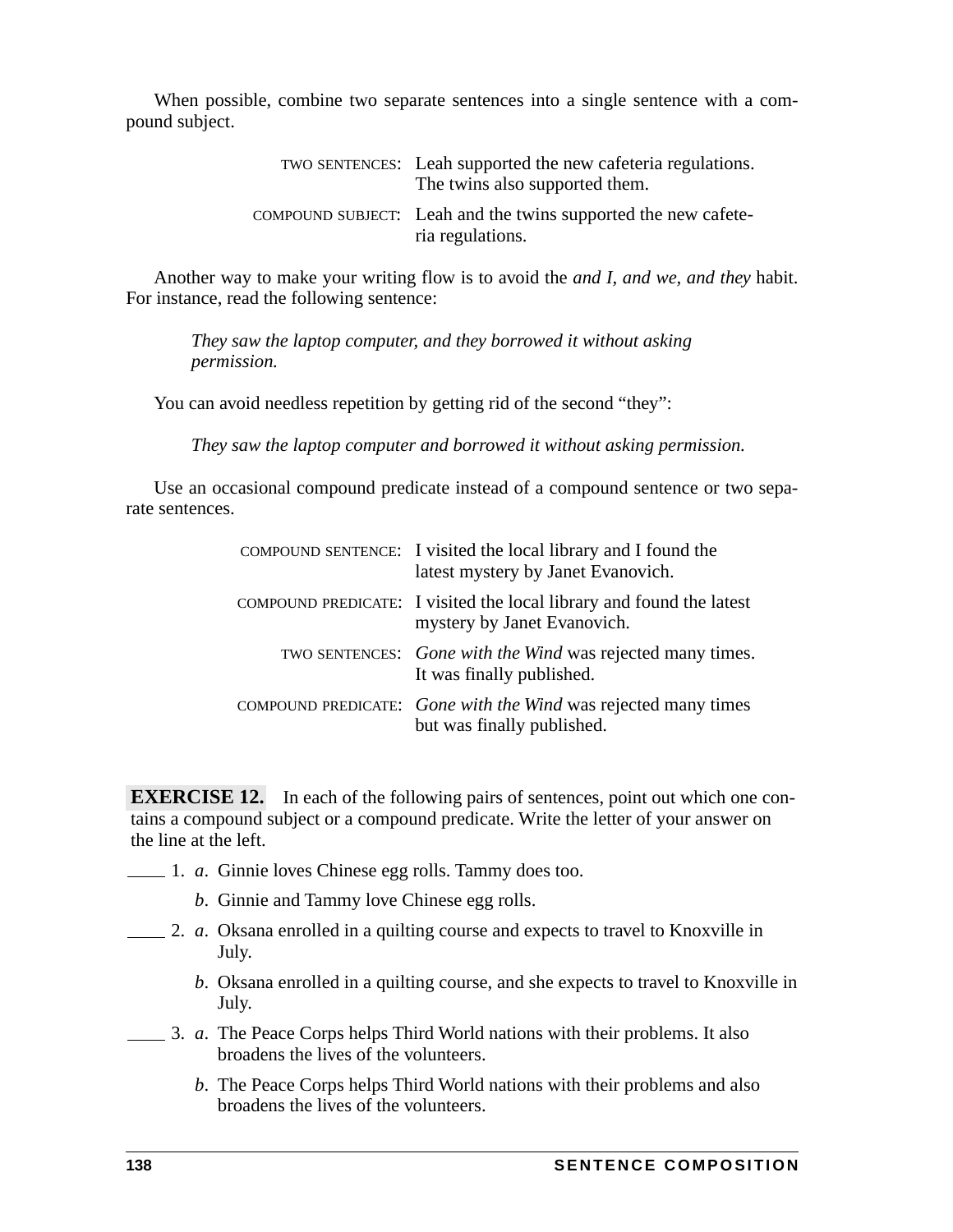When possible, combine two separate sentences into a single sentence with a compound subject.

| | |
|---|---|
| TWO SENTENCES: | Leah supported the new cafeteria regulations. The twins also supported them. |
| COMPOUND SUBJECT: | Leah and the twins supported the new cafeteria regulations. |

Another way to make your writing flow is to avoid the *and I, and we, and they* habit. For instance, read the following sentence:

*They saw the laptop computer, and they borrowed it without asking permission.*

You can avoid needless repetition by getting rid of the second "they":

*They saw the laptop computer and borrowed it without asking permission.*

Use an occasional compound predicate instead of a compound sentence or two separate sentences.

| | |
|---|---|
| COMPOUND SENTENCE: | I visited the local library and I found the latest mystery by Janet Evanovich. |
| COMPOUND PREDICATE: | I visited the local library and found the latest mystery by Janet Evanovich. |
| TWO SENTENCES: | *Gone with the Wind* was rejected many times. It was finally published. |
| COMPOUND PREDICATE: | *Gone with the Wind* was rejected many times but was finally published. |

**EXERCISE 12.** In each of the following pairs of sentences, point out which one contains a compound subject or a compound predicate. Write the letter of your answer on the line at the left.

____ 1. *a*. Ginnie loves Chinese egg rolls. Tammy does too.

*b*. Ginnie and Tammy love Chinese egg rolls.

____ 2. *a*. Oksana enrolled in a quilting course and expects to travel to Knoxville in July.

*b*. Oksana enrolled in a quilting course, and she expects to travel to Knoxville in July.

____ 3. *a*. The Peace Corps helps Third World nations with their problems. It also broadens the lives of the volunteers.

*b*. The Peace Corps helps Third World nations with their problems and also broadens the lives of the volunteers.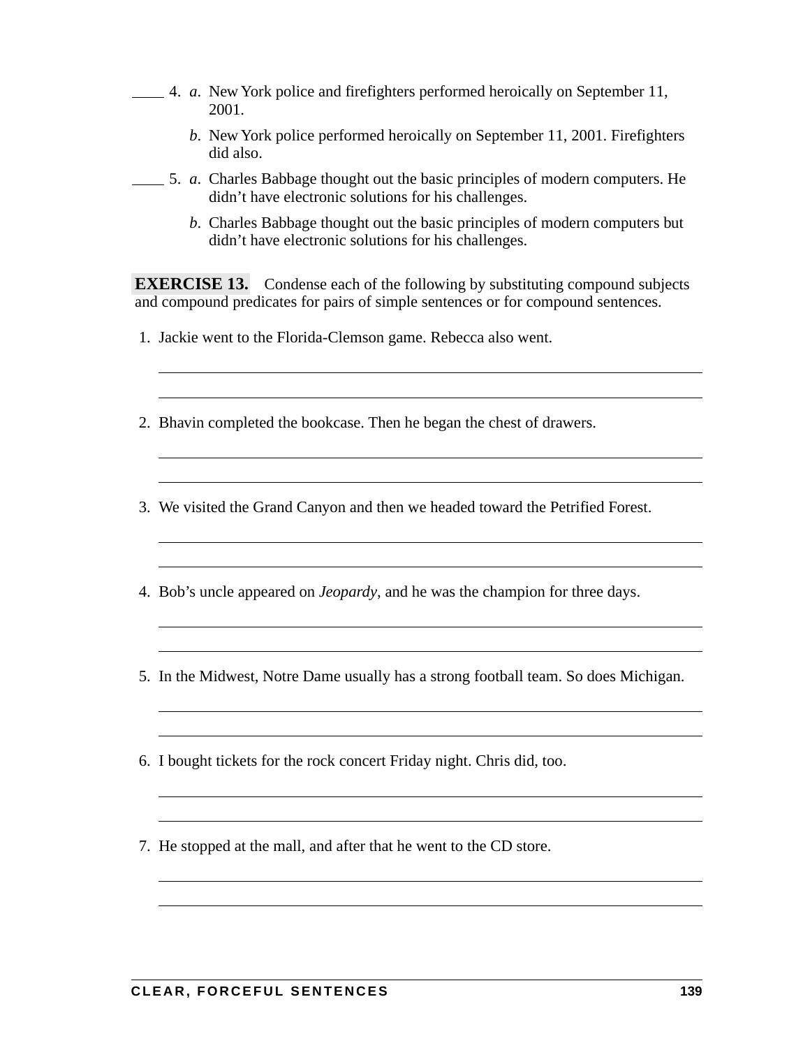\_\_\_\_ 4. *a.* New York police and firefighters performed heroically on September 11, 2001.

*b.* New York police performed heroically on September 11, 2001. Firefighters did also.

\_\_\_\_ 5. *a.* Charles Babbage thought out the basic principles of modern computers. He didn't have electronic solutions for his challenges.

*b.* Charles Babbage thought out the basic principles of modern computers but didn't have electronic solutions for his challenges.

**EXERCISE 13.** Condense each of the following by substituting compound subjects and compound predicates for pairs of simple sentences or for compound sentences.

1. Jackie went to the Florida-Clemson game. Rebecca also went.

\_\_\_\_\_\_\_\_\_\_\_\_\_\_\_\_\_\_\_\_\_\_\_\_\_\_\_\_\_\_\_\_\_\_\_\_\_\_\_\_\_\_\_\_\_\_\_\_\_\_\_\_\_\_\_\_\_\_\_\_

\_\_\_\_\_\_\_\_\_\_\_\_\_\_\_\_\_\_\_\_\_\_\_\_\_\_\_\_\_\_\_\_\_\_\_\_\_\_\_\_\_\_\_\_\_\_\_\_\_\_\_\_\_\_\_\_\_\_\_\_

2. Bhavin completed the bookcase. Then he began the chest of drawers.

\_\_\_\_\_\_\_\_\_\_\_\_\_\_\_\_\_\_\_\_\_\_\_\_\_\_\_\_\_\_\_\_\_\_\_\_\_\_\_\_\_\_\_\_\_\_\_\_\_\_\_\_\_\_\_\_\_\_\_\_

\_\_\_\_\_\_\_\_\_\_\_\_\_\_\_\_\_\_\_\_\_\_\_\_\_\_\_\_\_\_\_\_\_\_\_\_\_\_\_\_\_\_\_\_\_\_\_\_\_\_\_\_\_\_\_\_\_\_\_\_

3. We visited the Grand Canyon and then we headed toward the Petrified Forest.

\_\_\_\_\_\_\_\_\_\_\_\_\_\_\_\_\_\_\_\_\_\_\_\_\_\_\_\_\_\_\_\_\_\_\_\_\_\_\_\_\_\_\_\_\_\_\_\_\_\_\_\_\_\_\_\_\_\_\_\_

\_\_\_\_\_\_\_\_\_\_\_\_\_\_\_\_\_\_\_\_\_\_\_\_\_\_\_\_\_\_\_\_\_\_\_\_\_\_\_\_\_\_\_\_\_\_\_\_\_\_\_\_\_\_\_\_\_\_\_\_

4. Bob's uncle appeared on *Jeopardy*, and he was the champion for three days.

\_\_\_\_\_\_\_\_\_\_\_\_\_\_\_\_\_\_\_\_\_\_\_\_\_\_\_\_\_\_\_\_\_\_\_\_\_\_\_\_\_\_\_\_\_\_\_\_\_\_\_\_\_\_\_\_\_\_\_\_

\_\_\_\_\_\_\_\_\_\_\_\_\_\_\_\_\_\_\_\_\_\_\_\_\_\_\_\_\_\_\_\_\_\_\_\_\_\_\_\_\_\_\_\_\_\_\_\_\_\_\_\_\_\_\_\_\_\_\_\_

5. In the Midwest, Notre Dame usually has a strong football team. So does Michigan.

\_\_\_\_\_\_\_\_\_\_\_\_\_\_\_\_\_\_\_\_\_\_\_\_\_\_\_\_\_\_\_\_\_\_\_\_\_\_\_\_\_\_\_\_\_\_\_\_\_\_\_\_\_\_\_\_\_\_\_\_

\_\_\_\_\_\_\_\_\_\_\_\_\_\_\_\_\_\_\_\_\_\_\_\_\_\_\_\_\_\_\_\_\_\_\_\_\_\_\_\_\_\_\_\_\_\_\_\_\_\_\_\_\_\_\_\_\_\_\_\_

6. I bought tickets for the rock concert Friday night. Chris did, too.

\_\_\_\_\_\_\_\_\_\_\_\_\_\_\_\_\_\_\_\_\_\_\_\_\_\_\_\_\_\_\_\_\_\_\_\_\_\_\_\_\_\_\_\_\_\_\_\_\_\_\_\_\_\_\_\_\_\_\_\_

\_\_\_\_\_\_\_\_\_\_\_\_\_\_\_\_\_\_\_\_\_\_\_\_\_\_\_\_\_\_\_\_\_\_\_\_\_\_\_\_\_\_\_\_\_\_\_\_\_\_\_\_\_\_\_\_\_\_\_\_

7. He stopped at the mall, and after that he went to the CD store.

\_\_\_\_\_\_\_\_\_\_\_\_\_\_\_\_\_\_\_\_\_\_\_\_\_\_\_\_\_\_\_\_\_\_\_\_\_\_\_\_\_\_\_\_\_\_\_\_\_\_\_\_\_\_\_\_\_\_\_\_

\_\_\_\_\_\_\_\_\_\_\_\_\_\_\_\_\_\_\_\_\_\_\_\_\_\_\_\_\_\_\_\_\_\_\_\_\_\_\_\_\_\_\_\_\_\_\_\_\_\_\_\_\_\_\_\_\_\_\_\_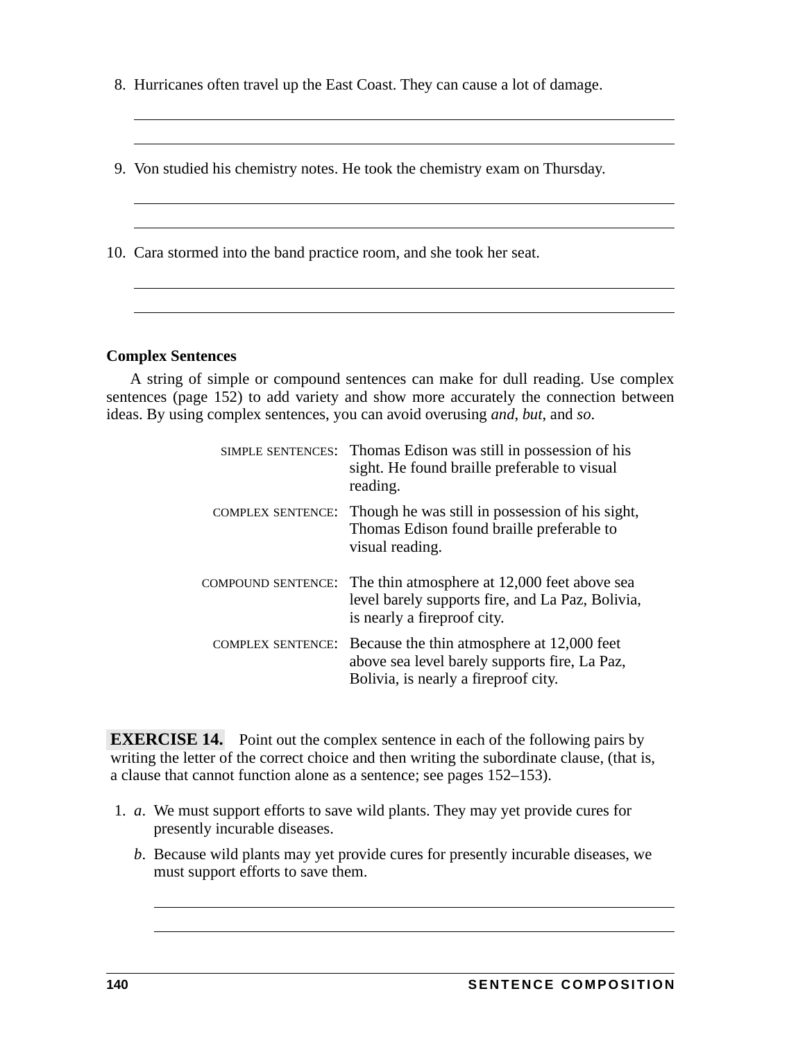8. Hurricanes often travel up the East Coast. They can cause a lot of damage.

9. Von studied his chemistry notes. He took the chemistry exam on Thursday.

10. Cara stormed into the band practice room, and she took her seat.

**Complex Sentences**

A string of simple or compound sentences can make for dull reading. Use complex sentences (page 152) to add variety and show more accurately the connection between ideas. By using complex sentences, you can avoid overusing *and*, *but*, and *so*.

SIMPLE SENTENCES: Thomas Edison was still in possession of his sight. He found braille preferable to visual reading.

COMPLEX SENTENCE: Though he was still in possession of his sight, Thomas Edison found braille preferable to visual reading.

COMPOUND SENTENCE: The thin atmosphere at 12,000 feet above sea level barely supports fire, and La Paz, Bolivia, is nearly a fireproof city.

COMPLEX SENTENCE: Because the thin atmosphere at 12,000 feet above sea level barely supports fire, La Paz, Bolivia, is nearly a fireproof city.

**EXERCISE 14.** Point out the complex sentence in each of the following pairs by writing the letter of the correct choice and then writing the subordinate clause, (that is, a clause that cannot function alone as a sentence; see pages 152–153).

1. *a*. We must support efforts to save wild plants. They may yet provide cures for presently incurable diseases.

   *b*. Because wild plants may yet provide cures for presently incurable diseases, we must support efforts to save them.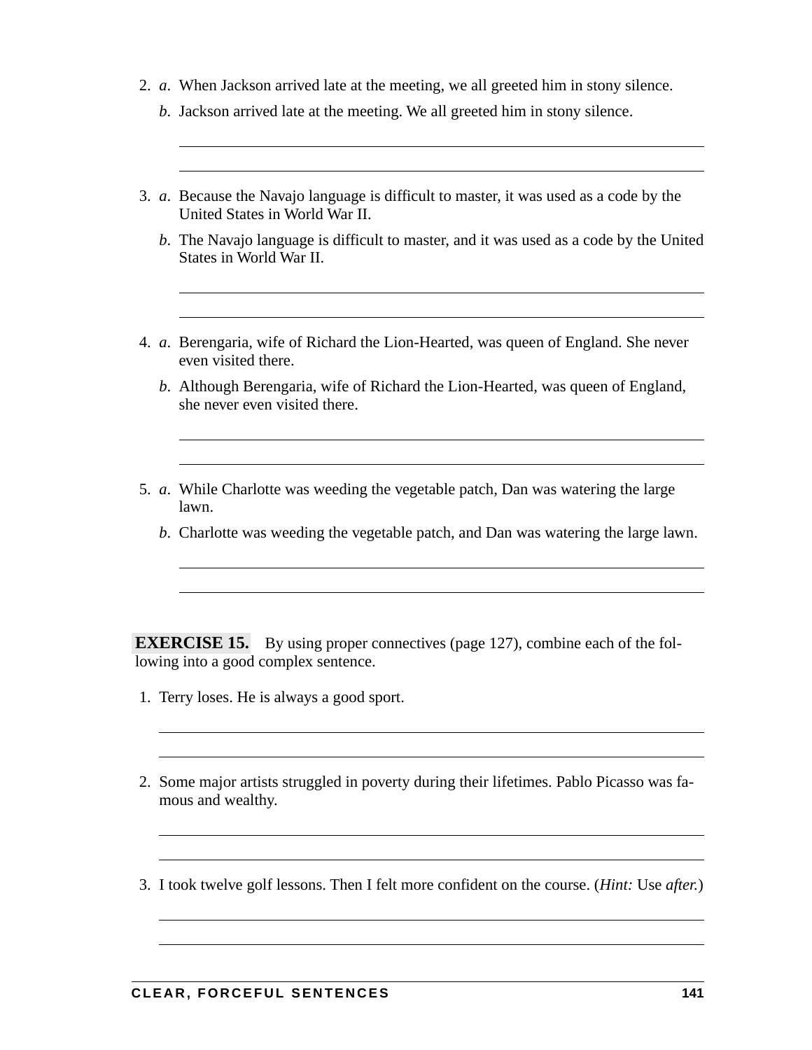2. *a*. When Jackson arrived late at the meeting, we all greeted him in stony silence.

   *b*. Jackson arrived late at the meeting. We all greeted him in stony silence.

3. *a*. Because the Navajo language is difficult to master, it was used as a code by the United States in World War II.

   *b*. The Navajo language is difficult to master, and it was used as a code by the United States in World War II.

4. *a*. Berengaria, wife of Richard the Lion-Hearted, was queen of England. She never even visited there.

   *b*. Although Berengaria, wife of Richard the Lion-Hearted, was queen of England, she never even visited there.

5. *a*. While Charlotte was weeding the vegetable patch, Dan was watering the large lawn.

   *b*. Charlotte was weeding the vegetable patch, and Dan was watering the large lawn.

**EXERCISE 15.** By using proper connectives (page 127), combine each of the following into a good complex sentence.

1. Terry loses. He is always a good sport.

2. Some major artists struggled in poverty during their lifetimes. Pablo Picasso was famous and wealthy.

3. I took twelve golf lessons. Then I felt more confident on the course. (*Hint:* Use *after.*)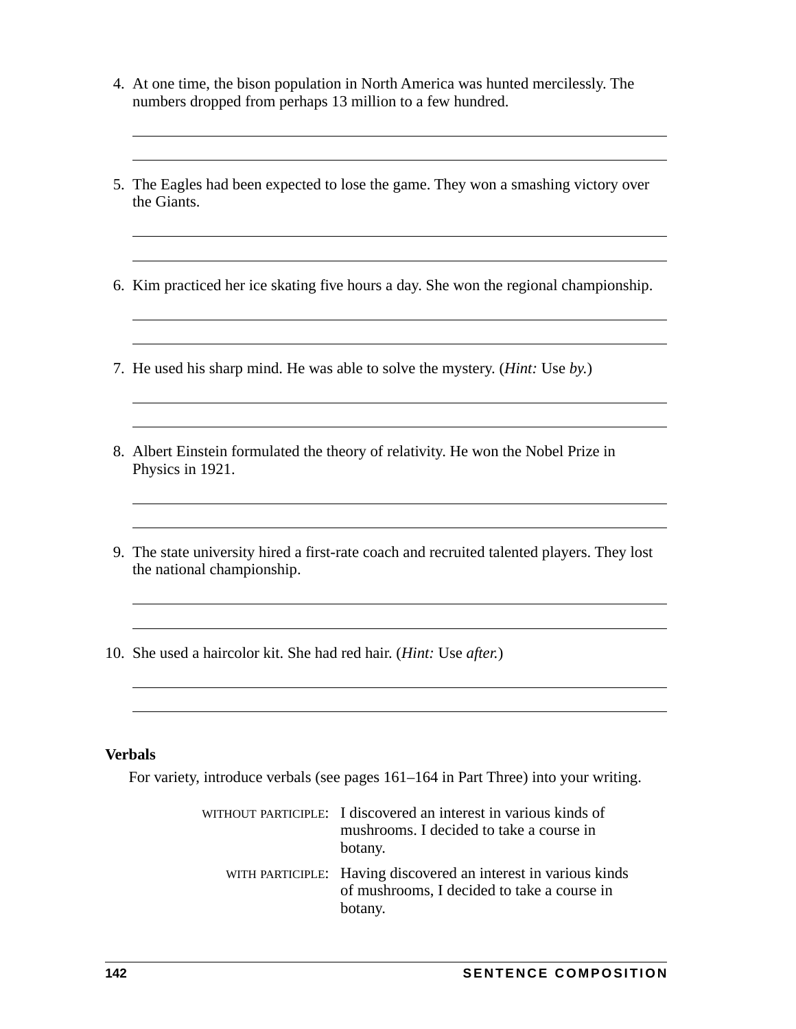4. At one time, the bison population in North America was hunted mercilessly. The numbers dropped from perhaps 13 million to a few hundred.

5. The Eagles had been expected to lose the game. They won a smashing victory over the Giants.

6. Kim practiced her ice skating five hours a day. She won the regional championship.

7. He used his sharp mind. He was able to solve the mystery. (*Hint:* Use *by.*)

8. Albert Einstein formulated the theory of relativity. He won the Nobel Prize in Physics in 1921.

9. The state university hired a first-rate coach and recruited talented players. They lost the national championship.

10. She used a haircolor kit. She had red hair. (*Hint:* Use *after.*)

**Verbals**

For variety, introduce verbals (see pages 161–164 in Part Three) into your writing.

WITHOUT PARTICIPLE: I discovered an interest in various kinds of mushrooms. I decided to take a course in botany.

WITH PARTICIPLE: Having discovered an interest in various kinds of mushrooms, I decided to take a course in botany.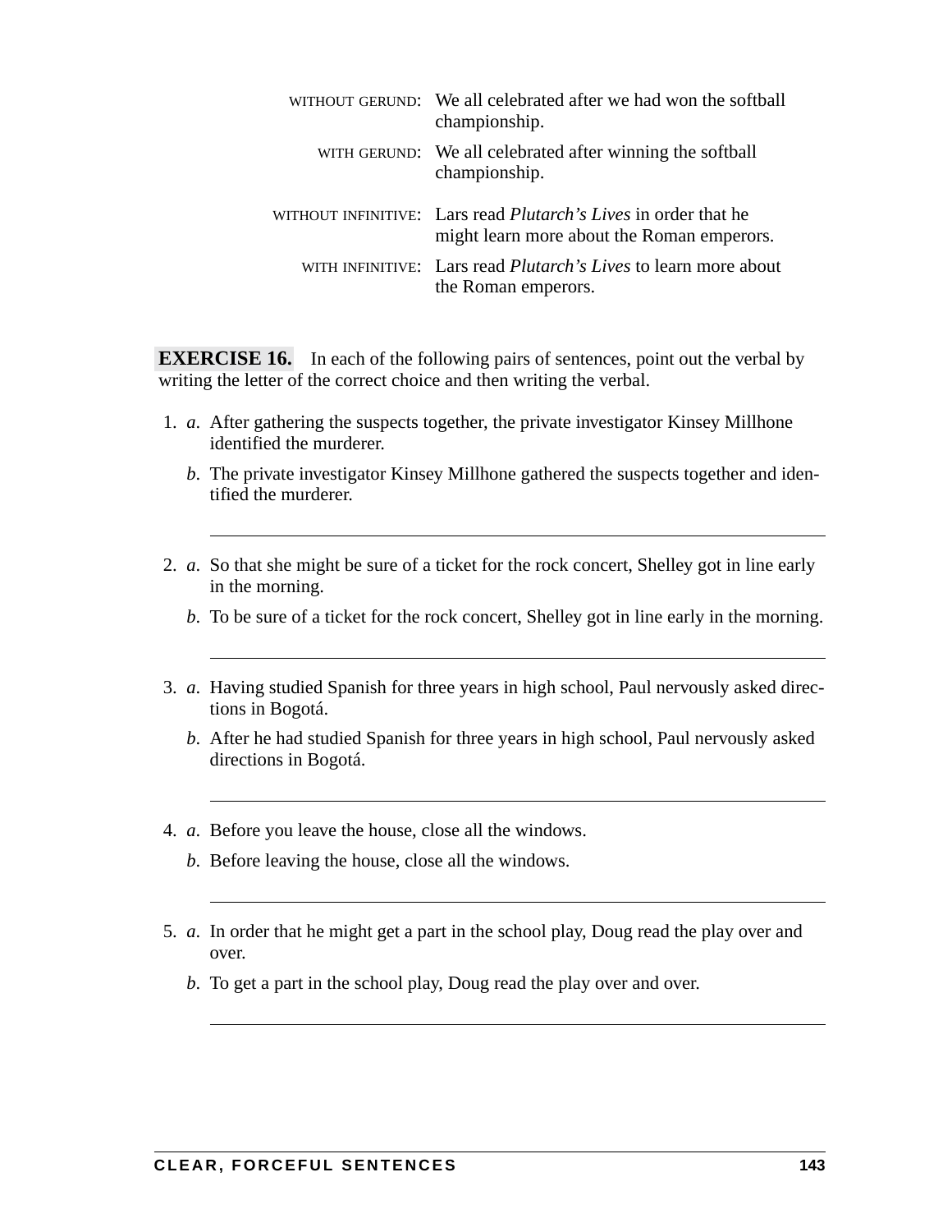WITHOUT GERUND: We all celebrated after we had won the softball championship.

WITH GERUND: We all celebrated after winning the softball championship.

WITHOUT INFINITIVE: Lars read *Plutarch's Lives* in order that he might learn more about the Roman emperors.

WITH INFINITIVE: Lars read *Plutarch's Lives* to learn more about the Roman emperors.

**EXERCISE 16.** In each of the following pairs of sentences, point out the verbal by writing the letter of the correct choice and then writing the verbal.

1. *a*. After gathering the suspects together, the private investigator Kinsey Millhone identified the murderer.

   *b*. The private investigator Kinsey Millhone gathered the suspects together and identified the murderer.

   ______________________________

2. *a*. So that she might be sure of a ticket for the rock concert, Shelley got in line early in the morning.

   *b*. To be sure of a ticket for the rock concert, Shelley got in line early in the morning.

   ______________________________

3. *a*. Having studied Spanish for three years in high school, Paul nervously asked directions in Bogotá.

   *b*. After he had studied Spanish for three years in high school, Paul nervously asked directions in Bogotá.

   ______________________________

4. *a*. Before you leave the house, close all the windows.

   *b*. Before leaving the house, close all the windows.

   ______________________________

5. *a*. In order that he might get a part in the school play, Doug read the play over and over.

   *b*. To get a part in the school play, Doug read the play over and over.

   ______________________________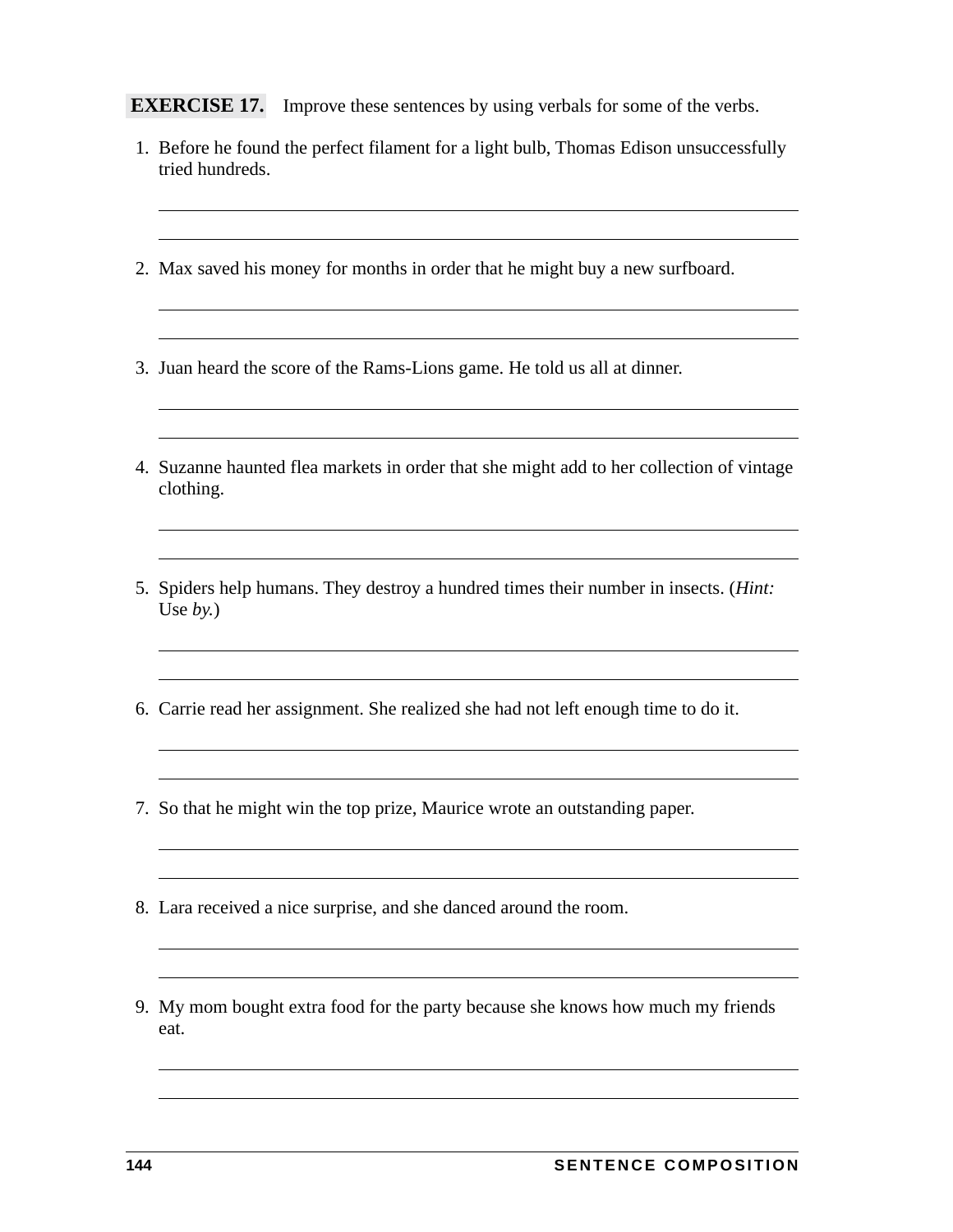**EXERCISE 17.** Improve these sentences by using verbals for some of the verbs.

1. Before he found the perfect filament for a light bulb, Thomas Edison unsuccessfully tried hundreds.

2. Max saved his money for months in order that he might buy a new surfboard.

3. Juan heard the score of the Rams-Lions game. He told us all at dinner.

4. Suzanne haunted flea markets in order that she might add to her collection of vintage clothing.

5. Spiders help humans. They destroy a hundred times their number in insects. (*Hint:* Use *by.*)

6. Carrie read her assignment. She realized she had not left enough time to do it.

7. So that he might win the top prize, Maurice wrote an outstanding paper.

8. Lara received a nice surprise, and she danced around the room.

9. My mom bought extra food for the party because she knows how much my friends eat.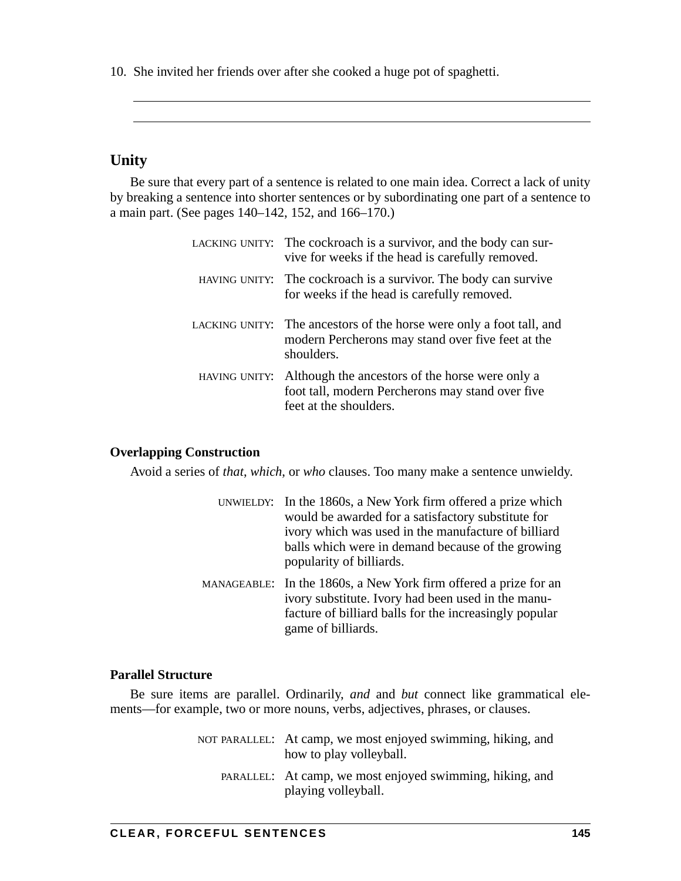10. She invited her friends over after she cooked a huge pot of spaghetti.

## Unity

Be sure that every part of a sentence is related to one main idea. Correct a lack of unity by breaking a sentence into shorter sentences or by subordinating one part of a sentence to a main part. (See pages 140–142, 152, and 166–170.)

LACKING UNITY: The cockroach is a survivor, and the body can survive for weeks if the head is carefully removed.

HAVING UNITY: The cockroach is a survivor. The body can survive for weeks if the head is carefully removed.

LACKING UNITY: The ancestors of the horse were only a foot tall, and modern Percherons may stand over five feet at the shoulders.

HAVING UNITY: Although the ancestors of the horse were only a foot tall, modern Percherons may stand over five feet at the shoulders.

### Overlapping Construction

Avoid a series of *that*, *which*, or *who* clauses. Too many make a sentence unwieldy.

UNWIELDY: In the 1860s, a New York firm offered a prize which would be awarded for a satisfactory substitute for ivory which was used in the manufacture of billiard balls which were in demand because of the growing popularity of billiards.

MANAGEABLE: In the 1860s, a New York firm offered a prize for an ivory substitute. Ivory had been used in the manufacture of billiard balls for the increasingly popular game of billiards.

### Parallel Structure

Be sure items are parallel. Ordinarily, *and* and *but* connect like grammatical elements—for example, two or more nouns, verbs, adjectives, phrases, or clauses.

NOT PARALLEL: At camp, we most enjoyed swimming, hiking, and how to play volleyball.

PARALLEL: At camp, we most enjoyed swimming, hiking, and playing volleyball.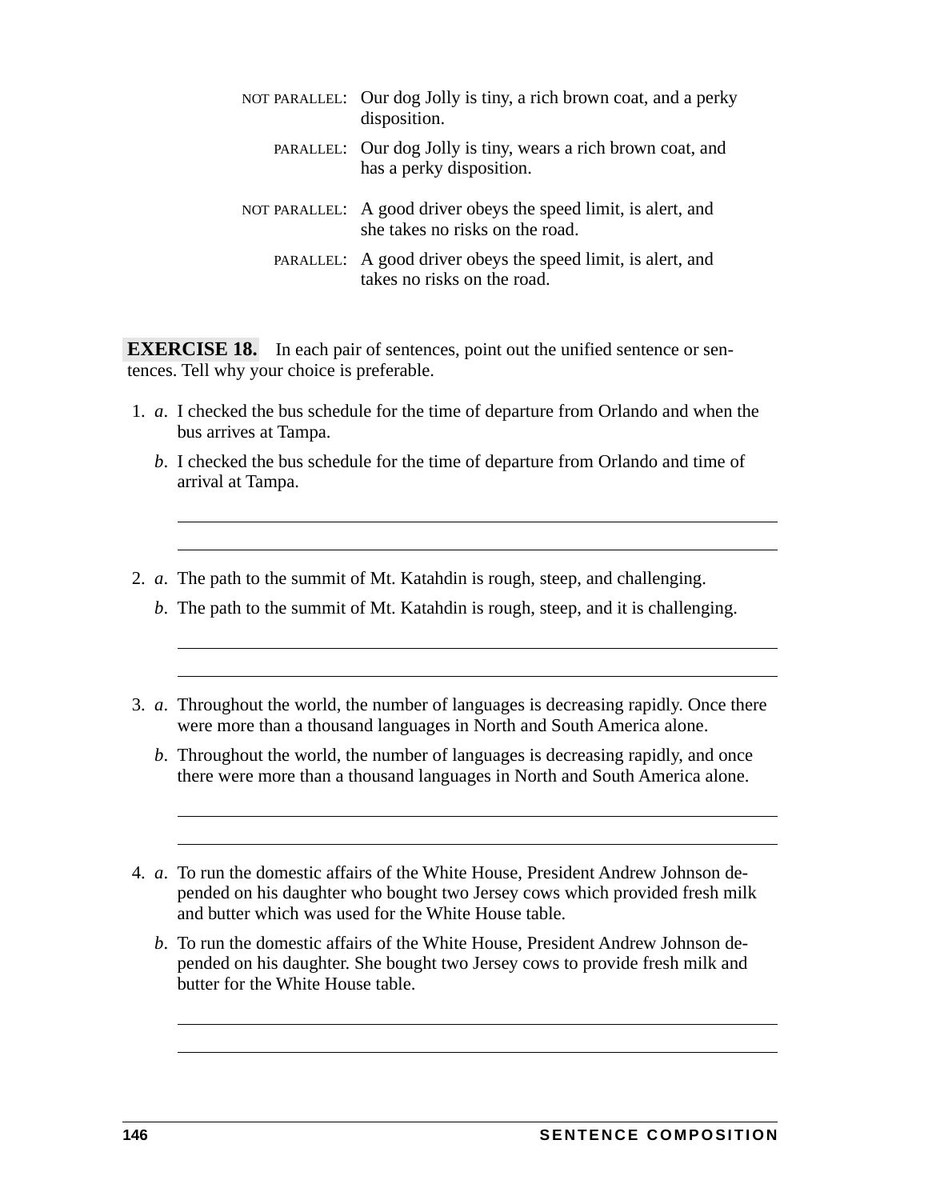NOT PARALLEL: Our dog Jolly is tiny, a rich brown coat, and a perky disposition.

PARALLEL: Our dog Jolly is tiny, wears a rich brown coat, and has a perky disposition.

NOT PARALLEL: A good driver obeys the speed limit, is alert, and she takes no risks on the road.

PARALLEL: A good driver obeys the speed limit, is alert, and takes no risks on the road.

**EXERCISE 18.** In each pair of sentences, point out the unified sentence or sentences. Tell why your choice is preferable.

1. *a*. I checked the bus schedule for the time of departure from Orlando and when the bus arrives at Tampa.

   *b*. I checked the bus schedule for the time of departure from Orlando and time of arrival at Tampa.

   \_\_\_\_\_\_\_\_\_\_\_\_\_\_\_\_\_\_\_\_\_\_\_\_\_\_\_\_\_\_\_\_\_\_\_\_\_\_\_\_\_\_\_\_\_\_\_\_\_\_\_\_\_\_\_\_

   \_\_\_\_\_\_\_\_\_\_\_\_\_\_\_\_\_\_\_\_\_\_\_\_\_\_\_\_\_\_\_\_\_\_\_\_\_\_\_\_\_\_\_\_\_\_\_\_\_\_\_\_\_\_\_\_

2. *a*. The path to the summit of Mt. Katahdin is rough, steep, and challenging.

   *b*. The path to the summit of Mt. Katahdin is rough, steep, and it is challenging.

   \_\_\_\_\_\_\_\_\_\_\_\_\_\_\_\_\_\_\_\_\_\_\_\_\_\_\_\_\_\_\_\_\_\_\_\_\_\_\_\_\_\_\_\_\_\_\_\_\_\_\_\_\_\_\_\_

   \_\_\_\_\_\_\_\_\_\_\_\_\_\_\_\_\_\_\_\_\_\_\_\_\_\_\_\_\_\_\_\_\_\_\_\_\_\_\_\_\_\_\_\_\_\_\_\_\_\_\_\_\_\_\_\_

3. *a*. Throughout the world, the number of languages is decreasing rapidly. Once there were more than a thousand languages in North and South America alone.

   *b*. Throughout the world, the number of languages is decreasing rapidly, and once there were more than a thousand languages in North and South America alone.

   \_\_\_\_\_\_\_\_\_\_\_\_\_\_\_\_\_\_\_\_\_\_\_\_\_\_\_\_\_\_\_\_\_\_\_\_\_\_\_\_\_\_\_\_\_\_\_\_\_\_\_\_\_\_\_\_

   \_\_\_\_\_\_\_\_\_\_\_\_\_\_\_\_\_\_\_\_\_\_\_\_\_\_\_\_\_\_\_\_\_\_\_\_\_\_\_\_\_\_\_\_\_\_\_\_\_\_\_\_\_\_\_\_

4. *a*. To run the domestic affairs of the White House, President Andrew Johnson depended on his daughter who bought two Jersey cows which provided fresh milk and butter which was used for the White House table.

   *b*. To run the domestic affairs of the White House, President Andrew Johnson depended on his daughter. She bought two Jersey cows to provide fresh milk and butter for the White House table.

   \_\_\_\_\_\_\_\_\_\_\_\_\_\_\_\_\_\_\_\_\_\_\_\_\_\_\_\_\_\_\_\_\_\_\_\_\_\_\_\_\_\_\_\_\_\_\_\_\_\_\_\_\_\_\_\_

   \_\_\_\_\_\_\_\_\_\_\_\_\_\_\_\_\_\_\_\_\_\_\_\_\_\_\_\_\_\_\_\_\_\_\_\_\_\_\_\_\_\_\_\_\_\_\_\_\_\_\_\_\_\_\_\_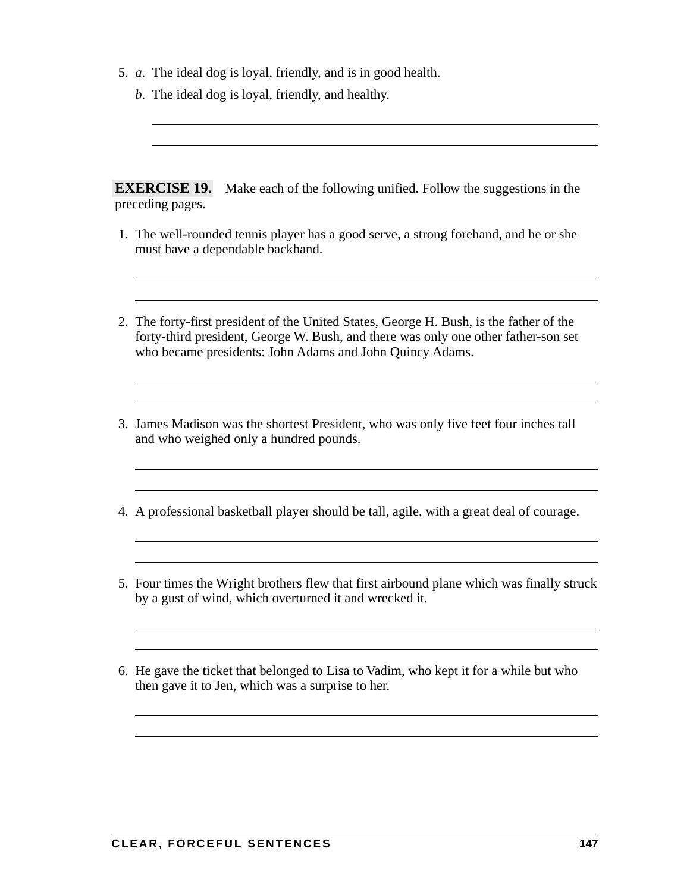5. *a*. The ideal dog is loyal, friendly, and is in good health.

   *b*. The ideal dog is loyal, friendly, and healthy.

**EXERCISE 19.** Make each of the following unified. Follow the suggestions in the preceding pages.

1. The well-rounded tennis player has a good serve, a strong forehand, and he or she must have a dependable backhand.

2. The forty-first president of the United States, George H. Bush, is the father of the forty-third president, George W. Bush, and there was only one other father-son set who became presidents: John Adams and John Quincy Adams.

3. James Madison was the shortest President, who was only five feet four inches tall and who weighed only a hundred pounds.

4. A professional basketball player should be tall, agile, with a great deal of courage.

5. Four times the Wright brothers flew that first airbound plane which was finally struck by a gust of wind, which overturned it and wrecked it.

6. He gave the ticket that belonged to Lisa to Vadim, who kept it for a while but who then gave it to Jen, which was a surprise to her.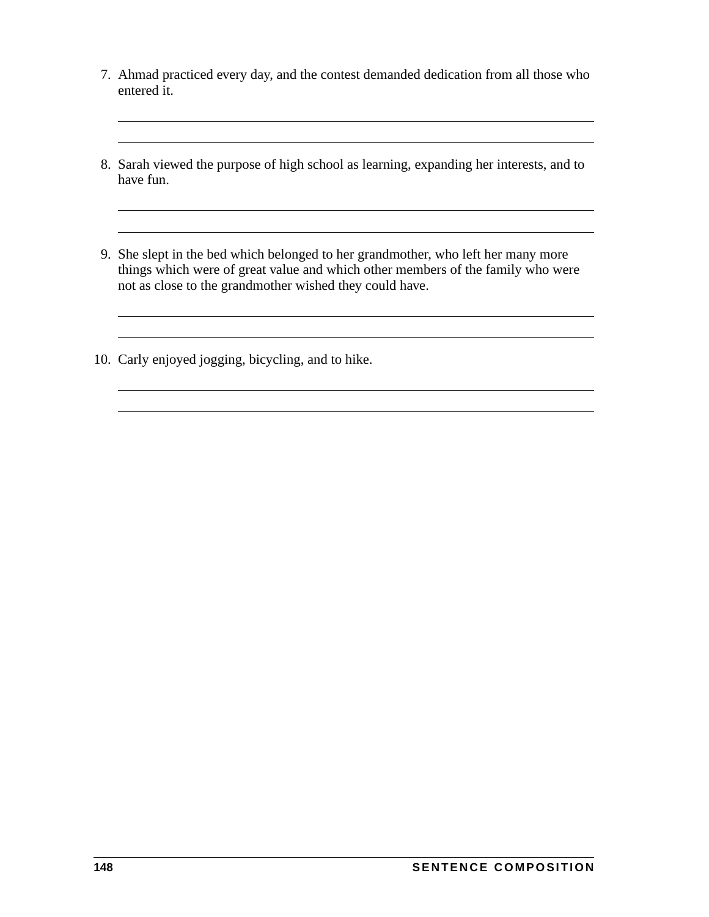7. Ahmad practiced every day, and the contest demanded dedication from all those who entered it.

 ______________________________________________________________________

 ______________________________________________________________________

8. Sarah viewed the purpose of high school as learning, expanding her interests, and to have fun.

 ______________________________________________________________________

 ______________________________________________________________________

9. She slept in the bed which belonged to her grandmother, who left her many more things which were of great value and which other members of the family who were not as close to the grandmother wished they could have.

 ______________________________________________________________________

 ______________________________________________________________________

10. Carly enjoyed jogging, bicycling, and to hike.

 ______________________________________________________________________

 ______________________________________________________________________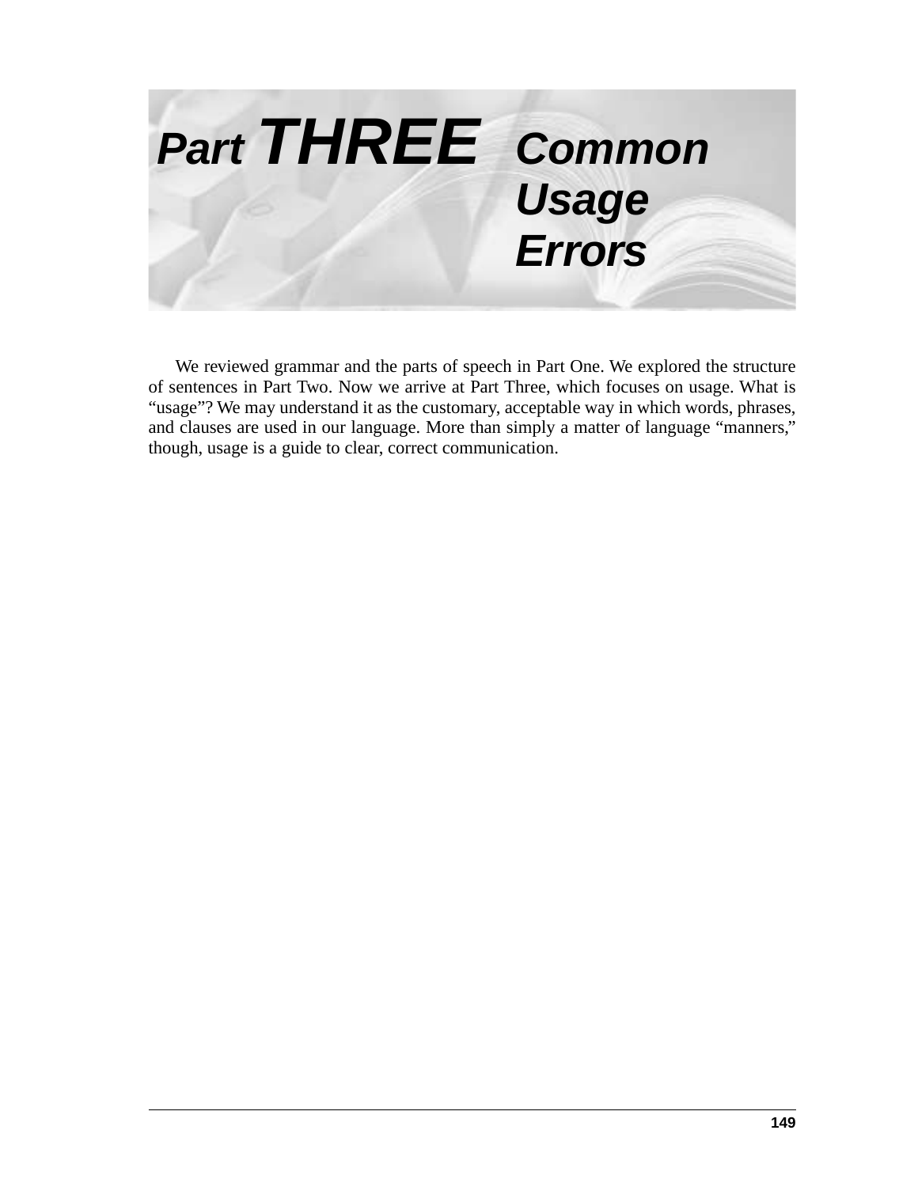# Part THREE Common Usage Errors

We reviewed grammar and the parts of speech in Part One. We explored the structure of sentences in Part Two. Now we arrive at Part Three, which focuses on usage. What is "usage"? We may understand it as the customary, acceptable way in which words, phrases, and clauses are used in our language. More than simply a matter of language "manners," though, usage is a guide to clear, correct communication.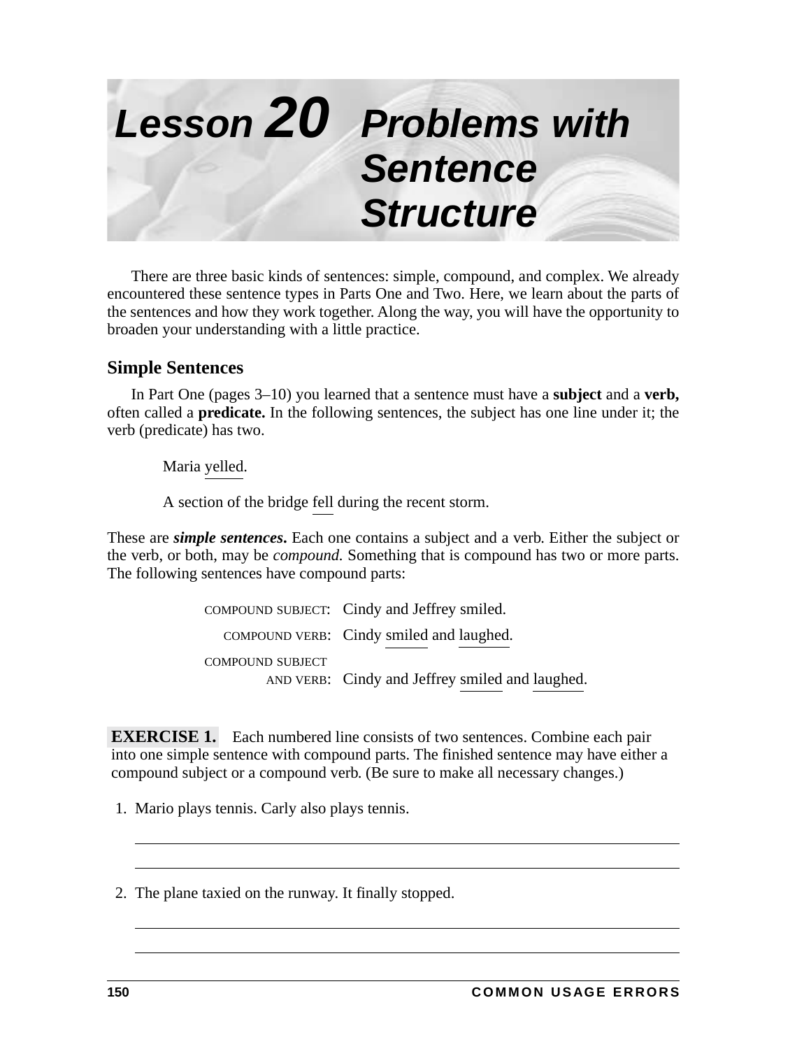# Lesson 20 Problems with Sentence Structure

There are three basic kinds of sentences: simple, compound, and complex. We already encountered these sentence types in Parts One and Two. Here, we learn about the parts of the sentences and how they work together. Along the way, you will have the opportunity to broaden your understanding with a little practice.

## Simple Sentences

In Part One (pages 3–10) you learned that a sentence must have a **subject** and a **verb,** often called a **predicate.** In the following sentences, the subject has one line under it; the verb (predicate) has two.

> Maria yelled.
>
> A section of the bridge fell during the recent storm.

These are ***simple sentences***. Each one contains a subject and a verb. Either the subject or the verb, or both, may be *compound.* Something that is compound has two or more parts. The following sentences have compound parts:

| | |
|---|---|
| COMPOUND SUBJECT: | Cindy and Jeffrey smiled. |
| COMPOUND VERB: | Cindy smiled and laughed. |
| COMPOUND SUBJECT AND VERB: | Cindy and Jeffrey smiled and laughed. |

**EXERCISE 1.** Each numbered line consists of two sentences. Combine each pair into one simple sentence with compound parts. The finished sentence may have either a compound subject or a compound verb. (Be sure to make all necessary changes.)

1. Mario plays tennis. Carly also plays tennis.

______________________________________________

______________________________________________

2. The plane taxied on the runway. It finally stopped.

______________________________________________

______________________________________________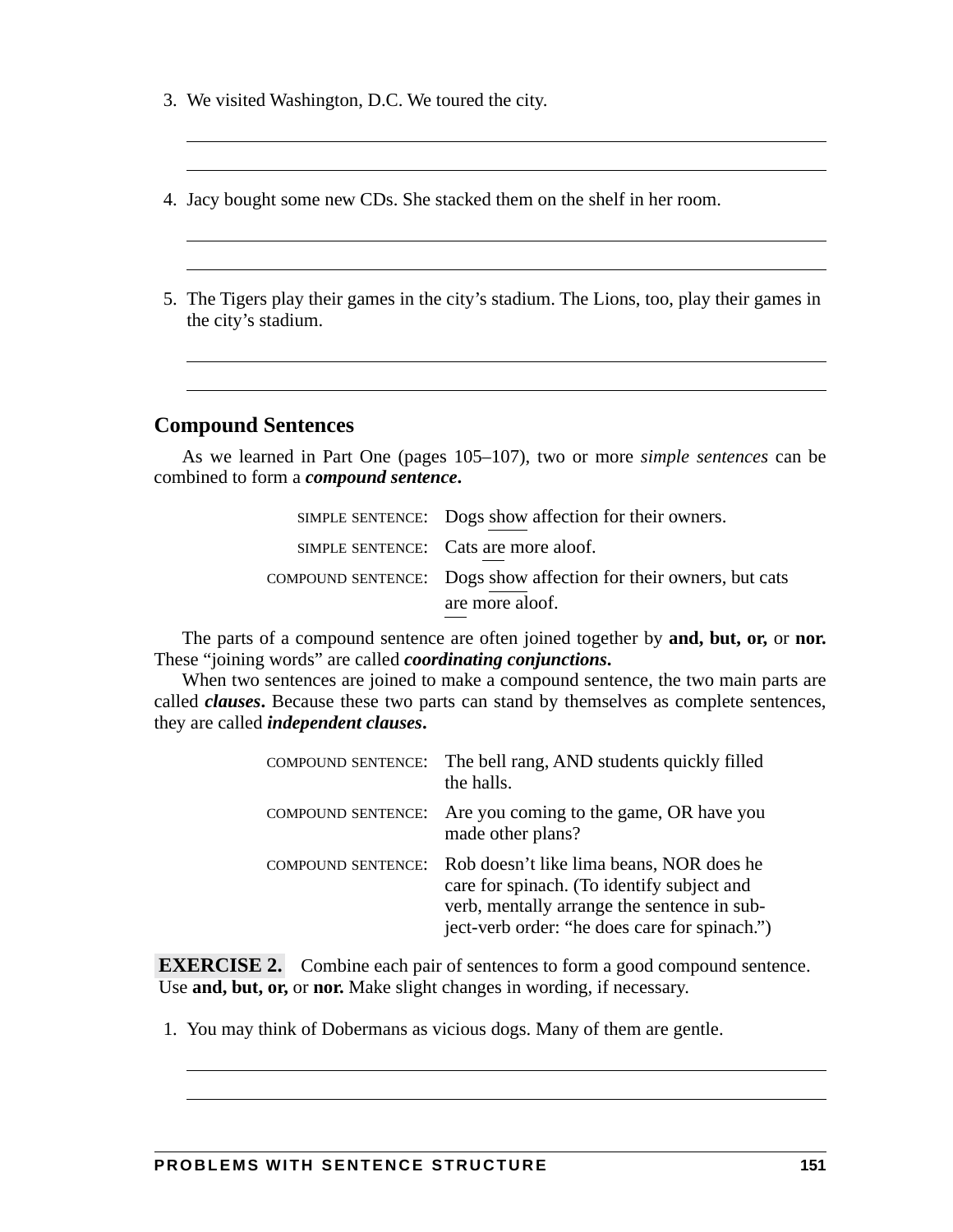3. We visited Washington, D.C. We toured the city.

4. Jacy bought some new CDs. She stacked them on the shelf in her room.

5. The Tigers play their games in the city's stadium. The Lions, too, play their games in the city's stadium.

## Compound Sentences

As we learned in Part One (pages 105–107), two or more *simple sentences* can be combined to form a ***compound sentence*.**

| | |
|---|---|
| SIMPLE SENTENCE: | Dogs show affection for their owners. |
| SIMPLE SENTENCE: | Cats are more aloof. |
| COMPOUND SENTENCE: | Dogs show affection for their owners, but cats are more aloof. |

The parts of a compound sentence are often joined together by **and, but, or,** or **nor.** These "joining words" are called ***coordinating conjunctions*.**

When two sentences are joined to make a compound sentence, the two main parts are called ***clauses*.** Because these two parts can stand by themselves as complete sentences, they are called ***independent clauses*.**

| | |
|---|---|
| COMPOUND SENTENCE: | The bell rang, AND students quickly filled the halls. |
| COMPOUND SENTENCE: | Are you coming to the game, OR have you made other plans? |
| COMPOUND SENTENCE: | Rob doesn't like lima beans, NOR does he care for spinach. (To identify subject and verb, mentally arrange the sentence in subject-verb order: "he does care for spinach.") |

**EXERCISE 2.** Combine each pair of sentences to form a good compound sentence. Use **and, but, or,** or **nor.** Make slight changes in wording, if necessary.

1. You may think of Dobermans as vicious dogs. Many of them are gentle.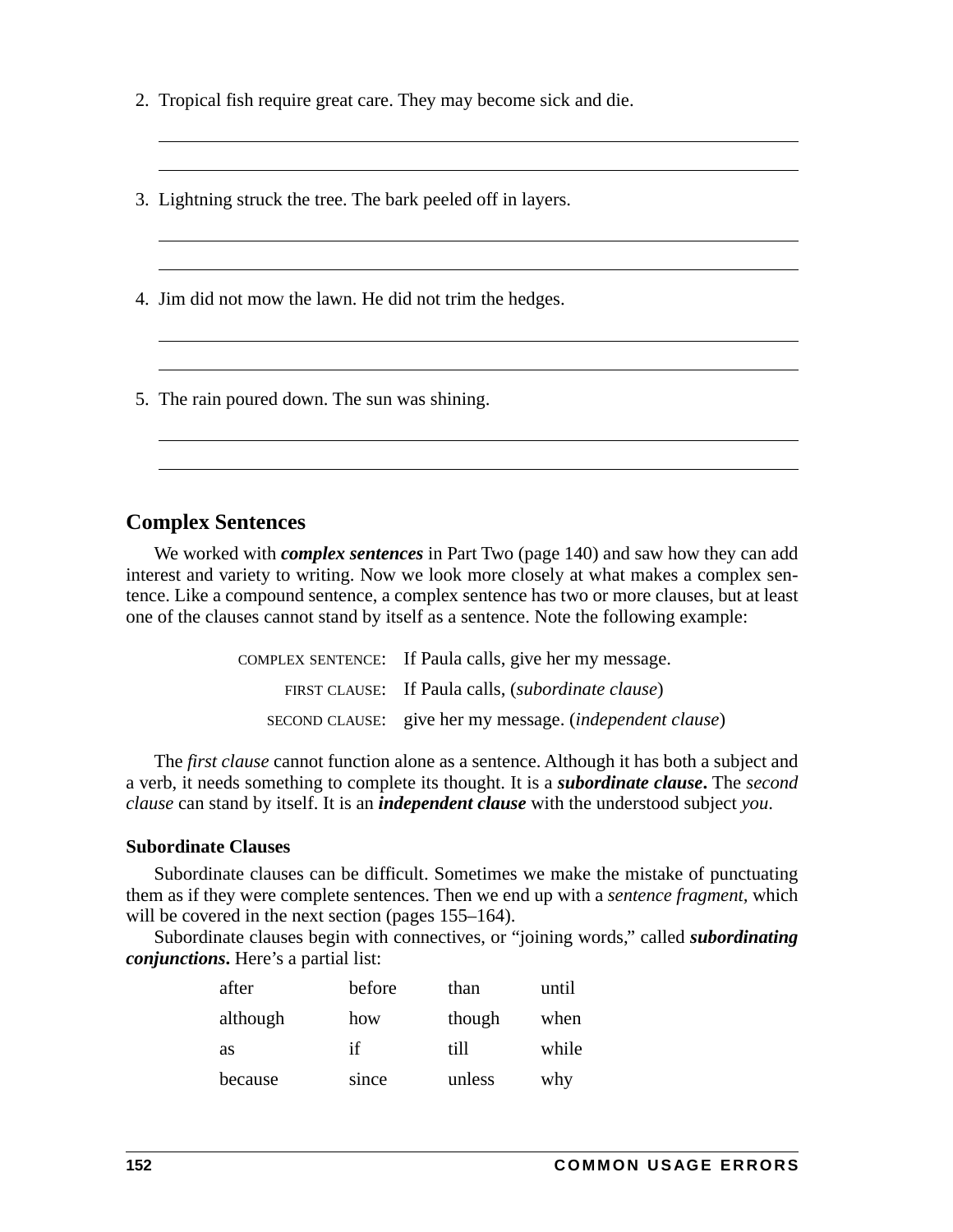2. Tropical fish require great care. They may become sick and die.

_______________________________________________

_______________________________________________

3. Lightning struck the tree. The bark peeled off in layers.

_______________________________________________

_______________________________________________

4. Jim did not mow the lawn. He did not trim the hedges.

_______________________________________________

_______________________________________________

5. The rain poured down. The sun was shining.

_______________________________________________

_______________________________________________

## Complex Sentences

We worked with ***complex sentences*** in Part Two (page 140) and saw how they can add interest and variety to writing. Now we look more closely at what makes a complex sentence. Like a compound sentence, a complex sentence has two or more clauses, but at least one of the clauses cannot stand by itself as a sentence. Note the following example:

COMPLEX SENTENCE: If Paula calls, give her my message.
FIRST CLAUSE: If Paula calls, (*subordinate clause*)
SECOND CLAUSE: give her my message. (*independent clause*)

The *first clause* cannot function alone as a sentence. Although it has both a subject and a verb, it needs something to complete its thought. It is a ***subordinate clause***. The *second clause* can stand by itself. It is an ***independent clause*** with the understood subject *you*.

### Subordinate Clauses

Subordinate clauses can be difficult. Sometimes we make the mistake of punctuating them as if they were complete sentences. Then we end up with a *sentence fragment*, which will be covered in the next section (pages 155–164).

Subordinate clauses begin with connectives, or "joining words," called ***subordinating conjunctions***. Here's a partial list:

| | | | |
|---|---|---|---|
| after | before | than | until |
| although | how | though | when |
| as | if | till | while |
| because | since | unless | why |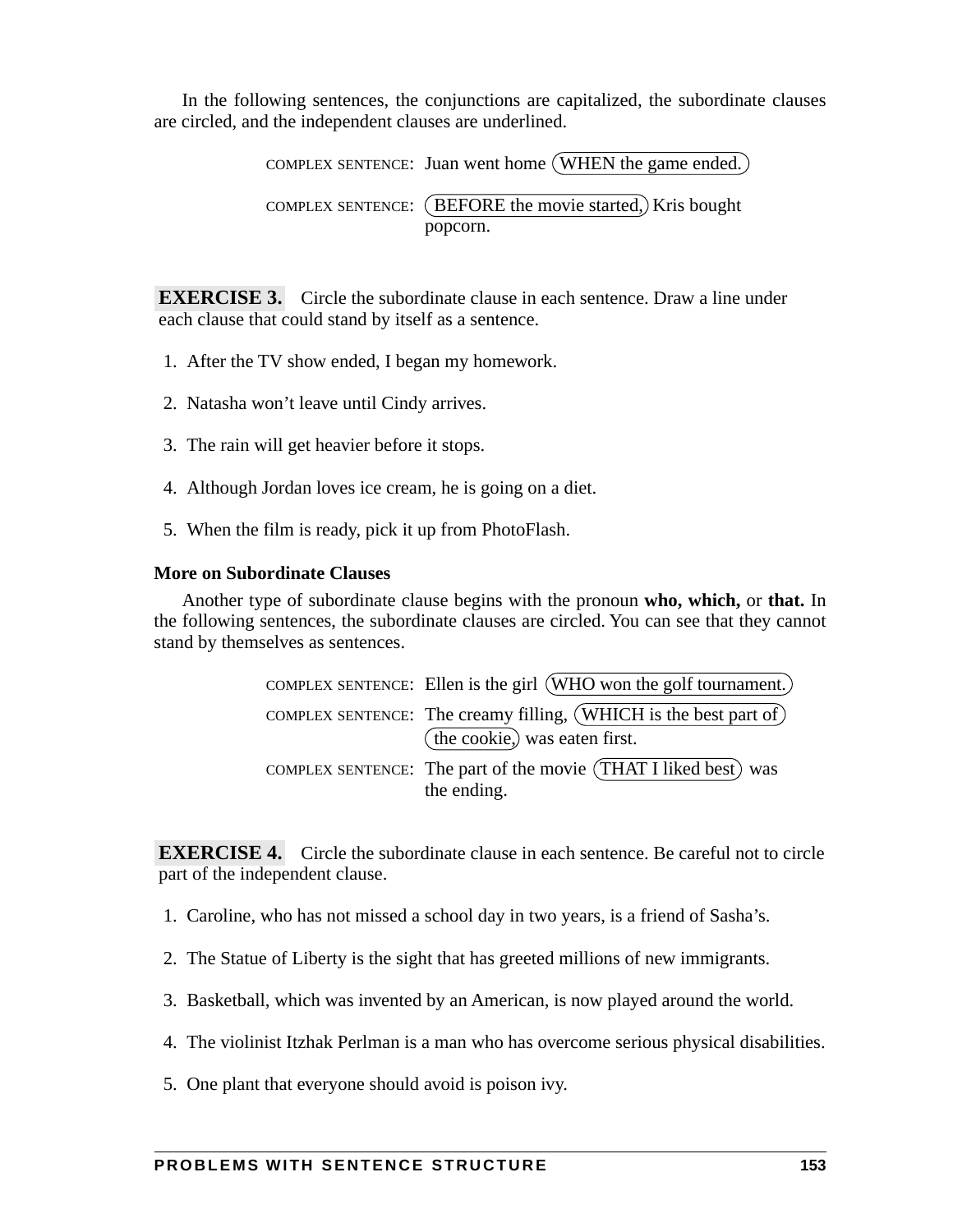In the following sentences, the conjunctions are capitalized, the subordinate clauses are circled, and the independent clauses are underlined.

COMPLEX SENTENCE: Juan went home (WHEN the game ended.)

COMPLEX SENTENCE: (BEFORE the movie started,) Kris bought popcorn.

**EXERCISE 3.** Circle the subordinate clause in each sentence. Draw a line under each clause that could stand by itself as a sentence.

1. After the TV show ended, I began my homework.
2. Natasha won't leave until Cindy arrives.
3. The rain will get heavier before it stops.
4. Although Jordan loves ice cream, he is going on a diet.
5. When the film is ready, pick it up from PhotoFlash.

**More on Subordinate Clauses**

Another type of subordinate clause begins with the pronoun **who, which,** or **that.** In the following sentences, the subordinate clauses are circled. You can see that they cannot stand by themselves as sentences.

COMPLEX SENTENCE: Ellen is the girl (WHO won the golf tournament.)

COMPLEX SENTENCE: The creamy filling, (WHICH is the best part of the cookie,) was eaten first.

COMPLEX SENTENCE: The part of the movie (THAT I liked best) was the ending.

**EXERCISE 4.** Circle the subordinate clause in each sentence. Be careful not to circle part of the independent clause.

1. Caroline, who has not missed a school day in two years, is a friend of Sasha's.
2. The Statue of Liberty is the sight that has greeted millions of new immigrants.
3. Basketball, which was invented by an American, is now played around the world.
4. The violinist Itzhak Perlman is a man who has overcome serious physical disabilities.
5. One plant that everyone should avoid is poison ivy.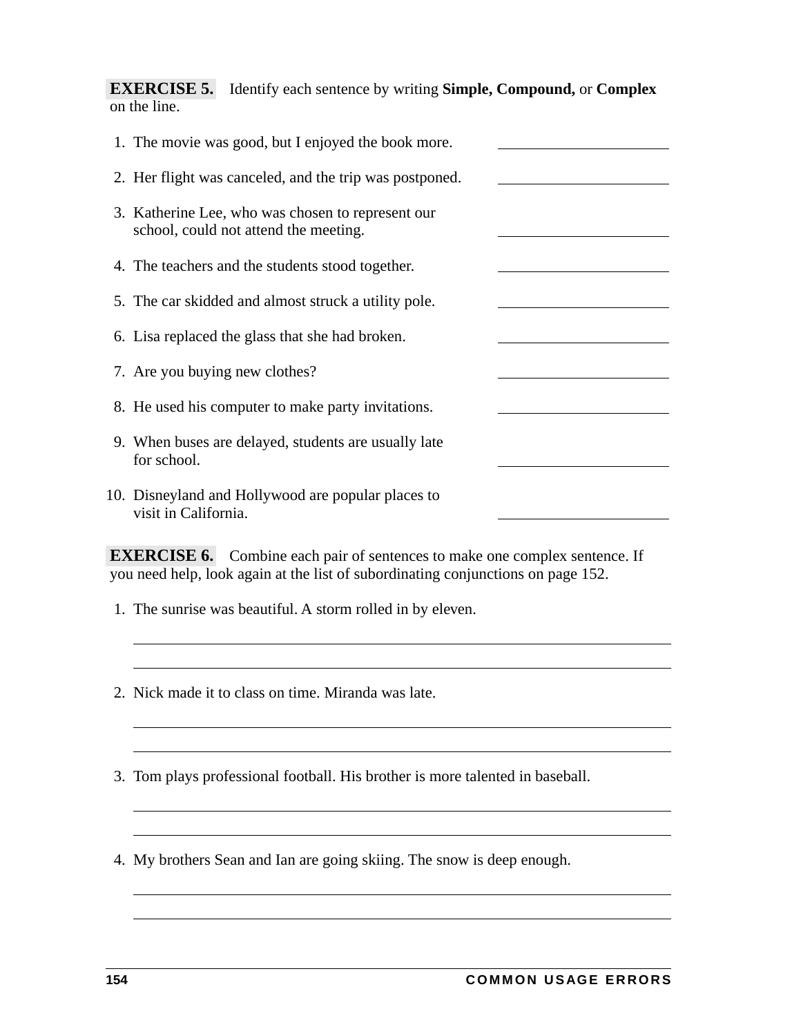**EXERCISE 5.** Identify each sentence by writing **Simple, Compound,** or **Complex** on the line.

1. The movie was good, but I enjoyed the book more. \_\_\_\_\_\_\_\_\_\_\_\_\_\_\_\_\_\_\_\_
2. Her flight was canceled, and the trip was postponed. \_\_\_\_\_\_\_\_\_\_\_\_\_\_\_\_\_\_\_\_
3. Katherine Lee, who was chosen to represent our school, could not attend the meeting. \_\_\_\_\_\_\_\_\_\_\_\_\_\_\_\_\_\_\_\_
4. The teachers and the students stood together. \_\_\_\_\_\_\_\_\_\_\_\_\_\_\_\_\_\_\_\_
5. The car skidded and almost struck a utility pole. \_\_\_\_\_\_\_\_\_\_\_\_\_\_\_\_\_\_\_\_
6. Lisa replaced the glass that she had broken. \_\_\_\_\_\_\_\_\_\_\_\_\_\_\_\_\_\_\_\_
7. Are you buying new clothes? \_\_\_\_\_\_\_\_\_\_\_\_\_\_\_\_\_\_\_\_
8. He used his computer to make party invitations. \_\_\_\_\_\_\_\_\_\_\_\_\_\_\_\_\_\_\_\_
9. When buses are delayed, students are usually late for school. \_\_\_\_\_\_\_\_\_\_\_\_\_\_\_\_\_\_\_\_
10. Disneyland and Hollywood are popular places to visit in California. \_\_\_\_\_\_\_\_\_\_\_\_\_\_\_\_\_\_\_\_

**EXERCISE 6.** Combine each pair of sentences to make one complex sentence. If you need help, look again at the list of subordinating conjunctions on page 152.

1. The sunrise was beautiful. A storm rolled in by eleven.

   \_\_\_\_\_\_\_\_\_\_\_\_\_\_\_\_\_\_\_\_\_\_\_\_\_\_\_\_\_\_\_\_\_\_\_\_\_\_\_\_\_\_\_\_\_\_\_\_\_\_\_\_\_\_\_\_\_\_\_\_

   \_\_\_\_\_\_\_\_\_\_\_\_\_\_\_\_\_\_\_\_\_\_\_\_\_\_\_\_\_\_\_\_\_\_\_\_\_\_\_\_\_\_\_\_\_\_\_\_\_\_\_\_\_\_\_\_\_\_\_\_

2. Nick made it to class on time. Miranda was late.

   \_\_\_\_\_\_\_\_\_\_\_\_\_\_\_\_\_\_\_\_\_\_\_\_\_\_\_\_\_\_\_\_\_\_\_\_\_\_\_\_\_\_\_\_\_\_\_\_\_\_\_\_\_\_\_\_\_\_\_\_

   \_\_\_\_\_\_\_\_\_\_\_\_\_\_\_\_\_\_\_\_\_\_\_\_\_\_\_\_\_\_\_\_\_\_\_\_\_\_\_\_\_\_\_\_\_\_\_\_\_\_\_\_\_\_\_\_\_\_\_\_

3. Tom plays professional football. His brother is more talented in baseball.

   \_\_\_\_\_\_\_\_\_\_\_\_\_\_\_\_\_\_\_\_\_\_\_\_\_\_\_\_\_\_\_\_\_\_\_\_\_\_\_\_\_\_\_\_\_\_\_\_\_\_\_\_\_\_\_\_\_\_\_\_

   \_\_\_\_\_\_\_\_\_\_\_\_\_\_\_\_\_\_\_\_\_\_\_\_\_\_\_\_\_\_\_\_\_\_\_\_\_\_\_\_\_\_\_\_\_\_\_\_\_\_\_\_\_\_\_\_\_\_\_\_

4. My brothers Sean and Ian are going skiing. The snow is deep enough.

   \_\_\_\_\_\_\_\_\_\_\_\_\_\_\_\_\_\_\_\_\_\_\_\_\_\_\_\_\_\_\_\_\_\_\_\_\_\_\_\_\_\_\_\_\_\_\_\_\_\_\_\_\_\_\_\_\_\_\_\_

   \_\_\_\_\_\_\_\_\_\_\_\_\_\_\_\_\_\_\_\_\_\_\_\_\_\_\_\_\_\_\_\_\_\_\_\_\_\_\_\_\_\_\_\_\_\_\_\_\_\_\_\_\_\_\_\_\_\_\_\_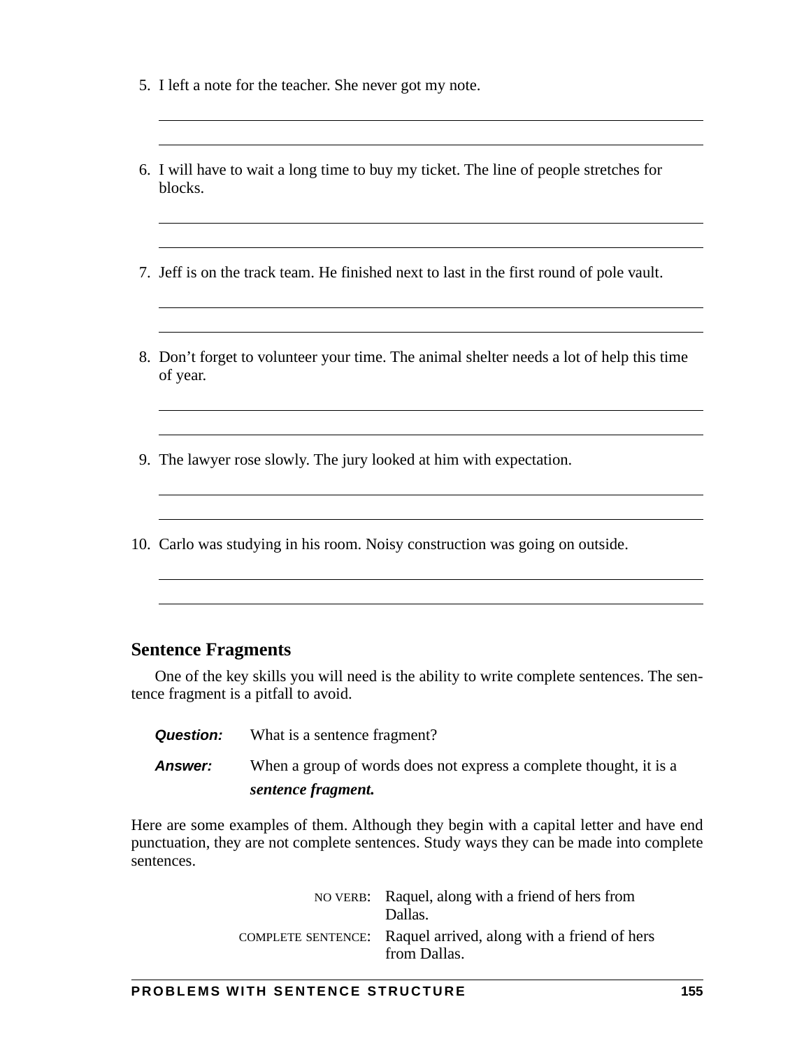5. I left a note for the teacher. She never got my note.

6. I will have to wait a long time to buy my ticket. The line of people stretches for blocks.

7. Jeff is on the track team. He finished next to last in the first round of pole vault.

8. Don't forget to volunteer your time. The animal shelter needs a lot of help this time of year.

9. The lawyer rose slowly. The jury looked at him with expectation.

10. Carlo was studying in his room. Noisy construction was going on outside.

## Sentence Fragments

One of the key skills you will need is the ability to write complete sentences. The sentence fragment is a pitfall to avoid.

***Question:*** What is a sentence fragment?

***Answer:*** When a group of words does not express a complete thought, it is a ***sentence fragment.***

Here are some examples of them. Although they begin with a capital letter and have end punctuation, they are not complete sentences. Study ways they can be made into complete sentences.

NO VERB: Raquel, along with a friend of hers from Dallas.

COMPLETE SENTENCE: Raquel arrived, along with a friend of hers from Dallas.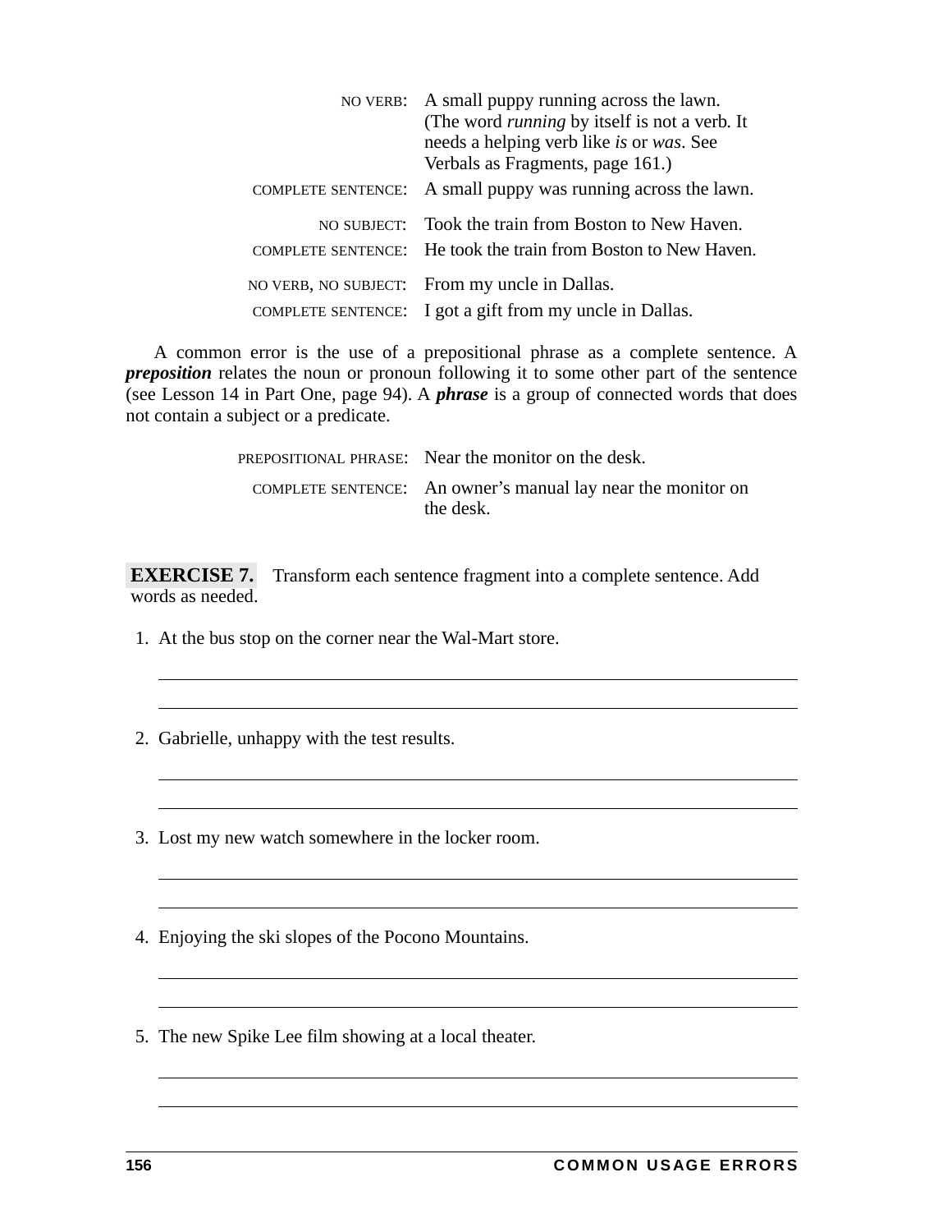NO VERB: A small puppy running across the lawn. (The word *running* by itself is not a verb. It needs a helping verb like *is* or *was*. See Verbals as Fragments, page 161.)

COMPLETE SENTENCE: A small puppy was running across the lawn.

NO SUBJECT: Took the train from Boston to New Haven.

COMPLETE SENTENCE: He took the train from Boston to New Haven.

NO VERB, NO SUBJECT: From my uncle in Dallas.

COMPLETE SENTENCE: I got a gift from my uncle in Dallas.

A common error is the use of a prepositional phrase as a complete sentence. A ***preposition*** relates the noun or pronoun following it to some other part of the sentence (see Lesson 14 in Part One, page 94). A ***phrase*** is a group of connected words that does not contain a subject or a predicate.

PREPOSITIONAL PHRASE: Near the monitor on the desk.

COMPLETE SENTENCE: An owner's manual lay near the monitor on the desk.

**EXERCISE 7.** Transform each sentence fragment into a complete sentence. Add words as needed.

1. At the bus stop on the corner near the Wal-Mart store.

 ______________________________________________

 ______________________________________________

2. Gabrielle, unhappy with the test results.

 ______________________________________________

 ______________________________________________

3. Lost my new watch somewhere in the locker room.

 ______________________________________________

 ______________________________________________

4. Enjoying the ski slopes of the Pocono Mountains.

 ______________________________________________

 ______________________________________________

5. The new Spike Lee film showing at a local theater.

 ______________________________________________

 ______________________________________________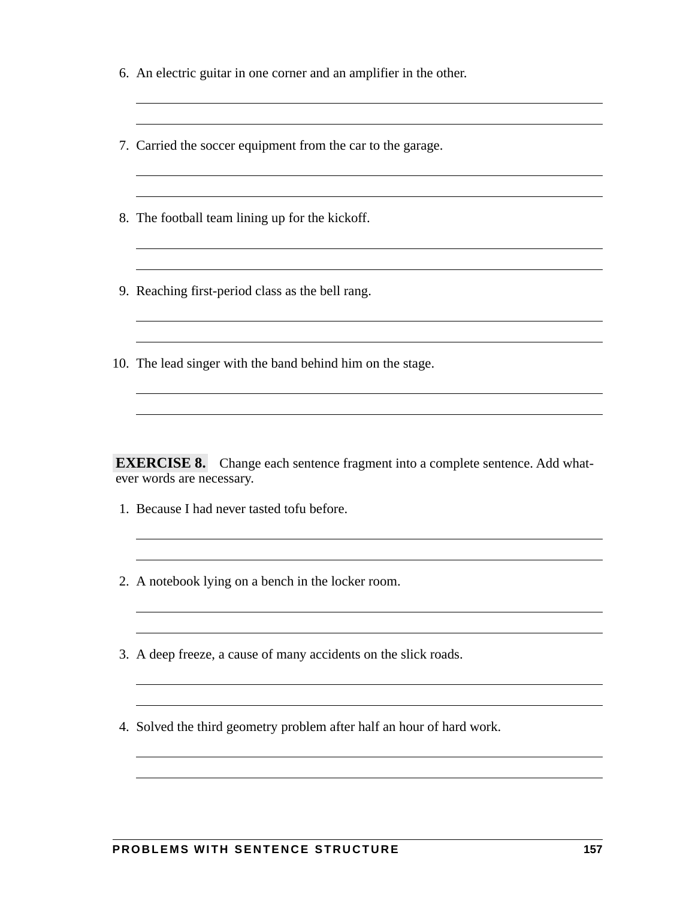6. An electric guitar in one corner and an amplifier in the other.

7. Carried the soccer equipment from the car to the garage.

8. The football team lining up for the kickoff.

9. Reaching first-period class as the bell rang.

10. The lead singer with the band behind him on the stage.

**EXERCISE 8.** Change each sentence fragment into a complete sentence. Add whatever words are necessary.

1. Because I had never tasted tofu before.

2. A notebook lying on a bench in the locker room.

3. A deep freeze, a cause of many accidents on the slick roads.

4. Solved the third geometry problem after half an hour of hard work.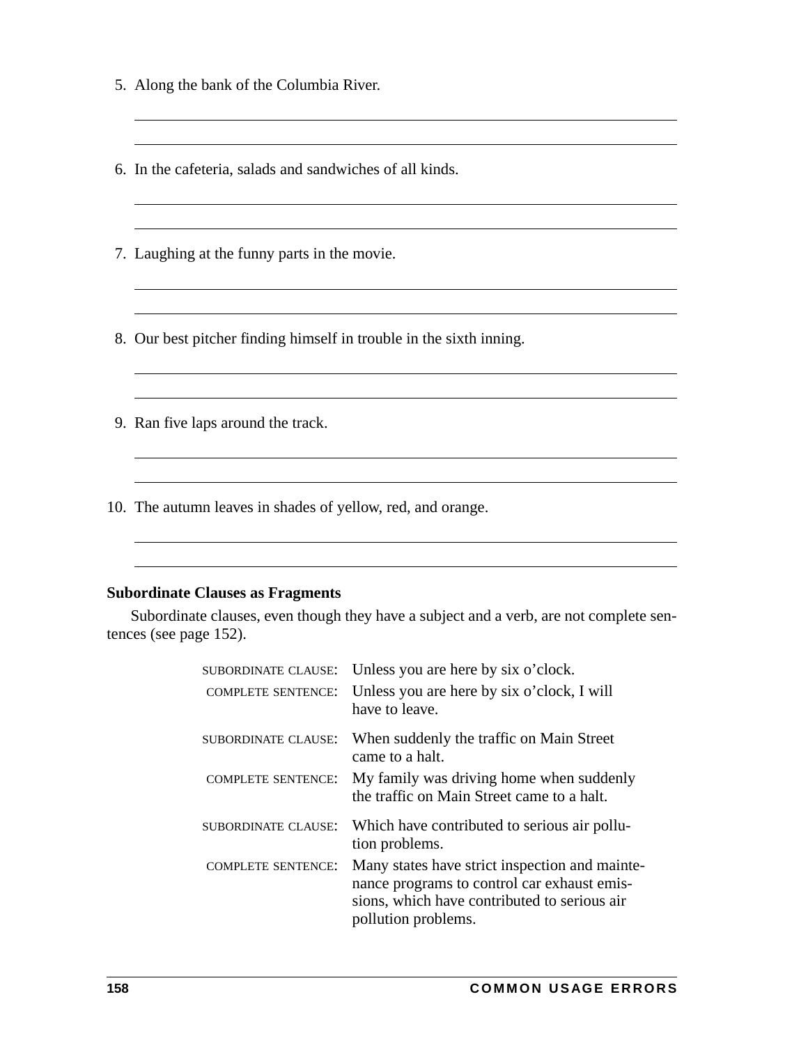5. Along the bank of the Columbia River.

6. In the cafeteria, salads and sandwiches of all kinds.

7. Laughing at the funny parts in the movie.

8. Our best pitcher finding himself in trouble in the sixth inning.

9. Ran five laps around the track.

10. The autumn leaves in shades of yellow, red, and orange.

**Subordinate Clauses as Fragments**

Subordinate clauses, even though they have a subject and a verb, are not complete sentences (see page 152).

| | |
|---|---|
| SUBORDINATE CLAUSE: | Unless you are here by six o'clock. |
| COMPLETE SENTENCE: | Unless you are here by six o'clock, I will have to leave. |
| SUBORDINATE CLAUSE: | When suddenly the traffic on Main Street came to a halt. |
| COMPLETE SENTENCE: | My family was driving home when suddenly the traffic on Main Street came to a halt. |
| SUBORDINATE CLAUSE: | Which have contributed to serious air pollution problems. |
| COMPLETE SENTENCE: | Many states have strict inspection and maintenance programs to control car exhaust emissions, which have contributed to serious air pollution problems. |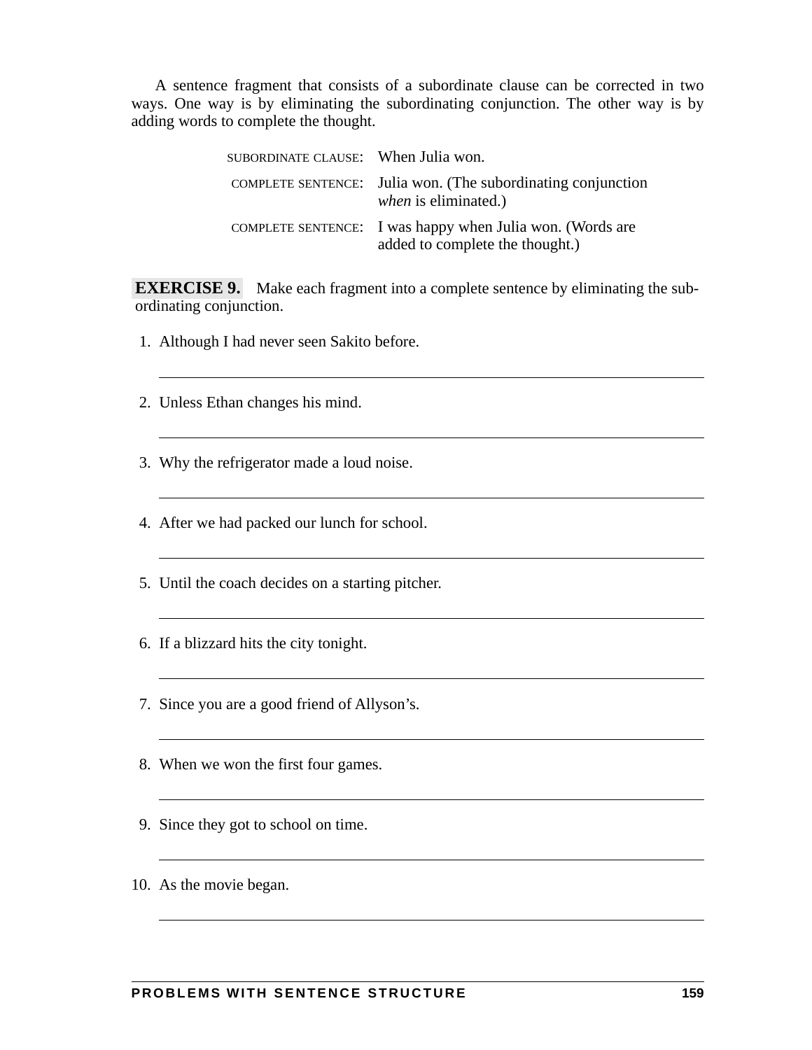A sentence fragment that consists of a subordinate clause can be corrected in two ways. One way is by eliminating the subordinating conjunction. The other way is by adding words to complete the thought.

SUBORDINATE CLAUSE: When Julia won.

COMPLETE SENTENCE: Julia won. (The subordinating conjunction *when* is eliminated.)

COMPLETE SENTENCE: I was happy when Julia won. (Words are added to complete the thought.)

**EXERCISE 9.** Make each fragment into a complete sentence by eliminating the subordinating conjunction.

1. Although I had never seen Sakito before.

   ______________________________________________

2. Unless Ethan changes his mind.

   ______________________________________________

3. Why the refrigerator made a loud noise.

   ______________________________________________

4. After we had packed our lunch for school.

   ______________________________________________

5. Until the coach decides on a starting pitcher.

   ______________________________________________

6. If a blizzard hits the city tonight.

   ______________________________________________

7. Since you are a good friend of Allyson's.

   ______________________________________________

8. When we won the first four games.

   ______________________________________________

9. Since they got to school on time.

   ______________________________________________

10. As the movie began.

    ______________________________________________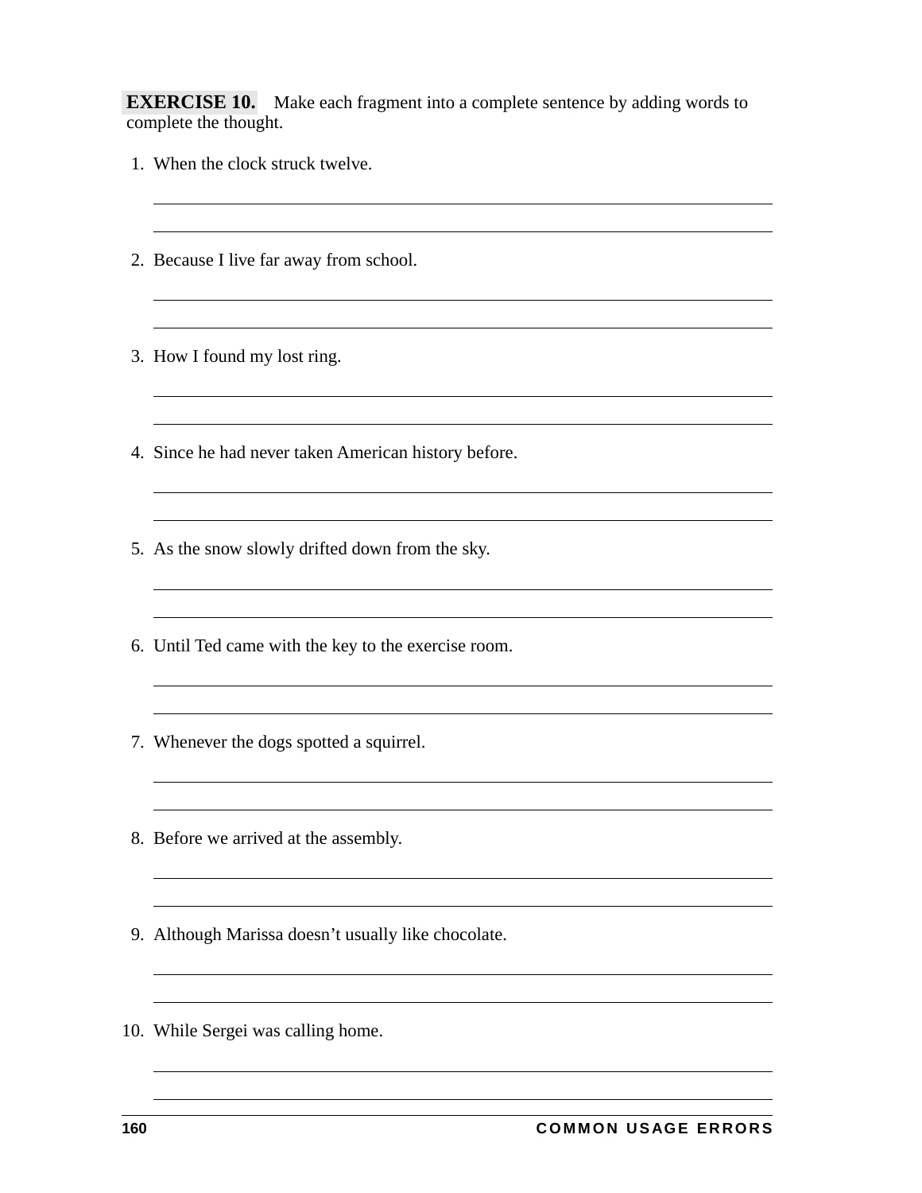**EXERCISE 10.** Make each fragment into a complete sentence by adding words to complete the thought.

1. When the clock struck twelve.

2. Because I live far away from school.

3. How I found my lost ring.

4. Since he had never taken American history before.

5. As the snow slowly drifted down from the sky.

6. Until Ted came with the key to the exercise room.

7. Whenever the dogs spotted a squirrel.

8. Before we arrived at the assembly.

9. Although Marissa doesn't usually like chocolate.

10. While Sergei was calling home.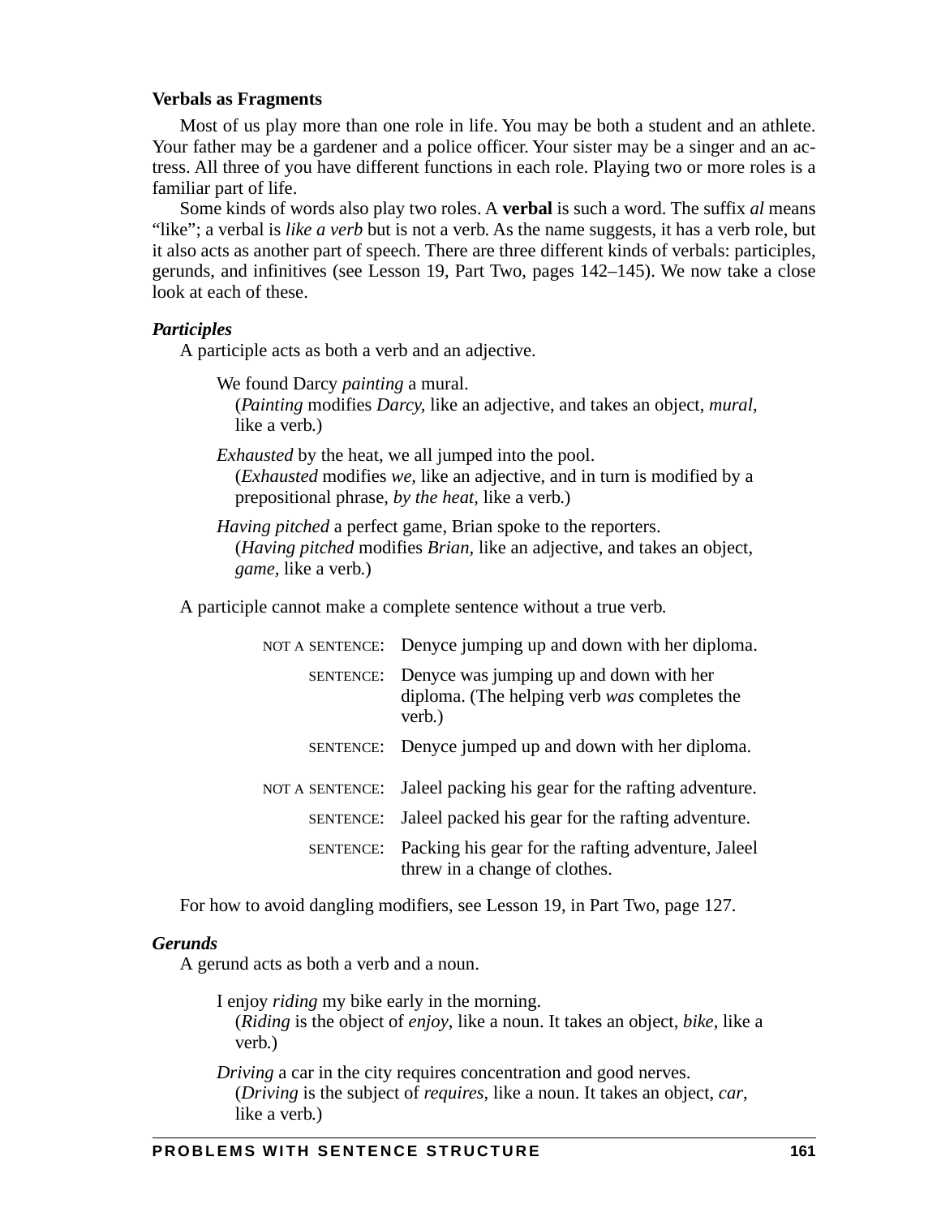**Verbals as Fragments**

Most of us play more than one role in life. You may be both a student and an athlete. Your father may be a gardener and a police officer. Your sister may be a singer and an actress. All three of you have different functions in each role. Playing two or more roles is a familiar part of life.

Some kinds of words also play two roles. A **verbal** is such a word. The suffix *al* means "like"; a verbal is *like a verb* but is not a verb. As the name suggests, it has a verb role, but it also acts as another part of speech. There are three different kinds of verbals: participles, gerunds, and infinitives (see Lesson 19, Part Two, pages 142–145). We now take a close look at each of these.

***Participles***

A participle acts as both a verb and an adjective.

> We found Darcy *painting* a mural.
> (*Painting* modifies *Darcy,* like an adjective, and takes an object, *mural,* like a verb.)
>
> *Exhausted* by the heat, we all jumped into the pool.
> (*Exhausted* modifies *we,* like an adjective, and in turn is modified by a prepositional phrase, *by the heat,* like a verb.)
>
> *Having pitched* a perfect game, Brian spoke to the reporters.
> (*Having pitched* modifies *Brian,* like an adjective, and takes an object, *game,* like a verb.)

A participle cannot make a complete sentence without a true verb.

| | |
|---|---|
| NOT A SENTENCE: | Denyce jumping up and down with her diploma. |
| SENTENCE: | Denyce was jumping up and down with her diploma. (The helping verb *was* completes the verb.) |
| SENTENCE: | Denyce jumped up and down with her diploma. |
| NOT A SENTENCE: | Jaleel packing his gear for the rafting adventure. |
| SENTENCE: | Jaleel packed his gear for the rafting adventure. |
| SENTENCE: | Packing his gear for the rafting adventure, Jaleel threw in a change of clothes. |

For how to avoid dangling modifiers, see Lesson 19, in Part Two, page 127.

***Gerunds***

A gerund acts as both a verb and a noun.

> I enjoy *riding* my bike early in the morning.
> (*Riding* is the object of *enjoy*, like a noun. It takes an object, *bike*, like a verb.)
>
> *Driving* a car in the city requires concentration and good nerves.
> (*Driving* is the subject of *requires*, like a noun. It takes an object, *car*, like a verb.)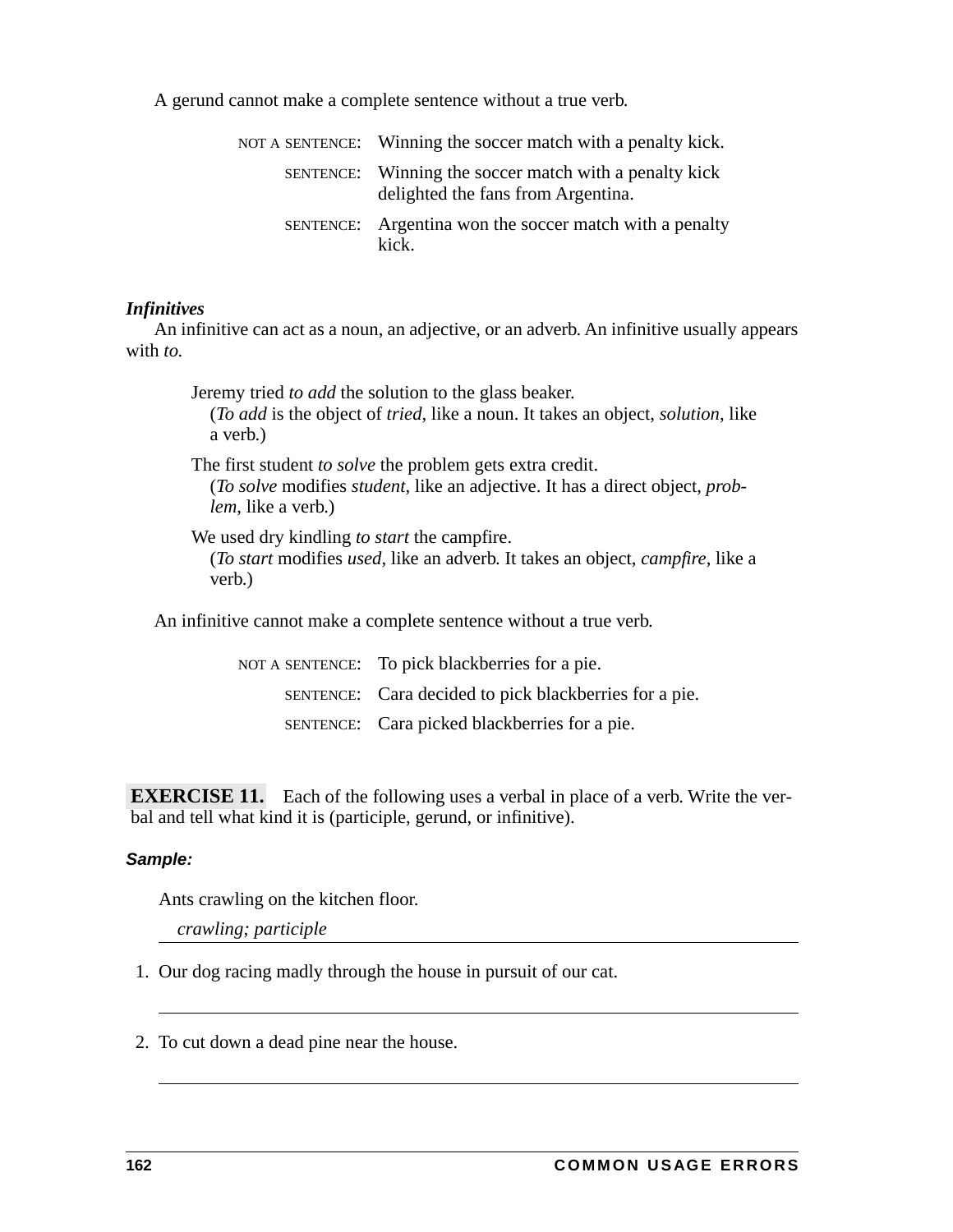A gerund cannot make a complete sentence without a true verb.

NOT A SENTENCE: Winning the soccer match with a penalty kick.

SENTENCE: Winning the soccer match with a penalty kick delighted the fans from Argentina.

SENTENCE: Argentina won the soccer match with a penalty kick.

***Infinitives***

An infinitive can act as a noun, an adjective, or an adverb. An infinitive usually appears with *to.*

Jeremy tried *to add* the solution to the glass beaker.
(*To add* is the object of *tried*, like a noun. It takes an object, *solution*, like a verb.)

The first student *to solve* the problem gets extra credit.
(*To solve* modifies *student*, like an adjective. It has a direct object, *problem*, like a verb.)

We used dry kindling *to start* the campfire.
(*To start* modifies *used*, like an adverb. It takes an object, *campfire*, like a verb.)

An infinitive cannot make a complete sentence without a true verb.

NOT A SENTENCE: To pick blackberries for a pie.

SENTENCE: Cara decided to pick blackberries for a pie.

SENTENCE: Cara picked blackberries for a pie.

**EXERCISE 11.** Each of the following uses a verbal in place of a verb. Write the verbal and tell what kind it is (participle, gerund, or infinitive).

***Sample:***

Ants crawling on the kitchen floor.

*crawling; participle*

1. Our dog racing madly through the house in pursuit of our cat.

______________________________

2. To cut down a dead pine near the house.

______________________________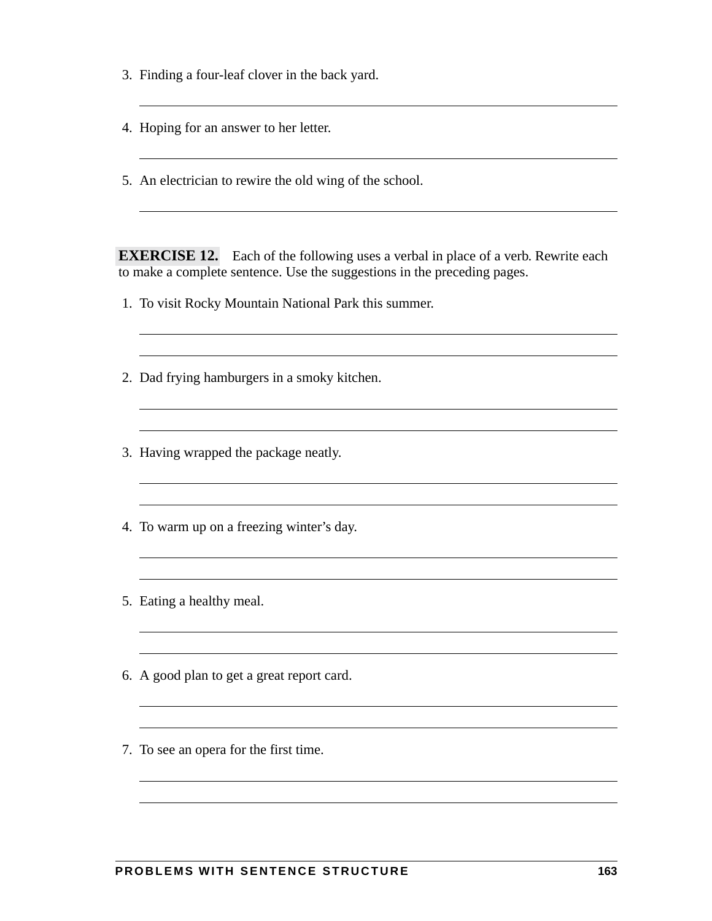3. Finding a four-leaf clover in the back yard.

4. Hoping for an answer to her letter.

5. An electrician to rewire the old wing of the school.

**EXERCISE 12.** Each of the following uses a verbal in place of a verb. Rewrite each to make a complete sentence. Use the suggestions in the preceding pages.

1. To visit Rocky Mountain National Park this summer.

2. Dad frying hamburgers in a smoky kitchen.

3. Having wrapped the package neatly.

4. To warm up on a freezing winter's day.

5. Eating a healthy meal.

6. A good plan to get a great report card.

7. To see an opera for the first time.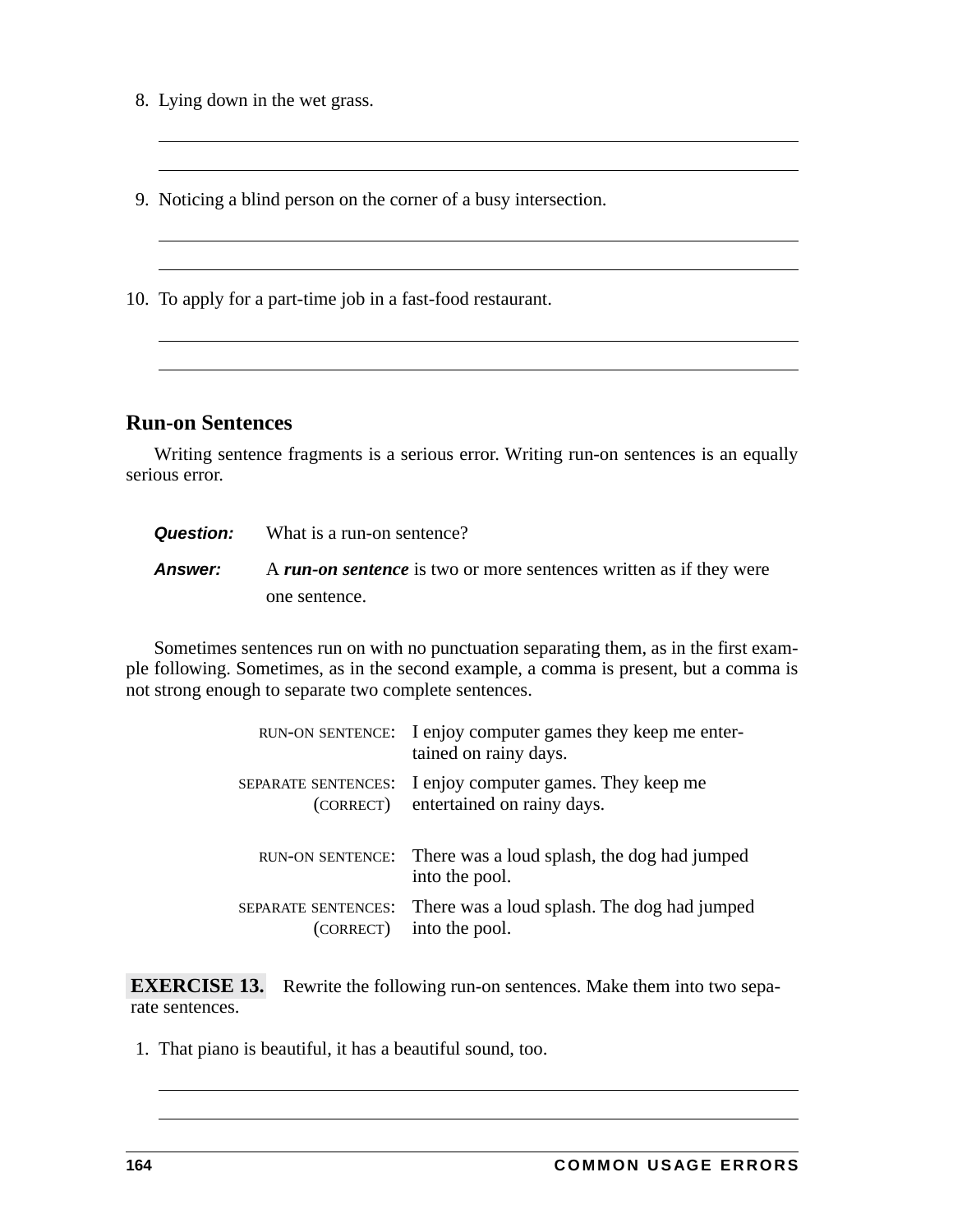8. Lying down in the wet grass.

_______________________________________________

_______________________________________________

9. Noticing a blind person on the corner of a busy intersection.

_______________________________________________

_______________________________________________

10. To apply for a part-time job in a fast-food restaurant.

_______________________________________________

_______________________________________________

## Run-on Sentences

Writing sentence fragments is a serious error. Writing run-on sentences is an equally serious error.

***Question:*** What is a run-on sentence?

***Answer:*** A ***run-on sentence*** is two or more sentences written as if they were one sentence.

Sometimes sentences run on with no punctuation separating them, as in the first example following. Sometimes, as in the second example, a comma is present, but a comma is not strong enough to separate two complete sentences.

RUN-ON SENTENCE: I enjoy computer games they keep me entertained on rainy days.

SEPARATE SENTENCES: (CORRECT) I enjoy computer games. They keep me entertained on rainy days.

RUN-ON SENTENCE: There was a loud splash, the dog had jumped into the pool.

SEPARATE SENTENCES: (CORRECT) There was a loud splash. The dog had jumped into the pool.

**EXERCISE 13.** Rewrite the following run-on sentences. Make them into two separate sentences.

1. That piano is beautiful, it has a beautiful sound, too.

_______________________________________________

_______________________________________________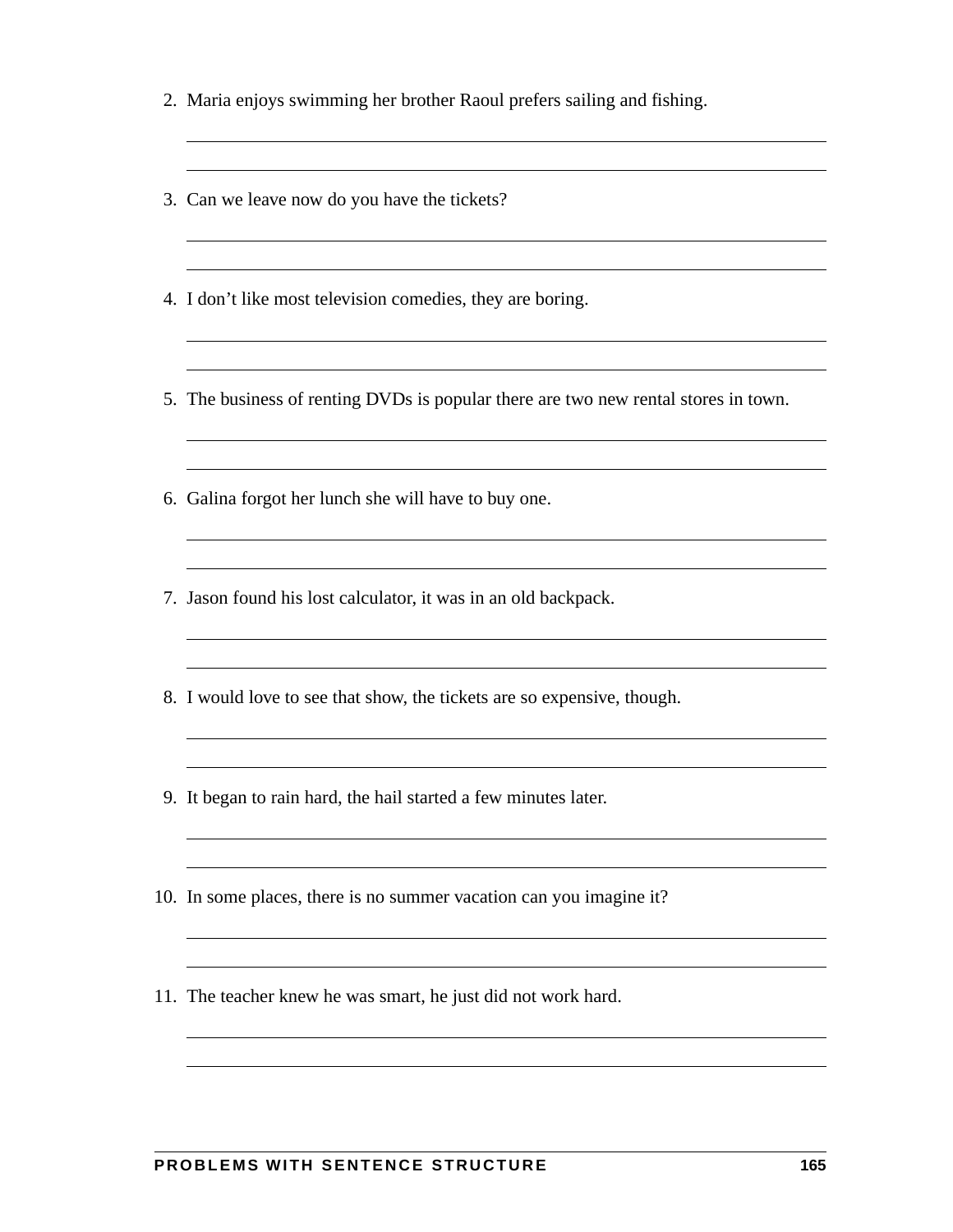2. Maria enjoys swimming her brother Raoul prefers sailing and fishing.

3. Can we leave now do you have the tickets?

4. I don't like most television comedies, they are boring.

5. The business of renting DVDs is popular there are two new rental stores in town.

6. Galina forgot her lunch she will have to buy one.

7. Jason found his lost calculator, it was in an old backpack.

8. I would love to see that show, the tickets are so expensive, though.

9. It began to rain hard, the hail started a few minutes later.

10. In some places, there is no summer vacation can you imagine it?

11. The teacher knew he was smart, he just did not work hard.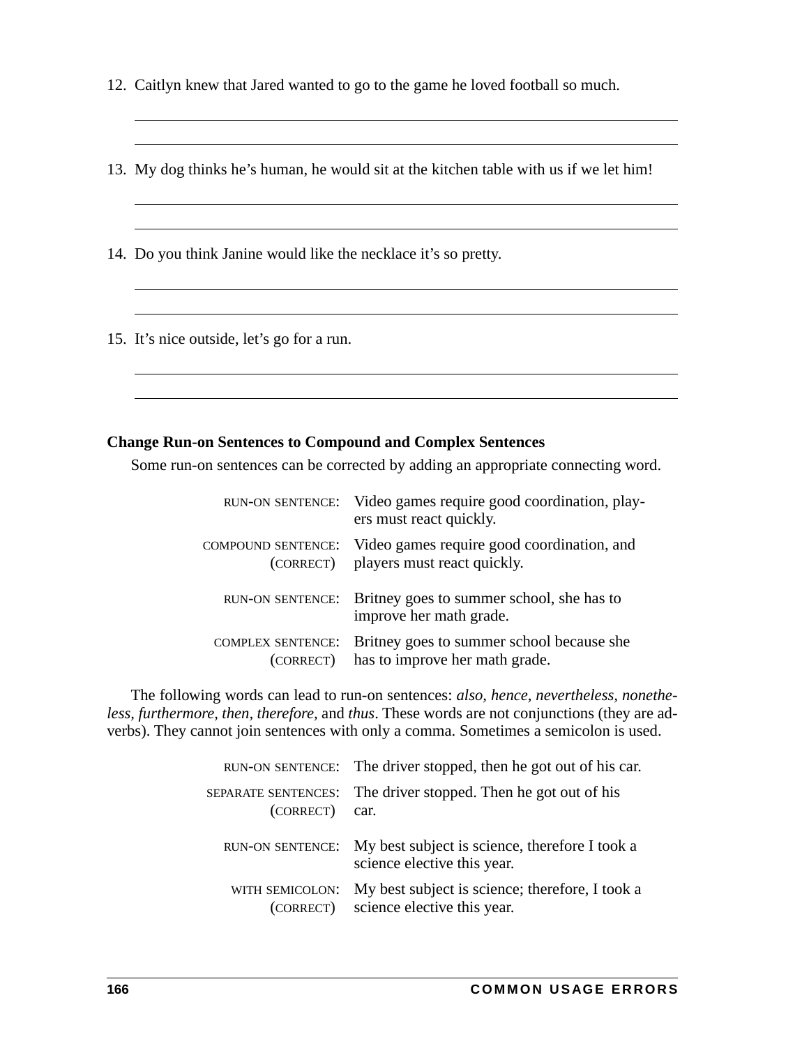12. Caitlyn knew that Jared wanted to go to the game he loved football so much.

______________________________________________

______________________________________________

13. My dog thinks he's human, he would sit at the kitchen table with us if we let him!

______________________________________________

______________________________________________

14. Do you think Janine would like the necklace it's so pretty.

______________________________________________

______________________________________________

15. It's nice outside, let's go for a run.

______________________________________________

______________________________________________

**Change Run-on Sentences to Compound and Complex Sentences**

Some run-on sentences can be corrected by adding an appropriate connecting word.

| | |
|---|---|
| RUN-ON SENTENCE: | Video games require good coordination, players must react quickly. |
| COMPOUND SENTENCE: (CORRECT) | Video games require good coordination, and players must react quickly. |
| RUN-ON SENTENCE: | Britney goes to summer school, she has to improve her math grade. |
| COMPLEX SENTENCE: (CORRECT) | Britney goes to summer school because she has to improve her math grade. |

The following words can lead to run-on sentences: *also, hence, nevertheless, nonetheless, furthermore, then, therefore,* and *thus*. These words are not conjunctions (they are adverbs). They cannot join sentences with only a comma. Sometimes a semicolon is used.

| | |
|---|---|
| RUN-ON SENTENCE: | The driver stopped, then he got out of his car. |
| SEPARATE SENTENCES: (CORRECT) | The driver stopped. Then he got out of his car. |
| RUN-ON SENTENCE: | My best subject is science, therefore I took a science elective this year. |
| WITH SEMICOLON: (CORRECT) | My best subject is science; therefore, I took a science elective this year. |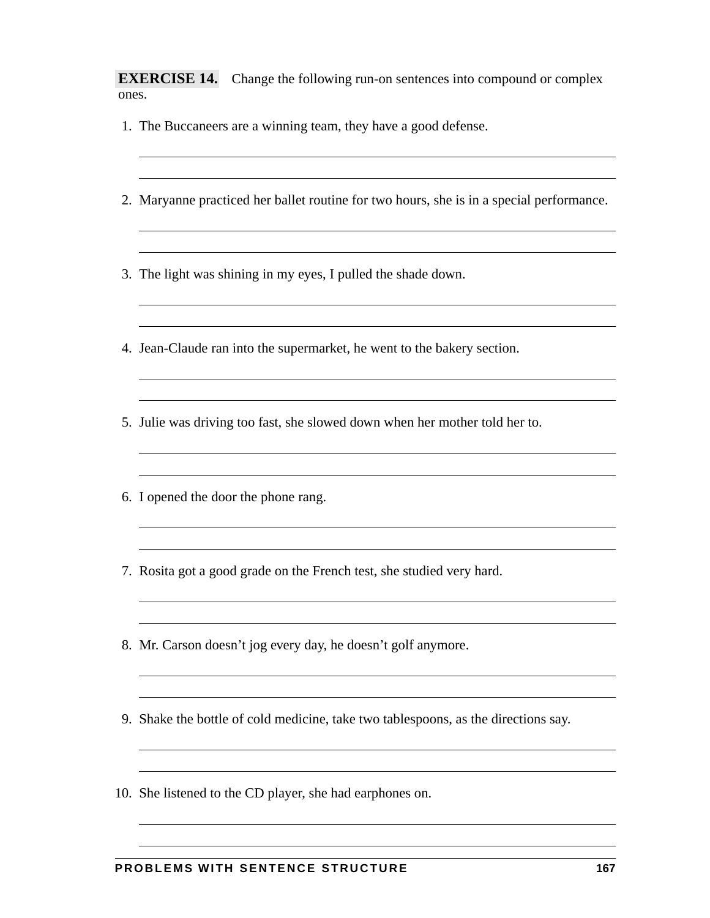**EXERCISE 14.** Change the following run-on sentences into compound or complex ones.

1. The Buccaneers are a winning team, they have a good defense.

2. Maryanne practiced her ballet routine for two hours, she is in a special performance.

3. The light was shining in my eyes, I pulled the shade down.

4. Jean-Claude ran into the supermarket, he went to the bakery section.

5. Julie was driving too fast, she slowed down when her mother told her to.

6. I opened the door the phone rang.

7. Rosita got a good grade on the French test, she studied very hard.

8. Mr. Carson doesn't jog every day, he doesn't golf anymore.

9. Shake the bottle of cold medicine, take two tablespoons, as the directions say.

10. She listened to the CD player, she had earphones on.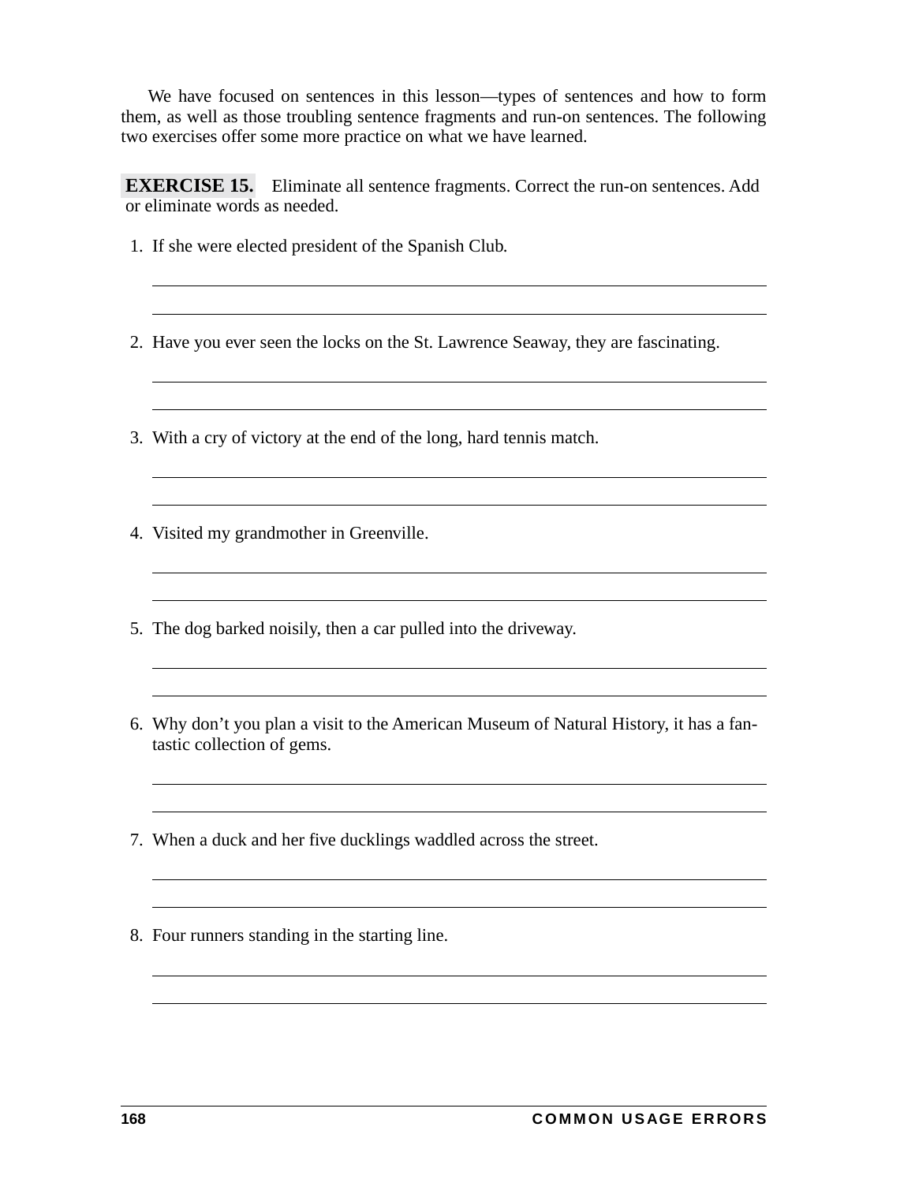We have focused on sentences in this lesson—types of sentences and how to form them, as well as those troubling sentence fragments and run-on sentences. The following two exercises offer some more practice on what we have learned.

**EXERCISE 15.** Eliminate all sentence fragments. Correct the run-on sentences. Add or eliminate words as needed.

1. If she were elected president of the Spanish Club.

2. Have you ever seen the locks on the St. Lawrence Seaway, they are fascinating.

3. With a cry of victory at the end of the long, hard tennis match.

4. Visited my grandmother in Greenville.

5. The dog barked noisily, then a car pulled into the driveway.

6. Why don't you plan a visit to the American Museum of Natural History, it has a fantastic collection of gems.

7. When a duck and her five ducklings waddled across the street.

8. Four runners standing in the starting line.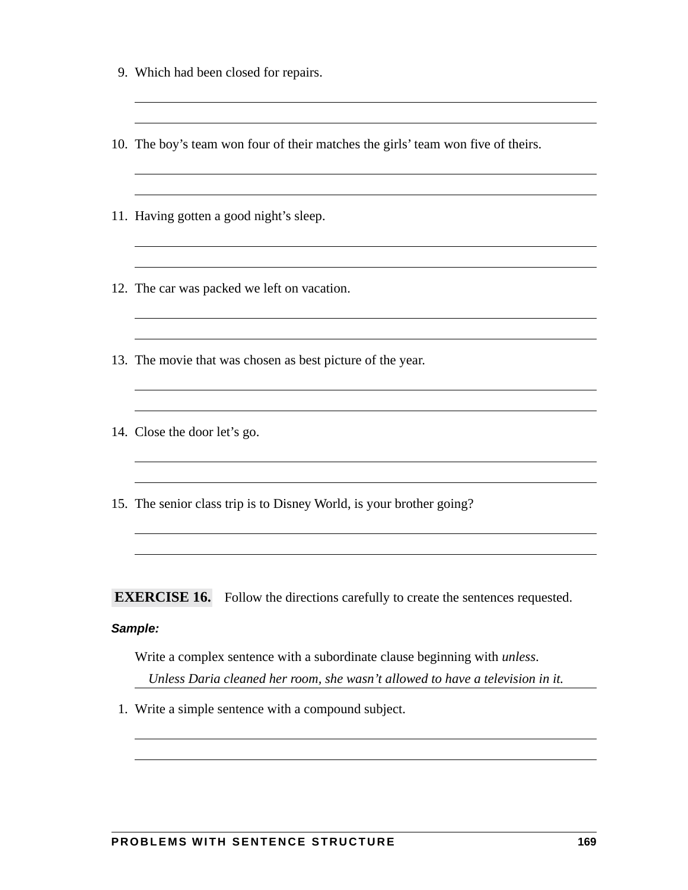9. Which had been closed for repairs.

10. The boy's team won four of their matches the girls' team won five of theirs.

11. Having gotten a good night's sleep.

12. The car was packed we left on vacation.

13. The movie that was chosen as best picture of the year.

14. Close the door let's go.

15. The senior class trip is to Disney World, is your brother going?

**EXERCISE 16.** Follow the directions carefully to create the sentences requested.

***Sample:***

Write a complex sentence with a subordinate clause beginning with *unless*.

*Unless Daria cleaned her room, she wasn't allowed to have a television in it.*

1. Write a simple sentence with a compound subject.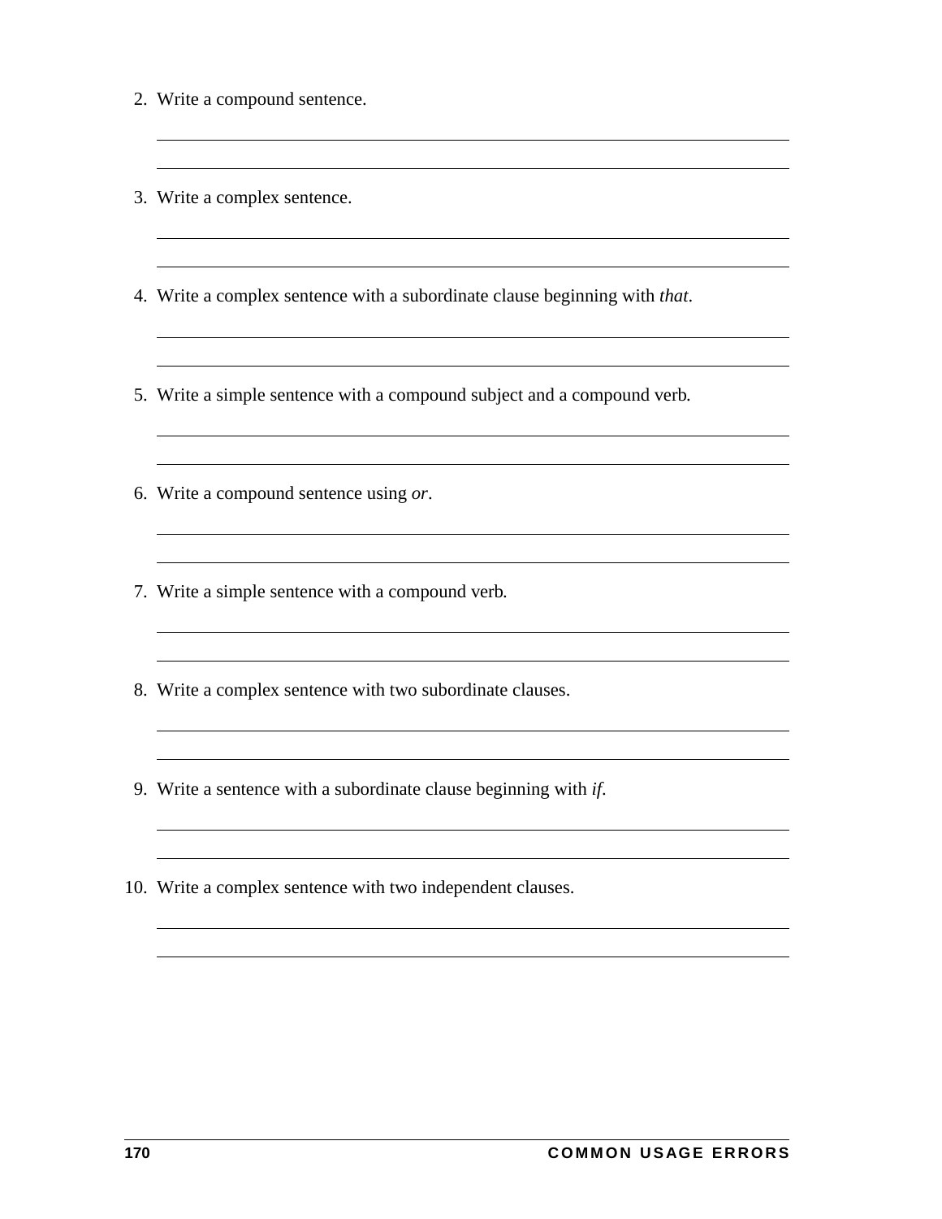2. Write a compound sentence.

3. Write a complex sentence.

4. Write a complex sentence with a subordinate clause beginning with *that*.

5. Write a simple sentence with a compound subject and a compound verb.

6. Write a compound sentence using *or*.

7. Write a simple sentence with a compound verb.

8. Write a complex sentence with two subordinate clauses.

9. Write a sentence with a subordinate clause beginning with *if*.

10. Write a complex sentence with two independent clauses.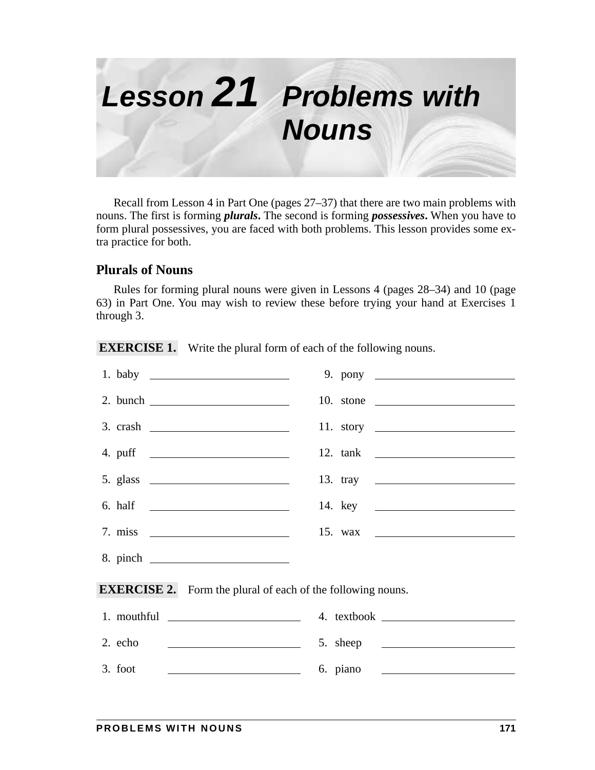# Lesson 21 Problems with Nouns

Recall from Lesson 4 in Part One (pages 27–37) that there are two main problems with nouns. The first is forming ***plurals***. The second is forming ***possessives***. When you have to form plural possessives, you are faced with both problems. This lesson provides some extra practice for both.

## Plurals of Nouns

Rules for forming plural nouns were given in Lessons 4 (pages 28–34) and 10 (page 63) in Part One. You may wish to review these before trying your hand at Exercises 1 through 3.

**EXERCISE 1.** Write the plural form of each of the following nouns.

1. baby \_\_\_\_\_\_\_\_\_\_\_\_\_\_\_\_\_\_\_\_
2. bunch \_\_\_\_\_\_\_\_\_\_\_\_\_\_\_\_\_\_\_\_
3. crash \_\_\_\_\_\_\_\_\_\_\_\_\_\_\_\_\_\_\_\_
4. puff \_\_\_\_\_\_\_\_\_\_\_\_\_\_\_\_\_\_\_\_
5. glass \_\_\_\_\_\_\_\_\_\_\_\_\_\_\_\_\_\_\_\_
6. half \_\_\_\_\_\_\_\_\_\_\_\_\_\_\_\_\_\_\_\_
7. miss \_\_\_\_\_\_\_\_\_\_\_\_\_\_\_\_\_\_\_\_
8. pinch \_\_\_\_\_\_\_\_\_\_\_\_\_\_\_\_\_\_\_\_
9. pony \_\_\_\_\_\_\_\_\_\_\_\_\_\_\_\_\_\_\_\_
10. stone \_\_\_\_\_\_\_\_\_\_\_\_\_\_\_\_\_\_\_\_
11. story \_\_\_\_\_\_\_\_\_\_\_\_\_\_\_\_\_\_\_\_
12. tank \_\_\_\_\_\_\_\_\_\_\_\_\_\_\_\_\_\_\_\_
13. tray \_\_\_\_\_\_\_\_\_\_\_\_\_\_\_\_\_\_\_\_
14. key \_\_\_\_\_\_\_\_\_\_\_\_\_\_\_\_\_\_\_\_
15. wax \_\_\_\_\_\_\_\_\_\_\_\_\_\_\_\_\_\_\_\_

**EXERCISE 2.** Form the plural of each of the following nouns.

1. mouthful \_\_\_\_\_\_\_\_\_\_\_\_\_\_\_\_\_\_\_\_
2. echo \_\_\_\_\_\_\_\_\_\_\_\_\_\_\_\_\_\_\_\_
3. foot \_\_\_\_\_\_\_\_\_\_\_\_\_\_\_\_\_\_\_\_
4. textbook \_\_\_\_\_\_\_\_\_\_\_\_\_\_\_\_\_\_\_\_
5. sheep \_\_\_\_\_\_\_\_\_\_\_\_\_\_\_\_\_\_\_\_
6. piano \_\_\_\_\_\_\_\_\_\_\_\_\_\_\_\_\_\_\_\_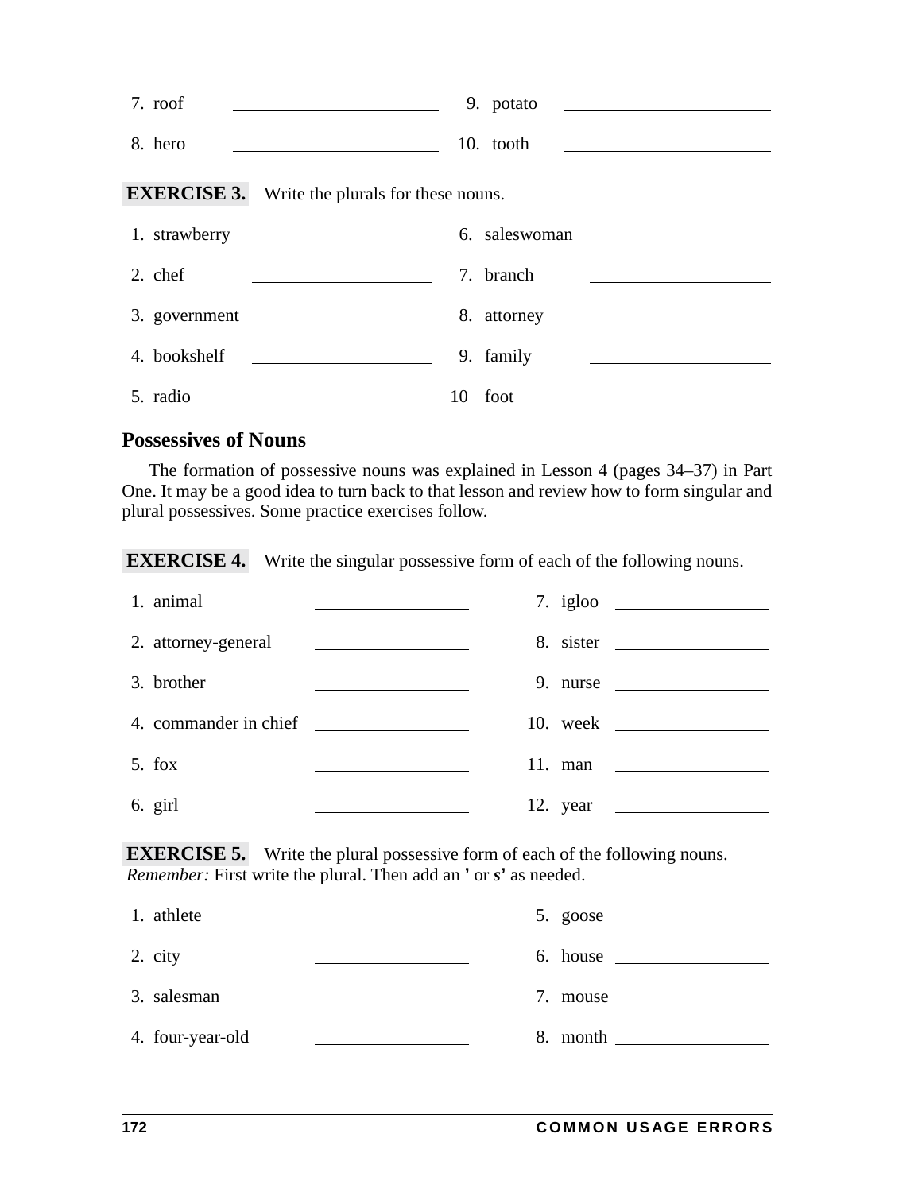7. roof \_\_\_\_\_\_\_\_\_\_\_\_\_\_\_\_\_\_\_\_

8. hero \_\_\_\_\_\_\_\_\_\_\_\_\_\_\_\_\_\_\_\_

9. potato \_\_\_\_\_\_\_\_\_\_\_\_\_\_\_\_\_\_\_\_

10. tooth \_\_\_\_\_\_\_\_\_\_\_\_\_\_\_\_\_\_\_\_

**EXERCISE 3.** Write the plurals for these nouns.

1. strawberry \_\_\_\_\_\_\_\_\_\_\_\_\_\_\_\_\_\_\_\_
2. chef \_\_\_\_\_\_\_\_\_\_\_\_\_\_\_\_\_\_\_\_
3. government \_\_\_\_\_\_\_\_\_\_\_\_\_\_\_\_\_\_\_\_
4. bookshelf \_\_\_\_\_\_\_\_\_\_\_\_\_\_\_\_\_\_\_\_
5. radio \_\_\_\_\_\_\_\_\_\_\_\_\_\_\_\_\_\_\_\_
6. saleswoman \_\_\_\_\_\_\_\_\_\_\_\_\_\_\_\_\_\_\_\_
7. branch \_\_\_\_\_\_\_\_\_\_\_\_\_\_\_\_\_\_\_\_
8. attorney \_\_\_\_\_\_\_\_\_\_\_\_\_\_\_\_\_\_\_\_
9. family \_\_\_\_\_\_\_\_\_\_\_\_\_\_\_\_\_\_\_\_
10. foot \_\_\_\_\_\_\_\_\_\_\_\_\_\_\_\_\_\_\_\_

## Possessives of Nouns

The formation of possessive nouns was explained in Lesson 4 (pages 34–37) in Part One. It may be a good idea to turn back to that lesson and review how to form singular and plural possessives. Some practice exercises follow.

**EXERCISE 4.** Write the singular possessive form of each of the following nouns.

1. animal \_\_\_\_\_\_\_\_\_\_\_\_\_\_\_\_\_\_\_\_
2. attorney-general \_\_\_\_\_\_\_\_\_\_\_\_\_\_\_\_\_\_\_\_
3. brother \_\_\_\_\_\_\_\_\_\_\_\_\_\_\_\_\_\_\_\_
4. commander in chief \_\_\_\_\_\_\_\_\_\_\_\_\_\_\_\_\_\_\_\_
5. fox \_\_\_\_\_\_\_\_\_\_\_\_\_\_\_\_\_\_\_\_
6. girl \_\_\_\_\_\_\_\_\_\_\_\_\_\_\_\_\_\_\_\_
7. igloo \_\_\_\_\_\_\_\_\_\_\_\_\_\_\_\_\_\_\_\_
8. sister \_\_\_\_\_\_\_\_\_\_\_\_\_\_\_\_\_\_\_\_
9. nurse \_\_\_\_\_\_\_\_\_\_\_\_\_\_\_\_\_\_\_\_
10. week \_\_\_\_\_\_\_\_\_\_\_\_\_\_\_\_\_\_\_\_
11. man \_\_\_\_\_\_\_\_\_\_\_\_\_\_\_\_\_\_\_\_
12. year \_\_\_\_\_\_\_\_\_\_\_\_\_\_\_\_\_\_\_\_

**EXERCISE 5.** Write the plural possessive form of each of the following nouns. *Remember:* First write the plural. Then add an **’** or ***s’*** as needed.

1. athlete \_\_\_\_\_\_\_\_\_\_\_\_\_\_\_\_\_\_\_\_
2. city \_\_\_\_\_\_\_\_\_\_\_\_\_\_\_\_\_\_\_\_
3. salesman \_\_\_\_\_\_\_\_\_\_\_\_\_\_\_\_\_\_\_\_
4. four-year-old \_\_\_\_\_\_\_\_\_\_\_\_\_\_\_\_\_\_\_\_
5. goose \_\_\_\_\_\_\_\_\_\_\_\_\_\_\_\_\_\_\_\_
6. house \_\_\_\_\_\_\_\_\_\_\_\_\_\_\_\_\_\_\_\_
7. mouse \_\_\_\_\_\_\_\_\_\_\_\_\_\_\_\_\_\_\_\_
8. month \_\_\_\_\_\_\_\_\_\_\_\_\_\_\_\_\_\_\_\_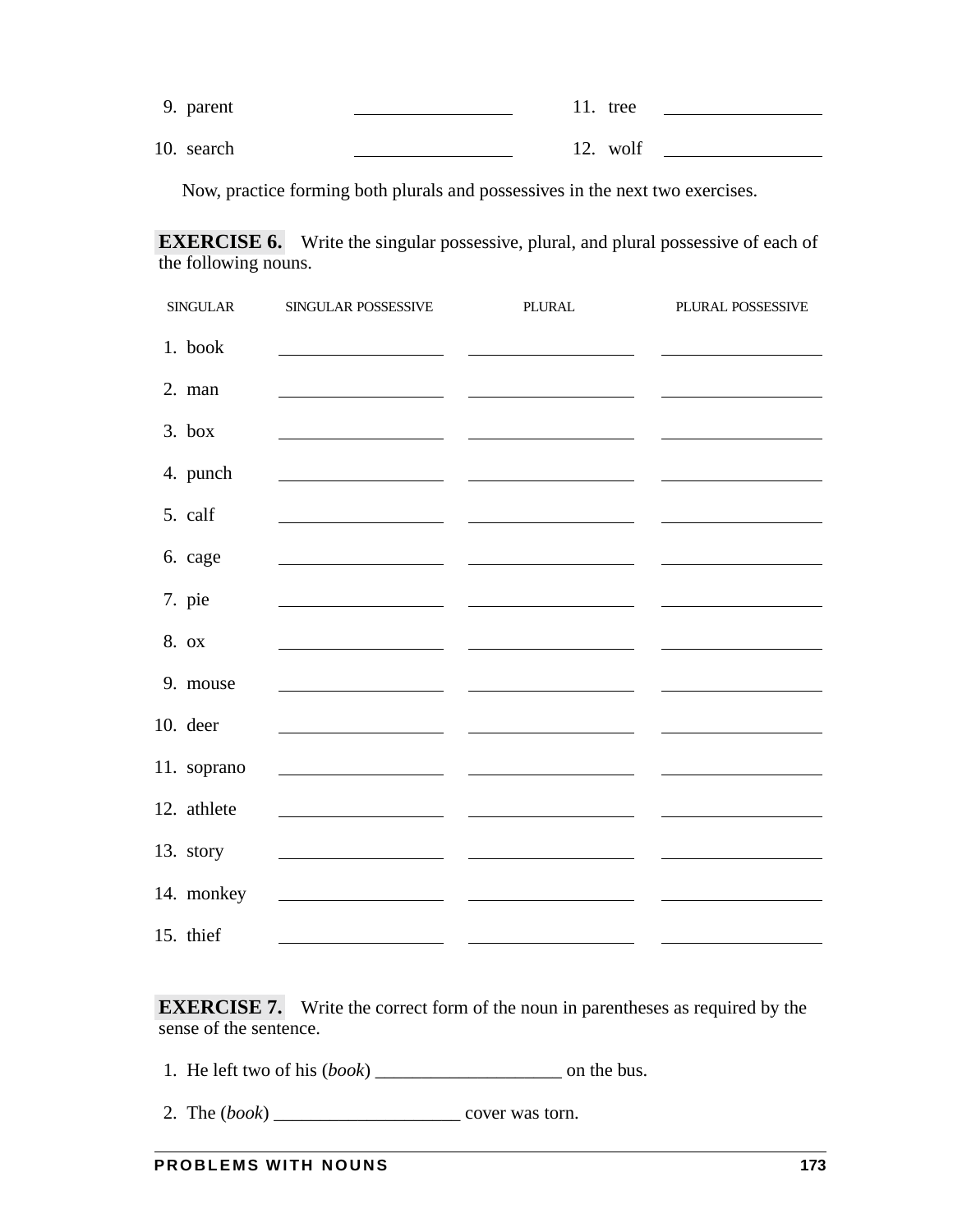| | | | |
|---|---|---|---|
| 9. parent | __________ | 11. tree | __________ |
| 10. search | __________ | 12. wolf | __________ |

Now, practice forming both plurals and possessives in the next two exercises.

**EXERCISE 6.** Write the singular possessive, plural, and plural possessive of each of the following nouns.

| SINGULAR | SINGULAR POSSESSIVE | PLURAL | PLURAL POSSESSIVE |
|---|---|---|---|
| 1. book | __________ | __________ | __________ |
| 2. man | __________ | __________ | __________ |
| 3. box | __________ | __________ | __________ |
| 4. punch | __________ | __________ | __________ |
| 5. calf | __________ | __________ | __________ |
| 6. cage | __________ | __________ | __________ |
| 7. pie | __________ | __________ | __________ |
| 8. ox | __________ | __________ | __________ |
| 9. mouse | __________ | __________ | __________ |
| 10. deer | __________ | __________ | __________ |
| 11. soprano | __________ | __________ | __________ |
| 12. athlete | __________ | __________ | __________ |
| 13. story | __________ | __________ | __________ |
| 14. monkey | __________ | __________ | __________ |
| 15. thief | __________ | __________ | __________ |

**EXERCISE 7.** Write the correct form of the noun in parentheses as required by the sense of the sentence.

1. He left two of his (*book*) ____________________ on the bus.

2. The (*book*) ____________________ cover was torn.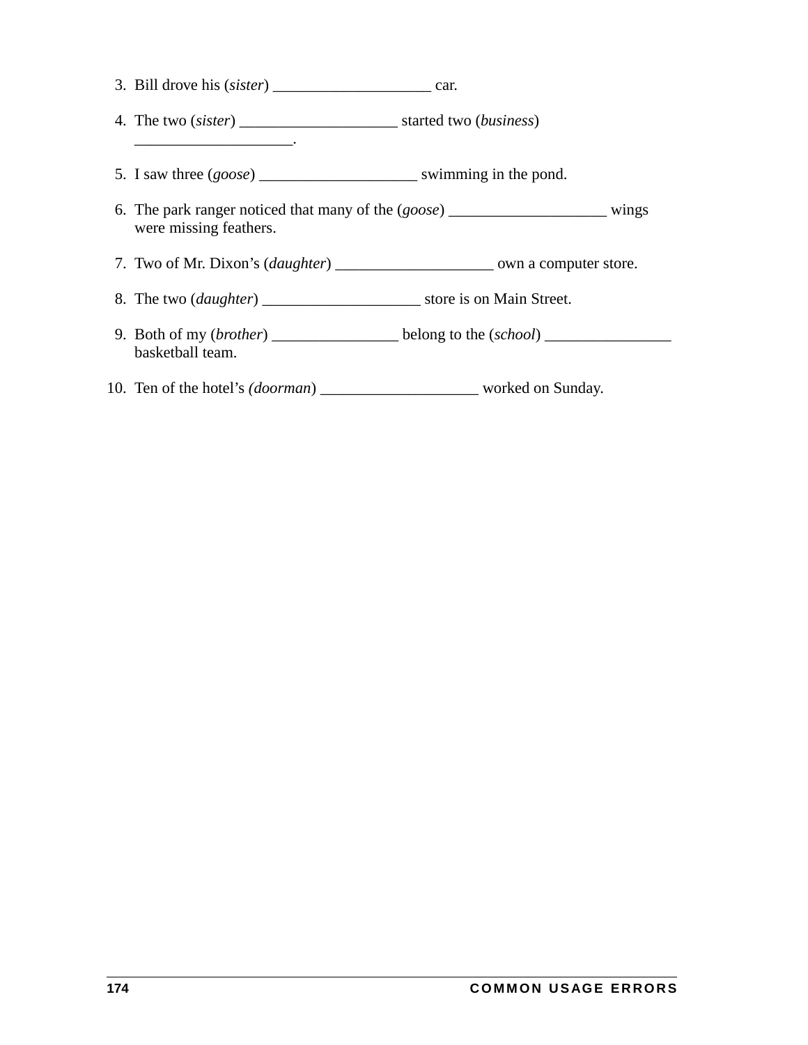3. Bill drove his (*sister*) ____________________ car.

4. The two (*sister*) ____________________ started two (*business*) ____________________.

5. I saw three (*goose*) ____________________ swimming in the pond.

6. The park ranger noticed that many of the (*goose*) ____________________ wings were missing feathers.

7. Two of Mr. Dixon's (*daughter*) ____________________ own a computer store.

8. The two (*daughter*) ____________________ store is on Main Street.

9. Both of my (*brother*) ________________ belong to the (*school*) ________________ basketball team.

10. Ten of the hotel's (*doorman*) ____________________ worked on Sunday.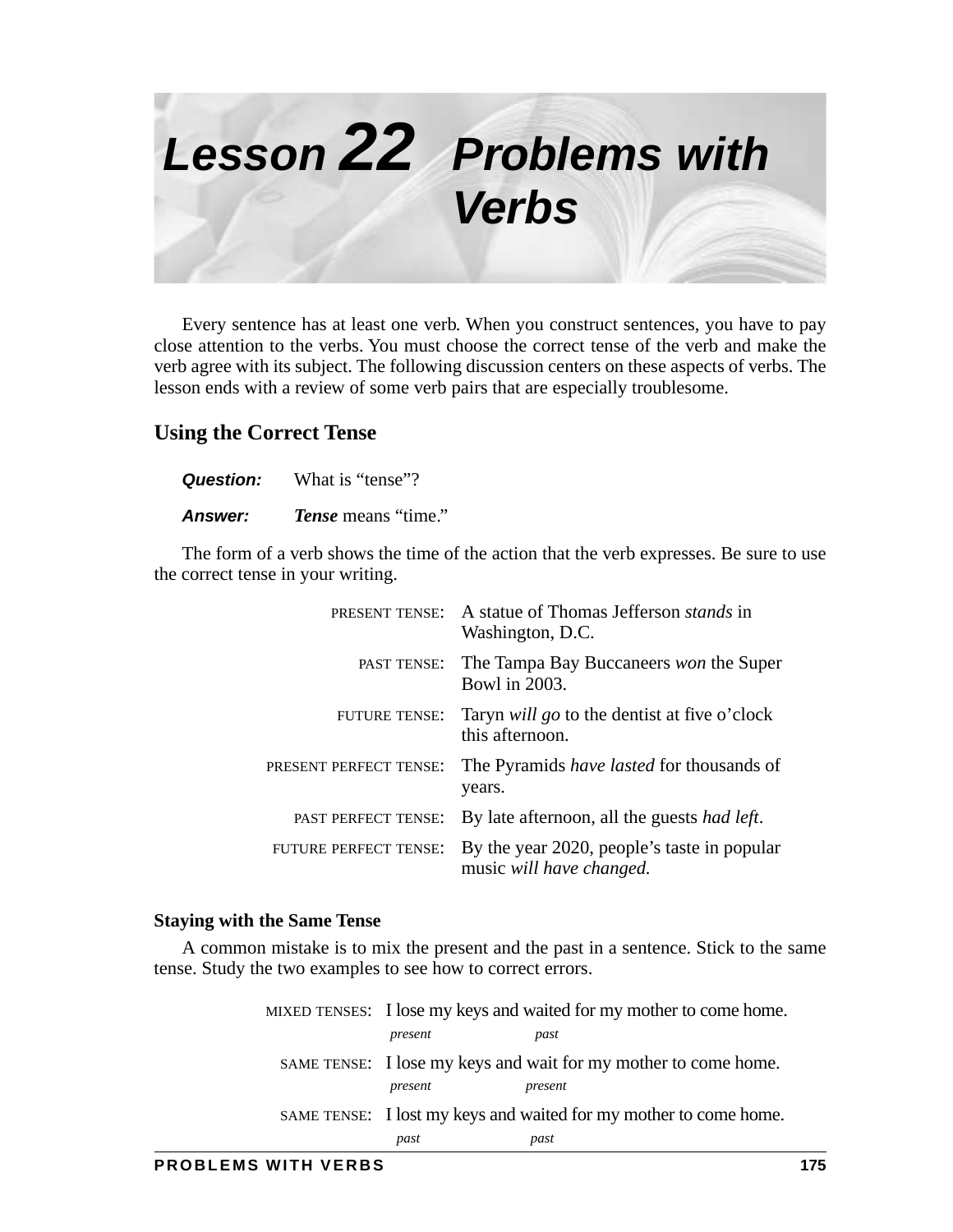# Lesson 22 Problems with Verbs

Every sentence has at least one verb. When you construct sentences, you have to pay close attention to the verbs. You must choose the correct tense of the verb and make the verb agree with its subject. The following discussion centers on these aspects of verbs. The lesson ends with a review of some verb pairs that are especially troublesome.

## Using the Correct Tense

***Question:*** What is "tense"?

***Answer:*** ***Tense*** means "time."

The form of a verb shows the time of the action that the verb expresses. Be sure to use the correct tense in your writing.

PRESENT TENSE: A statue of Thomas Jefferson *stands* in Washington, D.C.

PAST TENSE: The Tampa Bay Buccaneers *won* the Super Bowl in 2003.

FUTURE TENSE: Taryn *will go* to the dentist at five o'clock this afternoon.

PRESENT PERFECT TENSE: The Pyramids *have lasted* for thousands of years.

PAST PERFECT TENSE: By late afternoon, all the guests *had left*.

FUTURE PERFECT TENSE: By the year 2020, people's taste in popular music *will have changed.*

### Staying with the Same Tense

A common mistake is to mix the present and the past in a sentence. Stick to the same tense. Study the two examples to see how to correct errors.

MIXED TENSES: I lose (*present*) my keys and waited (*past*) for my mother to come home.

SAME TENSE: I lose (*present*) my keys and wait (*present*) for my mother to come home.

SAME TENSE: I lost (*past*) my keys and waited (*past*) for my mother to come home.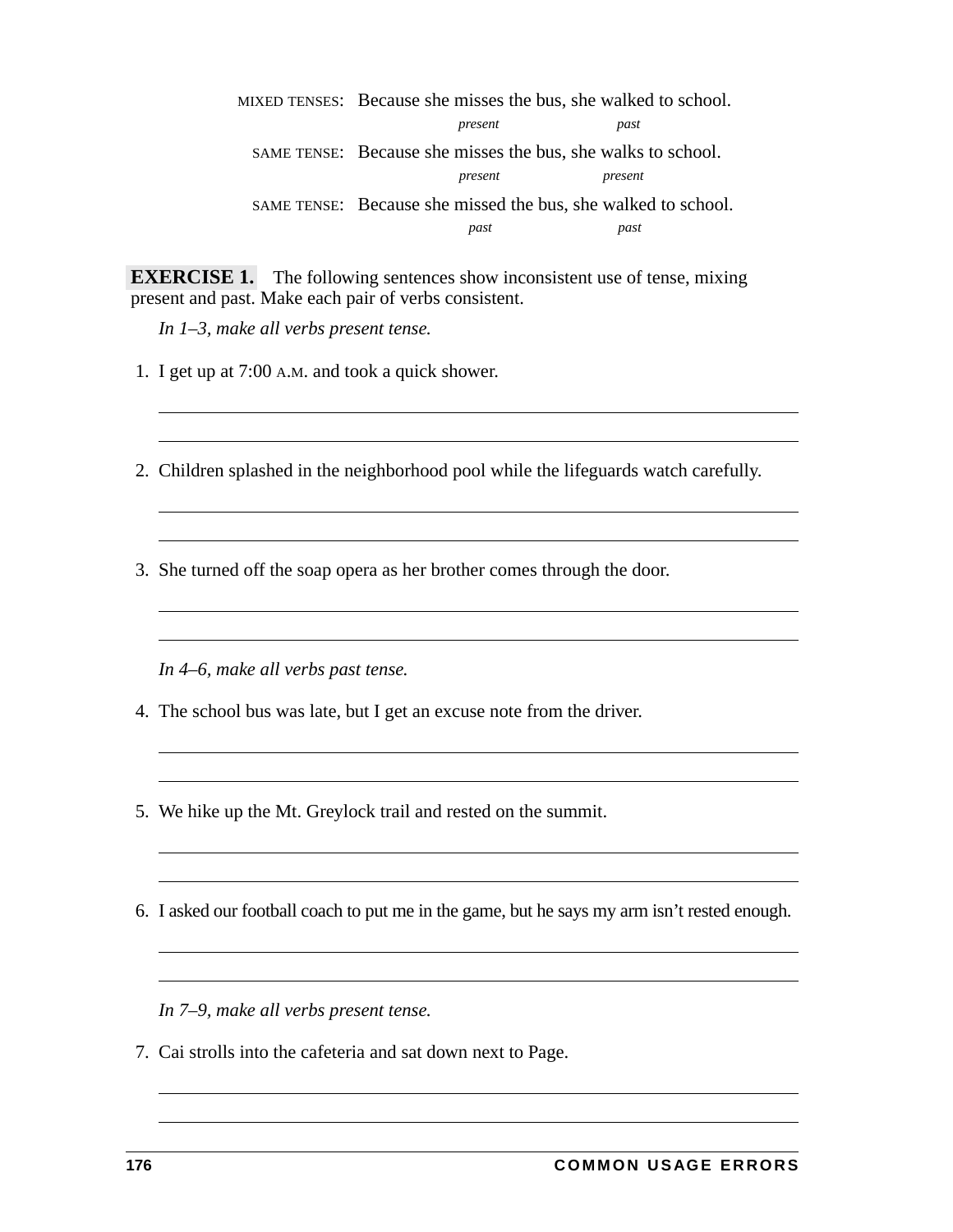MIXED TENSES: Because she misses the bus, she walked to school.
*present* *past*

SAME TENSE: Because she misses the bus, she walks to school.
*present* *present*

SAME TENSE: Because she missed the bus, she walked to school.
*past* *past*

**EXERCISE 1.** The following sentences show inconsistent use of tense, mixing present and past. Make each pair of verbs consistent.

*In 1–3, make all verbs present tense.*

1. I get up at 7:00 A.M. and took a quick shower.

______________________________________________

______________________________________________

2. Children splashed in the neighborhood pool while the lifeguards watch carefully.

______________________________________________

______________________________________________

3. She turned off the soap opera as her brother comes through the door.

______________________________________________

______________________________________________

*In 4–6, make all verbs past tense.*

4. The school bus was late, but I get an excuse note from the driver.

______________________________________________

______________________________________________

5. We hike up the Mt. Greylock trail and rested on the summit.

______________________________________________

______________________________________________

6. I asked our football coach to put me in the game, but he says my arm isn't rested enough.

______________________________________________

______________________________________________

*In 7–9, make all verbs present tense.*

7. Cai strolls into the cafeteria and sat down next to Page.

______________________________________________

______________________________________________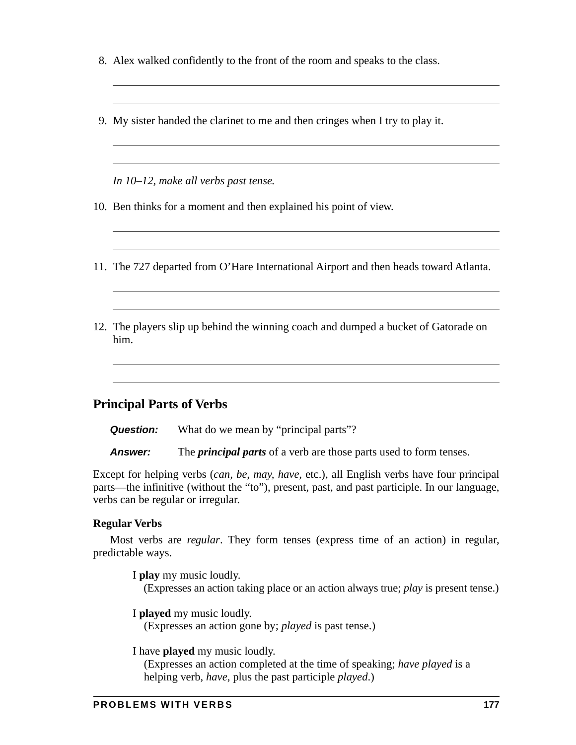8. Alex walked confidently to the front of the room and speaks to the class.

9. My sister handed the clarinet to me and then cringes when I try to play it.

*In 10–12, make all verbs past tense.*

10. Ben thinks for a moment and then explained his point of view.

11. The 727 departed from O'Hare International Airport and then heads toward Atlanta.

12. The players slip up behind the winning coach and dumped a bucket of Gatorade on him.

## Principal Parts of Verbs

***Question:*** What do we mean by "principal parts"?

***Answer:*** The ***principal parts*** of a verb are those parts used to form tenses.

Except for helping verbs (*can*, *be, may, have*, etc.), all English verbs have four principal parts—the infinitive (without the "to"), present, past, and past participle. In our language, verbs can be regular or irregular.

### Regular Verbs

Most verbs are *regular*. They form tenses (express time of an action) in regular, predictable ways.

I **play** my music loudly.
(Expresses an action taking place or an action always true; *play* is present tense.)

I **played** my music loudly.
(Expresses an action gone by; *played* is past tense.)

I have **played** my music loudly.
(Expresses an action completed at the time of speaking; *have played* is a helping verb, *have*, plus the past participle *played*.)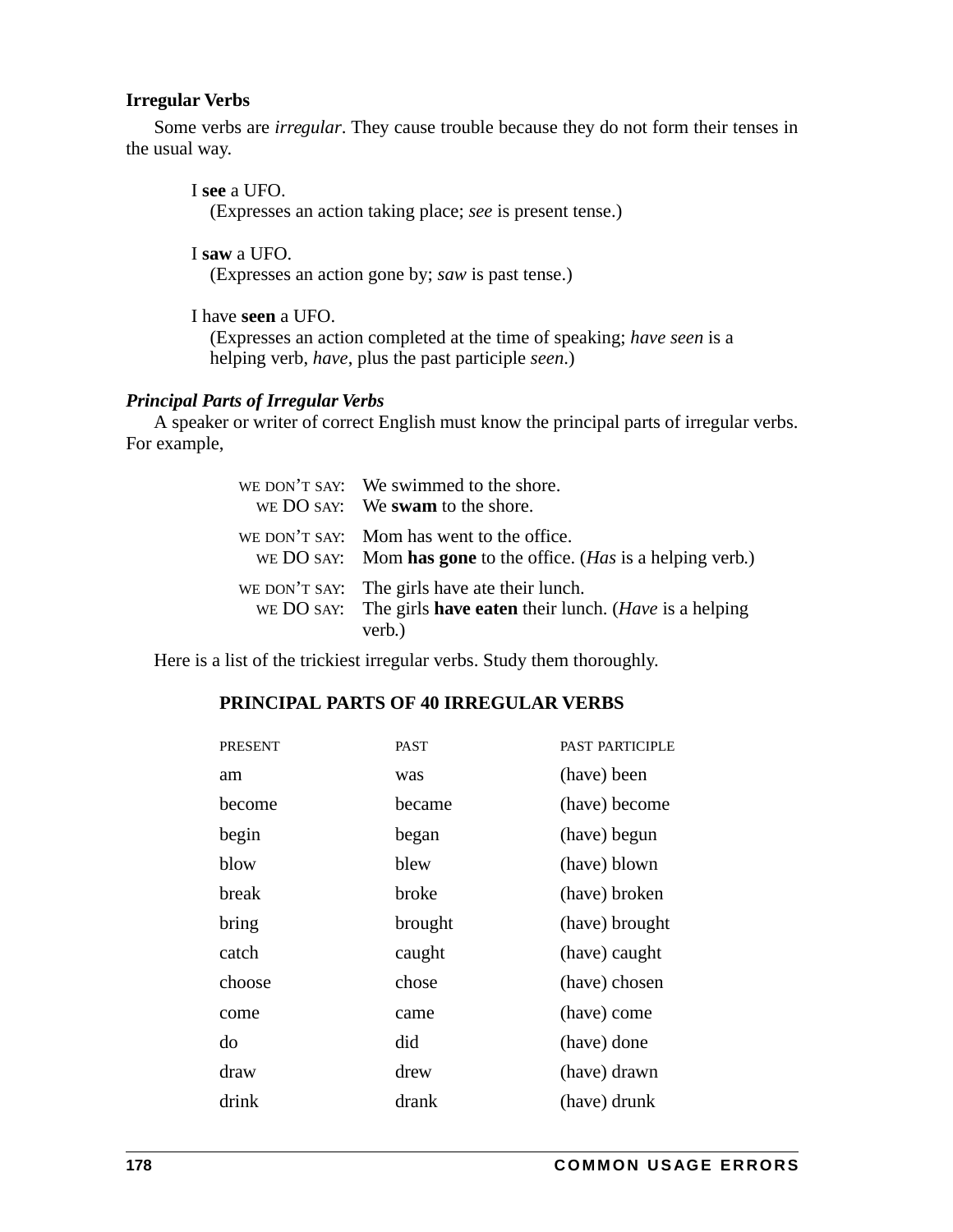### Irregular Verbs

Some verbs are *irregular*. They cause trouble because they do not form their tenses in the usual way.

> I **see** a UFO.
> (Expresses an action taking place; *see* is present tense.)
>
> I **saw** a UFO.
> (Expresses an action gone by; *saw* is past tense.)
>
> I have **seen** a UFO.
> (Expresses an action completed at the time of speaking; *have seen* is a helping verb, *have*, plus the past participle *seen*.)

#### *Principal Parts of Irregular Verbs*

A speaker or writer of correct English must know the principal parts of irregular verbs. For example,

WE DON'T SAY: We swimmed to the shore.
WE DO SAY: We **swam** to the shore.

WE DON'T SAY: Mom has went to the office.
WE DO SAY: Mom **has gone** to the office. (*Has* is a helping verb.)

WE DON'T SAY: The girls have ate their lunch.
WE DO SAY: The girls **have eaten** their lunch. (*Have* is a helping verb.)

Here is a list of the trickiest irregular verbs. Study them thoroughly.

**PRINCIPAL PARTS OF 40 IRREGULAR VERBS**

| PRESENT | PAST | PAST PARTICIPLE |
|---|---|---|
| am | was | (have) been |
| become | became | (have) become |
| begin | began | (have) begun |
| blow | blew | (have) blown |
| break | broke | (have) broken |
| bring | brought | (have) brought |
| catch | caught | (have) caught |
| choose | chose | (have) chosen |
| come | came | (have) come |
| do | did | (have) done |
| draw | drew | (have) drawn |
| drink | drank | (have) drunk |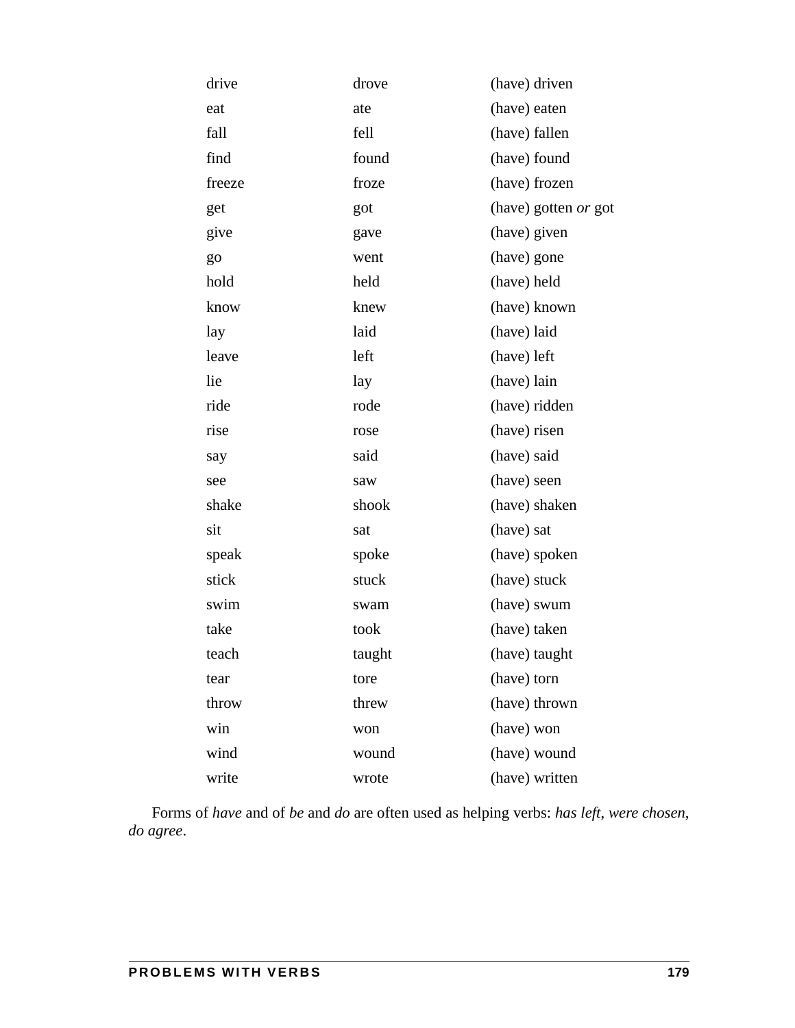| | | |
|---|---|---|
| drive | drove | (have) driven |
| eat | ate | (have) eaten |
| fall | fell | (have) fallen |
| find | found | (have) found |
| freeze | froze | (have) frozen |
| get | got | (have) gotten *or* got |
| give | gave | (have) given |
| go | went | (have) gone |
| hold | held | (have) held |
| know | knew | (have) known |
| lay | laid | (have) laid |
| leave | left | (have) left |
| lie | lay | (have) lain |
| ride | rode | (have) ridden |
| rise | rose | (have) risen |
| say | said | (have) said |
| see | saw | (have) seen |
| shake | shook | (have) shaken |
| sit | sat | (have) sat |
| speak | spoke | (have) spoken |
| stick | stuck | (have) stuck |
| swim | swam | (have) swum |
| take | took | (have) taken |
| teach | taught | (have) taught |
| tear | tore | (have) torn |
| throw | threw | (have) thrown |
| win | won | (have) won |
| wind | wound | (have) wound |
| write | wrote | (have) written |

Forms of *have* and of *be* and *do* are often used as helping verbs: *has left*, *were chosen*, *do agree*.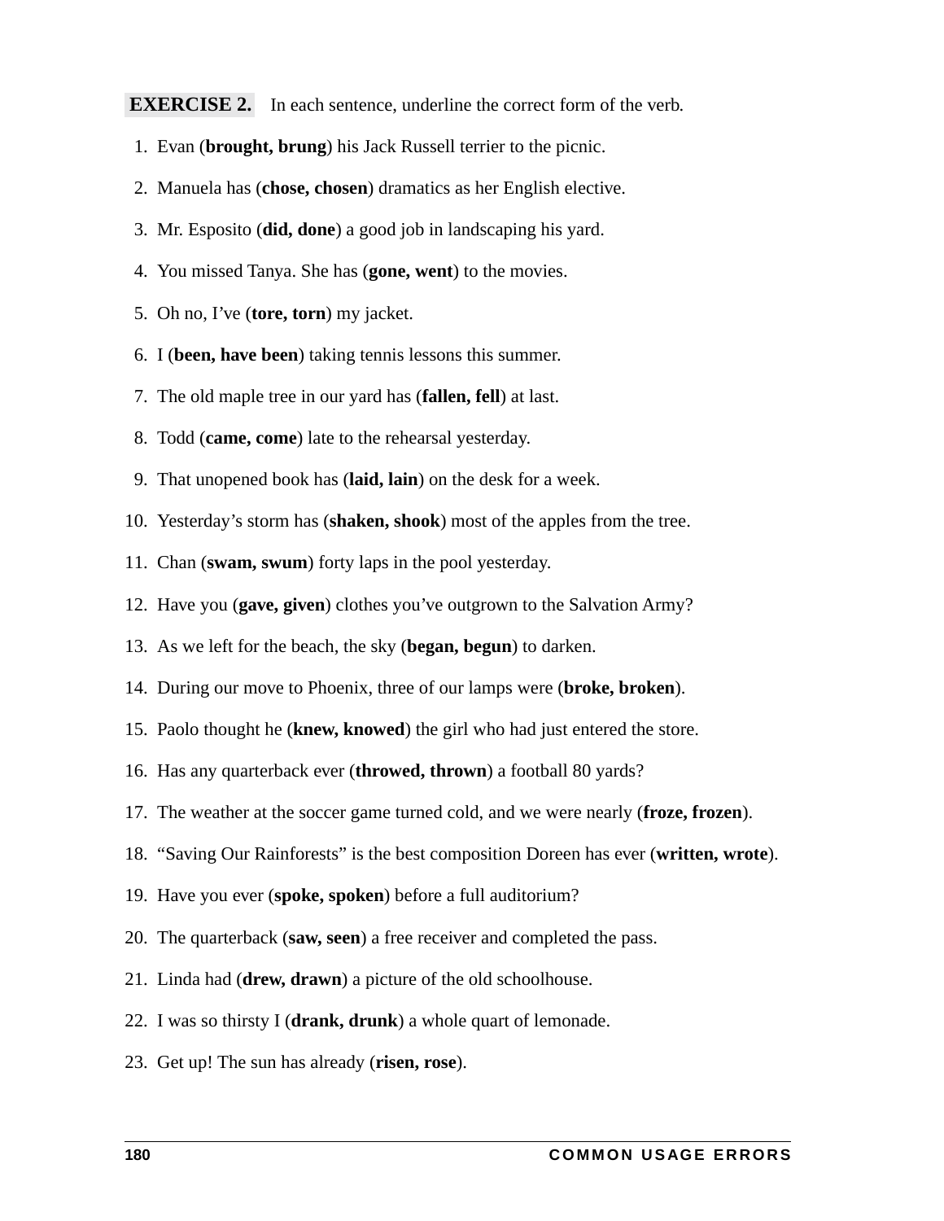**EXERCISE 2.** In each sentence, underline the correct form of the verb.

1. Evan (**brought, brung**) his Jack Russell terrier to the picnic.
2. Manuela has (**chose, chosen**) dramatics as her English elective.
3. Mr. Esposito (**did, done**) a good job in landscaping his yard.
4. You missed Tanya. She has (**gone, went**) to the movies.
5. Oh no, I've (**tore, torn**) my jacket.
6. I (**been, have been**) taking tennis lessons this summer.
7. The old maple tree in our yard has (**fallen, fell**) at last.
8. Todd (**came, come**) late to the rehearsal yesterday.
9. That unopened book has (**laid, lain**) on the desk for a week.
10. Yesterday's storm has (**shaken, shook**) most of the apples from the tree.
11. Chan (**swam, swum**) forty laps in the pool yesterday.
12. Have you (**gave, given**) clothes you've outgrown to the Salvation Army?
13. As we left for the beach, the sky (**began, begun**) to darken.
14. During our move to Phoenix, three of our lamps were (**broke, broken**).
15. Paolo thought he (**knew, knowed**) the girl who had just entered the store.
16. Has any quarterback ever (**throwed, thrown**) a football 80 yards?
17. The weather at the soccer game turned cold, and we were nearly (**froze, frozen**).
18. "Saving Our Rainforests" is the best composition Doreen has ever (**written, wrote**).
19. Have you ever (**spoke, spoken**) before a full auditorium?
20. The quarterback (**saw, seen**) a free receiver and completed the pass.
21. Linda had (**drew, drawn**) a picture of the old schoolhouse.
22. I was so thirsty I (**drank, drunk**) a whole quart of lemonade.
23. Get up! The sun has already (**risen, rose**).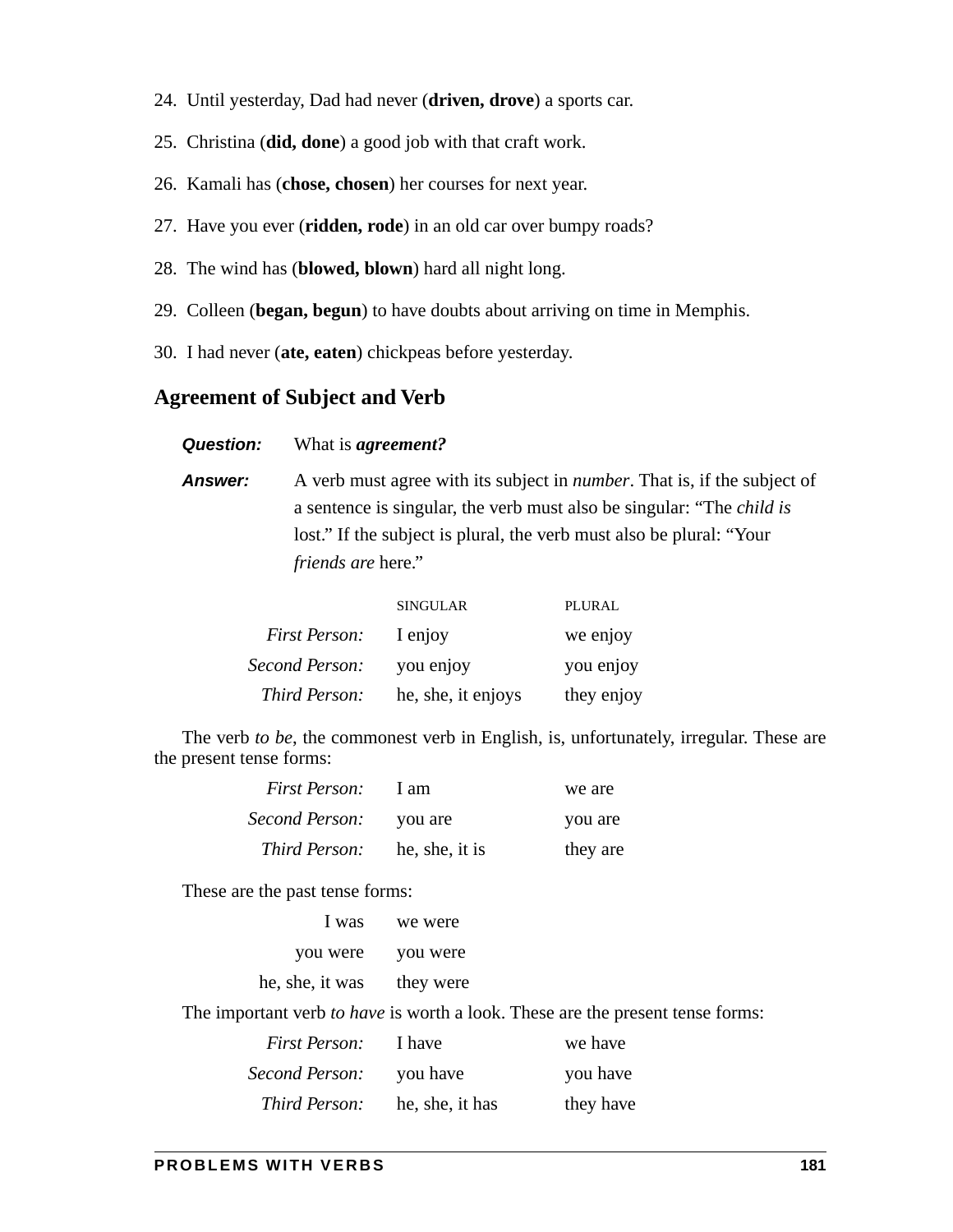24. Until yesterday, Dad had never (**driven, drove**) a sports car.

25. Christina (**did, done**) a good job with that craft work.

26. Kamali has (**chose, chosen**) her courses for next year.

27. Have you ever (**ridden, rode**) in an old car over bumpy roads?

28. The wind has (**blowed, blown**) hard all night long.

29. Colleen (**began, begun**) to have doubts about arriving on time in Memphis.

30. I had never (**ate, eaten**) chickpeas before yesterday.

## Agreement of Subject and Verb

***Question:*** What is ***agreement?***

***Answer:*** A verb must agree with its subject in *number*. That is, if the subject of a sentence is singular, the verb must also be singular: "The *child is* lost." If the subject is plural, the verb must also be plural: "Your *friends are* here."

| | SINGULAR | PLURAL |
|---|---|---|
| *First Person:* | I enjoy | we enjoy |
| *Second Person:* | you enjoy | you enjoy |
| *Third Person:* | he, she, it enjoys | they enjoy |

The verb *to be*, the commonest verb in English, is, unfortunately, irregular. These are the present tense forms:

| | | |
|---|---|---|
| *First Person:* | I am | we are |
| *Second Person:* | you are | you are |
| *Third Person:* | he, she, it is | they are |

These are the past tense forms:

| | |
|---|---|
| I was | we were |
| you were | you were |
| he, she, it was | they were |

The important verb *to have* is worth a look. These are the present tense forms:

| | | |
|---|---|---|
| *First Person:* | I have | we have |
| *Second Person:* | you have | you have |
| *Third Person:* | he, she, it has | they have |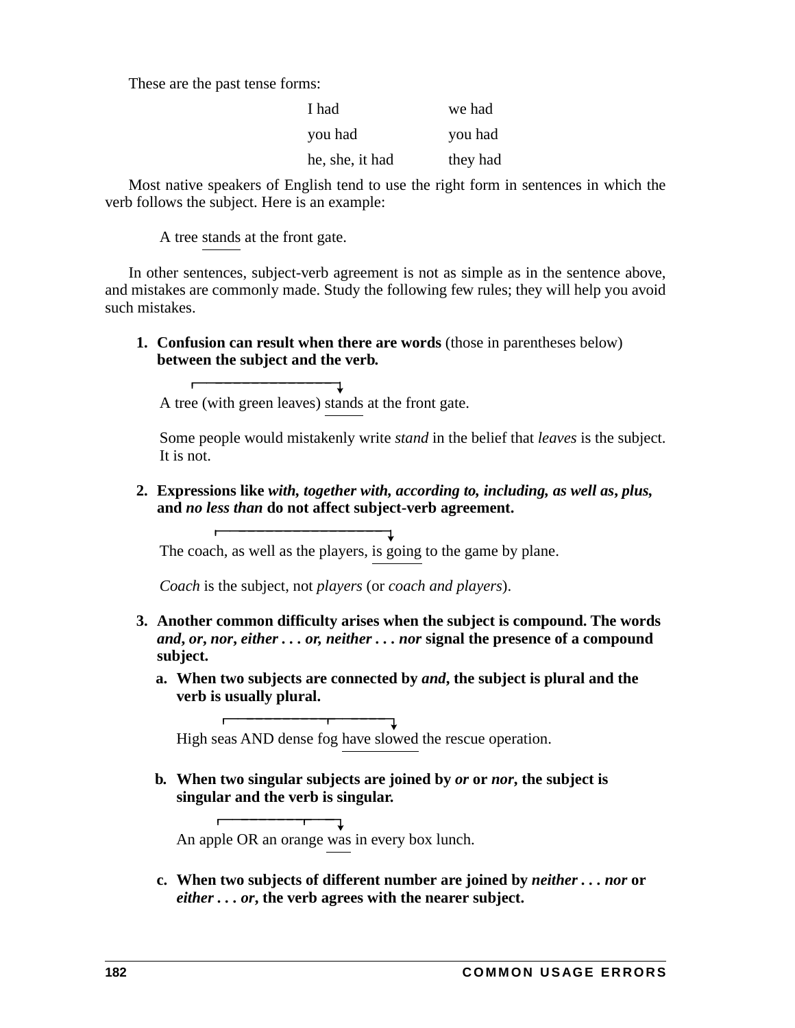These are the past tense forms:

| | |
|---|---|
| I had | we had |
| you had | you had |
| he, she, it had | they had |

Most native speakers of English tend to use the right form in sentences in which the verb follows the subject. Here is an example:

> A tree stands at the front gate.

In other sentences, subject-verb agreement is not as simple as in the sentence above, and mistakes are commonly made. Study the following few rules; they will help you avoid such mistakes.

1. **Confusion can result when there are words** (those in parentheses below) **between the subject and the verb.**

   A tree (with green leaves) stands at the front gate.

   Some people would mistakenly write *stand* in the belief that *leaves* is the subject. It is not.

2. **Expressions like *with, together with, according to, including, as well as, plus,* and *no less than* do not affect subject-verb agreement.**

   The coach, as well as the players, is going to the game by plane.

   *Coach* is the subject, not *players* (or *coach and players*).

3. **Another common difficulty arises when the subject is compound. The words *and, or, nor, either . . . or, neither . . . nor* signal the presence of a compound subject.**

   a. **When two subjects are connected by *and*, the subject is plural and the verb is usually plural.**

      High seas AND dense fog have slowed the rescue operation.

   b. **When two singular subjects are joined by *or* or *nor*, the subject is singular and the verb is singular.**

      An apple OR an orange was in every box lunch.

   c. **When two subjects of different number are joined by *neither . . . nor* or *either . . . or*, the verb agrees with the nearer subject.**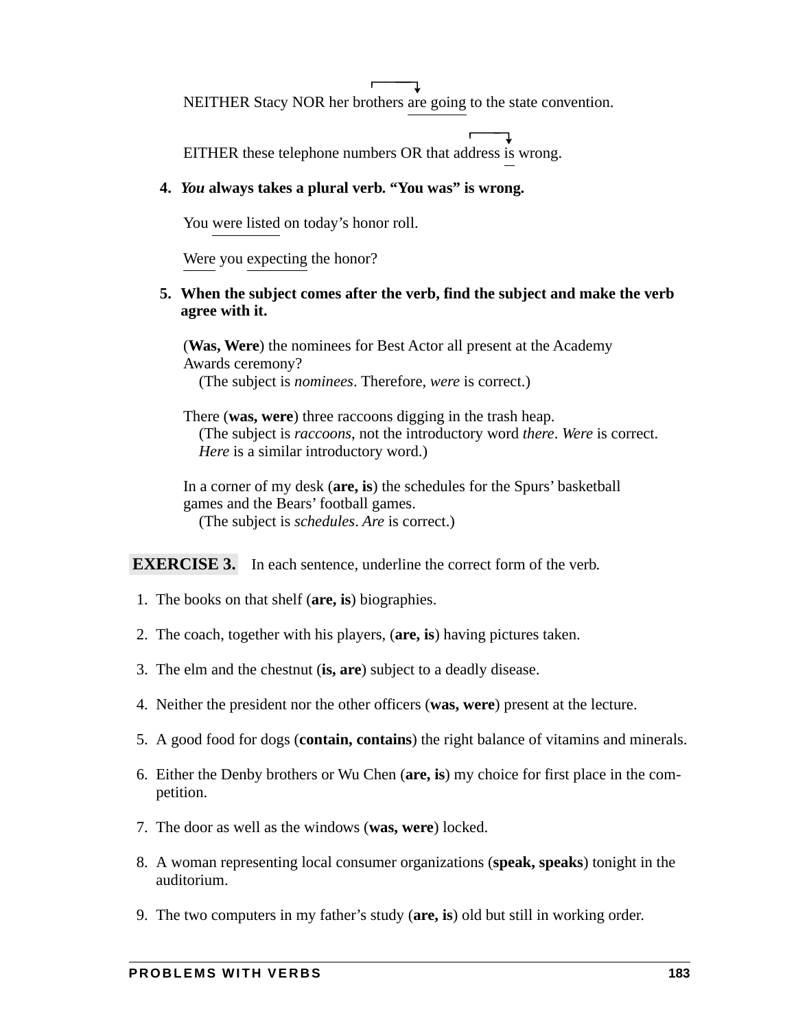NEITHER Stacy NOR her brothers are going to the state convention.

EITHER these telephone numbers OR that address is wrong.

4. ***You* always takes a plural verb. "You was" is wrong.**

   You were listed on today's honor roll.

   Were you expecting the honor?

5. **When the subject comes after the verb, find the subject and make the verb agree with it.**

   (**Was, Were**) the nominees for Best Actor all present at the Academy Awards ceremony?
   (The subject is *nominees*. Therefore, *were* is correct.)

   There (**was, were**) three raccoons digging in the trash heap.
   (The subject is *raccoons*, not the introductory word *there*. *Were* is correct. *Here* is a similar introductory word.)

   In a corner of my desk (**are, is**) the schedules for the Spurs' basketball games and the Bears' football games.
   (The subject is *schedules*. *Are* is correct.)

**EXERCISE 3.** In each sentence, underline the correct form of the verb.

1. The books on that shelf (**are, is**) biographies.
2. The coach, together with his players, (**are, is**) having pictures taken.
3. The elm and the chestnut (**is, are**) subject to a deadly disease.
4. Neither the president nor the other officers (**was, were**) present at the lecture.
5. A good food for dogs (**contain, contains**) the right balance of vitamins and minerals.
6. Either the Denby brothers or Wu Chen (**are, is**) my choice for first place in the competition.
7. The door as well as the windows (**was, were**) locked.
8. A woman representing local consumer organizations (**speak, speaks**) tonight in the auditorium.
9. The two computers in my father's study (**are, is**) old but still in working order.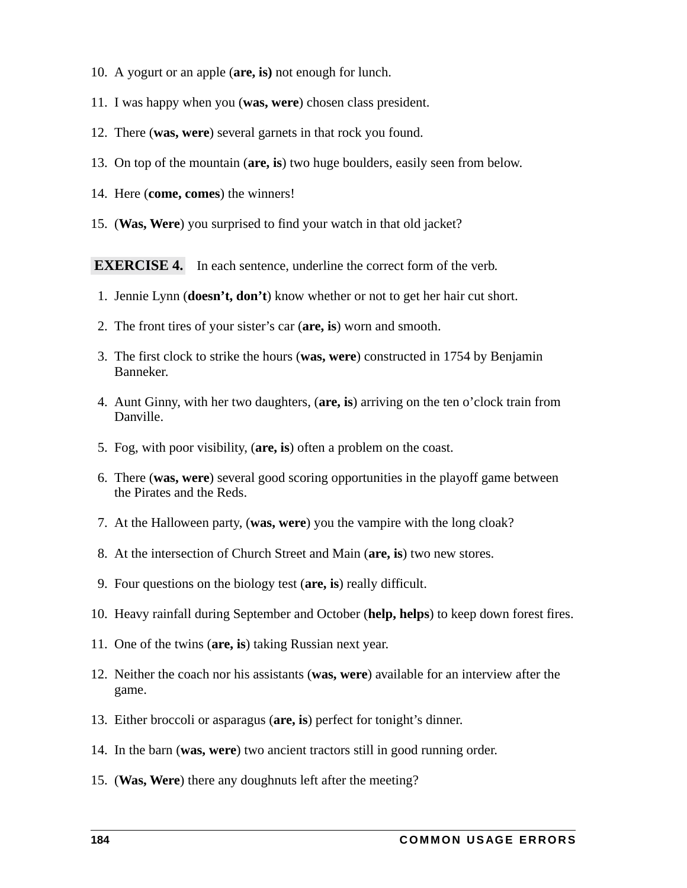10. A yogurt or an apple (**are, is)** not enough for lunch.

11. I was happy when you (**was, were**) chosen class president.

12. There (**was, were**) several garnets in that rock you found.

13. On top of the mountain (**are, is**) two huge boulders, easily seen from below.

14. Here (**come, comes**) the winners!

15. (**Was, Were**) you surprised to find your watch in that old jacket?

**EXERCISE 4.** In each sentence, underline the correct form of the verb.

1. Jennie Lynn (**doesn't, don't**) know whether or not to get her hair cut short.
2. The front tires of your sister's car (**are, is**) worn and smooth.
3. The first clock to strike the hours (**was, were**) constructed in 1754 by Benjamin Banneker.
4. Aunt Ginny, with her two daughters, (**are, is**) arriving on the ten o'clock train from Danville.
5. Fog, with poor visibility, (**are, is**) often a problem on the coast.
6. There (**was, were**) several good scoring opportunities in the playoff game between the Pirates and the Reds.
7. At the Halloween party, (**was, were**) you the vampire with the long cloak?
8. At the intersection of Church Street and Main (**are, is**) two new stores.
9. Four questions on the biology test (**are, is**) really difficult.
10. Heavy rainfall during September and October (**help, helps**) to keep down forest fires.
11. One of the twins (**are, is**) taking Russian next year.
12. Neither the coach nor his assistants (**was, were**) available for an interview after the game.
13. Either broccoli or asparagus (**are, is**) perfect for tonight's dinner.
14. In the barn (**was, were**) two ancient tractors still in good running order.
15. (**Was, Were**) there any doughnuts left after the meeting?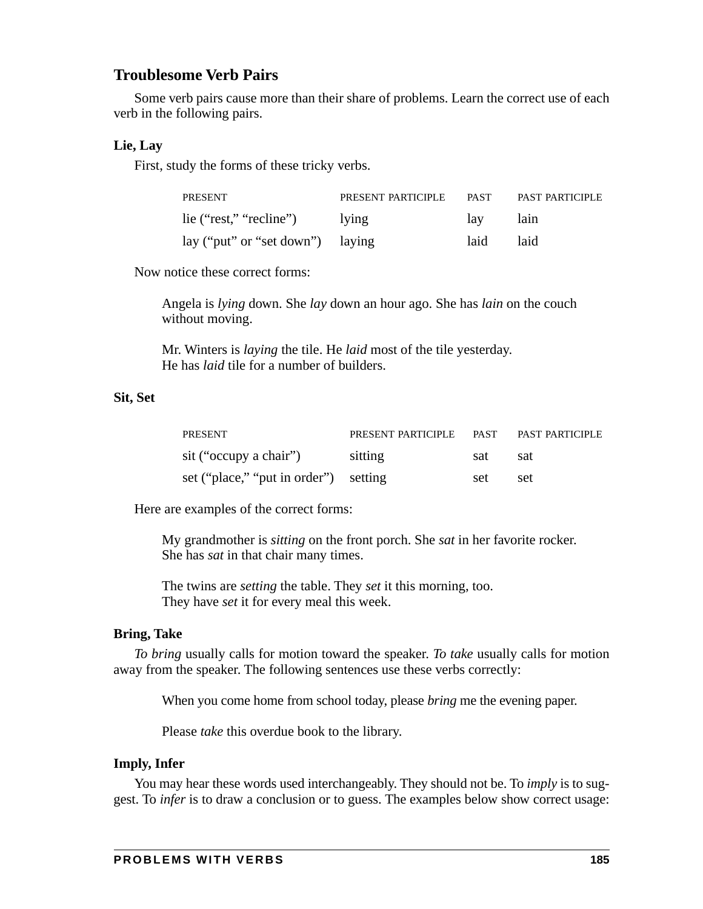## Troublesome Verb Pairs

Some verb pairs cause more than their share of problems. Learn the correct use of each verb in the following pairs.

### Lie, Lay

First, study the forms of these tricky verbs.

| PRESENT | PRESENT PARTICIPLE | PAST | PAST PARTICIPLE |
|---|---|---|---|
| lie ("rest," "recline") | lying | lay | lain |
| lay ("put" or "set down") | laying | laid | laid |

Now notice these correct forms:

> Angela is *lying* down. She *lay* down an hour ago. She has *lain* on the couch without moving.
>
> Mr. Winters is *laying* the tile. He *laid* most of the tile yesterday. He has *laid* tile for a number of builders.

### Sit, Set

| PRESENT | PRESENT PARTICIPLE | PAST | PAST PARTICIPLE |
|---|---|---|---|
| sit ("occupy a chair") | sitting | sat | sat |
| set ("place," "put in order") | setting | set | set |

Here are examples of the correct forms:

> My grandmother is *sitting* on the front porch. She *sat* in her favorite rocker. She has *sat* in that chair many times.
>
> The twins are *setting* the table. They *set* it this morning, too. They have *set* it for every meal this week.

### Bring, Take

*To bring* usually calls for motion toward the speaker. *To take* usually calls for motion away from the speaker. The following sentences use these verbs correctly:

> When you come home from school today, please *bring* me the evening paper.
>
> Please *take* this overdue book to the library.

### Imply, Infer

You may hear these words used interchangeably. They should not be. To *imply* is to suggest. To *infer* is to draw a conclusion or to guess. The examples below show correct usage: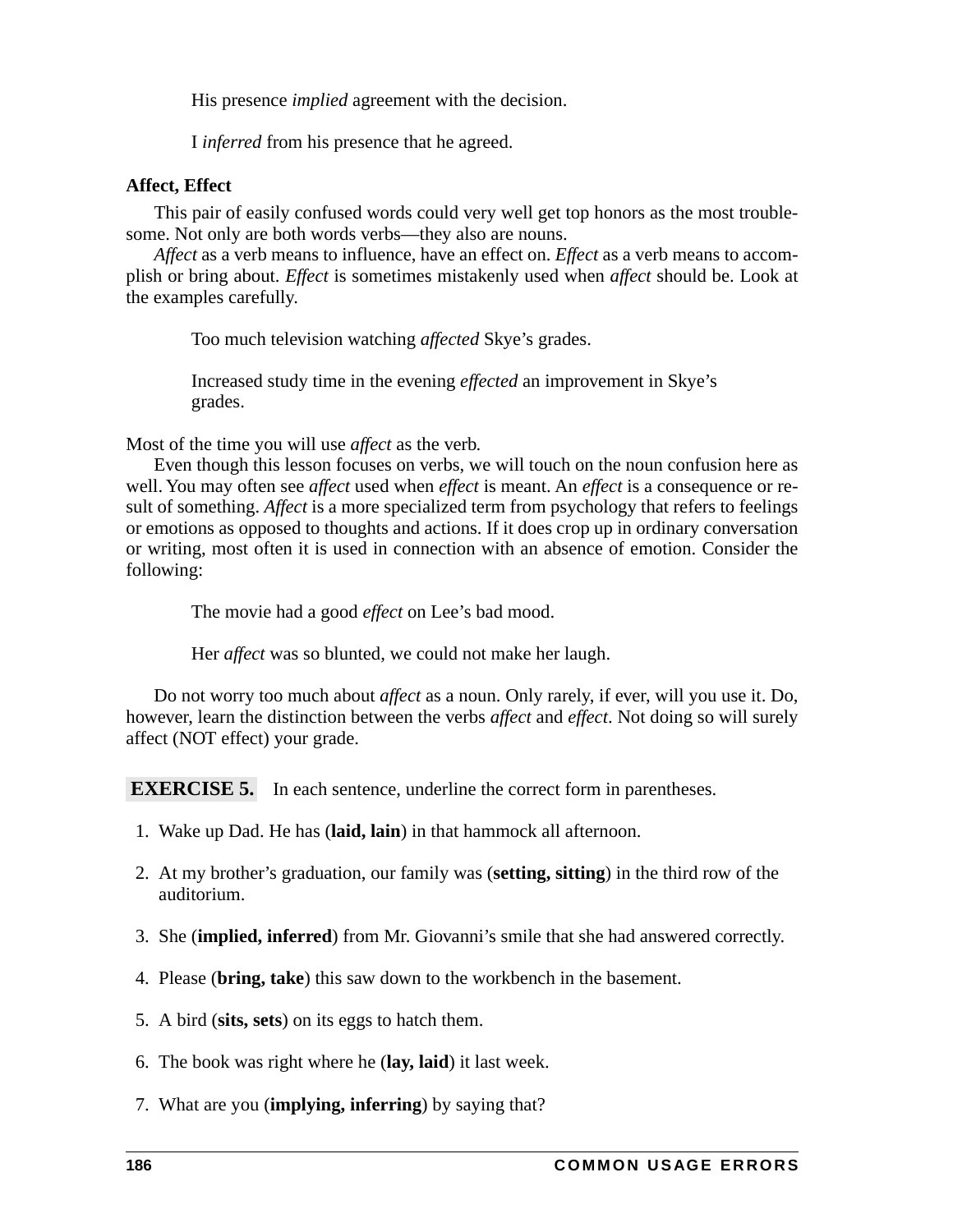His presence *implied* agreement with the decision.

I *inferred* from his presence that he agreed.

**Affect, Effect**

This pair of easily confused words could very well get top honors as the most troublesome. Not only are both words verbs—they also are nouns.

*Affect* as a verb means to influence, have an effect on. *Effect* as a verb means to accomplish or bring about. *Effect* is sometimes mistakenly used when *affect* should be. Look at the examples carefully.

Too much television watching *affected* Skye's grades.

Increased study time in the evening *effected* an improvement in Skye's grades.

Most of the time you will use *affect* as the verb.

Even though this lesson focuses on verbs, we will touch on the noun confusion here as well. You may often see *affect* used when *effect* is meant. An *effect* is a consequence or result of something. *Affect* is a more specialized term from psychology that refers to feelings or emotions as opposed to thoughts and actions. If it does crop up in ordinary conversation or writing, most often it is used in connection with an absence of emotion. Consider the following:

The movie had a good *effect* on Lee's bad mood.

Her *affect* was so blunted, we could not make her laugh.

Do not worry too much about *affect* as a noun. Only rarely, if ever, will you use it. Do, however, learn the distinction between the verbs *affect* and *effect*. Not doing so will surely affect (NOT effect) your grade.

**EXERCISE 5.** In each sentence, underline the correct form in parentheses.

1. Wake up Dad. He has (**laid, lain**) in that hammock all afternoon.
2. At my brother's graduation, our family was (**setting, sitting**) in the third row of the auditorium.
3. She (**implied, inferred**) from Mr. Giovanni's smile that she had answered correctly.
4. Please (**bring, take**) this saw down to the workbench in the basement.
5. A bird (**sits, sets**) on its eggs to hatch them.
6. The book was right where he (**lay, laid**) it last week.
7. What are you (**implying, inferring**) by saying that?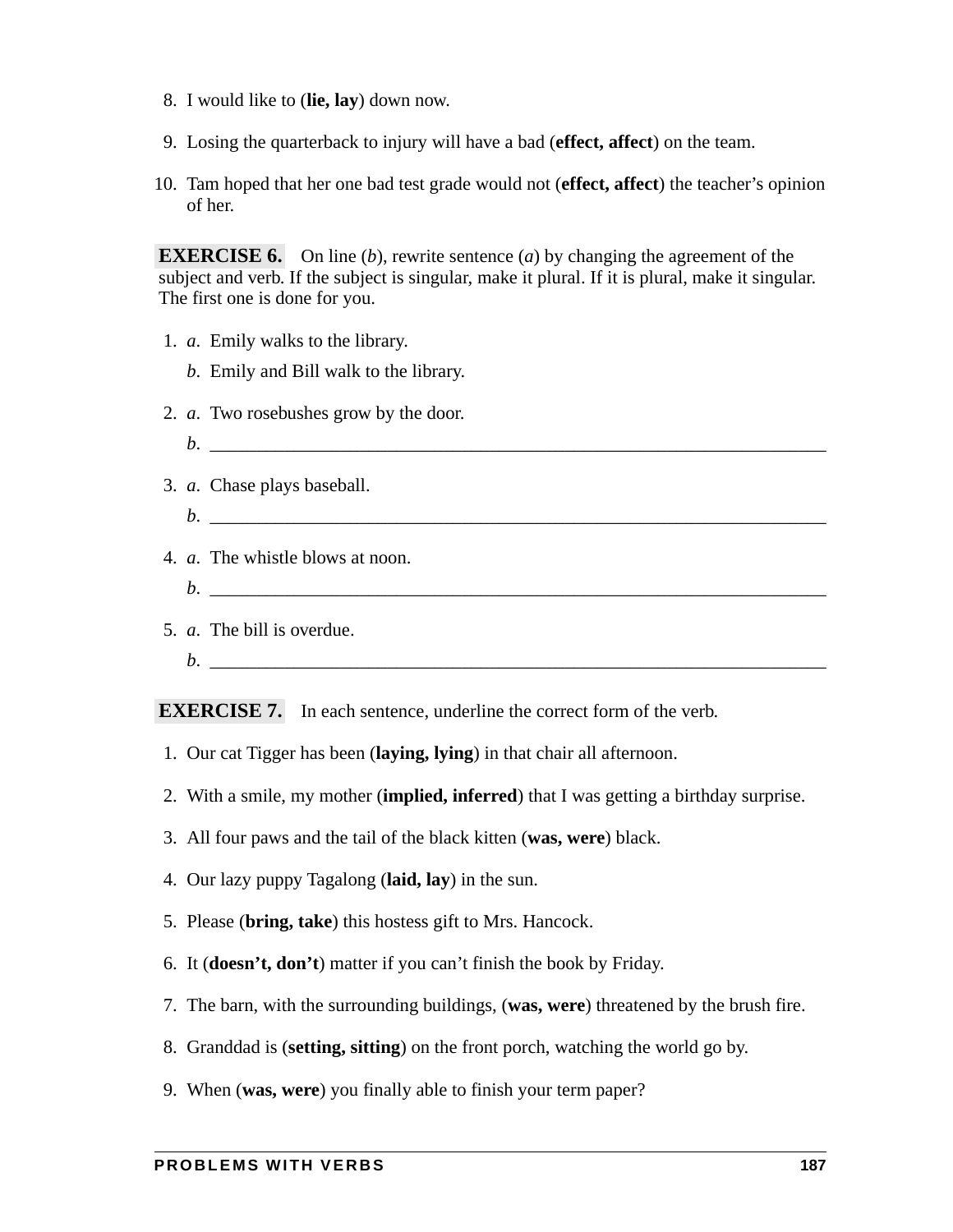8. I would like to (**lie, lay**) down now.

9. Losing the quarterback to injury will have a bad (**effect, affect**) on the team.

10. Tam hoped that her one bad test grade would not (**effect, affect**) the teacher's opinion of her.

**EXERCISE 6.** On line (*b*), rewrite sentence (*a*) by changing the agreement of the subject and verb. If the subject is singular, make it plural. If it is plural, make it singular. The first one is done for you.

1. *a*. Emily walks to the library.

   *b*. Emily and Bill walk to the library.

2. *a*. Two rosebushes grow by the door.

   *b*. ______________________________________________________________________

3. *a*. Chase plays baseball.

   *b*. ______________________________________________________________________

4. *a*. The whistle blows at noon.

   *b*. ______________________________________________________________________

5. *a*. The bill is overdue.

   *b*. ______________________________________________________________________

**EXERCISE 7.** In each sentence, underline the correct form of the verb.

1. Our cat Tigger has been (**laying, lying**) in that chair all afternoon.

2. With a smile, my mother (**implied, inferred**) that I was getting a birthday surprise.

3. All four paws and the tail of the black kitten (**was, were**) black.

4. Our lazy puppy Tagalong (**laid, lay**) in the sun.

5. Please (**bring, take**) this hostess gift to Mrs. Hancock.

6. It (**doesn't, don't**) matter if you can't finish the book by Friday.

7. The barn, with the surrounding buildings, (**was, were**) threatened by the brush fire.

8. Granddad is (**setting, sitting**) on the front porch, watching the world go by.

9. When (**was, were**) you finally able to finish your term paper?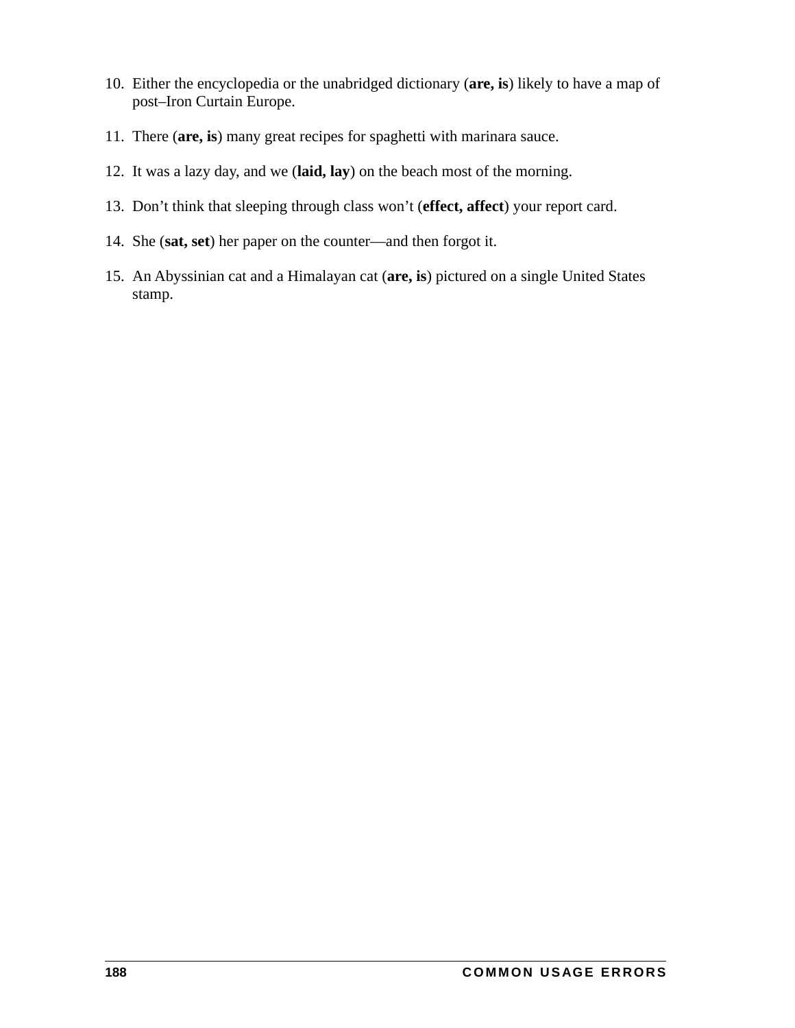10. Either the encyclopedia or the unabridged dictionary (**are, is**) likely to have a map of post–Iron Curtain Europe.
11. There (**are, is**) many great recipes for spaghetti with marinara sauce.
12. It was a lazy day, and we (**laid, lay**) on the beach most of the morning.
13. Don’t think that sleeping through class won’t (**effect, affect**) your report card.
14. She (**sat, set**) her paper on the counter—and then forgot it.
15. An Abyssinian cat and a Himalayan cat (**are, is**) pictured on a single United States stamp.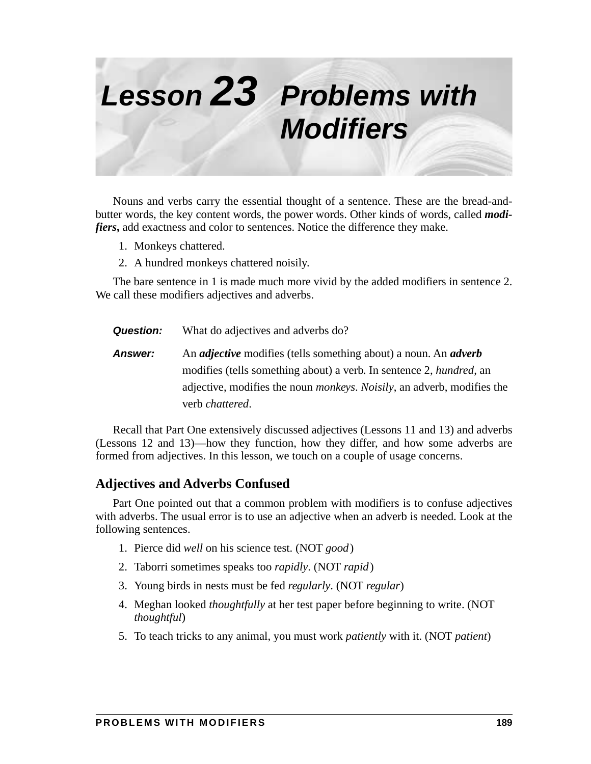# Lesson 23 Problems with Modifiers

Nouns and verbs carry the essential thought of a sentence. These are the bread-and-butter words, the key content words, the power words. Other kinds of words, called ***modifiers,*** add exactness and color to sentences. Notice the difference they make.

1. Monkeys chattered.
2. A hundred monkeys chattered noisily.

The bare sentence in 1 is made much more vivid by the added modifiers in sentence 2. We call these modifiers adjectives and adverbs.

***Question:*** What do adjectives and adverbs do?

***Answer:*** An ***adjective*** modifies (tells something about) a noun. An ***adverb*** modifies (tells something about) a verb. In sentence 2, *hundred*, an adjective, modifies the noun *monkeys*. *Noisily*, an adverb, modifies the verb *chattered*.

Recall that Part One extensively discussed adjectives (Lessons 11 and 13) and adverbs (Lessons 12 and 13)—how they function, how they differ, and how some adverbs are formed from adjectives. In this lesson, we touch on a couple of usage concerns.

## Adjectives and Adverbs Confused

Part One pointed out that a common problem with modifiers is to confuse adjectives with adverbs. The usual error is to use an adjective when an adverb is needed. Look at the following sentences.

1. Pierce did *well* on his science test. (NOT *good*)
2. Taborri sometimes speaks too *rapidly*. (NOT *rapid*)
3. Young birds in nests must be fed *regularly*. (NOT *regular*)
4. Meghan looked *thoughtfully* at her test paper before beginning to write. (NOT *thoughtful*)
5. To teach tricks to any animal, you must work *patiently* with it. (NOT *patient*)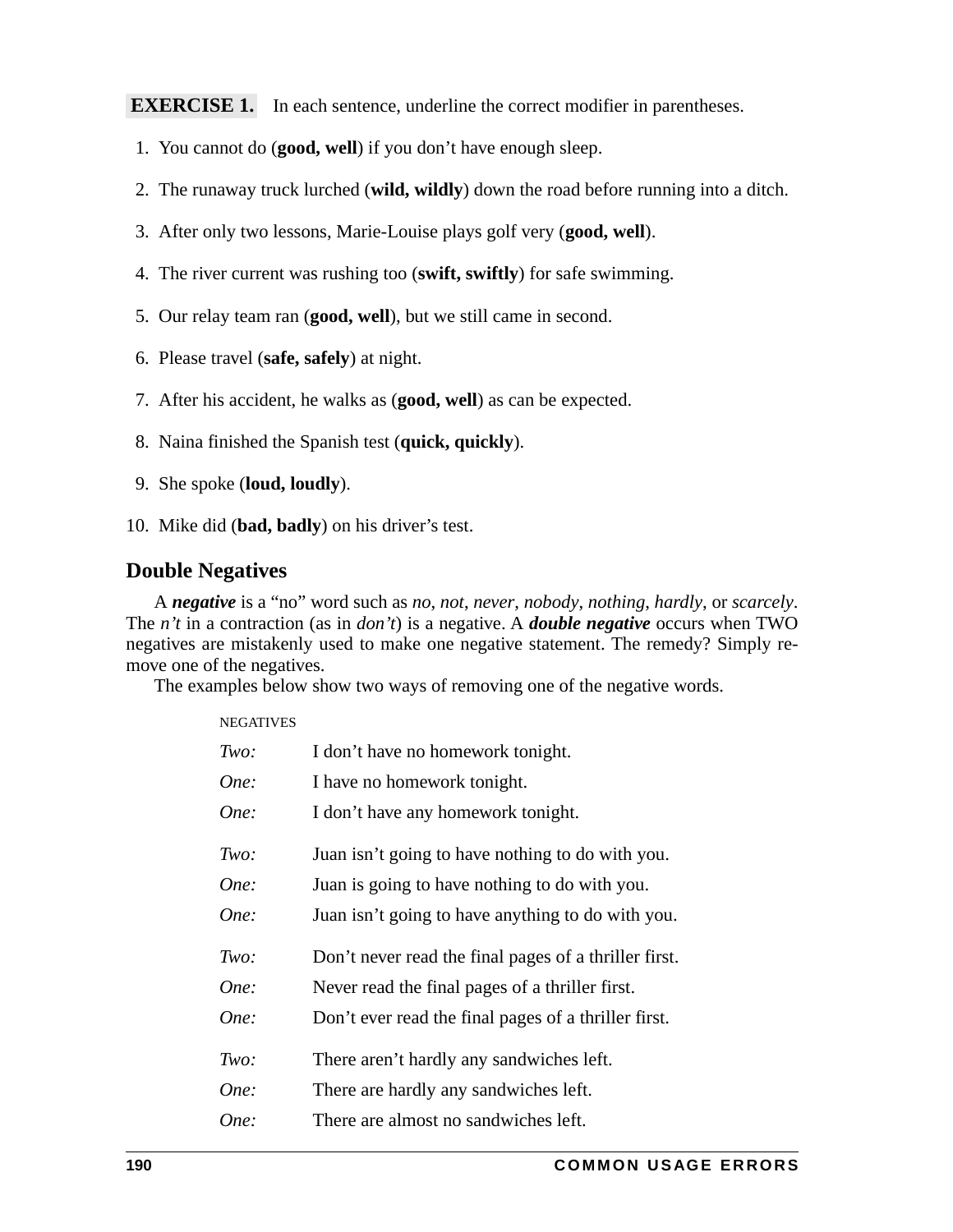**EXERCISE 1.** In each sentence, underline the correct modifier in parentheses.

1. You cannot do (**good, well**) if you don't have enough sleep.
2. The runaway truck lurched (**wild, wildly**) down the road before running into a ditch.
3. After only two lessons, Marie-Louise plays golf very (**good, well**).
4. The river current was rushing too (**swift, swiftly**) for safe swimming.
5. Our relay team ran (**good, well**), but we still came in second.
6. Please travel (**safe, safely**) at night.
7. After his accident, he walks as (**good, well**) as can be expected.
8. Naina finished the Spanish test (**quick, quickly**).
9. She spoke (**loud, loudly**).
10. Mike did (**bad, badly**) on his driver's test.

## Double Negatives

A ***negative*** is a "no" word such as *no*, *not*, *never*, *nobody*, *nothing*, *hardly*, or *scarcely*. The *n't* in a contraction (as in *don't*) is a negative. A ***double negative*** occurs when TWO negatives are mistakenly used to make one negative statement. The remedy? Simply remove one of the negatives.

The examples below show two ways of removing one of the negative words.

| NEGATIVES | |
|---|---|
| *Two:* | I don't have no homework tonight. |
| *One:* | I have no homework tonight. |
| *One:* | I don't have any homework tonight. |
| *Two:* | Juan isn't going to have nothing to do with you. |
| *One:* | Juan is going to have nothing to do with you. |
| *One:* | Juan isn't going to have anything to do with you. |
| *Two:* | Don't never read the final pages of a thriller first. |
| *One:* | Never read the final pages of a thriller first. |
| *One:* | Don't ever read the final pages of a thriller first. |
| *Two:* | There aren't hardly any sandwiches left. |
| *One:* | There are hardly any sandwiches left. |
| *One:* | There are almost no sandwiches left. |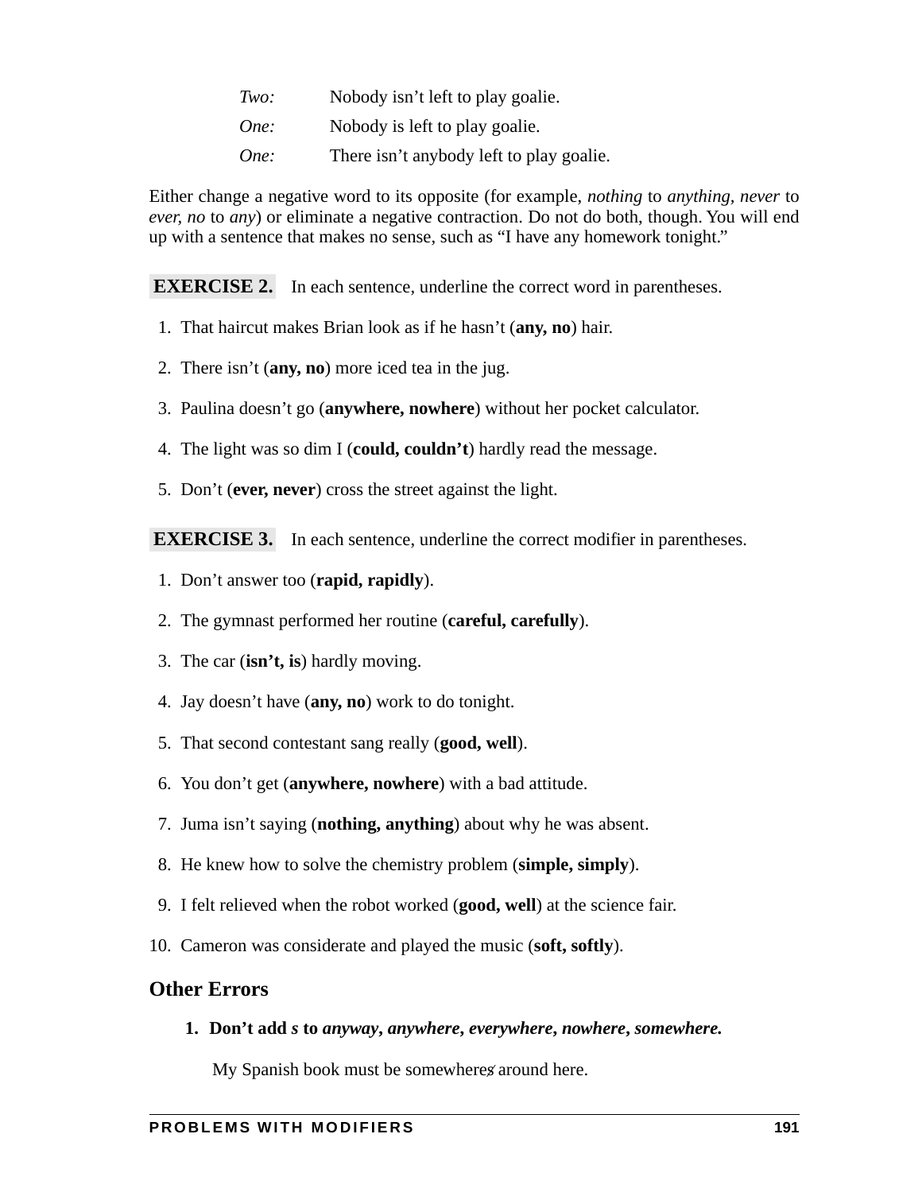| | |
|---|---|
| *Two:* | Nobody isn't left to play goalie. |
| *One:* | Nobody is left to play goalie. |
| *One:* | There isn't anybody left to play goalie. |

Either change a negative word to its opposite (for example, *nothing* to *anything, never* to *ever, no* to *any*) or eliminate a negative contraction. Do not do both, though. You will end up with a sentence that makes no sense, such as "I have any homework tonight."

**EXERCISE 2.** In each sentence, underline the correct word in parentheses.

1. That haircut makes Brian look as if he hasn't (**any, no**) hair.
2. There isn't (**any, no**) more iced tea in the jug.
3. Paulina doesn't go (**anywhere, nowhere**) without her pocket calculator.
4. The light was so dim I (**could, couldn't**) hardly read the message.
5. Don't (**ever, never**) cross the street against the light.

**EXERCISE 3.** In each sentence, underline the correct modifier in parentheses.

1. Don't answer too (**rapid, rapidly**).
2. The gymnast performed her routine (**careful, carefully**).
3. The car (**isn't, is**) hardly moving.
4. Jay doesn't have (**any, no**) work to do tonight.
5. That second contestant sang really (**good, well**).
6. You don't get (**anywhere, nowhere**) with a bad attitude.
7. Juma isn't saying (**nothing, anything**) about why he was absent.
8. He knew how to solve the chemistry problem (**simple, simply**).
9. I felt relieved when the robot worked (**good, well**) at the science fair.
10. Cameron was considerate and played the music (**soft, softly**).

## Other Errors

1. **Don't add *s* to *anyway*, *anywhere*, *everywhere*, *nowhere*, *somewhere.***

   My Spanish book must be somewheres around here.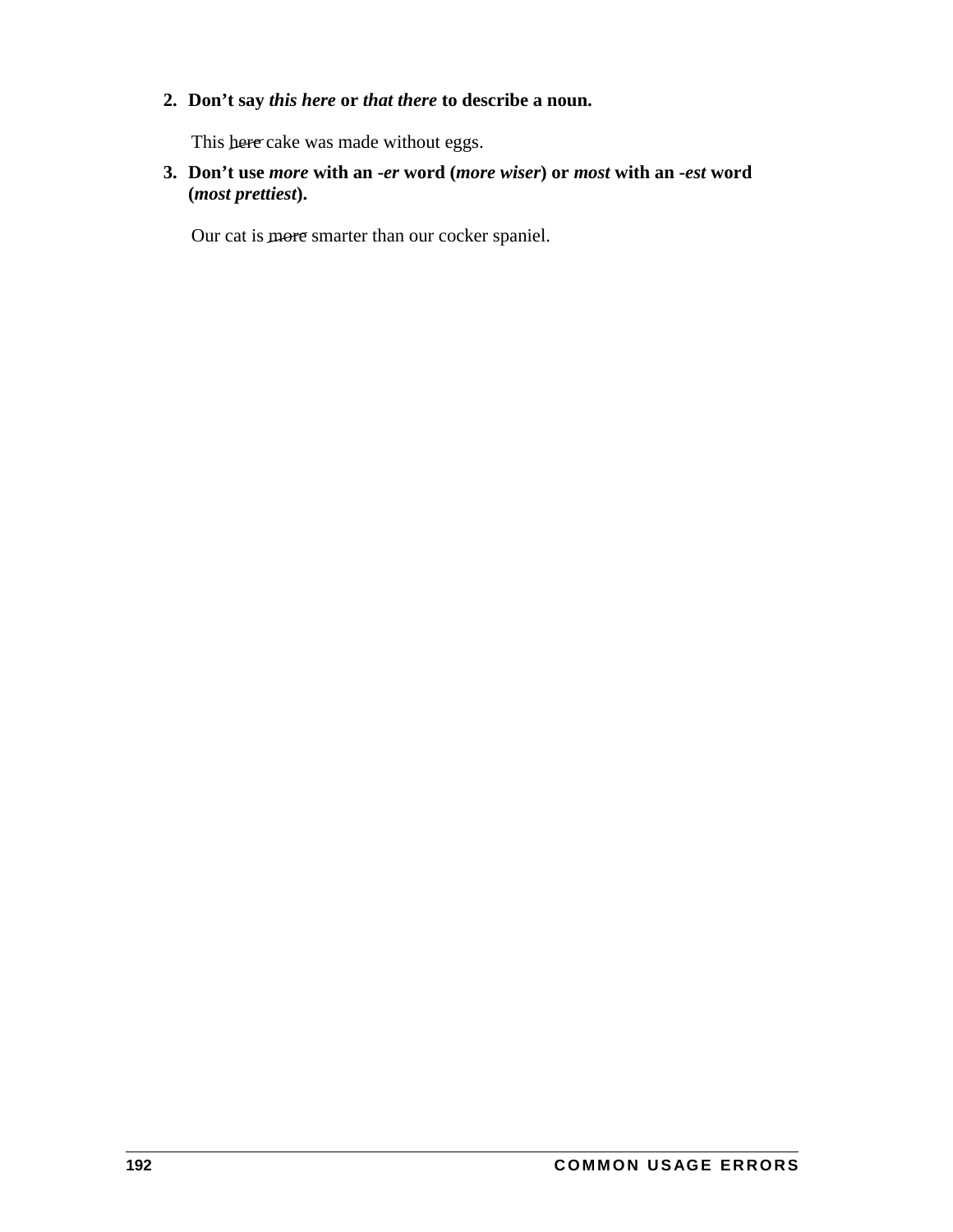2. **Don't say *this here* or *that there* to describe a noun.**

   This ~~here~~ cake was made without eggs.

3. **Don't use *more* with an *-er* word (*more wiser*) or *most* with an *-est* word (*most prettiest*).**

   Our cat is ~~more~~ smarter than our cocker spaniel.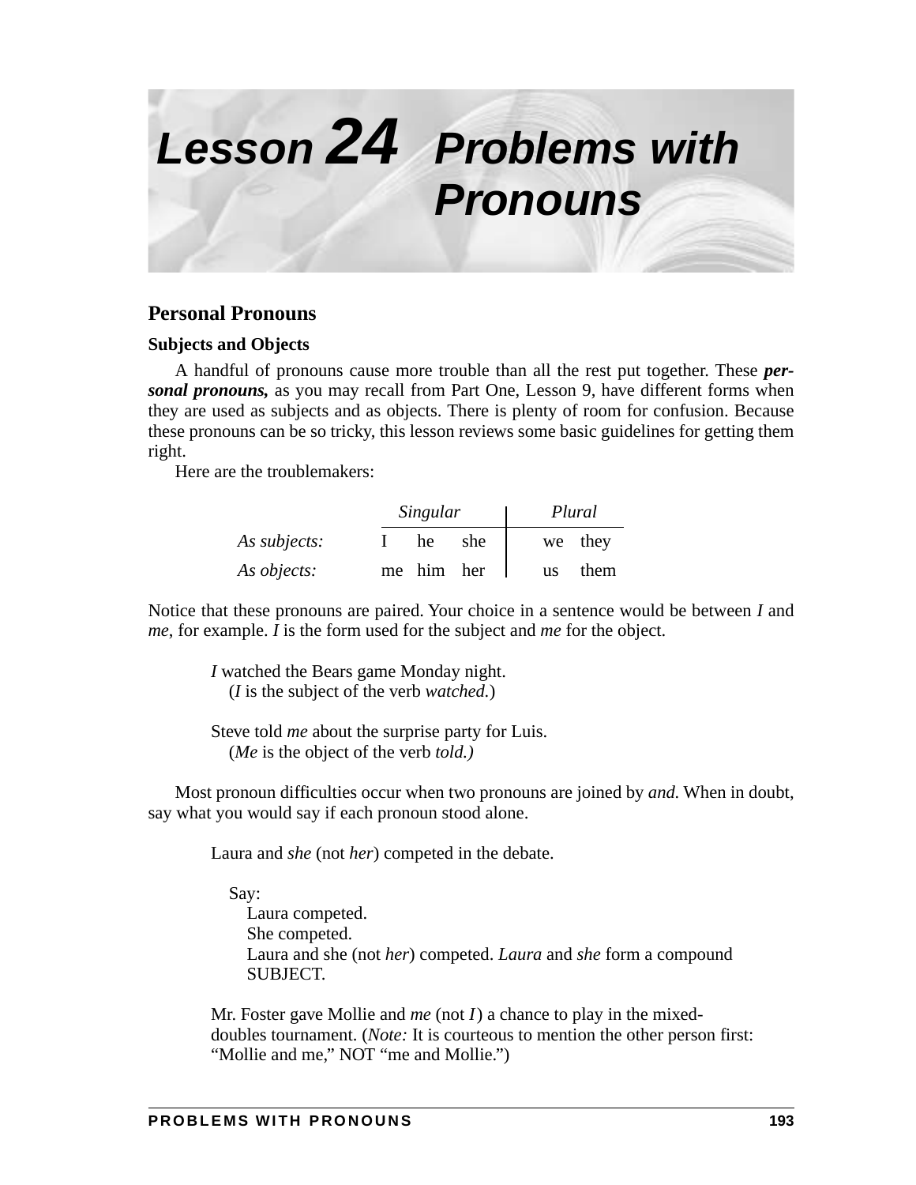# Lesson 24 Problems with Pronouns

## Personal Pronouns

### Subjects and Objects

A handful of pronouns cause more trouble than all the rest put together. These ***personal pronouns,*** as you may recall from Part One, Lesson 9, have different forms when they are used as subjects and as objects. There is plenty of room for confusion. Because these pronouns can be so tricky, this lesson reviews some basic guidelines for getting them right.

Here are the troublemakers:

| | *Singular* | | | *Plural* | |
|---|---|---|---|---|---|
| *As subjects:* | I | he | she | we | they |
| *As objects:* | me | him | her | us | them |

Notice that these pronouns are paired. Your choice in a sentence would be between *I* and *me*, for example. *I* is the form used for the subject and *me* for the object.

> *I* watched the Bears game Monday night.
> (*I* is the subject of the verb *watched.*)
>
> Steve told *me* about the surprise party for Luis.
> (*Me* is the object of the verb *told.)*

Most pronoun difficulties occur when two pronouns are joined by *and*. When in doubt, say what you would say if each pronoun stood alone.

> Laura and *she* (not *her*) competed in the debate.
>
> Say:
> Laura competed.
> She competed.
> Laura and she (not *her*) competed. *Laura* and *she* form a compound SUBJECT.
>
> Mr. Foster gave Mollie and *me* (not *I*) a chance to play in the mixed-doubles tournament. (*Note:* It is courteous to mention the other person first: "Mollie and me," NOT "me and Mollie.")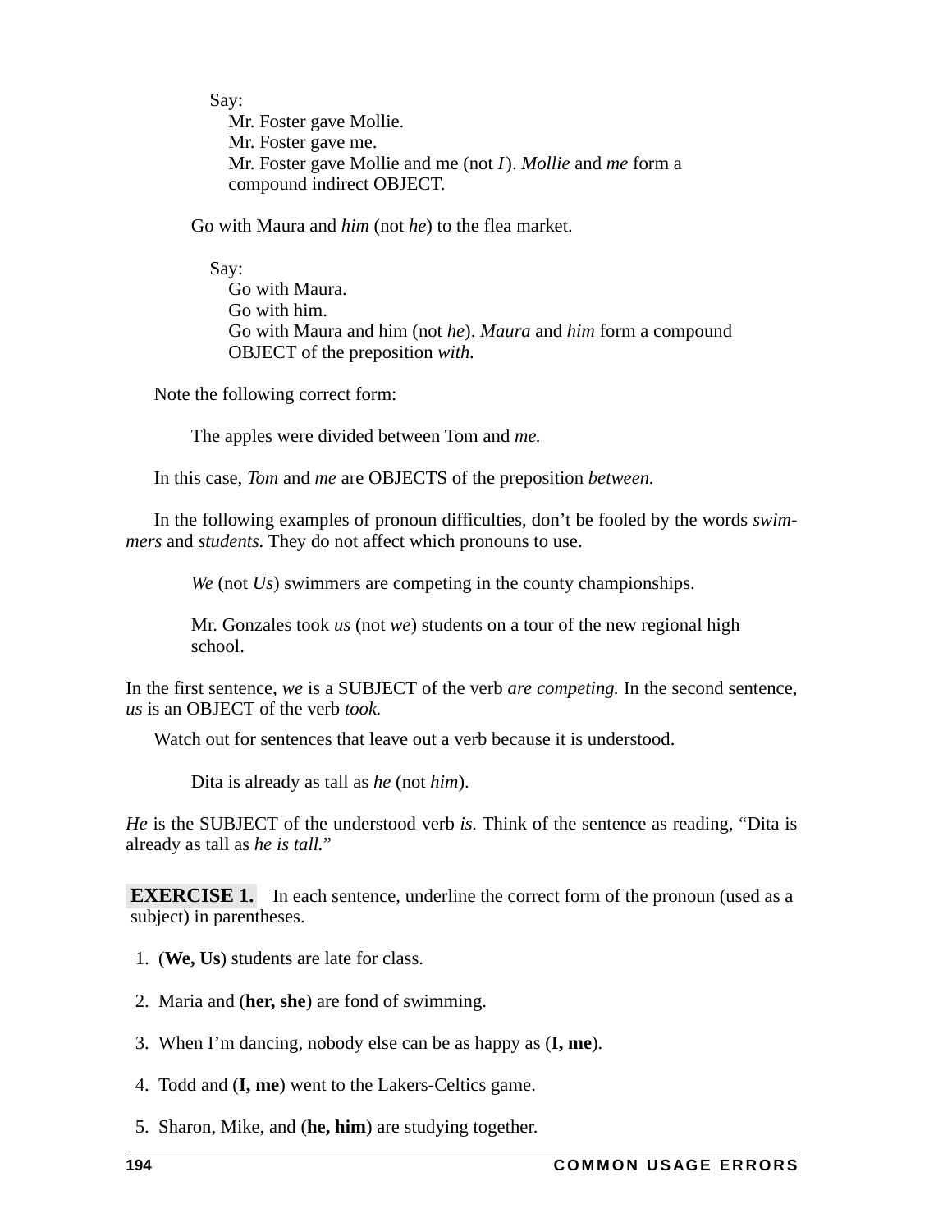Say:
Mr. Foster gave Mollie.
Mr. Foster gave me.
Mr. Foster gave Mollie and me (not *I*). *Mollie* and *me* form a compound indirect OBJECT.

Go with Maura and *him* (not *he*) to the flea market.

Say:
Go with Maura.
Go with him.
Go with Maura and him (not *he*). *Maura* and *him* form a compound OBJECT of the preposition *with.*

Note the following correct form:

The apples were divided between Tom and *me.*

In this case, *Tom* and *me* are OBJECTS of the preposition *between.*

In the following examples of pronoun difficulties, don't be fooled by the words *swimmers* and *students.* They do not affect which pronouns to use.

*We* (not *Us*) swimmers are competing in the county championships.

Mr. Gonzales took *us* (not *we*) students on a tour of the new regional high school.

In the first sentence, *we* is a SUBJECT of the verb *are competing.* In the second sentence, *us* is an OBJECT of the verb *took.*

Watch out for sentences that leave out a verb because it is understood.

Dita is already as tall as *he* (not *him*).

*He* is the SUBJECT of the understood verb *is.* Think of the sentence as reading, "Dita is already as tall as *he is tall.*"

**EXERCISE 1.** In each sentence, underline the correct form of the pronoun (used as a subject) in parentheses.

1. (**We, Us**) students are late for class.
2. Maria and (**her, she**) are fond of swimming.
3. When I'm dancing, nobody else can be as happy as (**I, me**).
4. Todd and (**I, me**) went to the Lakers-Celtics game.
5. Sharon, Mike, and (**he, him**) are studying together.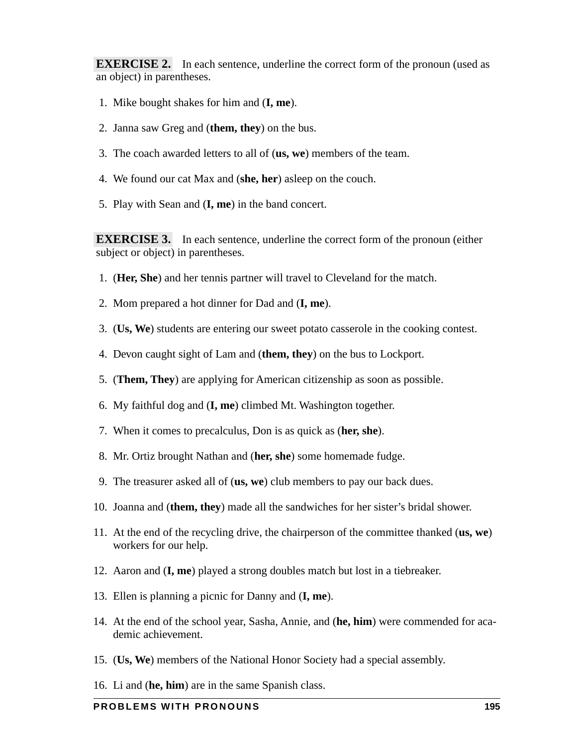**EXERCISE 2.** In each sentence, underline the correct form of the pronoun (used as an object) in parentheses.

1. Mike bought shakes for him and (**I, me**).
2. Janna saw Greg and (**them, they**) on the bus.
3. The coach awarded letters to all of (**us, we**) members of the team.
4. We found our cat Max and (**she, her**) asleep on the couch.
5. Play with Sean and (**I, me**) in the band concert.

**EXERCISE 3.** In each sentence, underline the correct form of the pronoun (either subject or object) in parentheses.

1. (**Her, She**) and her tennis partner will travel to Cleveland for the match.
2. Mom prepared a hot dinner for Dad and (**I, me**).
3. (**Us, We**) students are entering our sweet potato casserole in the cooking contest.
4. Devon caught sight of Lam and (**them, they**) on the bus to Lockport.
5. (**Them, They**) are applying for American citizenship as soon as possible.
6. My faithful dog and (**I, me**) climbed Mt. Washington together.
7. When it comes to precalculus, Don is as quick as (**her, she**).
8. Mr. Ortiz brought Nathan and (**her, she**) some homemade fudge.
9. The treasurer asked all of (**us, we**) club members to pay our back dues.
10. Joanna and (**them, they**) made all the sandwiches for her sister's bridal shower.
11. At the end of the recycling drive, the chairperson of the committee thanked (**us, we**) workers for our help.
12. Aaron and (**I, me**) played a strong doubles match but lost in a tiebreaker.
13. Ellen is planning a picnic for Danny and (**I, me**).
14. At the end of the school year, Sasha, Annie, and (**he, him**) were commended for academic achievement.
15. (**Us, We**) members of the National Honor Society had a special assembly.
16. Li and (**he, him**) are in the same Spanish class.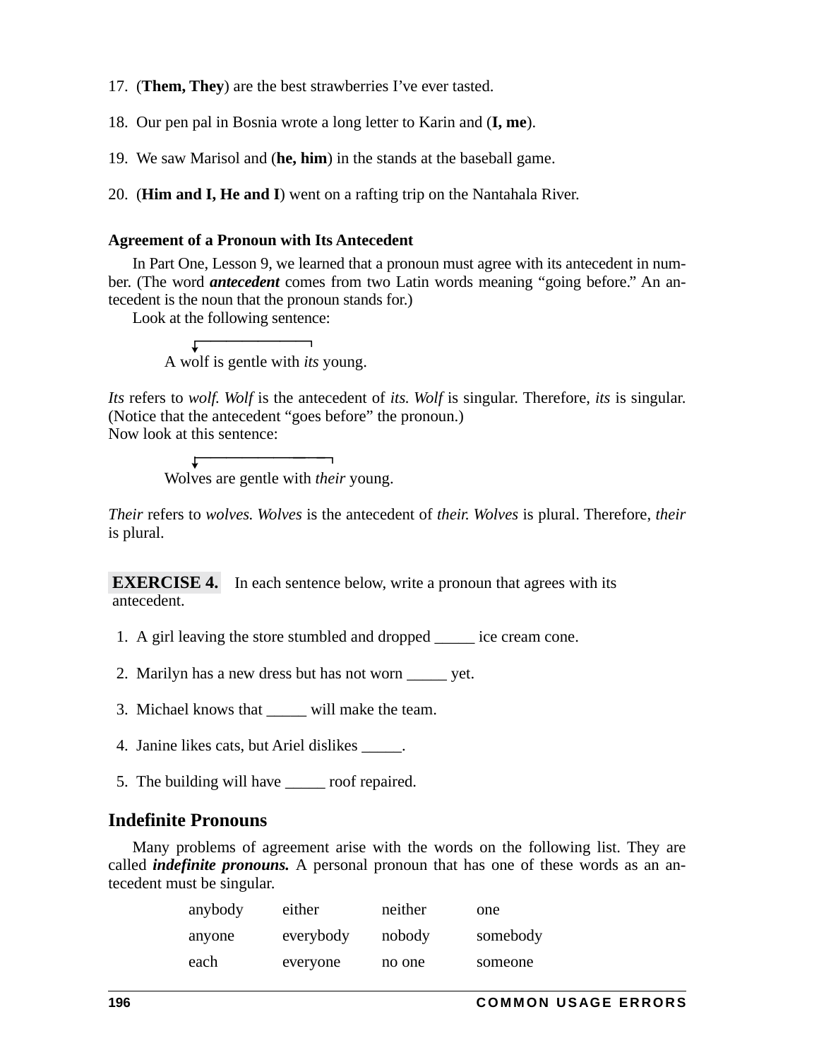17. (**Them, They**) are the best strawberries I've ever tasted.

18. Our pen pal in Bosnia wrote a long letter to Karin and (**I, me**).

19. We saw Marisol and (**he, him**) in the stands at the baseball game.

20. (**Him and I, He and I**) went on a rafting trip on the Nantahala River.

**Agreement of a Pronoun with Its Antecedent**

In Part One, Lesson 9, we learned that a pronoun must agree with its antecedent in number. (The word ***antecedent*** comes from two Latin words meaning "going before." An antecedent is the noun that the pronoun stands for.)

Look at the following sentence:

> A wolf is gentle with *its* young.

*Its* refers to *wolf. Wolf* is the antecedent of *its. Wolf* is singular. Therefore, *its* is singular. (Notice that the antecedent "goes before" the pronoun.)

Now look at this sentence:

> Wolves are gentle with *their* young.

*Their* refers to *wolves. Wolves* is the antecedent of *their. Wolves* is plural. Therefore, *their* is plural.

**EXERCISE 4.** In each sentence below, write a pronoun that agrees with its antecedent.

1. A girl leaving the store stumbled and dropped _____ ice cream cone.

2. Marilyn has a new dress but has not worn _____ yet.

3. Michael knows that _____ will make the team.

4. Janine likes cats, but Ariel dislikes _____.

5. The building will have _____ roof repaired.

## Indefinite Pronouns

Many problems of agreement arise with the words on the following list. They are called ***indefinite pronouns.*** A personal pronoun that has one of these words as an antecedent must be singular.

| | | | |
|---|---|---|---|
| anybody | either | neither | one |
| anyone | everybody | nobody | somebody |
| each | everyone | no one | someone |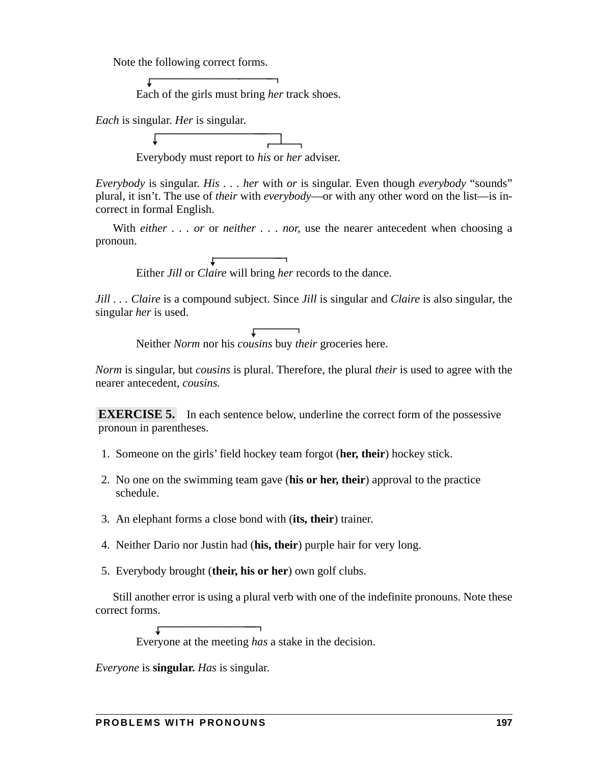Note the following correct forms.

Each of the girls must bring *her* track shoes.

*Each* is singular. *Her* is singular.

Everybody must report to *his* or *her* adviser.

*Everybody* is singular. *His . . . her* with *or* is singular. Even though *everybody* "sounds" plural, it isn't. The use of *their* with *everybody*—or with any other word on the list—is incorrect in formal English.

With *either . . . or* or *neither . . . nor,* use the nearer antecedent when choosing a pronoun.

Either *Jill* or *Claire* will bring *her* records to the dance.

*Jill . . . Claire* is a compound subject. Since *Jill* is singular and *Claire* is also singular, the singular *her* is used.

Neither *Norm* nor his *cousins* buy *their* groceries here.

*Norm* is singular, but *cousins* is plural. Therefore, the plural *their* is used to agree with the nearer antecedent, *cousins.*

**EXERCISE 5.** In each sentence below, underline the correct form of the possessive pronoun in parentheses.

1. Someone on the girls' field hockey team forgot (**her, their**) hockey stick.
2. No one on the swimming team gave (**his or her, their**) approval to the practice schedule.
3. An elephant forms a close bond with (**its, their**) trainer.
4. Neither Dario nor Justin had (**his, their**) purple hair for very long.
5. Everybody brought (**their, his or her**) own golf clubs.

Still another error is using a plural verb with one of the indefinite pronouns. Note these correct forms.

Everyone at the meeting *has* a stake in the decision.

*Everyone* is **singular.** *Has* is singular.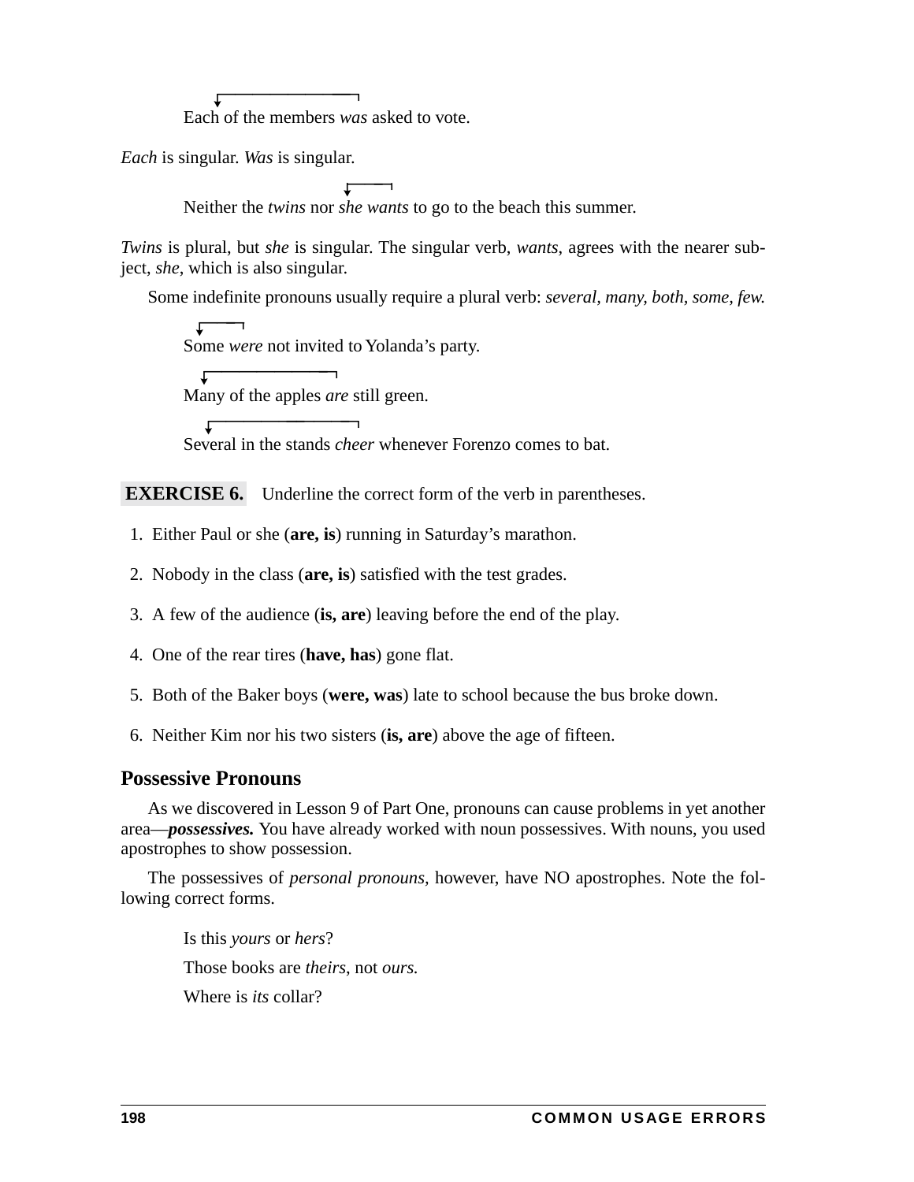Each of the members *was* asked to vote.

*Each* is singular. *Was* is singular.

Neither the *twins* nor *she wants* to go to the beach this summer.

*Twins* is plural, but *she* is singular. The singular verb, *wants,* agrees with the nearer subject, *she*, which is also singular.

Some indefinite pronouns usually require a plural verb: *several, many, both, some, few.*

Some *were* not invited to Yolanda's party.

Many of the apples *are* still green.

Several in the stands *cheer* whenever Forenzo comes to bat.

**EXERCISE 6.** Underline the correct form of the verb in parentheses.

1. Either Paul or she (**are, is**) running in Saturday's marathon.
2. Nobody in the class (**are, is**) satisfied with the test grades.
3. A few of the audience (**is, are**) leaving before the end of the play.
4. One of the rear tires (**have, has**) gone flat.
5. Both of the Baker boys (**were, was**) late to school because the bus broke down.
6. Neither Kim nor his two sisters (**is, are**) above the age of fifteen.

## Possessive Pronouns

As we discovered in Lesson 9 of Part One, pronouns can cause problems in yet another area—***possessives.*** You have already worked with noun possessives. With nouns, you used apostrophes to show possession.

The possessives of *personal pronouns,* however, have NO apostrophes. Note the following correct forms.

Is this *yours* or *hers*?

Those books are *theirs*, not *ours.*

Where is *its* collar?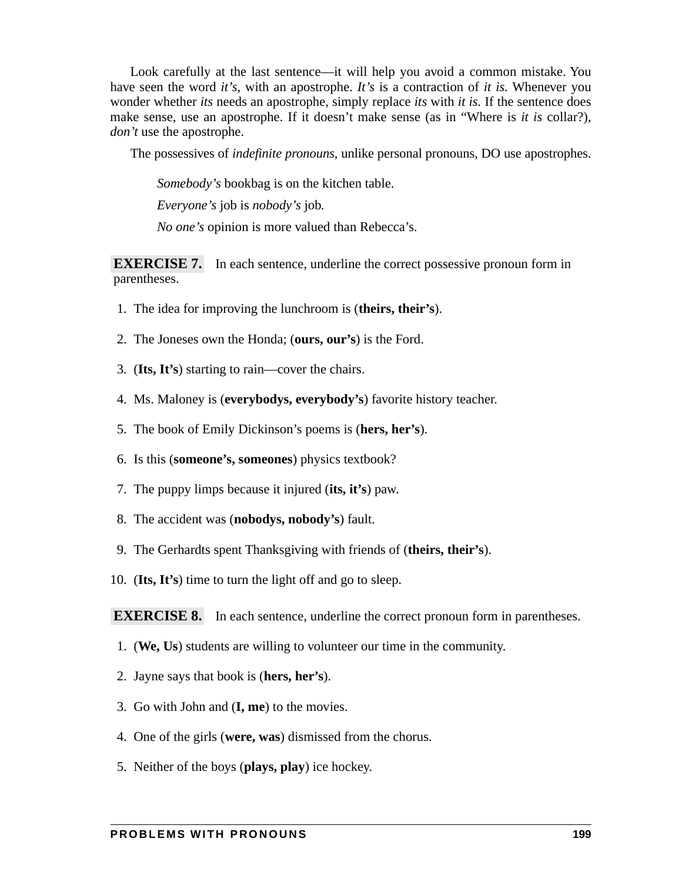Look carefully at the last sentence—it will help you avoid a common mistake. You have seen the word *it's*, with an apostrophe. *It's* is a contraction of *it is*. Whenever you wonder whether *its* needs an apostrophe, simply replace *its* with *it is*. If the sentence does make sense, use an apostrophe. If it doesn't make sense (as in "Where is *it is* collar?), *don't* use the apostrophe.

The possessives of *indefinite pronouns*, unlike personal pronouns, DO use apostrophes.

> *Somebody's* bookbag is on the kitchen table.
>
> *Everyone's* job is *nobody's* job.
>
> *No one's* opinion is more valued than Rebecca's.

**EXERCISE 7.** In each sentence, underline the correct possessive pronoun form in parentheses.

1. The idea for improving the lunchroom is (**theirs, their's**).
2. The Joneses own the Honda; (**ours, our's**) is the Ford.
3. (**Its, It's**) starting to rain—cover the chairs.
4. Ms. Maloney is (**everybodys, everybody's**) favorite history teacher.
5. The book of Emily Dickinson's poems is (**hers, her's**).
6. Is this (**someone's, someones**) physics textbook?
7. The puppy limps because it injured (**its, it's**) paw.
8. The accident was (**nobodys, nobody's**) fault.
9. The Gerhardts spent Thanksgiving with friends of (**theirs, their's**).
10. (**Its, It's**) time to turn the light off and go to sleep.

**EXERCISE 8.** In each sentence, underline the correct pronoun form in parentheses.

1. (**We, Us**) students are willing to volunteer our time in the community.
2. Jayne says that book is (**hers, her's**).
3. Go with John and (**I, me**) to the movies.
4. One of the girls (**were, was**) dismissed from the chorus.
5. Neither of the boys (**plays, play**) ice hockey.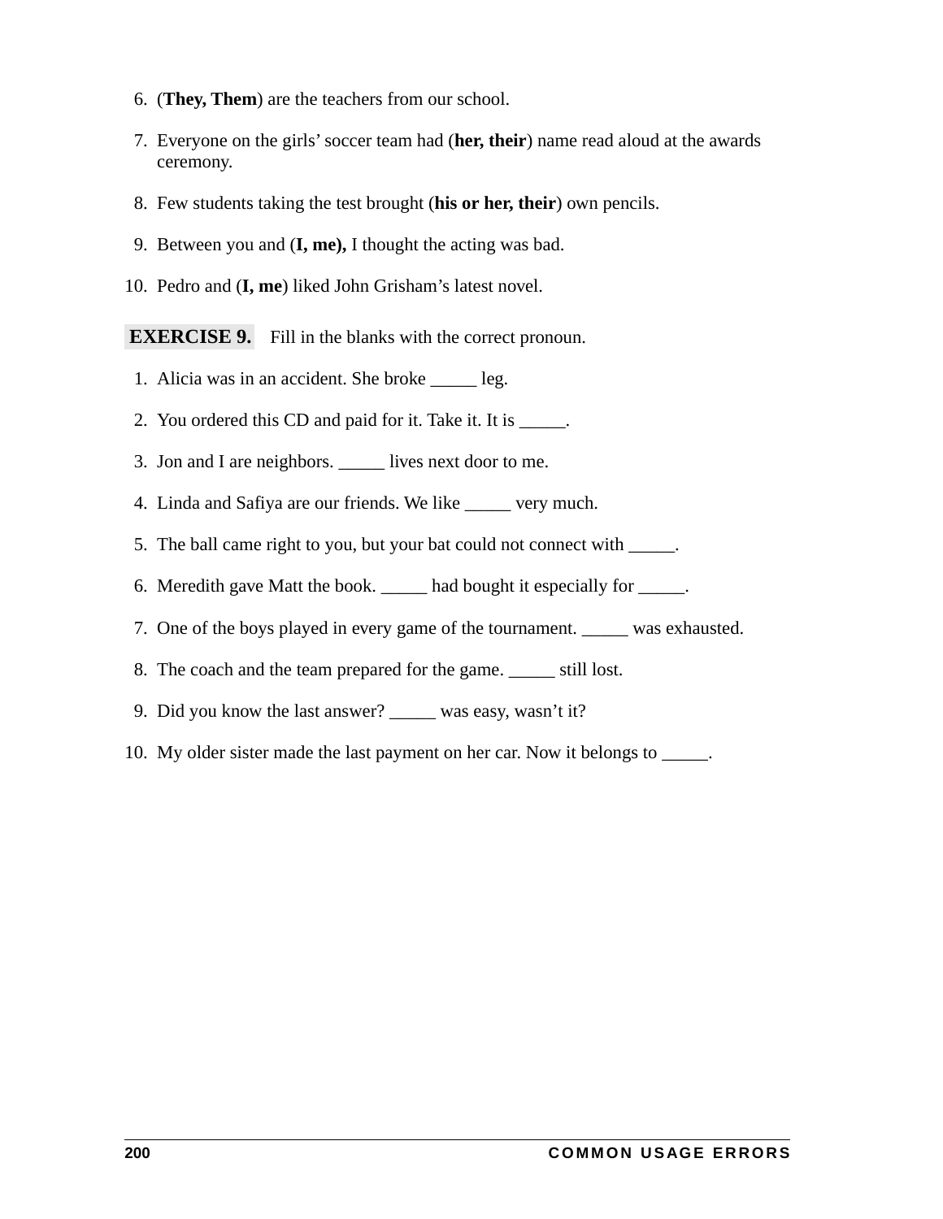6. (**They, Them**) are the teachers from our school.

7. Everyone on the girls' soccer team had (**her, their**) name read aloud at the awards ceremony.

8. Few students taking the test brought (**his or her, their**) own pencils.

9. Between you and (**I, me),** I thought the acting was bad.

10. Pedro and (**I, me**) liked John Grisham's latest novel.

**EXERCISE 9.** Fill in the blanks with the correct pronoun.

1. Alicia was in an accident. She broke _____ leg.

2. You ordered this CD and paid for it. Take it. It is _____.

3. Jon and I are neighbors. _____ lives next door to me.

4. Linda and Safiya are our friends. We like _____ very much.

5. The ball came right to you, but your bat could not connect with _____.

6. Meredith gave Matt the book. _____ had bought it especially for _____.

7. One of the boys played in every game of the tournament. _____ was exhausted.

8. The coach and the team prepared for the game. _____ still lost.

9. Did you know the last answer? _____ was easy, wasn't it?

10. My older sister made the last payment on her car. Now it belongs to _____.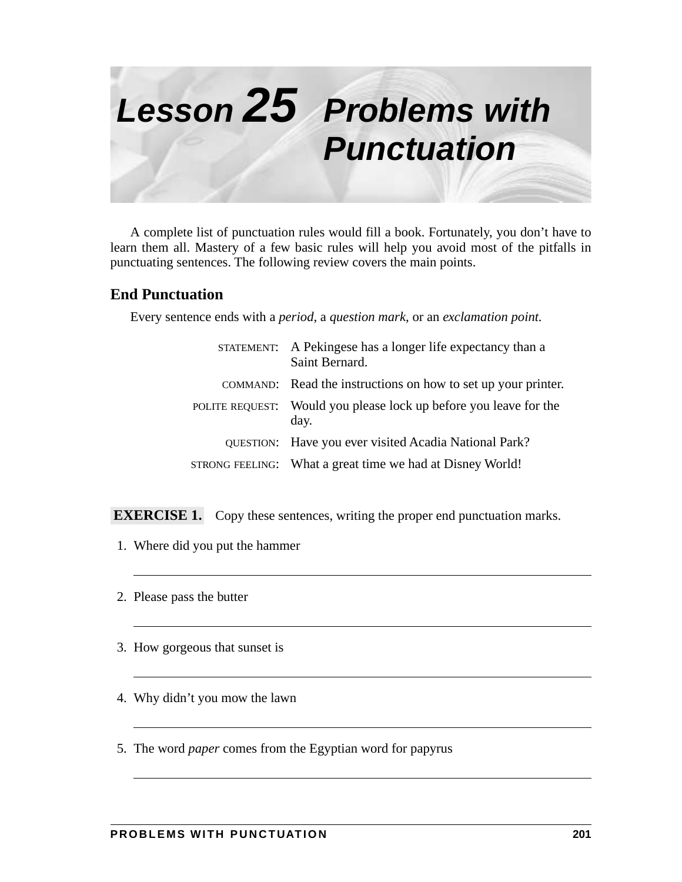# Lesson 25 Problems with Punctuation

A complete list of punctuation rules would fill a book. Fortunately, you don't have to learn them all. Mastery of a few basic rules will help you avoid most of the pitfalls in punctuating sentences. The following review covers the main points.

## End Punctuation

Every sentence ends with a *period*, a *question mark*, or an *exclamation point*.

| | |
|---|---|
| STATEMENT: | A Pekingese has a longer life expectancy than a Saint Bernard. |
| COMMAND: | Read the instructions on how to set up your printer. |
| POLITE REQUEST: | Would you please lock up before you leave for the day. |
| QUESTION: | Have you ever visited Acadia National Park? |
| STRONG FEELING: | What a great time we had at Disney World! |

**EXERCISE 1.** Copy these sentences, writing the proper end punctuation marks.

1. Where did you put the hammer

___

2. Please pass the butter

___

3. How gorgeous that sunset is

___

4. Why didn't you mow the lawn

___

5. The word *paper* comes from the Egyptian word for papyrus

___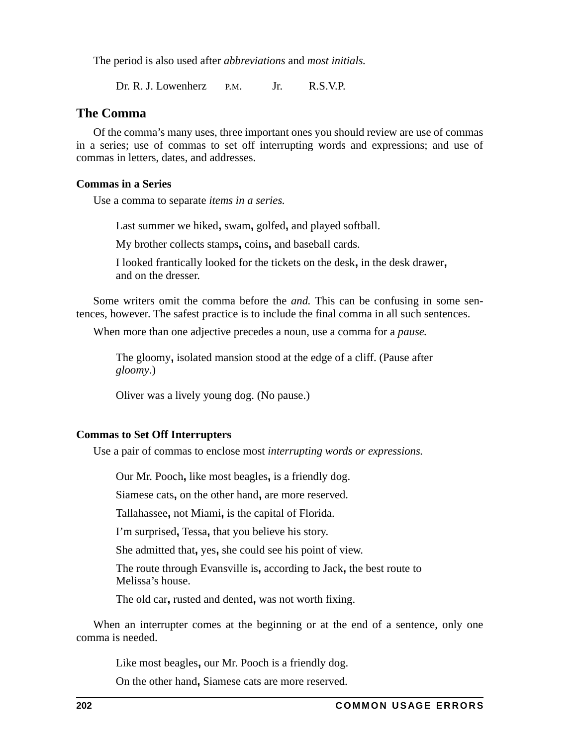The period is also used after *abbreviations* and *most initials.*

Dr. R. J. Lowenherz P.M. Jr. R.S.V.P.

## The Comma

Of the comma's many uses, three important ones you should review are use of commas in a series; use of commas to set off interrupting words and expressions; and use of commas in letters, dates, and addresses.

### Commas in a Series

Use a comma to separate *items in a series.*

Last summer we hiked**,** swam**,** golfed**,** and played softball.

My brother collects stamps**,** coins**,** and baseball cards.

I looked frantically looked for the tickets on the desk**,** in the desk drawer**,** and on the dresser.

Some writers omit the comma before the *and.* This can be confusing in some sentences, however. The safest practice is to include the final comma in all such sentences.

When more than one adjective precedes a noun, use a comma for a *pause.*

The gloomy**,** isolated mansion stood at the edge of a cliff. (Pause after *gloomy*.)

Oliver was a lively young dog. (No pause.)

### Commas to Set Off Interrupters

Use a pair of commas to enclose most *interrupting words or expressions.*

Our Mr. Pooch**,** like most beagles**,** is a friendly dog.

Siamese cats**,** on the other hand**,** are more reserved.

Tallahassee**,** not Miami**,** is the capital of Florida.

I'm surprised**,** Tessa**,** that you believe his story.

She admitted that**,** yes**,** she could see his point of view.

The route through Evansville is**,** according to Jack**,** the best route to Melissa's house.

The old car**,** rusted and dented**,** was not worth fixing.

When an interrupter comes at the beginning or at the end of a sentence, only one comma is needed.

Like most beagles**,** our Mr. Pooch is a friendly dog.

On the other hand**,** Siamese cats are more reserved.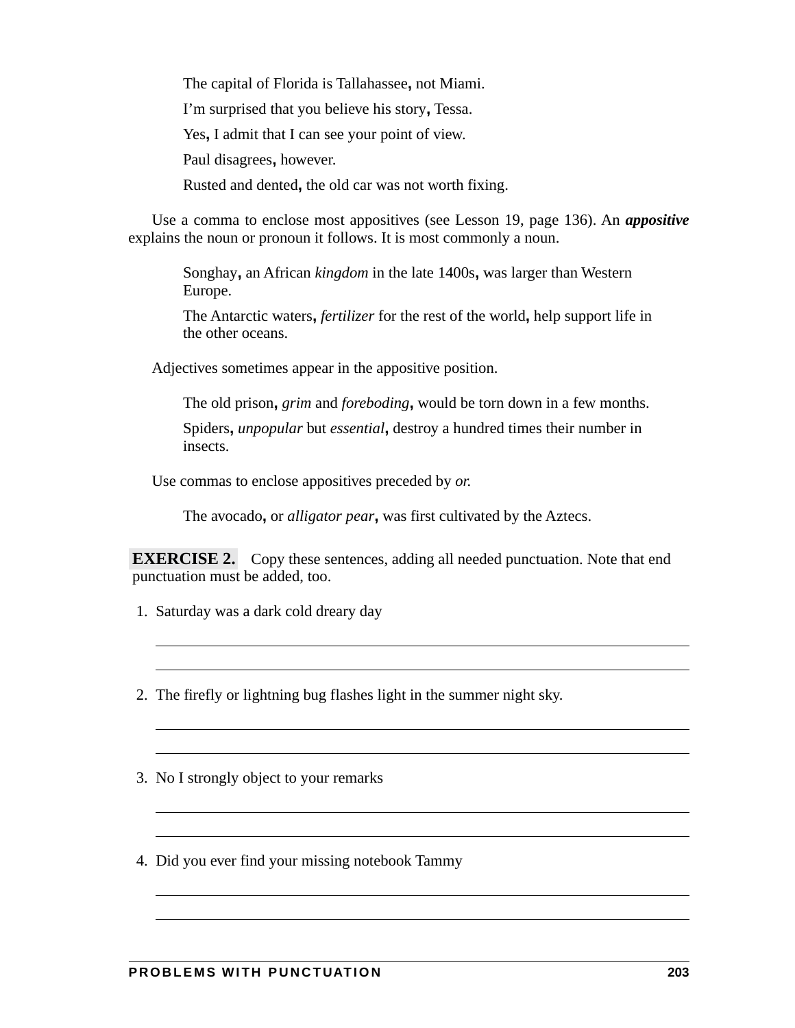The capital of Florida is Tallahassee**,** not Miami.

I'm surprised that you believe his story**,** Tessa.

Yes**,** I admit that I can see your point of view.

Paul disagrees**,** however.

Rusted and dented**,** the old car was not worth fixing.

Use a comma to enclose most appositives (see Lesson 19, page 136). An ***appositive*** explains the noun or pronoun it follows. It is most commonly a noun.

Songhay**,** an African *kingdom* in the late 1400s**,** was larger than Western Europe.

The Antarctic waters**,** *fertilizer* for the rest of the world**,** help support life in the other oceans.

Adjectives sometimes appear in the appositive position.

The old prison**,** *grim* and *foreboding***,** would be torn down in a few months.

Spiders**,** *unpopular* but *essential***,** destroy a hundred times their number in insects.

Use commas to enclose appositives preceded by *or.*

The avocado**,** or *alligator pear***,** was first cultivated by the Aztecs.

**EXERCISE 2.** Copy these sentences, adding all needed punctuation. Note that end punctuation must be added, too.

1. Saturday was a dark cold dreary day

_______________________________________________

_______________________________________________

2. The firefly or lightning bug flashes light in the summer night sky.

_______________________________________________

_______________________________________________

3. No I strongly object to your remarks

_______________________________________________

_______________________________________________

4. Did you ever find your missing notebook Tammy

_______________________________________________

_______________________________________________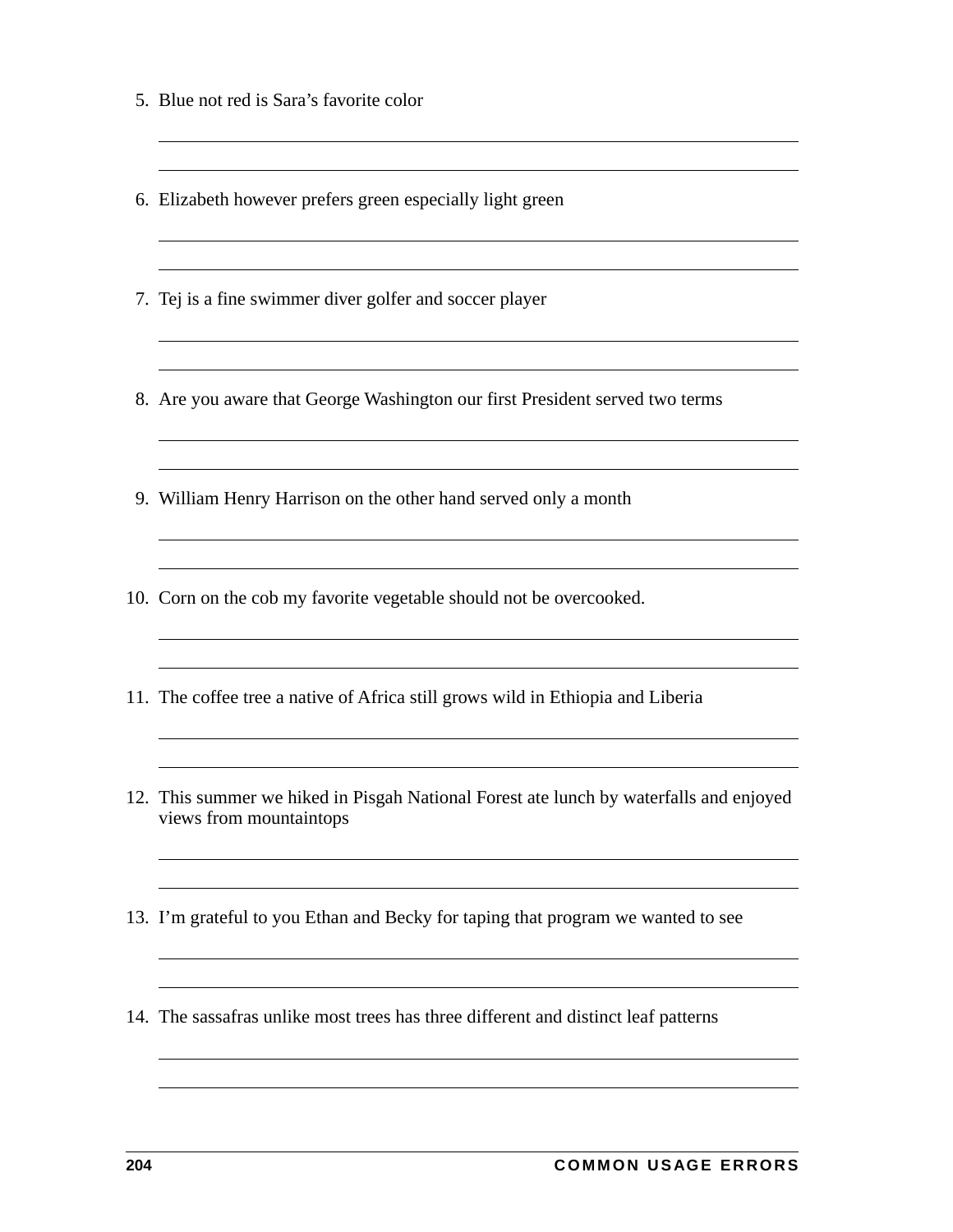5. Blue not red is Sara's favorite color

6. Elizabeth however prefers green especially light green

7. Tej is a fine swimmer diver golfer and soccer player

8. Are you aware that George Washington our first President served two terms

9. William Henry Harrison on the other hand served only a month

10. Corn on the cob my favorite vegetable should not be overcooked.

11. The coffee tree a native of Africa still grows wild in Ethiopia and Liberia

12. This summer we hiked in Pisgah National Forest ate lunch by waterfalls and enjoyed views from mountaintops

13. I'm grateful to you Ethan and Becky for taping that program we wanted to see

14. The sassafras unlike most trees has three different and distinct leaf patterns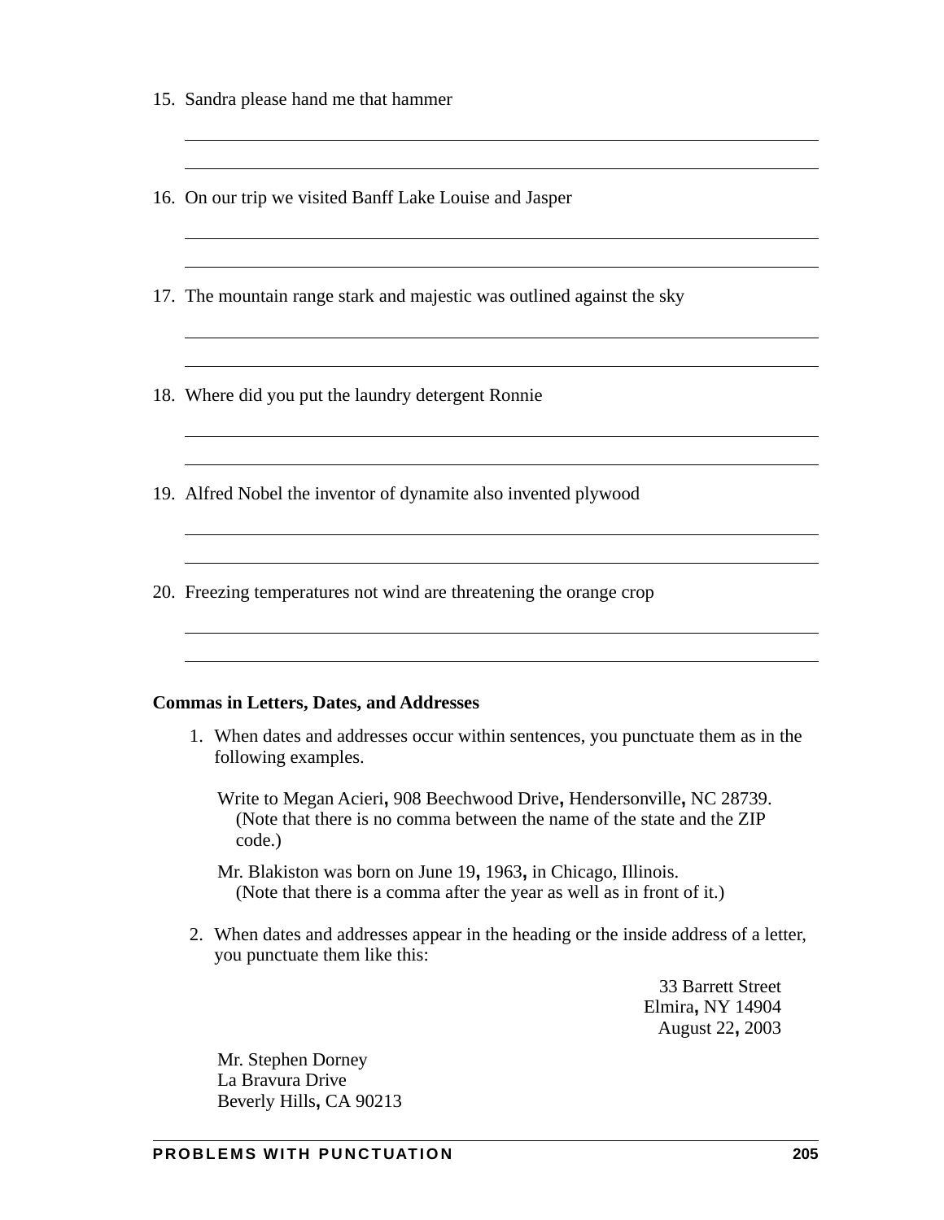15. Sandra please hand me that hammer

16. On our trip we visited Banff Lake Louise and Jasper

17. The mountain range stark and majestic was outlined against the sky

18. Where did you put the laundry detergent Ronnie

19. Alfred Nobel the inventor of dynamite also invented plywood

20. Freezing temperatures not wind are threatening the orange crop

**Commas in Letters, Dates, and Addresses**

1. When dates and addresses occur within sentences, you punctuate them as in the following examples.

   Write to Megan Acieri**,** 908 Beechwood Drive**,** Hendersonville**,** NC 28739.
   (Note that there is no comma between the name of the state and the ZIP code.)

   Mr. Blakiston was born on June 19**,** 1963**,** in Chicago, Illinois.
   (Note that there is a comma after the year as well as in front of it.)

2. When dates and addresses appear in the heading or the inside address of a letter, you punctuate them like this:

   33 Barrett Street
   Elmira**,** NY 14904
   August 22**,** 2003

   Mr. Stephen Dorney
   La Bravura Drive
   Beverly Hills**,** CA 90213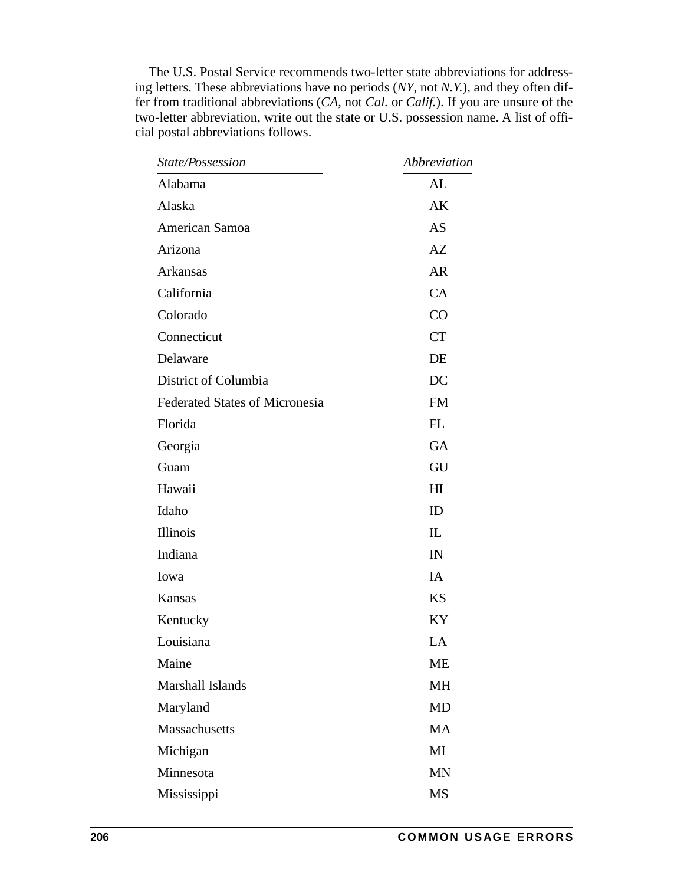The U.S. Postal Service recommends two-letter state abbreviations for addressing letters. These abbreviations have no periods (*NY*, not *N.Y.*), and they often differ from traditional abbreviations (*CA*, not *Cal.* or *Calif.*). If you are unsure of the two-letter abbreviation, write out the state or U.S. possession name. A list of official postal abbreviations follows.

| *State/Possession* | *Abbreviation* |
|---|---|
| Alabama | AL |
| Alaska | AK |
| American Samoa | AS |
| Arizona | AZ |
| Arkansas | AR |
| California | CA |
| Colorado | CO |
| Connecticut | CT |
| Delaware | DE |
| District of Columbia | DC |
| Federated States of Micronesia | FM |
| Florida | FL |
| Georgia | GA |
| Guam | GU |
| Hawaii | HI |
| Idaho | ID |
| Illinois | IL |
| Indiana | IN |
| Iowa | IA |
| Kansas | KS |
| Kentucky | KY |
| Louisiana | LA |
| Maine | ME |
| Marshall Islands | MH |
| Maryland | MD |
| Massachusetts | MA |
| Michigan | MI |
| Minnesota | MN |
| Mississippi | MS |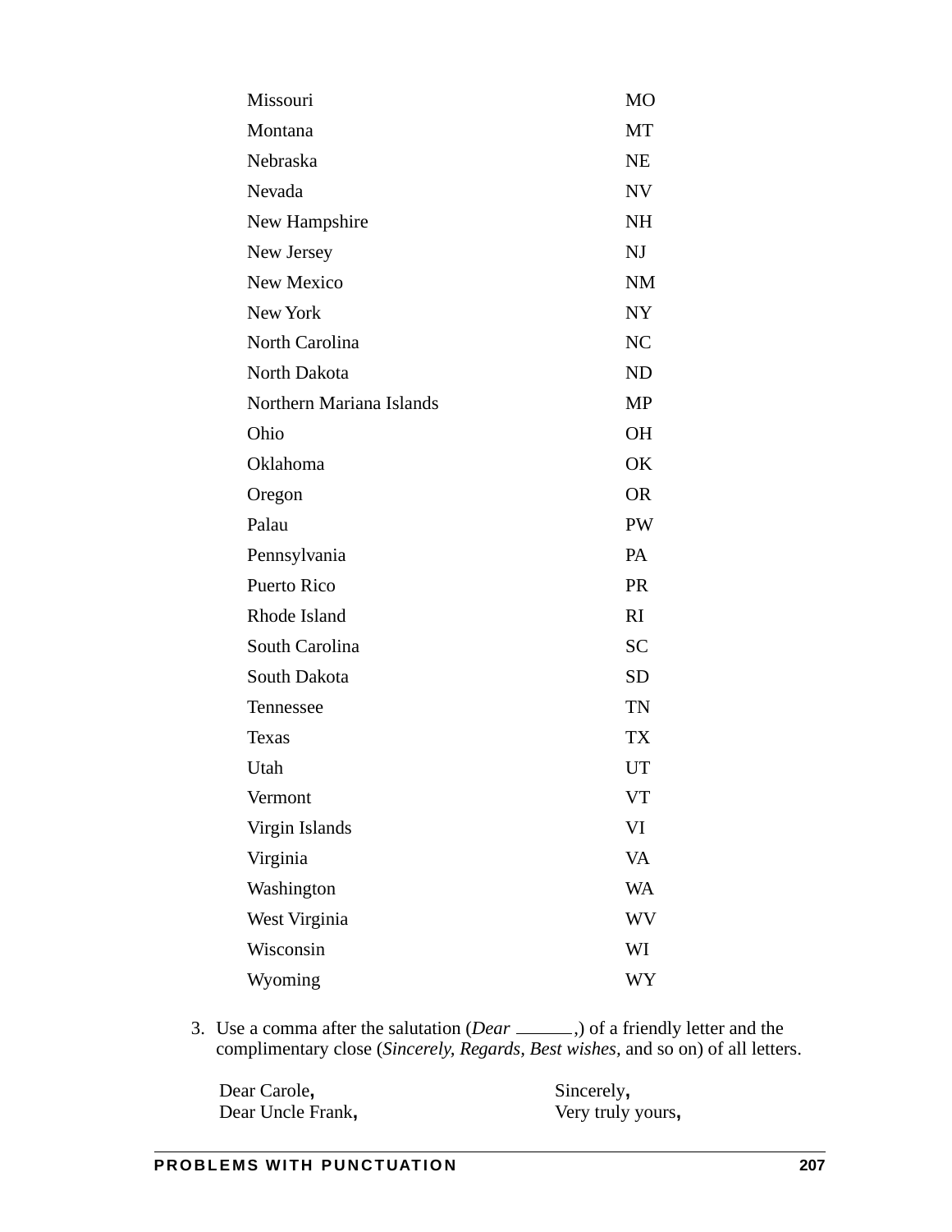| | |
|---|---|
| Missouri | MO |
| Montana | MT |
| Nebraska | NE |
| Nevada | NV |
| New Hampshire | NH |
| New Jersey | NJ |
| New Mexico | NM |
| New York | NY |
| North Carolina | NC |
| North Dakota | ND |
| Northern Mariana Islands | MP |
| Ohio | OH |
| Oklahoma | OK |
| Oregon | OR |
| Palau | PW |
| Pennsylvania | PA |
| Puerto Rico | PR |
| Rhode Island | RI |
| South Carolina | SC |
| South Dakota | SD |
| Tennessee | TN |
| Texas | TX |
| Utah | UT |
| Vermont | VT |
| Virgin Islands | VI |
| Virginia | VA |
| Washington | WA |
| West Virginia | WV |
| Wisconsin | WI |
| Wyoming | WY |

3. Use a comma after the salutation (*Dear* ______,) of a friendly letter and the complimentary close (*Sincerely, Regards, Best wishes*, and so on) of all letters.

| | |
|---|---|
| Dear Carole**,** | Sincerely**,** |
| Dear Uncle Frank**,** | Very truly yours**,** |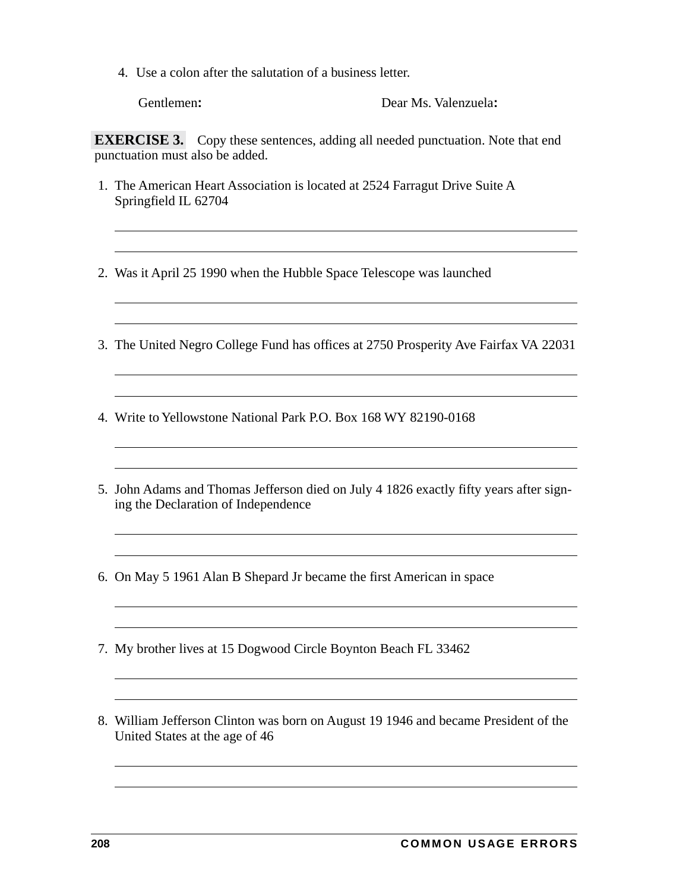4. Use a colon after the salutation of a business letter.

   Gentlemen**:**            Dear Ms. Valenzuela**:**

**EXERCISE 3.** Copy these sentences, adding all needed punctuation. Note that end punctuation must also be added.

1. The American Heart Association is located at 2524 Farragut Drive Suite A Springfield IL 62704

2. Was it April 25 1990 when the Hubble Space Telescope was launched

3. The United Negro College Fund has offices at 2750 Prosperity Ave Fairfax VA 22031

4. Write to Yellowstone National Park P.O. Box 168 WY 82190-0168

5. John Adams and Thomas Jefferson died on July 4 1826 exactly fifty years after signing the Declaration of Independence

6. On May 5 1961 Alan B Shepard Jr became the first American in space

7. My brother lives at 15 Dogwood Circle Boynton Beach FL 33462

8. William Jefferson Clinton was born on August 19 1946 and became President of the United States at the age of 46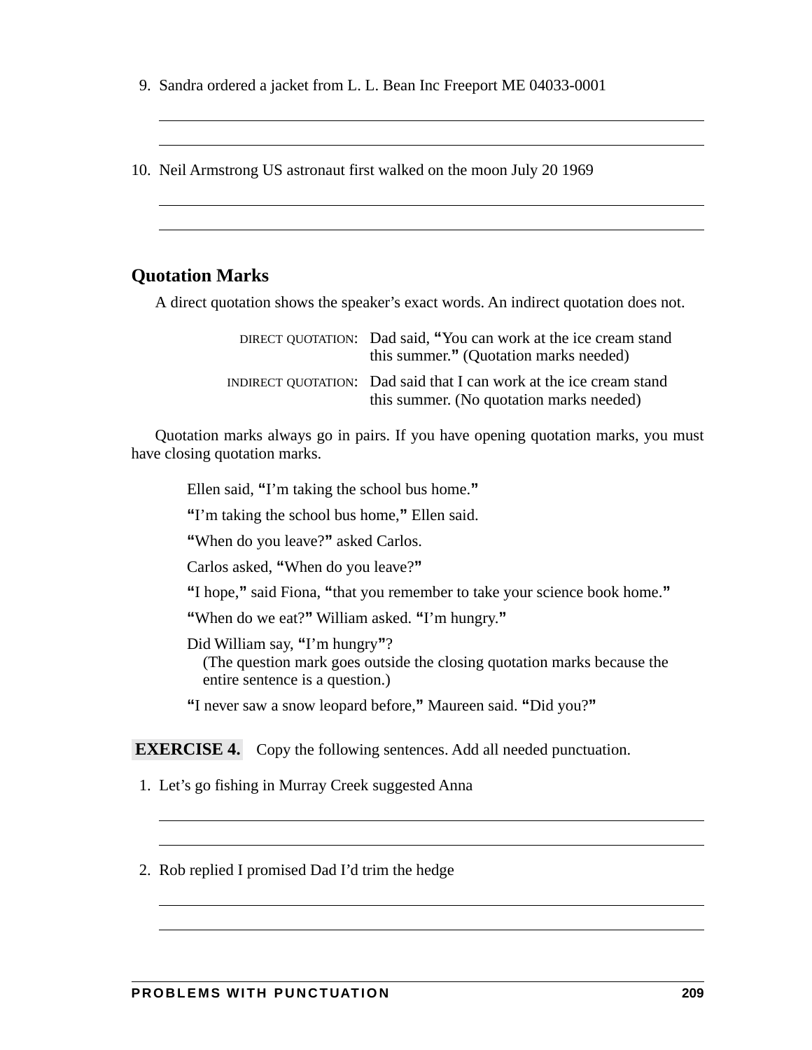9. Sandra ordered a jacket from L. L. Bean Inc Freeport ME 04033-0001

10. Neil Armstrong US astronaut first walked on the moon July 20 1969

## Quotation Marks

A direct quotation shows the speaker's exact words. An indirect quotation does not.

DIRECT QUOTATION: Dad said, **"**You can work at the ice cream stand this summer.**"** (Quotation marks needed)

INDIRECT QUOTATION: Dad said that I can work at the ice cream stand this summer. (No quotation marks needed)

Quotation marks always go in pairs. If you have opening quotation marks, you must have closing quotation marks.

> Ellen said, **"**I'm taking the school bus home.**"**
>
> **"**I'm taking the school bus home,**"** Ellen said.
>
> **"**When do you leave?**"** asked Carlos.
>
> Carlos asked, **"**When do you leave?**"**
>
> **"**I hope,**"** said Fiona, **"**that you remember to take your science book home.**"**
>
> **"**When do we eat?**"** William asked. **"**I'm hungry.**"**
>
> Did William say, **"**I'm hungry**"**?
> (The question mark goes outside the closing quotation marks because the entire sentence is a question.)
>
> **"**I never saw a snow leopard before,**"** Maureen said. **"**Did you?**"**

**EXERCISE 4.** Copy the following sentences. Add all needed punctuation.

1. Let's go fishing in Murray Creek suggested Anna

2. Rob replied I promised Dad I'd trim the hedge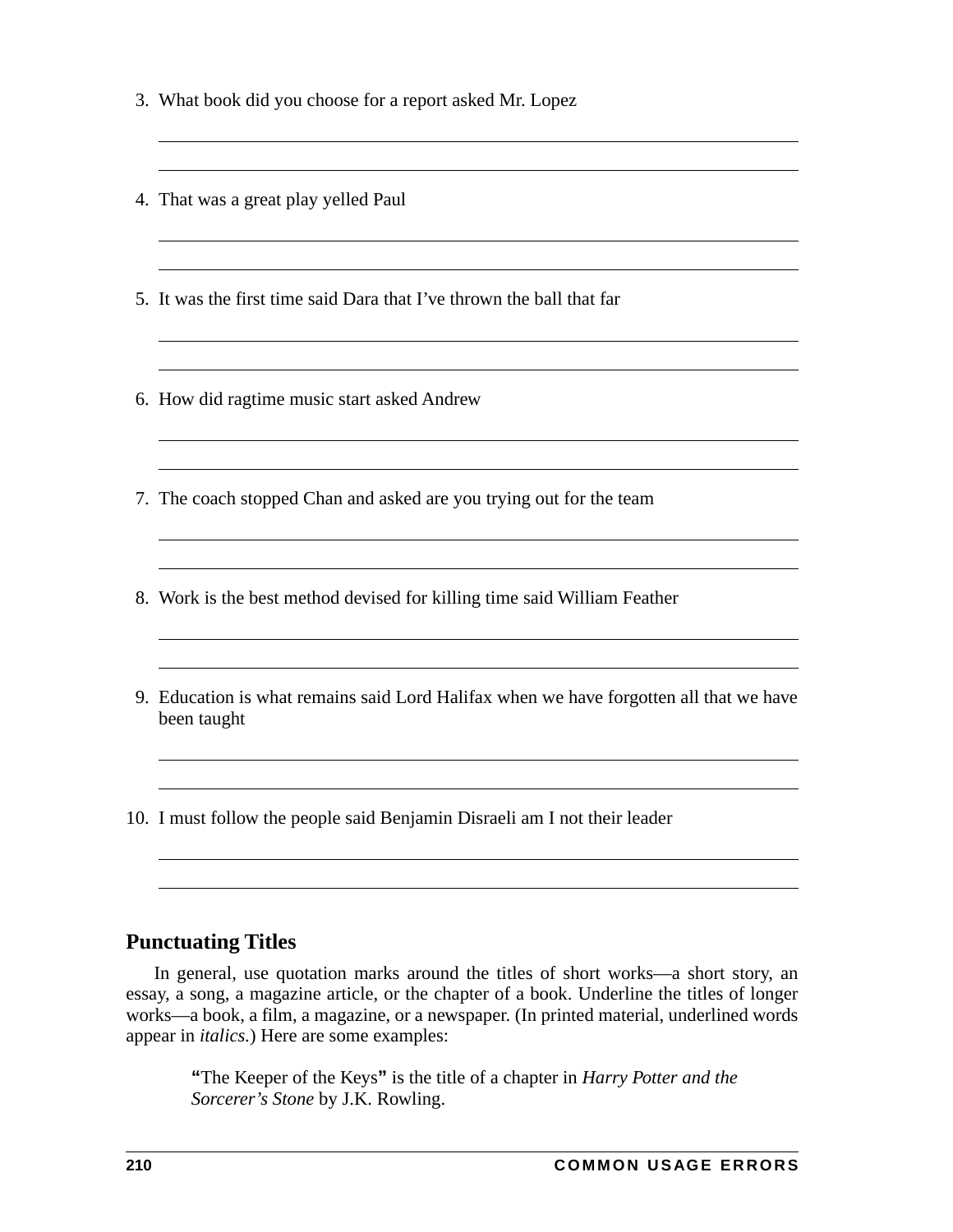3. What book did you choose for a report asked Mr. Lopez

4. That was a great play yelled Paul

5. It was the first time said Dara that I've thrown the ball that far

6. How did ragtime music start asked Andrew

7. The coach stopped Chan and asked are you trying out for the team

8. Work is the best method devised for killing time said William Feather

9. Education is what remains said Lord Halifax when we have forgotten all that we have been taught

10. I must follow the people said Benjamin Disraeli am I not their leader

### Punctuating Titles

In general, use quotation marks around the titles of short works—a short story, an essay, a song, a magazine article, or the chapter of a book. Underline the titles of longer works—a book, a film, a magazine, or a newspaper. (In printed material, underlined words appear in *italics.*) Here are some examples:

> **"**The Keeper of the Keys**"** is the title of a chapter in *Harry Potter and the Sorcerer's Stone* by J.K. Rowling.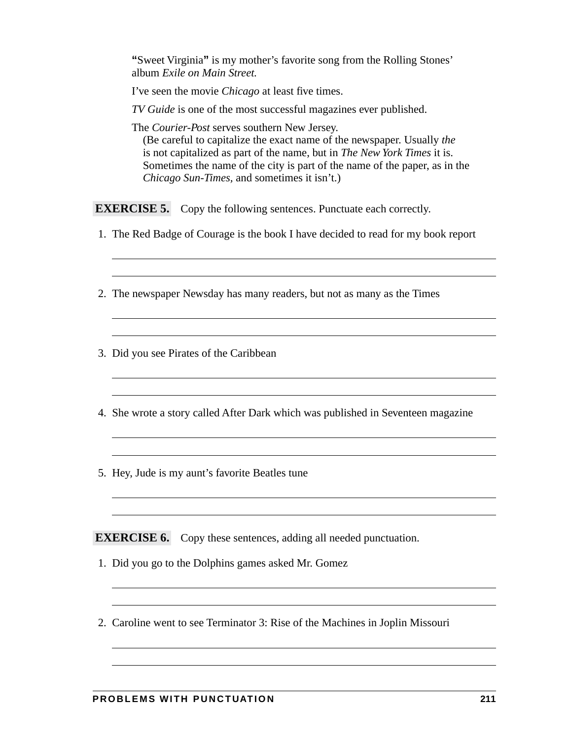**"**Sweet Virginia**"** is my mother's favorite song from the Rolling Stones' album *Exile on Main Street.*

I've seen the movie *Chicago* at least five times.

*TV Guide* is one of the most successful magazines ever published.

The *Courier-Post* serves southern New Jersey.
(Be careful to capitalize the exact name of the newspaper. Usually *the* is not capitalized as part of the name, but in *The New York Times* it is. Sometimes the name of the city is part of the name of the paper, as in the *Chicago Sun-Times*, and sometimes it isn't.)

**EXERCISE 5.** Copy the following sentences. Punctuate each correctly.

1. The Red Badge of Courage is the book I have decided to read for my book report

   \_\_\_\_\_\_\_\_\_\_\_\_\_\_\_\_\_\_\_\_\_\_\_\_\_\_\_\_\_\_\_\_\_\_\_\_\_\_\_\_\_\_\_\_\_\_\_\_\_\_\_\_\_\_\_\_\_\_

   \_\_\_\_\_\_\_\_\_\_\_\_\_\_\_\_\_\_\_\_\_\_\_\_\_\_\_\_\_\_\_\_\_\_\_\_\_\_\_\_\_\_\_\_\_\_\_\_\_\_\_\_\_\_\_\_\_\_

2. The newspaper Newsday has many readers, but not as many as the Times

   \_\_\_\_\_\_\_\_\_\_\_\_\_\_\_\_\_\_\_\_\_\_\_\_\_\_\_\_\_\_\_\_\_\_\_\_\_\_\_\_\_\_\_\_\_\_\_\_\_\_\_\_\_\_\_\_\_\_

   \_\_\_\_\_\_\_\_\_\_\_\_\_\_\_\_\_\_\_\_\_\_\_\_\_\_\_\_\_\_\_\_\_\_\_\_\_\_\_\_\_\_\_\_\_\_\_\_\_\_\_\_\_\_\_\_\_\_

3. Did you see Pirates of the Caribbean

   \_\_\_\_\_\_\_\_\_\_\_\_\_\_\_\_\_\_\_\_\_\_\_\_\_\_\_\_\_\_\_\_\_\_\_\_\_\_\_\_\_\_\_\_\_\_\_\_\_\_\_\_\_\_\_\_\_\_

   \_\_\_\_\_\_\_\_\_\_\_\_\_\_\_\_\_\_\_\_\_\_\_\_\_\_\_\_\_\_\_\_\_\_\_\_\_\_\_\_\_\_\_\_\_\_\_\_\_\_\_\_\_\_\_\_\_\_

4. She wrote a story called After Dark which was published in Seventeen magazine

   \_\_\_\_\_\_\_\_\_\_\_\_\_\_\_\_\_\_\_\_\_\_\_\_\_\_\_\_\_\_\_\_\_\_\_\_\_\_\_\_\_\_\_\_\_\_\_\_\_\_\_\_\_\_\_\_\_\_

   \_\_\_\_\_\_\_\_\_\_\_\_\_\_\_\_\_\_\_\_\_\_\_\_\_\_\_\_\_\_\_\_\_\_\_\_\_\_\_\_\_\_\_\_\_\_\_\_\_\_\_\_\_\_\_\_\_\_

5. Hey, Jude is my aunt's favorite Beatles tune

   \_\_\_\_\_\_\_\_\_\_\_\_\_\_\_\_\_\_\_\_\_\_\_\_\_\_\_\_\_\_\_\_\_\_\_\_\_\_\_\_\_\_\_\_\_\_\_\_\_\_\_\_\_\_\_\_\_\_

   \_\_\_\_\_\_\_\_\_\_\_\_\_\_\_\_\_\_\_\_\_\_\_\_\_\_\_\_\_\_\_\_\_\_\_\_\_\_\_\_\_\_\_\_\_\_\_\_\_\_\_\_\_\_\_\_\_\_

**EXERCISE 6.** Copy these sentences, adding all needed punctuation.

1. Did you go to the Dolphins games asked Mr. Gomez

   \_\_\_\_\_\_\_\_\_\_\_\_\_\_\_\_\_\_\_\_\_\_\_\_\_\_\_\_\_\_\_\_\_\_\_\_\_\_\_\_\_\_\_\_\_\_\_\_\_\_\_\_\_\_\_\_\_\_

   \_\_\_\_\_\_\_\_\_\_\_\_\_\_\_\_\_\_\_\_\_\_\_\_\_\_\_\_\_\_\_\_\_\_\_\_\_\_\_\_\_\_\_\_\_\_\_\_\_\_\_\_\_\_\_\_\_\_

2. Caroline went to see Terminator 3: Rise of the Machines in Joplin Missouri

   \_\_\_\_\_\_\_\_\_\_\_\_\_\_\_\_\_\_\_\_\_\_\_\_\_\_\_\_\_\_\_\_\_\_\_\_\_\_\_\_\_\_\_\_\_\_\_\_\_\_\_\_\_\_\_\_\_\_

   \_\_\_\_\_\_\_\_\_\_\_\_\_\_\_\_\_\_\_\_\_\_\_\_\_\_\_\_\_\_\_\_\_\_\_\_\_\_\_\_\_\_\_\_\_\_\_\_\_\_\_\_\_\_\_\_\_\_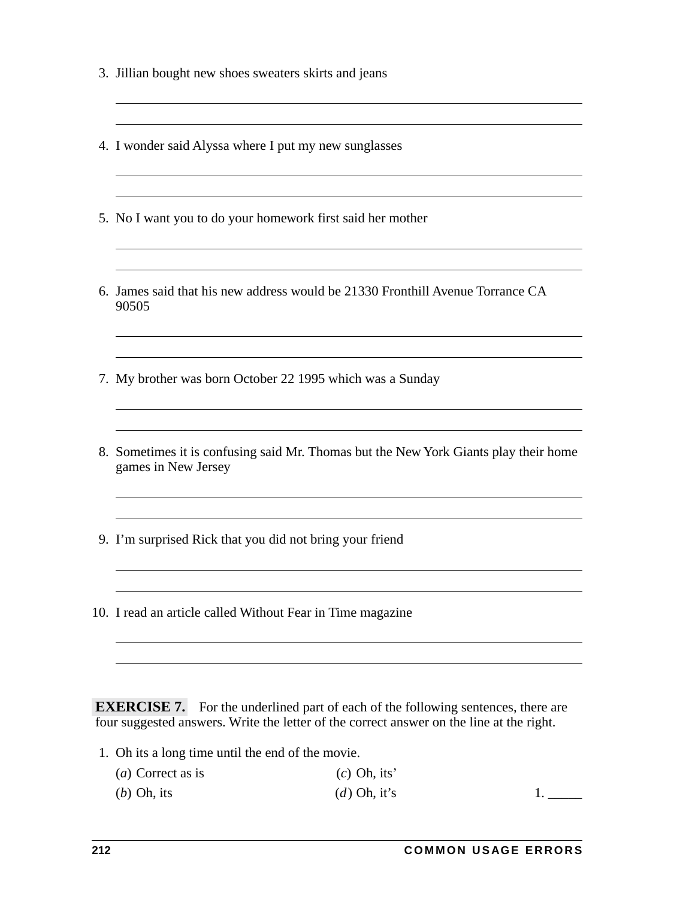3. Jillian bought new shoes sweaters skirts and jeans

______________________________________________________________________

______________________________________________________________________

4. I wonder said Alyssa where I put my new sunglasses

______________________________________________________________________

______________________________________________________________________

5. No I want you to do your homework first said her mother

______________________________________________________________________

______________________________________________________________________

6. James said that his new address would be 21330 Fronthill Avenue Torrance CA 90505

______________________________________________________________________

______________________________________________________________________

7. My brother was born October 22 1995 which was a Sunday

______________________________________________________________________

______________________________________________________________________

8. Sometimes it is confusing said Mr. Thomas but the New York Giants play their home games in New Jersey

______________________________________________________________________

______________________________________________________________________

9. I'm surprised Rick that you did not bring your friend

______________________________________________________________________

______________________________________________________________________

10. I read an article called Without Fear in Time magazine

______________________________________________________________________

______________________________________________________________________

**EXERCISE 7.** For the underlined part of each of the following sentences, there are four suggested answers. Write the letter of the correct answer on the line at the right.

1. Oh its a long time until the end of the movie.

   (*a*) Correct as is (*c*) Oh, its'

   (*b*) Oh, its (*d*) Oh, it's 1. _____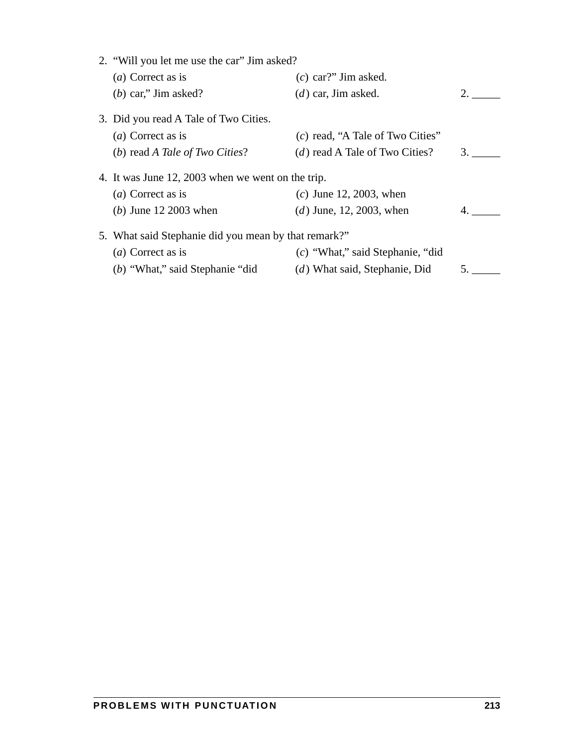2. "Will you let me use the car" Jim asked?
   (*a*) Correct as is
   (*b*) car," Jim asked?
   (*c*) car?" Jim asked.
   (*d*) car, Jim asked. 2. _____

3. Did you read A Tale of Two Cities.
   (*a*) Correct as is
   (*b*) read *A Tale of Two Cities*?
   (*c*) read, "A Tale of Two Cities"
   (*d*) read A Tale of Two Cities? 3. _____

4. It was June 12, 2003 when we went on the trip.
   (*a*) Correct as is
   (*b*) June 12 2003 when
   (*c*) June 12, 2003, when
   (*d*) June, 12, 2003, when 4. _____

5. What said Stephanie did you mean by that remark?"
   (*a*) Correct as is
   (*b*) "What," said Stephanie "did
   (*c*) "What," said Stephanie, "did
   (*d*) What said, Stephanie, Did 5. _____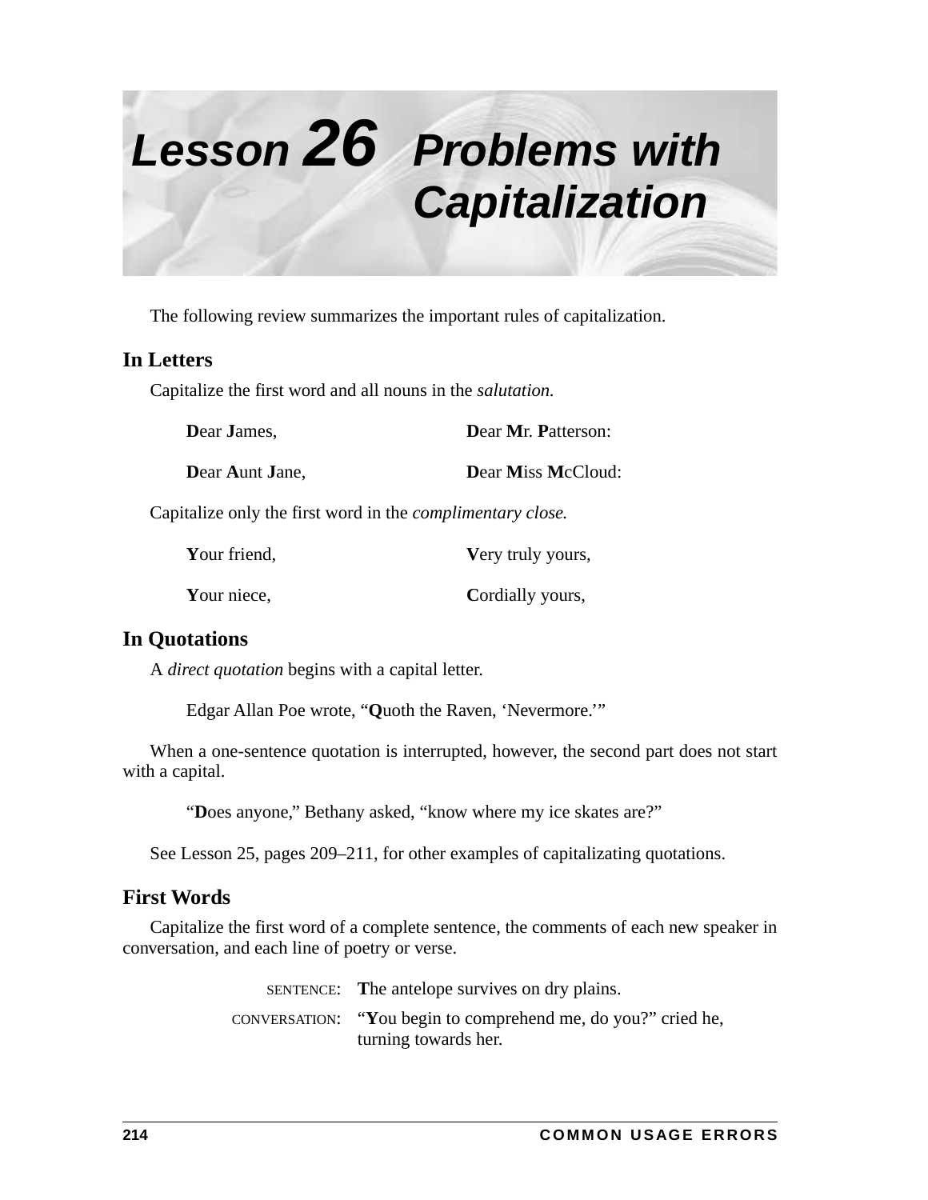# Lesson 26 Problems with Capitalization

The following review summarizes the important rules of capitalization.

## In Letters

Capitalize the first word and all nouns in the *salutation.*

**D**ear **J**ames, 

**D**ear **M**r. **P**atterson:

**D**ear **A**unt **J**ane,

**D**ear **M**iss **M**cCloud:

Capitalize only the first word in the *complimentary close.*

**Y**our friend,

**V**ery truly yours,

**Y**our niece,

**C**ordially yours,

## In Quotations

A *direct quotation* begins with a capital letter.

Edgar Allan Poe wrote, "**Q**uoth the Raven, 'Nevermore.'"

When a one-sentence quotation is interrupted, however, the second part does not start with a capital.

"**D**oes anyone," Bethany asked, "know where my ice skates are?"

See Lesson 25, pages 209–211, for other examples of capitalizating quotations.

## First Words

Capitalize the first word of a complete sentence, the comments of each new speaker in conversation, and each line of poetry or verse.

SENTENCE: **T**he antelope survives on dry plains.

CONVERSATION: "**Y**ou begin to comprehend me, do you?" cried he, turning towards her.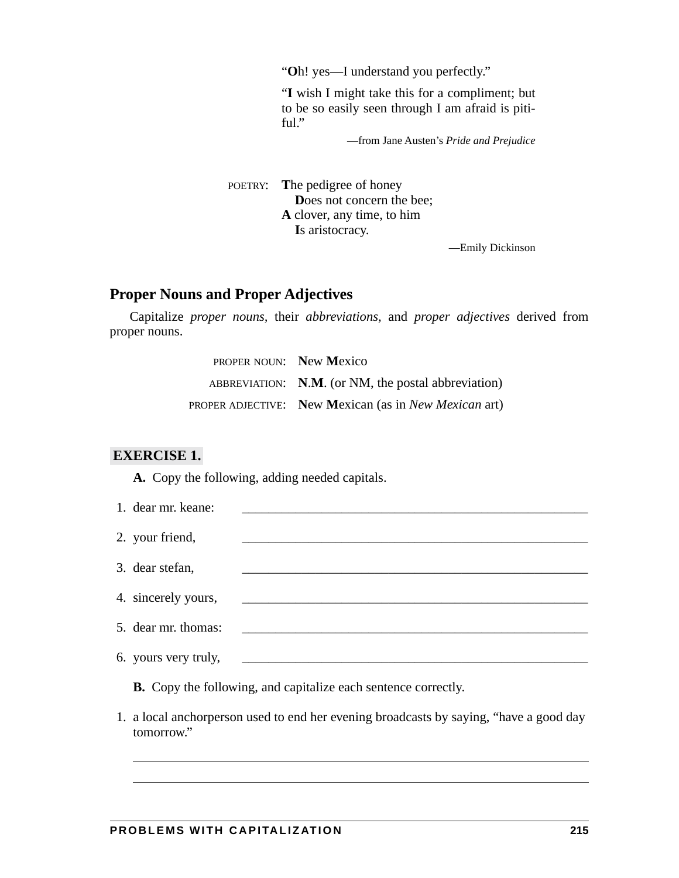“**O**h! yes—I understand you perfectly.”

“**I** wish I might take this for a compliment; but to be so easily seen through I am afraid is pitiful.”

—from Jane Austen’s *Pride and Prejudice*

POETRY: **T**he pedigree of honey
  **D**oes not concern the bee;
**A** clover, any time, to him
  **I**s aristocracy.

—Emily Dickinson

## Proper Nouns and Proper Adjectives

Capitalize *proper nouns,* their *abbreviations,* and *proper adjectives* derived from proper nouns.

PROPER NOUN: **N**ew **M**exico

ABBREVIATION: **N**.**M**. (or NM, the postal abbreviation)

PROPER ADJECTIVE: **N**ew **M**exican (as in *New Mexican* art)

**EXERCISE 1.**

**A.** Copy the following, adding needed capitals.

1. dear mr. keane: ______________________________
2. your friend, ______________________________
3. dear stefan, ______________________________
4. sincerely yours, ______________________________
5. dear mr. thomas: ______________________________
6. yours very truly, ______________________________

**B.** Copy the following, and capitalize each sentence correctly.

1. a local anchorperson used to end her evening broadcasts by saying, “have a good day tomorrow.”

______________________________________________________________

______________________________________________________________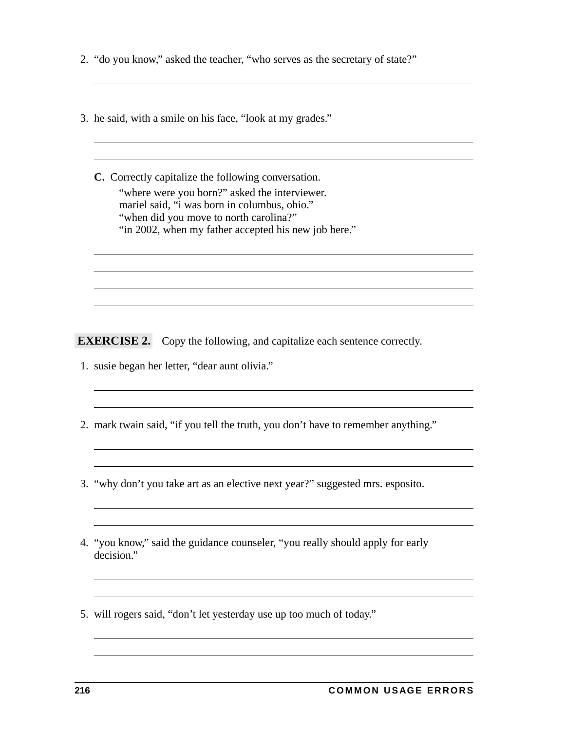2. “do you know,” asked the teacher, “who serves as the secretary of state?”

3. he said, with a smile on his face, “look at my grades.”

**C.** Correctly capitalize the following conversation.

“where were you born?” asked the interviewer.
mariel said, “i was born in columbus, ohio.”
“when did you move to north carolina?”
“in 2002, when my father accepted his new job here.”

**EXERCISE 2.** Copy the following, and capitalize each sentence correctly.

1. susie began her letter, “dear aunt olivia.”

2. mark twain said, “if you tell the truth, you don’t have to remember anything.”

3. “why don’t you take art as an elective next year?” suggested mrs. esposito.

4. “you know,” said the guidance counseler, “you really should apply for early decision.”

5. will rogers said, “don’t let yesterday use up too much of today.”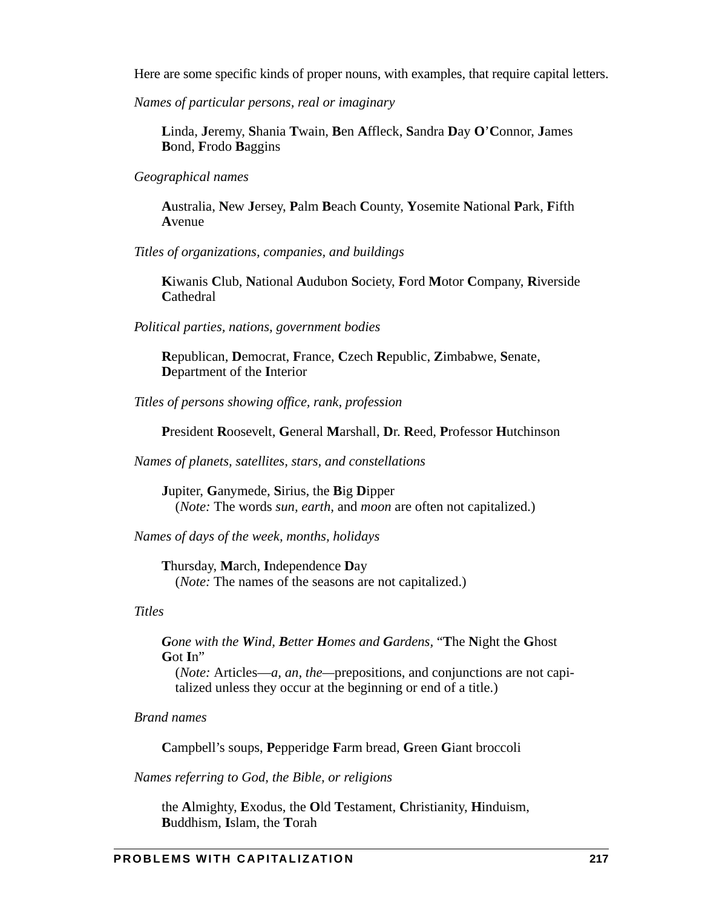Here are some specific kinds of proper nouns, with examples, that require capital letters.

*Names of particular persons, real or imaginary*

> **L**inda, **J**eremy, **S**hania **T**wain, **B**en **A**ffleck, **S**andra **D**ay **O**'**C**onnor, **J**ames **B**ond, **F**rodo **B**aggins

*Geographical names*

> **A**ustralia, **N**ew **J**ersey, **P**alm **B**each **C**ounty, **Y**osemite **N**ational **P**ark, **F**ifth **A**venue

*Titles of organizations, companies, and buildings*

> **K**iwanis **C**lub, **N**ational **A**udubon **S**ociety, **F**ord **M**otor **C**ompany, **R**iverside **C**athedral

*Political parties, nations, government bodies*

> **R**epublican, **D**emocrat, **F**rance, **C**zech **R**epublic, **Z**imbabwe, **S**enate, **D**epartment of the **I**nterior

*Titles of persons showing office, rank, profession*

> **P**resident **R**oosevelt, **G**eneral **M**arshall, **D**r. **R**eed, **P**rofessor **H**utchinson

*Names of planets, satellites, stars, and constellations*

> **J**upiter, **G**anymede, **S**irius, the **B**ig **D**ipper
> (*Note:* The words *sun*, *earth*, and *moon* are often not capitalized.)

*Names of days of the week, months, holidays*

> **T**hursday, **M**arch, **I**ndependence **D**ay
> (*Note:* The names of the seasons are not capitalized.)

*Titles*

> ***G**one with the **W**ind*, ***B**etter **H**omes and **G**ardens*, "**T**he **N**ight the **G**host **G**ot **I**n"
> (*Note:* Articles—*a*, *an*, *the*—prepositions, and conjunctions are not capitalized unless they occur at the beginning or end of a title.)

*Brand names*

> **C**ampbell's soups, **P**epperidge **F**arm bread, **G**reen **G**iant broccoli

*Names referring to God, the Bible, or religions*

> the **A**lmighty, **E**xodus, the **O**ld **T**estament, **C**hristianity, **H**induism, **B**uddhism, **I**slam, the **T**orah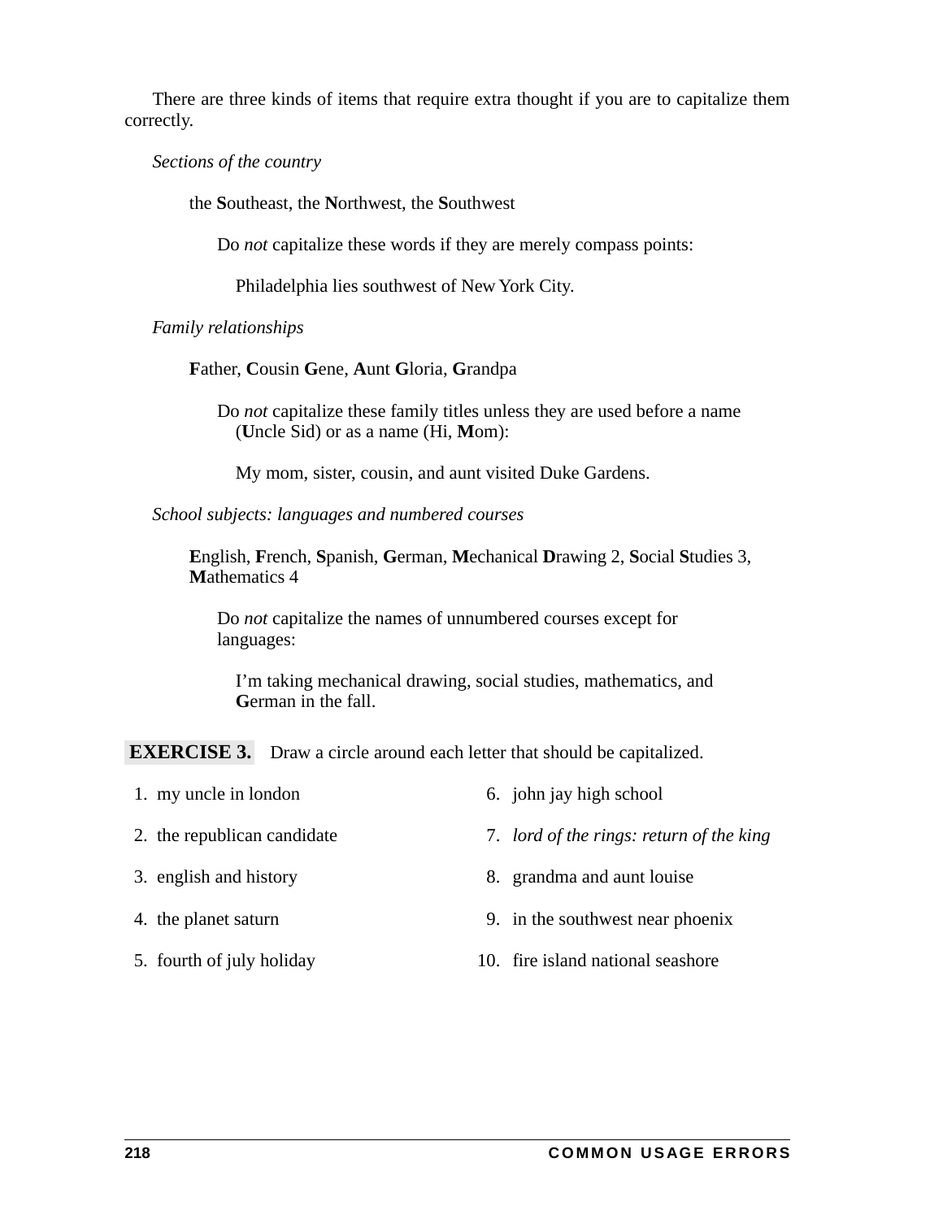There are three kinds of items that require extra thought if you are to capitalize them correctly.

*Sections of the country*

the **S**outheast, the **N**orthwest, the **S**outhwest

Do *not* capitalize these words if they are merely compass points:

Philadelphia lies southwest of New York City.

*Family relationships*

**F**ather, **C**ousin **G**ene, **A**unt **G**loria, **G**randpa

Do *not* capitalize these family titles unless they are used before a name (**U**ncle Sid) or as a name (Hi, **M**om):

My mom, sister, cousin, and aunt visited Duke Gardens.

*School subjects: languages and numbered courses*

**E**nglish, **F**rench, **S**panish, **G**erman, **M**echanical **D**rawing 2, **S**ocial **S**tudies 3, **M**athematics 4

Do *not* capitalize the names of unnumbered courses except for languages:

I'm taking mechanical drawing, social studies, mathematics, and **G**erman in the fall.

**EXERCISE 3.** Draw a circle around each letter that should be capitalized.

1. my uncle in london
2. the republican candidate
3. english and history
4. the planet saturn
5. fourth of july holiday
6. john jay high school
7. *lord of the rings: return of the king*
8. grandma and aunt louise
9. in the southwest near phoenix
10. fire island national seashore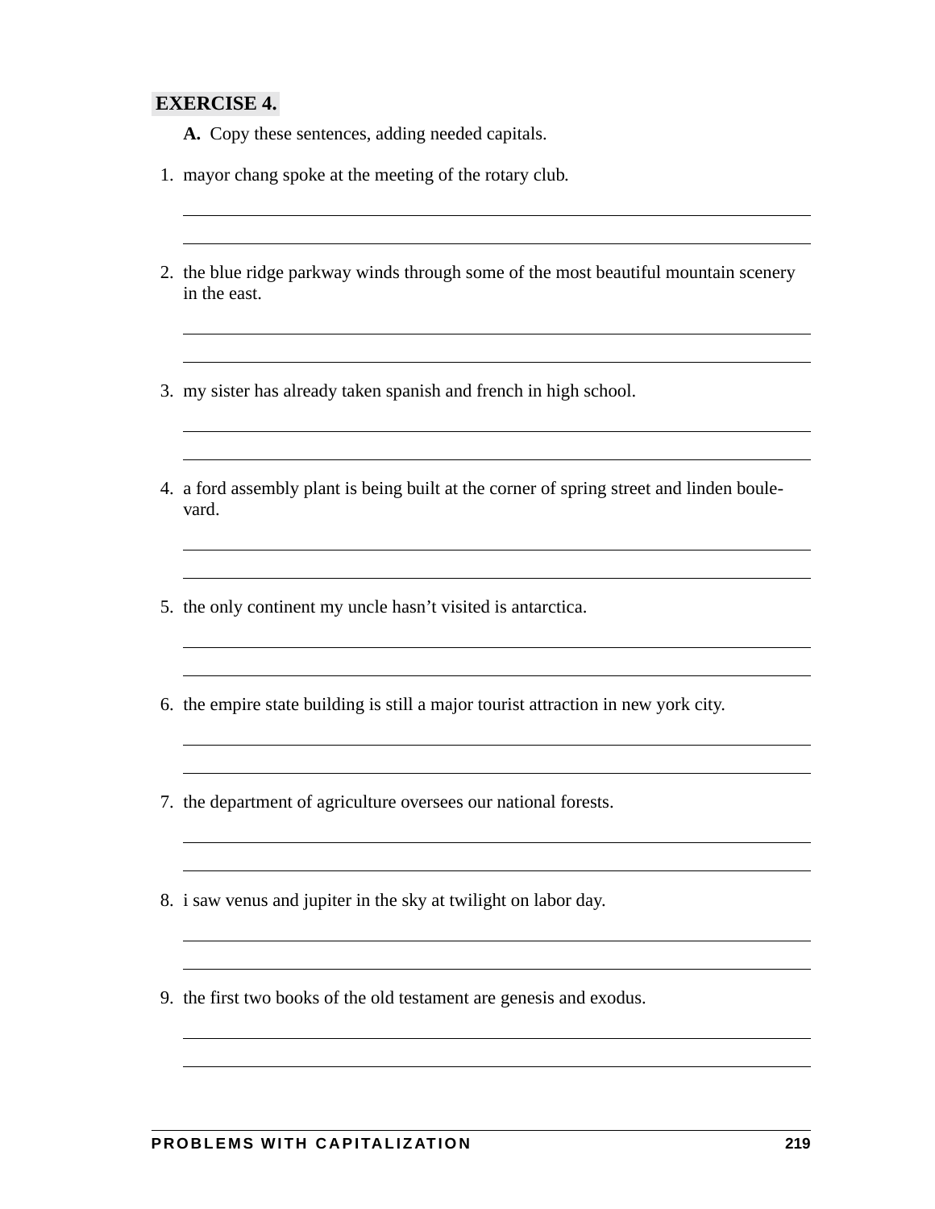**EXERCISE 4.**

**A.** Copy these sentences, adding needed capitals.

1. mayor chang spoke at the meeting of the rotary club.

2. the blue ridge parkway winds through some of the most beautiful mountain scenery in the east.

3. my sister has already taken spanish and french in high school.

4. a ford assembly plant is being built at the corner of spring street and linden boulevard.

5. the only continent my uncle hasn't visited is antarctica.

6. the empire state building is still a major tourist attraction in new york city.

7. the department of agriculture oversees our national forests.

8. i saw venus and jupiter in the sky at twilight on labor day.

9. the first two books of the old testament are genesis and exodus.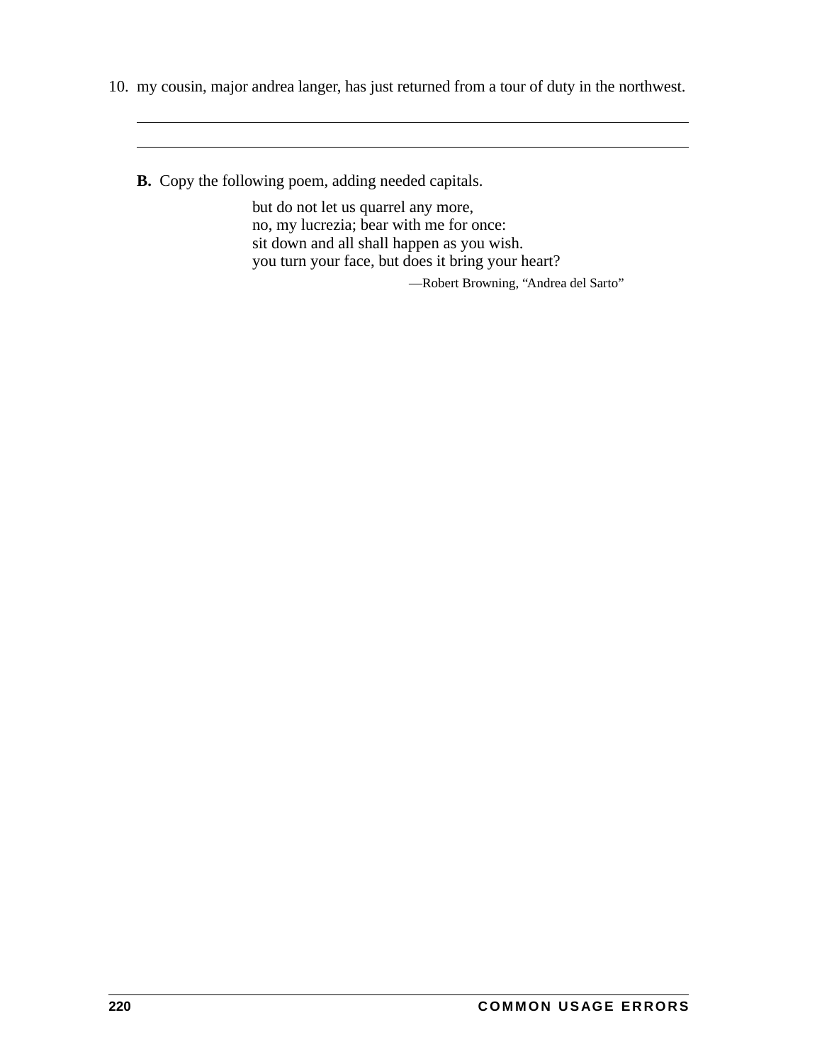10. my cousin, major andrea langer, has just returned from a tour of duty in the northwest.

\_\_\_\_\_\_\_\_\_\_\_\_\_\_\_\_\_\_\_\_\_\_\_\_\_\_\_\_\_\_\_\_\_\_\_\_\_\_\_\_\_\_\_\_\_\_\_\_\_\_\_\_\_\_\_\_\_\_\_\_\_\_\_\_\_\_\_\_\_\_

\_\_\_\_\_\_\_\_\_\_\_\_\_\_\_\_\_\_\_\_\_\_\_\_\_\_\_\_\_\_\_\_\_\_\_\_\_\_\_\_\_\_\_\_\_\_\_\_\_\_\_\_\_\_\_\_\_\_\_\_\_\_\_\_\_\_\_\_\_\_

**B.** Copy the following poem, adding needed capitals.

> but do not let us quarrel any more,
> no, my lucrezia; bear with me for once:
> sit down and all shall happen as you wish.
> you turn your face, but does it bring your heart?
>
> —Robert Browning, "Andrea del Sarto"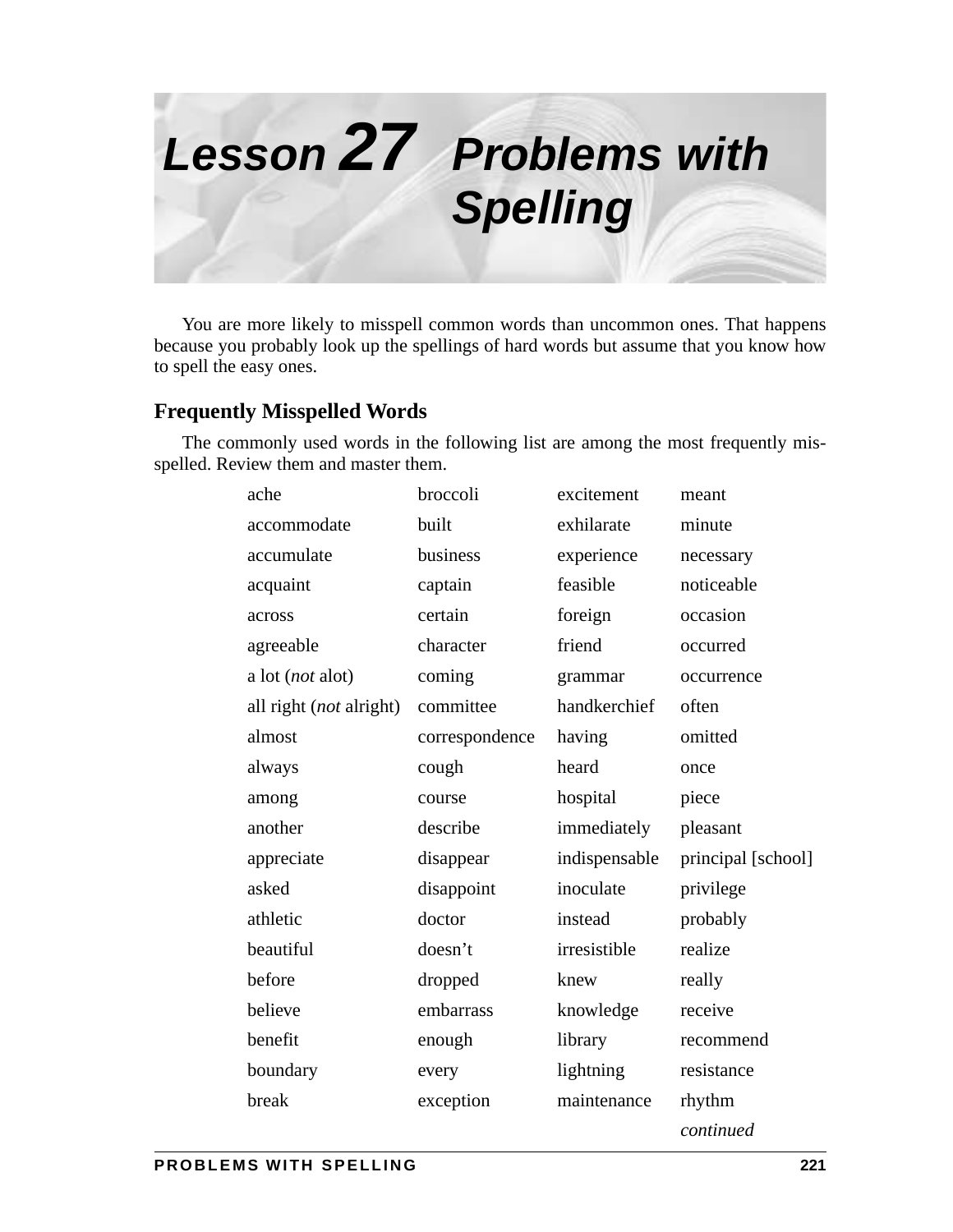# Lesson 27 Problems with Spelling

You are more likely to misspell common words than uncommon ones. That happens because you probably look up the spellings of hard words but assume that you know how to spell the easy ones.

## Frequently Misspelled Words

The commonly used words in the following list are among the most frequently misspelled. Review them and master them.

| | | | |
|---|---|---|---|
| ache | broccoli | excitement | meant |
| accommodate | built | exhilarate | minute |
| accumulate | business | experience | necessary |
| acquaint | captain | feasible | noticeable |
| across | certain | foreign | occasion |
| agreeable | character | friend | occurred |
| a lot (*not* alot) | coming | grammar | occurrence |
| all right (*not* alright) | committee | handkerchief | often |
| almost | correspondence | having | omitted |
| always | cough | heard | once |
| among | course | hospital | piece |
| another | describe | immediately | pleasant |
| appreciate | disappear | indispensable | principal [school] |
| asked | disappoint | inoculate | privilege |
| athletic | doctor | instead | probably |
| beautiful | doesn’t | irresistible | realize |
| before | dropped | knew | really |
| believe | embarrass | knowledge | receive |
| benefit | enough | library | recommend |
| boundary | every | lightning | resistance |
| break | exception | maintenance | rhythm |

*continued*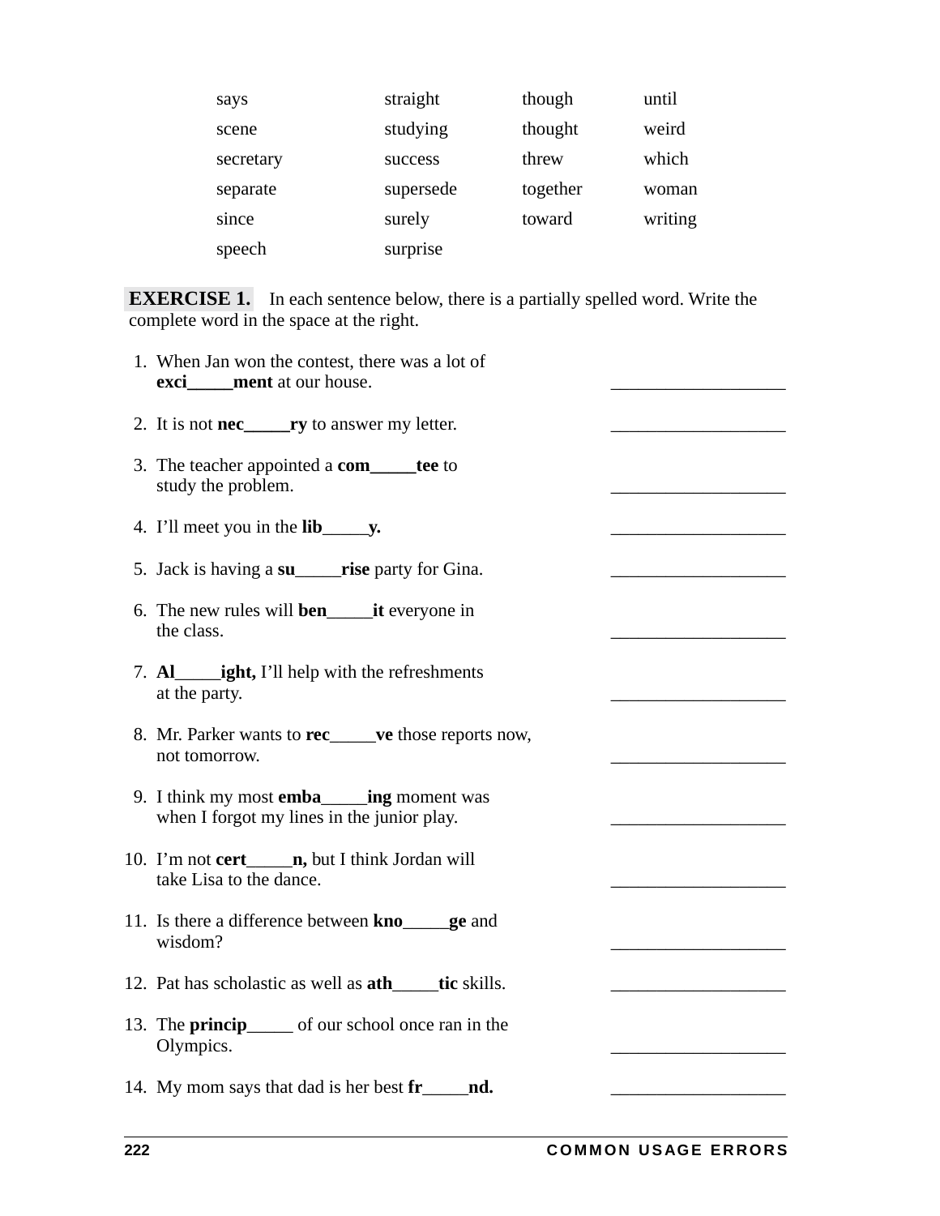| | | | |
|---|---|---|---|
| says | straight | though | until |
| scene | studying | thought | weird |
| secretary | success | threw | which |
| separate | supersede | together | woman |
| since | surely | toward | writing |
| speech | surprise | | |

**EXERCISE 1.** In each sentence below, there is a partially spelled word. Write the complete word in the space at the right.

1. When Jan won the contest, there was a lot of **exci_____ment** at our house. ___________________
2. It is not **nec_____ry** to answer my letter. ___________________
3. The teacher appointed a **com_____tee** to study the problem. ___________________
4. I'll meet you in the **lib_____y.** ___________________
5. Jack is having a **su_____rise** party for Gina. ___________________
6. The new rules will **ben_____it** everyone in the class. ___________________
7. **Al_____ight,** I'll help with the refreshments at the party. ___________________
8. Mr. Parker wants to **rec_____ve** those reports now, not tomorrow. ___________________
9. I think my most **emba_____ing** moment was when I forgot my lines in the junior play. ___________________
10. I'm not **cert_____n,** but I think Jordan will take Lisa to the dance. ___________________
11. Is there a difference between **kno_____ge** and wisdom? ___________________
12. Pat has scholastic as well as **ath_____tic** skills. ___________________
13. The **princip_____** of our school once ran in the Olympics. ___________________
14. My mom says that dad is her best **fr_____nd.** ___________________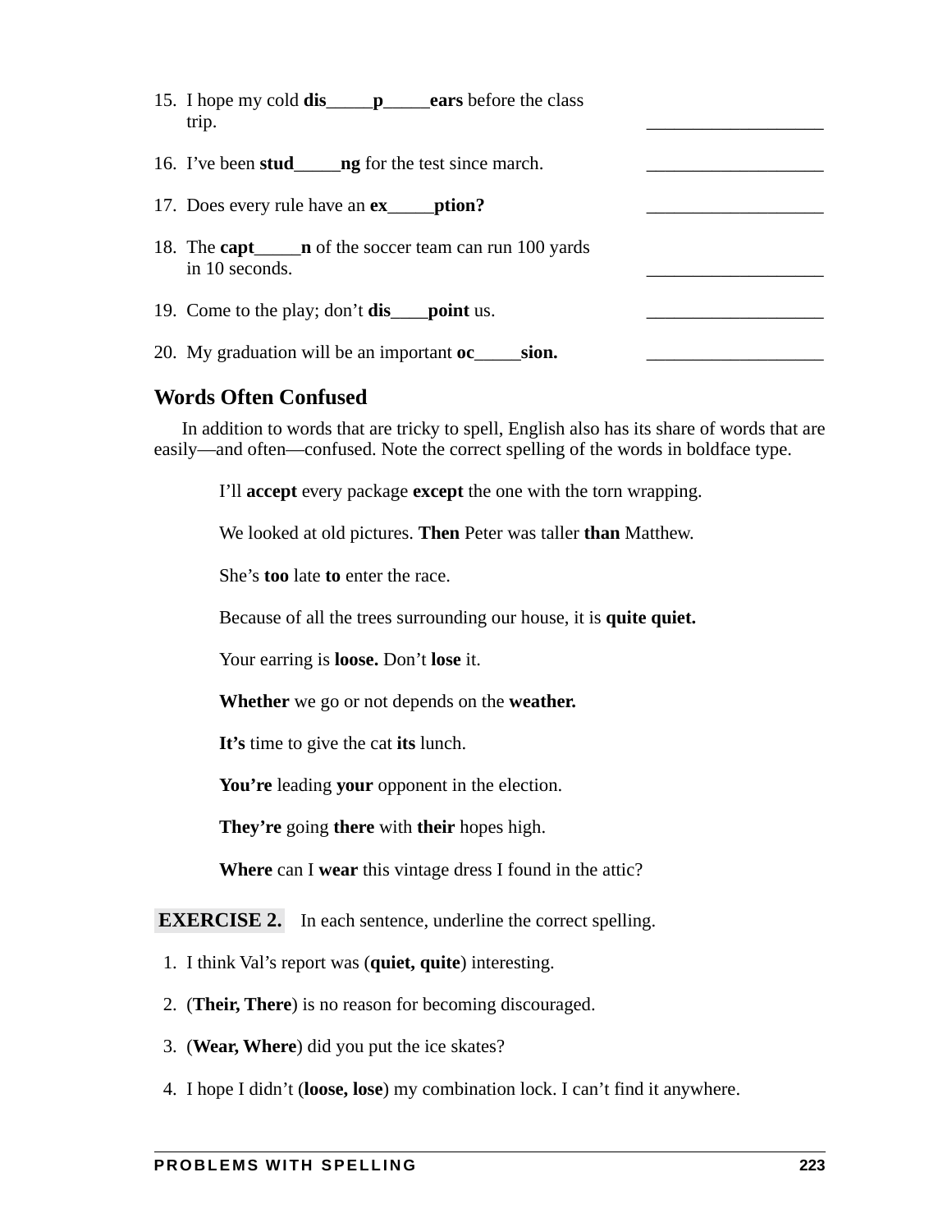15. I hope my cold **dis_____p_____ears** before the class trip. ___________________

16. I've been **stud_____ng** for the test since march. ___________________

17. Does every rule have an **ex_____ption?** ___________________

18. The **capt_____n** of the soccer team can run 100 yards in 10 seconds. ___________________

19. Come to the play; don't **dis____point** us. ___________________

20. My graduation will be an important **oc_____sion.** ___________________

## Words Often Confused

In addition to words that are tricky to spell, English also has its share of words that are easily—and often—confused. Note the correct spelling of the words in boldface type.

> I'll **accept** every package **except** the one with the torn wrapping.
>
> We looked at old pictures. **Then** Peter was taller **than** Matthew.
>
> She's **too** late **to** enter the race.
>
> Because of all the trees surrounding our house, it is **quite quiet.**
>
> Your earring is **loose.** Don't **lose** it.
>
> **Whether** we go or not depends on the **weather.**
>
> **It's** time to give the cat **its** lunch.
>
> **You're** leading **your** opponent in the election.
>
> **They're** going **there** with **their** hopes high.
>
> **Where** can I **wear** this vintage dress I found in the attic?

**EXERCISE 2.** In each sentence, underline the correct spelling.

1. I think Val's report was (**quiet, quite**) interesting.
2. (**Their, There**) is no reason for becoming discouraged.
3. (**Wear, Where**) did you put the ice skates?
4. I hope I didn't (**loose, lose**) my combination lock. I can't find it anywhere.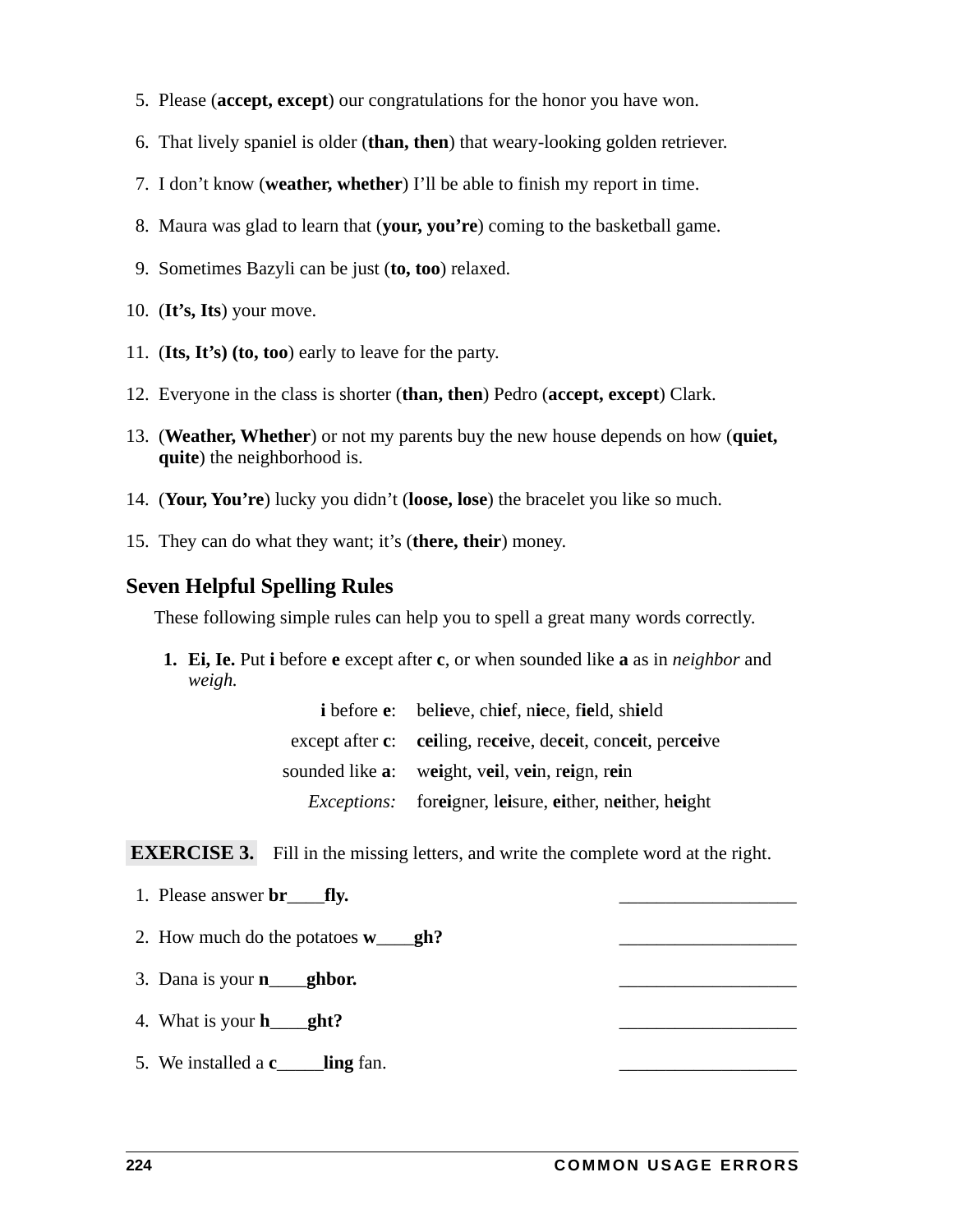5. Please (**accept, except**) our congratulations for the honor you have won.

6. That lively spaniel is older (**than, then**) that weary-looking golden retriever.

7. I don't know (**weather, whether**) I'll be able to finish my report in time.

8. Maura was glad to learn that (**your, you're**) coming to the basketball game.

9. Sometimes Bazyli can be just (**to, too**) relaxed.

10. (**It's, Its**) your move.

11. (**Its, It's) (to, too**) early to leave for the party.

12. Everyone in the class is shorter (**than, then**) Pedro (**accept, except**) Clark.

13. (**Weather, Whether**) or not my parents buy the new house depends on how (**quiet, quite**) the neighborhood is.

14. (**Your, You're**) lucky you didn't (**loose, lose**) the bracelet you like so much.

15. They can do what they want; it's (**there, their**) money.

## Seven Helpful Spelling Rules

These following simple rules can help you to spell a great many words correctly.

1. **Ei, Ie.** Put **i** before **e** except after **c**, or when sounded like **a** as in *neighbor* and *weigh.*

| | |
|---|---|
| **i** before **e**: | bel**ie**ve, ch**ie**f, n**ie**ce, f**ie**ld, sh**ie**ld |
| except after **c**: | **cei**ling, re**cei**ve, de**cei**t, con**cei**t, per**cei**ve |
| sounded like **a**: | w**ei**ght, v**ei**l, v**ei**n, r**ei**gn, r**ei**n |
| *Exceptions:* | for**ei**gner, l**ei**sure, **ei**ther, n**ei**ther, h**ei**ght |

**EXERCISE 3.** Fill in the missing letters, and write the complete word at the right.

1. Please answer **br____fly.** ___________________

2. How much do the potatoes **w____gh?** ___________________

3. Dana is your **n____ghbor.** ___________________

4. What is your **h____ght?** ___________________

5. We installed a **c_____ling** fan. ___________________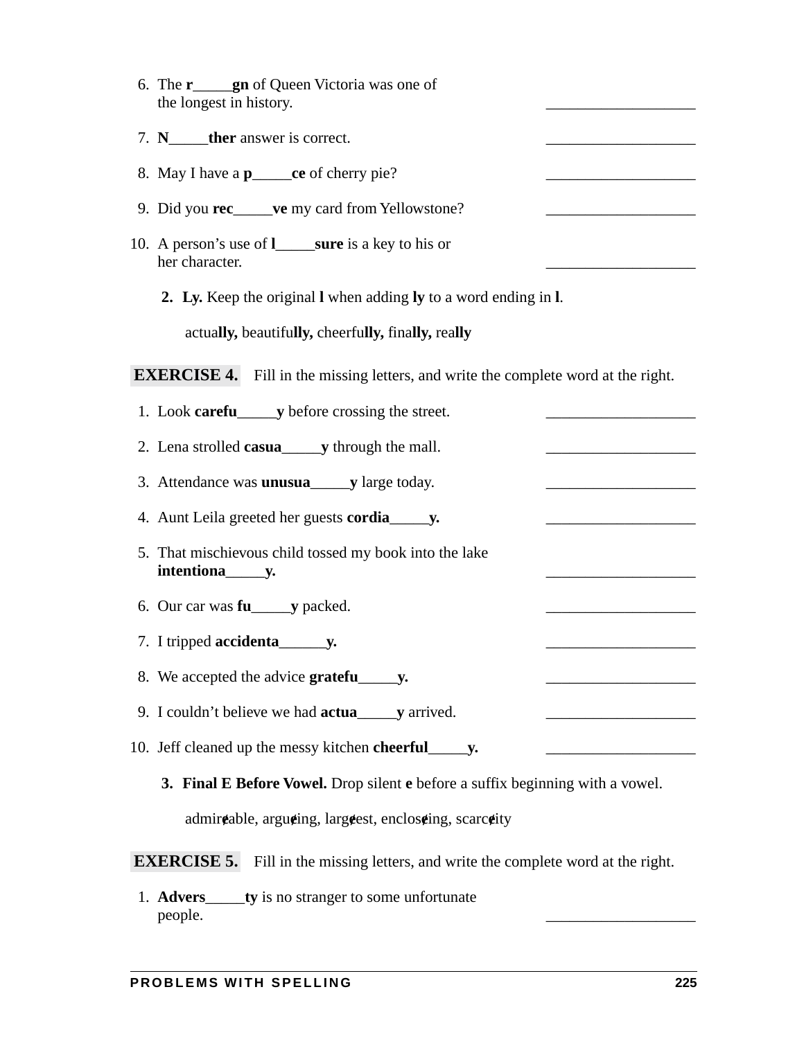6. The **r_____gn** of Queen Victoria was one of the longest in history. ___________________

7. **N_____ther** answer is correct. ___________________

8. May I have a **p_____ce** of cherry pie? ___________________

9. Did you **rec_____ve** my card from Yellowstone? ___________________

10. A person's use of **l_____sure** is a key to his or her character. ___________________

**2. Ly.** Keep the original **l** when adding **ly** to a word ending in **l**.

actua**lly,** beautifu**lly,** cheerfu**lly,** fina**lly,** rea**lly**

**EXERCISE 4.** Fill in the missing letters, and write the complete word at the right.

1. Look **carefu_____y** before crossing the street. ___________________

2. Lena strolled **casua_____y** through the mall. ___________________

3. Attendance was **unusua_____y** large today. ___________________

4. Aunt Leila greeted her guests **cordia_____y.** ___________________

5. That mischievous child tossed my book into the lake **intentiona_____y.** ___________________

6. Our car was **fu_____y** packed. ___________________

7. I tripped **accidenta______y.** ___________________

8. We accepted the advice **gratefu_____y.** ___________________

9. I couldn't believe we had **actua_____y** arrived. ___________________

10. Jeff cleaned up the messy kitchen **cheerful_____y.** ___________________

**3. Final E Before Vowel.** Drop silent **e** before a suffix beginning with a vowel.

admir~~e~~able, argu~~e~~ing, larg~~e~~est, enclos~~e~~ing, scarc~~e~~ity

**EXERCISE 5.** Fill in the missing letters, and write the complete word at the right.

1. **Advers_____ty** is no stranger to some unfortunate people. ___________________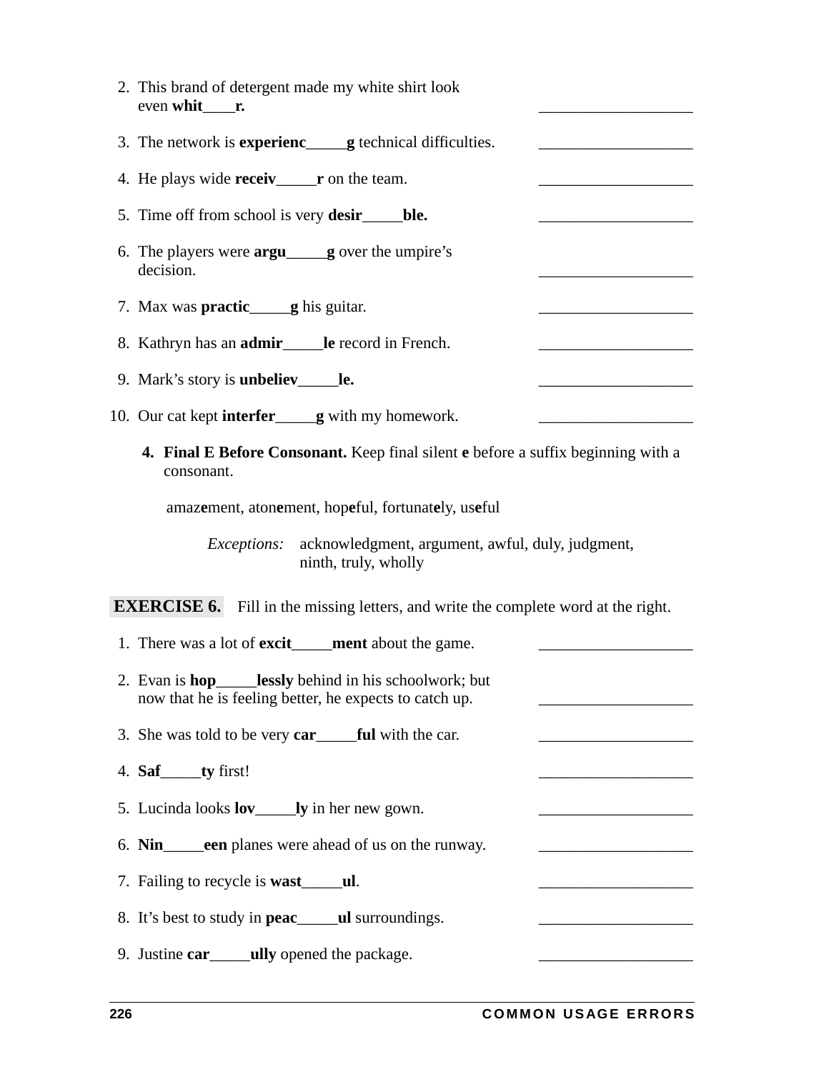2. This brand of detergent made my white shirt look even **whit____r.** ___________________

3. The network is **experienc_____g** technical difficulties. ___________________

4. He plays wide **receiv_____r** on the team. ___________________

5. Time off from school is very **desir_____ble.** ___________________

6. The players were **argu_____g** over the umpire's decision. ___________________

7. Max was **practic_____g** his guitar. ___________________

8. Kathryn has an **admir_____le** record in French. ___________________

9. Mark's story is **unbeliev_____le.** ___________________

10. Our cat kept **interfer_____g** with my homework. ___________________

4. **Final E Before Consonant.** Keep final silent **e** before a suffix beginning with a consonant.

   amaz**e**ment, aton**e**ment, hop**e**ful, fortunat**e**ly, us**e**ful

   *Exceptions:* acknowledgment, argument, awful, duly, judgment, ninth, truly, wholly

**EXERCISE 6.** Fill in the missing letters, and write the complete word at the right.

1. There was a lot of **excit_____ment** about the game. ___________________

2. Evan is **hop_____lessly** behind in his schoolwork; but now that he is feeling better, he expects to catch up. ___________________

3. She was told to be very **car_____ful** with the car. ___________________

4. **Saf_____ty** first! ___________________

5. Lucinda looks **lov_____ly** in her new gown. ___________________

6. **Nin_____een** planes were ahead of us on the runway. ___________________

7. Failing to recycle is **wast_____ul**. ___________________

8. It's best to study in **peac_____ul** surroundings. ___________________

9. Justine **car_____ully** opened the package. ___________________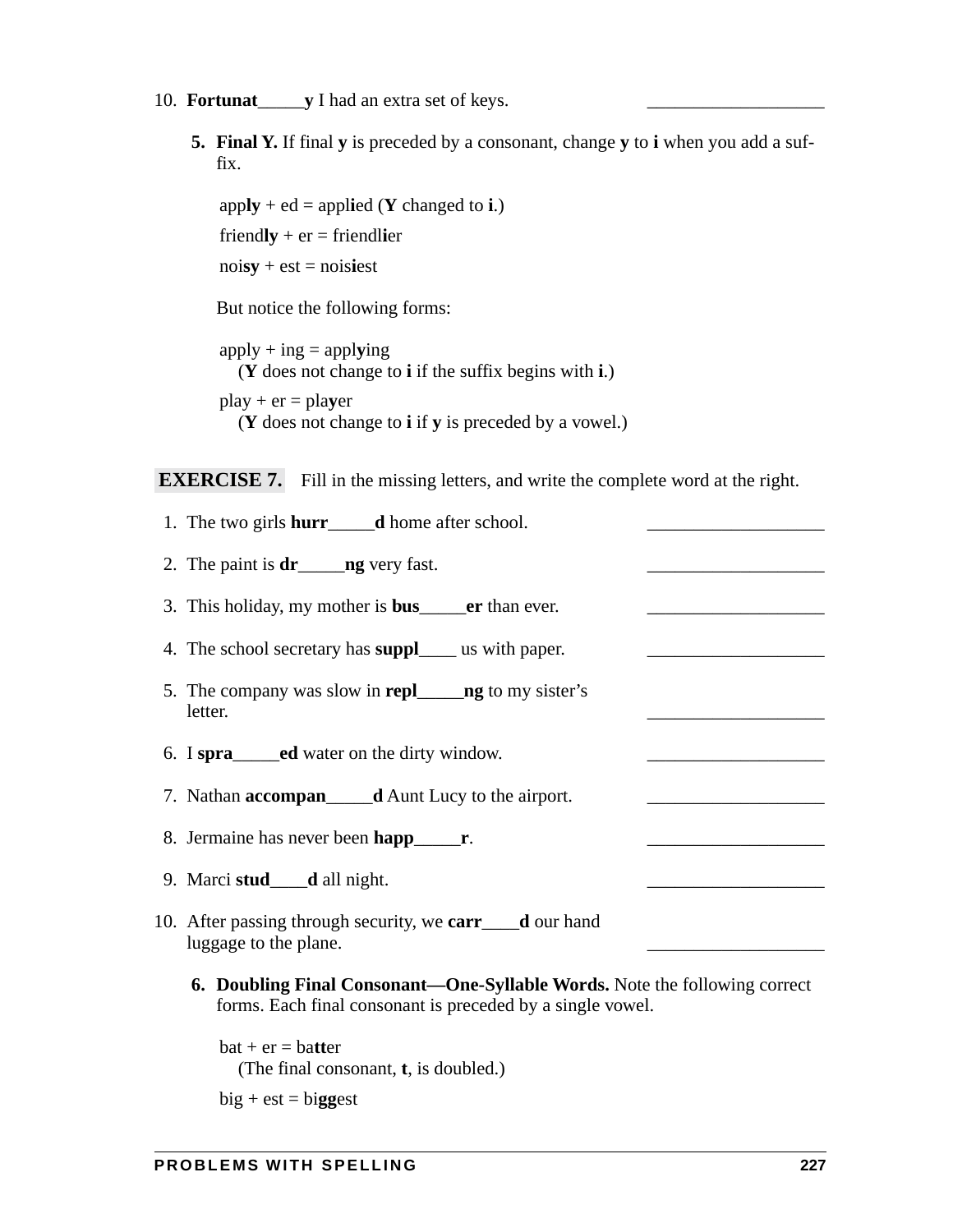10. **Fortunat**_____**y** I had an extra set of keys. ___________________

**5. Final Y.** If final **y** is preceded by a consonant, change **y** to **i** when you add a suffix.

app**ly** + ed = appl**i**ed (**Y** changed to **i**.)

friend**ly** + er = friendl**i**er

noi**sy** + est = nois**i**est

But notice the following forms:

apply + ing = appl**y**ing
(**Y** does not change to **i** if the suffix begins with **i**.)

play + er = pla**y**er
(**Y** does not change to **i** if **y** is preceded by a vowel.)

**EXERCISE 7.** Fill in the missing letters, and write the complete word at the right.

1. The two girls **hurr**_____**d** home after school. ___________________
2. The paint is **dr**_____**ng** very fast. ___________________
3. This holiday, my mother is **bus**_____**er** than ever. ___________________
4. The school secretary has **suppl**____ us with paper. ___________________
5. The company was slow in **repl**_____**ng** to my sister's letter. ___________________
6. I **spra**_____**ed** water on the dirty window. ___________________
7. Nathan **accompan**_____**d** Aunt Lucy to the airport. ___________________
8. Jermaine has never been **happ**_____**r**. ___________________
9. Marci **stud**____**d** all night. ___________________
10. After passing through security, we **carr**____**d** our hand luggage to the plane. ___________________

**6. Doubling Final Consonant—One-Syllable Words.** Note the following correct forms. Each final consonant is preceded by a single vowel.

bat + er = ba**tt**er
(The final consonant, **t**, is doubled.)

big + est = bi**gg**est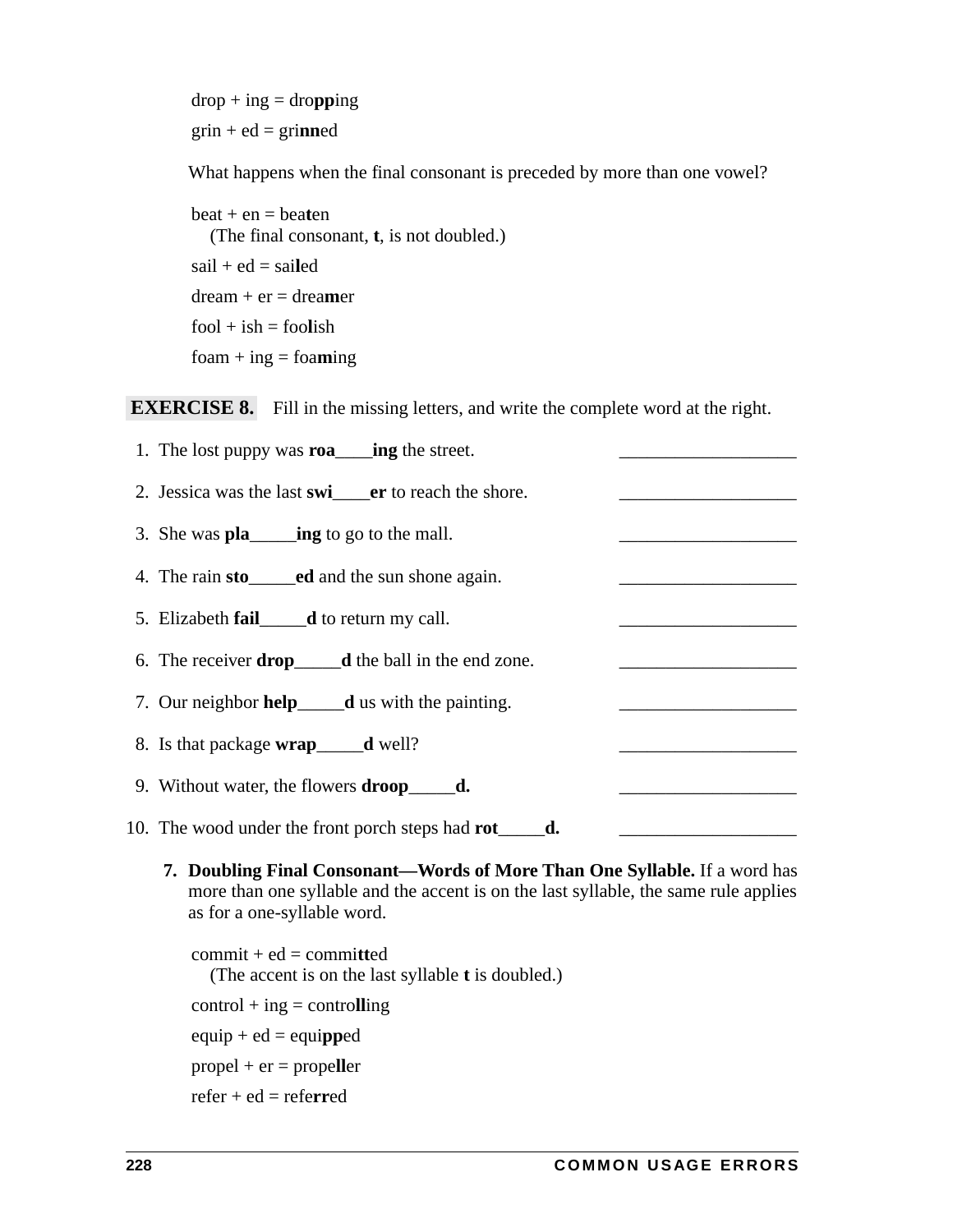drop + ing = dro**pp**ing

grin + ed = gri**nn**ed

What happens when the final consonant is preceded by more than one vowel?

beat + en = bea**t**en
(The final consonant, **t**, is not doubled.)

sail + ed = sai**l**ed

dream + er = drea**m**er

fool + ish = foo**l**ish

foam + ing = foa**m**ing

**EXERCISE 8.** Fill in the missing letters, and write the complete word at the right.

1. The lost puppy was **roa**____**ing** the street. ___________________
2. Jessica was the last **swi**____**er** to reach the shore. ___________________
3. She was **pla**_____**ing** to go to the mall. ___________________
4. The rain **sto**_____**ed** and the sun shone again. ___________________
5. Elizabeth **fail**_____**d** to return my call. ___________________
6. The receiver **drop**_____**d** the ball in the end zone. ___________________
7. Our neighbor **help**_____**d** us with the painting. ___________________
8. Is that package **wrap**_____**d** well? ___________________
9. Without water, the flowers **droop**_____**d.** ___________________
10. The wood under the front porch steps had **rot**_____**d.** ___________________

7. **Doubling Final Consonant—Words of More Than One Syllable.** If a word has more than one syllable and the accent is on the last syllable, the same rule applies as for a one-syllable word.

commit + ed = commi**tt**ed
(The accent is on the last syllable **t** is doubled.)

control + ing = contro**ll**ing

equip + ed = equi**pp**ed

propel + er = prope**ll**er

refer + ed = refe**rr**ed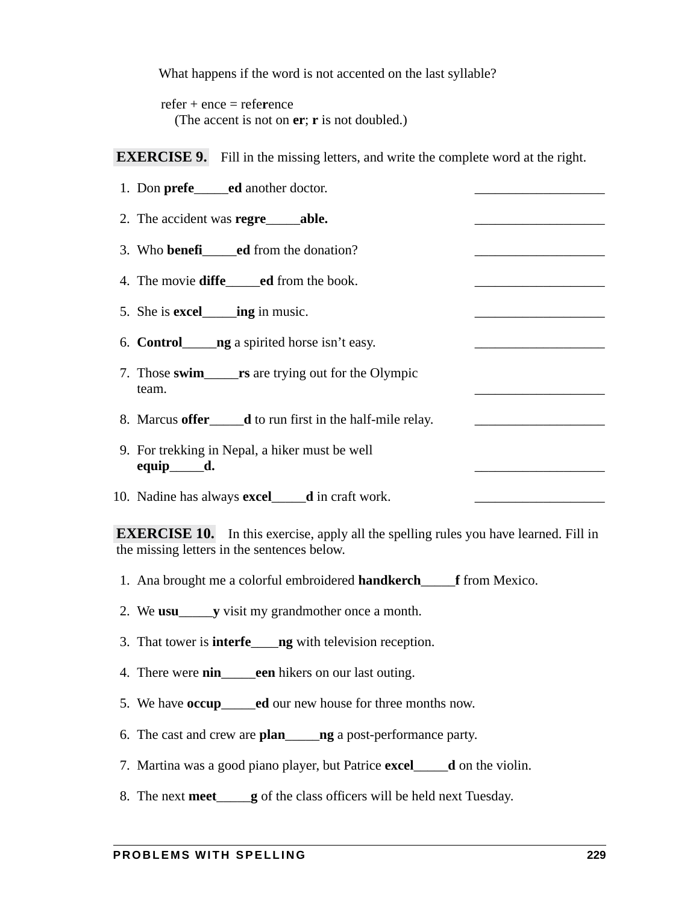What happens if the word is not accented on the last syllable?

refer + ence = refe**r**ence
(The accent is not on **er**; **r** is not doubled.)

**EXERCISE 9.** Fill in the missing letters, and write the complete word at the right.

1. Don **prefe_____ed** another doctor. ___________________
2. The accident was **regre_____able.** ___________________
3. Who **benefi_____ed** from the donation? ___________________
4. The movie **diffe_____ed** from the book. ___________________
5. She is **excel_____ing** in music. ___________________
6. **Control_____ng** a spirited horse isn't easy. ___________________
7. Those **swim_____rs** are trying out for the Olympic team. ___________________
8. Marcus **offer_____d** to run first in the half-mile relay. ___________________
9. For trekking in Nepal, a hiker must be well **equip_____d.** ___________________
10. Nadine has always **excel_____d** in craft work. ___________________

**EXERCISE 10.** In this exercise, apply all the spelling rules you have learned. Fill in the missing letters in the sentences below.

1. Ana brought me a colorful embroidered **handkerch_____f** from Mexico.
2. We **usu_____y** visit my grandmother once a month.
3. That tower is **interfe____ng** with television reception.
4. There were **nin_____een** hikers on our last outing.
5. We have **occup_____ed** our new house for three months now.
6. The cast and crew are **plan_____ng** a post-performance party.
7. Martina was a good piano player, but Patrice **excel_____d** on the violin.
8. The next **meet_____g** of the class officers will be held next Tuesday.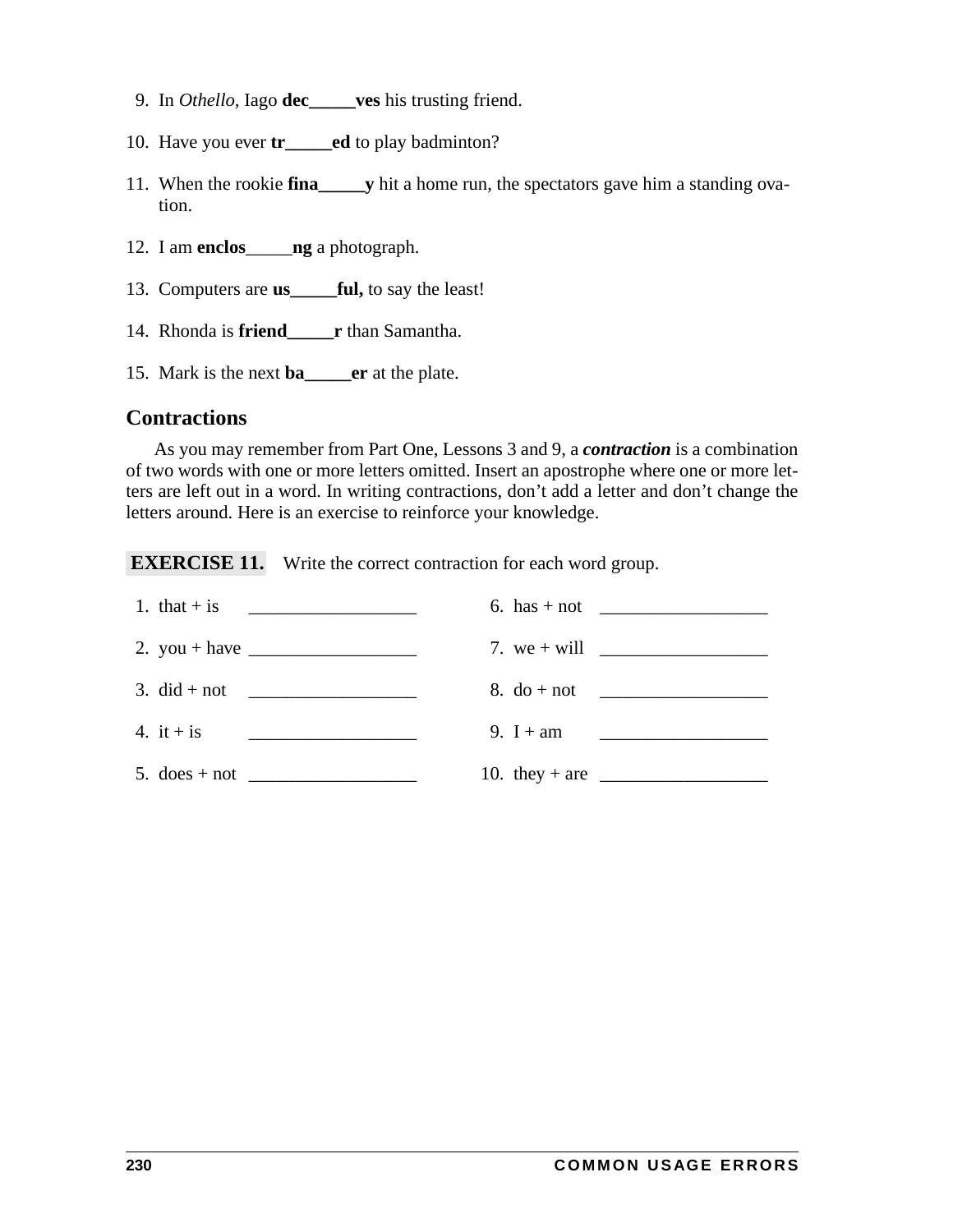9. In *Othello,* Iago **dec_____ves** his trusting friend.

10. Have you ever **tr_____ed** to play badminton?

11. When the rookie **fina_____y** hit a home run, the spectators gave him a standing ovation.

12. I am **enclos**_____**ng** a photograph.

13. Computers are **us_____ful,** to say the least!

14. Rhonda is **friend_____r** than Samantha.

15. Mark is the next **ba_____er** at the plate.

## Contractions

As you may remember from Part One, Lessons 3 and 9, a ***contraction*** is a combination of two words with one or more letters omitted. Insert an apostrophe where one or more letters are left out in a word. In writing contractions, don't add a letter and don't change the letters around. Here is an exercise to reinforce your knowledge.

**EXERCISE 11.** Write the correct contraction for each word group.

1. that + is __________________
2. you + have __________________
3. did + not __________________
4. it + is __________________
5. does + not __________________
6. has + not __________________
7. we + will __________________
8. do + not __________________
9. I + am __________________
10. they + are __________________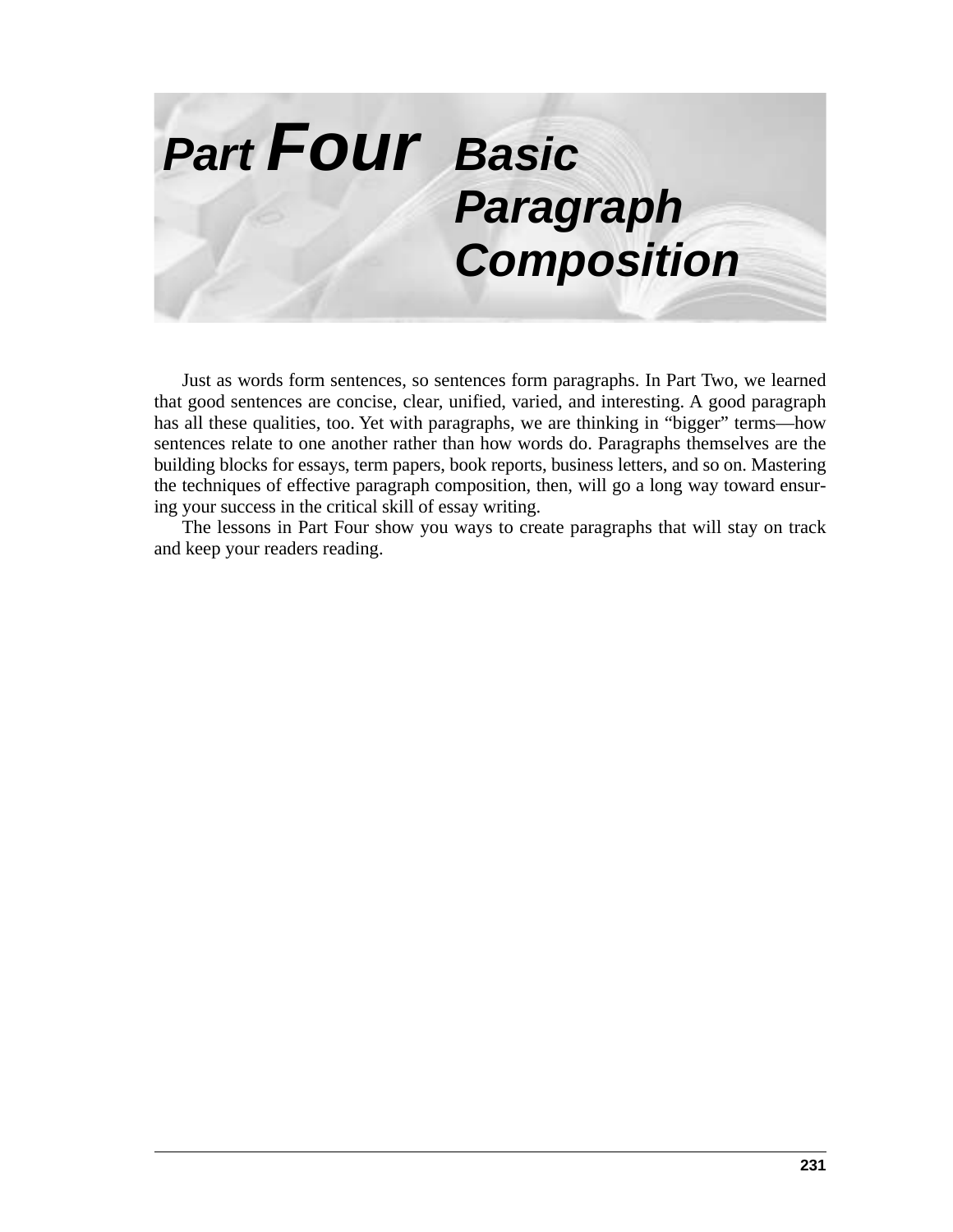# Part Four Basic Paragraph Composition

Just as words form sentences, so sentences form paragraphs. In Part Two, we learned that good sentences are concise, clear, unified, varied, and interesting. A good paragraph has all these qualities, too. Yet with paragraphs, we are thinking in "bigger" terms—how sentences relate to one another rather than how words do. Paragraphs themselves are the building blocks for essays, term papers, book reports, business letters, and so on. Mastering the techniques of effective paragraph composition, then, will go a long way toward ensuring your success in the critical skill of essay writing.

The lessons in Part Four show you ways to create paragraphs that will stay on track and keep your readers reading.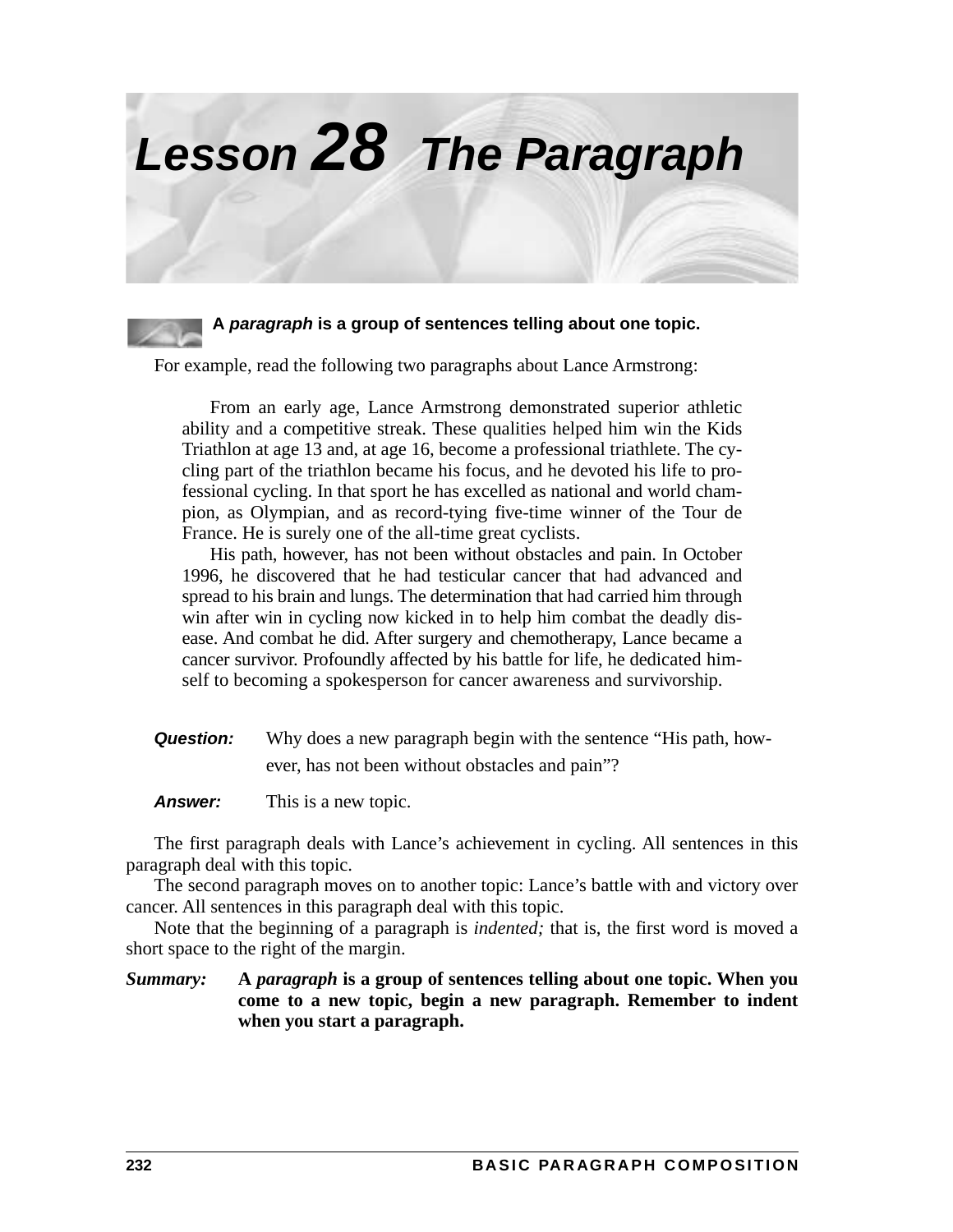# Lesson 28 The Paragraph

**A *paragraph* is a group of sentences telling about one topic.**

For example, read the following two paragraphs about Lance Armstrong:

> From an early age, Lance Armstrong demonstrated superior athletic ability and a competitive streak. These qualities helped him win the Kids Triathlon at age 13 and, at age 16, become a professional triathlete. The cycling part of the triathlon became his focus, and he devoted his life to professional cycling. In that sport he has excelled as national and world champion, as Olympian, and as record-tying five-time winner of the Tour de France. He is surely one of the all-time great cyclists.
>
> His path, however, has not been without obstacles and pain. In October 1996, he discovered that he had testicular cancer that had advanced and spread to his brain and lungs. The determination that had carried him through win after win in cycling now kicked in to help him combat the deadly disease. And combat he did. After surgery and chemotherapy, Lance became a cancer survivor. Profoundly affected by his battle for life, he dedicated himself to becoming a spokesperson for cancer awareness and survivorship.

***Question:*** Why does a new paragraph begin with the sentence "His path, however, has not been without obstacles and pain"?

***Answer:*** This is a new topic.

The first paragraph deals with Lance's achievement in cycling. All sentences in this paragraph deal with this topic.

The second paragraph moves on to another topic: Lance's battle with and victory over cancer. All sentences in this paragraph deal with this topic.

Note that the beginning of a paragraph is *indented;* that is, the first word is moved a short space to the right of the margin.

***Summary:*** **A *paragraph* is a group of sentences telling about one topic. When you come to a new topic, begin a new paragraph. Remember to indent when you start a paragraph.**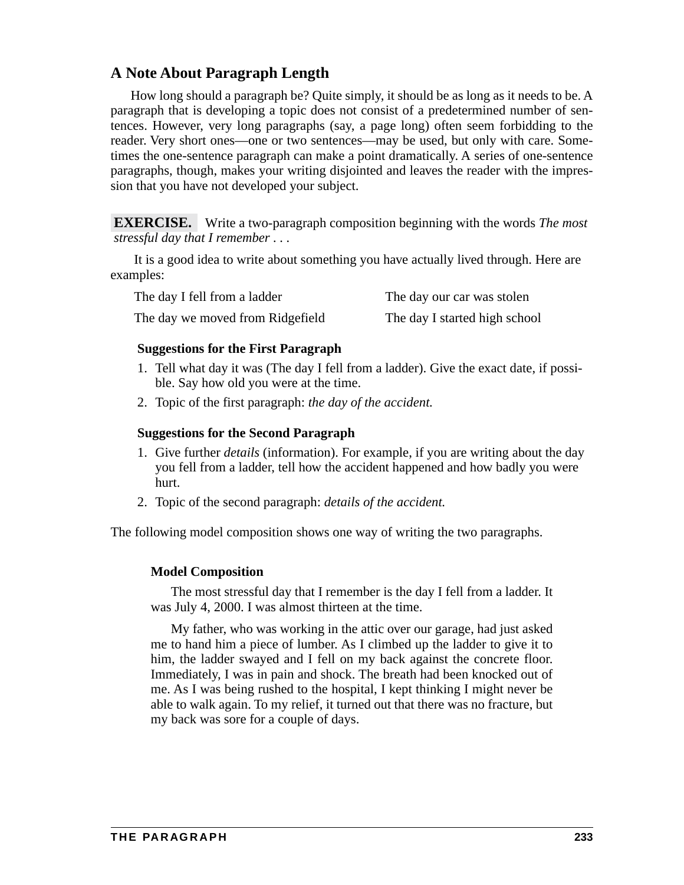## A Note About Paragraph Length

How long should a paragraph be? Quite simply, it should be as long as it needs to be. A paragraph that is developing a topic does not consist of a predetermined number of sentences. However, very long paragraphs (say, a page long) often seem forbidding to the reader. Very short ones—one or two sentences—may be used, but only with care. Sometimes the one-sentence paragraph can make a point dramatically. A series of one-sentence paragraphs, though, makes your writing disjointed and leaves the reader with the impression that you have not developed your subject.

**EXERCISE.** Write a two-paragraph composition beginning with the words *The most stressful day that I remember . . .*

It is a good idea to write about something you have actually lived through. Here are examples:

| | |
|---|---|
| The day I fell from a ladder | The day our car was stolen |
| The day we moved from Ridgefield | The day I started high school |

**Suggestions for the First Paragraph**

1. Tell what day it was (The day I fell from a ladder). Give the exact date, if possible. Say how old you were at the time.
2. Topic of the first paragraph: *the day of the accident.*

**Suggestions for the Second Paragraph**

1. Give further *details* (information). For example, if you are writing about the day you fell from a ladder, tell how the accident happened and how badly you were hurt.
2. Topic of the second paragraph: *details of the accident.*

The following model composition shows one way of writing the two paragraphs.

**Model Composition**

The most stressful day that I remember is the day I fell from a ladder. It was July 4, 2000. I was almost thirteen at the time.

My father, who was working in the attic over our garage, had just asked me to hand him a piece of lumber. As I climbed up the ladder to give it to him, the ladder swayed and I fell on my back against the concrete floor. Immediately, I was in pain and shock. The breath had been knocked out of me. As I was being rushed to the hospital, I kept thinking I might never be able to walk again. To my relief, it turned out that there was no fracture, but my back was sore for a couple of days.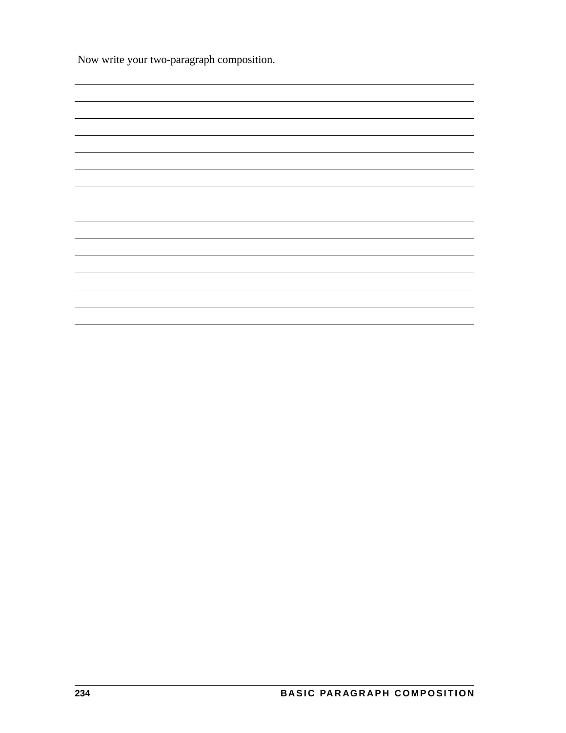Now write your two-paragraph composition.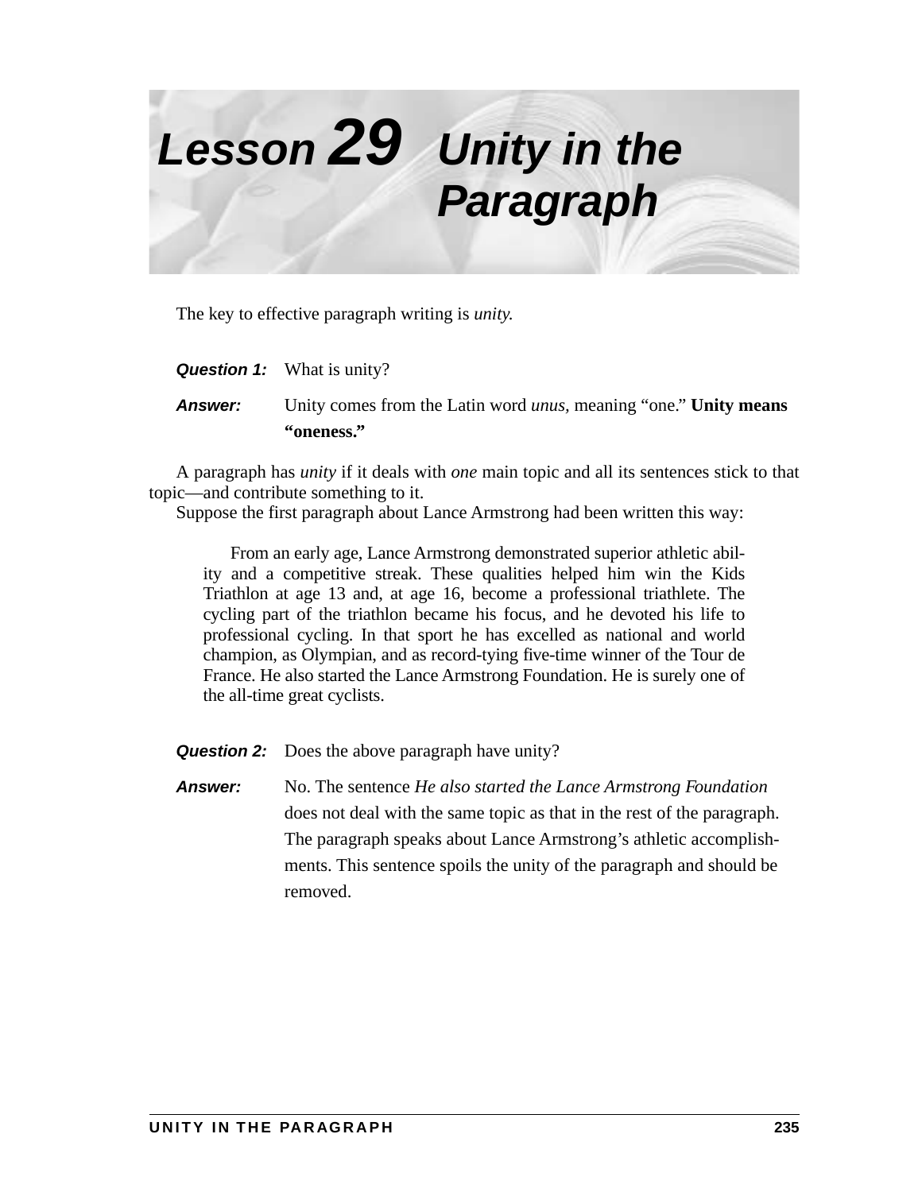# Lesson 29 Unity in the Paragraph

The key to effective paragraph writing is *unity*.

***Question 1:*** What is unity?

***Answer:*** Unity comes from the Latin word *unus*, meaning "one." **Unity means "oneness."**

A paragraph has *unity* if it deals with *one* main topic and all its sentences stick to that topic—and contribute something to it.

Suppose the first paragraph about Lance Armstrong had been written this way:

> From an early age, Lance Armstrong demonstrated superior athletic ability and a competitive streak. These qualities helped him win the Kids Triathlon at age 13 and, at age 16, become a professional triathlete. The cycling part of the triathlon became his focus, and he devoted his life to professional cycling. In that sport he has excelled as national and world champion, as Olympian, and as record-tying five-time winner of the Tour de France. He also started the Lance Armstrong Foundation. He is surely one of the all-time great cyclists.

***Question 2:*** Does the above paragraph have unity?

***Answer:*** No. The sentence *He also started the Lance Armstrong Foundation* does not deal with the same topic as that in the rest of the paragraph. The paragraph speaks about Lance Armstrong's athletic accomplishments. This sentence spoils the unity of the paragraph and should be removed.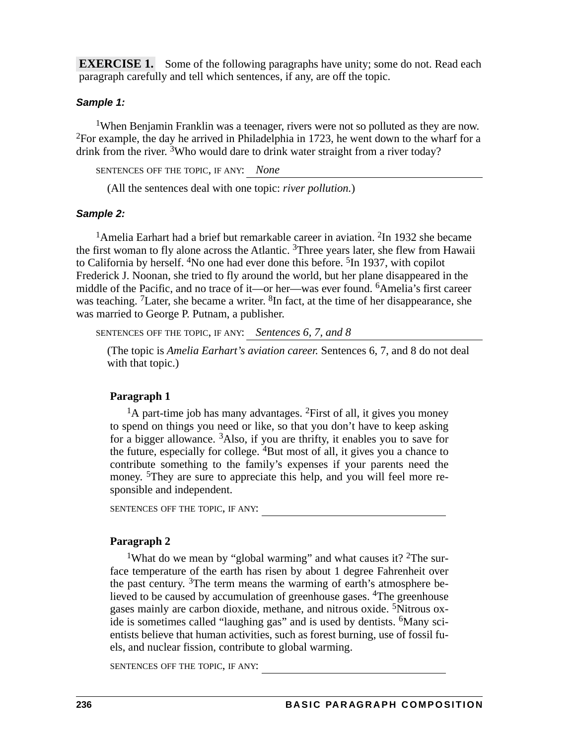**EXERCISE 1.** Some of the following paragraphs have unity; some do not. Read each paragraph carefully and tell which sentences, if any, are off the topic.

***Sample 1:***

[1]When Benjamin Franklin was a teenager, rivers were not so polluted as they are now. [2]For example, the day he arrived in Philadelphia in 1723, he went down to the wharf for a drink from the river. [3]Who would dare to drink water straight from a river today?

SENTENCES OFF THE TOPIC, IF ANY: *None*

(All the sentences deal with one topic: *river pollution.*)

***Sample 2:***

[1]Amelia Earhart had a brief but remarkable career in aviation. [2]In 1932 she became the first woman to fly alone across the Atlantic. [3]Three years later, she flew from Hawaii to California by herself. [4]No one had ever done this before. [5]In 1937, with copilot Frederick J. Noonan, she tried to fly around the world, but her plane disappeared in the middle of the Pacific, and no trace of it—or her—was ever found. [6]Amelia's first career was teaching. [7]Later, she became a writer. [8]In fact, at the time of her disappearance, she was married to George P. Putnam, a publisher.

SENTENCES OFF THE TOPIC, IF ANY: *Sentences 6, 7, and 8*

(The topic is *Amelia Earhart's aviation career.* Sentences 6, 7, and 8 do not deal with that topic.)

**Paragraph 1**

[1]A part-time job has many advantages. [2]First of all, it gives you money to spend on things you need or like, so that you don't have to keep asking for a bigger allowance. [3]Also, if you are thrifty, it enables you to save for the future, especially for college. [4]But most of all, it gives you a chance to contribute something to the family's expenses if your parents need the money. [5]They are sure to appreciate this help, and you will feel more responsible and independent.

SENTENCES OFF THE TOPIC, IF ANY: ____________________

**Paragraph 2**

[1]What do we mean by "global warming" and what causes it? [2]The surface temperature of the earth has risen by about 1 degree Fahrenheit over the past century. [3]The term means the warming of earth's atmosphere believed to be caused by accumulation of greenhouse gases. [4]The greenhouse gases mainly are carbon dioxide, methane, and nitrous oxide. [5]Nitrous oxide is sometimes called "laughing gas" and is used by dentists. [6]Many scientists believe that human activities, such as forest burning, use of fossil fuels, and nuclear fission, contribute to global warming.

SENTENCES OFF THE TOPIC, IF ANY: ____________________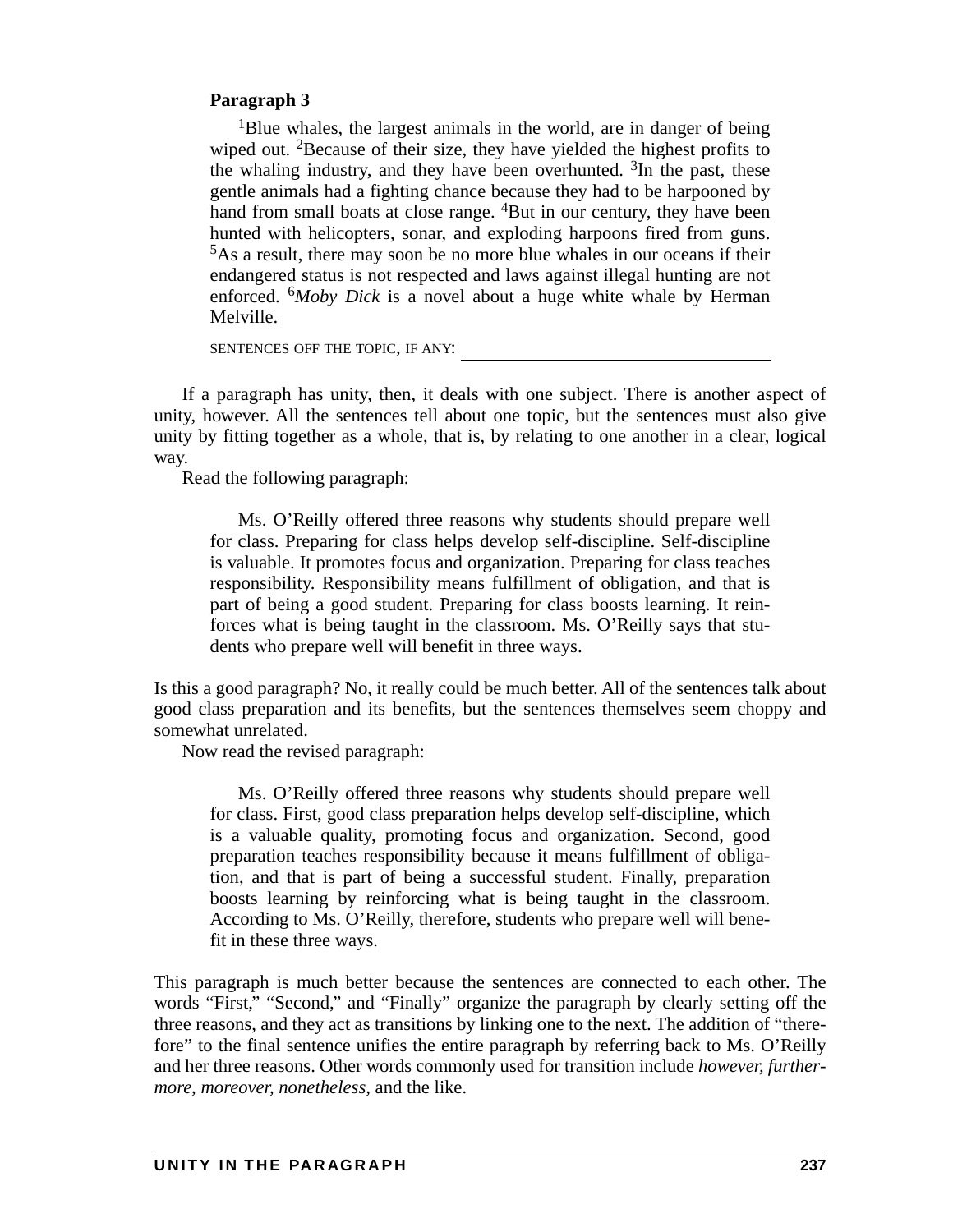**Paragraph 3**

[1]Blue whales, the largest animals in the world, are in danger of being wiped out. [2]Because of their size, they have yielded the highest profits to the whaling industry, and they have been overhunted. [3]In the past, these gentle animals had a fighting chance because they had to be harpooned by hand from small boats at close range. [4]But in our century, they have been hunted with helicopters, sonar, and exploding harpoons fired from guns. [5]As a result, there may soon be no more blue whales in our oceans if their endangered status is not respected and laws against illegal hunting are not enforced. [6]*Moby Dick* is a novel about a huge white whale by Herman Melville.

SENTENCES OFF THE TOPIC, IF ANY: ______________________________

If a paragraph has unity, then, it deals with one subject. There is another aspect of unity, however. All the sentences tell about one topic, but the sentences must also give unity by fitting together as a whole, that is, by relating to one another in a clear, logical way.

Read the following paragraph:

> Ms. O'Reilly offered three reasons why students should prepare well for class. Preparing for class helps develop self-discipline. Self-discipline is valuable. It promotes focus and organization. Preparing for class teaches responsibility. Responsibility means fulfillment of obligation, and that is part of being a good student. Preparing for class boosts learning. It reinforces what is being taught in the classroom. Ms. O'Reilly says that students who prepare well will benefit in three ways.

Is this a good paragraph? No, it really could be much better. All of the sentences talk about good class preparation and its benefits, but the sentences themselves seem choppy and somewhat unrelated.

Now read the revised paragraph:

> Ms. O'Reilly offered three reasons why students should prepare well for class. First, good class preparation helps develop self-discipline, which is a valuable quality, promoting focus and organization. Second, good preparation teaches responsibility because it means fulfillment of obligation, and that is part of being a successful student. Finally, preparation boosts learning by reinforcing what is being taught in the classroom. According to Ms. O'Reilly, therefore, students who prepare well will benefit in these three ways.

This paragraph is much better because the sentences are connected to each other. The words "First," "Second," and "Finally" organize the paragraph by clearly setting off the three reasons, and they act as transitions by linking one to the next. The addition of "therefore" to the final sentence unifies the entire paragraph by referring back to Ms. O'Reilly and her three reasons. Other words commonly used for transition include *however, furthermore, moreover, nonetheless,* and the like.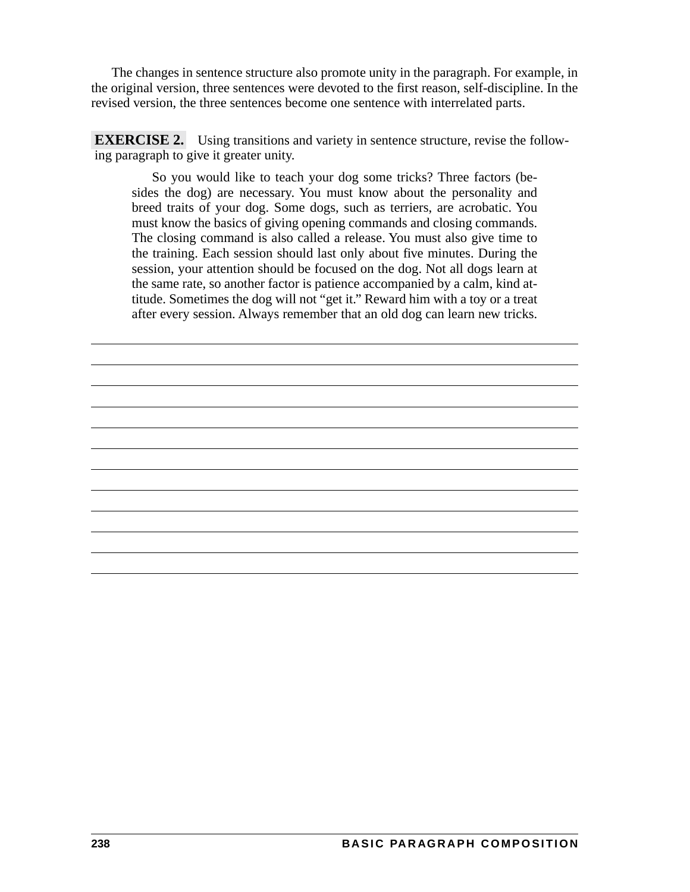The changes in sentence structure also promote unity in the paragraph. For example, in the original version, three sentences were devoted to the first reason, self-discipline. In the revised version, the three sentences become one sentence with interrelated parts.

**EXERCISE 2.** Using transitions and variety in sentence structure, revise the following paragraph to give it greater unity.

> So you would like to teach your dog some tricks? Three factors (besides the dog) are necessary. You must know about the personality and breed traits of your dog. Some dogs, such as terriers, are acrobatic. You must know the basics of giving opening commands and closing commands. The closing command is also called a release. You must also give time to the training. Each session should last only about five minutes. During the session, your attention should be focused on the dog. Not all dogs learn at the same rate, so another factor is patience accompanied by a calm, kind attitude. Sometimes the dog will not "get it." Reward him with a toy or a treat after every session. Always remember that an old dog can learn new tricks.

\_\_\_\_\_\_\_\_\_\_\_\_\_\_\_\_\_\_\_\_\_\_\_\_\_\_\_\_\_\_\_\_\_\_\_\_\_\_\_\_\_\_\_\_\_\_\_\_\_\_\_\_\_\_\_\_\_\_\_\_

\_\_\_\_\_\_\_\_\_\_\_\_\_\_\_\_\_\_\_\_\_\_\_\_\_\_\_\_\_\_\_\_\_\_\_\_\_\_\_\_\_\_\_\_\_\_\_\_\_\_\_\_\_\_\_\_\_\_\_\_

\_\_\_\_\_\_\_\_\_\_\_\_\_\_\_\_\_\_\_\_\_\_\_\_\_\_\_\_\_\_\_\_\_\_\_\_\_\_\_\_\_\_\_\_\_\_\_\_\_\_\_\_\_\_\_\_\_\_\_\_

\_\_\_\_\_\_\_\_\_\_\_\_\_\_\_\_\_\_\_\_\_\_\_\_\_\_\_\_\_\_\_\_\_\_\_\_\_\_\_\_\_\_\_\_\_\_\_\_\_\_\_\_\_\_\_\_\_\_\_\_

\_\_\_\_\_\_\_\_\_\_\_\_\_\_\_\_\_\_\_\_\_\_\_\_\_\_\_\_\_\_\_\_\_\_\_\_\_\_\_\_\_\_\_\_\_\_\_\_\_\_\_\_\_\_\_\_\_\_\_\_

\_\_\_\_\_\_\_\_\_\_\_\_\_\_\_\_\_\_\_\_\_\_\_\_\_\_\_\_\_\_\_\_\_\_\_\_\_\_\_\_\_\_\_\_\_\_\_\_\_\_\_\_\_\_\_\_\_\_\_\_

\_\_\_\_\_\_\_\_\_\_\_\_\_\_\_\_\_\_\_\_\_\_\_\_\_\_\_\_\_\_\_\_\_\_\_\_\_\_\_\_\_\_\_\_\_\_\_\_\_\_\_\_\_\_\_\_\_\_\_\_

\_\_\_\_\_\_\_\_\_\_\_\_\_\_\_\_\_\_\_\_\_\_\_\_\_\_\_\_\_\_\_\_\_\_\_\_\_\_\_\_\_\_\_\_\_\_\_\_\_\_\_\_\_\_\_\_\_\_\_\_

\_\_\_\_\_\_\_\_\_\_\_\_\_\_\_\_\_\_\_\_\_\_\_\_\_\_\_\_\_\_\_\_\_\_\_\_\_\_\_\_\_\_\_\_\_\_\_\_\_\_\_\_\_\_\_\_\_\_\_\_

\_\_\_\_\_\_\_\_\_\_\_\_\_\_\_\_\_\_\_\_\_\_\_\_\_\_\_\_\_\_\_\_\_\_\_\_\_\_\_\_\_\_\_\_\_\_\_\_\_\_\_\_\_\_\_\_\_\_\_\_

\_\_\_\_\_\_\_\_\_\_\_\_\_\_\_\_\_\_\_\_\_\_\_\_\_\_\_\_\_\_\_\_\_\_\_\_\_\_\_\_\_\_\_\_\_\_\_\_\_\_\_\_\_\_\_\_\_\_\_\_

\_\_\_\_\_\_\_\_\_\_\_\_\_\_\_\_\_\_\_\_\_\_\_\_\_\_\_\_\_\_\_\_\_\_\_\_\_\_\_\_\_\_\_\_\_\_\_\_\_\_\_\_\_\_\_\_\_\_\_\_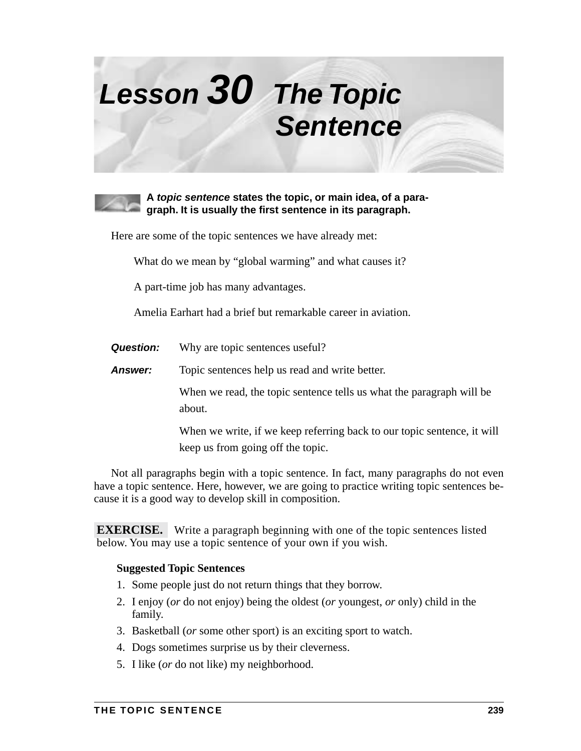# Lesson 30 The Topic Sentence

**A *topic sentence* states the topic, or main idea, of a paragraph. It is usually the first sentence in its paragraph.**

Here are some of the topic sentences we have already met:

> What do we mean by "global warming" and what causes it?
>
> A part-time job has many advantages.
>
> Amelia Earhart had a brief but remarkable career in aviation.

***Question:*** Why are topic sentences useful?

***Answer:*** Topic sentences help us read and write better.

When we read, the topic sentence tells us what the paragraph will be about.

When we write, if we keep referring back to our topic sentence, it will keep us from going off the topic.

Not all paragraphs begin with a topic sentence. In fact, many paragraphs do not even have a topic sentence. Here, however, we are going to practice writing topic sentences because it is a good way to develop skill in composition.

**EXERCISE.** Write a paragraph beginning with one of the topic sentences listed below. You may use a topic sentence of your own if you wish.

**Suggested Topic Sentences**

1. Some people just do not return things that they borrow.
2. I enjoy (*or* do not enjoy) being the oldest (*or* youngest, *or* only) child in the family.
3. Basketball (*or* some other sport) is an exciting sport to watch.
4. Dogs sometimes surprise us by their cleverness.
5. I like (*or* do not like) my neighborhood.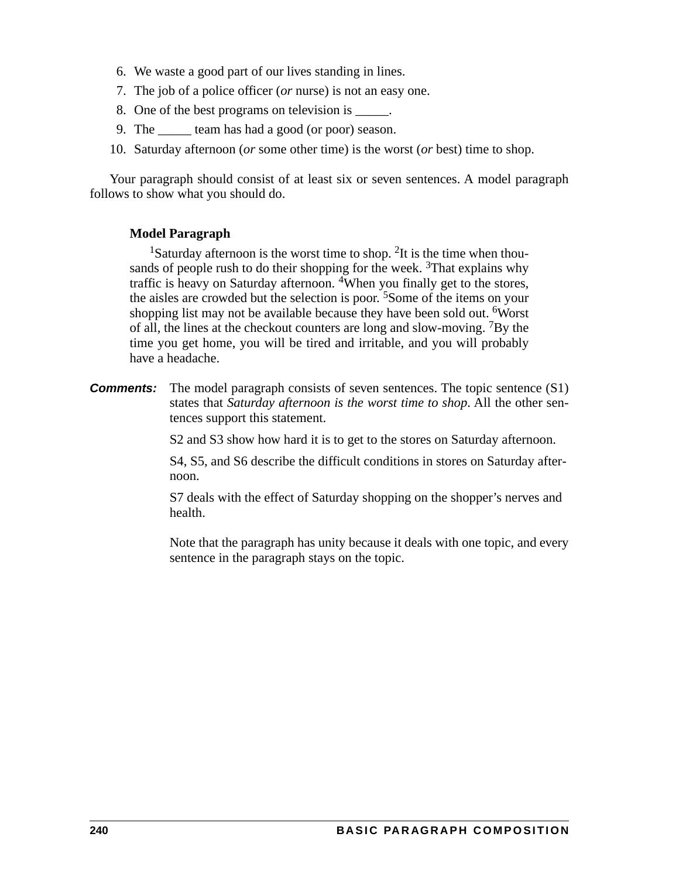6. We waste a good part of our lives standing in lines.
7. The job of a police officer (*or* nurse) is not an easy one.
8. One of the best programs on television is _____.
9. The _____ team has had a good (or poor) season.
10. Saturday afternoon (*or* some other time) is the worst (*or* best) time to shop.

Your paragraph should consist of at least six or seven sentences. A model paragraph follows to show what you should do.

**Model Paragraph**

[1]Saturday afternoon is the worst time to shop. [2]It is the time when thousands of people rush to do their shopping for the week. [3]That explains why traffic is heavy on Saturday afternoon. [4]When you finally get to the stores, the aisles are crowded but the selection is poor. [5]Some of the items on your shopping list may not be available because they have been sold out. [6]Worst of all, the lines at the checkout counters are long and slow-moving. [7]By the time you get home, you will be tired and irritable, and you will probably have a headache.

***Comments:*** The model paragraph consists of seven sentences. The topic sentence (S1) states that *Saturday afternoon is the worst time to shop*. All the other sentences support this statement.

S2 and S3 show how hard it is to get to the stores on Saturday afternoon.

S4, S5, and S6 describe the difficult conditions in stores on Saturday afternoon.

S7 deals with the effect of Saturday shopping on the shopper's nerves and health.

Note that the paragraph has unity because it deals with one topic, and every sentence in the paragraph stays on the topic.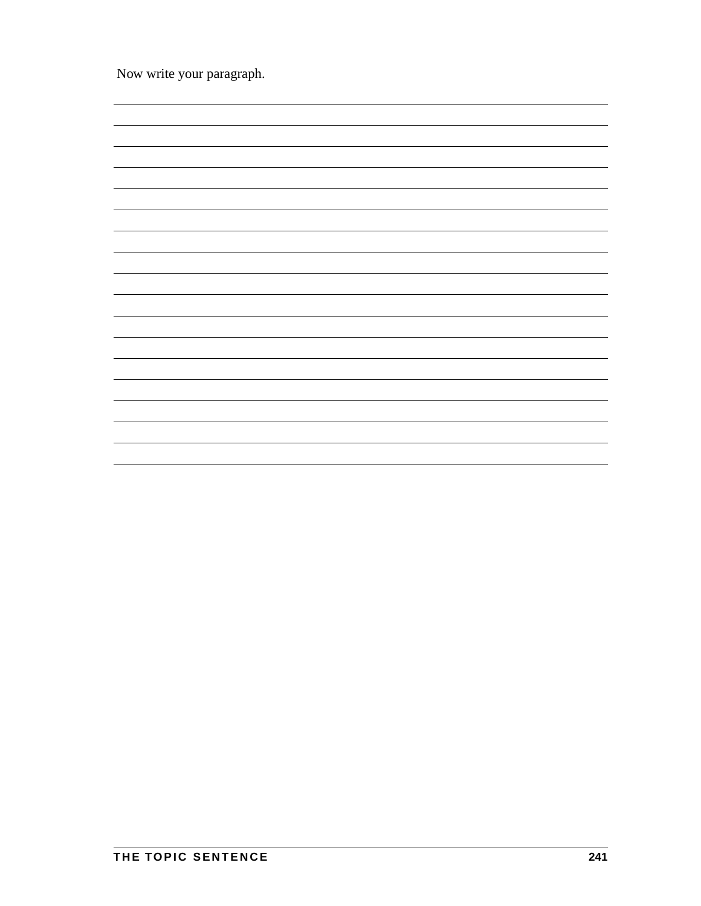Now write your paragraph.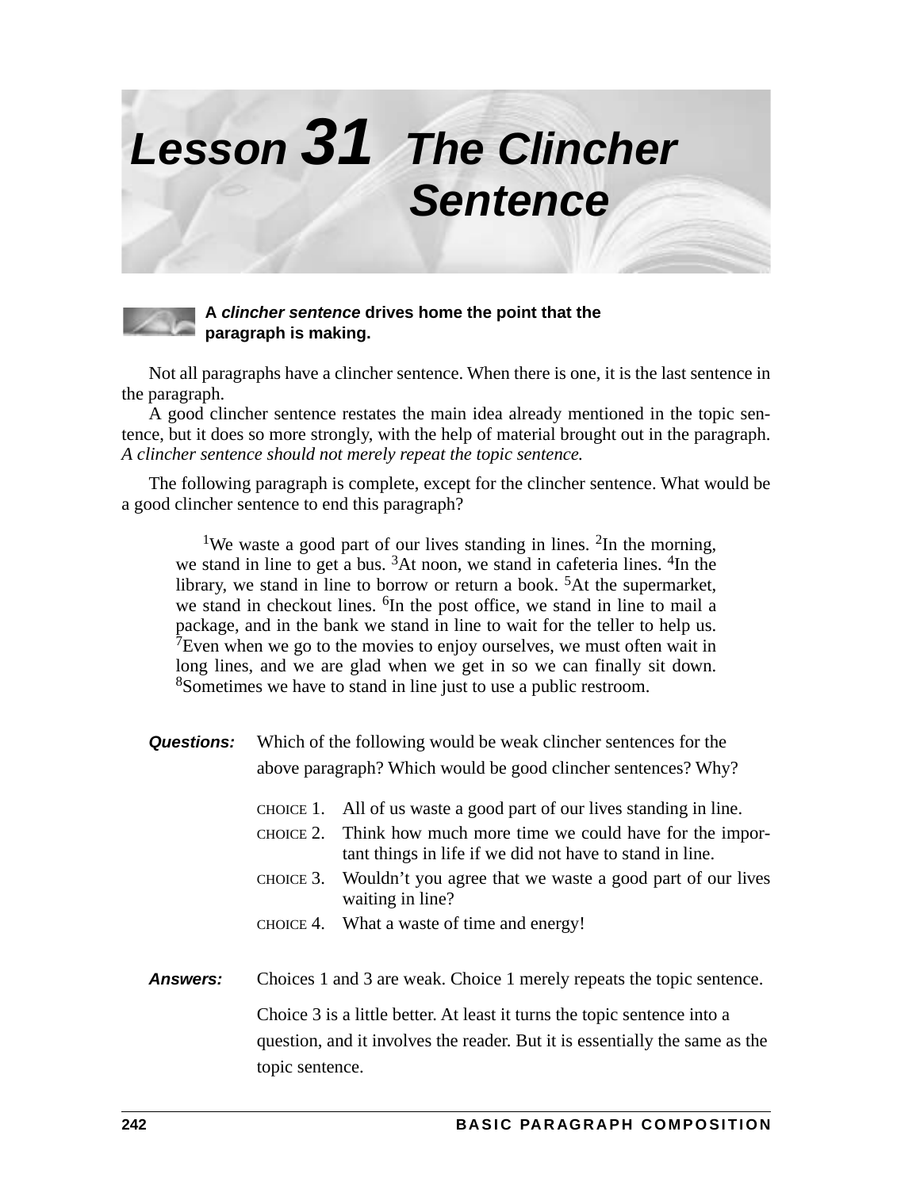# Lesson 31 The Clincher Sentence

**A *clincher sentence* drives home the point that the paragraph is making.**

Not all paragraphs have a clincher sentence. When there is one, it is the last sentence in the paragraph.

A good clincher sentence restates the main idea already mentioned in the topic sentence, but it does so more strongly, with the help of material brought out in the paragraph. *A clincher sentence should not merely repeat the topic sentence.*

The following paragraph is complete, except for the clincher sentence. What would be a good clincher sentence to end this paragraph?

> [1]We waste a good part of our lives standing in lines. [2]In the morning, we stand in line to get a bus. [3]At noon, we stand in cafeteria lines. [4]In the library, we stand in line to borrow or return a book. [5]At the supermarket, we stand in checkout lines. [6]In the post office, we stand in line to mail a package, and in the bank we stand in line to wait for the teller to help us. [7]Even when we go to the movies to enjoy ourselves, we must often wait in long lines, and we are glad when we get in so we can finally sit down. [8]Sometimes we have to stand in line just to use a public restroom.

***Questions:*** Which of the following would be weak clincher sentences for the above paragraph? Which would be good clincher sentences? Why?

CHOICE 1. All of us waste a good part of our lives standing in line.

CHOICE 2. Think how much more time we could have for the important things in life if we did not have to stand in line.

CHOICE 3. Wouldn't you agree that we waste a good part of our lives waiting in line?

CHOICE 4. What a waste of time and energy!

***Answers:*** Choices 1 and 3 are weak. Choice 1 merely repeats the topic sentence.

Choice 3 is a little better. At least it turns the topic sentence into a question, and it involves the reader. But it is essentially the same as the topic sentence.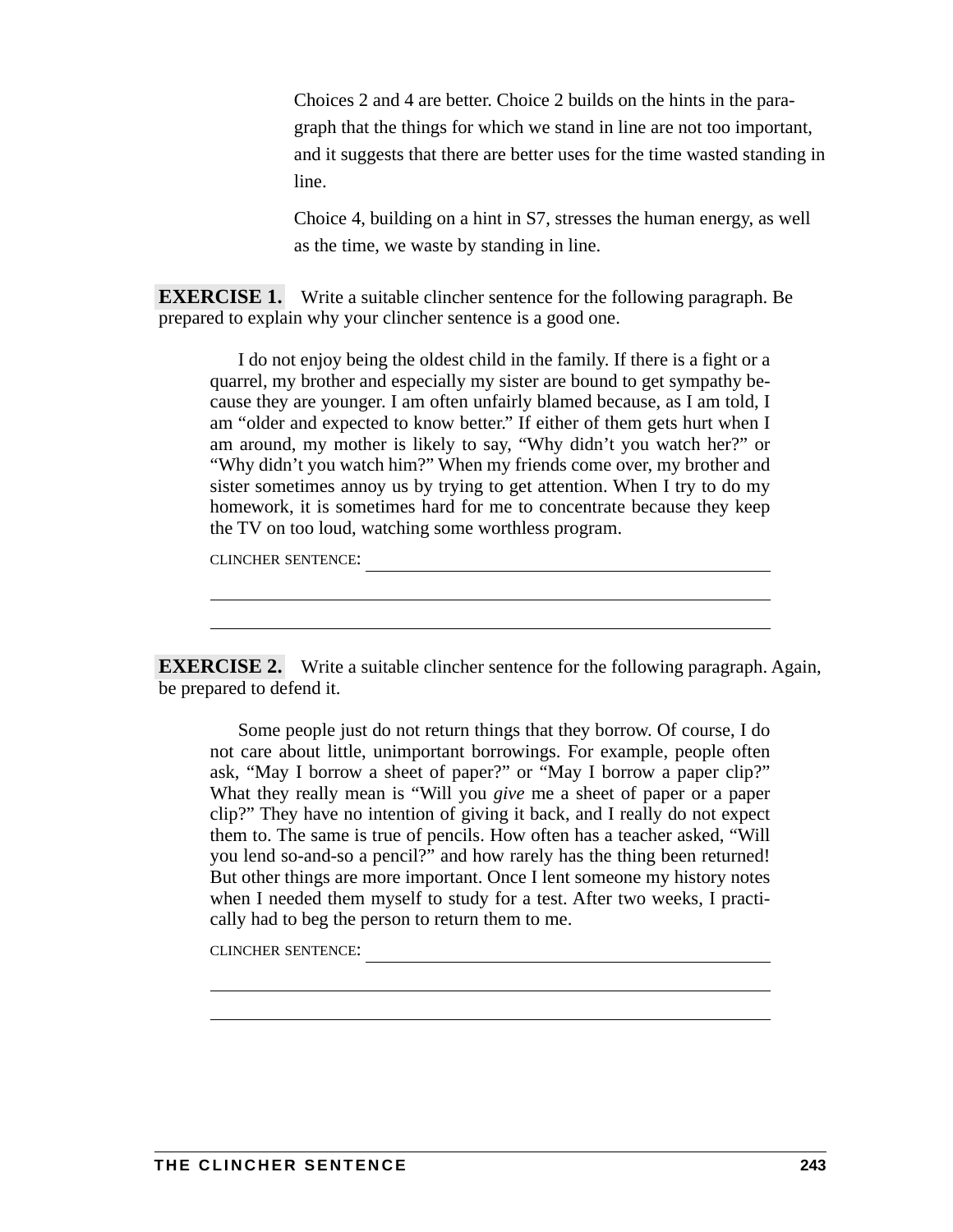Choices 2 and 4 are better. Choice 2 builds on the hints in the paragraph that the things for which we stand in line are not too important, and it suggests that there are better uses for the time wasted standing in line.

Choice 4, building on a hint in S7, stresses the human energy, as well as the time, we waste by standing in line.

**EXERCISE 1.** Write a suitable clincher sentence for the following paragraph. Be prepared to explain why your clincher sentence is a good one.

> I do not enjoy being the oldest child in the family. If there is a fight or a quarrel, my brother and especially my sister are bound to get sympathy because they are younger. I am often unfairly blamed because, as I am told, I am "older and expected to know better." If either of them gets hurt when I am around, my mother is likely to say, "Why didn't you watch her?" or "Why didn't you watch him?" When my friends come over, my brother and sister sometimes annoy us by trying to get attention. When I try to do my homework, it is sometimes hard for me to concentrate because they keep the TV on too loud, watching some worthless program.

CLINCHER SENTENCE: ______________________________________________

______________________________________________

______________________________________________

**EXERCISE 2.** Write a suitable clincher sentence for the following paragraph. Again, be prepared to defend it.

> Some people just do not return things that they borrow. Of course, I do not care about little, unimportant borrowings. For example, people often ask, "May I borrow a sheet of paper?" or "May I borrow a paper clip?" What they really mean is "Will you *give* me a sheet of paper or a paper clip?" They have no intention of giving it back, and I really do not expect them to. The same is true of pencils. How often has a teacher asked, "Will you lend so-and-so a pencil?" and how rarely has the thing been returned! But other things are more important. Once I lent someone my history notes when I needed them myself to study for a test. After two weeks, I practically had to beg the person to return them to me.

CLINCHER SENTENCE: ______________________________________________

______________________________________________

______________________________________________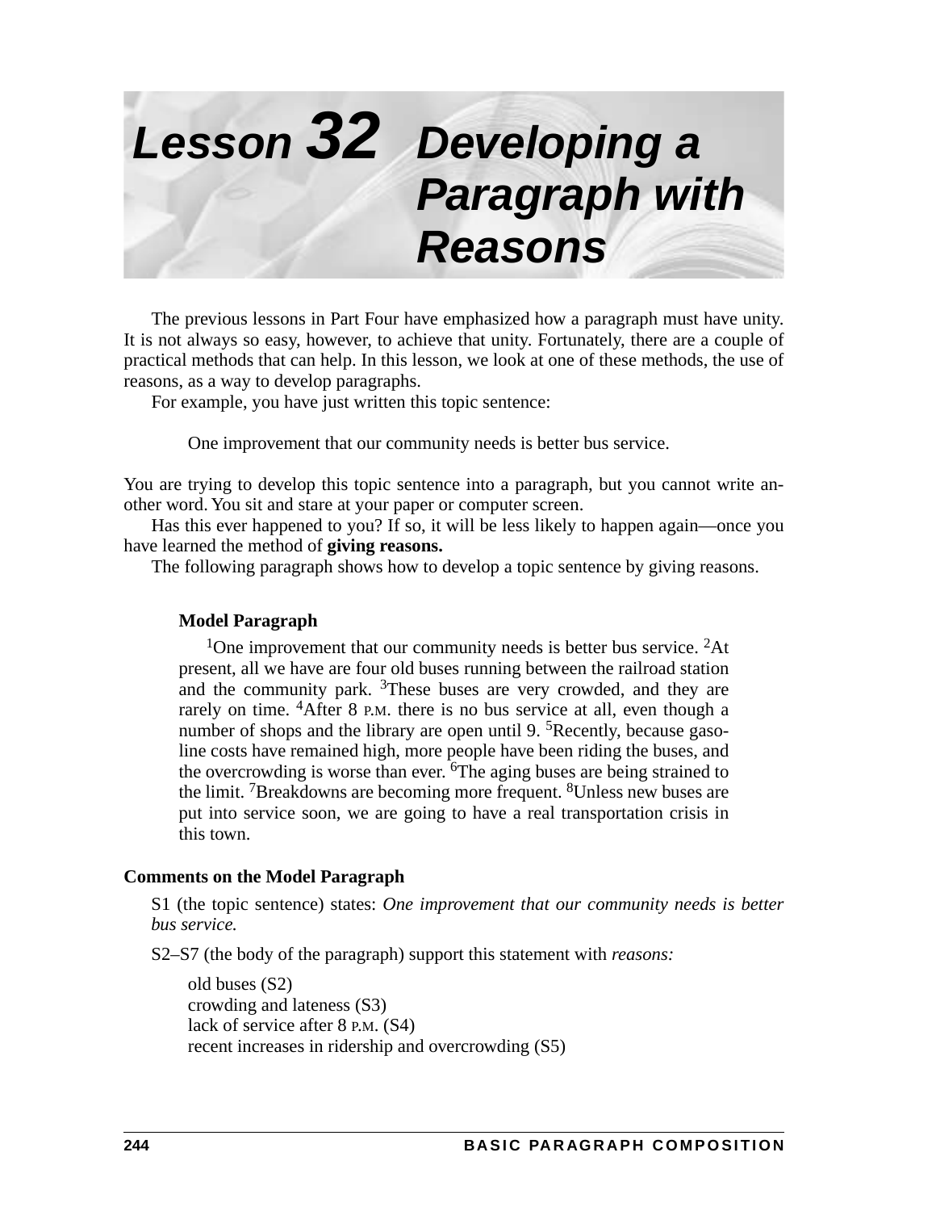# Lesson 32 Developing a Paragraph with Reasons

The previous lessons in Part Four have emphasized how a paragraph must have unity. It is not always so easy, however, to achieve that unity. Fortunately, there are a couple of practical methods that can help. In this lesson, we look at one of these methods, the use of reasons, as a way to develop paragraphs.

For example, you have just written this topic sentence:

> One improvement that our community needs is better bus service.

You are trying to develop this topic sentence into a paragraph, but you cannot write another word. You sit and stare at your paper or computer screen.

Has this ever happened to you? If so, it will be less likely to happen again—once you have learned the method of **giving reasons.**

The following paragraph shows how to develop a topic sentence by giving reasons.

**Model Paragraph**

> 1One improvement that our community needs is better bus service. 2At present, all we have are four old buses running between the railroad station and the community park. 3These buses are very crowded, and they are rarely on time. 4After 8 P.M. there is no bus service at all, even though a number of shops and the library are open until 9. 5Recently, because gasoline costs have remained high, more people have been riding the buses, and the overcrowding is worse than ever. 6The aging buses are being strained to the limit. 7Breakdowns are becoming more frequent. 8Unless new buses are put into service soon, we are going to have a real transportation crisis in this town.

**Comments on the Model Paragraph**

S1 (the topic sentence) states: *One improvement that our community needs is better bus service.*

S2–S7 (the body of the paragraph) support this statement with *reasons:*

old buses (S2)
crowding and lateness (S3)
lack of service after 8 P.M. (S4)
recent increases in ridership and overcrowding (S5)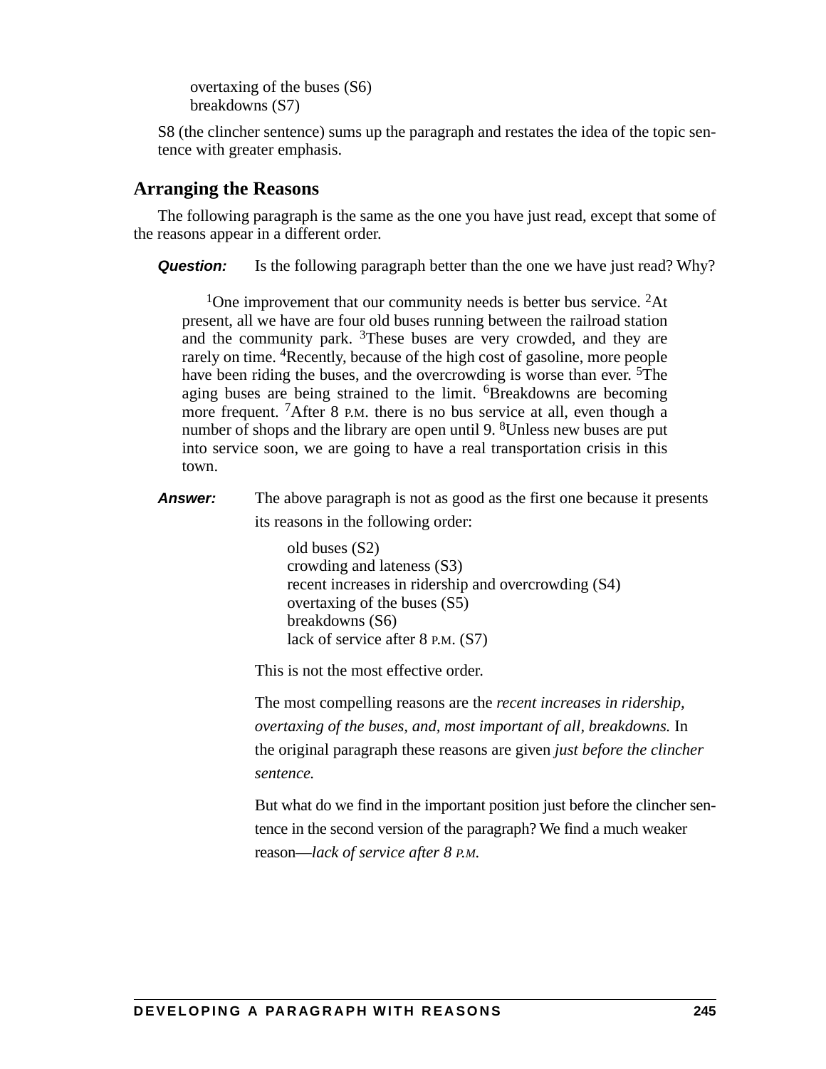overtaxing of the buses (S6)
breakdowns (S7)

S8 (the clincher sentence) sums up the paragraph and restates the idea of the topic sentence with greater emphasis.

## Arranging the Reasons

The following paragraph is the same as the one you have just read, except that some of the reasons appear in a different order.

***Question:*** Is the following paragraph better than the one we have just read? Why?

> [1]One improvement that our community needs is better bus service. [2]At present, all we have are four old buses running between the railroad station and the community park. [3]These buses are very crowded, and they are rarely on time. [4]Recently, because of the high cost of gasoline, more people have been riding the buses, and the overcrowding is worse than ever. [5]The aging buses are being strained to the limit. [6]Breakdowns are becoming more frequent. [7]After 8 P.M. there is no bus service at all, even though a number of shops and the library are open until 9. [8]Unless new buses are put into service soon, we are going to have a real transportation crisis in this town.

***Answer:*** The above paragraph is not as good as the first one because it presents its reasons in the following order:

old buses (S2)
crowding and lateness (S3)
recent increases in ridership and overcrowding (S4)
overtaxing of the buses (S5)
breakdowns (S6)
lack of service after 8 P.M. (S7)

This is not the most effective order.

The most compelling reasons are the *recent increases in ridership, overtaxing of the buses, and, most important of all, breakdowns.* In the original paragraph these reasons are given *just before the clincher sentence.*

But what do we find in the important position just before the clincher sentence in the second version of the paragraph? We find a much weaker reason—*lack of service after 8 P.M.*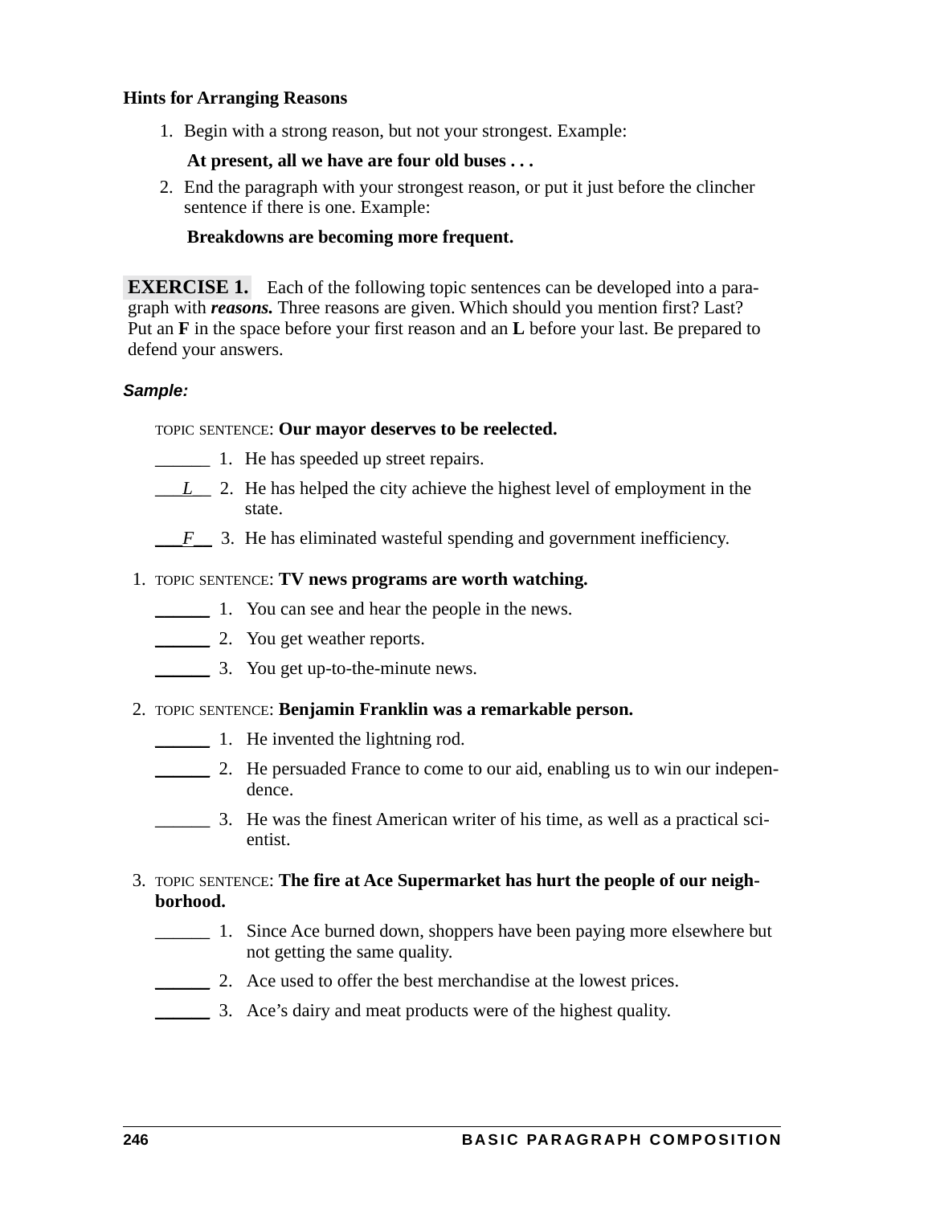**Hints for Arranging Reasons**

1. Begin with a strong reason, but not your strongest. Example:

   **At present, all we have are four old buses . . .**

2. End the paragraph with your strongest reason, or put it just before the clincher sentence if there is one. Example:

   **Breakdowns are becoming more frequent.**

**EXERCISE 1.** Each of the following topic sentences can be developed into a paragraph with ***reasons.*** Three reasons are given. Which should you mention first? Last? Put an **F** in the space before your first reason and an **L** before your last. Be prepared to defend your answers.

***Sample:***

TOPIC SENTENCE: **Our mayor deserves to be reelected.**

______ 1. He has speeded up street repairs.

___*L*___ 2. He has helped the city achieve the highest level of employment in the state.

___*F*___ 3. He has eliminated wasteful spending and government inefficiency.

1. TOPIC SENTENCE: **TV news programs are worth watching.**

   ______ 1. You can see and hear the people in the news.

   ______ 2. You get weather reports.

   ______ 3. You get up-to-the-minute news.

2. TOPIC SENTENCE: **Benjamin Franklin was a remarkable person.**

   ______ 1. He invented the lightning rod.

   ______ 2. He persuaded France to come to our aid, enabling us to win our independence.

   ______ 3. He was the finest American writer of his time, as well as a practical scientist.

3. TOPIC SENTENCE: **The fire at Ace Supermarket has hurt the people of our neighborhood.**

   ______ 1. Since Ace burned down, shoppers have been paying more elsewhere but not getting the same quality.

   ______ 2. Ace used to offer the best merchandise at the lowest prices.

   ______ 3. Ace's dairy and meat products were of the highest quality.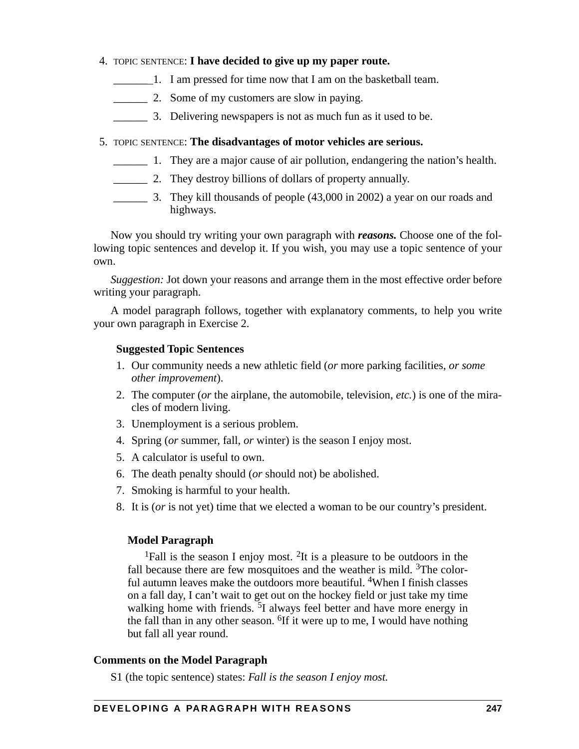4. TOPIC SENTENCE: **I have decided to give up my paper route.**

   _______1. I am pressed for time now that I am on the basketball team.

   ______ 2. Some of my customers are slow in paying.

   ______ 3. Delivering newspapers is not as much fun as it used to be.

5. TOPIC SENTENCE: **The disadvantages of motor vehicles are serious.**

   ______ 1. They are a major cause of air pollution, endangering the nation's health.

   ______ 2. They destroy billions of dollars of property annually.

   ______ 3. They kill thousands of people (43,000 in 2002) a year on our roads and highways.

Now you should try writing your own paragraph with ***reasons.*** Choose one of the following topic sentences and develop it. If you wish, you may use a topic sentence of your own.

*Suggestion:* Jot down your reasons and arrange them in the most effective order before writing your paragraph.

A model paragraph follows, together with explanatory comments, to help you write your own paragraph in Exercise 2.

**Suggested Topic Sentences**

1. Our community needs a new athletic field (*or* more parking facilities, *or some other improvement*).
2. The computer (*or* the airplane, the automobile, television, *etc.*) is one of the miracles of modern living.
3. Unemployment is a serious problem.
4. Spring (*or* summer, fall, *or* winter) is the season I enjoy most.
5. A calculator is useful to own.
6. The death penalty should (*or* should not) be abolished.
7. Smoking is harmful to your health.
8. It is (*or* is not yet) time that we elected a woman to be our country's president.

**Model Paragraph**

[1]Fall is the season I enjoy most. [2]It is a pleasure to be outdoors in the fall because there are few mosquitoes and the weather is mild. [3]The colorful autumn leaves make the outdoors more beautiful. [4]When I finish classes on a fall day, I can't wait to get out on the hockey field or just take my time walking home with friends. [5]I always feel better and have more energy in the fall than in any other season. [6]If it were up to me, I would have nothing but fall all year round.

**Comments on the Model Paragraph**

S1 (the topic sentence) states: *Fall is the season I enjoy most.*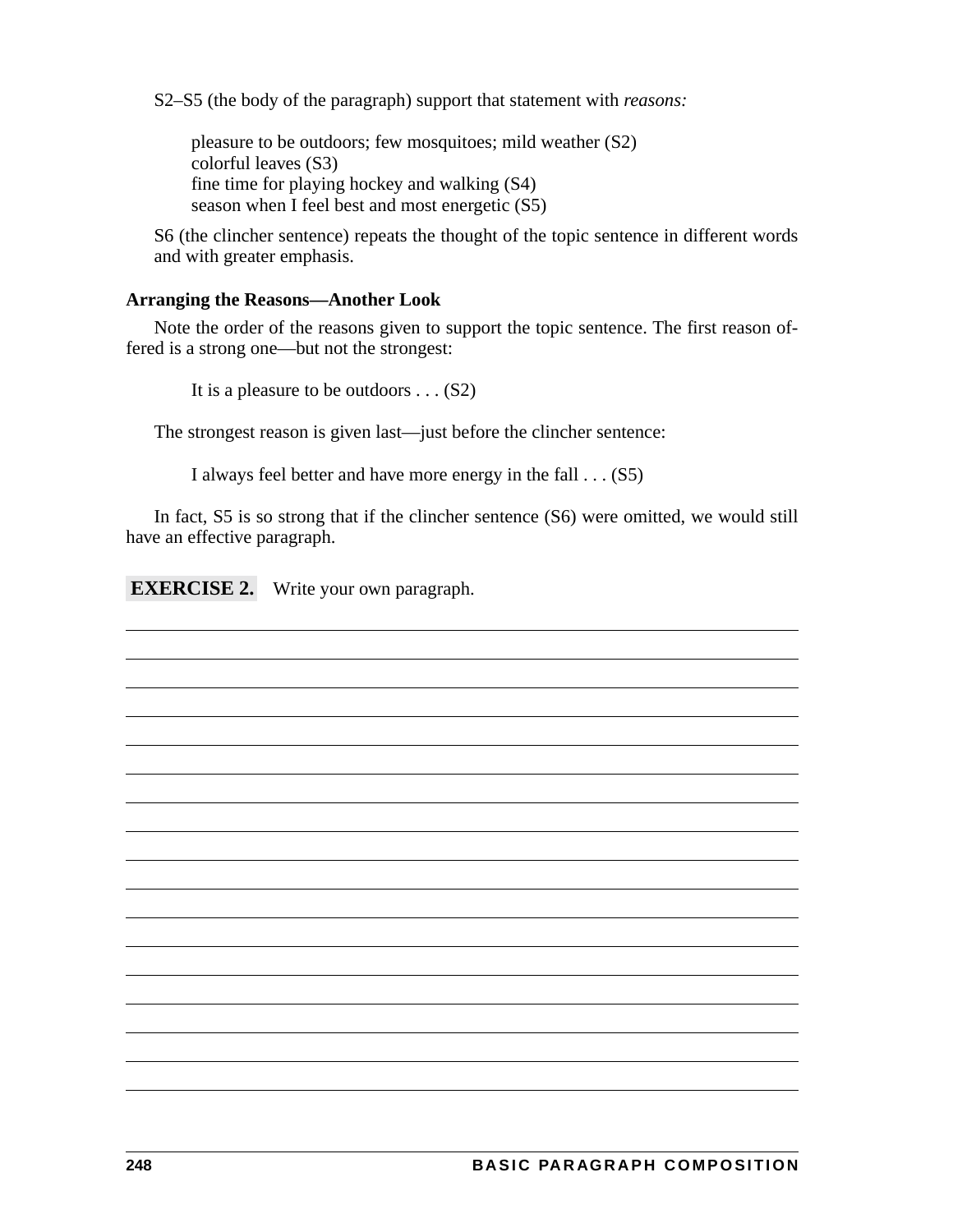S2–S5 (the body of the paragraph) support that statement with *reasons:*

> pleasure to be outdoors; few mosquitoes; mild weather (S2)
> colorful leaves (S3)
> fine time for playing hockey and walking (S4)
> season when I feel best and most energetic (S5)

S6 (the clincher sentence) repeats the thought of the topic sentence in different words and with greater emphasis.

### Arranging the Reasons—Another Look

Note the order of the reasons given to support the topic sentence. The first reason offered is a strong one—but not the strongest:

> It is a pleasure to be outdoors . . . (S2)

The strongest reason is given last—just before the clincher sentence:

> I always feel better and have more energy in the fall . . . (S5)

In fact, S5 is so strong that if the clincher sentence (S6) were omitted, we would still have an effective paragraph.

**EXERCISE 2.** Write your own paragraph.

______________________________________________________________________

______________________________________________________________________

______________________________________________________________________

______________________________________________________________________

______________________________________________________________________

______________________________________________________________________

______________________________________________________________________

______________________________________________________________________

______________________________________________________________________

______________________________________________________________________

______________________________________________________________________

______________________________________________________________________

______________________________________________________________________

______________________________________________________________________

______________________________________________________________________

______________________________________________________________________

______________________________________________________________________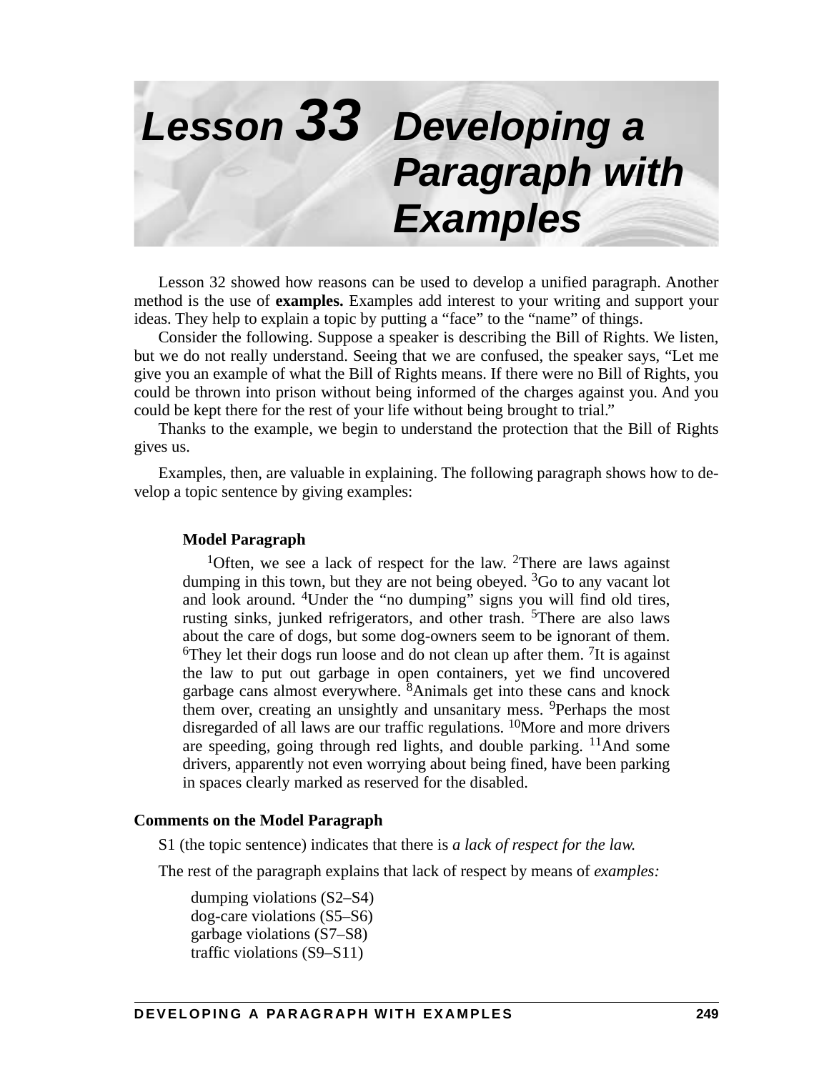# Lesson 33 Developing a Paragraph with Examples

Lesson 32 showed how reasons can be used to develop a unified paragraph. Another method is the use of **examples.** Examples add interest to your writing and support your ideas. They help to explain a topic by putting a "face" to the "name" of things.

Consider the following. Suppose a speaker is describing the Bill of Rights. We listen, but we do not really understand. Seeing that we are confused, the speaker says, "Let me give you an example of what the Bill of Rights means. If there were no Bill of Rights, you could be thrown into prison without being informed of the charges against you. And you could be kept there for the rest of your life without being brought to trial."

Thanks to the example, we begin to understand the protection that the Bill of Rights gives us.

Examples, then, are valuable in explaining. The following paragraph shows how to develop a topic sentence by giving examples:

**Model Paragraph**

[1]Often, we see a lack of respect for the law. [2]There are laws against dumping in this town, but they are not being obeyed. [3]Go to any vacant lot and look around. [4]Under the "no dumping" signs you will find old tires, rusting sinks, junked refrigerators, and other trash. [5]There are also laws about the care of dogs, but some dog-owners seem to be ignorant of them. [6]They let their dogs run loose and do not clean up after them. [7]It is against the law to put out garbage in open containers, yet we find uncovered garbage cans almost everywhere. [8]Animals get into these cans and knock them over, creating an unsightly and unsanitary mess. [9]Perhaps the most disregarded of all laws are our traffic regulations. [10]More and more drivers are speeding, going through red lights, and double parking. [11]And some drivers, apparently not even worrying about being fined, have been parking in spaces clearly marked as reserved for the disabled.

**Comments on the Model Paragraph**

S1 (the topic sentence) indicates that there is *a lack of respect for the law.*

The rest of the paragraph explains that lack of respect by means of *examples:*

dumping violations (S2–S4)
dog-care violations (S5–S6)
garbage violations (S7–S8)
traffic violations (S9–S11)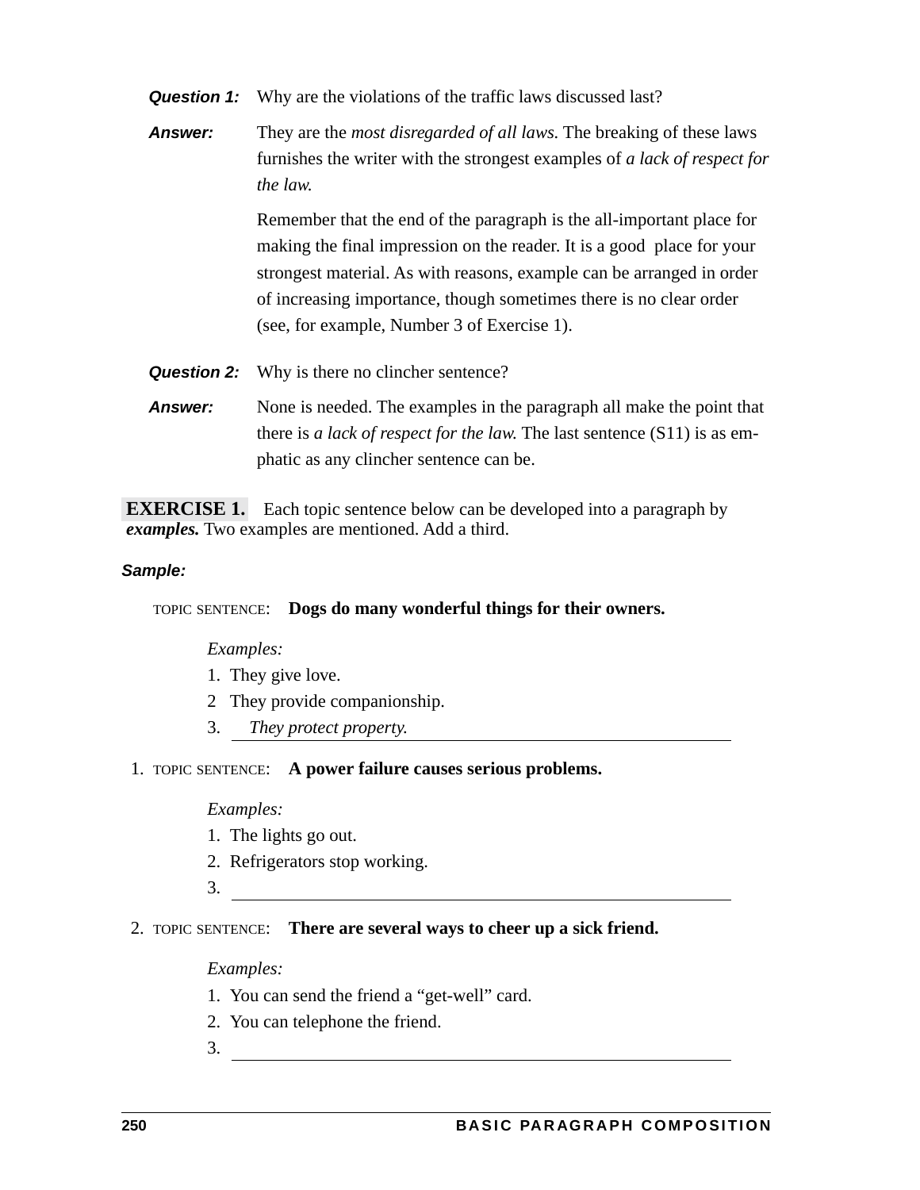**Question 1:** Why are the violations of the traffic laws discussed last?

**Answer:** They are the *most disregarded of all laws.* The breaking of these laws furnishes the writer with the strongest examples of *a lack of respect for the law.*

Remember that the end of the paragraph is the all-important place for making the final impression on the reader. It is a good place for your strongest material. As with reasons, example can be arranged in order of increasing importance, though sometimes there is no clear order (see, for example, Number 3 of Exercise 1).

**Question 2:** Why is there no clincher sentence?

**Answer:** None is needed. The examples in the paragraph all make the point that there is *a lack of respect for the law.* The last sentence (S11) is as emphatic as any clincher sentence can be.

**EXERCISE 1.** Each topic sentence below can be developed into a paragraph by ***examples.*** Two examples are mentioned. Add a third.

***Sample:***

TOPIC SENTENCE: **Dogs do many wonderful things for their owners.**

*Examples:*

1. They give love.
2 They provide companionship.
3. *They protect property.*

1. TOPIC SENTENCE: **A power failure causes serious problems.**

   *Examples:*

   1. The lights go out.
   2. Refrigerators stop working.
   3. ______________________________

2. TOPIC SENTENCE: **There are several ways to cheer up a sick friend.**

   *Examples:*

   1. You can send the friend a "get-well" card.
   2. You can telephone the friend.
   3. ______________________________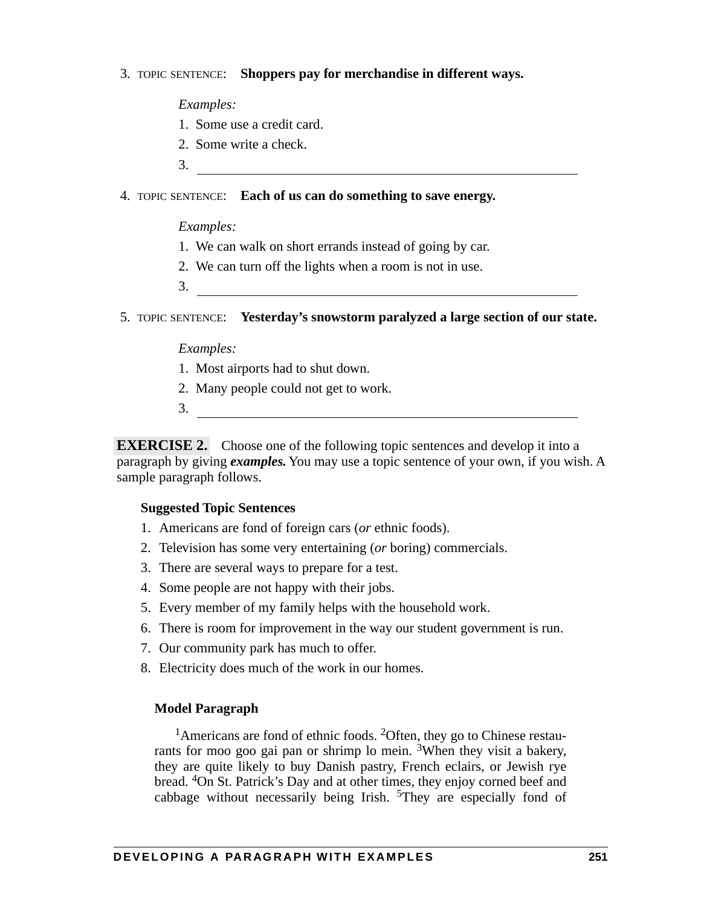3. TOPIC SENTENCE: **Shoppers pay for merchandise in different ways.**

   *Examples:*

   1. Some use a credit card.
   2. Some write a check.
   3. ____________________________________________

4. TOPIC SENTENCE: **Each of us can do something to save energy.**

   *Examples:*

   1. We can walk on short errands instead of going by car.
   2. We can turn off the lights when a room is not in use.
   3. ____________________________________________

5. TOPIC SENTENCE: **Yesterday's snowstorm paralyzed a large section of our state.**

   *Examples:*

   1. Most airports had to shut down.
   2. Many people could not get to work.
   3. ____________________________________________

**EXERCISE 2.** Choose one of the following topic sentences and develop it into a paragraph by giving ***examples.*** You may use a topic sentence of your own, if you wish. A sample paragraph follows.

**Suggested Topic Sentences**

1. Americans are fond of foreign cars (*or* ethnic foods).
2. Television has some very entertaining (*or* boring) commercials.
3. There are several ways to prepare for a test.
4. Some people are not happy with their jobs.
5. Every member of my family helps with the household work.
6. There is room for improvement in the way our student government is run.
7. Our community park has much to offer.
8. Electricity does much of the work in our homes.

**Model Paragraph**

[1]Americans are fond of ethnic foods. [2]Often, they go to Chinese restaurants for moo goo gai pan or shrimp lo mein. [3]When they visit a bakery, they are quite likely to buy Danish pastry, French eclairs, or Jewish rye bread. [4]On St. Patrick's Day and at other times, they enjoy corned beef and cabbage without necessarily being Irish. [5]They are especially fond of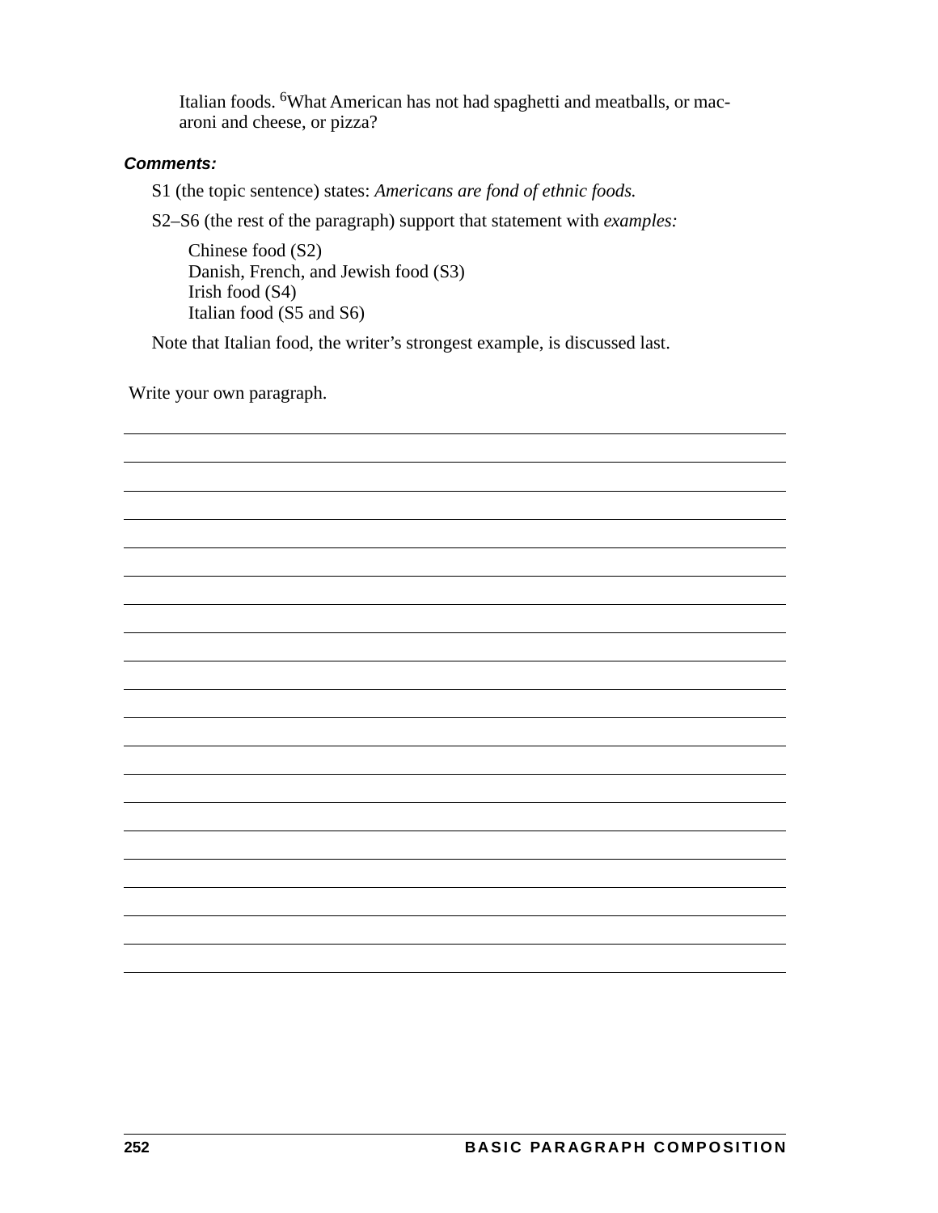Italian foods. [6]What American has not had spaghetti and meatballs, or macaroni and cheese, or pizza?

***Comments:***

S1 (the topic sentence) states: *Americans are fond of ethnic foods.*

S2–S6 (the rest of the paragraph) support that statement with *examples:*

Chinese food (S2)
Danish, French, and Jewish food (S3)
Irish food (S4)
Italian food (S5 and S6)

Note that Italian food, the writer's strongest example, is discussed last.

Write your own paragraph.

___

___

___

___

___

___

___

___

___

___

___

___

___

___

___

___

___

___

___

___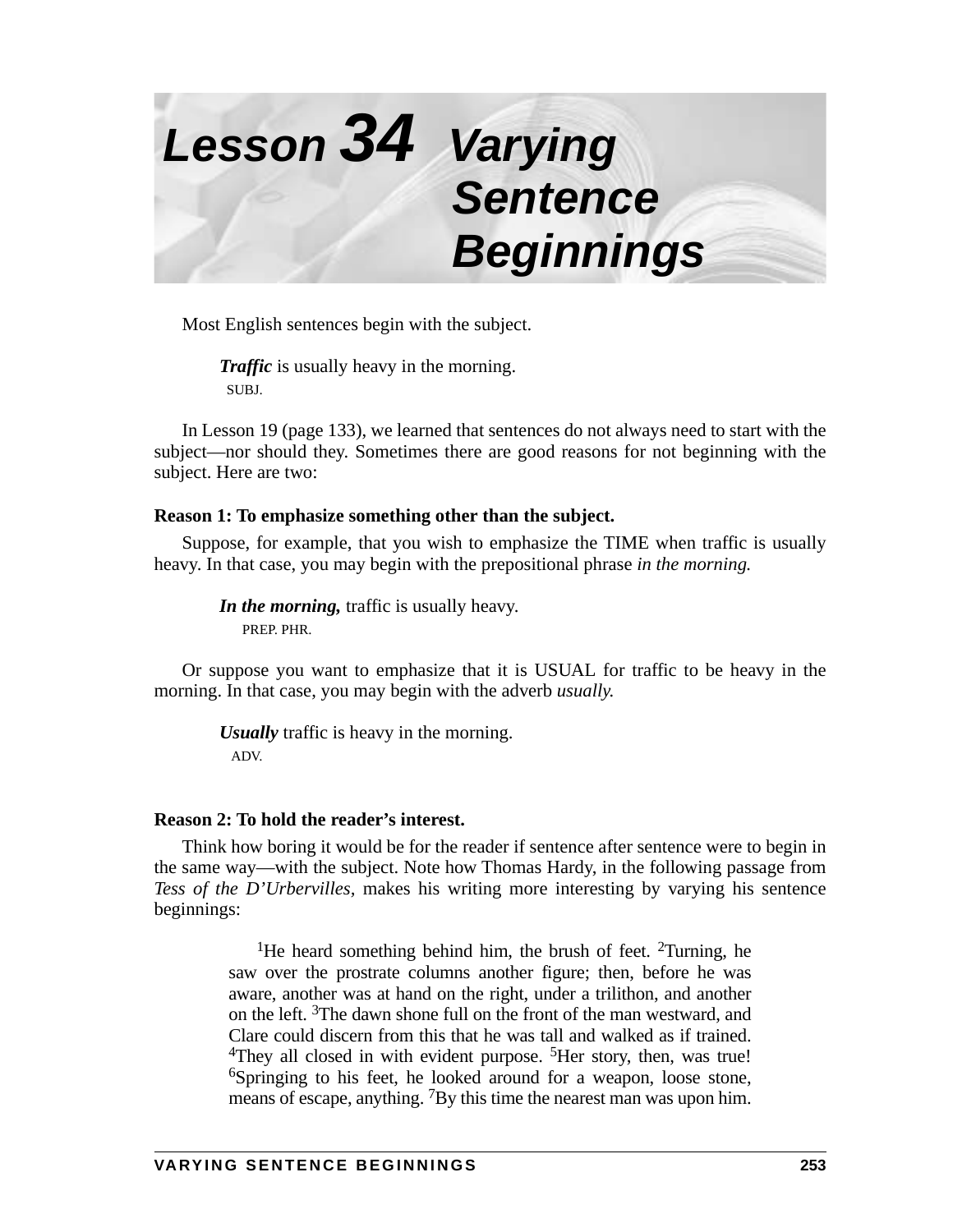# Lesson 34 Varying Sentence Beginnings

Most English sentences begin with the subject.

> ***Traffic*** is usually heavy in the morning.
> SUBJ.

In Lesson 19 (page 133), we learned that sentences do not always need to start with the subject—nor should they. Sometimes there are good reasons for not beginning with the subject. Here are two:

**Reason 1: To emphasize something other than the subject.**

Suppose, for example, that you wish to emphasize the TIME when traffic is usually heavy. In that case, you may begin with the prepositional phrase *in the morning.*

> ***In the morning,*** traffic is usually heavy.
> PREP. PHR.

Or suppose you want to emphasize that it is USUAL for traffic to be heavy in the morning. In that case, you may begin with the adverb *usually.*

> ***Usually*** traffic is heavy in the morning.
> ADV.

**Reason 2: To hold the reader's interest.**

Think how boring it would be for the reader if sentence after sentence were to begin in the same way—with the subject. Note how Thomas Hardy, in the following passage from *Tess of the D'Urbervilles,* makes his writing more interesting by varying his sentence beginnings:

> [1]He heard something behind him, the brush of feet. [2]Turning, he saw over the prostrate columns another figure; then, before he was aware, another was at hand on the right, under a trilithon, and another on the left. [3]The dawn shone full on the front of the man westward, and Clare could discern from this that he was tall and walked as if trained. [4]They all closed in with evident purpose. [5]Her story, then, was true! [6]Springing to his feet, he looked around for a weapon, loose stone, means of escape, anything. [7]By this time the nearest man was upon him.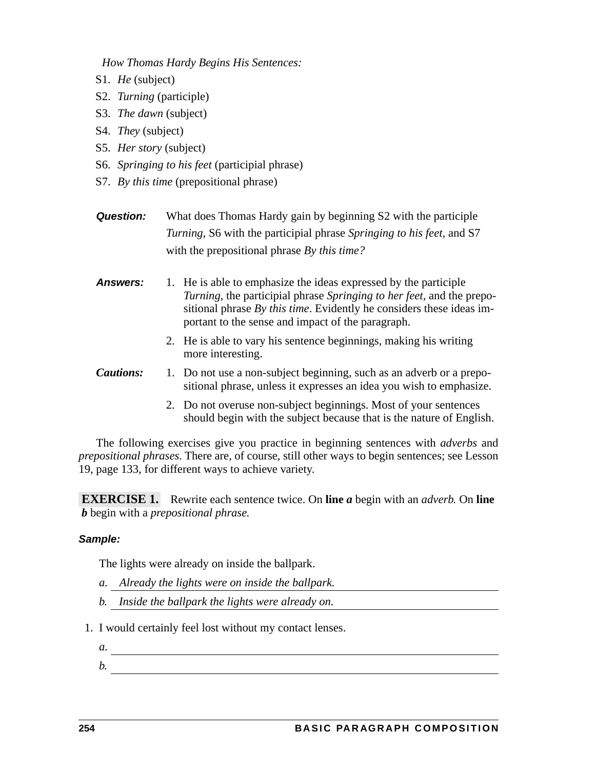*How Thomas Hardy Begins His Sentences:*

S1. *He* (subject)

S2. *Turning* (participle)

S3. *The dawn* (subject)

S4. *They* (subject)

S5. *Her story* (subject)

S6. *Springing to his feet* (participial phrase)

S7. *By this time* (prepositional phrase)

***Question:*** What does Thomas Hardy gain by beginning S2 with the participle *Turning,* S6 with the participial phrase *Springing to his feet,* and S7 with the prepositional phrase *By this time?*

***Answers:***

1. He is able to emphasize the ideas expressed by the participle *Turning,* the participial phrase *Springing to her feet,* and the prepositional phrase *By this time*. Evidently he considers these ideas important to the sense and impact of the paragraph.
2. He is able to vary his sentence beginnings, making his writing more interesting.

***Cautions:***

1. Do not use a non-subject beginning, such as an adverb or a prepositional phrase, unless it expresses an idea you wish to emphasize.
2. Do not overuse non-subject beginnings. Most of your sentences should begin with the subject because that is the nature of English.

The following exercises give you practice in beginning sentences with *adverbs* and *prepositional phrases.* There are, of course, still other ways to begin sentences; see Lesson 19, page 133, for different ways to achieve variety.

**EXERCISE 1.** Rewrite each sentence twice. On **line *a*** begin with an *adverb.* On **line *b*** begin with a *prepositional phrase.*

***Sample:***

The lights were already on inside the ballpark.

*a.* *Already the lights were on inside the ballpark.*

*b.* *Inside the ballpark the lights were already on.*

1. I would certainly feel lost without my contact lenses.

   *a.* ______________________________

   *b.* ______________________________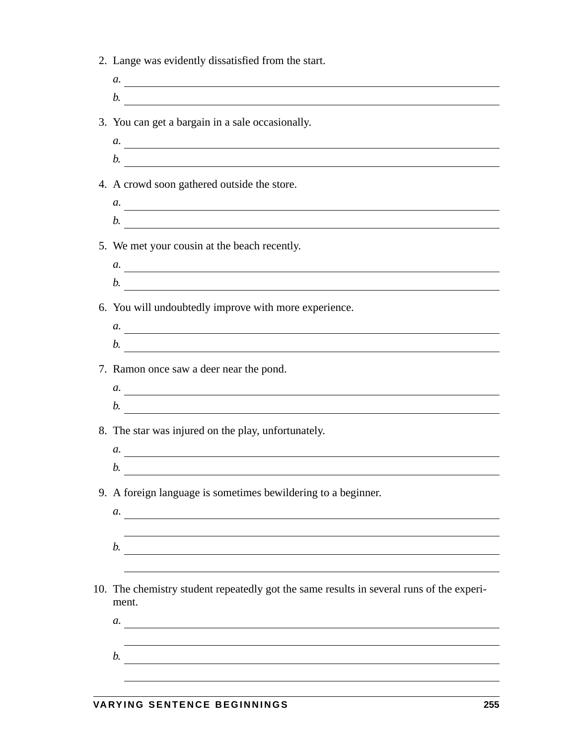2. Lange was evidently dissatisfied from the start.

   *a.* ______________________________

   *b.* ______________________________

3. You can get a bargain in a sale occasionally.

   *a.* ______________________________

   *b.* ______________________________

4. A crowd soon gathered outside the store.

   *a.* ______________________________

   *b.* ______________________________

5. We met your cousin at the beach recently.

   *a.* ______________________________

   *b.* ______________________________

6. You will undoubtedly improve with more experience.

   *a.* ______________________________

   *b.* ______________________________

7. Ramon once saw a deer near the pond.

   *a.* ______________________________

   *b.* ______________________________

8. The star was injured on the play, unfortunately.

   *a.* ______________________________

   *b.* ______________________________

9. A foreign language is sometimes bewildering to a beginner.

   *a.* ______________________________

   ______________________________

   *b.* ______________________________

   ______________________________

10. The chemistry student repeatedly got the same results in several runs of the experiment.

    *a.* ______________________________

    ______________________________

    *b.* ______________________________

    ______________________________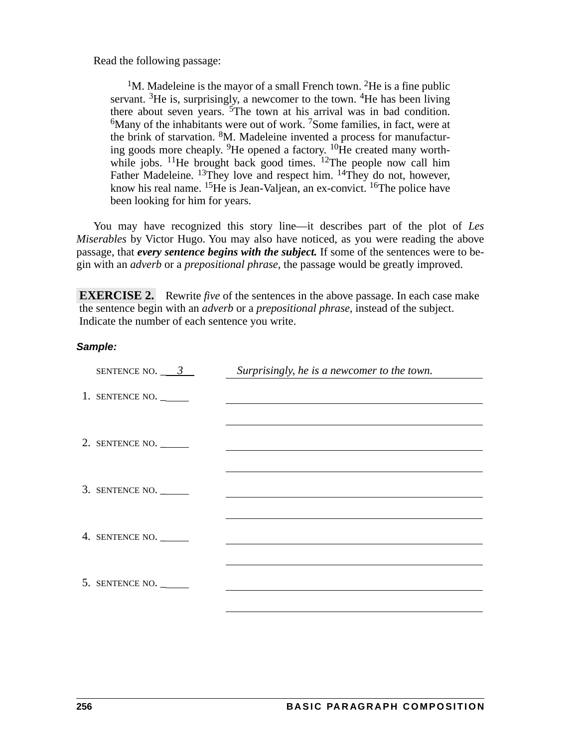Read the following passage:

> [1]M. Madeleine is the mayor of a small French town. [2]He is a fine public servant. [3]He is, surprisingly, a newcomer to the town. [4]He has been living there about seven years. [5]The town at his arrival was in bad condition. [6]Many of the inhabitants were out of work. [7]Some families, in fact, were at the brink of starvation. [8]M. Madeleine invented a process for manufacturing goods more cheaply. [9]He opened a factory. [10]He created many worthwhile jobs. [11]He brought back good times. [12]The people now call him Father Madeleine. [13]They love and respect him. [14]They do not, however, know his real name. [15]He is Jean-Valjean, an ex-convict. [16]The police have been looking for him for years.

You may have recognized this story line—it describes part of the plot of *Les Miserables* by Victor Hugo. You may also have noticed, as you were reading the above passage, that ***every sentence begins with the subject.*** If some of the sentences were to begin with an *adverb* or a *prepositional phrase,* the passage would be greatly improved.

**EXERCISE 2.** Rewrite *five* of the sentences in the above passage. In each case make the sentence begin with an *adverb* or a *prepositional phrase,* instead of the subject. Indicate the number of each sentence you write.

***Sample:***

SENTENCE NO. __3__ *Surprisingly, he is a newcomer to the town.*

1. SENTENCE NO. ______ ________________________________________

________________________________________

2. SENTENCE NO. ______ ________________________________________

________________________________________

3. SENTENCE NO. ______ ________________________________________

________________________________________

4. SENTENCE NO. ______ ________________________________________

________________________________________

5. SENTENCE NO. ______ ________________________________________

________________________________________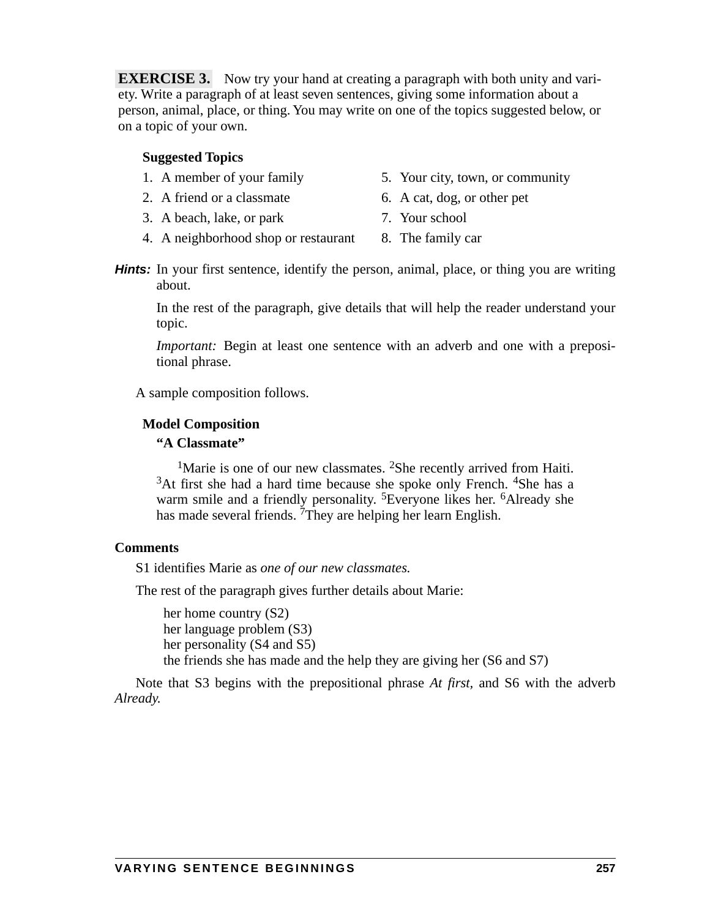**EXERCISE 3.** Now try your hand at creating a paragraph with both unity and variety. Write a paragraph of at least seven sentences, giving some information about a person, animal, place, or thing. You may write on one of the topics suggested below, or on a topic of your own.

**Suggested Topics**

1. A member of your family
2. A friend or a classmate
3. A beach, lake, or park
4. A neighborhood shop or restaurant
5. Your city, town, or community
6. A cat, dog, or other pet
7. Your school
8. The family car

***Hints:*** In your first sentence, identify the person, animal, place, or thing you are writing about.

In the rest of the paragraph, give details that will help the reader understand your topic.

*Important:* Begin at least one sentence with an adverb and one with a prepositional phrase.

A sample composition follows.

**Model Composition**

**"A Classmate"**

[1]Marie is one of our new classmates. [2]She recently arrived from Haiti. [3]At first she had a hard time because she spoke only French. [4]She has a warm smile and a friendly personality. [5]Everyone likes her. [6]Already she has made several friends. [7]They are helping her learn English.

**Comments**

S1 identifies Marie as *one of our new classmates.*

The rest of the paragraph gives further details about Marie:

her home country (S2)
her language problem (S3)
her personality (S4 and S5)
the friends she has made and the help they are giving her (S6 and S7)

Note that S3 begins with the prepositional phrase *At first,* and S6 with the adverb *Already.*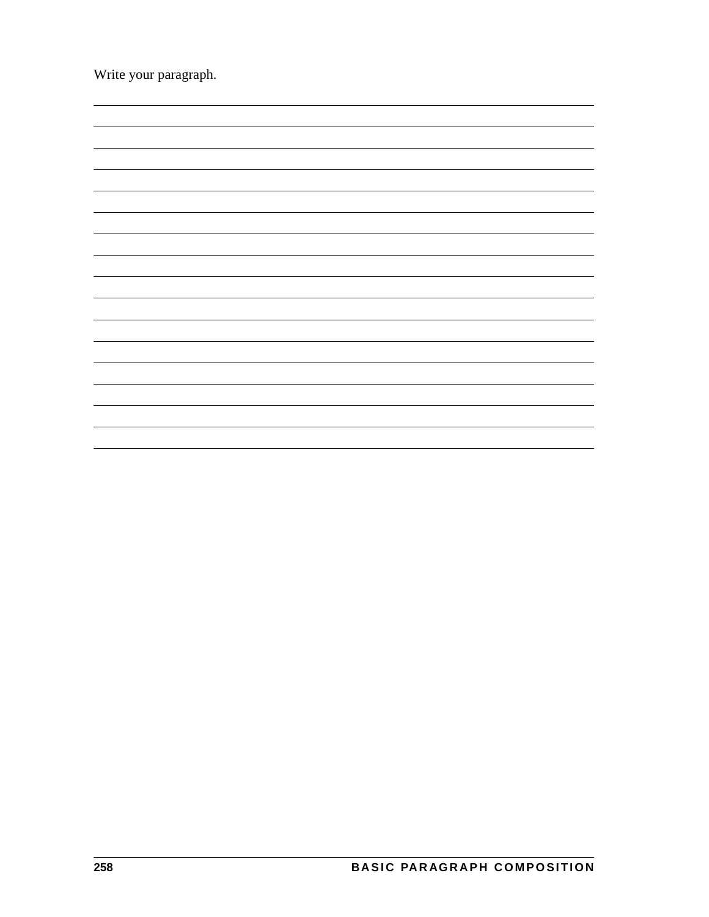Write your paragraph.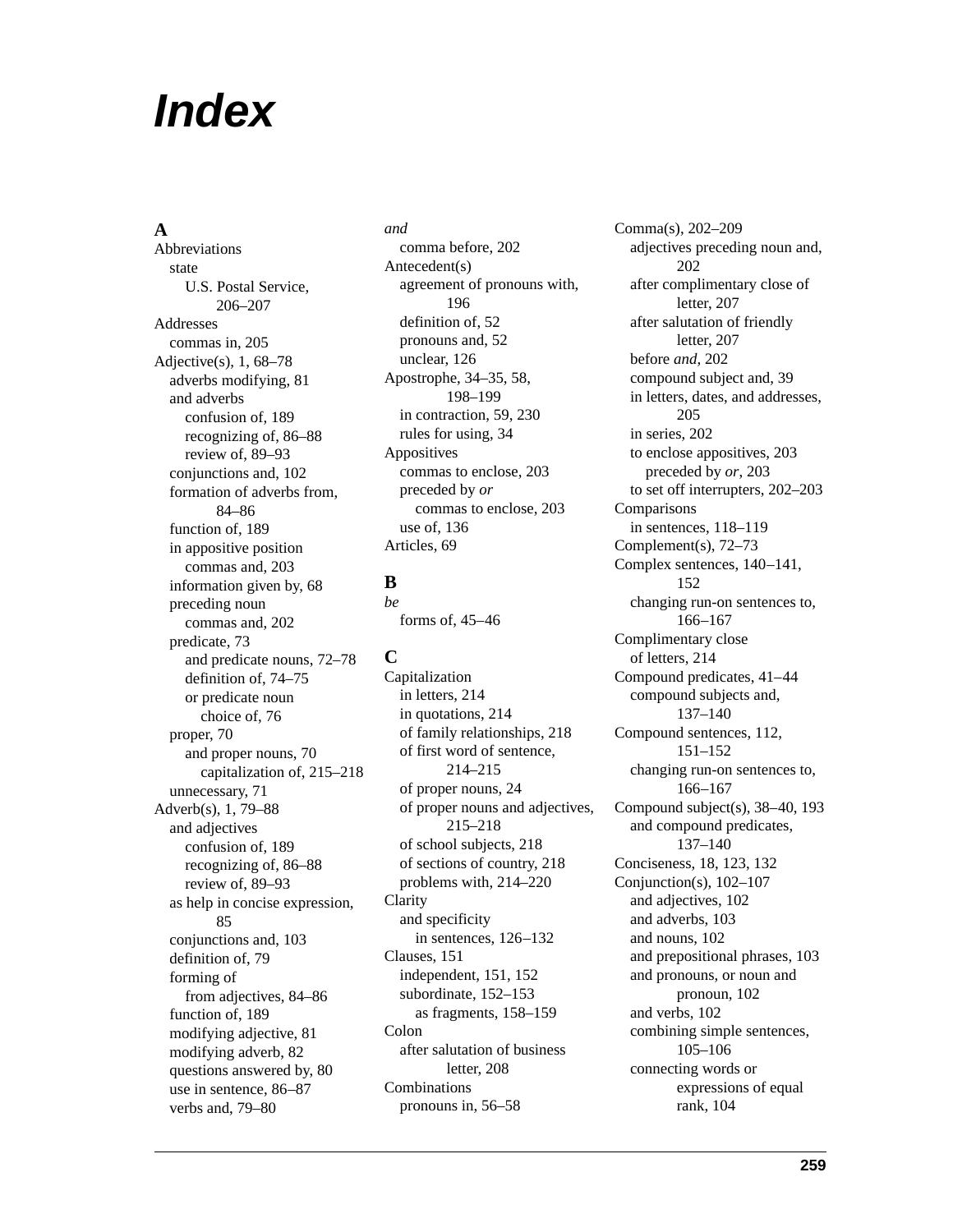# Index

## A

Abbreviations
- state
  - U.S. Postal Service, 206–207

Addresses
- commas in, 205

Adjective(s), 1, 68–78
- adverbs modifying, 81
- and adverbs
  - confusion of, 189
  - recognizing of, 86–88
  - review of, 89–93
- conjunctions and, 102
- formation of adverbs from, 84–86
- function of, 189
- in appositive position
  - commas and, 203
- information given by, 68
- preceding noun
  - commas and, 202
- predicate, 73
  - and predicate nouns, 72–78
  - definition of, 74–75
  - or predicate noun
    - choice of, 76
- proper, 70
  - and proper nouns, 70
    - capitalization of, 215–218
- unnecessary, 71

Adverb(s), 1, 79–88
- and adjectives
  - confusion of, 189
  - recognizing of, 86–88
  - review of, 89–93
- as help in concise expression, 85
- conjunctions and, 103
- definition of, 79
- forming of
  - from adjectives, 84–86
- function of, 189
- modifying adjective, 81
- modifying adverb, 82
- questions answered by, 80
- use in sentence, 86–87
- verbs and, 79–80

*and*
- comma before, 202

Antecedent(s)
- agreement of pronouns with, 196
- definition of, 52
- pronouns and, 52
- unclear, 126

Apostrophe, 34–35, 58, 198–199
- in contraction, 59, 230
- rules for using, 34

Appositives
- commas to enclose, 203
- preceded by *or*
  - commas to enclose, 203
- use of, 136

Articles, 69

## B

*be*
- forms of, 45–46

## C

Capitalization
- in letters, 214
- in quotations, 214
- of family relationships, 218
- of first word of sentence, 214–215
- of proper nouns, 24
- of proper nouns and adjectives, 215–218
- of school subjects, 218
- of sections of country, 218
- problems with, 214–220

Clarity
- and specificity
  - in sentences, 126–132

Clauses, 151
- independent, 151, 152
- subordinate, 152–153
  - as fragments, 158–159

Colon
- after salutation of business letter, 208

Combinations
- pronouns in, 56–58

Comma(s), 202–209
- adjectives preceding noun and, 202
- after complimentary close of letter, 207
- after salutation of friendly letter, 207
- before *and*, 202
- compound subject and, 39
- in letters, dates, and addresses, 205
- in series, 202
- to enclose appositives, 203
  - preceded by *or*, 203
- to set off interrupters, 202–203

Comparisons
- in sentences, 118–119

Complement(s), 72–73

Complex sentences, 140–141, 152
- changing run-on sentences to, 166–167

Complimentary close
- of letters, 214

Compound predicates, 41–44
- compound subjects and, 137–140

Compound sentences, 112, 151–152
- changing run-on sentences to, 166–167

Compound subject(s), 38–40, 193
- and compound predicates, 137–140

Conciseness, 18, 123, 132

Conjunction(s), 102–107
- and adjectives, 102
- and adverbs, 103
- and nouns, 102
- and prepositional phrases, 103
- and pronouns, or noun and pronoun, 102
- and verbs, 102
- combining simple sentences, 105–106
- connecting words or expressions of equal rank, 104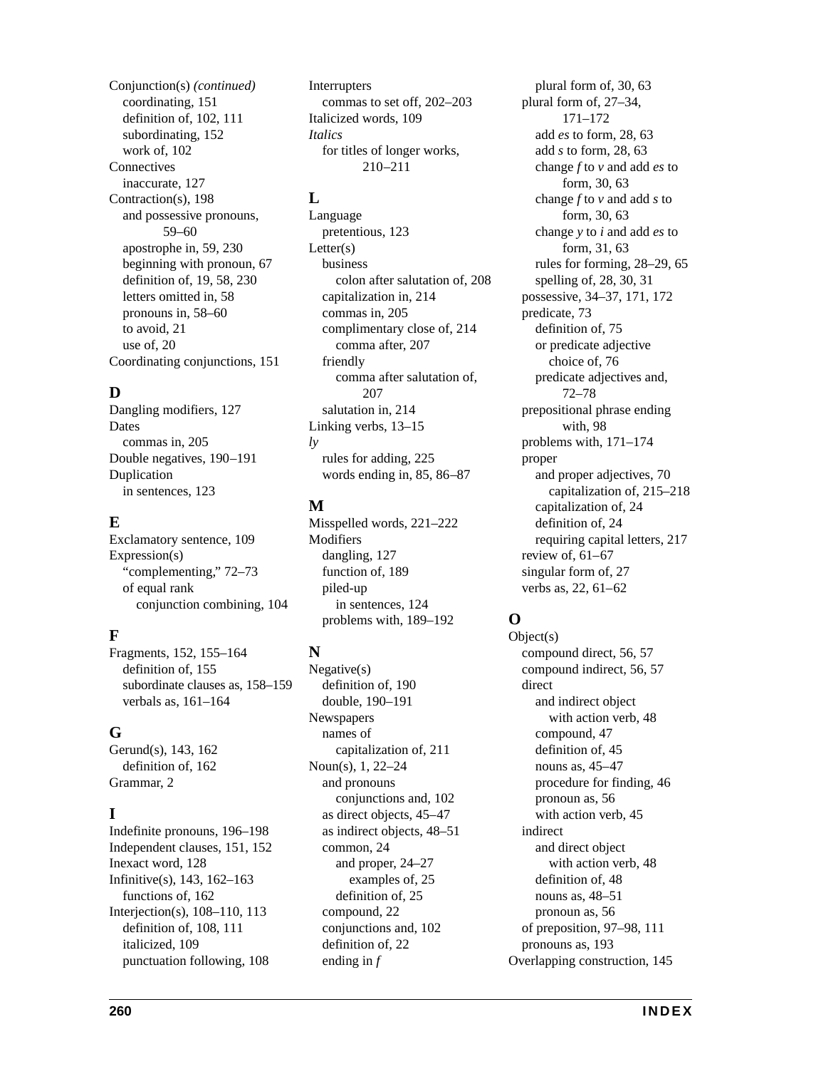Conjunction(s) *(continued)*
- coordinating, 151
- definition of, 102, 111
- subordinating, 152
- work of, 102

Connectives
- inaccurate, 127

Contraction(s), 198
- and possessive pronouns, 59–60
- apostrophe in, 59, 230
- beginning with pronoun, 67
- definition of, 19, 58, 230
- letters omitted in, 58
- pronouns in, 58–60
- to avoid, 21
- use of, 20

Coordinating conjunctions, 151

## D

Dangling modifiers, 127

Dates
- commas in, 205

Double negatives, 190–191

Duplication
- in sentences, 123

## E

Exclamatory sentence, 109

Expression(s)
- "complementing," 72–73
- of equal rank
  - conjunction combining, 104

## F

Fragments, 152, 155–164
- definition of, 155
- subordinate clauses as, 158–159
- verbals as, 161–164

## G

Gerund(s), 143, 162
- definition of, 162

Grammar, 2

## I

Indefinite pronouns, 196–198

Independent clauses, 151, 152

Inexact word, 128

Infinitive(s), 143, 162–163
- functions of, 162

Interjection(s), 108–110, 113
- definition of, 108, 111
- italicized, 109
- punctuation following, 108

Interrupters
- commas to set off, 202–203

Italicized words, 109

*Italics*
- for titles of longer works, 210–211

## L

Language
- pretentious, 123

Letter(s)
- business
  - colon after salutation of, 208
- capitalization in, 214
- commas in, 205
- complimentary close of, 214
  - comma after, 207
- friendly
  - comma after salutation of, 207
- salutation in, 214

Linking verbs, 13–15

*ly*
- rules for adding, 225
- words ending in, 85, 86–87

## M

Misspelled words, 221–222

Modifiers
- dangling, 127
- function of, 189
- piled-up
  - in sentences, 124
- problems with, 189–192

## N

Negative(s)
- definition of, 190
- double, 190–191

Newspapers
- names of
  - capitalization of, 211

Noun(s), 1, 22–24
- and pronouns
  - conjunctions and, 102
- as direct objects, 45–47
- as indirect objects, 48–51
- common, 24
  - and proper, 24–27
    - examples of, 25
  - definition of, 25
- compound, 22
- conjunctions and, 102
- definition of, 22
- ending in *f*
  - plural form of, 30, 63
- plural form of, 27–34, 171–172
  - add *es* to form, 28, 63
  - add *s* to form, 28, 63
  - change *f* to *v* and add *es* to form, 30, 63
  - change *f* to *v* and add *s* to form, 30, 63
  - change *y* to *i* and add *es* to form, 31, 63
  - rules for forming, 28–29, 65
  - spelling of, 28, 30, 31
- possessive, 34–37, 171, 172
- predicate, 73
  - definition of, 75
  - or predicate adjective
    - choice of, 76
  - predicate adjectives and, 72–78
- prepositional phrase ending with, 98
- problems with, 171–174
- proper
  - and proper adjectives, 70
    - capitalization of, 215–218
  - capitalization of, 24
  - definition of, 24
  - requiring capital letters, 217
- review of, 61–67
- singular form of, 27
- verbs as, 22, 61–62

## O

Object(s)
- compound direct, 56, 57
- compound indirect, 56, 57
- direct
  - and indirect object
    - with action verb, 48
  - compound, 47
  - definition of, 45
  - nouns as, 45–47
  - procedure for finding, 46
  - pronoun as, 56
  - with action verb, 45
- indirect
  - and direct object
    - with action verb, 48
  - definition of, 48
  - nouns as, 48–51
  - pronoun as, 56
- of preposition, 97–98, 111
- pronouns as, 193

Overlapping construction, 145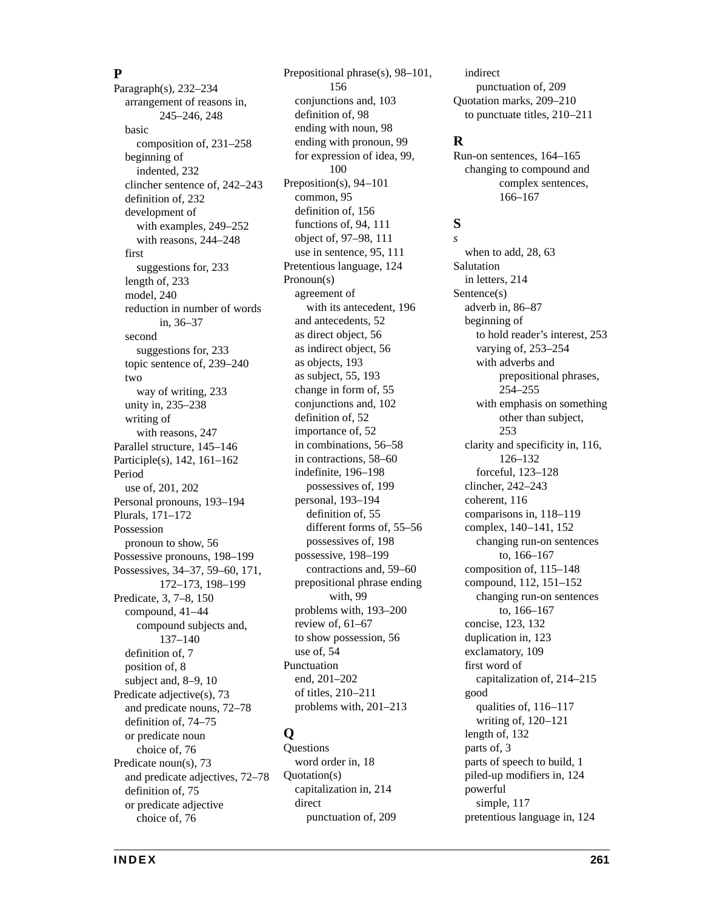## P

Paragraph(s), 232–234
  arrangement of reasons in, 245–246, 248
  basic
    composition of, 231–258
  beginning of
    indented, 232
  clincher sentence of, 242–243
  definition of, 232
  development of
    with examples, 249–252
    with reasons, 244–248
  first
    suggestions for, 233
  length of, 233
  model, 240
  reduction in number of words in, 36–37
  second
    suggestions for, 233
  topic sentence of, 239–240
  two
    way of writing, 233
  unity in, 235–238
  writing of
    with reasons, 247
Parallel structure, 145–146
Participle(s), 142, 161–162
Period
  use of, 201, 202
Personal pronouns, 193–194
Plurals, 171–172
Possession
  pronoun to show, 56
Possessive pronouns, 198–199
Possessives, 34–37, 59–60, 171, 172–173, 198–199
Predicate, 3, 7–8, 150
  compound, 41–44
    compound subjects and, 137–140
  definition of, 7
  position of, 8
  subject and, 8–9, 10
Predicate adjective(s), 73
  and predicate nouns, 72–78
  definition of, 74–75
  or predicate noun
    choice of, 76
Predicate noun(s), 73
  and predicate adjectives, 72–78
  definition of, 75
  or predicate adjective
    choice of, 76
Prepositional phrase(s), 98–101, 156
  conjunctions and, 103
  definition of, 98
  ending with noun, 98
  ending with pronoun, 99
  for expression of idea, 99, 100
Preposition(s), 94–101
  common, 95
  definition of, 156
  functions of, 94, 111
  object of, 97–98, 111
  use in sentence, 95, 111
Pretentious language, 124
Pronoun(s)
  agreement of
    with its antecedent, 196
  and antecedents, 52
  as direct object, 56
  as indirect object, 56
  as objects, 193
  as subject, 55, 193
  change in form of, 55
  conjunctions and, 102
  definition of, 52
  importance of, 52
  in combinations, 56–58
  in contractions, 58–60
  indefinite, 196–198
    possessives of, 199
  personal, 193–194
    definition of, 55
    different forms of, 55–56
    possessives of, 198
  possessive, 198–199
    contractions and, 59–60
  prepositional phrase ending with, 99
  problems with, 193–200
  review of, 61–67
  to show possession, 56
  use of, 54
Punctuation
  end, 201–202
  of titles, 210–211
  problems with, 201–213

## Q

Questions
  word order in, 18
Quotation(s)
  capitalization in, 214
  direct
    punctuation of, 209
  indirect
    punctuation of, 209
Quotation marks, 209–210
  to punctuate titles, 210–211

## R

Run-on sentences, 164–165
  changing to compound and complex sentences, 166–167

## S

*s*
  when to add, 28, 63
Salutation
  in letters, 214
Sentence(s)
  adverb in, 86–87
  beginning of
    to hold reader's interest, 253
    varying of, 253–254
    with adverbs and prepositional phrases, 254–255
    with emphasis on something other than subject, 253
  clarity and specificity in, 116, 126–132
    forceful, 123–128
  clincher, 242–243
  coherent, 116
  comparisons in, 118–119
  complex, 140–141, 152
    changing run-on sentences to, 166–167
  composition of, 115–148
  compound, 112, 151–152
    changing run-on sentences to, 166–167
  concise, 123, 132
  duplication in, 123
  exclamatory, 109
  first word of
    capitalization of, 214–215
  good
    qualities of, 116–117
    writing of, 120–121
  length of, 132
  parts of, 3
  parts of speech to build, 1
  piled-up modifiers in, 124
  powerful
    simple, 117
  pretentious language in, 124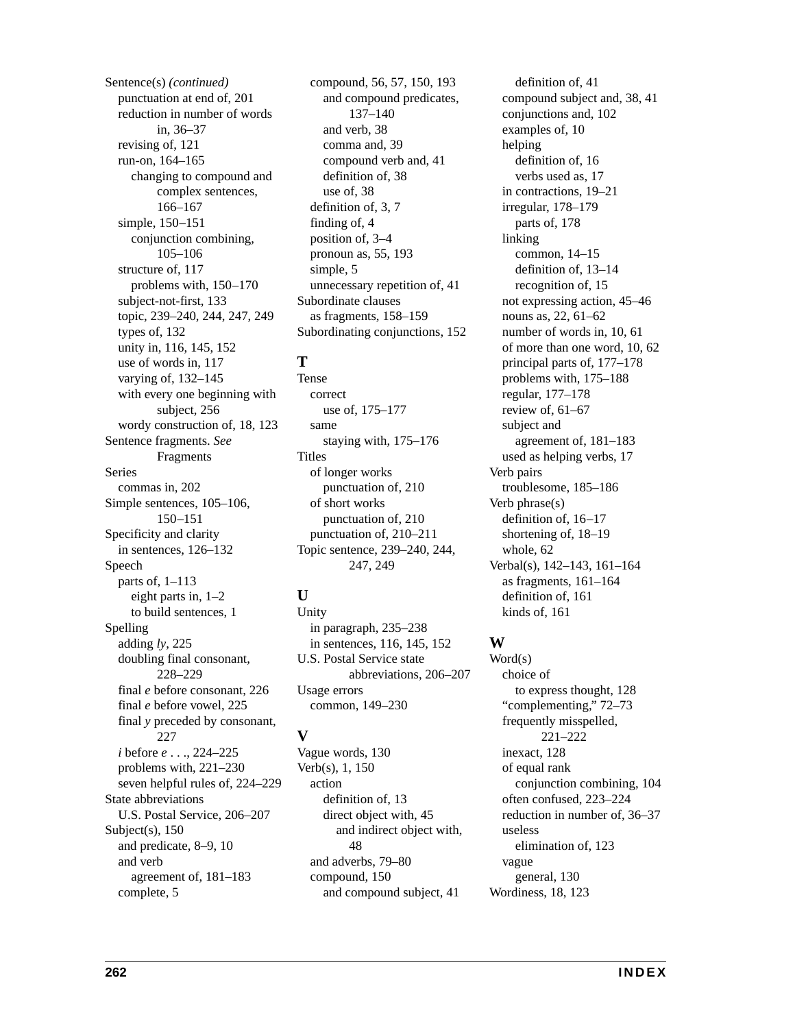Sentence(s) *(continued)*
- punctuation at end of, 201
- reduction in number of words in, 36–37
- revising of, 121
- run-on, 164–165
  - changing to compound and complex sentences, 166–167
- simple, 150–151
  - conjunction combining, 105–106
- structure of, 117
  - problems with, 150–170
- subject-not-first, 133
- topic, 239–240, 244, 247, 249
- types of, 132
- unity in, 116, 145, 152
- use of words in, 117
- varying of, 132–145
- with every one beginning with subject, 256
- wordy construction of, 18, 123

Sentence fragments. *See* Fragments

Series
- commas in, 202

Simple sentences, 105–106, 150–151

Specificity and clarity
- in sentences, 126–132

Speech
- parts of, 1–113
  - eight parts in, 1–2
  - to build sentences, 1

Spelling
- adding *ly*, 225
- doubling final consonant, 228–229
- final *e* before consonant, 226
- final *e* before vowel, 225
- final *y* preceded by consonant, 227
- *i* before *e* . . ., 224–225
- problems with, 221–230
- seven helpful rules of, 224–229

State abbreviations
- U.S. Postal Service, 206–207

Subject(s), 150
- and predicate, 8–9, 10
- and verb
  - agreement of, 181–183
- complete, 5
- compound, 56, 57, 150, 193
  - and compound predicates, 137–140
  - and verb, 38
  - comma and, 39
  - compound verb and, 41
  - definition of, 38
  - use of, 38
- definition of, 3, 7
- finding of, 4
- position of, 3–4
- pronoun as, 55, 193
- simple, 5
- unnecessary repetition of, 41

Subordinate clauses
- as fragments, 158–159

Subordinating conjunctions, 152

## T

Tense
- correct
  - use of, 175–177
- same
  - staying with, 175–176

Titles
- of longer works
  - punctuation of, 210
- of short works
  - punctuation of, 210
- punctuation of, 210–211

Topic sentence, 239–240, 244, 247, 249

## U

Unity
- in paragraph, 235–238
- in sentences, 116, 145, 152

U.S. Postal Service state abbreviations, 206–207

Usage errors
- common, 149–230

## V

Vague words, 130

Verb(s), 1, 150
- action
  - definition of, 13
  - direct object with, 45
    - and indirect object with, 48
- and adverbs, 79–80
- compound, 150
  - and compound subject, 41
  - definition of, 41
- compound subject and, 38, 41
- conjunctions and, 102
- examples of, 10
- helping
  - definition of, 16
  - verbs used as, 17
- in contractions, 19–21
- irregular, 178–179
  - parts of, 178
- linking
  - common, 14–15
  - definition of, 13–14
  - recognition of, 15
- not expressing action, 45–46
- nouns as, 22, 61–62
- number of words in, 10, 61
- of more than one word, 10, 62
- principal parts of, 177–178
- problems with, 175–188
- regular, 177–178
- review of, 61–67
- subject and
  - agreement of, 181–183
- used as helping verbs, 17

Verb pairs
- troublesome, 185–186

Verb phrase(s)
- definition of, 16–17
- shortening of, 18–19
- whole, 62

Verbal(s), 142–143, 161–164
- as fragments, 161–164
- definition of, 161
- kinds of, 161

## W

Word(s)
- choice of
  - to express thought, 128
- "complementing," 72–73
- frequently misspelled, 221–222
- inexact, 128
- of equal rank
  - conjunction combining, 104
- often confused, 223–224
- reduction in number of, 36–37
- useless
  - elimination of, 123
- vague
  - general, 130

Wordiness, 18, 123